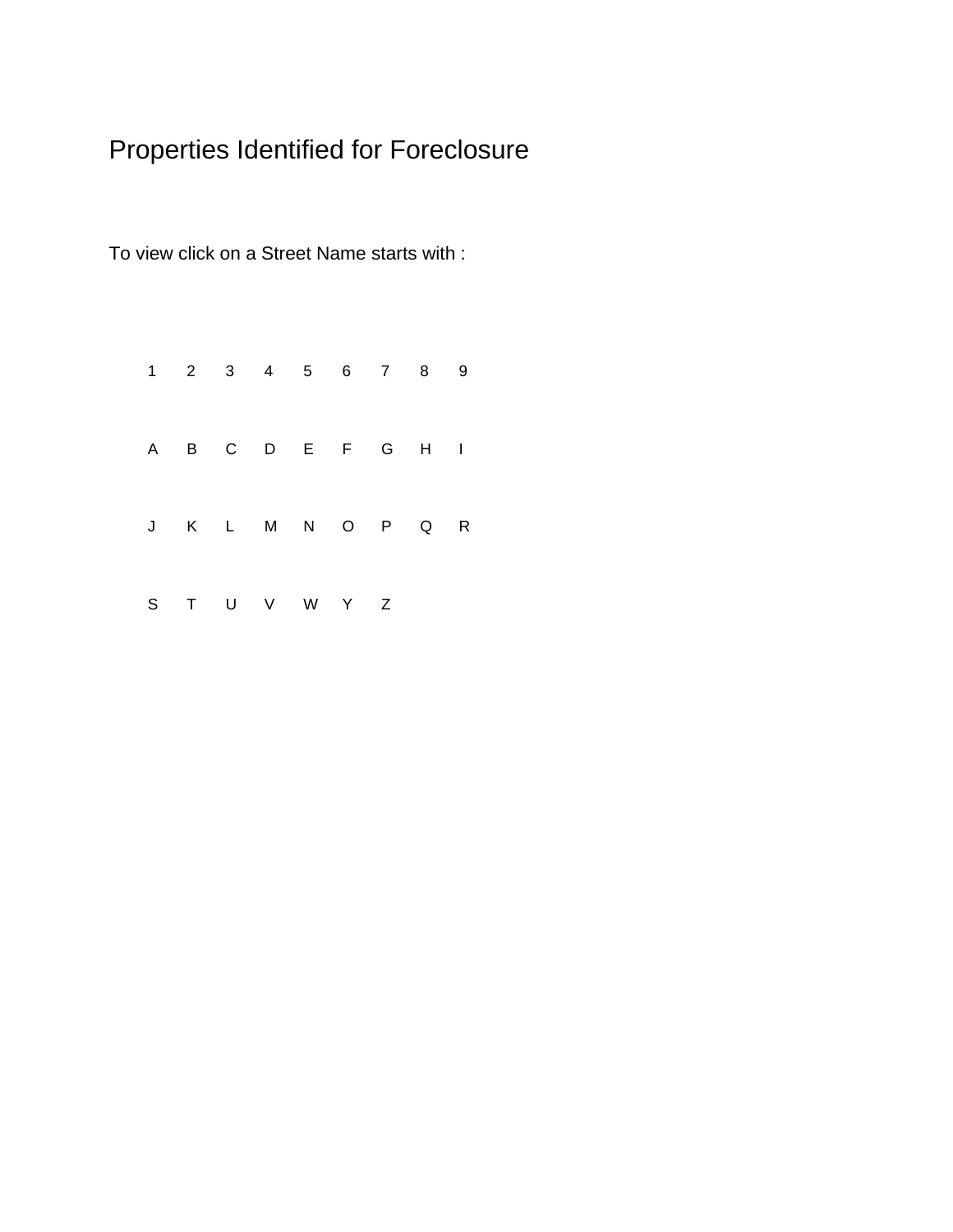# Properties Identified for Foreclosure

To view click on a Street Name starts with :

1 2 3 4 5 6 7 8 9

A B C D E F G H I

J K L M N O P Q R

S T U V W Y Z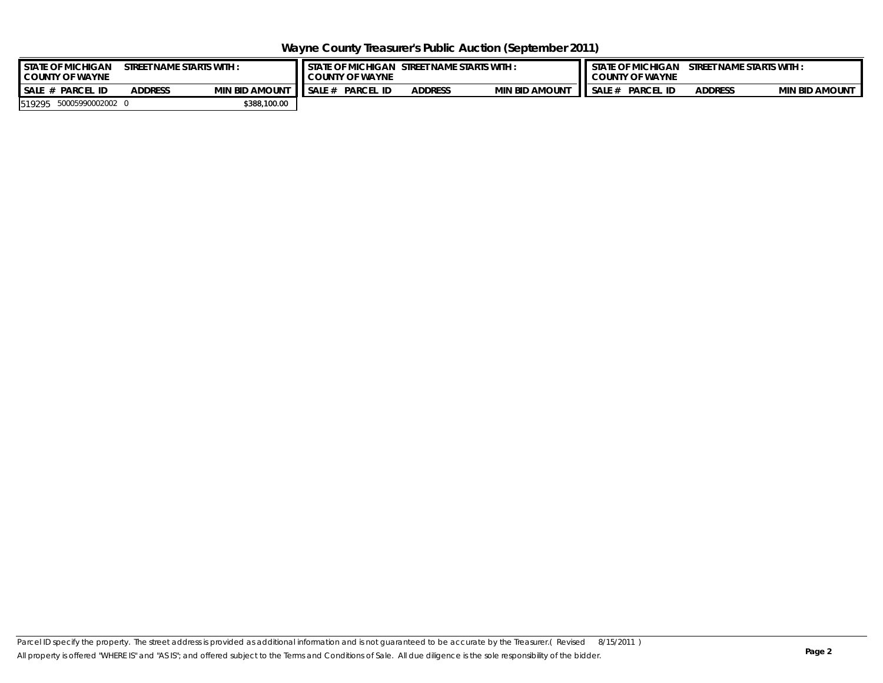# Wayne County Treasurer's Public Auction (September 2011)

| STATE OF MICHIGAN COUNTY OF WAYNE | STREET NAME STARTS WITH : | | |
|---|---|---|---|
| SALE # | PARCEL ID | ADDRESS | MIN BID AMOUNT |
| 519295 | 50005990002002 | 0 | $388,100.00 |

| STATE OF MICHIGAN COUNTY OF WAYNE | STREET NAME STARTS WITH : | | |
|---|---|---|---|
| SALE # | PARCEL ID | ADDRESS | MIN BID AMOUNT |

| STATE OF MICHIGAN COUNTY OF WAYNE | STREET NAME STARTS WITH : | | |
|---|---|---|---|
| SALE # | PARCEL ID | ADDRESS | MIN BID AMOUNT |

*Parcel ID specify the property. The street address is provided as additional information and is not guaranteed to be accurate by the Treasurer.( Revised 8/15/2011 )*

*All property is offered "WHERE IS" and "AS IS"; and offered subject to the Terms and Conditions of Sale. All due diligence is the sole responsibility of the bidder.*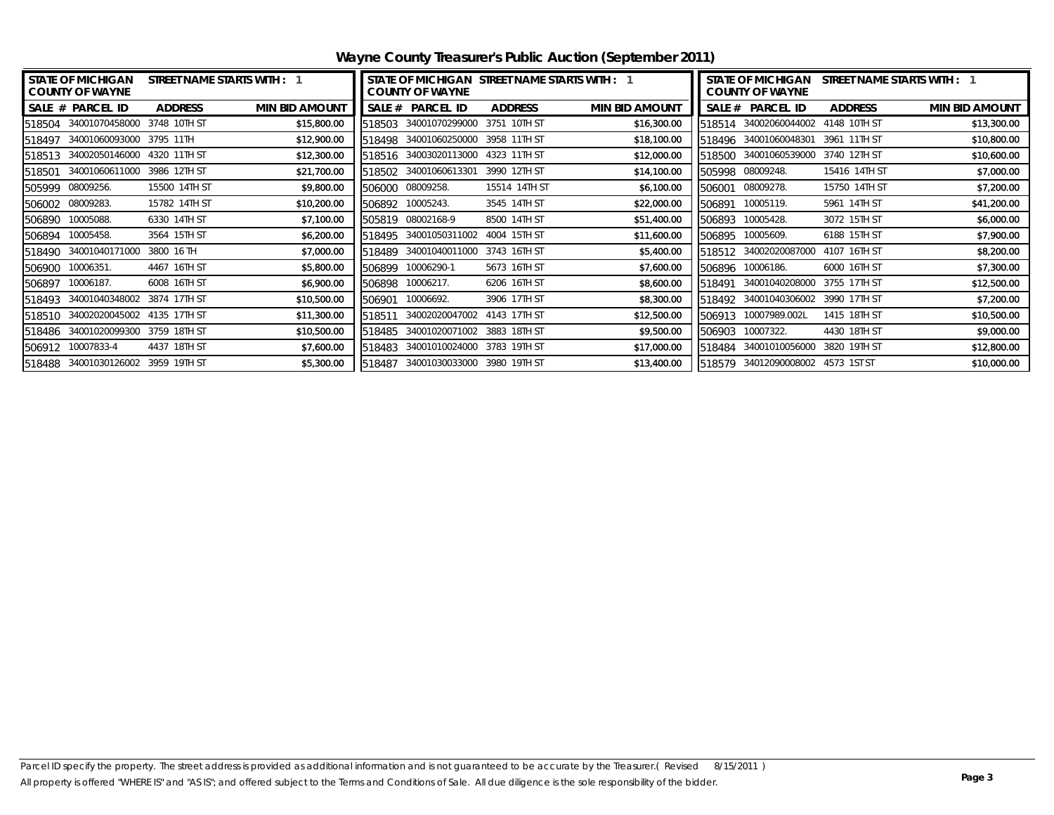# Wayne County Treasurer's Public Auction (September 2011)

| STATE OF MICHIGAN COUNTY OF WAYNE | STREET NAME STARTS WITH : 1 | | |
|---|---|---|---|
| SALE # | PARCEL ID | ADDRESS | MIN BID AMOUNT |
| 518504 | 34001070458000 | 3748 10TH ST | $15,800.00 |
| 518497 | 34001060093000 | 3795 11TH | $12,900.00 |
| 518513 | 34002050146000 | 4320 11TH ST | $12,300.00 |
| 518501 | 34001060611000 | 3986 12TH ST | $21,700.00 |
| 505999 | 08009256. | 15500 14TH ST | $9,800.00 |
| 506002 | 08009283. | 15782 14TH ST | $10,200.00 |
| 506890 | 10005088. | 6330 14TH ST | $7,100.00 |
| 506894 | 10005458. | 3564 15TH ST | $6,200.00 |
| 518490 | 34001040171000 | 3800 16 TH | $7,000.00 |
| 506900 | 10006351. | 4467 16TH ST | $5,800.00 |
| 506897 | 10006187. | 6008 16TH ST | $6,900.00 |
| 518493 | 34001040348002 | 3874 17TH ST | $10,500.00 |
| 518510 | 34002020045002 | 4135 17TH ST | $11,300.00 |
| 518486 | 34001020099300 | 3759 18TH ST | $10,500.00 |
| 506912 | 10007833-4 | 4437 18TH ST | $7,600.00 |
| 518488 | 34001030126002 | 3959 19TH ST | $5,300.00 |

| STATE OF MICHIGAN COUNTY OF WAYNE | STREET NAME STARTS WITH : 1 | | |
|---|---|---|---|
| SALE # | PARCEL ID | ADDRESS | MIN BID AMOUNT |
| 518503 | 34001070299000 | 3751 10TH ST | $16,300.00 |
| 518498 | 34001060250000 | 3958 11TH ST | $18,100.00 |
| 518516 | 34003020113000 | 4323 11TH ST | $12,000.00 |
| 518502 | 34001060613301 | 3990 12TH ST | $14,100.00 |
| 506000 | 08009258. | 15514 14TH ST | $6,100.00 |
| 506892 | 10005243. | 3545 14TH ST | $22,000.00 |
| 505819 | 08002168-9 | 8500 14TH ST | $51,400.00 |
| 518495 | 34001050311002 | 4004 15TH ST | $11,600.00 |
| 518489 | 34001040011000 | 3743 16TH ST | $5,400.00 |
| 506899 | 10006290-1 | 5673 16TH ST | $7,600.00 |
| 506898 | 10006217. | 6206 16TH ST | $8,600.00 |
| 506901 | 10006692. | 3906 17TH ST | $8,300.00 |
| 518511 | 34002020047002 | 4143 17TH ST | $12,500.00 |
| 518485 | 34001020071002 | 3883 18TH ST | $9,500.00 |
| 518483 | 34001010024000 | 3783 19TH ST | $17,000.00 |
| 518487 | 34001030033000 | 3980 19TH ST | $13,400.00 |

| STATE OF MICHIGAN COUNTY OF WAYNE | STREET NAME STARTS WITH : 1 | | |
|---|---|---|---|
| SALE # | PARCEL ID | ADDRESS | MIN BID AMOUNT |
| 518514 | 34002060044002 | 4148 10TH ST | $13,300.00 |
| 518496 | 34001060048301 | 3961 11TH ST | $10,800.00 |
| 518500 | 34001060539000 | 3740 12TH ST | $10,600.00 |
| 505998 | 08009248. | 15416 14TH ST | $7,000.00 |
| 506001 | 08009278. | 15750 14TH ST | $7,200.00 |
| 506891 | 10005119. | 5961 14TH ST | $41,200.00 |
| 506893 | 10005428. | 3072 15TH ST | $6,000.00 |
| 506895 | 10005609. | 6188 15TH ST | $7,900.00 |
| 518512 | 34002020087000 | 4107 16TH ST | $8,200.00 |
| 506896 | 10006186. | 6000 16TH ST | $7,300.00 |
| 518491 | 34001040208000 | 3755 17TH ST | $12,500.00 |
| 518492 | 34001040306002 | 3990 17TH ST | $7,200.00 |
| 506913 | 10007989.002L | 1415 18TH ST | $10,500.00 |
| 506903 | 10007322. | 4430 18TH ST | $9,000.00 |
| 518484 | 34001010056000 | 3820 19TH ST | $12,800.00 |
| 518579 | 34012090008002 | 4573 1ST ST | $10,000.00 |

Parcel ID specify the property. The street address is provided as additional information and is not guaranteed to be accurate by the Treasurer.( Revised 8/15/2011 )

All property is offered "WHERE IS" and "AS IS"; and offered subject to the Terms and Conditions of Sale. All due diligence is the sole responsibility of the bidder.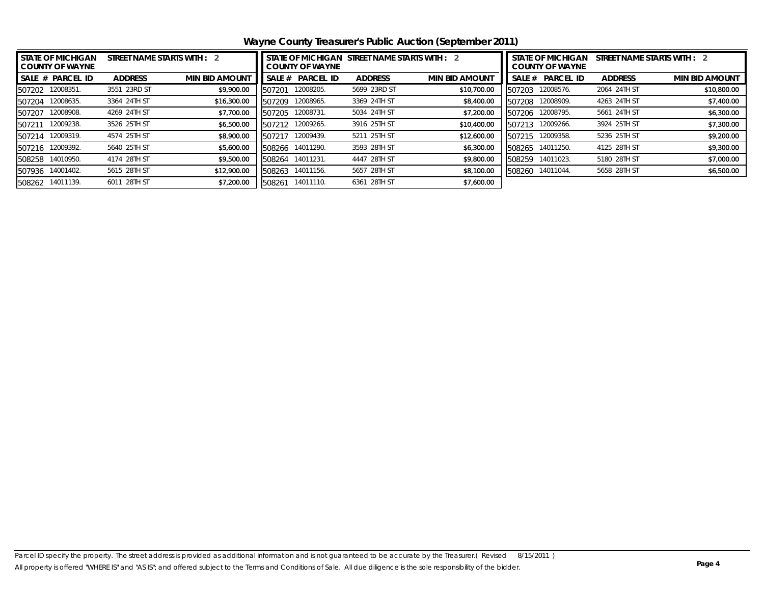# Wayne County Treasurer's Public Auction (September 2011)

| STATE OF MICHIGAN COUNTY OF WAYNE | STREET NAME STARTS WITH : 2 | |
|---|---|---|
| SALE # PARCEL ID | ADDRESS | MIN BID AMOUNT |
| 507202 12008351. | 3551 23RD ST | $9,900.00 |
| 507204 12008635. | 3364 24TH ST | $16,300.00 |
| 507207 12008908. | 4269 24TH ST | $7,700.00 |
| 507211 12009238. | 3526 25TH ST | $6,500.00 |
| 507214 12009319. | 4574 25TH ST | $8,900.00 |
| 507216 12009392. | 5640 25TH ST | $5,600.00 |
| 508258 14010950. | 4174 28TH ST | $9,500.00 |
| 507936 14001402. | 5615 28TH ST | $12,900.00 |
| 508262 14011139. | 6011 28TH ST | $7,200.00 |
| 507201 12008205. | 5699 23RD ST | $10,700.00 |
| 507209 12008965. | 3369 24TH ST | $8,400.00 |
| 507205 12008731. | 5034 24TH ST | $7,200.00 |
| 507212 12009265. | 3916 25TH ST | $10,400.00 |
| 507217 12009439. | 5211 25TH ST | $12,600.00 |
| 508266 14011290. | 3593 28TH ST | $6,300.00 |
| 508264 14011231. | 4447 28TH ST | $9,800.00 |
| 508263 14011156. | 5657 28TH ST | $8,100.00 |
| 508261 14011110. | 6361 28TH ST | $7,600.00 |
| 507203 12008576. | 2064 24TH ST | $10,800.00 |
| 507208 12008909. | 4263 24TH ST | $7,400.00 |
| 507206 12008795. | 5661 24TH ST | $6,300.00 |
| 507213 12009266. | 3924 25TH ST | $7,300.00 |
| 507215 12009358. | 5236 25TH ST | $9,200.00 |
| 508265 14011250. | 4125 28TH ST | $9,300.00 |
| 508259 14011023. | 5180 28TH ST | $7,000.00 |
| 508260 14011044. | 5658 28TH ST | $6,500.00 |

*Parcel ID specify the property. The street address is provided as additional information and is not guaranteed to be accurate by the Treasurer.( Revised 8/15/2011 )*

*All property is offered "WHERE IS" and "AS IS"; and offered subject to the Terms and Conditions of Sale. All due diligence is the sole responsibility of the bidder.*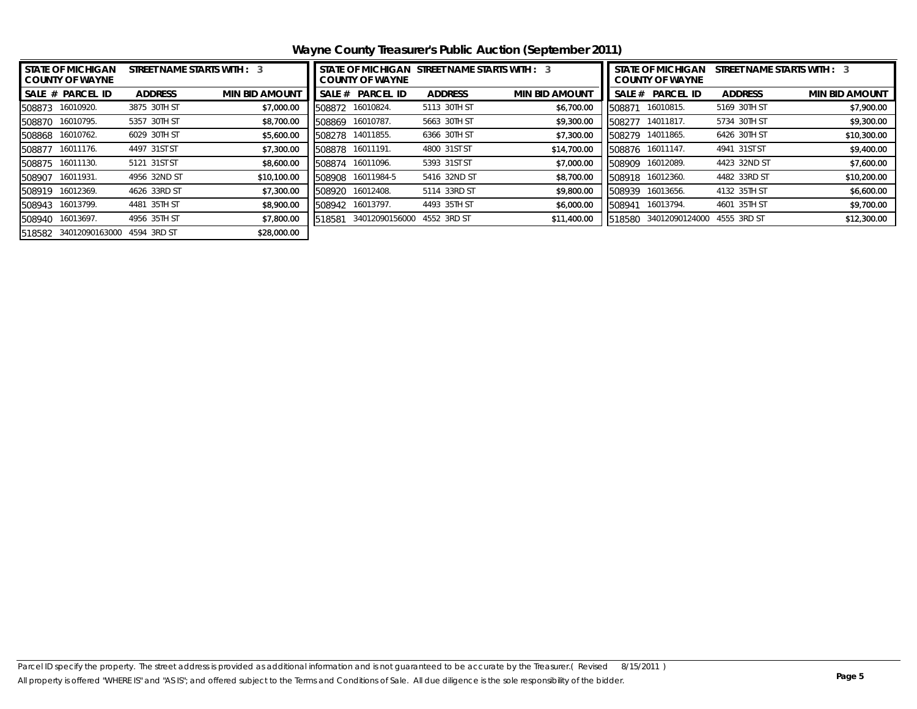# Wayne County Treasurer's Public Auction (September 2011)

STATE OF MICHIGAN COUNTY OF WAYNE — STREET NAME STARTS WITH : 3

| SALE # | PARCEL ID | ADDRESS | MIN BID AMOUNT |
|---|---|---|---|
| 508873 | 16010920. | 3875 30TH ST | $7,000.00 |
| 508870 | 16010795. | 5357 30TH ST | $8,700.00 |
| 508868 | 16010762. | 6029 30TH ST | $5,600.00 |
| 508877 | 16011176. | 4497 31ST ST | $7,300.00 |
| 508875 | 16011130. | 5121 31ST ST | $8,600.00 |
| 508907 | 16011931. | 4956 32ND ST | $10,100.00 |
| 508919 | 16012369. | 4626 33RD ST | $7,300.00 |
| 508943 | 16013799. | 4481 35TH ST | $8,900.00 |
| 508940 | 16013697. | 4956 35TH ST | $7,800.00 |
| 518582 | 34012090163000 | 4594 3RD ST | $28,000.00 |
| 508872 | 16010824. | 5113 30TH ST | $6,700.00 |
| 508869 | 16010787. | 5663 30TH ST | $9,300.00 |
| 508278 | 14011855. | 6366 30TH ST | $7,300.00 |
| 508878 | 16011191. | 4800 31ST ST | $14,700.00 |
| 508874 | 16011096. | 5393 31ST ST | $7,000.00 |
| 508908 | 16011984-5 | 5416 32ND ST | $8,700.00 |
| 508920 | 16012408. | 5114 33RD ST | $9,800.00 |
| 508942 | 16013797. | 4493 35TH ST | $6,000.00 |
| 518581 | 34012090156000 | 4552 3RD ST | $11,400.00 |
| 508871 | 16010815. | 5169 30TH ST | $7,900.00 |
| 508277 | 14011817. | 5734 30TH ST | $9,300.00 |
| 508279 | 14011865. | 6426 30TH ST | $10,300.00 |
| 508876 | 16011147. | 4941 31ST ST | $9,400.00 |
| 508909 | 16012089. | 4423 32ND ST | $7,600.00 |
| 508918 | 16012360. | 4482 33RD ST | $10,200.00 |
| 508939 | 16013656. | 4132 35TH ST | $6,600.00 |
| 508941 | 16013794. | 4601 35TH ST | $9,700.00 |
| 518580 | 34012090124000 | 4555 3RD ST | $12,300.00 |

Parcel ID specify the property. The street address is provided as additional information and is not guaranteed to be accurate by the Treasurer.( Revised 8/15/2011 )
All property is offered "WHERE IS" and "AS IS"; and offered subject to the Terms and Conditions of Sale. All due diligence is the sole responsibility of the bidder.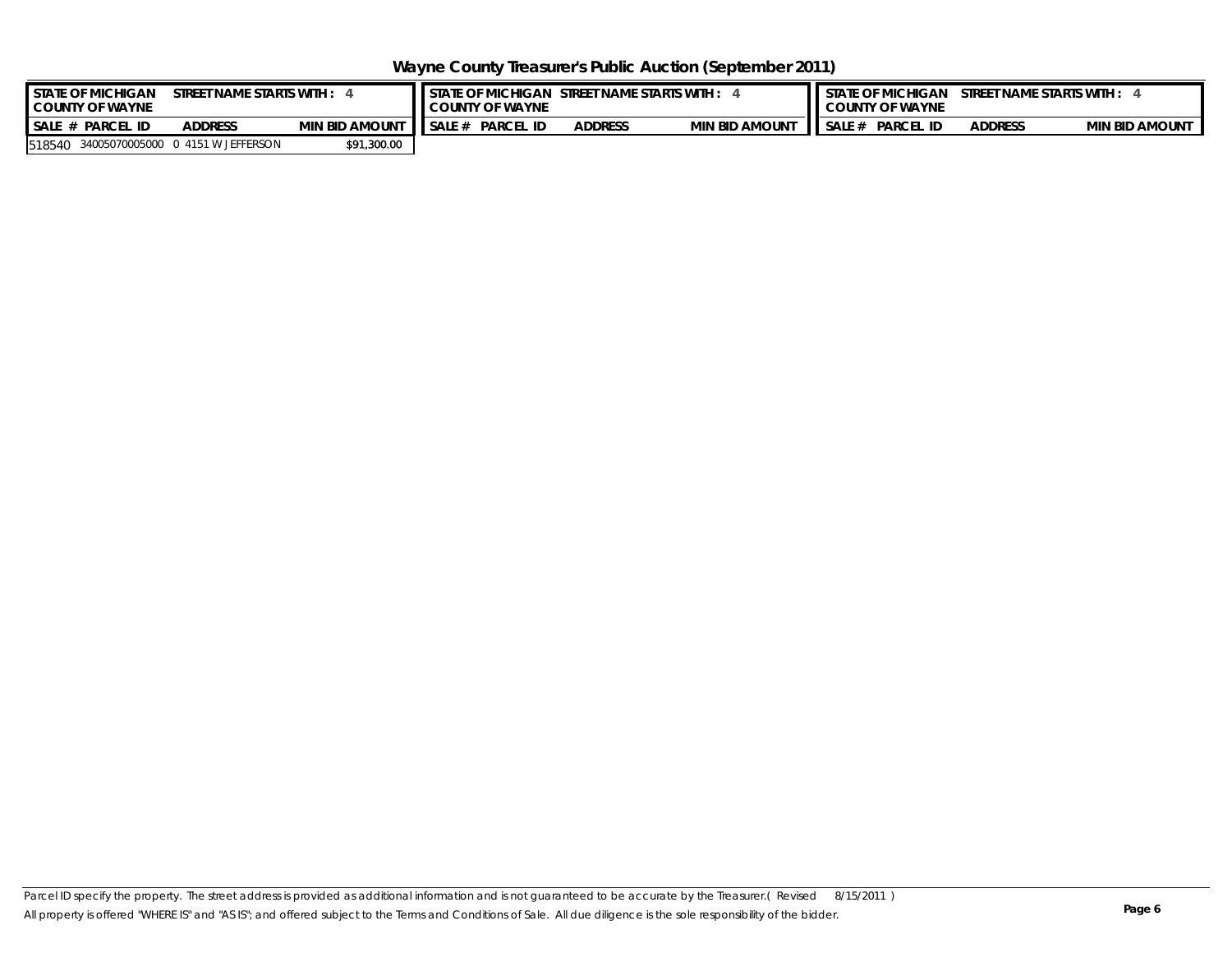# Wayne County Treasurer's Public Auction (September 2011)

| STATE OF MICHIGAN COUNTY OF WAYNE | STREET NAME STARTS WITH : 4 | | |
|---|---|---|---|
| SALE # | PARCEL ID | ADDRESS | MIN BID AMOUNT |
| 518540 | 34005070005000 | 0 4151 W JEFFERSON | $91,300.00 |

Parcel ID specify the property. The street address is provided as additional information and is not guaranteed to be accurate by the Treasurer.( Revised 8/15/2011 )

All property is offered "WHERE IS" and "AS IS"; and offered subject to the Terms and Conditions of Sale. All due diligence is the sole responsibility of the bidder.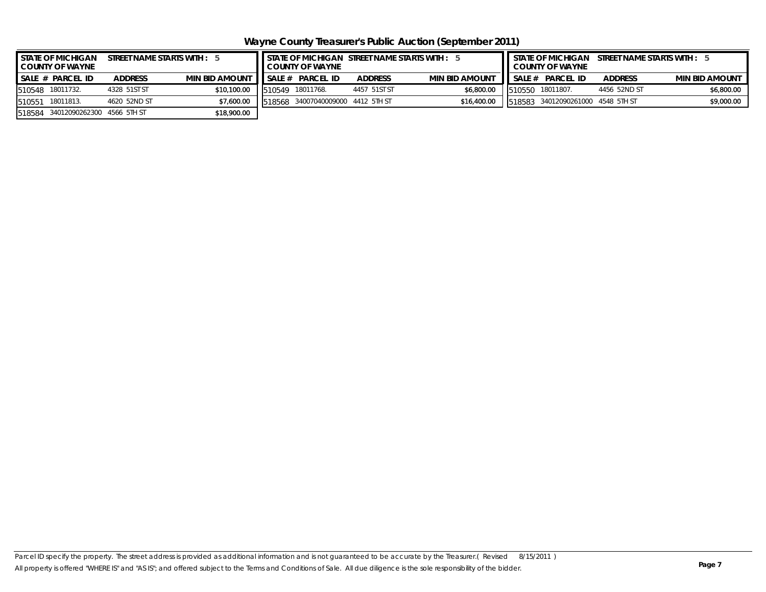# Wayne County Treasurer's Public Auction (September 2011)

| STATE OF MICHIGAN COUNTY OF WAYNE | STREET NAME STARTS WITH : 5 | | |
|---|---|---|---|
| SALE # | PARCEL ID | ADDRESS | MIN BID AMOUNT |
| 510548 | 18011732. | 4328 51ST ST | $10,100.00 |
| 510551 | 18011813. | 4620 52ND ST | $7,600.00 |
| 518584 | 34012090262300 | 4566 5TH ST | $18,900.00 |

| STATE OF MICHIGAN COUNTY OF WAYNE | STREET NAME STARTS WITH : 5 | | |
|---|---|---|---|
| SALE # | PARCEL ID | ADDRESS | MIN BID AMOUNT |
| 510549 | 18011768. | 4457 51ST ST | $6,800.00 |
| 518568 | 34007040009000 | 4412 5TH ST | $16,400.00 |

| STATE OF MICHIGAN COUNTY OF WAYNE | STREET NAME STARTS WITH : 5 | | |
|---|---|---|---|
| SALE # | PARCEL ID | ADDRESS | MIN BID AMOUNT |
| 510550 | 18011807. | 4456 52ND ST | $6,800.00 |
| 518583 | 34012090261000 | 4548 5TH ST | $9,000.00 |

*Parcel ID specify the property. The street address is provided as additional information and is not guaranteed to be accurate by the Treasurer.( Revised 8/15/2011 )*

*All property is offered "WHERE IS" and "AS IS"; and offered subject to the Terms and Conditions of Sale. All due diligence is the sole responsibility of the bidder.*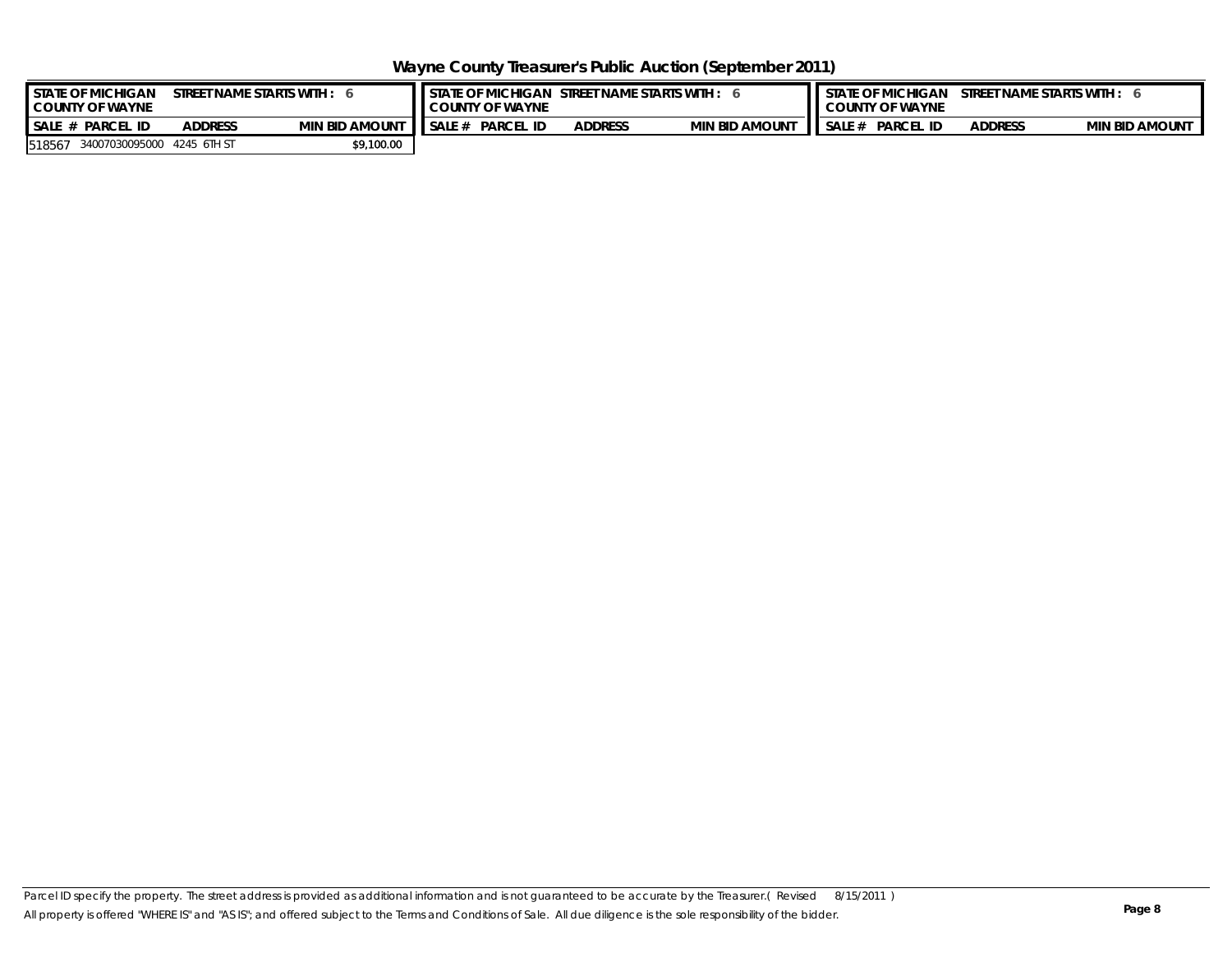# Wayne County Treasurer's Public Auction (September 2011)

| STATE OF MICHIGAN COUNTY OF WAYNE | STREET NAME STARTS WITH : 6 | |
|---|---|---|
| SALE # PARCEL ID | ADDRESS | MIN BID AMOUNT |
| 518567 34007030095000 | 4245 6TH ST | $9,100.00 |

| STATE OF MICHIGAN COUNTY OF WAYNE | STREET NAME STARTS WITH : 6 | |
|---|---|---|
| SALE # PARCEL ID | ADDRESS | MIN BID AMOUNT |

| STATE OF MICHIGAN COUNTY OF WAYNE | STREET NAME STARTS WITH : 6 | |
|---|---|---|
| SALE # PARCEL ID | ADDRESS | MIN BID AMOUNT |

*Parcel ID specify the property. The street address is provided as additional information and is not guaranteed to be accurate by the Treasurer.( Revised 8/15/2011 )*

*All property is offered "WHERE IS" and "AS IS"; and offered subject to the Terms and Conditions of Sale. All due diligence is the sole responsibility of the bidder.*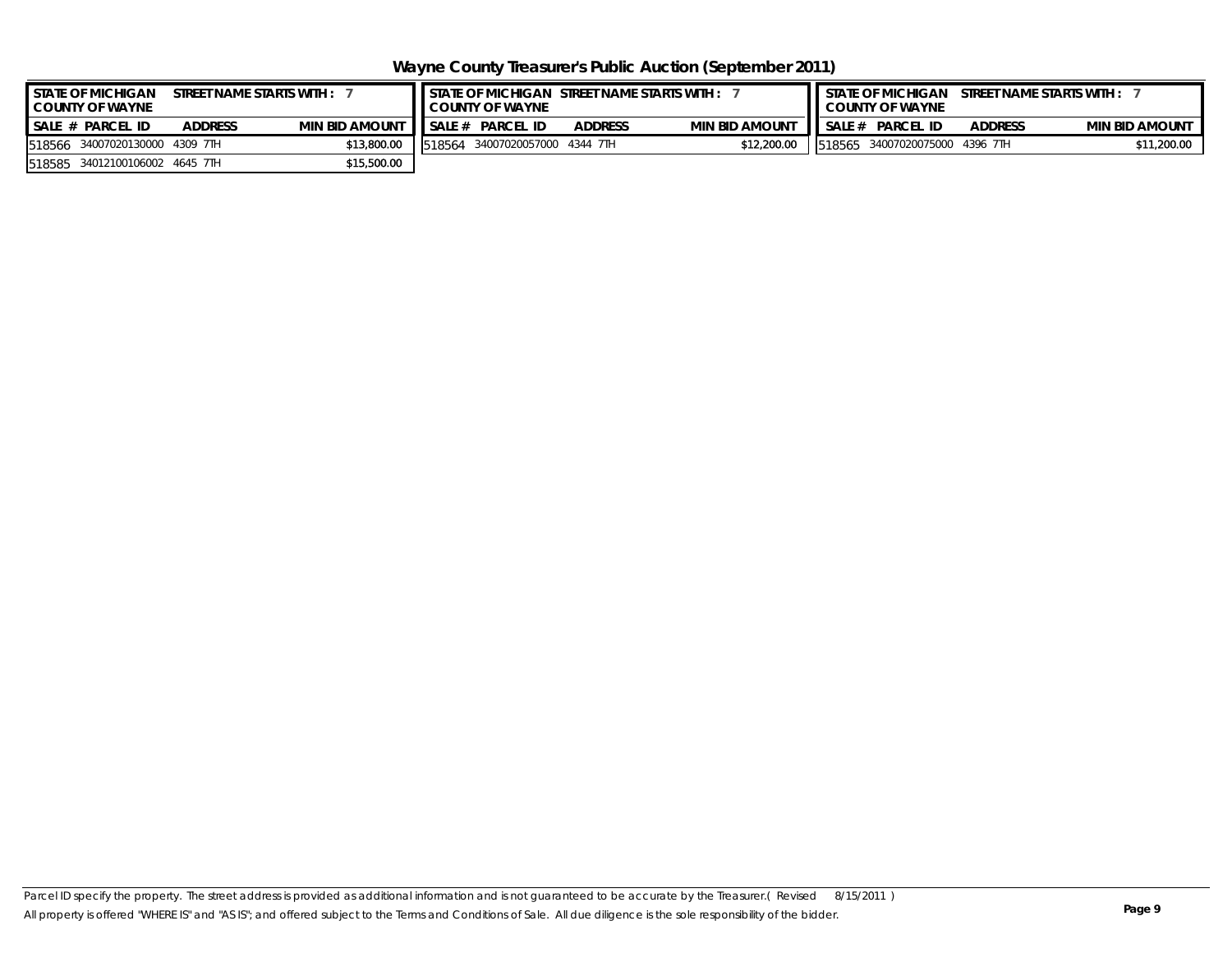# Wayne County Treasurer's Public Auction (September 2011)

STATE OF MICHIGAN — COUNTY OF WAYNE — STREET NAME STARTS WITH : 7

| SALE # | PARCEL ID | ADDRESS | MIN BID AMOUNT |
|---|---|---|---|
| 518566 | 34007020130000 | 4309 7TH | $13,800.00 |
| 518585 | 34012100106002 | 4645 7TH | $15,500.00 |

STATE OF MICHIGAN — COUNTY OF WAYNE — STREET NAME STARTS WITH : 7

| SALE # | PARCEL ID | ADDRESS | MIN BID AMOUNT |
|---|---|---|---|
| 518564 | 34007020057000 | 4344 7TH | $12,200.00 |

STATE OF MICHIGAN — COUNTY OF WAYNE — STREET NAME STARTS WITH : 7

| SALE # | PARCEL ID | ADDRESS | MIN BID AMOUNT |
|---|---|---|---|
| 518565 | 34007020075000 | 4396 7TH | $11,200.00 |

*Parcel ID specify the property. The street address is provided as additional information and is not guaranteed to be accurate by the Treasurer.( Revised 8/15/2011 )*

*All property is offered "WHERE IS" and "AS IS"; and offered subject to the Terms and Conditions of Sale. All due diligence is the sole responsibility of the bidder.*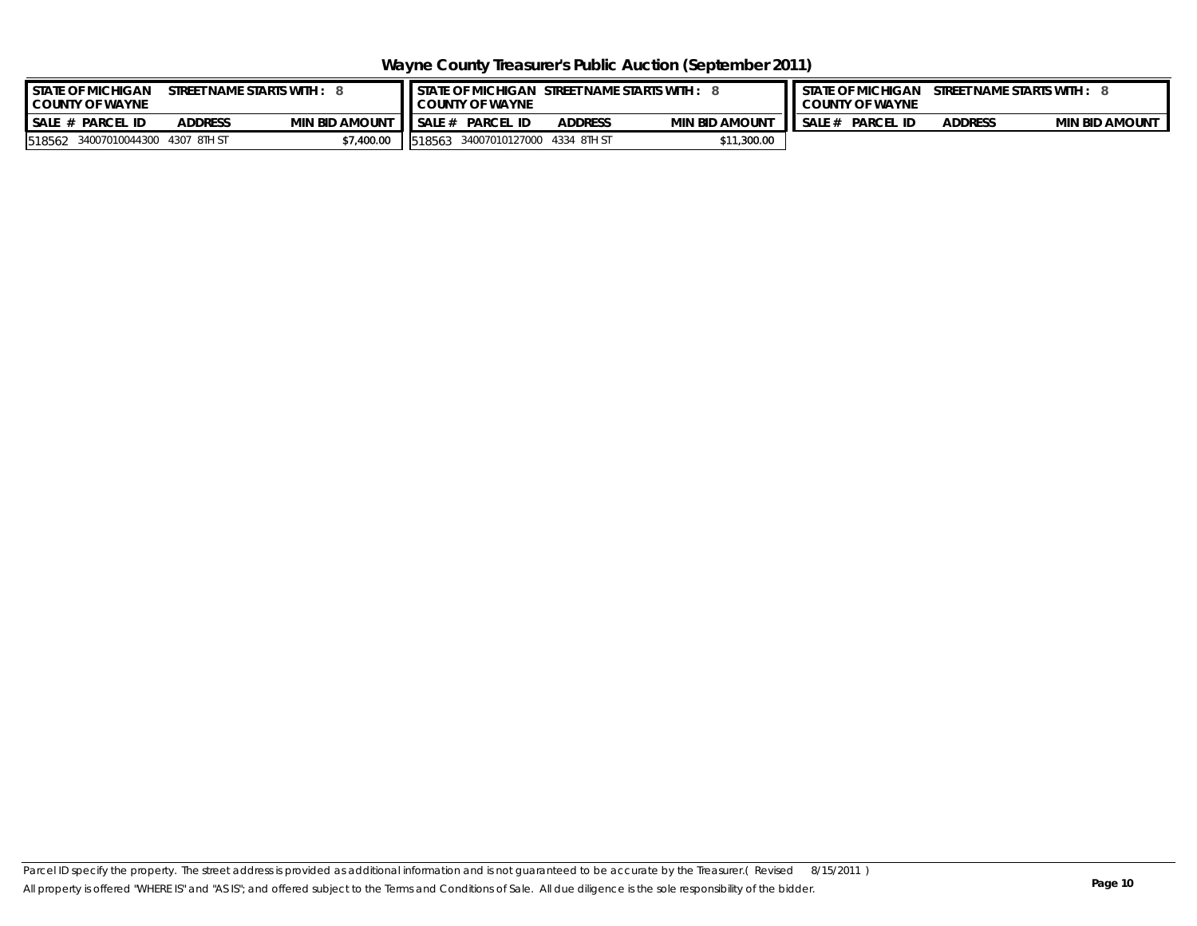# Wayne County Treasurer's Public Auction (September 2011)

**STATE OF MICHIGAN — COUNTY OF WAYNE — STREET NAME STARTS WITH : 8**

| SALE # | PARCEL ID | ADDRESS | MIN BID AMOUNT |
|---|---|---|---|
| 518562 | 34007010044300 | 4307 8TH ST | $7,400.00 |
| 518563 | 34007010127000 | 4334 8TH ST | $11,300.00 |

*Parcel ID specify the property. The street address is provided as additional information and is not guaranteed to be accurate by the Treasurer.( Revised 8/15/2011 )*

*All property is offered "WHERE IS" and "AS IS"; and offered subject to the Terms and Conditions of Sale. All due diligence is the sole responsibility of the bidder.*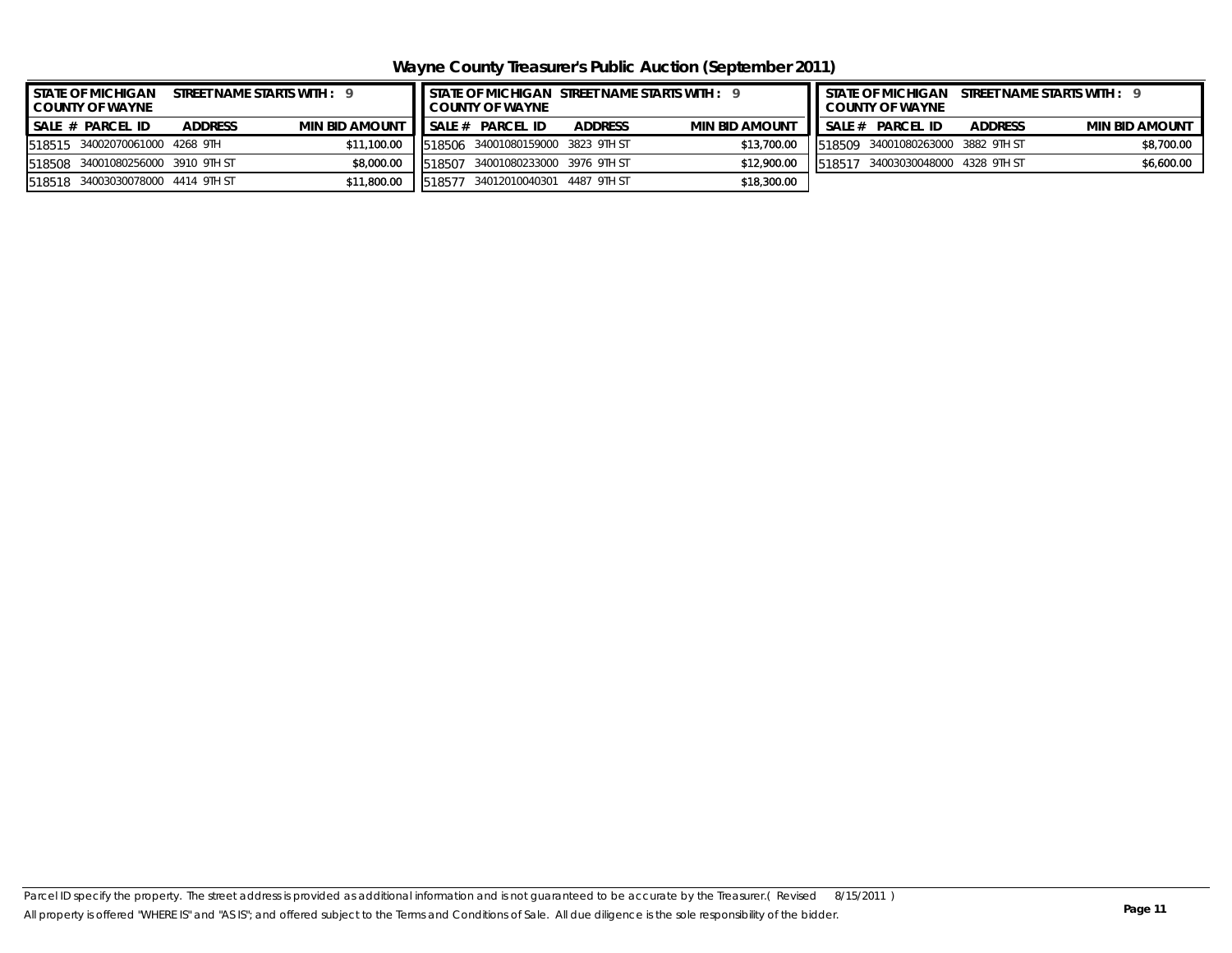# Wayne County Treasurer's Public Auction (September 2011)

| STATE OF MICHIGAN COUNTY OF WAYNE | STREET NAME STARTS WITH : 9 | | |
|---|---|---|---|
| SALE # | PARCEL ID | ADDRESS | MIN BID AMOUNT |
| 518515 | 34002070061000 | 4268 9TH | $11,100.00 |
| 518508 | 34001080256000 | 3910 9TH ST | $8,000.00 |
| 518518 | 34003030078000 | 4414 9TH ST | $11,800.00 |

| STATE OF MICHIGAN COUNTY OF WAYNE | STREET NAME STARTS WITH : 9 | | |
|---|---|---|---|
| SALE # | PARCEL ID | ADDRESS | MIN BID AMOUNT |
| 518506 | 34001080159000 | 3823 9TH ST | $13,700.00 |
| 518507 | 34001080233000 | 3976 9TH ST | $12,900.00 |
| 518577 | 34012010040301 | 4487 9TH ST | $18,300.00 |

| STATE OF MICHIGAN COUNTY OF WAYNE | STREET NAME STARTS WITH : 9 | | |
|---|---|---|---|
| SALE # | PARCEL ID | ADDRESS | MIN BID AMOUNT |
| 518509 | 34001080263000 | 3882 9TH ST | $8,700.00 |
| 518517 | 34003030048000 | 4328 9TH ST | $6,600.00 |

*Parcel ID specify the property. The street address is provided as additional information and is not guaranteed to be accurate by the Treasurer.( Revised 8/15/2011 )*

*All property is offered "WHERE IS" and "AS IS"; and offered subject to the Terms and Conditions of Sale. All due diligence is the sole responsibility of the bidder.*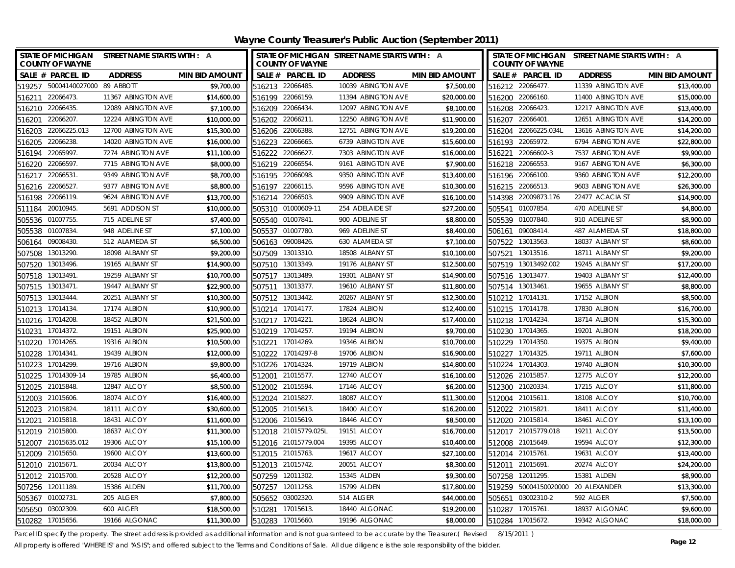# Wayne County Treasurer's Public Auction (September 2011)

STATE OF MICHIGAN COUNTY OF WAYNE — STREET NAME STARTS WITH : A

| SALE # | PARCEL ID | ADDRESS | MIN BID AMOUNT |
|---|---|---|---|
| 519257 | 50004140027000 | 89 ABBOTT | $9,700.00 |
| 516211 | 22066473. | 11367 ABINGTON AVE | $14,600.00 |
| 516210 | 22066435. | 12089 ABINGTON AVE | $7,100.00 |
| 516201 | 22066207. | 12224 ABINGTON AVE | $10,000.00 |
| 516203 | 22066225.013 | 12700 ABINGTON AVE | $15,300.00 |
| 516205 | 22066238. | 14020 ABINGTON AVE | $16,000.00 |
| 516194 | 22065997. | 7274 ABINGTON AVE | $11,100.00 |
| 516220 | 22066597. | 7715 ABINGTON AVE | $8,000.00 |
| 516217 | 22066531. | 9349 ABINGTON AVE | $8,700.00 |
| 516216 | 22066527. | 9377 ABINGTON AVE | $8,800.00 |
| 516198 | 22066119. | 9624 ABINGTON AVE | $13,700.00 |
| 511184 | 20010945. | 5691 ADDISON ST | $10,000.00 |
| 505536 | 01007755. | 715 ADELINE ST | $7,400.00 |
| 505538 | 01007834. | 948 ADELINE ST | $7,100.00 |
| 506164 | 09008430. | 512 ALAMEDA ST | $6,500.00 |
| 507508 | 13013290. | 18098 ALBANY ST | $9,200.00 |
| 507520 | 13013496. | 19165 ALBANY ST | $14,900.00 |
| 507518 | 13013491. | 19259 ALBANY ST | $10,700.00 |
| 507515 | 13013471. | 19447 ALBANY ST | $22,900.00 |
| 507513 | 13013444. | 20251 ALBANY ST | $10,300.00 |
| 510213 | 17014134. | 17174 ALBION | $10,900.00 |
| 510216 | 17014208. | 18452 ALBION | $21,500.00 |
| 510231 | 17014372. | 19151 ALBION | $25,900.00 |
| 510220 | 17014265. | 19316 ALBION | $10,500.00 |
| 510228 | 17014341. | 19439 ALBION | $12,000.00 |
| 510223 | 17014299. | 19716 ALBION | $9,800.00 |
| 510225 | 17014309-14 | 19785 ALBION | $6,400.00 |
| 512025 | 21015848. | 12847 ALCOY | $8,500.00 |
| 512003 | 21015606. | 18074 ALCOY | $16,400.00 |
| 512023 | 21015824. | 18111 ALCOY | $30,600.00 |
| 512021 | 21015818. | 18431 ALCOY | $11,600.00 |
| 512019 | 21015800. | 18637 ALCOY | $11,300.00 |
| 512007 | 21015635.012 | 19306 ALCOY | $15,100.00 |
| 512009 | 21015650. | 19600 ALCOY | $13,600.00 |
| 512010 | 21015671. | 20034 ALCOY | $13,800.00 |
| 512012 | 21015700. | 20528 ALCOY | $12,200.00 |
| 507256 | 12011189. | 15386 ALDEN | $11,700.00 |
| 505367 | 01002731. | 205 ALGER | $7,800.00 |
| 505650 | 03002309. | 600 ALGER | $18,500.00 |
| 510282 | 17015656. | 19166 ALGONAC | $11,300.00 |
| 516213 | 22066485. | 10039 ABINGTON AVE | $7,500.00 |
| 516199 | 22066159. | 11394 ABINGTON AVE | $20,000.00 |
| 516209 | 22066434. | 12097 ABINGTON AVE | $8,100.00 |
| 516202 | 22066211. | 12250 ABINGTON AVE | $11,900.00 |
| 516206 | 22066388. | 12751 ABINGTON AVE | $19,200.00 |
| 516223 | 22066665. | 6739 ABINGTON AVE | $15,600.00 |
| 516222 | 22066627. | 7303 ABINGTON AVE | $16,000.00 |
| 516219 | 22066554. | 9161 ABINGTON AVE | $7,900.00 |
| 516195 | 22066098. | 9350 ABINGTON AVE | $13,400.00 |
| 516197 | 22066115. | 9596 ABINGTON AVE | $10,300.00 |
| 516214 | 22066503. | 9909 ABINGTON AVE | $16,100.00 |
| 505310 | 01000609-11 | 254 ADELAIDE ST | $27,200.00 |
| 505540 | 01007841. | 900 ADELINE ST | $8,800.00 |
| 505537 | 01007780. | 969 ADELINE ST | $8,400.00 |
| 506163 | 09008426. | 630 ALAMEDA ST | $7,100.00 |
| 507509 | 13013310. | 18508 ALBANY ST | $10,100.00 |
| 507510 | 13013349. | 19176 ALBANY ST | $12,500.00 |
| 507517 | 13013489. | 19301 ALBANY ST | $14,900.00 |
| 507511 | 13013377. | 19610 ALBANY ST | $11,800.00 |
| 507512 | 13013442. | 20267 ALBANY ST | $12,300.00 |
| 510214 | 17014177. | 17824 ALBION | $12,400.00 |
| 510217 | 17014221. | 18624 ALBION | $17,400.00 |
| 510219 | 17014257. | 19194 ALBION | $9,700.00 |
| 510221 | 17014269. | 19346 ALBION | $10,700.00 |
| 510222 | 17014297-8 | 19706 ALBION | $16,900.00 |
| 510226 | 17014324. | 19719 ALBION | $14,800.00 |
| 512001 | 21015577. | 12740 ALCOY | $16,100.00 |
| 512002 | 21015594. | 17146 ALCOY | $6,200.00 |
| 512024 | 21015827. | 18087 ALCOY | $11,300.00 |
| 512005 | 21015613. | 18400 ALCOY | $16,200.00 |
| 512006 | 21015619. | 18446 ALCOY | $8,500.00 |
| 512018 | 21015779.025L | 19151 ALCOY | $16,700.00 |
| 512016 | 21015779.004 | 19395 ALCOY | $10,400.00 |
| 512015 | 21015763. | 19617 ALCOY | $27,100.00 |
| 512013 | 21015742. | 20051 ALCOY | $8,300.00 |
| 507259 | 12011302. | 15345 ALDEN | $9,300.00 |
| 507257 | 12011258. | 15799 ALDEN | $17,800.00 |
| 505652 | 03002320. | 514 ALGER | $44,000.00 |
| 510281 | 17015613. | 18440 ALGONAC | $19,200.00 |
| 510283 | 17015660. | 19196 ALGONAC | $8,000.00 |
| 516212 | 22066477. | 11339 ABINGTON AVE | $13,400.00 |
| 516200 | 22066160. | 11400 ABINGTON AVE | $15,000.00 |
| 516208 | 22066423. | 12217 ABINGTON AVE | $13,400.00 |
| 516207 | 22066401. | 12651 ABINGTON AVE | $14,200.00 |
| 516204 | 22066225.034L | 13616 ABINGTON AVE | $14,200.00 |
| 516193 | 22065972. | 6794 ABINGTON AVE | $22,800.00 |
| 516221 | 22066602-3 | 7537 ABINGTON AVE | $9,900.00 |
| 516218 | 22066553. | 9167 ABINGTON AVE | $6,300.00 |
| 516196 | 22066100. | 9360 ABINGTON AVE | $12,200.00 |
| 516215 | 22066513. | 9603 ABINGTON AVE | $26,300.00 |
| 514398 | 22009873.176 | 22477 ACACIA ST | $14,900.00 |
| 505541 | 01007854. | 470 ADELINE ST | $4,800.00 |
| 505539 | 01007840. | 910 ADELINE ST | $8,900.00 |
| 506161 | 09008414. | 487 ALAMEDA ST | $18,800.00 |
| 507522 | 13013563. | 18037 ALBANY ST | $8,600.00 |
| 507521 | 13013516. | 18711 ALBANY ST | $9,200.00 |
| 507519 | 13013492.002 | 19245 ALBANY ST | $17,200.00 |
| 507516 | 13013477. | 19403 ALBANY ST | $12,400.00 |
| 507514 | 13013461. | 19655 ALBANY ST | $8,800.00 |
| 510212 | 17014131. | 17152 ALBION | $8,500.00 |
| 510215 | 17014178. | 17830 ALBION | $16,700.00 |
| 510218 | 17014234. | 18714 ALBION | $15,300.00 |
| 510230 | 17014365. | 19201 ALBION | $18,200.00 |
| 510229 | 17014350. | 19375 ALBION | $9,400.00 |
| 510227 | 17014325. | 19711 ALBION | $7,600.00 |
| 510224 | 17014303. | 19740 ALBION | $10,300.00 |
| 512026 | 21015857. | 12775 ALCOY | $12,200.00 |
| 512300 | 21020334. | 17215 ALCOY | $11,800.00 |
| 512004 | 21015611. | 18108 ALCOY | $10,700.00 |
| 512022 | 21015821. | 18411 ALCOY | $11,400.00 |
| 512020 | 21015814. | 18461 ALCOY | $13,100.00 |
| 512017 | 21015779.018 | 19211 ALCOY | $13,500.00 |
| 512008 | 21015649. | 19594 ALCOY | $12,300.00 |
| 512014 | 21015761. | 19631 ALCOY | $13,400.00 |
| 512011 | 21015691. | 20274 ALCOY | $24,200.00 |
| 507258 | 12011295. | 15381 ALDEN | $8,900.00 |
| 519259 | 50004150020000 | 20 ALEXANDER | $13,300.00 |
| 505651 | 03002310-2 | 592 ALGER | $7,500.00 |
| 510287 | 17015761. | 18937 ALGONAC | $9,600.00 |
| 510284 | 17015672. | 19342 ALGONAC | $18,000.00 |

Parcel ID specify the property. The street address is provided as additional information and is not guaranteed to be accurate by the Treasurer.( Revised 8/15/2011 )

All property is offered "WHERE IS" and "AS IS"; and offered subject to the Terms and Conditions of Sale. All due diligence is the sole responsibility of the bidder.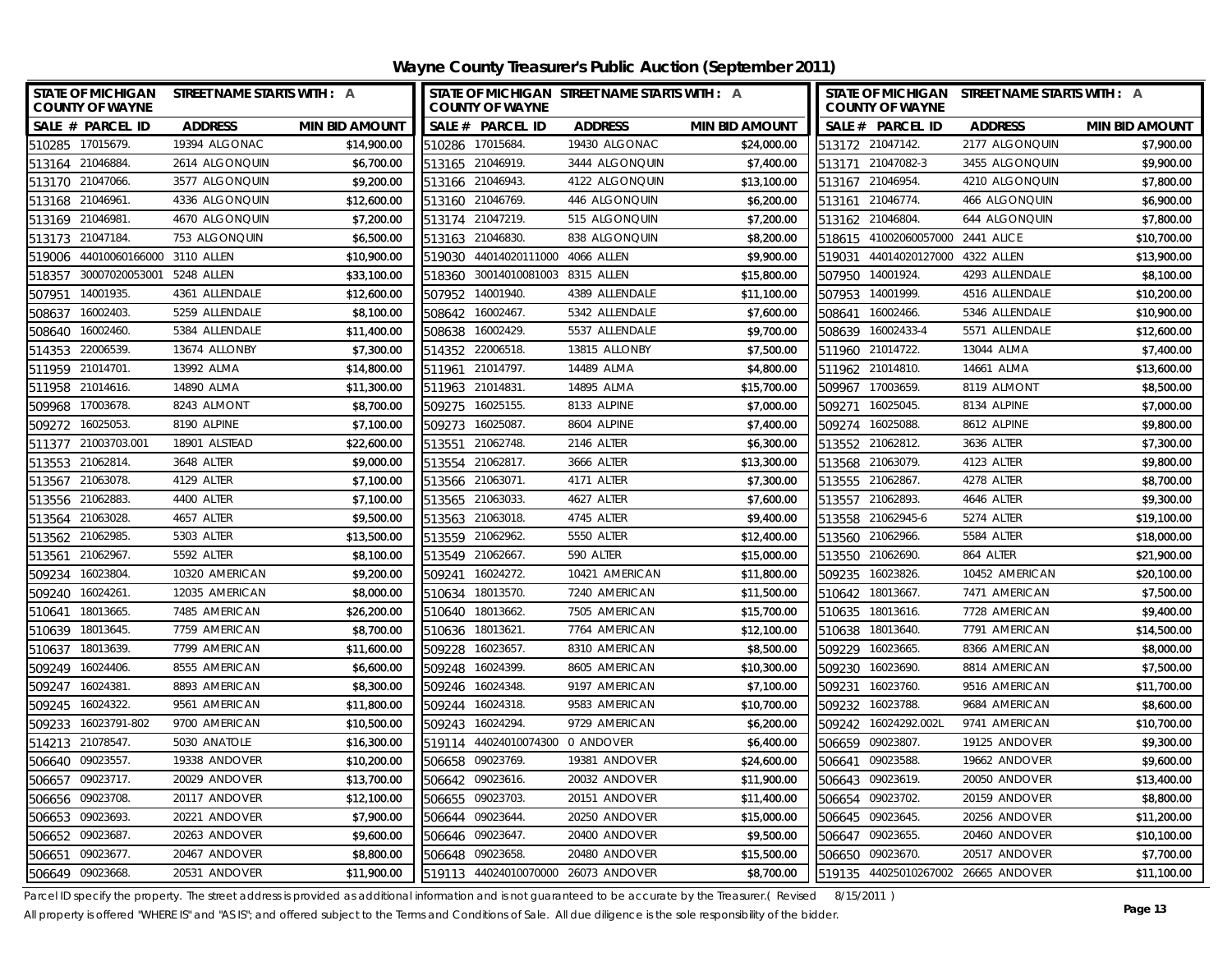# Wayne County Treasurer's Public Auction (September 2011)

| SALE # | PARCEL ID | ADDRESS | MIN BID AMOUNT |
|---|---|---|---|
| 510285 | 17015679. | 19394 ALGONAC | $14,900.00 |
| 513164 | 21046884. | 2614 ALGONQUIN | $6,700.00 |
| 513170 | 21047066. | 3577 ALGONQUIN | $9,200.00 |
| 513168 | 21046961. | 4336 ALGONQUIN | $12,600.00 |
| 513169 | 21046981. | 4670 ALGONQUIN | $7,200.00 |
| 513173 | 21047184. | 753 ALGONQUIN | $6,500.00 |
| 519006 | 44010060166000 | 3110 ALLEN | $10,900.00 |
| 518357 | 30007020053001 | 5248 ALLEN | $33,100.00 |
| 507951 | 14001935. | 4361 ALLENDALE | $12,600.00 |
| 508637 | 16002403. | 5259 ALLENDALE | $8,100.00 |
| 508640 | 16002460. | 5384 ALLENDALE | $11,400.00 |
| 514353 | 22006539. | 13674 ALLONBY | $7,300.00 |
| 511959 | 21014701. | 13992 ALMA | $14,800.00 |
| 511958 | 21014616. | 14890 ALMA | $11,300.00 |
| 509968 | 17003678. | 8243 ALMONT | $8,700.00 |
| 509272 | 16025053. | 8190 ALPINE | $7,100.00 |
| 511377 | 21003703.001 | 18901 ALSTEAD | $22,600.00 |
| 513553 | 21062814. | 3648 ALTER | $9,000.00 |
| 513567 | 21063078. | 4129 ALTER | $7,100.00 |
| 513556 | 21062883. | 4400 ALTER | $7,100.00 |
| 513564 | 21063028. | 4657 ALTER | $9,500.00 |
| 513562 | 21062985. | 5303 ALTER | $13,500.00 |
| 513561 | 21062967. | 5592 ALTER | $8,100.00 |
| 509234 | 16023804. | 10320 AMERICAN | $9,200.00 |
| 509240 | 16024261. | 12035 AMERICAN | $8,000.00 |
| 510641 | 18013665. | 7485 AMERICAN | $26,200.00 |
| 510639 | 18013645. | 7759 AMERICAN | $8,700.00 |
| 510637 | 18013639. | 7799 AMERICAN | $11,600.00 |
| 509249 | 16024406. | 8555 AMERICAN | $6,600.00 |
| 509247 | 16024381. | 8893 AMERICAN | $8,300.00 |
| 509245 | 16024322. | 9561 AMERICAN | $11,800.00 |
| 509233 | 16023791-802 | 9700 AMERICAN | $10,500.00 |
| 514213 | 21078547. | 5030 ANATOLE | $16,300.00 |
| 506640 | 09023557. | 19338 ANDOVER | $10,200.00 |
| 506657 | 09023717. | 20029 ANDOVER | $13,700.00 |
| 506656 | 09023708. | 20117 ANDOVER | $12,100.00 |
| 506653 | 09023693. | 20221 ANDOVER | $7,900.00 |
| 506652 | 09023687. | 20263 ANDOVER | $9,600.00 |
| 506651 | 09023677. | 20467 ANDOVER | $8,800.00 |
| 506649 | 09023668. | 20531 ANDOVER | $11,900.00 |
| 510286 | 17015684. | 19430 ALGONAC | $24,000.00 |
| 513165 | 21046919. | 3444 ALGONQUIN | $7,400.00 |
| 513166 | 21046943. | 4122 ALGONQUIN | $13,100.00 |
| 513160 | 21046769. | 446 ALGONQUIN | $6,200.00 |
| 513174 | 21047219. | 515 ALGONQUIN | $7,200.00 |
| 513163 | 21046830. | 838 ALGONQUIN | $8,200.00 |
| 519030 | 44014020111000 | 4066 ALLEN | $9,900.00 |
| 518360 | 30014010081003 | 8315 ALLEN | $15,800.00 |
| 507952 | 14001940. | 4389 ALLENDALE | $11,100.00 |
| 508642 | 16002467. | 5342 ALLENDALE | $7,600.00 |
| 508638 | 16002429. | 5537 ALLENDALE | $9,700.00 |
| 514352 | 22006518. | 13815 ALLONBY | $7,500.00 |
| 511961 | 21014797. | 14489 ALMA | $4,800.00 |
| 511963 | 21014831. | 14895 ALMA | $15,700.00 |
| 509275 | 16025155. | 8133 ALPINE | $7,000.00 |
| 509273 | 16025087. | 8604 ALPINE | $7,400.00 |
| 513551 | 21062748. | 2146 ALTER | $6,300.00 |
| 513554 | 21062817. | 3666 ALTER | $13,300.00 |
| 513566 | 21063071. | 4171 ALTER | $7,300.00 |
| 513565 | 21063033. | 4627 ALTER | $7,600.00 |
| 513563 | 21063018. | 4745 ALTER | $9,400.00 |
| 513559 | 21062962. | 5550 ALTER | $12,400.00 |
| 513549 | 21062667. | 590 ALTER | $15,000.00 |
| 509241 | 16024272. | 10421 AMERICAN | $11,800.00 |
| 510634 | 18013570. | 7240 AMERICAN | $11,500.00 |
| 510640 | 18013662. | 7505 AMERICAN | $15,700.00 |
| 510636 | 18013621. | 7764 AMERICAN | $12,100.00 |
| 509228 | 16023657. | 8310 AMERICAN | $8,500.00 |
| 509248 | 16024399. | 8605 AMERICAN | $10,300.00 |
| 509246 | 16024348. | 9197 AMERICAN | $7,100.00 |
| 509244 | 16024318. | 9583 AMERICAN | $10,700.00 |
| 509243 | 16024294. | 9729 AMERICAN | $6,200.00 |
| 519114 | 44024010074300 | 0 ANDOVER | $6,400.00 |
| 506658 | 09023769. | 19381 ANDOVER | $24,600.00 |
| 506642 | 09023616. | 20032 ANDOVER | $11,900.00 |
| 506655 | 09023703. | 20151 ANDOVER | $11,400.00 |
| 506644 | 09023644. | 20250 ANDOVER | $15,000.00 |
| 506646 | 09023647. | 20400 ANDOVER | $9,500.00 |
| 506648 | 09023658. | 20480 ANDOVER | $15,500.00 |
| 519113 | 44024010070000 | 26073 ANDOVER | $8,700.00 |
| 513172 | 21047142. | 2177 ALGONQUIN | $7,900.00 |
| 513171 | 21047082-3 | 3455 ALGONQUIN | $9,900.00 |
| 513167 | 21046954. | 4210 ALGONQUIN | $7,800.00 |
| 513161 | 21046774. | 466 ALGONQUIN | $6,900.00 |
| 513162 | 21046804. | 644 ALGONQUIN | $7,800.00 |
| 518615 | 41002060057000 | 2441 ALICE | $10,700.00 |
| 519031 | 44014020127000 | 4322 ALLEN | $13,900.00 |
| 507950 | 14001924. | 4293 ALLENDALE | $8,100.00 |
| 507953 | 14001999. | 4516 ALLENDALE | $10,200.00 |
| 508641 | 16002466. | 5346 ALLENDALE | $10,900.00 |
| 508639 | 16002433-4 | 5571 ALLENDALE | $12,600.00 |
| 511960 | 21014722. | 13044 ALMA | $7,400.00 |
| 511962 | 21014810. | 14661 ALMA | $13,600.00 |
| 509967 | 17003659. | 8119 ALMONT | $8,500.00 |
| 509271 | 16025045. | 8134 ALPINE | $7,000.00 |
| 509274 | 16025088. | 8612 ALPINE | $9,800.00 |
| 513552 | 21062812. | 3636 ALTER | $7,300.00 |
| 513568 | 21063079. | 4123 ALTER | $9,800.00 |
| 513555 | 21062867. | 4278 ALTER | $8,700.00 |
| 513557 | 21062893. | 4646 ALTER | $9,300.00 |
| 513558 | 21062945-6 | 5274 ALTER | $19,100.00 |
| 513560 | 21062966. | 5584 ALTER | $18,000.00 |
| 513550 | 21062690. | 864 ALTER | $21,900.00 |
| 509235 | 16023826. | 10452 AMERICAN | $20,100.00 |
| 510642 | 18013667. | 7471 AMERICAN | $7,500.00 |
| 510635 | 18013616. | 7728 AMERICAN | $9,400.00 |
| 510638 | 18013640. | 7791 AMERICAN | $14,500.00 |
| 509229 | 16023665. | 8366 AMERICAN | $8,000.00 |
| 509230 | 16023690. | 8814 AMERICAN | $7,500.00 |
| 509231 | 16023760. | 9516 AMERICAN | $11,700.00 |
| 509232 | 16023788. | 9684 AMERICAN | $8,600.00 |
| 509242 | 16024292.002L | 9741 AMERICAN | $10,700.00 |
| 506659 | 09023807. | 19125 ANDOVER | $9,300.00 |
| 506641 | 09023588. | 19662 ANDOVER | $9,600.00 |
| 506643 | 09023619. | 20050 ANDOVER | $13,400.00 |
| 506654 | 09023702. | 20159 ANDOVER | $8,800.00 |
| 506645 | 09023645. | 20256 ANDOVER | $11,200.00 |
| 506647 | 09023655. | 20460 ANDOVER | $10,100.00 |
| 506650 | 09023670. | 20517 ANDOVER | $7,700.00 |
| 519135 | 44025010267002 | 26665 ANDOVER | $11,100.00 |

Parcel ID specify the property. The street address is provided as additional information and is not guaranteed to be accurate by the Treasurer.( Revised 8/15/2011 )

All property is offered "WHERE IS" and "AS IS"; and offered subject to the Terms and Conditions of Sale. All due diligence is the sole responsibility of the bidder.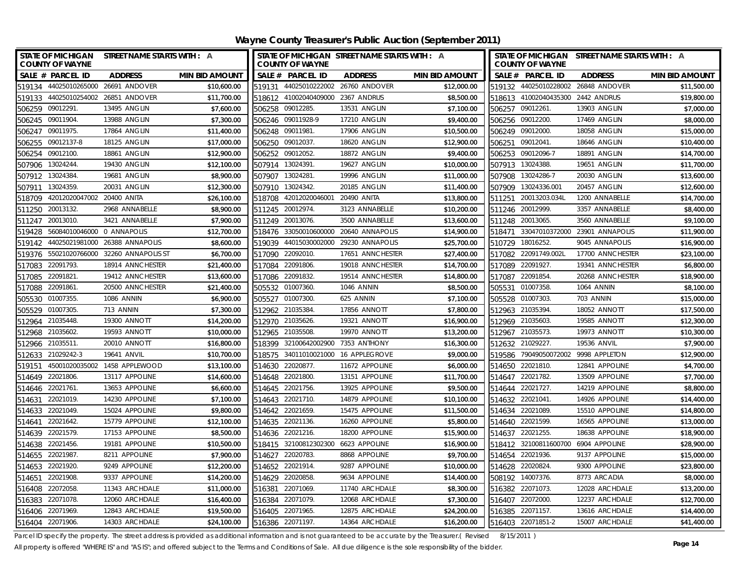# Wayne County Treasurer's Public Auction (September 2011)

| SALE # | PARCEL ID | ADDRESS | MIN BID AMOUNT |
|---|---|---|---|
| 519134 | 44025010265000 | 26691 ANDOVER | $10,600.00 |
| 519133 | 44025010254002 | 26851 ANDOVER | $11,700.00 |
| 506259 | 09012291. | 13495 ANGLIN | $7,600.00 |
| 506245 | 09011904. | 13988 ANGLIN | $7,300.00 |
| 506247 | 09011975. | 17864 ANGLIN | $11,400.00 |
| 506255 | 09012137-8 | 18125 ANGLIN | $17,000.00 |
| 506254 | 09012100. | 18861 ANGLIN | $12,900.00 |
| 507906 | 13024244. | 19430 ANGLIN | $12,100.00 |
| 507912 | 13024384. | 19681 ANGLIN | $8,900.00 |
| 507911 | 13024359. | 20031 ANGLIN | $12,300.00 |
| 518709 | 42012020047002 | 20400 ANITA | $26,100.00 |
| 511250 | 20013132. | 2968 ANNABELLE | $8,900.00 |
| 511247 | 20013010. | 3421 ANNABELLE | $7,900.00 |
| 519428 | 56084010046000 | 0 ANNAPOLIS | $12,700.00 |
| 519142 | 44025021981000 | 26388 ANNAPOLIS | $8,600.00 |
| 519376 | 55021020766000 | 32260 ANNAPOLIS ST | $6,700.00 |
| 517083 | 22091793. | 18914 ANNCHESTER | $21,400.00 |
| 517085 | 22091821. | 19412 ANNCHESTER | $13,600.00 |
| 517088 | 22091861. | 20500 ANNCHESTER | $21,400.00 |
| 505530 | 01007355. | 1086 ANNIN | $6,900.00 |
| 505529 | 01007305. | 713 ANNIN | $7,300.00 |
| 512964 | 21035448. | 19300 ANNOTT | $14,200.00 |
| 512968 | 21035602. | 19593 ANNOTT | $10,000.00 |
| 512966 | 21035511. | 20010 ANNOTT | $16,800.00 |
| 512633 | 21029242-3 | 19641 ANVIL | $10,700.00 |
| 519151 | 45001020035002 | 1458 APPLEWOOD | $13,100.00 |
| 514649 | 22021806. | 13117 APPOLINE | $14,600.00 |
| 514646 | 22021761. | 13653 APPOLINE | $6,600.00 |
| 514631 | 22021019. | 14230 APPOLINE | $7,100.00 |
| 514633 | 22021049. | 15024 APPOLINE | $9,800.00 |
| 514641 | 22021642. | 15779 APPOLINE | $12,100.00 |
| 514639 | 22021579. | 17153 APPOLINE | $8,500.00 |
| 514638 | 22021456. | 19181 APPOLINE | $10,500.00 |
| 514655 | 22021987. | 8211 APPOLINE | $7,900.00 |
| 514653 | 22021920. | 9249 APPOLINE | $12,200.00 |
| 514651 | 22021908. | 9337 APPOLINE | $14,200.00 |
| 516408 | 22072058. | 11343 ARCHDALE | $11,000.00 |
| 516383 | 22071078. | 12060 ARCHDALE | $16,400.00 |
| 516406 | 22071969. | 12843 ARCHDALE | $19,500.00 |
| 516404 | 22071906. | 14303 ARCHDALE | $24,100.00 |
| 519131 | 44025010222002 | 26760 ANDOVER | $12,000.00 |
| 518612 | 41002040409000 | 2367 ANDRUS | $8,500.00 |
| 506258 | 09012285. | 13531 ANGLIN | $7,100.00 |
| 506246 | 09011928-9 | 17210 ANGLIN | $9,400.00 |
| 506248 | 09011981. | 17906 ANGLIN | $10,500.00 |
| 506250 | 09012037. | 18620 ANGLIN | $12,900.00 |
| 506252 | 09012052. | 18872 ANGLIN | $9,400.00 |
| 507914 | 13024391. | 19627 ANGLIN | $10,000.00 |
| 507907 | 13024281. | 19996 ANGLIN | $11,000.00 |
| 507910 | 13024342. | 20185 ANGLIN | $11,400.00 |
| 518708 | 42012020046001 | 20490 ANITA | $13,800.00 |
| 511245 | 20012974. | 3123 ANNABELLE | $10,200.00 |
| 511249 | 20013076. | 3500 ANNABELLE | $13,600.00 |
| 518476 | 33050010600000 | 20640 ANNAPOLIS | $14,900.00 |
| 519039 | 44015030002000 | 29230 ANNAPOLIS | $25,700.00 |
| 517090 | 22092010. | 17651 ANNCHESTER | $27,400.00 |
| 517084 | 22091806. | 19018 ANNCHESTER | $14,700.00 |
| 517086 | 22091832. | 19514 ANNCHESTER | $14,800.00 |
| 505532 | 01007360. | 1046 ANNIN | $8,500.00 |
| 505527 | 01007300. | 625 ANNIN | $7,100.00 |
| 512962 | 21035384. | 17856 ANNOTT | $7,800.00 |
| 512970 | 21035626. | 19321 ANNOTT | $16,900.00 |
| 512965 | 21035508. | 19970 ANNOTT | $13,200.00 |
| 518399 | 32100642002900 | 7353 ANTHONY | $16,300.00 |
| 518575 | 34011010021000 | 16 APPLEGROVE | $9,000.00 |
| 514630 | 22020877. | 11672 APPOLINE | $6,000.00 |
| 514648 | 22021800. | 13151 APPOLINE | $11,700.00 |
| 514645 | 22021756. | 13925 APPOLINE | $9,500.00 |
| 514643 | 22021710. | 14879 APPOLINE | $10,100.00 |
| 514642 | 22021659. | 15475 APPOLINE | $11,500.00 |
| 514635 | 22021136. | 16260 APPOLINE | $5,800.00 |
| 514636 | 22021216. | 18200 APPOLINE | $15,900.00 |
| 518415 | 32100812302300 | 6623 APPOLINE | $16,900.00 |
| 514627 | 22020783. | 8868 APPOLINE | $9,700.00 |
| 514652 | 22021914. | 9287 APPOLINE | $10,000.00 |
| 514629 | 22020858. | 9634 APPOLINE | $14,400.00 |
| 516381 | 22071069. | 11740 ARCHDALE | $8,300.00 |
| 516384 | 22071079. | 12068 ARCHDALE | $7,300.00 |
| 516405 | 22071965. | 12875 ARCHDALE | $24,200.00 |
| 516386 | 22071197. | 14364 ARCHDALE | $16,200.00 |
| 519132 | 44025010228002 | 26848 ANDOVER | $11,500.00 |
| 518613 | 41002040435300 | 2442 ANDRUS | $19,800.00 |
| 506257 | 09012261. | 13903 ANGLIN | $7,000.00 |
| 506256 | 09012200. | 17469 ANGLIN | $8,000.00 |
| 506249 | 09012000. | 18058 ANGLIN | $15,000.00 |
| 506251 | 09012041. | 18646 ANGLIN | $10,400.00 |
| 506253 | 09012096-7 | 18891 ANGLIN | $14,700.00 |
| 507913 | 13024388. | 19651 ANGLIN | $11,700.00 |
| 507908 | 13024286-7 | 20030 ANGLIN | $13,600.00 |
| 507909 | 13024336.001 | 20457 ANGLIN | $12,600.00 |
| 511251 | 20013203.034L | 1200 ANNABELLE | $14,700.00 |
| 511246 | 20012999. | 3357 ANNABELLE | $8,400.00 |
| 511248 | 20013065. | 3560 ANNABELLE | $9,100.00 |
| 518471 | 33047010372000 | 23901 ANNAPOLIS | $11,900.00 |
| 510729 | 18016252. | 9045 ANNAPOLIS | $16,900.00 |
| 517082 | 22091749.002L | 17700 ANNCHESTER | $23,100.00 |
| 517089 | 22091927. | 19341 ANNCHESTER | $6,800.00 |
| 517087 | 22091854. | 20268 ANNCHESTER | $18,900.00 |
| 505531 | 01007358. | 1064 ANNIN | $8,100.00 |
| 505528 | 01007303. | 703 ANNIN | $15,000.00 |
| 512963 | 21035394. | 18052 ANNOTT | $17,500.00 |
| 512969 | 21035603. | 19585 ANNOTT | $12,300.00 |
| 512967 | 21035573. | 19973 ANNOTT | $10,300.00 |
| 512632 | 21029227. | 19536 ANVIL | $7,900.00 |
| 519586 | 79049050072002 | 9998 APPLETON | $12,900.00 |
| 514650 | 22021810. | 12841 APPOLINE | $4,700.00 |
| 514647 | 22021782. | 13509 APPOLINE | $7,700.00 |
| 514644 | 22021727. | 14219 APPOLINE | $8,800.00 |
| 514632 | 22021041. | 14926 APPOLINE | $14,400.00 |
| 514634 | 22021089. | 15510 APPOLINE | $14,800.00 |
| 514640 | 22021599. | 16565 APPOLINE | $13,000.00 |
| 514637 | 22021255. | 18638 APPOLINE | $18,900.00 |
| 518412 | 32100811600700 | 6904 APPOLINE | $28,900.00 |
| 514654 | 22021936. | 9137 APPOLINE | $15,000.00 |
| 514628 | 22020824. | 9300 APPOLINE | $23,800.00 |
| 508192 | 14007376. | 8773 ARCADIA | $8,000.00 |
| 516382 | 22071073. | 12028 ARCHDALE | $13,200.00 |
| 516407 | 22072000. | 12237 ARCHDALE | $12,700.00 |
| 516385 | 22071157. | 13616 ARCHDALE | $14,400.00 |
| 516403 | 22071851-2 | 15007 ARCHDALE | $41,400.00 |

Parcel ID specify the property. The street address is provided as additional information and is not guaranteed to be accurate by the Treasurer.( Revised 8/15/2011 )

All property is offered "WHERE IS" and "AS IS"; and offered subject to the Terms and Conditions of Sale. All due diligence is the sole responsibility of the bidder.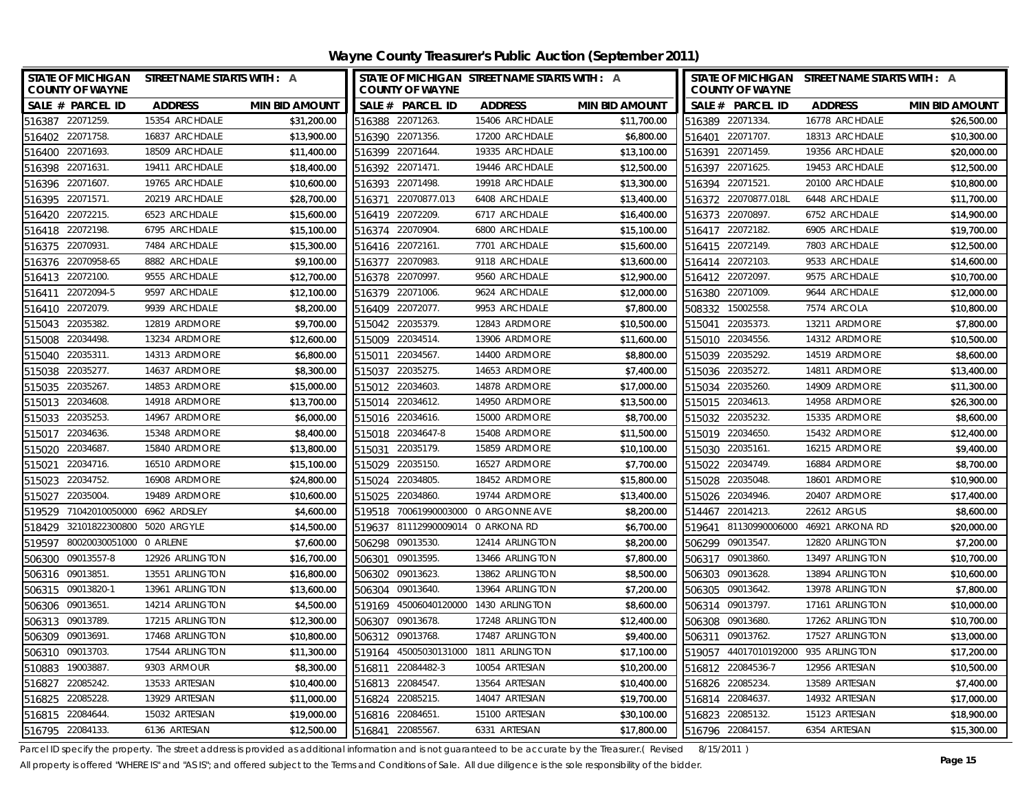# Wayne County Treasurer's Public Auction (September 2011)

STATE OF MICHIGAN COUNTY OF WAYNE — STREET NAME STARTS WITH : A

| SALE # | PARCEL ID | ADDRESS | MIN BID AMOUNT | SALE # | PARCEL ID | ADDRESS | MIN BID AMOUNT | SALE # | PARCEL ID | ADDRESS | MIN BID AMOUNT |
|---|---|---|---|---|---|---|---|---|---|---|---|
| 516387 | 22071259. | 15354 ARCHDALE | $31,200.00 | 516388 | 22071263. | 15406 ARCHDALE | $11,700.00 | 516389 | 22071334. | 16778 ARCHDALE | $26,500.00 |
| 516402 | 22071758. | 16837 ARCHDALE | $13,900.00 | 516390 | 22071356. | 17200 ARCHDALE | $6,800.00 | 516401 | 22071707. | 18313 ARCHDALE | $10,300.00 |
| 516400 | 22071693. | 18509 ARCHDALE | $11,400.00 | 516399 | 22071644. | 19335 ARCHDALE | $13,100.00 | 516391 | 22071459. | 19356 ARCHDALE | $20,000.00 |
| 516398 | 22071631. | 19411 ARCHDALE | $18,400.00 | 516392 | 22071471. | 19446 ARCHDALE | $12,500.00 | 516397 | 22071625. | 19453 ARCHDALE | $12,500.00 |
| 516396 | 22071607. | 19765 ARCHDALE | $10,600.00 | 516393 | 22071498. | 19918 ARCHDALE | $13,300.00 | 516394 | 22071521. | 20100 ARCHDALE | $10,800.00 |
| 516395 | 22071571. | 20219 ARCHDALE | $28,700.00 | 516371 | 22070877.013 | 6408 ARCHDALE | $13,400.00 | 516372 | 22070877.018L | 6448 ARCHDALE | $11,700.00 |
| 516420 | 22072215. | 6523 ARCHDALE | $15,600.00 | 516419 | 22072209. | 6717 ARCHDALE | $16,400.00 | 516373 | 22070897. | 6752 ARCHDALE | $14,900.00 |
| 516418 | 22072198. | 6795 ARCHDALE | $15,100.00 | 516374 | 22070904. | 6800 ARCHDALE | $15,100.00 | 516417 | 22072182. | 6905 ARCHDALE | $19,700.00 |
| 516375 | 22070931. | 7484 ARCHDALE | $15,300.00 | 516416 | 22072161. | 7701 ARCHDALE | $15,600.00 | 516415 | 22072149. | 7803 ARCHDALE | $12,500.00 |
| 516376 | 22070958-65 | 8882 ARCHDALE | $9,100.00 | 516377 | 22070983. | 9118 ARCHDALE | $13,600.00 | 516414 | 22072103. | 9533 ARCHDALE | $14,600.00 |
| 516413 | 22072100. | 9555 ARCHDALE | $12,700.00 | 516378 | 22070997. | 9560 ARCHDALE | $12,900.00 | 516412 | 22072097. | 9575 ARCHDALE | $10,700.00 |
| 516411 | 22072094-5 | 9597 ARCHDALE | $12,100.00 | 516379 | 22071006. | 9624 ARCHDALE | $12,000.00 | 516380 | 22071009. | 9644 ARCHDALE | $12,000.00 |
| 516410 | 22072079. | 9939 ARCHDALE | $8,200.00 | 516409 | 22072077. | 9953 ARCHDALE | $7,800.00 | 508332 | 15002558. | 7574 ARCOLA | $10,800.00 |
| 515043 | 22035382. | 12819 ARDMORE | $9,700.00 | 515042 | 22035379. | 12843 ARDMORE | $10,500.00 | 515041 | 22035373. | 13211 ARDMORE | $7,800.00 |
| 515008 | 22034498. | 13234 ARDMORE | $12,600.00 | 515009 | 22034514. | 13906 ARDMORE | $11,600.00 | 515010 | 22034556. | 14312 ARDMORE | $10,500.00 |
| 515040 | 22035311. | 14313 ARDMORE | $6,800.00 | 515011 | 22034567. | 14400 ARDMORE | $8,800.00 | 515039 | 22035292. | 14519 ARDMORE | $8,600.00 |
| 515038 | 22035277. | 14637 ARDMORE | $8,300.00 | 515037 | 22035275. | 14653 ARDMORE | $7,400.00 | 515036 | 22035272. | 14811 ARDMORE | $13,400.00 |
| 515035 | 22035267. | 14853 ARDMORE | $15,000.00 | 515012 | 22034603. | 14878 ARDMORE | $17,000.00 | 515034 | 22035260. | 14909 ARDMORE | $11,300.00 |
| 515013 | 22034608. | 14918 ARDMORE | $13,700.00 | 515014 | 22034612. | 14950 ARDMORE | $13,500.00 | 515015 | 22034613. | 14958 ARDMORE | $26,300.00 |
| 515033 | 22035253. | 14967 ARDMORE | $6,000.00 | 515016 | 22034616. | 15000 ARDMORE | $8,700.00 | 515032 | 22035232. | 15335 ARDMORE | $8,600.00 |
| 515017 | 22034636. | 15348 ARDMORE | $8,400.00 | 515018 | 22034647-8 | 15408 ARDMORE | $11,500.00 | 515019 | 22034650. | 15432 ARDMORE | $12,400.00 |
| 515020 | 22034687. | 15840 ARDMORE | $13,800.00 | 515031 | 22035179. | 15859 ARDMORE | $10,100.00 | 515030 | 22035161. | 16215 ARDMORE | $9,400.00 |
| 515021 | 22034716. | 16510 ARDMORE | $15,100.00 | 515029 | 22035150. | 16527 ARDMORE | $7,700.00 | 515022 | 22034749. | 16884 ARDMORE | $8,700.00 |
| 515023 | 22034752. | 16908 ARDMORE | $24,800.00 | 515024 | 22034805. | 18452 ARDMORE | $15,800.00 | 515028 | 22035048. | 18601 ARDMORE | $10,900.00 |
| 515027 | 22035004. | 19489 ARDMORE | $10,600.00 | 515025 | 22034860. | 19744 ARDMORE | $13,400.00 | 515026 | 22034946. | 20407 ARDMORE | $17,400.00 |
| 519529 | 71042010050000 | 6962 ARDSLEY | $4,600.00 | 519518 | 70061990003000 | 0 ARGONNE AVE | $8,200.00 | 514467 | 22014213. | 22612 ARGUS | $8,600.00 |
| 518429 | 32101822300800 | 5020 ARGYLE | $14,500.00 | 519637 | 81112990009014 | 0 ARKONA RD | $6,700.00 | 519641 | 81130990006000 | 46921 ARKONA RD | $20,000.00 |
| 519597 | 80020030051000 | 0 ARLENE | $7,600.00 | 506298 | 09013530. | 12414 ARLINGTON | $8,200.00 | 506299 | 09013547. | 12820 ARLINGTON | $7,200.00 |
| 506300 | 09013557-8 | 12926 ARLINGTON | $16,700.00 | 506301 | 09013595. | 13466 ARLINGTON | $7,800.00 | 506317 | 09013860. | 13497 ARLINGTON | $10,700.00 |
| 506316 | 09013851. | 13551 ARLINGTON | $16,800.00 | 506302 | 09013623. | 13862 ARLINGTON | $8,500.00 | 506303 | 09013628. | 13894 ARLINGTON | $10,600.00 |
| 506315 | 09013820-1 | 13961 ARLINGTON | $13,600.00 | 506304 | 09013640. | 13964 ARLINGTON | $7,200.00 | 506305 | 09013642. | 13978 ARLINGTON | $7,800.00 |
| 506306 | 09013651. | 14214 ARLINGTON | $4,500.00 | 519169 | 45006040120000 | 1430 ARLINGTON | $8,600.00 | 506314 | 09013797. | 17161 ARLINGTON | $10,000.00 |
| 506313 | 09013789. | 17215 ARLINGTON | $12,300.00 | 506307 | 09013678. | 17248 ARLINGTON | $12,400.00 | 506308 | 09013680. | 17262 ARLINGTON | $10,700.00 |
| 506309 | 09013691. | 17468 ARLINGTON | $10,800.00 | 506312 | 09013768. | 17487 ARLINGTON | $9,400.00 | 506311 | 09013762. | 17527 ARLINGTON | $13,000.00 |
| 506310 | 09013703. | 17544 ARLINGTON | $11,300.00 | 519164 | 45005030131000 | 1811 ARLINGTON | $17,100.00 | 519057 | 44017010192000 | 935 ARLINGTON | $17,200.00 |
| 510883 | 19003887. | 9303 ARMOUR | $8,300.00 | 516811 | 22084482-3 | 10054 ARTESIAN | $10,200.00 | 516812 | 22084536-7 | 12956 ARTESIAN | $10,500.00 |
| 516827 | 22085242. | 13533 ARTESIAN | $10,400.00 | 516813 | 22084547. | 13564 ARTESIAN | $10,400.00 | 516826 | 22085234. | 13589 ARTESIAN | $7,400.00 |
| 516825 | 22085228. | 13929 ARTESIAN | $11,000.00 | 516824 | 22085215. | 14047 ARTESIAN | $19,700.00 | 516814 | 22084637. | 14932 ARTESIAN | $17,000.00 |
| 516815 | 22084644. | 15032 ARTESIAN | $19,000.00 | 516816 | 22084651. | 15100 ARTESIAN | $30,100.00 | 516823 | 22085132. | 15123 ARTESIAN | $18,900.00 |
| 516795 | 22084133. | 6136 ARTESIAN | $12,500.00 | 516841 | 22085567. | 6331 ARTESIAN | $17,800.00 | 516796 | 22084157. | 6354 ARTESIAN | $15,300.00 |

Parcel ID specify the property. The street address is provided as additional information and is not guaranteed to be accurate by the Treasurer.( Revised 8/15/2011 )

All property is offered "WHERE IS" and "AS IS"; and offered subject to the Terms and Conditions of Sale. All due diligence is the sole responsibility of the bidder.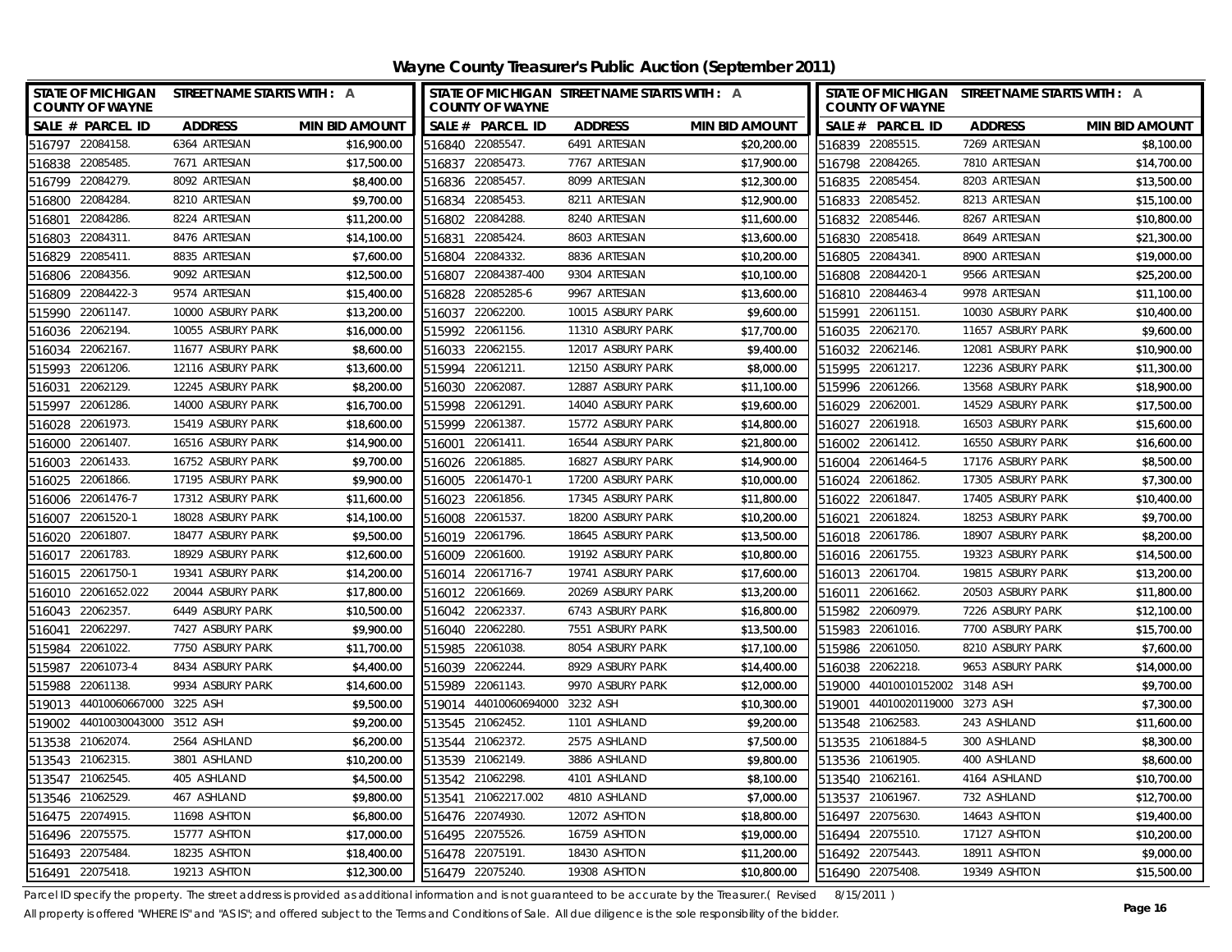# Wayne County Treasurer's Public Auction (September 2011)

| STATE OF MICHIGAN COUNTY OF WAYNE | STREET NAME STARTS WITH : A | |
|---|---|---|
| **SALE # PARCEL ID** | **ADDRESS** | **MIN BID AMOUNT** |
| 516797 22084158. | 6364 ARTESIAN | $16,900.00 |
| 516840 22085547. | 6491 ARTESIAN | $20,200.00 |
| 516839 22085515. | 7269 ARTESIAN | $8,100.00 |
| 516838 22085485. | 7671 ARTESIAN | $17,500.00 |
| 516837 22085473. | 7767 ARTESIAN | $17,900.00 |
| 516798 22084265. | 7810 ARTESIAN | $14,700.00 |
| 516799 22084279. | 8092 ARTESIAN | $8,400.00 |
| 516836 22085457. | 8099 ARTESIAN | $12,300.00 |
| 516835 22085454. | 8203 ARTESIAN | $13,500.00 |
| 516800 22084284. | 8210 ARTESIAN | $9,700.00 |
| 516834 22085453. | 8211 ARTESIAN | $12,900.00 |
| 516833 22085452. | 8213 ARTESIAN | $15,100.00 |
| 516801 22084286. | 8224 ARTESIAN | $11,200.00 |
| 516802 22084288. | 8240 ARTESIAN | $11,600.00 |
| 516832 22085446. | 8267 ARTESIAN | $10,800.00 |
| 516803 22084311. | 8476 ARTESIAN | $14,100.00 |
| 516831 22085424. | 8603 ARTESIAN | $13,600.00 |
| 516830 22085418. | 8649 ARTESIAN | $21,300.00 |
| 516829 22085411. | 8835 ARTESIAN | $7,600.00 |
| 516804 22084332. | 8836 ARTESIAN | $10,200.00 |
| 516805 22084341. | 8900 ARTESIAN | $19,000.00 |
| 516806 22084356. | 9092 ARTESIAN | $12,500.00 |
| 516807 22084387-400 | 9304 ARTESIAN | $10,100.00 |
| 516808 22084420-1 | 9566 ARTESIAN | $25,200.00 |
| 516809 22084422-3 | 9574 ARTESIAN | $15,400.00 |
| 516828 22085285-6 | 9967 ARTESIAN | $13,600.00 |
| 516810 22084463-4 | 9978 ARTESIAN | $11,100.00 |
| 515990 22061147. | 10000 ASBURY PARK | $13,200.00 |
| 516037 22062200. | 10015 ASBURY PARK | $9,600.00 |
| 515991 22061151. | 10030 ASBURY PARK | $10,400.00 |
| 516036 22062194. | 10055 ASBURY PARK | $16,000.00 |
| 515992 22061156. | 11310 ASBURY PARK | $17,700.00 |
| 516035 22062170. | 11657 ASBURY PARK | $9,600.00 |
| 516034 22062167. | 11677 ASBURY PARK | $8,600.00 |
| 516033 22062155. | 12017 ASBURY PARK | $9,400.00 |
| 516032 22062146. | 12081 ASBURY PARK | $10,900.00 |
| 515993 22061206. | 12116 ASBURY PARK | $13,600.00 |
| 515994 22061211. | 12150 ASBURY PARK | $8,000.00 |
| 515995 22061217. | 12236 ASBURY PARK | $11,300.00 |
| 516031 22062129. | 12245 ASBURY PARK | $8,200.00 |
| 516030 22062087. | 12887 ASBURY PARK | $11,100.00 |
| 515996 22061266. | 13568 ASBURY PARK | $18,900.00 |
| 515997 22061286. | 14000 ASBURY PARK | $16,700.00 |
| 515998 22061291. | 14040 ASBURY PARK | $19,600.00 |
| 516029 22062001. | 14529 ASBURY PARK | $17,500.00 |
| 516028 22061973. | 15419 ASBURY PARK | $18,600.00 |
| 515999 22061387. | 15772 ASBURY PARK | $14,800.00 |
| 516027 22061918. | 16503 ASBURY PARK | $15,600.00 |
| 516000 22061407. | 16516 ASBURY PARK | $14,900.00 |
| 516001 22061411. | 16544 ASBURY PARK | $21,800.00 |
| 516002 22061412. | 16550 ASBURY PARK | $16,600.00 |
| 516003 22061433. | 16752 ASBURY PARK | $9,700.00 |
| 516026 22061885. | 16827 ASBURY PARK | $14,900.00 |
| 516004 22061464-5 | 17176 ASBURY PARK | $8,500.00 |
| 516025 22061866. | 17195 ASBURY PARK | $9,900.00 |
| 516005 22061470-1 | 17200 ASBURY PARK | $10,000.00 |
| 516024 22061862. | 17305 ASBURY PARK | $7,300.00 |
| 516006 22061476-7 | 17312 ASBURY PARK | $11,600.00 |
| 516023 22061856. | 17345 ASBURY PARK | $11,800.00 |
| 516022 22061847. | 17405 ASBURY PARK | $10,400.00 |
| 516007 22061520-1 | 18028 ASBURY PARK | $14,100.00 |
| 516008 22061537. | 18200 ASBURY PARK | $10,200.00 |
| 516021 22061824. | 18253 ASBURY PARK | $9,700.00 |
| 516020 22061807. | 18477 ASBURY PARK | $9,500.00 |
| 516019 22061796. | 18645 ASBURY PARK | $13,500.00 |
| 516018 22061786. | 18907 ASBURY PARK | $8,200.00 |
| 516017 22061783. | 18929 ASBURY PARK | $12,600.00 |
| 516009 22061600. | 19192 ASBURY PARK | $10,800.00 |
| 516016 22061755. | 19323 ASBURY PARK | $14,500.00 |
| 516015 22061750-1 | 19341 ASBURY PARK | $14,200.00 |
| 516014 22061716-7 | 19741 ASBURY PARK | $17,600.00 |
| 516013 22061704. | 19815 ASBURY PARK | $13,200.00 |
| 516010 22061652.022 | 20044 ASBURY PARK | $17,800.00 |
| 516012 22061669. | 20269 ASBURY PARK | $13,200.00 |
| 516011 22061662. | 20503 ASBURY PARK | $11,800.00 |
| 516043 22062357. | 6449 ASBURY PARK | $10,500.00 |
| 516042 22062337. | 6743 ASBURY PARK | $16,800.00 |
| 515982 22060979. | 7226 ASBURY PARK | $12,100.00 |
| 516041 22062297. | 7427 ASBURY PARK | $9,900.00 |
| 516040 22062280. | 7551 ASBURY PARK | $13,500.00 |
| 515983 22061016. | 7700 ASBURY PARK | $15,700.00 |
| 515984 22061022. | 7750 ASBURY PARK | $11,700.00 |
| 515985 22061038. | 8054 ASBURY PARK | $17,100.00 |
| 515986 22061050. | 8210 ASBURY PARK | $7,600.00 |
| 515987 22061073-4 | 8434 ASBURY PARK | $4,400.00 |
| 516039 22062244. | 8929 ASBURY PARK | $14,400.00 |
| 516038 22062218. | 9653 ASBURY PARK | $14,000.00 |
| 515988 22061138. | 9934 ASBURY PARK | $14,600.00 |
| 515989 22061143. | 9970 ASBURY PARK | $12,000.00 |
| 519000 44010010152002 | 3148 ASH | $9,700.00 |
| 519013 44010060667000 | 3225 ASH | $9,500.00 |
| 519014 44010060694000 | 3232 ASH | $10,300.00 |
| 519001 44010020119000 | 3273 ASH | $7,300.00 |
| 519002 44010030043000 | 3512 ASH | $9,200.00 |
| 513545 21062452. | 1101 ASHLAND | $9,200.00 |
| 513548 21062583. | 243 ASHLAND | $11,600.00 |
| 513538 21062074. | 2564 ASHLAND | $6,200.00 |
| 513544 21062372. | 2575 ASHLAND | $7,500.00 |
| 513535 21061884-5 | 300 ASHLAND | $8,300.00 |
| 513543 21062315. | 3801 ASHLAND | $10,200.00 |
| 513539 21062149. | 3886 ASHLAND | $9,800.00 |
| 513536 21061905. | 400 ASHLAND | $8,600.00 |
| 513547 21062545. | 405 ASHLAND | $4,500.00 |
| 513542 21062298. | 4101 ASHLAND | $8,100.00 |
| 513540 21062161. | 4164 ASHLAND | $10,700.00 |
| 513546 21062529. | 467 ASHLAND | $9,800.00 |
| 513541 21062217.002 | 4810 ASHLAND | $7,000.00 |
| 513537 21061967. | 732 ASHLAND | $12,700.00 |
| 516475 22074915. | 11698 ASHTON | $6,800.00 |
| 516476 22074930. | 12072 ASHTON | $18,800.00 |
| 516497 22075630. | 14643 ASHTON | $19,400.00 |
| 516496 22075575. | 15777 ASHTON | $17,000.00 |
| 516495 22075526. | 16759 ASHTON | $19,000.00 |
| 516494 22075510. | 17127 ASHTON | $10,200.00 |
| 516493 22075484. | 18235 ASHTON | $18,400.00 |
| 516478 22075191. | 18430 ASHTON | $11,200.00 |
| 516492 22075443. | 18911 ASHTON | $9,000.00 |
| 516491 22075418. | 19213 ASHTON | $12,300.00 |
| 516479 22075240. | 19308 ASHTON | $10,800.00 |
| 516490 22075408. | 19349 ASHTON | $15,500.00 |

Parcel ID specify the property. The street address is provided as additional information and is not guaranteed to be accurate by the Treasurer.( Revised 8/15/2011 )

All property is offered "WHERE IS" and "AS IS"; and offered subject to the Terms and Conditions of Sale. All due diligence is the sole responsibility of the bidder.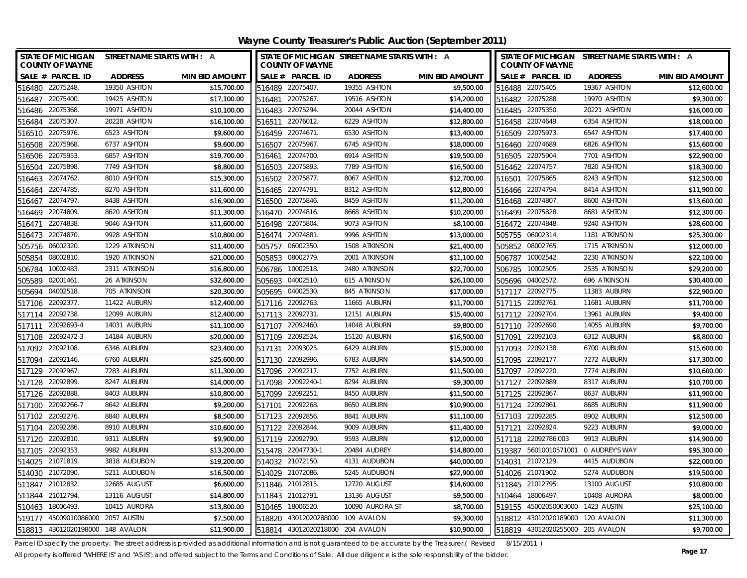# Wayne County Treasurer's Public Auction (September 2011)

STATE OF MICHIGAN COUNTY OF WAYNE — STREET NAME STARTS WITH : A

| SALE # | PARCEL ID | ADDRESS | MIN BID AMOUNT |
|---|---|---|---|
| 516480 | 22075248. | 19350 ASHTON | $15,700.00 |
| 516487 | 22075400. | 19425 ASHTON | $17,100.00 |
| 516486 | 22075368. | 19971 ASHTON | $10,100.00 |
| 516484 | 22075307. | 20228 ASHTON | $16,100.00 |
| 516510 | 22075976. | 6523 ASHTON | $9,600.00 |
| 516508 | 22075968. | 6737 ASHTON | $9,600.00 |
| 516506 | 22075953. | 6857 ASHTON | $19,700.00 |
| 516504 | 22075898. | 7749 ASHTON | $8,800.00 |
| 516463 | 22074762. | 8010 ASHTON | $15,300.00 |
| 516464 | 22074785. | 8270 ASHTON | $11,600.00 |
| 516467 | 22074797. | 8438 ASHTON | $16,900.00 |
| 516469 | 22074809. | 8620 ASHTON | $11,300.00 |
| 516471 | 22074838. | 9046 ASHTON | $11,600.00 |
| 516473 | 22074870. | 9928 ASHTON | $10,800.00 |
| 505756 | 06002320. | 1229 ATKINSON | $11,400.00 |
| 505854 | 08002810. | 1920 ATKINSON | $21,000.00 |
| 506784 | 10002483. | 2311 ATKINSON | $16,800.00 |
| 505589 | 02001461. | 26 ATKINSON | $32,600.00 |
| 505694 | 04002518. | 705 ATKINSON | $20,300.00 |
| 517106 | 22092377. | 11422 AUBURN | $12,400.00 |
| 517114 | 22092738. | 12099 AUBURN | $12,400.00 |
| 517111 | 22092693-4 | 14031 AUBURN | $11,100.00 |
| 517108 | 22092472-3 | 14184 AUBURN | $20,000.00 |
| 517092 | 22092108. | 6346 AUBURN | $23,400.00 |
| 517094 | 22092146. | 6760 AUBURN | $25,600.00 |
| 517129 | 22092967. | 7283 AUBURN | $11,300.00 |
| 517128 | 22092899. | 8247 AUBURN | $14,000.00 |
| 517126 | 22092888. | 8403 AUBURN | $10,800.00 |
| 517100 | 22092266-7 | 8642 AUBURN | $9,200.00 |
| 517102 | 22092276. | 8840 AUBURN | $8,500.00 |
| 517104 | 22092286. | 8910 AUBURN | $10,600.00 |
| 517120 | 22092810. | 9311 AUBURN | $9,900.00 |
| 517105 | 22092353. | 9982 AUBURN | $13,200.00 |
| 514025 | 21071819. | 3818 AUDUBON | $19,200.00 |
| 514030 | 21072090. | 5211 AUDUBON | $16,500.00 |
| 511847 | 21012832. | 12685 AUGUST | $6,600.00 |
| 511844 | 21012794. | 13116 AUGUST | $14,800.00 |
| 510463 | 18006493. | 10415 AURORA | $13,800.00 |
| 519177 | 45009010086000 | 2057 AUSTIN | $7,500.00 |
| 518813 | 43012020198000 | 148 AVALON | $11,900.00 |
| 516489 | 22075407. | 19355 ASHTON | $9,500.00 |
| 516481 | 22075267. | 19516 ASHTON | $14,200.00 |
| 516483 | 22075294. | 20044 ASHTON | $14,400.00 |
| 516511 | 22076012. | 6229 ASHTON | $12,800.00 |
| 516459 | 22074671. | 6530 ASHTON | $13,400.00 |
| 516507 | 22075967. | 6745 ASHTON | $18,000.00 |
| 516461 | 22074700. | 6914 ASHTON | $19,500.00 |
| 516503 | 22075893. | 7789 ASHTON | $16,500.00 |
| 516502 | 22075877. | 8067 ASHTON | $12,700.00 |
| 516465 | 22074791. | 8312 ASHTON | $12,800.00 |
| 516500 | 22075846. | 8459 ASHTON | $11,200.00 |
| 516470 | 22074816. | 8668 ASHTON | $10,200.00 |
| 516498 | 22075804. | 9073 ASHTON | $8,100.00 |
| 516474 | 22074881. | 9996 ASHTON | $13,000.00 |
| 505757 | 06002350. | 1508 ATKINSON | $21,400.00 |
| 505853 | 08002779. | 2001 ATKINSON | $11,100.00 |
| 506786 | 10002518. | 2480 ATKINSON | $22,700.00 |
| 505693 | 04002510. | 615 ATKINSON | $26,100.00 |
| 505695 | 04002530. | 845 ATKINSON | $17,000.00 |
| 517116 | 22092763. | 11665 AUBURN | $11,700.00 |
| 517113 | 22092731. | 12151 AUBURN | $15,400.00 |
| 517107 | 22092460. | 14048 AUBURN | $9,800.00 |
| 517109 | 22092524. | 15120 AUBURN | $16,500.00 |
| 517131 | 22093025. | 6429 AUBURN | $15,000.00 |
| 517130 | 22092996. | 6783 AUBURN | $14,500.00 |
| 517096 | 22092217. | 7752 AUBURN | $11,500.00 |
| 517098 | 22092240-1 | 8294 AUBURN | $9,300.00 |
| 517099 | 22092251. | 8450 AUBURN | $11,500.00 |
| 517101 | 22092268. | 8650 AUBURN | $10,900.00 |
| 517123 | 22092856. | 8841 AUBURN | $11,100.00 |
| 517122 | 22092844. | 9009 AUBURN | $11,400.00 |
| 517119 | 22092790. | 9593 AUBURN | $12,000.00 |
| 515478 | 22047730-1 | 20484 AUDREY | $14,800.00 |
| 514032 | 21072150. | 4131 AUDUBON | $40,000.00 |
| 514029 | 21072086. | 5245 AUDUBON | $22,900.00 |
| 511846 | 21012815. | 12720 AUGUST | $14,600.00 |
| 511843 | 21012791. | 13136 AUGUST | $9,500.00 |
| 510465 | 18006520. | 10090 AURORA ST | $8,700.00 |
| 518820 | 43012020288000 | 109 AVALON | $9,300.00 |
| 518814 | 43012020218000 | 204 AVALON | $10,900.00 |
| 516488 | 22075405. | 19367 ASHTON | $12,600.00 |
| 516482 | 22075288. | 19970 ASHTON | $9,300.00 |
| 516485 | 22075350. | 20221 ASHTON | $16,000.00 |
| 516458 | 22074649. | 6354 ASHTON | $18,000.00 |
| 516509 | 22075973. | 6547 ASHTON | $17,400.00 |
| 516460 | 22074689. | 6826 ASHTON | $15,600.00 |
| 516505 | 22075904. | 7701 ASHTON | $22,900.00 |
| 516462 | 22074757. | 7820 ASHTON | $18,300.00 |
| 516501 | 22075865. | 8243 ASHTON | $12,500.00 |
| 516466 | 22074794. | 8414 ASHTON | $11,900.00 |
| 516468 | 22074807. | 8600 ASHTON | $13,600.00 |
| 516499 | 22075828. | 8681 ASHTON | $12,300.00 |
| 516472 | 22074848. | 9240 ASHTON | $28,600.00 |
| 505755 | 06002314. | 1181 ATKINSON | $25,300.00 |
| 505852 | 08002765. | 1715 ATKINSON | $12,000.00 |
| 506787 | 10002542. | 2230 ATKINSON | $22,100.00 |
| 506785 | 10002505. | 2535 ATKINSON | $29,200.00 |
| 505696 | 04002572. | 696 ATKINSON | $30,400.00 |
| 517117 | 22092775. | 11383 AUBURN | $22,900.00 |
| 517115 | 22092761. | 11681 AUBURN | $11,700.00 |
| 517112 | 22092704. | 13961 AUBURN | $9,400.00 |
| 517110 | 22092690. | 14055 AUBURN | $9,700.00 |
| 517091 | 22092103. | 6312 AUBURN | $8,800.00 |
| 517093 | 22092138. | 6700 AUBURN | $15,600.00 |
| 517095 | 22092177. | 7272 AUBURN | $17,300.00 |
| 517097 | 22092220. | 7774 AUBURN | $10,600.00 |
| 517127 | 22092889. | 8317 AUBURN | $10,700.00 |
| 517125 | 22092867. | 8637 AUBURN | $11,900.00 |
| 517124 | 22092861. | 8685 AUBURN | $11,900.00 |
| 517103 | 22092285. | 8902 AUBURN | $12,500.00 |
| 517121 | 22092824. | 9223 AUBURN | $9,000.00 |
| 517118 | 22092786.003 | 9913 AUBURN | $14,900.00 |
| 519387 | 56010010571001 | 0 AUDREY'S WAY | $95,300.00 |
| 514031 | 21072129. | 4415 AUDUBON | $22,000.00 |
| 514026 | 21071902. | 5274 AUDUBON | $19,500.00 |
| 511845 | 21012795. | 13100 AUGUST | $10,800.00 |
| 510464 | 18006497. | 10408 AURORA | $8,000.00 |
| 519155 | 45002050003000 | 1423 AUSTIN | $25,100.00 |
| 518812 | 43012020189000 | 120 AVALON | $11,300.00 |
| 518819 | 43012020255000 | 205 AVALON | $9,700.00 |

Parcel ID specify the property. The street address is provided as additional information and is not guaranteed to be accurate by the Treasurer.( Revised 8/15/2011 )

All property is offered "WHERE IS" and "AS IS"; and offered subject to the Terms and Conditions of Sale. All due diligence is the sole responsibility of the bidder.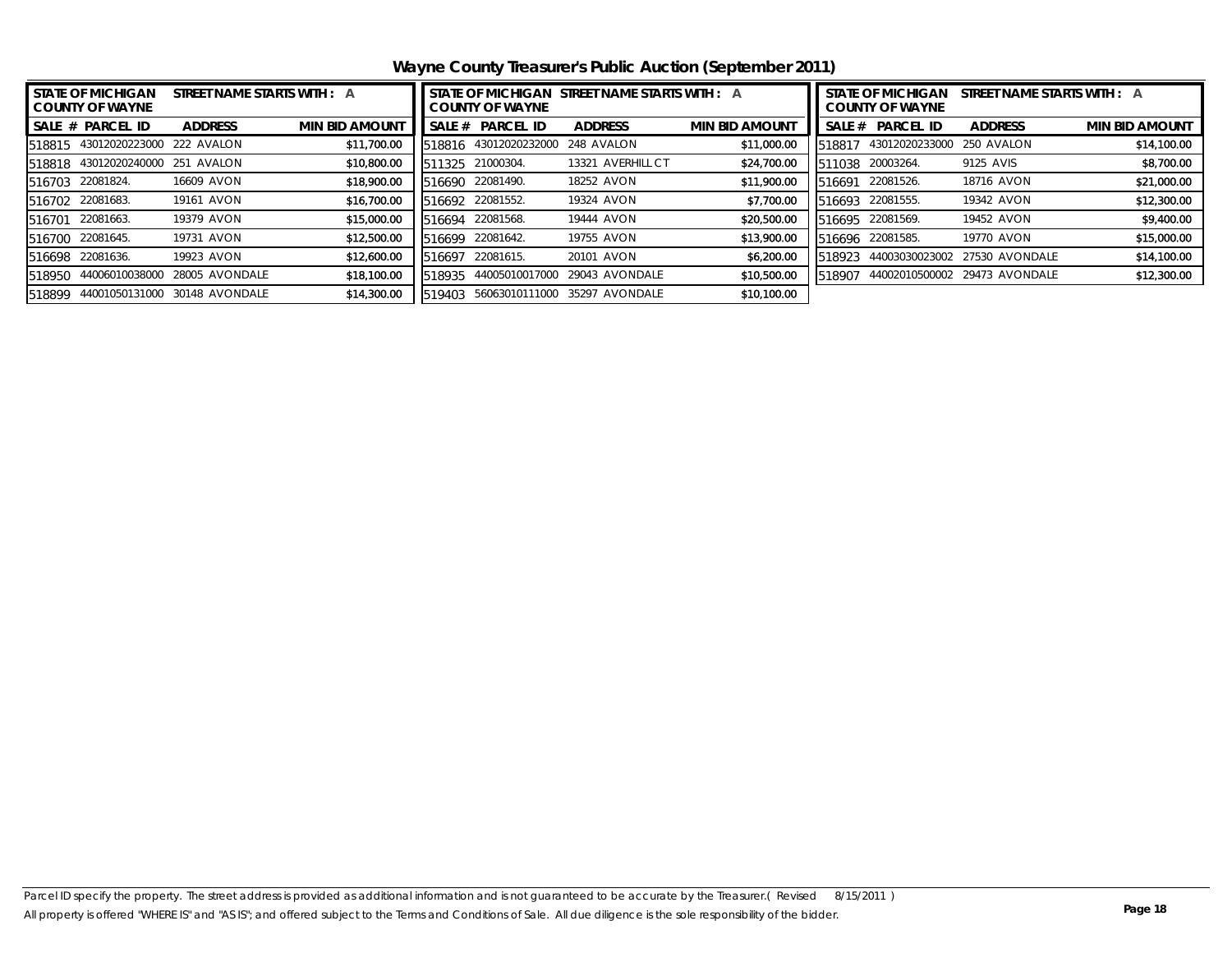# Wayne County Treasurer's Public Auction (September 2011)

| STATE OF MICHIGAN COUNTY OF WAYNE | STREET NAME STARTS WITH : A | | |
|---|---|---|---|
| SALE # | PARCEL ID | ADDRESS | MIN BID AMOUNT |
| 518815 | 43012020223000 | 222 AVALON | $11,700.00 |
| 518818 | 43012020240000 | 251 AVALON | $10,800.00 |
| 516703 | 22081824. | 16609 AVON | $18,900.00 |
| 516702 | 22081683. | 19161 AVON | $16,700.00 |
| 516701 | 22081663. | 19379 AVON | $15,000.00 |
| 516700 | 22081645. | 19731 AVON | $12,500.00 |
| 516698 | 22081636. | 19923 AVON | $12,600.00 |
| 518950 | 44006010038000 | 28005 AVONDALE | $18,100.00 |
| 518899 | 44001050131000 | 30148 AVONDALE | $14,300.00 |

| STATE OF MICHIGAN COUNTY OF WAYNE | STREET NAME STARTS WITH : A | | |
|---|---|---|---|
| SALE # | PARCEL ID | ADDRESS | MIN BID AMOUNT |
| 518816 | 43012020232000 | 248 AVALON | $11,000.00 |
| 511325 | 21000304. | 13321 AVERHILL CT | $24,700.00 |
| 516690 | 22081490. | 18252 AVON | $11,900.00 |
| 516692 | 22081552. | 19324 AVON | $7,700.00 |
| 516694 | 22081568. | 19444 AVON | $20,500.00 |
| 516699 | 22081642. | 19755 AVON | $13,900.00 |
| 516697 | 22081615. | 20101 AVON | $6,200.00 |
| 518935 | 44005010017000 | 29043 AVONDALE | $10,500.00 |
| 519403 | 56063010111000 | 35297 AVONDALE | $10,100.00 |

| STATE OF MICHIGAN COUNTY OF WAYNE | STREET NAME STARTS WITH : A | | |
|---|---|---|---|
| SALE # | PARCEL ID | ADDRESS | MIN BID AMOUNT |
| 518817 | 43012020233000 | 250 AVALON | $14,100.00 |
| 511038 | 20003264. | 9125 AVIS | $8,700.00 |
| 516691 | 22081526. | 18716 AVON | $21,000.00 |
| 516693 | 22081555. | 19342 AVON | $12,300.00 |
| 516695 | 22081569. | 19452 AVON | $9,400.00 |
| 516696 | 22081585. | 19770 AVON | $15,000.00 |
| 518923 | 44003030023002 | 27530 AVONDALE | $14,100.00 |
| 518907 | 44002010500002 | 29473 AVONDALE | $12,300.00 |

Parcel ID specify the property. The street address is provided as additional information and is not guaranteed to be accurate by the Treasurer.( Revised 8/15/2011 )
All property is offered "WHERE IS" and "AS IS"; and offered subject to the Terms and Conditions of Sale. All due diligence is the sole responsibility of the bidder.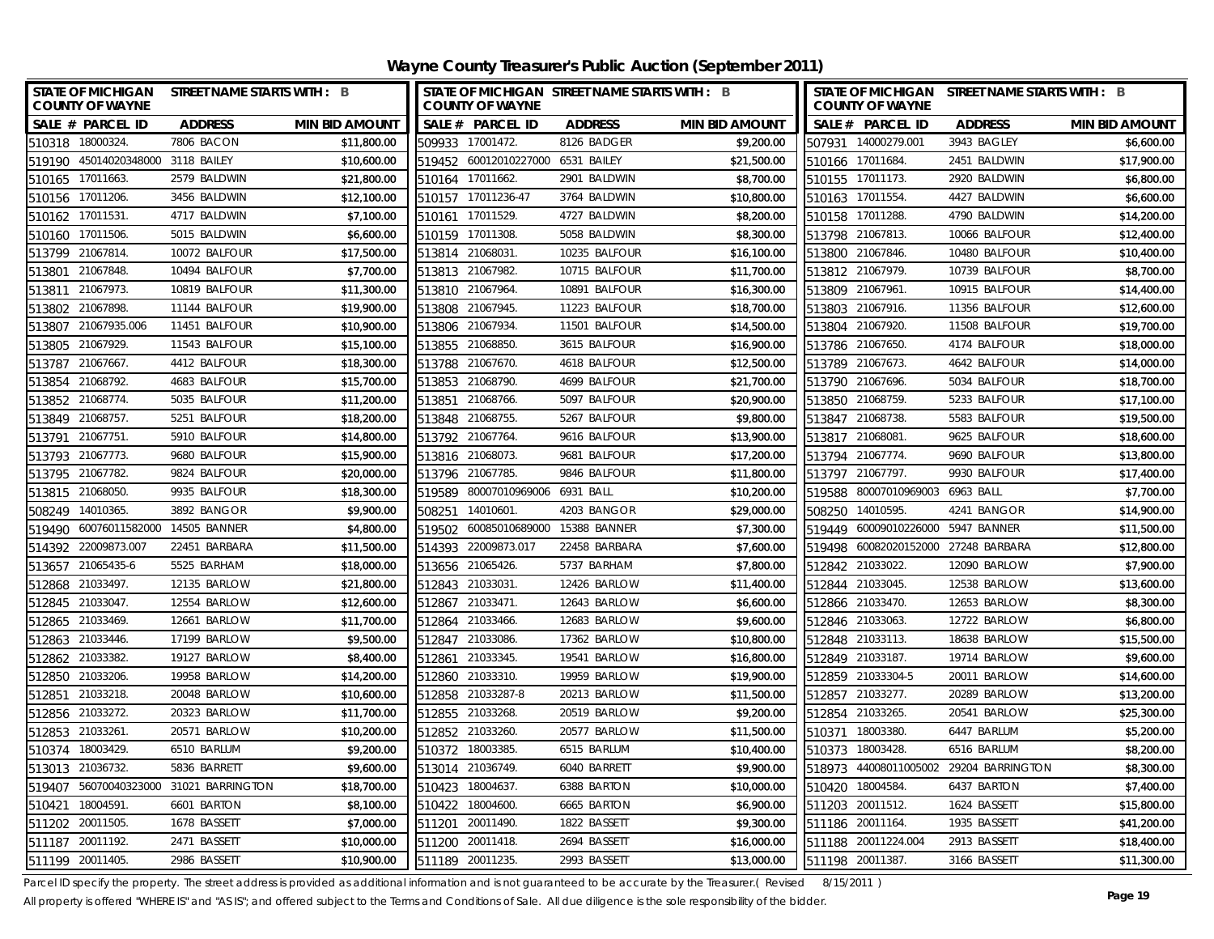# Wayne County Treasurer's Public Auction (September 2011)

| SALE # | PARCEL ID | ADDRESS | MIN BID AMOUNT |
|---|---|---|---|
| 510318 | 18000324. | 7806 BACON | $11,800.00 |
| 519190 | 45014020348000 | 3118 BAILEY | $10,600.00 |
| 510165 | 17011663. | 2579 BALDWIN | $21,800.00 |
| 510156 | 17011206. | 3456 BALDWIN | $12,100.00 |
| 510162 | 17011531. | 4717 BALDWIN | $7,100.00 |
| 510160 | 17011506. | 5015 BALDWIN | $6,600.00 |
| 513799 | 21067814. | 10072 BALFOUR | $17,500.00 |
| 513801 | 21067848. | 10494 BALFOUR | $7,700.00 |
| 513811 | 21067973. | 10819 BALFOUR | $11,300.00 |
| 513802 | 21067898. | 11144 BALFOUR | $19,900.00 |
| 513807 | 21067935.006 | 11451 BALFOUR | $10,900.00 |
| 513805 | 21067929. | 11543 BALFOUR | $15,100.00 |
| 513787 | 21067667. | 4412 BALFOUR | $18,300.00 |
| 513854 | 21068792. | 4683 BALFOUR | $15,700.00 |
| 513852 | 21068774. | 5035 BALFOUR | $11,200.00 |
| 513849 | 21068757. | 5251 BALFOUR | $18,200.00 |
| 513791 | 21067751. | 5910 BALFOUR | $14,800.00 |
| 513793 | 21067773. | 9680 BALFOUR | $15,900.00 |
| 513795 | 21067782. | 9824 BALFOUR | $20,000.00 |
| 513815 | 21068050. | 9935 BALFOUR | $18,300.00 |
| 508249 | 14010365. | 3892 BANGOR | $9,900.00 |
| 519490 | 60076011582000 | 14505 BANNER | $4,800.00 |
| 514392 | 22009873.007 | 22451 BARBARA | $11,500.00 |
| 513657 | 21065435-6 | 5525 BARHAM | $18,000.00 |
| 512868 | 21033497. | 12135 BARLOW | $21,800.00 |
| 512845 | 21033047. | 12554 BARLOW | $12,600.00 |
| 512865 | 21033469. | 12661 BARLOW | $11,700.00 |
| 512863 | 21033446. | 17199 BARLOW | $9,500.00 |
| 512862 | 21033382. | 19127 BARLOW | $8,400.00 |
| 512850 | 21033206. | 19958 BARLOW | $14,200.00 |
| 512851 | 21033218. | 20048 BARLOW | $10,600.00 |
| 512856 | 21033272. | 20323 BARLOW | $11,700.00 |
| 512853 | 21033261. | 20571 BARLOW | $10,200.00 |
| 510374 | 18003429. | 6510 BARLUM | $9,200.00 |
| 513013 | 21036732. | 5836 BARRETT | $9,600.00 |
| 519407 | 56070040323000 | 31021 BARRINGTON | $18,700.00 |
| 510421 | 18004591. | 6601 BARTON | $8,100.00 |
| 511202 | 20011505. | 1678 BASSETT | $7,000.00 |
| 511187 | 20011192. | 2471 BASSETT | $10,000.00 |
| 511199 | 20011405. | 2986 BASSETT | $10,900.00 |
| 509933 | 17001472. | 8126 BADGER | $9,200.00 |
| 519452 | 60012010227000 | 6531 BAILEY | $21,500.00 |
| 510164 | 17011662. | 2901 BALDWIN | $8,700.00 |
| 510157 | 17011236-47 | 3764 BALDWIN | $10,800.00 |
| 510161 | 17011529. | 4727 BALDWIN | $8,200.00 |
| 510159 | 17011308. | 5058 BALDWIN | $8,300.00 |
| 513814 | 21068031. | 10235 BALFOUR | $16,100.00 |
| 513813 | 21067982. | 10715 BALFOUR | $11,700.00 |
| 513810 | 21067964. | 10891 BALFOUR | $16,300.00 |
| 513808 | 21067945. | 11223 BALFOUR | $18,700.00 |
| 513806 | 21067934. | 11501 BALFOUR | $14,500.00 |
| 513855 | 21068850. | 3615 BALFOUR | $16,900.00 |
| 513788 | 21067670. | 4618 BALFOUR | $12,500.00 |
| 513853 | 21068790. | 4699 BALFOUR | $21,700.00 |
| 513851 | 21068766. | 5097 BALFOUR | $20,900.00 |
| 513848 | 21068755. | 5267 BALFOUR | $9,800.00 |
| 513792 | 21067764. | 9616 BALFOUR | $13,900.00 |
| 513816 | 21068073. | 9681 BALFOUR | $17,200.00 |
| 513796 | 21067785. | 9846 BALFOUR | $11,800.00 |
| 519589 | 80007010969006 | 6931 BALL | $10,200.00 |
| 508251 | 14010601. | 4203 BANGOR | $29,000.00 |
| 519502 | 60085010689000 | 15388 BANNER | $7,300.00 |
| 514393 | 22009873.017 | 22458 BARBARA | $7,600.00 |
| 513656 | 21065426. | 5737 BARHAM | $7,800.00 |
| 512843 | 21033031. | 12426 BARLOW | $11,400.00 |
| 512867 | 21033471. | 12643 BARLOW | $6,600.00 |
| 512864 | 21033466. | 12683 BARLOW | $9,600.00 |
| 512847 | 21033086. | 17362 BARLOW | $10,800.00 |
| 512861 | 21033345. | 19541 BARLOW | $16,800.00 |
| 512860 | 21033310. | 19959 BARLOW | $19,900.00 |
| 512858 | 21033287-8 | 20213 BARLOW | $11,500.00 |
| 512855 | 21033268. | 20519 BARLOW | $9,200.00 |
| 512852 | 21033260. | 20577 BARLOW | $11,500.00 |
| 510372 | 18003385. | 6515 BARLUM | $10,400.00 |
| 513014 | 21036749. | 6040 BARRETT | $9,900.00 |
| 510423 | 18004637. | 6388 BARTON | $10,000.00 |
| 510422 | 18004600. | 6665 BARTON | $6,900.00 |
| 511201 | 20011490. | 1822 BASSETT | $9,300.00 |
| 511200 | 20011418. | 2694 BASSETT | $16,000.00 |
| 511189 | 20011235. | 2993 BASSETT | $13,000.00 |
| 507931 | 14000279.001 | 3943 BAGLEY | $6,600.00 |
| 510166 | 17011684. | 2451 BALDWIN | $17,900.00 |
| 510155 | 17011173. | 2920 BALDWIN | $6,800.00 |
| 510163 | 17011554. | 4427 BALDWIN | $6,600.00 |
| 510158 | 17011288. | 4790 BALDWIN | $14,200.00 |
| 513798 | 21067813. | 10066 BALFOUR | $12,400.00 |
| 513800 | 21067846. | 10480 BALFOUR | $10,400.00 |
| 513812 | 21067979. | 10739 BALFOUR | $8,700.00 |
| 513809 | 21067961. | 10915 BALFOUR | $14,400.00 |
| 513803 | 21067916. | 11356 BALFOUR | $12,600.00 |
| 513804 | 21067920. | 11508 BALFOUR | $19,700.00 |
| 513786 | 21067650. | 4174 BALFOUR | $18,000.00 |
| 513789 | 21067673. | 4642 BALFOUR | $14,000.00 |
| 513790 | 21067696. | 5034 BALFOUR | $18,700.00 |
| 513850 | 21068759. | 5233 BALFOUR | $17,100.00 |
| 513847 | 21068738. | 5583 BALFOUR | $19,500.00 |
| 513817 | 21068081. | 9625 BALFOUR | $18,600.00 |
| 513794 | 21067774. | 9690 BALFOUR | $13,800.00 |
| 513797 | 21067797. | 9930 BALFOUR | $17,400.00 |
| 519588 | 80007010969003 | 6963 BALL | $7,700.00 |
| 508250 | 14010595. | 4241 BANGOR | $14,900.00 |
| 519449 | 60009010226000 | 5947 BANNER | $11,500.00 |
| 519498 | 60082020152000 | 27248 BARBARA | $12,800.00 |
| 512842 | 21033022. | 12090 BARLOW | $7,900.00 |
| 512844 | 21033045. | 12538 BARLOW | $13,600.00 |
| 512866 | 21033470. | 12653 BARLOW | $8,300.00 |
| 512846 | 21033063. | 12722 BARLOW | $6,800.00 |
| 512848 | 21033113. | 18638 BARLOW | $15,500.00 |
| 512849 | 21033187. | 19714 BARLOW | $9,600.00 |
| 512859 | 21033304-5 | 20011 BARLOW | $14,600.00 |
| 512857 | 21033277. | 20289 BARLOW | $13,200.00 |
| 512854 | 21033265. | 20541 BARLOW | $25,300.00 |
| 510371 | 18003380. | 6447 BARLUM | $5,200.00 |
| 510373 | 18003428. | 6516 BARLUM | $8,200.00 |
| 518973 | 44008011005002 | 29204 BARRINGTON | $8,300.00 |
| 510420 | 18004584. | 6437 BARTON | $7,400.00 |
| 511203 | 20011512. | 1624 BASSETT | $15,800.00 |
| 511186 | 20011164. | 1935 BASSETT | $41,200.00 |
| 511188 | 20011224.004 | 2913 BASSETT | $18,400.00 |
| 511198 | 20011387. | 3166 BASSETT | $11,300.00 |

Parcel ID specify the property. The street address is provided as additional information and is not guaranteed to be accurate by the Treasurer.( Revised 8/15/2011 )

All property is offered "WHERE IS" and "AS IS"; and offered subject to the Terms and Conditions of Sale. All due diligence is the sole responsibility of the bidder.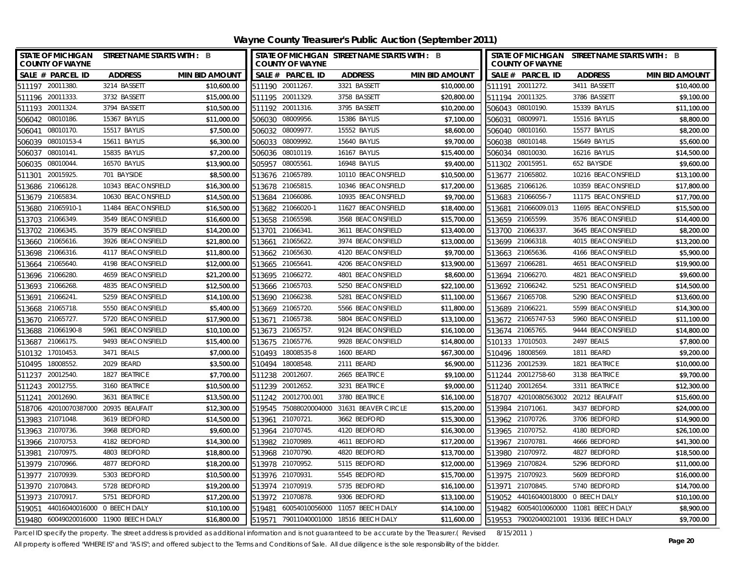# Wayne County Treasurer's Public Auction (September 2011)

STATE OF MICHIGAN COUNTY OF WAYNE — STREET NAME STARTS WITH : B

| SALE # | PARCEL ID | ADDRESS | MIN BID AMOUNT |
|---|---|---|---|
| 511197 | 20011380. | 3214 BASSETT | $10,600.00 |
| 511196 | 20011333. | 3732 BASSETT | $15,000.00 |
| 511193 | 20011324. | 3794 BASSETT | $10,500.00 |
| 506042 | 08010186. | 15367 BAYLIS | $11,000.00 |
| 506041 | 08010170. | 15517 BAYLIS | $7,500.00 |
| 506039 | 08010153-4 | 15611 BAYLIS | $6,300.00 |
| 506037 | 08010141. | 15835 BAYLIS | $7,200.00 |
| 506035 | 08010044. | 16570 BAYLIS | $13,900.00 |
| 511301 | 20015925. | 701 BAYSIDE | $8,500.00 |
| 513686 | 21066128. | 10343 BEACONSFIELD | $16,300.00 |
| 513679 | 21065834. | 10630 BEACONSFIELD | $14,500.00 |
| 513680 | 21065910-1 | 11484 BEACONSFIELD | $16,500.00 |
| 513703 | 21066349. | 3549 BEACONSFIELD | $16,600.00 |
| 513702 | 21066345. | 3579 BEACONSFIELD | $14,200.00 |
| 513660 | 21065616. | 3926 BEACONSFIELD | $21,800.00 |
| 513698 | 21066316. | 4117 BEACONSFIELD | $11,800.00 |
| 513664 | 21065640. | 4198 BEACONSFIELD | $12,000.00 |
| 513696 | 21066280. | 4659 BEACONSFIELD | $21,200.00 |
| 513693 | 21066268. | 4835 BEACONSFIELD | $12,500.00 |
| 513691 | 21066241. | 5259 BEACONSFIELD | $14,100.00 |
| 513668 | 21065718. | 5550 BEACONSFIELD | $5,400.00 |
| 513670 | 21065727. | 5720 BEACONSFIELD | $17,900.00 |
| 513688 | 21066190-8 | 5961 BEACONSFIELD | $10,100.00 |
| 513687 | 21066175. | 9493 BEACONSFIELD | $15,400.00 |
| 510132 | 17010453. | 3471 BEALS | $7,000.00 |
| 510495 | 18008552. | 2029 BEARD | $3,500.00 |
| 511237 | 20012540. | 1827 BEATRICE | $7,700.00 |
| 511243 | 20012755. | 3160 BEATRICE | $10,500.00 |
| 511241 | 20012690. | 3631 BEATRICE | $13,500.00 |
| 518706 | 42010070387000 | 20935 BEAUFAIT | $12,300.00 |
| 513983 | 21071048. | 3619 BEDFORD | $14,500.00 |
| 513963 | 21070736. | 3968 BEDFORD | $9,600.00 |
| 513966 | 21070753. | 4182 BEDFORD | $14,300.00 |
| 513981 | 21070975. | 4803 BEDFORD | $18,800.00 |
| 513979 | 21070966. | 4877 BEDFORD | $18,200.00 |
| 513977 | 21070939. | 5303 BEDFORD | $10,500.00 |
| 513970 | 21070843. | 5728 BEDFORD | $19,200.00 |
| 513973 | 21070917. | 5751 BEDFORD | $17,200.00 |
| 519051 | 44016040016000 | 0 BEECH DALY | $10,100.00 |
| 519480 | 60049020016000 | 11900 BEECH DALY | $16,800.00 |
| 511190 | 20011267. | 3321 BASSETT | $10,000.00 |
| 511195 | 20011329. | 3758 BASSETT | $20,800.00 |
| 511192 | 20011316. | 3795 BASSETT | $10,200.00 |
| 506030 | 08009956. | 15386 BAYLIS | $7,100.00 |
| 506032 | 08009977. | 15552 BAYLIS | $8,600.00 |
| 506033 | 08009992. | 15640 BAYLIS | $9,700.00 |
| 506036 | 08010119. | 16167 BAYLIS | $15,400.00 |
| 505957 | 08005561. | 16948 BAYLIS | $9,400.00 |
| 513676 | 21065789. | 10110 BEACONSFIELD | $10,500.00 |
| 513678 | 21065815. | 10346 BEACONSFIELD | $17,200.00 |
| 513684 | 21066086. | 10935 BEACONSFIELD | $9,700.00 |
| 513682 | 21066020-1 | 11627 BEACONSFIELD | $18,400.00 |
| 513658 | 21065598. | 3568 BEACONSFIELD | $15,700.00 |
| 513701 | 21066341. | 3611 BEACONSFIELD | $13,400.00 |
| 513661 | 21065622. | 3974 BEACONSFIELD | $13,000.00 |
| 513662 | 21065630. | 4120 BEACONSFIELD | $9,700.00 |
| 513665 | 21065641. | 4206 BEACONSFIELD | $13,900.00 |
| 513695 | 21066272. | 4801 BEACONSFIELD | $8,600.00 |
| 513666 | 21065703. | 5250 BEACONSFIELD | $22,100.00 |
| 513690 | 21066238. | 5281 BEACONSFIELD | $11,100.00 |
| 513669 | 21065720. | 5566 BEACONSFIELD | $11,800.00 |
| 513671 | 21065738. | 5804 BEACONSFIELD | $13,100.00 |
| 513673 | 21065757. | 9124 BEACONSFIELD | $16,100.00 |
| 513675 | 21065776. | 9928 BEACONSFIELD | $14,800.00 |
| 510493 | 18008535-8 | 1600 BEARD | $67,300.00 |
| 510494 | 18008548. | 2111 BEARD | $6,900.00 |
| 511238 | 20012607. | 2665 BEATRICE | $9,100.00 |
| 511239 | 20012652. | 3231 BEATRICE | $9,000.00 |
| 511242 | 20012700.001 | 3780 BEATRICE | $16,100.00 |
| 519545 | 75088020004000 | 31631 BEAVER CIRCLE | $15,200.00 |
| 513961 | 21070721. | 3662 BEDFORD | $15,300.00 |
| 513964 | 21070745. | 4120 BEDFORD | $16,300.00 |
| 513982 | 21070989. | 4611 BEDFORD | $17,200.00 |
| 513968 | 21070790. | 4820 BEDFORD | $13,700.00 |
| 513978 | 21070952. | 5115 BEDFORD | $12,000.00 |
| 513976 | 21070931. | 5545 BEDFORD | $15,700.00 |
| 513974 | 21070919. | 5735 BEDFORD | $16,100.00 |
| 513972 | 21070878. | 9306 BEDFORD | $13,100.00 |
| 519481 | 60054010056000 | 11057 BEECH DALY | $14,100.00 |
| 519571 | 79011040001000 | 18516 BEECH DALY | $11,600.00 |
| 511191 | 20011272. | 3411 BASSETT | $10,400.00 |
| 511194 | 20011325. | 3786 BASSETT | $9,100.00 |
| 506043 | 08010190. | 15339 BAYLIS | $11,100.00 |
| 506031 | 08009971. | 15516 BAYLIS | $8,800.00 |
| 506040 | 08010160. | 15577 BAYLIS | $8,200.00 |
| 506038 | 08010148. | 15649 BAYLIS | $5,600.00 |
| 506034 | 08010030. | 16216 BAYLIS | $14,500.00 |
| 511302 | 20015951. | 652 BAYSIDE | $9,600.00 |
| 513677 | 21065802. | 10216 BEACONSFIELD | $13,100.00 |
| 513685 | 21066126. | 10359 BEACONSFIELD | $17,800.00 |
| 513683 | 21066056-7 | 11175 BEACONSFIELD | $17,700.00 |
| 513681 | 21066009.013 | 11695 BEACONSFIELD | $15,500.00 |
| 513659 | 21065599. | 3576 BEACONSFIELD | $14,400.00 |
| 513700 | 21066337. | 3645 BEACONSFIELD | $8,200.00 |
| 513699 | 21066318. | 4015 BEACONSFIELD | $13,200.00 |
| 513663 | 21065636. | 4166 BEACONSFIELD | $5,900.00 |
| 513697 | 21066281. | 4651 BEACONSFIELD | $19,900.00 |
| 513694 | 21066270. | 4821 BEACONSFIELD | $9,600.00 |
| 513692 | 21066242. | 5251 BEACONSFIELD | $14,500.00 |
| 513667 | 21065708. | 5290 BEACONSFIELD | $13,600.00 |
| 513689 | 21066221. | 5599 BEACONSFIELD | $14,300.00 |
| 513672 | 21065747-53 | 5960 BEACONSFIELD | $11,100.00 |
| 513674 | 21065765. | 9444 BEACONSFIELD | $14,800.00 |
| 510133 | 17010503. | 2497 BEALS | $7,800.00 |
| 510496 | 18008569. | 1811 BEARD | $9,200.00 |
| 511236 | 20012539. | 1821 BEATRICE | $10,000.00 |
| 511244 | 20012758-60 | 3138 BEATRICE | $9,700.00 |
| 511240 | 20012654. | 3311 BEATRICE | $12,300.00 |
| 518707 | 42010080563002 | 20212 BEAUFAIT | $15,600.00 |
| 513984 | 21071061. | 3437 BEDFORD | $24,000.00 |
| 513962 | 21070726. | 3706 BEDFORD | $14,900.00 |
| 513965 | 21070752. | 4180 BEDFORD | $26,100.00 |
| 513967 | 21070781. | 4666 BEDFORD | $41,300.00 |
| 513980 | 21070972. | 4827 BEDFORD | $18,500.00 |
| 513969 | 21070824. | 5296 BEDFORD | $11,000.00 |
| 513975 | 21070923. | 5609 BEDFORD | $16,000.00 |
| 513971 | 21070845. | 5740 BEDFORD | $14,700.00 |
| 519052 | 44016040018000 | 0 BEECH DALY | $10,100.00 |
| 519482 | 60054010060000 | 11081 BEECH DALY | $8,900.00 |
| 519553 | 79002040021001 | 19336 BEECH DALY | $9,700.00 |

Parcel ID specify the property. The street address is provided as additional information and is not guaranteed to be accurate by the Treasurer.( Revised 8/15/2011 )

All property is offered "WHERE IS" and "AS IS"; and offered subject to the Terms and Conditions of Sale. All due diligence is the sole responsibility of the bidder.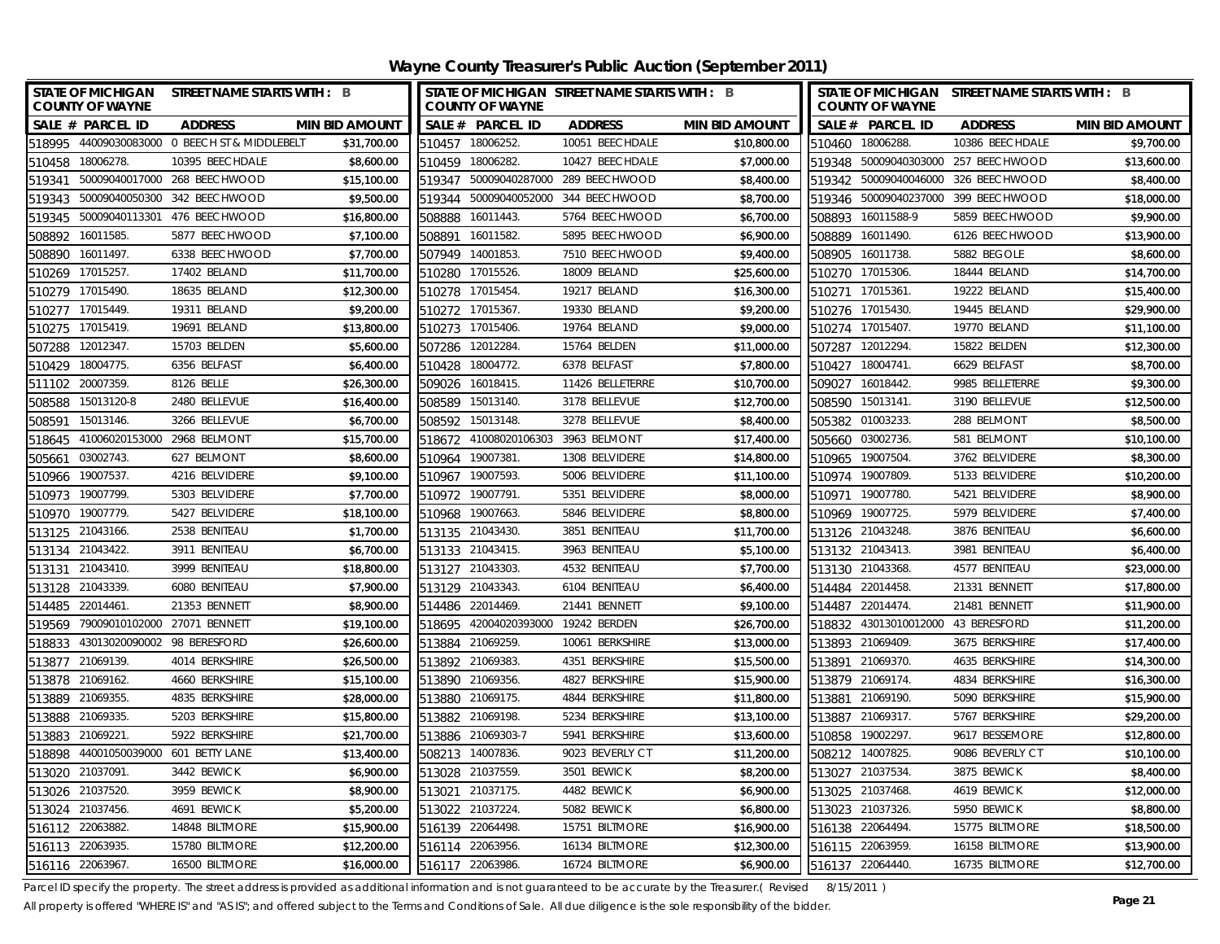# Wayne County Treasurer's Public Auction (September 2011)

| SALE # | PARCEL ID | ADDRESS | MIN BID AMOUNT |
|---|---|---|---|
| 518995 | 44009030083000 | 0 BEECH ST & MIDDLEBELT | $31,700.00 |
| 510458 | 18006278. | 10395 BEECHDALE | $8,600.00 |
| 519341 | 50009040017000 | 268 BEECHWOOD | $15,100.00 |
| 519343 | 50009040050300 | 342 BEECHWOOD | $9,500.00 |
| 519345 | 50009040113301 | 476 BEECHWOOD | $16,800.00 |
| 508892 | 16011585. | 5877 BEECHWOOD | $7,100.00 |
| 508890 | 16011497. | 6338 BEECHWOOD | $7,700.00 |
| 510269 | 17015257. | 17402 BELAND | $11,700.00 |
| 510279 | 17015490. | 18635 BELAND | $12,300.00 |
| 510277 | 17015449. | 19311 BELAND | $9,200.00 |
| 510275 | 17015419. | 19691 BELAND | $13,800.00 |
| 507288 | 12012347. | 15703 BELDEN | $5,600.00 |
| 510429 | 18004775. | 6356 BELFAST | $6,400.00 |
| 511102 | 20007359. | 8126 BELLE | $26,300.00 |
| 508588 | 15013120-8 | 2480 BELLEVUE | $16,400.00 |
| 508591 | 15013146. | 3266 BELLEVUE | $6,700.00 |
| 518645 | 41006020153000 | 2968 BELMONT | $15,700.00 |
| 505661 | 03002743. | 627 BELMONT | $8,600.00 |
| 510966 | 19007537. | 4216 BELVIDERE | $9,100.00 |
| 510973 | 19007799. | 5303 BELVIDERE | $7,700.00 |
| 510970 | 19007779. | 5427 BELVIDERE | $18,100.00 |
| 513125 | 21043166. | 2538 BENITEAU | $1,700.00 |
| 513134 | 21043422. | 3911 BENITEAU | $6,700.00 |
| 513131 | 21043410. | 3999 BENITEAU | $18,800.00 |
| 513128 | 21043339. | 6080 BENITEAU | $7,900.00 |
| 514485 | 22014461. | 21353 BENNETT | $8,900.00 |
| 519569 | 79009010102000 | 27071 BENNETT | $19,100.00 |
| 518833 | 43013020090002 | 98 BERESFORD | $26,600.00 |
| 513877 | 21069139. | 4014 BERKSHIRE | $26,500.00 |
| 513878 | 21069162. | 4660 BERKSHIRE | $15,100.00 |
| 513889 | 21069355. | 4835 BERKSHIRE | $28,000.00 |
| 513888 | 21069335. | 5203 BERKSHIRE | $15,800.00 |
| 513883 | 21069221. | 5922 BERKSHIRE | $21,700.00 |
| 518898 | 44001050039000 | 601 BETTY LANE | $13,400.00 |
| 513020 | 21037091. | 3442 BEWICK | $6,900.00 |
| 513026 | 21037520. | 3959 BEWICK | $8,900.00 |
| 513024 | 21037456. | 4691 BEWICK | $5,200.00 |
| 516112 | 22063882. | 14848 BILTMORE | $15,900.00 |
| 516113 | 22063935. | 15780 BILTMORE | $12,200.00 |
| 516116 | 22063967. | 16500 BILTMORE | $16,000.00 |
| 510457 | 18006252. | 10051 BEECHDALE | $10,800.00 |
| 510459 | 18006282. | 10427 BEECHDALE | $7,000.00 |
| 519347 | 50009040287000 | 289 BEECHWOOD | $8,400.00 |
| 519344 | 50009040052000 | 344 BEECHWOOD | $8,700.00 |
| 508888 | 16011443. | 5764 BEECHWOOD | $6,700.00 |
| 508891 | 16011582. | 5895 BEECHWOOD | $6,900.00 |
| 507949 | 14001853. | 7510 BEECHWOOD | $9,400.00 |
| 510280 | 17015526. | 18009 BELAND | $25,600.00 |
| 510278 | 17015454. | 19217 BELAND | $16,300.00 |
| 510272 | 17015367. | 19330 BELAND | $9,200.00 |
| 510273 | 17015406. | 19764 BELAND | $9,000.00 |
| 507286 | 12012284. | 15764 BELDEN | $11,000.00 |
| 510428 | 18004772. | 6378 BELFAST | $7,800.00 |
| 509026 | 16018415. | 11426 BELLETERRE | $10,700.00 |
| 508589 | 15013140. | 3178 BELLEVUE | $12,700.00 |
| 508592 | 15013148. | 3278 BELLEVUE | $8,400.00 |
| 518672 | 41008020106303 | 3963 BELMONT | $17,400.00 |
| 510964 | 19007381. | 1308 BELVIDERE | $14,800.00 |
| 510967 | 19007593. | 5006 BELVIDERE | $11,100.00 |
| 510972 | 19007791. | 5351 BELVIDERE | $8,000.00 |
| 510968 | 19007663. | 5846 BELVIDERE | $8,800.00 |
| 513135 | 21043430. | 3851 BENITEAU | $11,700.00 |
| 513133 | 21043415. | 3963 BENITEAU | $5,100.00 |
| 513127 | 21043303. | 4532 BENITEAU | $7,700.00 |
| 513129 | 21043343. | 6104 BENITEAU | $6,400.00 |
| 514486 | 22014469. | 21441 BENNETT | $9,100.00 |
| 518695 | 42004020393000 | 19242 BERDEN | $26,700.00 |
| 513884 | 21069259. | 10061 BERKSHIRE | $13,000.00 |
| 513892 | 21069383. | 4351 BERKSHIRE | $15,500.00 |
| 513890 | 21069356. | 4827 BERKSHIRE | $15,900.00 |
| 513880 | 21069175. | 4844 BERKSHIRE | $11,800.00 |
| 513882 | 21069198. | 5234 BERKSHIRE | $13,100.00 |
| 513886 | 21069303-7 | 5941 BERKSHIRE | $13,600.00 |
| 508213 | 14007836. | 9023 BEVERLY CT | $11,200.00 |
| 513028 | 21037559. | 3501 BEWICK | $8,200.00 |
| 513021 | 21037175. | 4482 BEWICK | $6,900.00 |
| 513022 | 21037224. | 5082 BEWICK | $6,800.00 |
| 516139 | 22064498. | 15751 BILTMORE | $16,900.00 |
| 516114 | 22063956. | 16134 BILTMORE | $12,300.00 |
| 516117 | 22063986. | 16724 BILTMORE | $6,900.00 |
| 510460 | 18006288. | 10386 BEECHDALE | $9,700.00 |
| 519348 | 50009040303000 | 257 BEECHWOOD | $13,600.00 |
| 519342 | 50009040046000 | 326 BEECHWOOD | $8,400.00 |
| 519346 | 50009040237000 | 399 BEECHWOOD | $18,000.00 |
| 508893 | 16011588-9 | 5859 BEECHWOOD | $9,900.00 |
| 508889 | 16011490. | 6126 BEECHWOOD | $13,900.00 |
| 508905 | 16011738. | 5882 BEGOLE | $8,600.00 |
| 510270 | 17015306. | 18444 BELAND | $14,700.00 |
| 510271 | 17015361. | 19222 BELAND | $15,400.00 |
| 510276 | 17015430. | 19445 BELAND | $29,900.00 |
| 510274 | 17015407. | 19770 BELAND | $11,100.00 |
| 507287 | 12012294. | 15822 BELDEN | $12,300.00 |
| 510427 | 18004741. | 6629 BELFAST | $8,700.00 |
| 509027 | 16018442. | 9985 BELLETERRE | $9,300.00 |
| 508590 | 15013141. | 3190 BELLEVUE | $12,500.00 |
| 505382 | 01003233. | 288 BELMONT | $8,500.00 |
| 505660 | 03002736. | 581 BELMONT | $10,100.00 |
| 510965 | 19007504. | 3762 BELVIDERE | $8,300.00 |
| 510974 | 19007809. | 5133 BELVIDERE | $10,200.00 |
| 510971 | 19007780. | 5421 BELVIDERE | $8,900.00 |
| 510969 | 19007725. | 5979 BELVIDERE | $7,400.00 |
| 513126 | 21043248. | 3876 BENITEAU | $6,600.00 |
| 513132 | 21043413. | 3981 BENITEAU | $6,400.00 |
| 513130 | 21043368. | 4577 BENITEAU | $23,000.00 |
| 514484 | 22014458. | 21331 BENNETT | $17,800.00 |
| 514487 | 22014474. | 21481 BENNETT | $11,900.00 |
| 518832 | 43013010012000 | 43 BERESFORD | $11,200.00 |
| 513893 | 21069409. | 3675 BERKSHIRE | $17,400.00 |
| 513891 | 21069370. | 4635 BERKSHIRE | $14,300.00 |
| 513879 | 21069174. | 4834 BERKSHIRE | $16,300.00 |
| 513881 | 21069190. | 5090 BERKSHIRE | $15,900.00 |
| 513887 | 21069317. | 5767 BERKSHIRE | $29,200.00 |
| 510858 | 19002297. | 9617 BESSEMORE | $12,800.00 |
| 508212 | 14007825. | 9086 BEVERLY CT | $10,100.00 |
| 513027 | 21037534. | 3875 BEWICK | $8,400.00 |
| 513025 | 21037468. | 4619 BEWICK | $12,000.00 |
| 513023 | 21037326. | 5950 BEWICK | $8,800.00 |
| 516138 | 22064494. | 15775 BILTMORE | $18,500.00 |
| 516115 | 22063959. | 16158 BILTMORE | $13,900.00 |
| 516137 | 22064440. | 16735 BILTMORE | $12,700.00 |

Parcel ID specify the property. The street address is provided as additional information and is not guaranteed to be accurate by the Treasurer.( Revised 8/15/2011 )

All property is offered "WHERE IS" and "AS IS"; and offered subject to the Terms and Conditions of Sale. All due diligence is the sole responsibility of the bidder.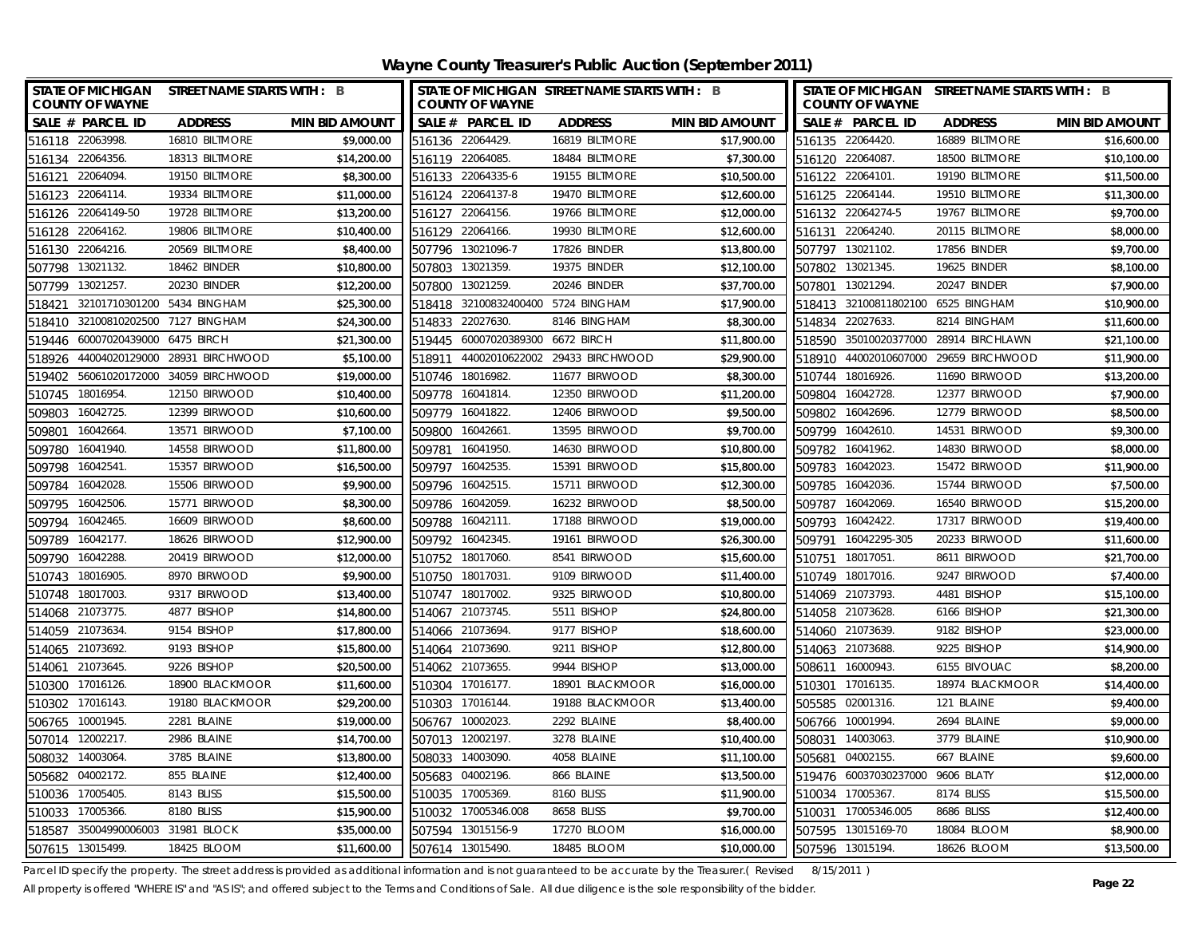# Wayne County Treasurer's Public Auction (September 2011)

| SALE # | PARCEL ID | ADDRESS | MIN BID AMOUNT |
|---|---|---|---|
| 516118 | 22063998. | 16810 BILTMORE | $9,000.00 |
| 516134 | 22064356. | 18313 BILTMORE | $14,200.00 |
| 516121 | 22064094. | 19150 BILTMORE | $8,300.00 |
| 516123 | 22064114. | 19334 BILTMORE | $11,000.00 |
| 516126 | 22064149-50 | 19728 BILTMORE | $13,200.00 |
| 516128 | 22064162. | 19806 BILTMORE | $10,400.00 |
| 516130 | 22064216. | 20569 BILTMORE | $8,400.00 |
| 507798 | 13021132. | 18462 BINDER | $10,800.00 |
| 507799 | 13021257. | 20230 BINDER | $12,200.00 |
| 518421 | 32101710301200 | 5434 BINGHAM | $25,300.00 |
| 518410 | 32100810202500 | 7127 BINGHAM | $24,300.00 |
| 519446 | 60007020439000 | 6475 BIRCH | $21,300.00 |
| 518926 | 44004020129000 | 28931 BIRCHWOOD | $5,100.00 |
| 519402 | 56061020172000 | 34059 BIRCHWOOD | $19,000.00 |
| 510745 | 18016954. | 12150 BIRWOOD | $10,400.00 |
| 509803 | 16042725. | 12399 BIRWOOD | $10,600.00 |
| 509801 | 16042664. | 13571 BIRWOOD | $7,100.00 |
| 509780 | 16041940. | 14558 BIRWOOD | $11,800.00 |
| 509798 | 16042541. | 15357 BIRWOOD | $16,500.00 |
| 509784 | 16042028. | 15506 BIRWOOD | $9,900.00 |
| 509795 | 16042506. | 15771 BIRWOOD | $8,300.00 |
| 509794 | 16042465. | 16609 BIRWOOD | $8,600.00 |
| 509789 | 16042177. | 18626 BIRWOOD | $12,900.00 |
| 509790 | 16042288. | 20419 BIRWOOD | $12,000.00 |
| 510743 | 18016905. | 8970 BIRWOOD | $9,900.00 |
| 510748 | 18017003. | 9317 BIRWOOD | $13,400.00 |
| 514068 | 21073775. | 4877 BISHOP | $14,800.00 |
| 514059 | 21073634. | 9154 BISHOP | $17,800.00 |
| 514065 | 21073692. | 9193 BISHOP | $15,800.00 |
| 514061 | 21073645. | 9226 BISHOP | $20,500.00 |
| 510300 | 17016126. | 18900 BLACKMOOR | $11,600.00 |
| 510302 | 17016143. | 19180 BLACKMOOR | $29,200.00 |
| 506765 | 10001945. | 2281 BLAINE | $19,000.00 |
| 507014 | 12002217. | 2986 BLAINE | $14,700.00 |
| 508032 | 14003064. | 3785 BLAINE | $13,800.00 |
| 505682 | 04002172. | 855 BLAINE | $12,400.00 |
| 510036 | 17005405. | 8143 BLISS | $15,500.00 |
| 510033 | 17005366. | 8180 BLISS | $15,900.00 |
| 518587 | 35004990006003 | 31981 BLOCK | $35,000.00 |
| 507615 | 13015499. | 18425 BLOOM | $11,600.00 |
| 516136 | 22064429. | 16819 BILTMORE | $17,900.00 |
| 516119 | 22064085. | 18484 BILTMORE | $7,300.00 |
| 516133 | 22064335-6 | 19155 BILTMORE | $10,500.00 |
| 516124 | 22064137-8 | 19470 BILTMORE | $12,600.00 |
| 516127 | 22064156. | 19766 BILTMORE | $12,000.00 |
| 516129 | 22064166. | 19930 BILTMORE | $12,600.00 |
| 507796 | 13021096-7 | 17826 BINDER | $13,800.00 |
| 507803 | 13021359. | 19375 BINDER | $12,100.00 |
| 507800 | 13021259. | 20246 BINDER | $37,700.00 |
| 518418 | 32100832400400 | 5724 BINGHAM | $17,900.00 |
| 514833 | 22027630. | 8146 BINGHAM | $8,300.00 |
| 519445 | 60007020389300 | 6672 BIRCH | $11,800.00 |
| 518911 | 44002010622002 | 29433 BIRCHWOOD | $29,900.00 |
| 510746 | 18016982. | 11677 BIRWOOD | $8,300.00 |
| 509778 | 16041814. | 12350 BIRWOOD | $11,200.00 |
| 509779 | 16041822. | 12406 BIRWOOD | $9,500.00 |
| 509800 | 16042661. | 13595 BIRWOOD | $9,700.00 |
| 509781 | 16041950. | 14630 BIRWOOD | $10,800.00 |
| 509797 | 16042535. | 15391 BIRWOOD | $15,800.00 |
| 509796 | 16042515. | 15711 BIRWOOD | $12,300.00 |
| 509786 | 16042059. | 16232 BIRWOOD | $8,500.00 |
| 509788 | 16042111. | 17188 BIRWOOD | $19,000.00 |
| 509792 | 16042345. | 19161 BIRWOOD | $26,300.00 |
| 510752 | 18017060. | 8541 BIRWOOD | $15,600.00 |
| 510750 | 18017031. | 9109 BIRWOOD | $11,400.00 |
| 510747 | 18017002. | 9325 BIRWOOD | $10,800.00 |
| 514067 | 21073745. | 5511 BISHOP | $24,800.00 |
| 514066 | 21073694. | 9177 BISHOP | $18,600.00 |
| 514064 | 21073690. | 9211 BISHOP | $12,800.00 |
| 514062 | 21073655. | 9944 BISHOP | $13,000.00 |
| 510304 | 17016177. | 18901 BLACKMOOR | $16,000.00 |
| 510303 | 17016144. | 19188 BLACKMOOR | $13,400.00 |
| 506767 | 10002023. | 2292 BLAINE | $8,400.00 |
| 507013 | 12002197. | 3278 BLAINE | $10,400.00 |
| 508033 | 14003090. | 4058 BLAINE | $11,100.00 |
| 505683 | 04002196. | 866 BLAINE | $13,500.00 |
| 510035 | 17005369. | 8160 BLISS | $11,900.00 |
| 510032 | 17005346.008 | 8658 BLISS | $9,700.00 |
| 507594 | 13015156-9 | 17270 BLOOM | $16,000.00 |
| 507614 | 13015490. | 18485 BLOOM | $10,000.00 |
| 516135 | 22064420. | 16889 BILTMORE | $16,600.00 |
| 516120 | 22064087. | 18500 BILTMORE | $10,100.00 |
| 516122 | 22064101. | 19190 BILTMORE | $11,500.00 |
| 516125 | 22064144. | 19510 BILTMORE | $11,300.00 |
| 516132 | 22064274-5 | 19767 BILTMORE | $9,700.00 |
| 516131 | 22064240. | 20115 BILTMORE | $8,000.00 |
| 507797 | 13021102. | 17856 BINDER | $9,700.00 |
| 507802 | 13021345. | 19625 BINDER | $8,100.00 |
| 507801 | 13021294. | 20247 BINDER | $7,900.00 |
| 518413 | 32100811802100 | 6525 BINGHAM | $10,900.00 |
| 514834 | 22027633. | 8214 BINGHAM | $11,600.00 |
| 518590 | 35010020377000 | 28914 BIRCHLAWN | $21,100.00 |
| 518910 | 44002010607000 | 29659 BIRCHWOOD | $11,900.00 |
| 510744 | 18016926. | 11690 BIRWOOD | $13,200.00 |
| 509804 | 16042728. | 12377 BIRWOOD | $7,900.00 |
| 509802 | 16042696. | 12779 BIRWOOD | $8,500.00 |
| 509799 | 16042610. | 14531 BIRWOOD | $9,300.00 |
| 509782 | 16041962. | 14830 BIRWOOD | $8,000.00 |
| 509783 | 16042023. | 15472 BIRWOOD | $11,900.00 |
| 509785 | 16042036. | 15744 BIRWOOD | $7,500.00 |
| 509787 | 16042069. | 16540 BIRWOOD | $15,200.00 |
| 509793 | 16042422. | 17317 BIRWOOD | $19,400.00 |
| 509791 | 16042295-305 | 20233 BIRWOOD | $11,600.00 |
| 510751 | 18017051. | 8611 BIRWOOD | $21,700.00 |
| 510749 | 18017016. | 9247 BIRWOOD | $7,400.00 |
| 514069 | 21073793. | 4481 BISHOP | $15,100.00 |
| 514058 | 21073628. | 6166 BISHOP | $21,300.00 |
| 514060 | 21073639. | 9182 BISHOP | $23,000.00 |
| 514063 | 21073688. | 9225 BISHOP | $14,900.00 |
| 508611 | 16000943. | 6155 BIVOUAC | $8,200.00 |
| 510301 | 17016135. | 18974 BLACKMOOR | $14,400.00 |
| 505585 | 02001316. | 121 BLAINE | $9,400.00 |
| 506766 | 10001994. | 2694 BLAINE | $9,000.00 |
| 508031 | 14003063. | 3779 BLAINE | $10,900.00 |
| 505681 | 04002155. | 667 BLAINE | $9,600.00 |
| 519476 | 60037030237000 | 9606 BLATY | $12,000.00 |
| 510034 | 17005367. | 8174 BLISS | $15,500.00 |
| 510031 | 17005346.005 | 8686 BLISS | $12,400.00 |
| 507595 | 13015169-70 | 18084 BLOOM | $8,900.00 |
| 507596 | 13015194. | 18626 BLOOM | $13,500.00 |

Parcel ID specify the property. The street address is provided as additional information and is not guaranteed to be accurate by the Treasurer.( Revised 8/15/2011 )

All property is offered "WHERE IS" and "AS IS"; and offered subject to the Terms and Conditions of Sale. All due diligence is the sole responsibility of the bidder.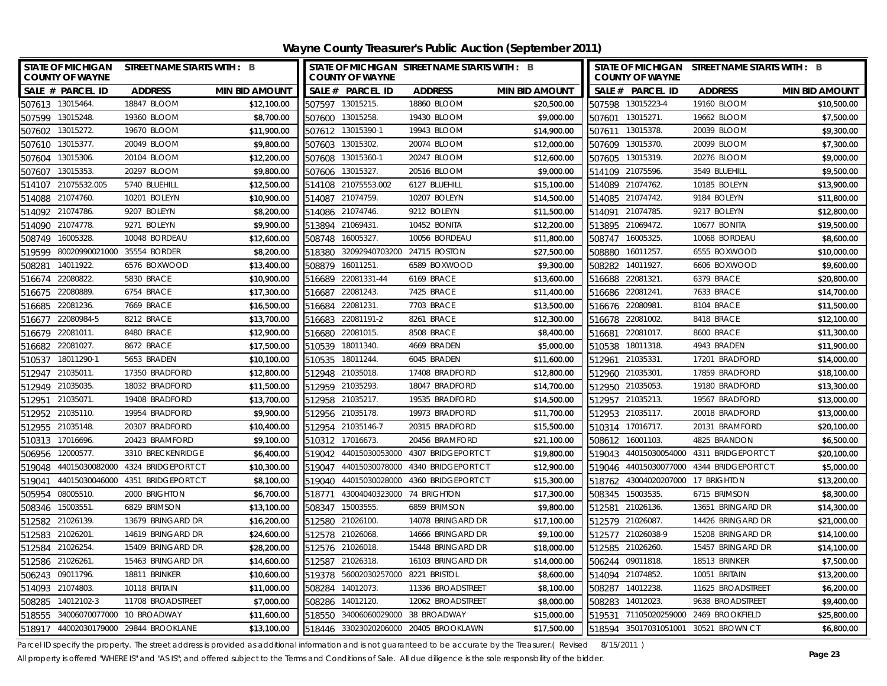# Wayne County Treasurer's Public Auction (September 2011)

| SALE # | PARCEL ID | ADDRESS | MIN BID AMOUNT |
|---|---|---|---|
| 507613 | 13015464. | 18847 BLOOM | $12,100.00 |
| 507599 | 13015248. | 19360 BLOOM | $8,700.00 |
| 507602 | 13015272. | 19670 BLOOM | $11,900.00 |
| 507610 | 13015377. | 20049 BLOOM | $9,800.00 |
| 507604 | 13015306. | 20104 BLOOM | $12,200.00 |
| 507607 | 13015353. | 20297 BLOOM | $9,800.00 |
| 514107 | 21075532.005 | 5740 BLUEHILL | $12,500.00 |
| 514088 | 21074760. | 10201 BOLEYN | $10,900.00 |
| 514092 | 21074786. | 9207 BOLEYN | $8,200.00 |
| 514090 | 21074778. | 9271 BOLEYN | $9,900.00 |
| 508749 | 16005328. | 10048 BORDEAU | $12,600.00 |
| 519599 | 80020990021000 | 35554 BORDER | $8,200.00 |
| 508281 | 14011922. | 6576 BOXWOOD | $13,400.00 |
| 516674 | 22080822. | 5830 BRACE | $10,900.00 |
| 516675 | 22080889. | 6754 BRACE | $17,300.00 |
| 516685 | 22081236. | 7669 BRACE | $16,500.00 |
| 516677 | 22080984-5 | 8212 BRACE | $13,700.00 |
| 516679 | 22081011. | 8480 BRACE | $12,900.00 |
| 516682 | 22081027. | 8672 BRACE | $17,500.00 |
| 510537 | 18011290-1 | 5653 BRADEN | $10,100.00 |
| 512947 | 21035011. | 17350 BRADFORD | $12,800.00 |
| 512949 | 21035035. | 18032 BRADFORD | $11,500.00 |
| 512951 | 21035071. | 19408 BRADFORD | $13,700.00 |
| 512952 | 21035110. | 19954 BRADFORD | $9,900.00 |
| 512955 | 21035148. | 20307 BRADFORD | $10,400.00 |
| 510313 | 17016696. | 20423 BRAMFORD | $9,100.00 |
| 506956 | 12000577. | 3310 BRECKENRIDGE | $6,400.00 |
| 519048 | 44015030082000 | 4324 BRIDGEPORT CT | $10,300.00 |
| 519041 | 44015030046000 | 4351 BRIDGEPORT CT | $8,100.00 |
| 505954 | 08005510. | 2000 BRIGHTON | $6,700.00 |
| 508346 | 15003551. | 6829 BRIMSON | $13,100.00 |
| 512582 | 21026139. | 13679 BRINGARD DR | $16,200.00 |
| 512583 | 21026201. | 14619 BRINGARD DR | $24,600.00 |
| 512584 | 21026254. | 15409 BRINGARD DR | $28,200.00 |
| 512586 | 21026261. | 15463 BRINGARD DR | $14,600.00 |
| 506243 | 09011796. | 18811 BRINKER | $10,600.00 |
| 514093 | 21074803. | 10118 BRITAIN | $11,000.00 |
| 508285 | 14012102-3 | 11708 BROADSTREET | $7,000.00 |
| 518555 | 34006070077000 | 10 BROADWAY | $11,600.00 |
| 518917 | 44002030179000 | 29844 BROOKLANE | $13,100.00 |
| 507597 | 13015215. | 18860 BLOOM | $20,500.00 |
| 507600 | 13015258. | 19430 BLOOM | $9,000.00 |
| 507612 | 13015390-1 | 19943 BLOOM | $14,900.00 |
| 507603 | 13015302. | 20074 BLOOM | $12,000.00 |
| 507608 | 13015360-1 | 20247 BLOOM | $12,600.00 |
| 507606 | 13015327. | 20516 BLOOM | $9,000.00 |
| 514108 | 21075553.002 | 6127 BLUEHILL | $15,100.00 |
| 514087 | 21074759. | 10207 BOLEYN | $14,500.00 |
| 514086 | 21074746. | 9212 BOLEYN | $11,500.00 |
| 513894 | 21069431. | 10452 BONITA | $12,200.00 |
| 508748 | 16005327. | 10056 BORDEAU | $11,800.00 |
| 518380 | 32092940703200 | 24715 BOSTON | $27,500.00 |
| 508879 | 16011251. | 6589 BOXWOOD | $9,300.00 |
| 516689 | 22081331-44 | 6169 BRACE | $13,600.00 |
| 516687 | 22081243. | 7425 BRACE | $11,400.00 |
| 516684 | 22081231. | 7703 BRACE | $13,500.00 |
| 516683 | 22081191-2 | 8261 BRACE | $12,300.00 |
| 516680 | 22081015. | 8508 BRACE | $8,400.00 |
| 510539 | 18011340. | 4669 BRADEN | $5,000.00 |
| 510535 | 18011244. | 6045 BRADEN | $11,600.00 |
| 512948 | 21035018. | 17408 BRADFORD | $12,800.00 |
| 512959 | 21035293. | 18047 BRADFORD | $14,700.00 |
| 512958 | 21035217. | 19535 BRADFORD | $14,500.00 |
| 512956 | 21035178. | 19973 BRADFORD | $11,700.00 |
| 512954 | 21035146-7 | 20315 BRADFORD | $15,500.00 |
| 510312 | 17016673. | 20456 BRAMFORD | $21,100.00 |
| 519042 | 44015030053000 | 4307 BRIDGEPORT CT | $19,800.00 |
| 519047 | 44015030078000 | 4340 BRIDGEPORT CT | $12,900.00 |
| 519040 | 44015030028000 | 4360 BRIDGEPORT CT | $15,300.00 |
| 518771 | 43004040323000 | 74 BRIGHTON | $17,300.00 |
| 508347 | 15003555. | 6859 BRIMSON | $9,800.00 |
| 512580 | 21026100. | 14078 BRINGARD DR | $17,100.00 |
| 512578 | 21026068. | 14666 BRINGARD DR | $9,100.00 |
| 512576 | 21026018. | 15448 BRINGARD DR | $18,000.00 |
| 512587 | 21026318. | 16103 BRINGARD DR | $14,000.00 |
| 519378 | 56002030257000 | 8221 BRISTOL | $8,600.00 |
| 508284 | 14012073. | 11336 BROADSTREET | $8,100.00 |
| 508286 | 14012120. | 12062 BROADSTREET | $8,000.00 |
| 518550 | 34006060029000 | 38 BROADWAY | $15,000.00 |
| 518446 | 33023020206000 | 20405 BROOKLAWN | $17,500.00 |
| 507598 | 13015223-4 | 19160 BLOOM | $10,500.00 |
| 507601 | 13015271. | 19662 BLOOM | $7,500.00 |
| 507611 | 13015378. | 20039 BLOOM | $9,300.00 |
| 507609 | 13015370. | 20099 BLOOM | $7,300.00 |
| 507605 | 13015319. | 20276 BLOOM | $9,000.00 |
| 514109 | 21075596. | 3549 BLUEHILL | $9,500.00 |
| 514089 | 21074762. | 10185 BOLEYN | $13,900.00 |
| 514085 | 21074742. | 9184 BOLEYN | $11,800.00 |
| 514091 | 21074785. | 9217 BOLEYN | $12,800.00 |
| 513895 | 21069472. | 10677 BONITA | $19,500.00 |
| 508747 | 16005325. | 10068 BORDEAU | $8,600.00 |
| 508880 | 16011257. | 6555 BOXWOOD | $10,000.00 |
| 508282 | 14011927. | 6606 BOXWOOD | $9,600.00 |
| 516688 | 22081321. | 6379 BRACE | $20,800.00 |
| 516686 | 22081241. | 7633 BRACE | $14,700.00 |
| 516676 | 22080981. | 8104 BRACE | $11,500.00 |
| 516678 | 22081002. | 8418 BRACE | $12,100.00 |
| 516681 | 22081017. | 8600 BRACE | $11,300.00 |
| 510538 | 18011318. | 4943 BRADEN | $11,900.00 |
| 512961 | 21035331. | 17201 BRADFORD | $14,000.00 |
| 512960 | 21035301. | 17859 BRADFORD | $18,100.00 |
| 512950 | 21035053. | 19180 BRADFORD | $13,300.00 |
| 512957 | 21035213. | 19567 BRADFORD | $13,000.00 |
| 512953 | 21035117. | 20018 BRADFORD | $13,000.00 |
| 510314 | 17016717. | 20131 BRAMFORD | $20,100.00 |
| 508612 | 16001103. | 4825 BRANDON | $6,500.00 |
| 519043 | 44015030054000 | 4311 BRIDGEPORT CT | $20,100.00 |
| 519046 | 44015030077000 | 4344 BRIDGEPORT CT | $5,000.00 |
| 518762 | 43004020207000 | 17 BRIGHTON | $13,200.00 |
| 508345 | 15003535. | 6715 BRIMSON | $8,300.00 |
| 512581 | 21026136. | 13651 BRINGARD DR | $14,300.00 |
| 512579 | 21026087. | 14426 BRINGARD DR | $21,000.00 |
| 512577 | 21026038-9 | 15208 BRINGARD DR | $14,100.00 |
| 512585 | 21026260. | 15457 BRINGARD DR | $14,100.00 |
| 506244 | 09011818. | 18513 BRINKER | $7,500.00 |
| 514094 | 21074852. | 10051 BRITAIN | $13,200.00 |
| 508287 | 14012238. | 11625 BROADSTREET | $6,200.00 |
| 508283 | 14012023. | 9638 BROADSTREET | $9,400.00 |
| 519531 | 71105020259000 | 2469 BROOKFIELD | $25,800.00 |
| 518594 | 35017031051001 | 30521 BROWN CT | $6,800.00 |

Parcel ID specify the property. The street address is provided as additional information and is not guaranteed to be accurate by the Treasurer.( Revised 8/15/2011 )

All property is offered "WHERE IS" and "AS IS"; and offered subject to the Terms and Conditions of Sale. All due diligence is the sole responsibility of the bidder.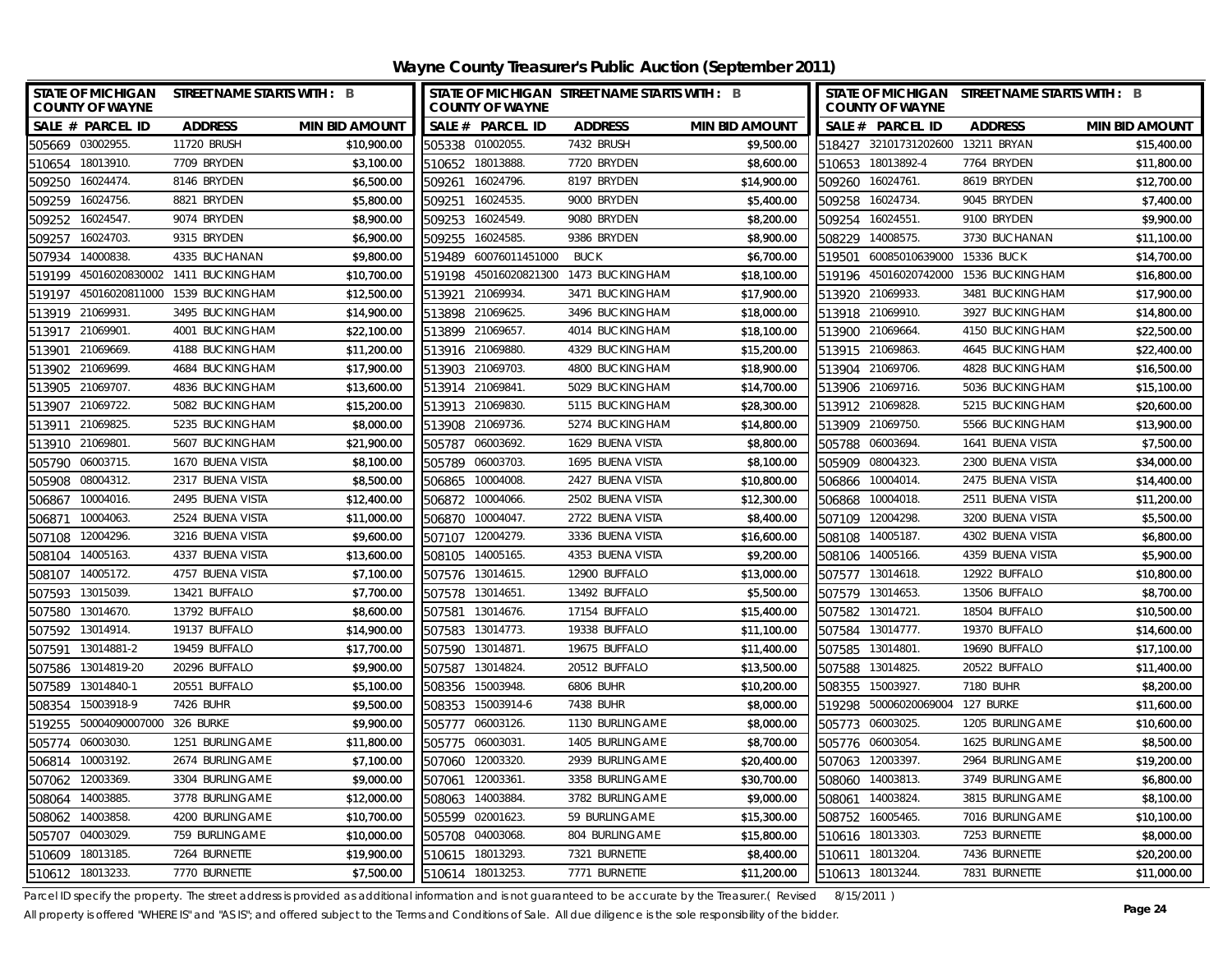# Wayne County Treasurer's Public Auction (September 2011)

| SALE # | PARCEL ID | ADDRESS | MIN BID AMOUNT |
|---|---|---|---|
| 505669 | 03002955. | 11720 BRUSH | $10,900.00 |
| 510654 | 18013910. | 7709 BRYDEN | $3,100.00 |
| 509250 | 16024474. | 8146 BRYDEN | $6,500.00 |
| 509259 | 16024756. | 8821 BRYDEN | $5,800.00 |
| 509252 | 16024547. | 9074 BRYDEN | $8,900.00 |
| 509257 | 16024703. | 9315 BRYDEN | $6,900.00 |
| 507934 | 14000838. | 4335 BUCHANAN | $9,800.00 |
| 519199 | 45016020830002 | 1411 BUCKINGHAM | $10,700.00 |
| 519197 | 45016020811000 | 1539 BUCKINGHAM | $12,500.00 |
| 513919 | 21069931. | 3495 BUCKINGHAM | $14,900.00 |
| 513917 | 21069901. | 4001 BUCKINGHAM | $22,100.00 |
| 513901 | 21069669. | 4188 BUCKINGHAM | $11,200.00 |
| 513902 | 21069699. | 4684 BUCKINGHAM | $17,900.00 |
| 513905 | 21069707. | 4836 BUCKINGHAM | $13,600.00 |
| 513907 | 21069722. | 5082 BUCKINGHAM | $15,200.00 |
| 513911 | 21069825. | 5235 BUCKINGHAM | $8,000.00 |
| 513910 | 21069801. | 5607 BUCKINGHAM | $21,900.00 |
| 505790 | 06003715. | 1670 BUENA VISTA | $8,100.00 |
| 505908 | 08004312. | 2317 BUENA VISTA | $8,500.00 |
| 506867 | 10004016. | 2495 BUENA VISTA | $12,400.00 |
| 506871 | 10004063. | 2524 BUENA VISTA | $11,000.00 |
| 507108 | 12004296. | 3216 BUENA VISTA | $9,600.00 |
| 508104 | 14005163. | 4337 BUENA VISTA | $13,600.00 |
| 508107 | 14005172. | 4757 BUENA VISTA | $7,100.00 |
| 507593 | 13015039. | 13421 BUFFALO | $7,700.00 |
| 507580 | 13014670. | 13792 BUFFALO | $8,600.00 |
| 507592 | 13014914. | 19137 BUFFALO | $14,900.00 |
| 507591 | 13014881-2 | 19459 BUFFALO | $17,700.00 |
| 507586 | 13014819-20 | 20296 BUFFALO | $9,900.00 |
| 507589 | 13014840-1 | 20551 BUFFALO | $5,100.00 |
| 508354 | 15003918-9 | 7426 BUHR | $9,500.00 |
| 519255 | 50004090007000 | 326 BURKE | $9,900.00 |
| 505774 | 06003030. | 1251 BURLINGAME | $11,800.00 |
| 506814 | 10003192. | 2674 BURLINGAME | $7,100.00 |
| 507062 | 12003369. | 3304 BURLINGAME | $9,000.00 |
| 508064 | 14003885. | 3778 BURLINGAME | $12,000.00 |
| 508062 | 14003858. | 4200 BURLINGAME | $10,700.00 |
| 505707 | 04003029. | 759 BURLINGAME | $10,000.00 |
| 510609 | 18013185. | 7264 BURNETTE | $19,900.00 |
| 510612 | 18013233. | 7770 BURNETTE | $7,500.00 |
| 505338 | 01002055. | 7432 BRUSH | $9,500.00 |
| 510652 | 18013888. | 7720 BRYDEN | $8,600.00 |
| 509261 | 16024796. | 8197 BRYDEN | $14,900.00 |
| 509251 | 16024535. | 9000 BRYDEN | $5,400.00 |
| 509253 | 16024549. | 9080 BRYDEN | $8,200.00 |
| 509255 | 16024585. | 9386 BRYDEN | $8,900.00 |
| 519489 | 60076011451000 | BUCK | $6,700.00 |
| 519198 | 45016020821300 | 1473 BUCKINGHAM | $18,100.00 |
| 513921 | 21069934. | 3471 BUCKINGHAM | $17,900.00 |
| 513898 | 21069625. | 3496 BUCKINGHAM | $18,000.00 |
| 513899 | 21069657. | 4014 BUCKINGHAM | $18,100.00 |
| 513916 | 21069880. | 4329 BUCKINGHAM | $15,200.00 |
| 513903 | 21069703. | 4800 BUCKINGHAM | $18,900.00 |
| 513914 | 21069841. | 5029 BUCKINGHAM | $14,700.00 |
| 513913 | 21069830. | 5115 BUCKINGHAM | $28,300.00 |
| 513908 | 21069736. | 5274 BUCKINGHAM | $14,800.00 |
| 505787 | 06003692. | 1629 BUENA VISTA | $8,800.00 |
| 505789 | 06003703. | 1695 BUENA VISTA | $8,100.00 |
| 506865 | 10004008. | 2427 BUENA VISTA | $10,800.00 |
| 506872 | 10004066. | 2502 BUENA VISTA | $12,300.00 |
| 506870 | 10004047. | 2722 BUENA VISTA | $8,400.00 |
| 507107 | 12004279. | 3336 BUENA VISTA | $16,600.00 |
| 508105 | 14005165. | 4353 BUENA VISTA | $9,200.00 |
| 507576 | 13014615. | 12900 BUFFALO | $13,000.00 |
| 507578 | 13014651. | 13492 BUFFALO | $5,500.00 |
| 507581 | 13014676. | 17154 BUFFALO | $15,400.00 |
| 507583 | 13014773. | 19338 BUFFALO | $11,100.00 |
| 507590 | 13014871. | 19675 BUFFALO | $11,400.00 |
| 507587 | 13014824. | 20512 BUFFALO | $13,500.00 |
| 508356 | 15003948. | 6806 BUHR | $10,200.00 |
| 508353 | 15003914-6 | 7438 BUHR | $8,000.00 |
| 505777 | 06003126. | 1130 BURLINGAME | $8,000.00 |
| 505775 | 06003031. | 1405 BURLINGAME | $8,700.00 |
| 507060 | 12003320. | 2939 BURLINGAME | $20,400.00 |
| 507061 | 12003361. | 3358 BURLINGAME | $30,700.00 |
| 508063 | 14003884. | 3782 BURLINGAME | $9,000.00 |
| 505599 | 02001623. | 59 BURLINGAME | $15,300.00 |
| 505708 | 04003068. | 804 BURLINGAME | $15,800.00 |
| 510615 | 18013293. | 7321 BURNETTE | $8,400.00 |
| 510614 | 18013253. | 7771 BURNETTE | $11,200.00 |
| 518427 | 32101731202600 | 13211 BRYAN | $15,400.00 |
| 510653 | 18013892-4 | 7764 BRYDEN | $11,800.00 |
| 509260 | 16024761. | 8619 BRYDEN | $12,700.00 |
| 509258 | 16024734. | 9045 BRYDEN | $7,400.00 |
| 509254 | 16024551. | 9100 BRYDEN | $9,900.00 |
| 508229 | 14008575. | 3730 BUCHANAN | $11,100.00 |
| 519501 | 60085010639000 | 15336 BUCK | $14,700.00 |
| 519196 | 45016020742000 | 1536 BUCKINGHAM | $16,800.00 |
| 513920 | 21069933. | 3481 BUCKINGHAM | $17,900.00 |
| 513918 | 21069910. | 3927 BUCKINGHAM | $14,800.00 |
| 513900 | 21069664. | 4150 BUCKINGHAM | $22,500.00 |
| 513915 | 21069863. | 4645 BUCKINGHAM | $22,400.00 |
| 513904 | 21069706. | 4828 BUCKINGHAM | $16,500.00 |
| 513906 | 21069716. | 5036 BUCKINGHAM | $15,100.00 |
| 513912 | 21069828. | 5215 BUCKINGHAM | $20,600.00 |
| 513909 | 21069750. | 5566 BUCKINGHAM | $13,900.00 |
| 505788 | 06003694. | 1641 BUENA VISTA | $7,500.00 |
| 505909 | 08004323. | 2300 BUENA VISTA | $34,000.00 |
| 506866 | 10004014. | 2475 BUENA VISTA | $14,400.00 |
| 506868 | 10004018. | 2511 BUENA VISTA | $11,200.00 |
| 507109 | 12004298. | 3200 BUENA VISTA | $5,500.00 |
| 508108 | 14005187. | 4302 BUENA VISTA | $6,800.00 |
| 508106 | 14005166. | 4359 BUENA VISTA | $5,900.00 |
| 507577 | 13014618. | 12922 BUFFALO | $10,800.00 |
| 507579 | 13014653. | 13506 BUFFALO | $8,700.00 |
| 507582 | 13014721. | 18504 BUFFALO | $10,500.00 |
| 507584 | 13014777. | 19370 BUFFALO | $14,600.00 |
| 507585 | 13014801. | 19690 BUFFALO | $17,100.00 |
| 507588 | 13014825. | 20522 BUFFALO | $11,400.00 |
| 508355 | 15003927. | 7180 BUHR | $8,200.00 |
| 519298 | 50006020069004 | 127 BURKE | $11,600.00 |
| 505773 | 06003025. | 1205 BURLINGAME | $10,600.00 |
| 505776 | 06003054. | 1625 BURLINGAME | $8,500.00 |
| 507063 | 12003397. | 2964 BURLINGAME | $19,200.00 |
| 508060 | 14003813. | 3749 BURLINGAME | $6,800.00 |
| 508061 | 14003824. | 3815 BURLINGAME | $8,100.00 |
| 508752 | 16005465. | 7016 BURLINGAME | $10,100.00 |
| 510616 | 18013303. | 7253 BURNETTE | $8,000.00 |
| 510611 | 18013204. | 7436 BURNETTE | $20,200.00 |
| 510613 | 18013244. | 7831 BURNETTE | $11,000.00 |

Parcel ID specify the property. The street address is provided as additional information and is not guaranteed to be accurate by the Treasurer.( Revised 8/15/2011 )

All property is offered "WHERE IS" and "AS IS"; and offered subject to the Terms and Conditions of Sale. All due diligence is the sole responsibility of the bidder.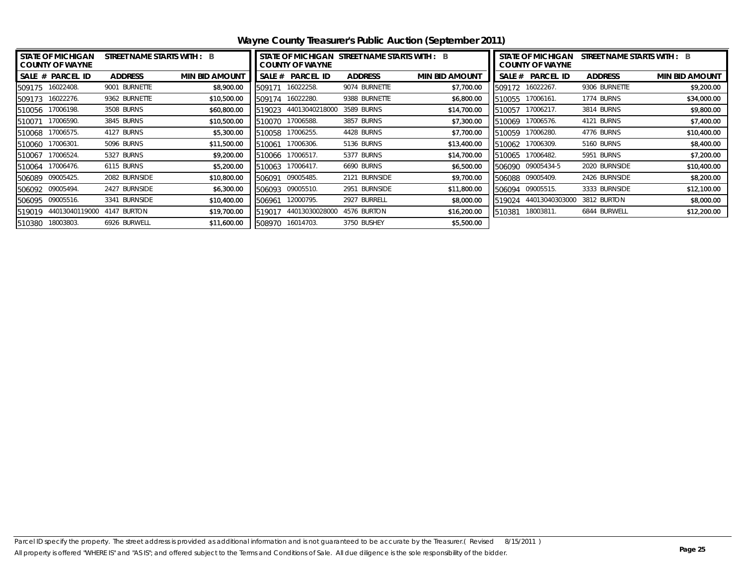# Wayne County Treasurer's Public Auction (September 2011)

STATE OF MICHIGAN COUNTY OF WAYNE — STREET NAME STARTS WITH : B

| SALE # | PARCEL ID | ADDRESS | MIN BID AMOUNT |
|---|---|---|---|
| 509175 | 16022408. | 9001 BURNETTE | $8,900.00 |
| 509173 | 16022276. | 9362 BURNETTE | $10,500.00 |
| 510056 | 17006198. | 3508 BURNS | $60,800.00 |
| 510071 | 17006590. | 3845 BURNS | $10,500.00 |
| 510068 | 17006575. | 4127 BURNS | $5,300.00 |
| 510060 | 17006301. | 5096 BURNS | $11,500.00 |
| 510067 | 17006524. | 5327 BURNS | $9,200.00 |
| 510064 | 17006476. | 6115 BURNS | $5,200.00 |
| 506089 | 09005425. | 2082 BURNSIDE | $10,800.00 |
| 506092 | 09005494. | 2427 BURNSIDE | $6,300.00 |
| 506095 | 09005516. | 3341 BURNSIDE | $10,400.00 |
| 519019 | 44013040119000 | 4147 BURTON | $19,700.00 |
| 510380 | 18003803. | 6926 BURWELL | $11,600.00 |
| 509171 | 16022258. | 9074 BURNETTE | $7,700.00 |
| 509174 | 16022280. | 9388 BURNETTE | $6,800.00 |
| 519023 | 44013040218000 | 3589 BURNS | $14,700.00 |
| 510070 | 17006588. | 3857 BURNS | $7,300.00 |
| 510058 | 17006255. | 4428 BURNS | $7,700.00 |
| 510061 | 17006306. | 5136 BURNS | $13,400.00 |
| 510066 | 17006517. | 5377 BURNS | $14,700.00 |
| 510063 | 17006417. | 6690 BURNS | $6,500.00 |
| 506091 | 09005485. | 2121 BURNSIDE | $9,700.00 |
| 506093 | 09005510. | 2951 BURNSIDE | $11,800.00 |
| 506961 | 12000795. | 2927 BURRELL | $8,000.00 |
| 519017 | 44013030028000 | 4576 BURTON | $16,200.00 |
| 508970 | 16014703. | 3750 BUSHEY | $5,500.00 |
| 509172 | 16022267. | 9306 BURNETTE | $9,200.00 |
| 510055 | 17006161. | 1774 BURNS | $34,000.00 |
| 510057 | 17006217. | 3814 BURNS | $9,800.00 |
| 510069 | 17006576. | 4121 BURNS | $7,400.00 |
| 510059 | 17006280. | 4776 BURNS | $10,400.00 |
| 510062 | 17006309. | 5160 BURNS | $8,400.00 |
| 510065 | 17006482. | 5951 BURNS | $7,200.00 |
| 506090 | 09005434-5 | 2020 BURNSIDE | $10,400.00 |
| 506088 | 09005409. | 2426 BURNSIDE | $8,200.00 |
| 506094 | 09005515. | 3333 BURNSIDE | $12,100.00 |
| 519024 | 44013040303000 | 3812 BURTON | $8,000.00 |
| 510381 | 18003811. | 6844 BURWELL | $12,200.00 |

Parcel ID specify the property. The street address is provided as additional information and is not guaranteed to be accurate by the Treasurer.( Revised 8/15/2011 )

All property is offered "WHERE IS" and "AS IS"; and offered subject to the Terms and Conditions of Sale. All due diligence is the sole responsibility of the bidder.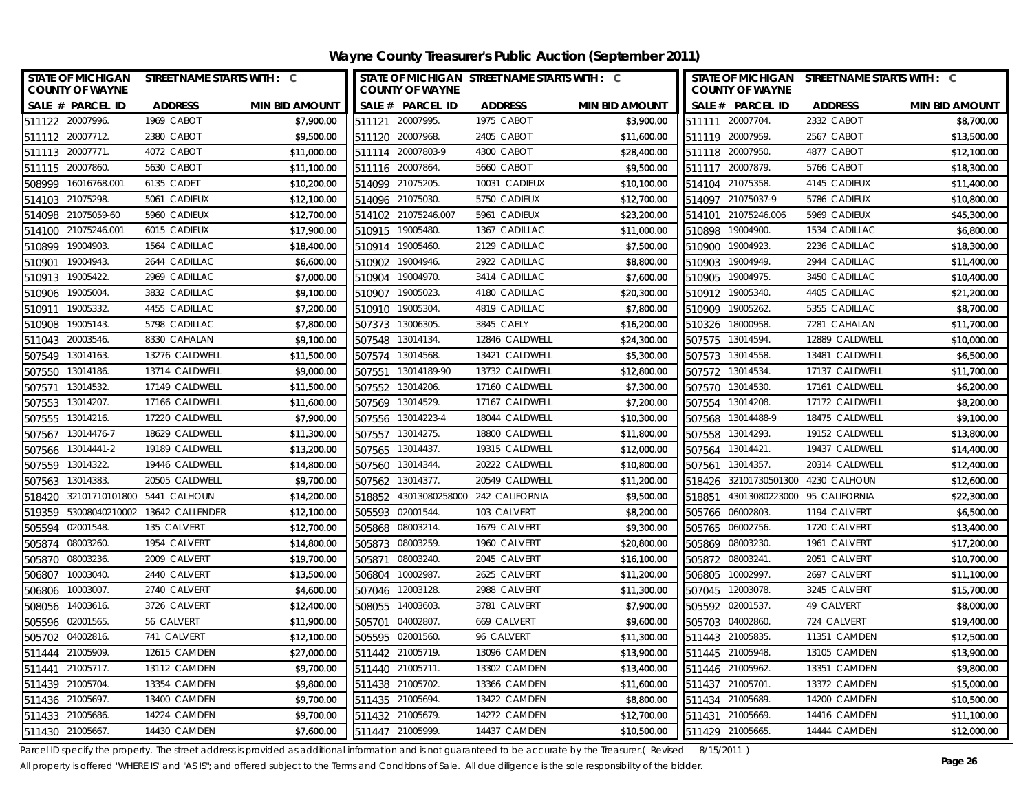# Wayne County Treasurer's Public Auction (September 2011)

| SALE # | PARCEL ID | ADDRESS | MIN BID AMOUNT |
|---|---|---|---|
| 511122 | 20007996. | 1969 CABOT | $7,900.00 |
| 511112 | 20007712. | 2380 CABOT | $9,500.00 |
| 511113 | 20007771. | 4072 CABOT | $11,000.00 |
| 511115 | 20007860. | 5630 CABOT | $11,100.00 |
| 508999 | 16016768.001 | 6135 CADET | $10,200.00 |
| 514103 | 21075298. | 5061 CADIEUX | $12,100.00 |
| 514098 | 21075059-60 | 5960 CADIEUX | $12,700.00 |
| 514100 | 21075246.001 | 6015 CADIEUX | $17,900.00 |
| 510899 | 19004903. | 1564 CADILLAC | $18,400.00 |
| 510901 | 19004943. | 2644 CADILLAC | $6,600.00 |
| 510913 | 19005422. | 2969 CADILLAC | $7,000.00 |
| 510906 | 19005004. | 3832 CADILLAC | $9,100.00 |
| 510911 | 19005332. | 4455 CADILLAC | $7,200.00 |
| 510908 | 19005143. | 5798 CADILLAC | $7,800.00 |
| 511043 | 20003546. | 8330 CAHALAN | $9,100.00 |
| 507549 | 13014163. | 13276 CALDWELL | $11,500.00 |
| 507550 | 13014186. | 13714 CALDWELL | $9,000.00 |
| 507571 | 13014532. | 17149 CALDWELL | $11,500.00 |
| 507553 | 13014207. | 17166 CALDWELL | $11,600.00 |
| 507555 | 13014216. | 17220 CALDWELL | $7,900.00 |
| 507567 | 13014476-7 | 18629 CALDWELL | $11,300.00 |
| 507566 | 13014441-2 | 19189 CALDWELL | $13,200.00 |
| 507559 | 13014322. | 19446 CALDWELL | $14,800.00 |
| 507563 | 13014383. | 20505 CALDWELL | $9,700.00 |
| 518420 | 32101710101800 | 5441 CALHOUN | $14,200.00 |
| 519359 | 53008040210002 | 13642 CALLENDER | $12,100.00 |
| 505594 | 02001548. | 135 CALVERT | $12,700.00 |
| 505874 | 08003260. | 1954 CALVERT | $14,800.00 |
| 505870 | 08003236. | 2009 CALVERT | $19,700.00 |
| 506807 | 10003040. | 2440 CALVERT | $13,500.00 |
| 506806 | 10003007. | 2740 CALVERT | $4,600.00 |
| 508056 | 14003616. | 3726 CALVERT | $12,400.00 |
| 505596 | 02001565. | 56 CALVERT | $11,900.00 |
| 505702 | 04002816. | 741 CALVERT | $12,100.00 |
| 511444 | 21005909. | 12615 CAMDEN | $27,000.00 |
| 511441 | 21005717. | 13112 CAMDEN | $9,700.00 |
| 511439 | 21005704. | 13354 CAMDEN | $9,800.00 |
| 511436 | 21005697. | 13400 CAMDEN | $9,700.00 |
| 511433 | 21005686. | 14224 CAMDEN | $9,700.00 |
| 511430 | 21005667. | 14430 CAMDEN | $7,600.00 |
| 511121 | 20007995. | 1975 CABOT | $3,900.00 |
| 511120 | 20007968. | 2405 CABOT | $11,600.00 |
| 511114 | 20007803-9 | 4300 CABOT | $28,400.00 |
| 511116 | 20007864. | 5660 CABOT | $9,500.00 |
| 514099 | 21075205. | 10031 CADIEUX | $10,100.00 |
| 514096 | 21075030. | 5750 CADIEUX | $12,700.00 |
| 514102 | 21075246.007 | 5961 CADIEUX | $23,200.00 |
| 510915 | 19005480. | 1367 CADILLAC | $11,000.00 |
| 510914 | 19005460. | 2129 CADILLAC | $7,500.00 |
| 510902 | 19004946. | 2922 CADILLAC | $8,800.00 |
| 510904 | 19004970. | 3414 CADILLAC | $7,600.00 |
| 510907 | 19005023. | 4180 CADILLAC | $20,300.00 |
| 510910 | 19005304. | 4819 CADILLAC | $7,800.00 |
| 507373 | 13006305. | 3845 CAELY | $16,200.00 |
| 507548 | 13014134. | 12846 CALDWELL | $24,300.00 |
| 507574 | 13014568. | 13421 CALDWELL | $5,300.00 |
| 507551 | 13014189-90 | 13732 CALDWELL | $12,800.00 |
| 507552 | 13014206. | 17160 CALDWELL | $7,300.00 |
| 507569 | 13014529. | 17167 CALDWELL | $7,200.00 |
| 507556 | 13014223-4 | 18044 CALDWELL | $10,300.00 |
| 507557 | 13014275. | 18800 CALDWELL | $11,800.00 |
| 507565 | 13014437. | 19315 CALDWELL | $12,000.00 |
| 507560 | 13014344. | 20222 CALDWELL | $10,800.00 |
| 507562 | 13014377. | 20549 CALDWELL | $11,200.00 |
| 518852 | 43013080258000 | 242 CALIFORNIA | $9,500.00 |
| 505593 | 02001544. | 103 CALVERT | $8,200.00 |
| 505868 | 08003214. | 1679 CALVERT | $9,300.00 |
| 505873 | 08003259. | 1960 CALVERT | $20,800.00 |
| 505871 | 08003240. | 2045 CALVERT | $16,100.00 |
| 506804 | 10002987. | 2625 CALVERT | $11,200.00 |
| 507046 | 12003128. | 2988 CALVERT | $11,300.00 |
| 508055 | 14003603. | 3781 CALVERT | $7,900.00 |
| 505701 | 04002807. | 669 CALVERT | $9,600.00 |
| 505595 | 02001560. | 96 CALVERT | $11,300.00 |
| 511442 | 21005719. | 13096 CAMDEN | $13,900.00 |
| 511440 | 21005711. | 13302 CAMDEN | $13,400.00 |
| 511438 | 21005702. | 13366 CAMDEN | $11,600.00 |
| 511435 | 21005694. | 13422 CAMDEN | $8,800.00 |
| 511432 | 21005679. | 14272 CAMDEN | $12,700.00 |
| 511447 | 21005999. | 14437 CAMDEN | $10,500.00 |
| 511111 | 20007704. | 2332 CABOT | $8,700.00 |
| 511119 | 20007959. | 2567 CABOT | $13,500.00 |
| 511118 | 20007950. | 4877 CABOT | $12,100.00 |
| 511117 | 20007879. | 5766 CABOT | $18,300.00 |
| 514104 | 21075358. | 4145 CADIEUX | $11,400.00 |
| 514097 | 21075037-9 | 5786 CADIEUX | $10,800.00 |
| 514101 | 21075246.006 | 5969 CADIEUX | $45,300.00 |
| 510898 | 19004900. | 1534 CADILLAC | $6,800.00 |
| 510900 | 19004923. | 2236 CADILLAC | $18,300.00 |
| 510903 | 19004949. | 2944 CADILLAC | $11,400.00 |
| 510905 | 19004975. | 3450 CADILLAC | $10,400.00 |
| 510912 | 19005340. | 4405 CADILLAC | $21,200.00 |
| 510909 | 19005262. | 5355 CADILLAC | $8,700.00 |
| 510326 | 18000958. | 7281 CAHALAN | $11,700.00 |
| 507575 | 13014594. | 12889 CALDWELL | $10,000.00 |
| 507573 | 13014558. | 13481 CALDWELL | $6,500.00 |
| 507572 | 13014534. | 17137 CALDWELL | $11,700.00 |
| 507570 | 13014530. | 17161 CALDWELL | $6,200.00 |
| 507554 | 13014208. | 17172 CALDWELL | $8,200.00 |
| 507568 | 13014488-9 | 18475 CALDWELL | $9,100.00 |
| 507558 | 13014293. | 19152 CALDWELL | $13,800.00 |
| 507564 | 13014421. | 19437 CALDWELL | $14,400.00 |
| 507561 | 13014357. | 20314 CALDWELL | $12,400.00 |
| 518426 | 32101730501300 | 4230 CALHOUN | $12,600.00 |
| 518851 | 43013080223000 | 95 CALIFORNIA | $22,300.00 |
| 505766 | 06002803. | 1194 CALVERT | $6,500.00 |
| 505765 | 06002756. | 1720 CALVERT | $13,400.00 |
| 505869 | 08003230. | 1961 CALVERT | $17,200.00 |
| 505872 | 08003241. | 2051 CALVERT | $10,700.00 |
| 506805 | 10002997. | 2697 CALVERT | $11,100.00 |
| 507045 | 12003078. | 3245 CALVERT | $15,700.00 |
| 505592 | 02001537. | 49 CALVERT | $8,000.00 |
| 505703 | 04002860. | 724 CALVERT | $19,400.00 |
| 511443 | 21005835. | 11351 CAMDEN | $12,500.00 |
| 511445 | 21005948. | 13105 CAMDEN | $13,900.00 |
| 511446 | 21005962. | 13351 CAMDEN | $9,800.00 |
| 511437 | 21005701. | 13372 CAMDEN | $15,000.00 |
| 511434 | 21005689. | 14200 CAMDEN | $10,500.00 |
| 511431 | 21005669. | 14416 CAMDEN | $11,100.00 |
| 511429 | 21005665. | 14444 CAMDEN | $12,000.00 |

Parcel ID specify the property. The street address is provided as additional information and is not guaranteed to be accurate by the Treasurer.( Revised 8/15/2011 )

All property is offered "WHERE IS" and "AS IS"; and offered subject to the Terms and Conditions of Sale. All due diligence is the sole responsibility of the bidder.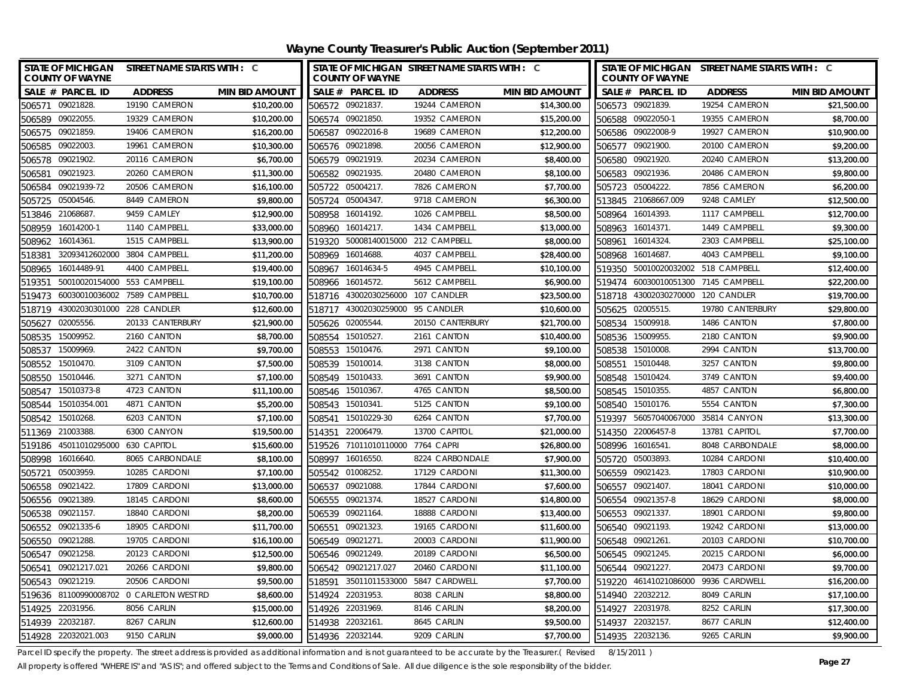# Wayne County Treasurer's Public Auction (September 2011)

STATE OF MICHIGAN COUNTY OF WAYNE — STREET NAME STARTS WITH : C

| SALE # | PARCEL ID | ADDRESS | MIN BID AMOUNT |
|---|---|---|---|
| 506571 | 09021828. | 19190 CAMERON | $10,200.00 |
| 506589 | 09022055. | 19329 CAMERON | $10,200.00 |
| 506575 | 09021859. | 19406 CAMERON | $16,200.00 |
| 506585 | 09022003. | 19961 CAMERON | $10,300.00 |
| 506578 | 09021902. | 20116 CAMERON | $6,700.00 |
| 506581 | 09021923. | 20260 CAMERON | $11,300.00 |
| 506584 | 09021939-72 | 20506 CAMERON | $16,100.00 |
| 505725 | 05004546. | 8449 CAMERON | $9,800.00 |
| 513846 | 21068687. | 9459 CAMLEY | $12,900.00 |
| 508959 | 16014200-1 | 1140 CAMPBELL | $33,000.00 |
| 508962 | 16014361. | 1515 CAMPBELL | $13,900.00 |
| 518381 | 32093412602000 | 3804 CAMPBELL | $11,200.00 |
| 508965 | 16014489-91 | 4400 CAMPBELL | $19,400.00 |
| 519351 | 50010020154000 | 553 CAMPBELL | $19,100.00 |
| 519473 | 60030010036002 | 7589 CAMPBELL | $10,700.00 |
| 518719 | 43002030301000 | 228 CANDLER | $12,600.00 |
| 505627 | 02005556. | 20133 CANTERBURY | $21,900.00 |
| 508535 | 15009952. | 2160 CANTON | $8,700.00 |
| 508537 | 15009969. | 2422 CANTON | $9,700.00 |
| 508552 | 15010470. | 3109 CANTON | $7,500.00 |
| 508550 | 15010446. | 3271 CANTON | $7,100.00 |
| 508547 | 15010373-8 | 4723 CANTON | $11,100.00 |
| 508544 | 15010354.001 | 4871 CANTON | $5,200.00 |
| 508542 | 15010268. | 6203 CANTON | $7,100.00 |
| 511369 | 21003388. | 6300 CANYON | $19,500.00 |
| 519186 | 45011010295000 | 630 CAPITOL | $15,600.00 |
| 508998 | 16016640. | 8065 CARBONDALE | $8,100.00 |
| 505721 | 05003959. | 10285 CARDONI | $7,100.00 |
| 506558 | 09021422. | 17809 CARDONI | $13,000.00 |
| 506556 | 09021389. | 18145 CARDONI | $8,600.00 |
| 506538 | 09021157. | 18840 CARDONI | $8,200.00 |
| 506552 | 09021335-6 | 18905 CARDONI | $11,700.00 |
| 506550 | 09021288. | 19705 CARDONI | $16,100.00 |
| 506547 | 09021258. | 20123 CARDONI | $12,500.00 |
| 506541 | 09021217.021 | 20266 CARDONI | $9,800.00 |
| 506543 | 09021219. | 20506 CARDONI | $9,500.00 |
| 519636 | 81100990008702 | 0 CARLETON WEST RD | $8,600.00 |
| 514925 | 22031956. | 8056 CARLIN | $15,000.00 |
| 514939 | 22032187. | 8267 CARLIN | $12,600.00 |
| 514928 | 22032021.003 | 9150 CARLIN | $9,000.00 |
| 506572 | 09021837. | 19244 CAMERON | $14,300.00 |
| 506574 | 09021850. | 19352 CAMERON | $15,200.00 |
| 506587 | 09022016-8 | 19689 CAMERON | $12,200.00 |
| 506576 | 09021898. | 20056 CAMERON | $12,900.00 |
| 506579 | 09021919. | 20234 CAMERON | $8,400.00 |
| 506582 | 09021935. | 20480 CAMERON | $8,100.00 |
| 505722 | 05004217. | 7826 CAMERON | $7,700.00 |
| 505724 | 05004347. | 9718 CAMERON | $6,300.00 |
| 508958 | 16014192. | 1026 CAMPBELL | $8,500.00 |
| 508960 | 16014217. | 1434 CAMPBELL | $13,000.00 |
| 519320 | 50008140015000 | 212 CAMPBELL | $8,000.00 |
| 508969 | 16014688. | 4037 CAMPBELL | $28,400.00 |
| 508967 | 16014634-5 | 4945 CAMPBELL | $10,100.00 |
| 508966 | 16014572. | 5612 CAMPBELL | $6,900.00 |
| 518716 | 43002030256000 | 107 CANDLER | $23,500.00 |
| 518717 | 43002030259000 | 95 CANDLER | $10,600.00 |
| 505626 | 02005544. | 20150 CANTERBURY | $21,700.00 |
| 508554 | 15010527. | 2161 CANTON | $10,400.00 |
| 508553 | 15010476. | 2971 CANTON | $9,100.00 |
| 508539 | 15010014. | 3138 CANTON | $8,000.00 |
| 508549 | 15010433. | 3691 CANTON | $9,900.00 |
| 508546 | 15010367. | 4765 CANTON | $8,500.00 |
| 508543 | 15010341. | 5125 CANTON | $9,100.00 |
| 508541 | 15010229-30 | 6264 CANTON | $7,700.00 |
| 514351 | 22006479. | 13700 CAPITOL | $21,000.00 |
| 519526 | 71011010110000 | 7764 CAPRI | $26,800.00 |
| 508997 | 16016550. | 8224 CARBONDALE | $7,900.00 |
| 505542 | 01008252. | 17129 CARDONI | $11,300.00 |
| 506537 | 09021088. | 17844 CARDONI | $7,600.00 |
| 506555 | 09021374. | 18527 CARDONI | $14,800.00 |
| 506539 | 09021164. | 18888 CARDONI | $13,400.00 |
| 506551 | 09021323. | 19165 CARDONI | $11,600.00 |
| 506549 | 09021271. | 20003 CARDONI | $11,900.00 |
| 506546 | 09021249. | 20189 CARDONI | $6,500.00 |
| 506542 | 09021217.027 | 20460 CARDONI | $11,100.00 |
| 518591 | 35011011533000 | 5847 CARDWELL | $7,700.00 |
| 514924 | 22031953. | 8038 CARLIN | $8,800.00 |
| 514926 | 22031969. | 8146 CARLIN | $8,200.00 |
| 514938 | 22032161. | 8645 CARLIN | $9,500.00 |
| 514936 | 22032144. | 9209 CARLIN | $7,700.00 |
| 506573 | 09021839. | 19254 CAMERON | $21,500.00 |
| 506588 | 09022050-1 | 19355 CAMERON | $8,700.00 |
| 506586 | 09022008-9 | 19927 CAMERON | $10,900.00 |
| 506577 | 09021900. | 20100 CAMERON | $9,200.00 |
| 506580 | 09021920. | 20240 CAMERON | $13,200.00 |
| 506583 | 09021936. | 20486 CAMERON | $9,800.00 |
| 505723 | 05004222. | 7856 CAMERON | $6,200.00 |
| 513845 | 21068667.009 | 9248 CAMLEY | $12,500.00 |
| 508964 | 16014393. | 1117 CAMPBELL | $12,700.00 |
| 508963 | 16014371. | 1449 CAMPBELL | $9,300.00 |
| 508961 | 16014324. | 2303 CAMPBELL | $25,100.00 |
| 508968 | 16014687. | 4043 CAMPBELL | $9,100.00 |
| 519350 | 50010020032002 | 518 CAMPBELL | $12,400.00 |
| 519474 | 60030010051300 | 7145 CAMPBELL | $22,200.00 |
| 518718 | 43002030270000 | 120 CANDLER | $19,700.00 |
| 505625 | 02005515. | 19780 CANTERBURY | $29,800.00 |
| 508534 | 15009918. | 1486 CANTON | $7,800.00 |
| 508536 | 15009955. | 2180 CANTON | $9,900.00 |
| 508538 | 15010008. | 2994 CANTON | $13,700.00 |
| 508551 | 15010448. | 3257 CANTON | $9,800.00 |
| 508548 | 15010424. | 3749 CANTON | $9,400.00 |
| 508545 | 15010355. | 4857 CANTON | $6,800.00 |
| 508540 | 15010176. | 5554 CANTON | $7,300.00 |
| 519397 | 56057040067000 | 35814 CANYON | $13,300.00 |
| 514350 | 22006457-8 | 13781 CAPITOL | $7,700.00 |
| 508996 | 16016541. | 8048 CARBONDALE | $8,000.00 |
| 505720 | 05003893. | 10284 CARDONI | $10,400.00 |
| 506559 | 09021423. | 17803 CARDONI | $10,900.00 |
| 506557 | 09021407. | 18041 CARDONI | $10,000.00 |
| 506554 | 09021357-8 | 18629 CARDONI | $8,000.00 |
| 506553 | 09021337. | 18901 CARDONI | $9,800.00 |
| 506540 | 09021193. | 19242 CARDONI | $13,000.00 |
| 506548 | 09021261. | 20103 CARDONI | $10,700.00 |
| 506545 | 09021245. | 20215 CARDONI | $6,000.00 |
| 506544 | 09021227. | 20473 CARDONI | $9,700.00 |
| 519220 | 46141021086000 | 9936 CARDWELL | $16,200.00 |
| 514940 | 22032212. | 8049 CARLIN | $17,100.00 |
| 514927 | 22031978. | 8252 CARLIN | $17,300.00 |
| 514937 | 22032157. | 8677 CARLIN | $12,400.00 |
| 514935 | 22032136. | 9265 CARLIN | $9,900.00 |

Parcel ID specify the property. The street address is provided as additional information and is not guaranteed to be accurate by the Treasurer.( Revised 8/15/2011 )

All property is offered "WHERE IS" and "AS IS"; and offered subject to the Terms and Conditions of Sale. All due diligence is the sole responsibility of the bidder.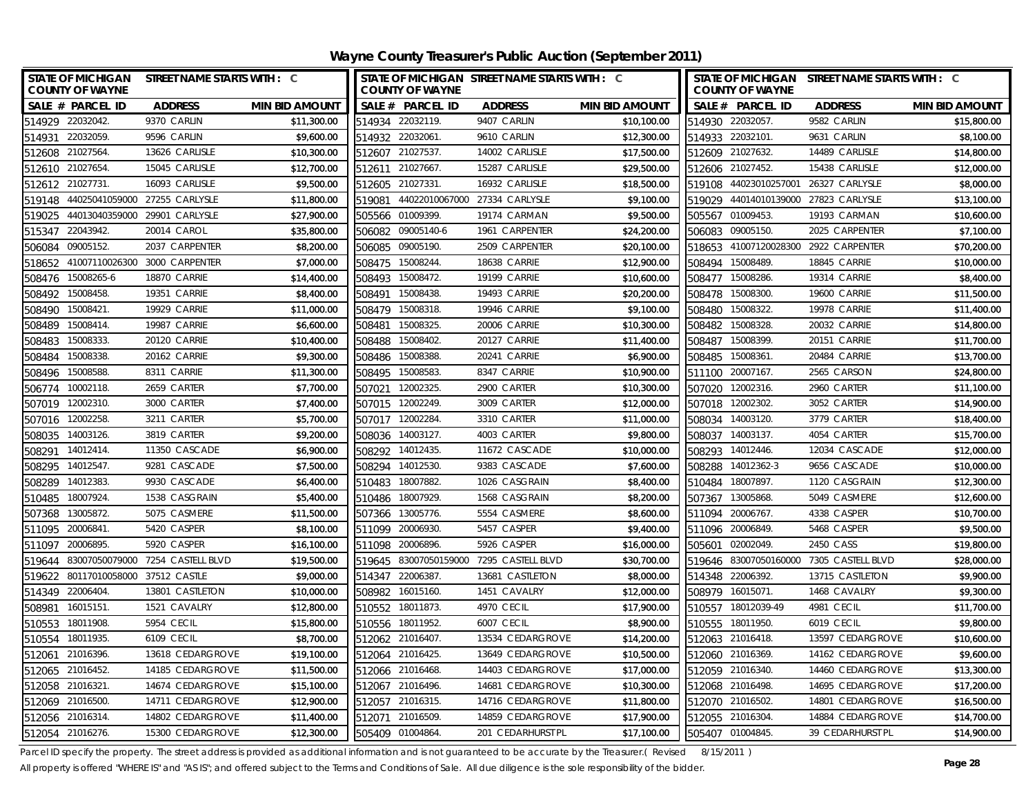# Wayne County Treasurer's Public Auction (September 2011)

| SALE # | PARCEL ID | ADDRESS | MIN BID AMOUNT |
|---|---|---|---|
| 514929 | 22032042. | 9370 CARLIN | $11,300.00 |
| 514934 | 22032119. | 9407 CARLIN | $10,100.00 |
| 514930 | 22032057. | 9582 CARLIN | $15,800.00 |
| 514931 | 22032059. | 9596 CARLIN | $9,600.00 |
| 514932 | 22032061. | 9610 CARLIN | $12,300.00 |
| 514933 | 22032101. | 9631 CARLIN | $8,100.00 |
| 512608 | 21027564. | 13626 CARLISLE | $10,300.00 |
| 512607 | 21027537. | 14002 CARLISLE | $17,500.00 |
| 512609 | 21027632. | 14489 CARLISLE | $14,800.00 |
| 512610 | 21027654. | 15045 CARLISLE | $12,700.00 |
| 512611 | 21027667. | 15287 CARLISLE | $29,500.00 |
| 512606 | 21027452. | 15438 CARLISLE | $12,000.00 |
| 512612 | 21027731. | 16093 CARLISLE | $9,500.00 |
| 512605 | 21027331. | 16932 CARLISLE | $18,500.00 |
| 519108 | 44023010257001 | 26327 CARLYSLE | $8,000.00 |
| 519148 | 44025041059000 | 27255 CARLYSLE | $11,800.00 |
| 519081 | 44022010067000 | 27334 CARLYSLE | $9,100.00 |
| 519029 | 44014010139000 | 27823 CARLYSLE | $13,100.00 |
| 519025 | 44013040359000 | 29901 CARLYSLE | $27,900.00 |
| 505566 | 01009399. | 19174 CARMAN | $9,500.00 |
| 505567 | 01009453. | 19193 CARMAN | $10,600.00 |
| 515347 | 22043942. | 20014 CAROL | $35,800.00 |
| 506082 | 09005140-6 | 1961 CARPENTER | $24,200.00 |
| 506083 | 09005150. | 2025 CARPENTER | $7,100.00 |
| 506084 | 09005152. | 2037 CARPENTER | $8,200.00 |
| 506085 | 09005190. | 2509 CARPENTER | $20,100.00 |
| 518653 | 41007120028300 | 2922 CARPENTER | $70,200.00 |
| 518652 | 41007110026300 | 3000 CARPENTER | $7,000.00 |
| 508475 | 15008244. | 18638 CARRIE | $12,900.00 |
| 508494 | 15008489. | 18845 CARRIE | $10,000.00 |
| 508476 | 15008265-6 | 18870 CARRIE | $14,400.00 |
| 508493 | 15008472. | 19199 CARRIE | $10,600.00 |
| 508477 | 15008286. | 19314 CARRIE | $8,400.00 |
| 508492 | 15008458. | 19351 CARRIE | $8,400.00 |
| 508491 | 15008438. | 19493 CARRIE | $20,200.00 |
| 508478 | 15008300. | 19600 CARRIE | $11,500.00 |
| 508490 | 15008421. | 19929 CARRIE | $11,000.00 |
| 508479 | 15008318. | 19946 CARRIE | $9,100.00 |
| 508480 | 15008322. | 19978 CARRIE | $11,400.00 |
| 508489 | 15008414. | 19987 CARRIE | $6,600.00 |
| 508481 | 15008325. | 20006 CARRIE | $10,300.00 |
| 508482 | 15008328. | 20032 CARRIE | $14,800.00 |
| 508483 | 15008333. | 20120 CARRIE | $10,400.00 |
| 508488 | 15008402. | 20127 CARRIE | $11,400.00 |
| 508487 | 15008399. | 20151 CARRIE | $11,700.00 |
| 508484 | 15008338. | 20162 CARRIE | $9,300.00 |
| 508486 | 15008388. | 20241 CARRIE | $6,900.00 |
| 508485 | 15008361. | 20484 CARRIE | $13,700.00 |
| 508496 | 15008588. | 8311 CARRIE | $11,300.00 |
| 508495 | 15008583. | 8347 CARRIE | $10,900.00 |
| 511100 | 20007167. | 2565 CARSON | $24,800.00 |
| 506774 | 10002118. | 2659 CARTER | $7,700.00 |
| 507021 | 12002325. | 2900 CARTER | $10,300.00 |
| 507020 | 12002316. | 2960 CARTER | $11,100.00 |
| 507019 | 12002310. | 3000 CARTER | $7,400.00 |
| 507015 | 12002249. | 3009 CARTER | $12,000.00 |
| 507018 | 12002302. | 3052 CARTER | $14,900.00 |
| 507016 | 12002258. | 3211 CARTER | $5,700.00 |
| 507017 | 12002284. | 3310 CARTER | $11,000.00 |
| 508034 | 14003120. | 3779 CARTER | $18,400.00 |
| 508035 | 14003126. | 3819 CARTER | $9,200.00 |
| 508036 | 14003127. | 4003 CARTER | $9,800.00 |
| 508037 | 14003137. | 4054 CARTER | $15,700.00 |
| 508291 | 14012414. | 11350 CASCADE | $6,900.00 |
| 508292 | 14012435. | 11672 CASCADE | $10,000.00 |
| 508293 | 14012446. | 12034 CASCADE | $12,000.00 |
| 508295 | 14012547. | 9281 CASCADE | $7,500.00 |
| 508294 | 14012530. | 9383 CASCADE | $7,600.00 |
| 508288 | 14012362-3 | 9656 CASCADE | $10,000.00 |
| 508289 | 14012383. | 9930 CASCADE | $6,400.00 |
| 510483 | 18007882. | 1026 CASGRAIN | $8,400.00 |
| 510484 | 18007897. | 1120 CASGRAIN | $12,300.00 |
| 510485 | 18007924. | 1538 CASGRAIN | $5,400.00 |
| 510486 | 18007929. | 1568 CASGRAIN | $8,200.00 |
| 507367 | 13005868. | 5049 CASMERE | $12,600.00 |
| 507368 | 13005872. | 5075 CASMERE | $11,500.00 |
| 507366 | 13005776. | 5554 CASMERE | $8,600.00 |
| 511094 | 20006767. | 4338 CASPER | $10,700.00 |
| 511095 | 20006841. | 5420 CASPER | $8,100.00 |
| 511099 | 20006930. | 5457 CASPER | $9,400.00 |
| 511096 | 20006849. | 5468 CASPER | $9,500.00 |
| 511097 | 20006895. | 5920 CASPER | $16,100.00 |
| 511098 | 20006896. | 5926 CASPER | $16,000.00 |
| 505601 | 02002049. | 2450 CASS | $19,800.00 |
| 519644 | 83007050079000 | 7254 CASTELL BLVD | $19,500.00 |
| 519645 | 83007050159000 | 7295 CASTELL BLVD | $30,700.00 |
| 519646 | 83007050160000 | 7305 CASTELL BLVD | $28,000.00 |
| 519622 | 80117010058000 | 37512 CASTLE | $9,000.00 |
| 514347 | 22006387. | 13681 CASTLETON | $8,000.00 |
| 514348 | 22006392. | 13715 CASTLETON | $9,900.00 |
| 514349 | 22006404. | 13801 CASTLETON | $10,000.00 |
| 508982 | 16015160. | 1451 CAVALRY | $12,000.00 |
| 508979 | 16015071. | 1468 CAVALRY | $9,300.00 |
| 508981 | 16015151. | 1521 CAVALRY | $12,800.00 |
| 510552 | 18011873. | 4970 CECIL | $17,900.00 |
| 510557 | 18012039-49 | 4981 CECIL | $11,700.00 |
| 510553 | 18011908. | 5954 CECIL | $15,800.00 |
| 510556 | 18011952. | 6007 CECIL | $8,900.00 |
| 510555 | 18011950. | 6019 CECIL | $9,800.00 |
| 510554 | 18011935. | 6109 CECIL | $8,700.00 |
| 512062 | 21016407. | 13534 CEDARGROVE | $14,200.00 |
| 512063 | 21016418. | 13597 CEDARGROVE | $10,600.00 |
| 512061 | 21016396. | 13618 CEDARGROVE | $19,100.00 |
| 512064 | 21016425. | 13649 CEDARGROVE | $10,500.00 |
| 512060 | 21016369. | 14162 CEDARGROVE | $9,600.00 |
| 512065 | 21016452. | 14185 CEDARGROVE | $11,500.00 |
| 512066 | 21016468. | 14403 CEDARGROVE | $17,000.00 |
| 512059 | 21016340. | 14460 CEDARGROVE | $13,300.00 |
| 512058 | 21016321. | 14674 CEDARGROVE | $15,100.00 |
| 512067 | 21016496. | 14681 CEDARGROVE | $10,300.00 |
| 512068 | 21016498. | 14695 CEDARGROVE | $17,200.00 |
| 512069 | 21016500. | 14711 CEDARGROVE | $12,900.00 |
| 512057 | 21016315. | 14716 CEDARGROVE | $11,800.00 |
| 512070 | 21016502. | 14801 CEDARGROVE | $16,500.00 |
| 512056 | 21016314. | 14802 CEDARGROVE | $11,400.00 |
| 512071 | 21016509. | 14859 CEDARGROVE | $17,900.00 |
| 512055 | 21016304. | 14884 CEDARGROVE | $14,700.00 |
| 512054 | 21016276. | 15300 CEDARGROVE | $12,300.00 |
| 505409 | 01004864. | 201 CEDARHURST PL | $17,100.00 |
| 505407 | 01004845. | 39 CEDARHURST PL | $14,900.00 |

Parcel ID specify the property. The street address is provided as additional information and is not guaranteed to be accurate by the Treasurer.( Revised 8/15/2011 )

All property is offered "WHERE IS" and "AS IS"; and offered subject to the Terms and Conditions of Sale. All due diligence is the sole responsibility of the bidder.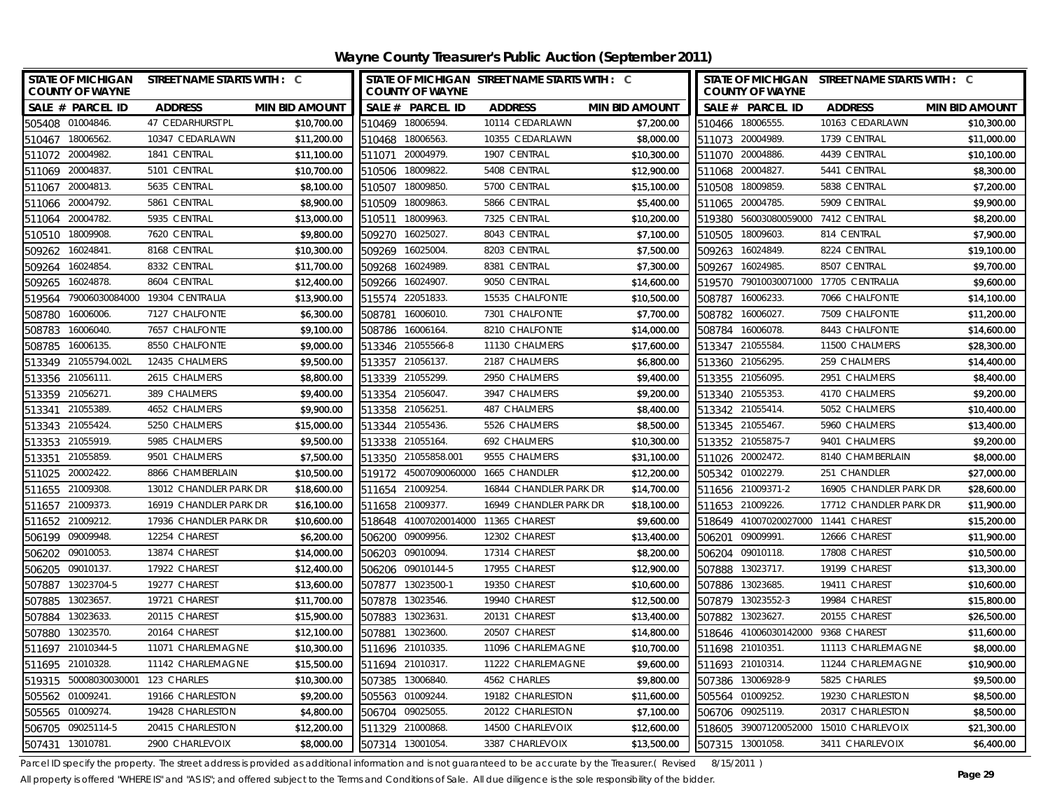# Wayne County Treasurer's Public Auction (September 2011)

STATE OF MICHIGAN COUNTY OF WAYNE — STREET NAME STARTS WITH : C

| SALE # | PARCEL ID | ADDRESS | MIN BID AMOUNT |
|---|---|---|---|
| 505408 | 01004846. | 47 CEDARHURST PL | $10,700.00 |
| 510467 | 18006562. | 10347 CEDARLAWN | $11,200.00 |
| 511072 | 20004982. | 1841 CENTRAL | $11,100.00 |
| 511069 | 20004837. | 5101 CENTRAL | $10,700.00 |
| 511067 | 20004813. | 5635 CENTRAL | $8,100.00 |
| 511066 | 20004792. | 5861 CENTRAL | $8,900.00 |
| 511064 | 20004782. | 5935 CENTRAL | $13,000.00 |
| 510510 | 18009908. | 7620 CENTRAL | $9,800.00 |
| 509262 | 16024841. | 8168 CENTRAL | $10,300.00 |
| 509264 | 16024854. | 8332 CENTRAL | $11,700.00 |
| 509265 | 16024878. | 8604 CENTRAL | $12,400.00 |
| 519564 | 79006030084000 | 19304 CENTRALIA | $13,900.00 |
| 508780 | 16006006. | 7127 CHALFONTE | $6,300.00 |
| 508783 | 16006040. | 7657 CHALFONTE | $9,100.00 |
| 508785 | 16006135. | 8550 CHALFONTE | $9,000.00 |
| 513349 | 21055794.002L | 12435 CHALMERS | $9,500.00 |
| 513356 | 21056111. | 2615 CHALMERS | $8,800.00 |
| 513359 | 21056271. | 389 CHALMERS | $9,400.00 |
| 513341 | 21055389. | 4652 CHALMERS | $9,900.00 |
| 513343 | 21055424. | 5250 CHALMERS | $15,000.00 |
| 513353 | 21055919. | 5985 CHALMERS | $9,500.00 |
| 513351 | 21055859. | 9501 CHALMERS | $7,500.00 |
| 511025 | 20002422. | 8866 CHAMBERLAIN | $10,500.00 |
| 511655 | 21009308. | 13012 CHANDLER PARK DR | $18,600.00 |
| 511657 | 21009373. | 16919 CHANDLER PARK DR | $16,100.00 |
| 511652 | 21009212. | 17936 CHANDLER PARK DR | $10,600.00 |
| 506199 | 09009948. | 12254 CHAREST | $6,200.00 |
| 506202 | 09010053. | 13874 CHAREST | $14,000.00 |
| 506205 | 09010137. | 17922 CHAREST | $12,400.00 |
| 507887 | 13023704-5 | 19277 CHAREST | $13,600.00 |
| 507885 | 13023657. | 19721 CHAREST | $11,700.00 |
| 507884 | 13023633. | 20115 CHAREST | $15,900.00 |
| 507880 | 13023570. | 20164 CHAREST | $12,100.00 |
| 511697 | 21010344-5 | 11071 CHARLEMAGNE | $10,300.00 |
| 511695 | 21010328. | 11142 CHARLEMAGNE | $15,500.00 |
| 519315 | 50008030030001 | 123 CHARLES | $10,300.00 |
| 505562 | 01009241. | 19166 CHARLESTON | $9,200.00 |
| 505565 | 01009274. | 19428 CHARLESTON | $4,800.00 |
| 506705 | 09025114-5 | 20415 CHARLESTON | $12,200.00 |
| 507431 | 13010781. | 2900 CHARLEVOIX | $8,000.00 |
| 510469 | 18006594. | 10114 CEDARLAWN | $7,200.00 |
| 510468 | 18006563. | 10355 CEDARLAWN | $8,000.00 |
| 511071 | 20004979. | 1907 CENTRAL | $10,300.00 |
| 510506 | 18009822. | 5408 CENTRAL | $12,900.00 |
| 510507 | 18009850. | 5700 CENTRAL | $15,100.00 |
| 510509 | 18009863. | 5866 CENTRAL | $5,400.00 |
| 510511 | 18009963. | 7325 CENTRAL | $10,200.00 |
| 509270 | 16025027. | 8043 CENTRAL | $7,100.00 |
| 509269 | 16025004. | 8203 CENTRAL | $7,500.00 |
| 509268 | 16024989. | 8381 CENTRAL | $7,300.00 |
| 509266 | 16024907. | 9050 CENTRAL | $14,600.00 |
| 515574 | 22051833. | 15535 CHALFONTE | $10,500.00 |
| 508781 | 16006010. | 7301 CHALFONTE | $7,700.00 |
| 508786 | 16006164. | 8210 CHALFONTE | $14,000.00 |
| 513346 | 21055566-8 | 11130 CHALMERS | $17,600.00 |
| 513357 | 21056137. | 2187 CHALMERS | $6,800.00 |
| 513339 | 21055299. | 2950 CHALMERS | $9,400.00 |
| 513354 | 21056047. | 3947 CHALMERS | $9,200.00 |
| 513358 | 21056251. | 487 CHALMERS | $8,400.00 |
| 513344 | 21055436. | 5526 CHALMERS | $8,500.00 |
| 513338 | 21055164. | 692 CHALMERS | $10,300.00 |
| 513350 | 21055858.001 | 9555 CHALMERS | $31,100.00 |
| 519172 | 45007090060000 | 1665 CHANDLER | $12,200.00 |
| 511654 | 21009254. | 16844 CHANDLER PARK DR | $14,700.00 |
| 511658 | 21009377. | 16949 CHANDLER PARK DR | $18,100.00 |
| 518648 | 41007020014000 | 11365 CHAREST | $9,600.00 |
| 506200 | 09009956. | 12302 CHAREST | $13,400.00 |
| 506203 | 09010094. | 17314 CHAREST | $8,200.00 |
| 506206 | 09010144-5 | 17955 CHAREST | $12,900.00 |
| 507877 | 13023500-1 | 19350 CHAREST | $10,600.00 |
| 507878 | 13023546. | 19940 CHAREST | $12,500.00 |
| 507883 | 13023631. | 20131 CHAREST | $13,400.00 |
| 507881 | 13023600. | 20507 CHAREST | $14,800.00 |
| 511696 | 21010335. | 11096 CHARLEMAGNE | $10,700.00 |
| 511694 | 21010317. | 11222 CHARLEMAGNE | $9,600.00 |
| 507385 | 13006840. | 4562 CHARLES | $9,800.00 |
| 505563 | 01009244. | 19182 CHARLESTON | $11,600.00 |
| 506704 | 09025055. | 20122 CHARLESTON | $7,100.00 |
| 511329 | 21000868. | 14500 CHARLEVOIX | $12,600.00 |
| 507314 | 13001054. | 3387 CHARLEVOIX | $13,500.00 |
| 510466 | 18006555. | 10163 CEDARLAWN | $10,300.00 |
| 511073 | 20004989. | 1739 CENTRAL | $11,000.00 |
| 511070 | 20004886. | 4439 CENTRAL | $10,100.00 |
| 511068 | 20004827. | 5441 CENTRAL | $8,300.00 |
| 510508 | 18009859. | 5838 CENTRAL | $7,200.00 |
| 511065 | 20004785. | 5909 CENTRAL | $9,900.00 |
| 519380 | 56003080059000 | 7412 CENTRAL | $8,200.00 |
| 510505 | 18009603. | 814 CENTRAL | $7,900.00 |
| 509263 | 16024849. | 8224 CENTRAL | $19,100.00 |
| 509267 | 16024985. | 8507 CENTRAL | $9,700.00 |
| 519570 | 79010030071000 | 17705 CENTRALIA | $9,600.00 |
| 508787 | 16006233. | 7066 CHALFONTE | $14,100.00 |
| 508782 | 16006027. | 7509 CHALFONTE | $11,200.00 |
| 508784 | 16006078. | 8443 CHALFONTE | $14,600.00 |
| 513347 | 21055584. | 11500 CHALMERS | $28,300.00 |
| 513360 | 21056295. | 259 CHALMERS | $14,400.00 |
| 513355 | 21056095. | 2951 CHALMERS | $8,400.00 |
| 513340 | 21055353. | 4170 CHALMERS | $9,200.00 |
| 513342 | 21055414. | 5052 CHALMERS | $10,400.00 |
| 513345 | 21055467. | 5960 CHALMERS | $13,400.00 |
| 513352 | 21055875-7 | 9401 CHALMERS | $9,200.00 |
| 511026 | 20002472. | 8140 CHAMBERLAIN | $8,000.00 |
| 505342 | 01002279. | 251 CHANDLER | $27,000.00 |
| 511656 | 21009371-2 | 16905 CHANDLER PARK DR | $28,600.00 |
| 511653 | 21009226. | 17712 CHANDLER PARK DR | $11,900.00 |
| 518649 | 41007020027000 | 11441 CHAREST | $15,200.00 |
| 506201 | 09009991. | 12666 CHAREST | $11,900.00 |
| 506204 | 09010118. | 17808 CHAREST | $10,500.00 |
| 507888 | 13023717. | 19199 CHAREST | $13,300.00 |
| 507886 | 13023685. | 19411 CHAREST | $10,600.00 |
| 507879 | 13023552-3 | 19984 CHAREST | $15,800.00 |
| 507882 | 13023627. | 20155 CHAREST | $26,500.00 |
| 518646 | 41006030142000 | 9368 CHAREST | $11,600.00 |
| 511698 | 21010351. | 11113 CHARLEMAGNE | $8,000.00 |
| 511693 | 21010314. | 11244 CHARLEMAGNE | $10,900.00 |
| 507386 | 13006928-9 | 5825 CHARLES | $9,500.00 |
| 505564 | 01009252. | 19230 CHARLESTON | $8,500.00 |
| 506706 | 09025119. | 20317 CHARLESTON | $8,500.00 |
| 518605 | 39007120052000 | 15010 CHARLEVOIX | $21,300.00 |
| 507315 | 13001058. | 3411 CHARLEVOIX | $6,400.00 |

Parcel ID specify the property. The street address is provided as additional information and is not guaranteed to be accurate by the Treasurer.( Revised 8/15/2011 )

All property is offered "WHERE IS" and "AS IS"; and offered subject to the Terms and Conditions of Sale. All due diligence is the sole responsibility of the bidder.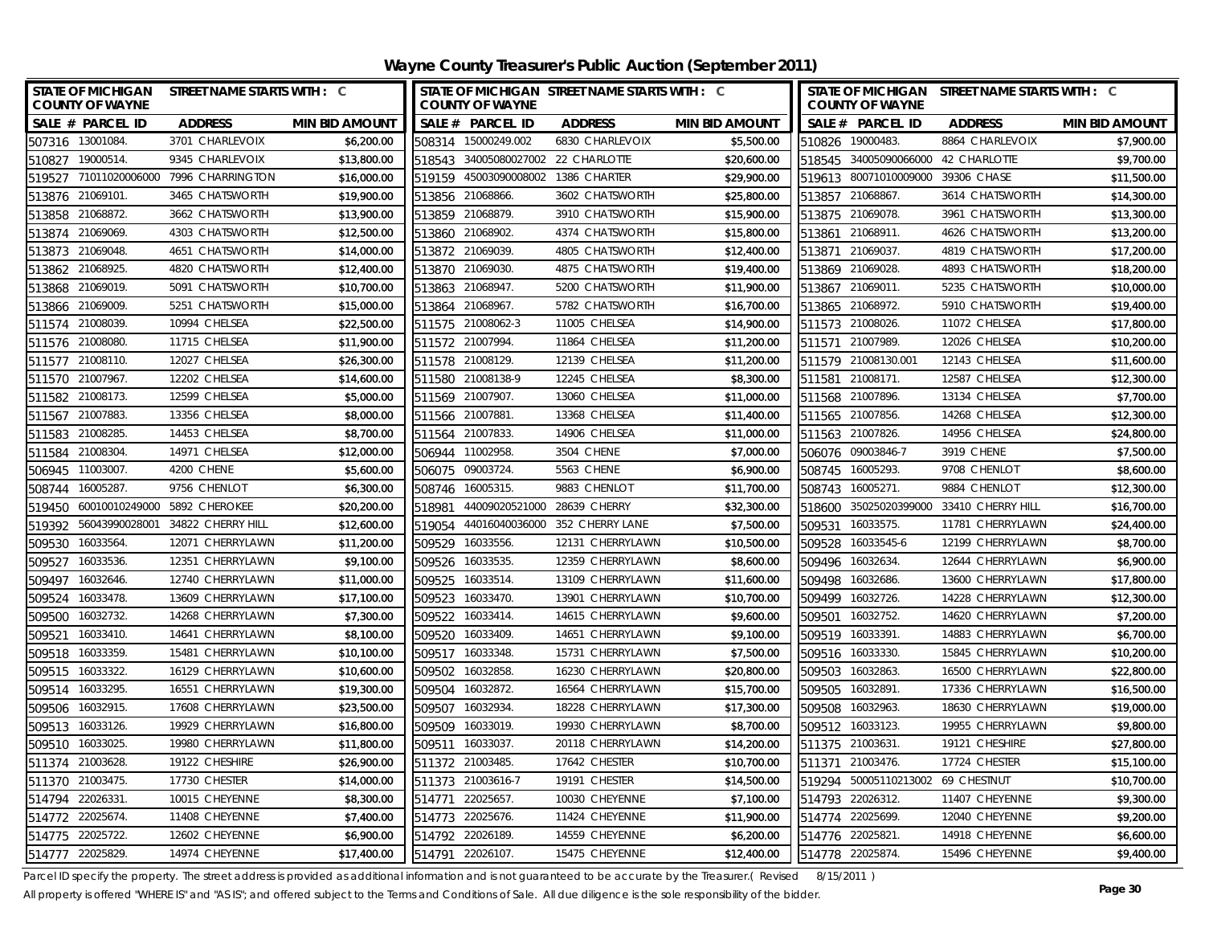# Wayne County Treasurer's Public Auction (September 2011)

STATE OF MICHIGAN COUNTY OF WAYNE — STREET NAME STARTS WITH : C

| SALE # | PARCEL ID | ADDRESS | MIN BID AMOUNT |
|---|---|---|---|
| 507316 | 13001084. | 3701 CHARLEVOIX | $6,200.00 |
| 510827 | 19000514. | 9345 CHARLEVOIX | $13,800.00 |
| 519527 | 71011020006000 | 7996 CHARRINGTON | $16,000.00 |
| 513876 | 21069101. | 3465 CHATSWORTH | $19,900.00 |
| 513858 | 21068872. | 3662 CHATSWORTH | $13,900.00 |
| 513874 | 21069069. | 4303 CHATSWORTH | $12,500.00 |
| 513873 | 21069048. | 4651 CHATSWORTH | $14,000.00 |
| 513862 | 21068925. | 4820 CHATSWORTH | $12,400.00 |
| 513868 | 21069019. | 5091 CHATSWORTH | $10,700.00 |
| 513866 | 21069009. | 5251 CHATSWORTH | $15,000.00 |
| 511574 | 21008039. | 10994 CHELSEA | $22,500.00 |
| 511576 | 21008080. | 11715 CHELSEA | $11,900.00 |
| 511577 | 21008110. | 12027 CHELSEA | $26,300.00 |
| 511570 | 21007967. | 12202 CHELSEA | $14,600.00 |
| 511582 | 21008173. | 12599 CHELSEA | $5,000.00 |
| 511567 | 21007883. | 13356 CHELSEA | $8,000.00 |
| 511583 | 21008285. | 14453 CHELSEA | $8,700.00 |
| 511584 | 21008304. | 14971 CHELSEA | $12,000.00 |
| 506945 | 11003007. | 4200 CHENE | $5,600.00 |
| 508744 | 16005287. | 9756 CHENLOT | $6,300.00 |
| 519450 | 60010010249000 | 5892 CHEROKEE | $20,200.00 |
| 519392 | 56043990028001 | 34822 CHERRY HILL | $12,600.00 |
| 509530 | 16033564. | 12071 CHERRYLAWN | $11,200.00 |
| 509527 | 16033536. | 12351 CHERRYLAWN | $9,100.00 |
| 509497 | 16032646. | 12740 CHERRYLAWN | $11,000.00 |
| 509524 | 16033478. | 13609 CHERRYLAWN | $17,100.00 |
| 509500 | 16032732. | 14268 CHERRYLAWN | $7,300.00 |
| 509521 | 16033410. | 14641 CHERRYLAWN | $8,100.00 |
| 509518 | 16033359. | 15481 CHERRYLAWN | $10,100.00 |
| 509515 | 16033322. | 16129 CHERRYLAWN | $10,600.00 |
| 509514 | 16033295. | 16551 CHERRYLAWN | $19,300.00 |
| 509506 | 16032915. | 17608 CHERRYLAWN | $23,500.00 |
| 509513 | 16033126. | 19929 CHERRYLAWN | $16,800.00 |
| 509510 | 16033025. | 19980 CHERRYLAWN | $11,800.00 |
| 511374 | 21003628. | 19122 CHESHIRE | $26,900.00 |
| 511370 | 21003475. | 17730 CHESTER | $14,000.00 |
| 514794 | 22026331. | 10015 CHEYENNE | $8,300.00 |
| 514772 | 22025674. | 11408 CHEYENNE | $7,400.00 |
| 514775 | 22025722. | 12602 CHEYENNE | $6,900.00 |
| 514777 | 22025829. | 14974 CHEYENNE | $17,400.00 |
| 508314 | 15000249.002 | 6830 CHARLEVOIX | $5,500.00 |
| 518543 | 34005080027002 | 22 CHARLOTTE | $20,600.00 |
| 519159 | 45003090008002 | 1386 CHARTER | $29,900.00 |
| 513856 | 21068866. | 3602 CHATSWORTH | $25,800.00 |
| 513859 | 21068879. | 3910 CHATSWORTH | $15,900.00 |
| 513860 | 21068902. | 4374 CHATSWORTH | $15,800.00 |
| 513872 | 21069039. | 4805 CHATSWORTH | $12,400.00 |
| 513870 | 21069030. | 4875 CHATSWORTH | $19,400.00 |
| 513863 | 21068947. | 5200 CHATSWORTH | $11,900.00 |
| 513864 | 21068967. | 5782 CHATSWORTH | $16,700.00 |
| 511575 | 21008062-3 | 11005 CHELSEA | $14,900.00 |
| 511572 | 21007994. | 11864 CHELSEA | $11,200.00 |
| 511578 | 21008129. | 12139 CHELSEA | $11,200.00 |
| 511580 | 21008138-9 | 12245 CHELSEA | $8,300.00 |
| 511569 | 21007907. | 13060 CHELSEA | $11,000.00 |
| 511566 | 21007881. | 13368 CHELSEA | $11,400.00 |
| 511564 | 21007833. | 14906 CHELSEA | $11,000.00 |
| 506944 | 11002958. | 3504 CHENE | $7,000.00 |
| 506075 | 09003724. | 5563 CHENE | $6,900.00 |
| 508746 | 16005315. | 9883 CHENLOT | $11,700.00 |
| 518981 | 44009020521000 | 28639 CHERRY | $32,300.00 |
| 519054 | 44016040036000 | 352 CHERRY LANE | $7,500.00 |
| 509529 | 16033556. | 12131 CHERRYLAWN | $10,500.00 |
| 509526 | 16033535. | 12359 CHERRYLAWN | $8,600.00 |
| 509525 | 16033514. | 13109 CHERRYLAWN | $11,600.00 |
| 509523 | 16033470. | 13901 CHERRYLAWN | $10,700.00 |
| 509522 | 16033414. | 14615 CHERRYLAWN | $9,600.00 |
| 509520 | 16033409. | 14651 CHERRYLAWN | $9,100.00 |
| 509517 | 16033348. | 15731 CHERRYLAWN | $7,500.00 |
| 509502 | 16032858. | 16230 CHERRYLAWN | $20,800.00 |
| 509504 | 16032872. | 16564 CHERRYLAWN | $15,700.00 |
| 509507 | 16032934. | 18228 CHERRYLAWN | $17,300.00 |
| 509509 | 16033019. | 19930 CHERRYLAWN | $8,700.00 |
| 509511 | 16033037. | 20118 CHERRYLAWN | $14,200.00 |
| 511372 | 21003485. | 17642 CHESTER | $10,700.00 |
| 511373 | 21003616-7 | 19191 CHESTER | $14,500.00 |
| 514771 | 22025657. | 10030 CHEYENNE | $7,100.00 |
| 514773 | 22025676. | 11424 CHEYENNE | $11,900.00 |
| 514792 | 22026189. | 14559 CHEYENNE | $6,200.00 |
| 514791 | 22026107. | 15475 CHEYENNE | $12,400.00 |
| 510826 | 19000483. | 8864 CHARLEVOIX | $7,900.00 |
| 518545 | 34005090066000 | 42 CHARLOTTE | $9,700.00 |
| 519613 | 80071010009000 | 39306 CHASE | $11,500.00 |
| 513857 | 21068867. | 3614 CHATSWORTH | $14,300.00 |
| 513875 | 21069078. | 3961 CHATSWORTH | $13,300.00 |
| 513861 | 21068911. | 4626 CHATSWORTH | $13,200.00 |
| 513871 | 21069037. | 4819 CHATSWORTH | $17,200.00 |
| 513869 | 21069028. | 4893 CHATSWORTH | $18,200.00 |
| 513867 | 21069011. | 5235 CHATSWORTH | $10,000.00 |
| 513865 | 21068972. | 5910 CHATSWORTH | $19,400.00 |
| 511573 | 21008026. | 11072 CHELSEA | $17,800.00 |
| 511571 | 21007989. | 12026 CHELSEA | $10,200.00 |
| 511579 | 21008130.001 | 12143 CHELSEA | $11,600.00 |
| 511581 | 21008171. | 12587 CHELSEA | $12,300.00 |
| 511568 | 21007896. | 13134 CHELSEA | $7,700.00 |
| 511565 | 21007856. | 14268 CHELSEA | $12,300.00 |
| 511563 | 21007826. | 14956 CHELSEA | $24,800.00 |
| 506076 | 09003846-7 | 3919 CHENE | $7,500.00 |
| 508745 | 16005293. | 9708 CHENLOT | $8,600.00 |
| 508743 | 16005271. | 9884 CHENLOT | $12,300.00 |
| 518600 | 35025020399000 | 33410 CHERRY HILL | $16,700.00 |
| 509531 | 16033575. | 11781 CHERRYLAWN | $24,400.00 |
| 509528 | 16033545-6 | 12199 CHERRYLAWN | $8,700.00 |
| 509496 | 16032634. | 12644 CHERRYLAWN | $6,900.00 |
| 509498 | 16032686. | 13600 CHERRYLAWN | $17,800.00 |
| 509499 | 16032726. | 14228 CHERRYLAWN | $12,300.00 |
| 509501 | 16032752. | 14620 CHERRYLAWN | $7,200.00 |
| 509519 | 16033391. | 14883 CHERRYLAWN | $6,700.00 |
| 509516 | 16033330. | 15845 CHERRYLAWN | $10,200.00 |
| 509503 | 16032863. | 16500 CHERRYLAWN | $22,800.00 |
| 509505 | 16032891. | 17336 CHERRYLAWN | $16,500.00 |
| 509508 | 16032963. | 18630 CHERRYLAWN | $19,000.00 |
| 509512 | 16033123. | 19955 CHERRYLAWN | $9,800.00 |
| 511375 | 21003631. | 19121 CHESHIRE | $27,800.00 |
| 511371 | 21003476. | 17724 CHESTER | $15,100.00 |
| 519294 | 50005110213002 | 69 CHESTNUT | $10,700.00 |
| 514793 | 22026312. | 11407 CHEYENNE | $9,300.00 |
| 514774 | 22025699. | 12040 CHEYENNE | $9,200.00 |
| 514776 | 22025821. | 14918 CHEYENNE | $6,600.00 |
| 514778 | 22025874. | 15496 CHEYENNE | $9,400.00 |

Parcel ID specify the property. The street address is provided as additional information and is not guaranteed to be accurate by the Treasurer.( Revised 8/15/2011 )

All property is offered "WHERE IS" and "AS IS"; and offered subject to the Terms and Conditions of Sale. All due diligence is the sole responsibility of the bidder.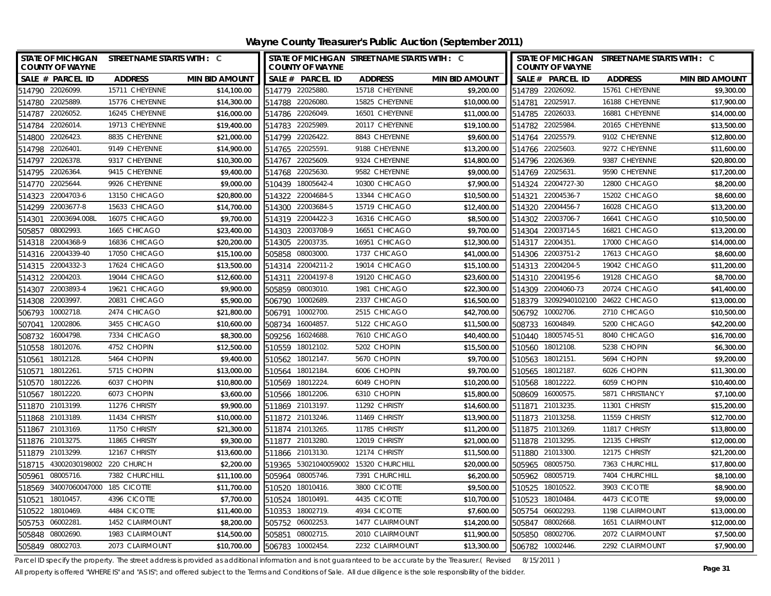# Wayne County Treasurer's Public Auction (September 2011)

| SALE # | PARCEL ID | ADDRESS | MIN BID AMOUNT |
|---|---|---|---|
| 514790 | 22026099. | 15711 CHEYENNE | $14,100.00 |
| 514780 | 22025889. | 15776 CHEYENNE | $14,300.00 |
| 514787 | 22026052. | 16245 CHEYENNE | $16,000.00 |
| 514784 | 22026014. | 19713 CHEYENNE | $19,400.00 |
| 514800 | 22026423. | 8835 CHEYENNE | $21,000.00 |
| 514798 | 22026401. | 9149 CHEYENNE | $14,900.00 |
| 514797 | 22026378. | 9317 CHEYENNE | $10,300.00 |
| 514795 | 22026364. | 9415 CHEYENNE | $9,400.00 |
| 514770 | 22025644. | 9926 CHEYENNE | $9,000.00 |
| 514323 | 22004703-6 | 13150 CHICAGO | $20,800.00 |
| 514299 | 22003677-8 | 15633 CHICAGO | $14,700.00 |
| 514301 | 22003694.008L | 16075 CHICAGO | $9,700.00 |
| 505857 | 08002993. | 1665 CHICAGO | $23,400.00 |
| 514318 | 22004368-9 | 16836 CHICAGO | $20,200.00 |
| 514316 | 22004339-40 | 17050 CHICAGO | $15,100.00 |
| 514315 | 22004332-3 | 17624 CHICAGO | $13,500.00 |
| 514312 | 22004203. | 19044 CHICAGO | $12,600.00 |
| 514307 | 22003893-4 | 19621 CHICAGO | $9,900.00 |
| 514308 | 22003997. | 20831 CHICAGO | $5,900.00 |
| 506793 | 10002718. | 2474 CHICAGO | $21,800.00 |
| 507041 | 12002806. | 3455 CHICAGO | $10,600.00 |
| 508732 | 16004798. | 7334 CHICAGO | $8,300.00 |
| 510558 | 18012076. | 4752 CHOPIN | $12,500.00 |
| 510561 | 18012128. | 5464 CHOPIN | $9,400.00 |
| 510571 | 18012261. | 5715 CHOPIN | $13,000.00 |
| 510570 | 18012226. | 6037 CHOPIN | $10,800.00 |
| 510567 | 18012220. | 6073 CHOPIN | $3,600.00 |
| 511870 | 21013199. | 11276 CHRISTY | $9,900.00 |
| 511868 | 21013189. | 11434 CHRISTY | $10,000.00 |
| 511867 | 21013169. | 11750 CHRISTY | $21,300.00 |
| 511876 | 21013275. | 11865 CHRISTY | $9,300.00 |
| 511879 | 21013299. | 12167 CHRISTY | $13,600.00 |
| 518715 | 43002030198002 | 220 CHURCH | $2,200.00 |
| 505961 | 08005716. | 7382 CHURCHILL | $11,100.00 |
| 518569 | 34007060047000 | 185 CICOTTE | $11,700.00 |
| 510521 | 18010457. | 4396 CICOTTE | $7,700.00 |
| 510522 | 18010469. | 4484 CICOTTE | $11,400.00 |
| 505753 | 06002281. | 1452 CLAIRMOUNT | $8,200.00 |
| 505848 | 08002690. | 1983 CLAIRMOUNT | $14,500.00 |
| 505849 | 08002703. | 2073 CLAIRMOUNT | $10,700.00 |
| 514779 | 22025880. | 15718 CHEYENNE | $9,200.00 |
| 514788 | 22026080. | 15825 CHEYENNE | $10,000.00 |
| 514786 | 22026049. | 16501 CHEYENNE | $11,000.00 |
| 514783 | 22025989. | 20117 CHEYENNE | $19,100.00 |
| 514799 | 22026422. | 8843 CHEYENNE | $9,600.00 |
| 514765 | 22025591. | 9188 CHEYENNE | $13,200.00 |
| 514767 | 22025609. | 9324 CHEYENNE | $14,800.00 |
| 514768 | 22025630. | 9582 CHEYENNE | $9,000.00 |
| 510439 | 18005642-4 | 10300 CHICAGO | $7,900.00 |
| 514322 | 22004684-5 | 13344 CHICAGO | $10,500.00 |
| 514300 | 22003684-5 | 15719 CHICAGO | $12,400.00 |
| 514319 | 22004422-3 | 16316 CHICAGO | $8,500.00 |
| 514303 | 22003708-9 | 16651 CHICAGO | $9,700.00 |
| 514305 | 22003735. | 16951 CHICAGO | $12,300.00 |
| 505858 | 08003000. | 1737 CHICAGO | $41,000.00 |
| 514314 | 22004211-2 | 19014 CHICAGO | $15,100.00 |
| 514311 | 22004197-8 | 19120 CHICAGO | $23,600.00 |
| 505859 | 08003010. | 1981 CHICAGO | $22,300.00 |
| 506790 | 10002689. | 2337 CHICAGO | $16,500.00 |
| 506791 | 10002700. | 2515 CHICAGO | $42,700.00 |
| 508734 | 16004857. | 5122 CHICAGO | $11,500.00 |
| 509256 | 16024688. | 7610 CHICAGO | $40,400.00 |
| 510559 | 18012102. | 5202 CHOPIN | $15,500.00 |
| 510562 | 18012147. | 5670 CHOPIN | $9,700.00 |
| 510564 | 18012184. | 6006 CHOPIN | $9,700.00 |
| 510569 | 18012224. | 6049 CHOPIN | $10,200.00 |
| 510566 | 18012206. | 6310 CHOPIN | $15,800.00 |
| 511869 | 21013197. | 11292 CHRISTY | $14,600.00 |
| 511872 | 21013246. | 11469 CHRISTY | $13,900.00 |
| 511874 | 21013265. | 11785 CHRISTY | $11,200.00 |
| 511877 | 21013280. | 12019 CHRISTY | $21,000.00 |
| 511866 | 21013130. | 12174 CHRISTY | $11,500.00 |
| 519365 | 53021040059002 | 15320 CHURCHILL | $20,000.00 |
| 505964 | 08005746. | 7391 CHURCHILL | $6,200.00 |
| 510520 | 18010416. | 3800 CICOTTE | $9,500.00 |
| 510524 | 18010491. | 4435 CICOTTE | $10,700.00 |
| 510353 | 18002719. | 4934 CICOTTE | $7,600.00 |
| 505752 | 06002253. | 1477 CLAIRMOUNT | $14,200.00 |
| 505851 | 08002715. | 2010 CLAIRMOUNT | $11,900.00 |
| 506783 | 10002454. | 2232 CLAIRMOUNT | $13,300.00 |
| 514789 | 22026092. | 15761 CHEYENNE | $9,300.00 |
| 514781 | 22025917. | 16188 CHEYENNE | $17,900.00 |
| 514785 | 22026033. | 16881 CHEYENNE | $14,000.00 |
| 514782 | 22025984. | 20165 CHEYENNE | $13,500.00 |
| 514764 | 22025579. | 9102 CHEYENNE | $12,800.00 |
| 514766 | 22025603. | 9272 CHEYENNE | $11,600.00 |
| 514796 | 22026369. | 9387 CHEYENNE | $20,800.00 |
| 514769 | 22025631. | 9590 CHEYENNE | $17,200.00 |
| 514324 | 22004727-30 | 12800 CHICAGO | $8,200.00 |
| 514321 | 22004536-7 | 15202 CHICAGO | $8,600.00 |
| 514320 | 22004456-7 | 16028 CHICAGO | $13,200.00 |
| 514302 | 22003706-7 | 16641 CHICAGO | $10,500.00 |
| 514304 | 22003714-5 | 16821 CHICAGO | $13,200.00 |
| 514317 | 22004351. | 17000 CHICAGO | $14,000.00 |
| 514306 | 22003751-2 | 17613 CHICAGO | $8,600.00 |
| 514313 | 22004204-5 | 19042 CHICAGO | $11,200.00 |
| 514310 | 22004195-6 | 19128 CHICAGO | $8,700.00 |
| 514309 | 22004060-73 | 20724 CHICAGO | $41,400.00 |
| 518379 | 32092940102100 | 24622 CHICAGO | $13,000.00 |
| 506792 | 10002706. | 2710 CHICAGO | $10,500.00 |
| 508733 | 16004849. | 5200 CHICAGO | $42,200.00 |
| 510440 | 18005745-51 | 8040 CHICAGO | $16,700.00 |
| 510560 | 18012108. | 5238 CHOPIN | $6,300.00 |
| 510563 | 18012151. | 5694 CHOPIN | $9,200.00 |
| 510565 | 18012187. | 6026 CHOPIN | $11,300.00 |
| 510568 | 18012222. | 6059 CHOPIN | $10,400.00 |
| 508609 | 16000575. | 5871 CHRISTIANCY | $7,100.00 |
| 511871 | 21013235. | 11301 CHRISTY | $15,200.00 |
| 511873 | 21013258. | 11559 CHRISTY | $12,700.00 |
| 511875 | 21013269. | 11817 CHRISTY | $13,800.00 |
| 511878 | 21013295. | 12135 CHRISTY | $12,000.00 |
| 511880 | 21013300. | 12175 CHRISTY | $21,200.00 |
| 505965 | 08005750. | 7363 CHURCHILL | $17,800.00 |
| 505962 | 08005719. | 7404 CHURCHILL | $8,100.00 |
| 510525 | 18010522. | 3903 CICOTTE | $8,900.00 |
| 510523 | 18010484. | 4473 CICOTTE | $9,000.00 |
| 505754 | 06002293. | 1198 CLAIRMOUNT | $13,000.00 |
| 505847 | 08002668. | 1651 CLAIRMOUNT | $12,000.00 |
| 505850 | 08002706. | 2072 CLAIRMOUNT | $7,500.00 |
| 506782 | 10002446. | 2292 CLAIRMOUNT | $7,900.00 |

Parcel ID specify the property. The street address is provided as additional information and is not guaranteed to be accurate by the Treasurer.( Revised 8/15/2011 )

All property is offered "WHERE IS" and "AS IS"; and offered subject to the Terms and Conditions of Sale. All due diligence is the sole responsibility of the bidder.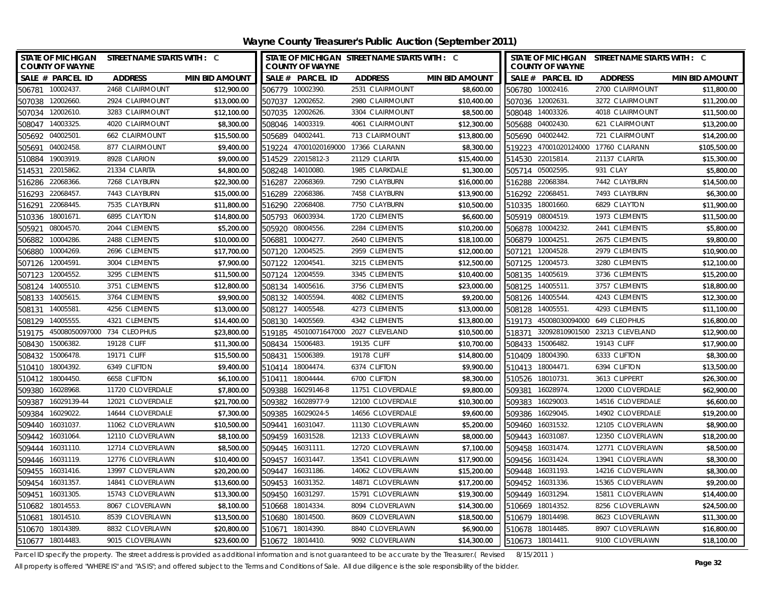# Wayne County Treasurer's Public Auction (September 2011)

| SALE # | PARCEL ID | ADDRESS | MIN BID AMOUNT |
|---|---|---|---|
| 506781 | 10002437. | 2468 CLAIRMOUNT | $12,900.00 |
| 507038 | 12002660. | 2924 CLAIRMOUNT | $13,000.00 |
| 507034 | 12002610. | 3283 CLAIRMOUNT | $12,100.00 |
| 508047 | 14003325. | 4020 CLAIRMOUNT | $8,300.00 |
| 505692 | 04002501. | 662 CLAIRMOUNT | $15,500.00 |
| 505691 | 04002458. | 877 CLAIRMOUNT | $9,400.00 |
| 510884 | 19003919. | 8928 CLARION | $9,000.00 |
| 514531 | 22015862. | 21334 CLARITA | $4,800.00 |
| 516286 | 22068366. | 7268 CLAYBURN | $22,300.00 |
| 516293 | 22068457. | 7443 CLAYBURN | $15,000.00 |
| 516291 | 22068445. | 7535 CLAYBURN | $11,800.00 |
| 510336 | 18001671. | 6895 CLAYTON | $14,800.00 |
| 505921 | 08004570. | 2044 CLEMENTS | $5,200.00 |
| 506882 | 10004286. | 2488 CLEMENTS | $10,000.00 |
| 506880 | 10004269. | 2696 CLEMENTS | $17,700.00 |
| 507126 | 12004591. | 3004 CLEMENTS | $7,900.00 |
| 507123 | 12004552. | 3295 CLEMENTS | $11,500.00 |
| 508124 | 14005510. | 3751 CLEMENTS | $12,800.00 |
| 508133 | 14005615. | 3764 CLEMENTS | $9,900.00 |
| 508131 | 14005581. | 4256 CLEMENTS | $13,000.00 |
| 508129 | 14005555. | 4321 CLEMENTS | $14,400.00 |
| 519175 | 45008050097000 | 734 CLEOPHUS | $23,800.00 |
| 508430 | 15006382. | 19128 CLIFF | $11,300.00 |
| 508432 | 15006478. | 19171 CLIFF | $15,500.00 |
| 510410 | 18004392. | 6349 CLIFTON | $9,400.00 |
| 510412 | 18004450. | 6658 CLIFTON | $6,100.00 |
| 509380 | 16028968. | 11720 CLOVERDALE | $7,800.00 |
| 509387 | 16029139-44 | 12021 CLOVERDALE | $21,700.00 |
| 509384 | 16029022. | 14644 CLOVERDALE | $7,300.00 |
| 509440 | 16031037. | 11062 CLOVERLAWN | $10,500.00 |
| 509442 | 16031064. | 12110 CLOVERLAWN | $8,100.00 |
| 509444 | 16031110. | 12714 CLOVERLAWN | $8,500.00 |
| 509446 | 16031119. | 12776 CLOVERLAWN | $10,400.00 |
| 509455 | 16031416. | 13997 CLOVERLAWN | $20,200.00 |
| 509454 | 16031357. | 14841 CLOVERLAWN | $13,600.00 |
| 509451 | 16031305. | 15743 CLOVERLAWN | $13,300.00 |
| 510682 | 18014553. | 8067 CLOVERLAWN | $8,100.00 |
| 510681 | 18014510. | 8539 CLOVERLAWN | $13,500.00 |
| 510670 | 18014389. | 8832 CLOVERLAWN | $20,800.00 |
| 510677 | 18014483. | 9015 CLOVERLAWN | $23,600.00 |
| 506779 | 10002390. | 2531 CLAIRMOUNT | $8,600.00 |
| 507037 | 12002652. | 2980 CLAIRMOUNT | $10,400.00 |
| 507035 | 12002626. | 3304 CLAIRMOUNT | $8,500.00 |
| 508046 | 14003319. | 4061 CLAIRMOUNT | $12,300.00 |
| 505689 | 04002441. | 713 CLAIRMOUNT | $13,800.00 |
| 519224 | 47001020169000 | 17366 CLARANN | $8,300.00 |
| 514529 | 22015812-3 | 21129 CLARITA | $15,400.00 |
| 508248 | 14010080. | 1985 CLARKDALE | $1,300.00 |
| 516287 | 22068369. | 7290 CLAYBURN | $16,000.00 |
| 516289 | 22068386. | 7458 CLAYBURN | $13,900.00 |
| 516290 | 22068408. | 7750 CLAYBURN | $10,500.00 |
| 505793 | 06003934. | 1720 CLEMENTS | $6,600.00 |
| 505920 | 08004556. | 2284 CLEMENTS | $10,200.00 |
| 506881 | 10004277. | 2640 CLEMENTS | $18,100.00 |
| 507120 | 12004525. | 2959 CLEMENTS | $12,000.00 |
| 507122 | 12004541. | 3215 CLEMENTS | $12,500.00 |
| 507124 | 12004559. | 3345 CLEMENTS | $10,400.00 |
| 508134 | 14005616. | 3756 CLEMENTS | $23,000.00 |
| 508132 | 14005594. | 4082 CLEMENTS | $9,200.00 |
| 508127 | 14005548. | 4273 CLEMENTS | $13,000.00 |
| 508130 | 14005569. | 4342 CLEMENTS | $13,800.00 |
| 519185 | 45010071647000 | 2027 CLEVELAND | $10,500.00 |
| 508434 | 15006483. | 19135 CLIFF | $10,700.00 |
| 508431 | 15006389. | 19178 CLIFF | $14,800.00 |
| 510414 | 18004474. | 6374 CLIFTON | $9,900.00 |
| 510411 | 18004444. | 6700 CLIFTON | $8,300.00 |
| 509388 | 16029146-8 | 11751 CLOVERDALE | $9,800.00 |
| 509382 | 16028977-9 | 12100 CLOVERDALE | $10,300.00 |
| 509385 | 16029024-5 | 14656 CLOVERDALE | $9,600.00 |
| 509441 | 16031047. | 11130 CLOVERLAWN | $5,200.00 |
| 509459 | 16031528. | 12133 CLOVERLAWN | $8,000.00 |
| 509445 | 16031111. | 12720 CLOVERLAWN | $7,100.00 |
| 509457 | 16031447. | 13541 CLOVERLAWN | $17,900.00 |
| 509447 | 16031186. | 14062 CLOVERLAWN | $15,200.00 |
| 509453 | 16031352. | 14871 CLOVERLAWN | $17,200.00 |
| 509450 | 16031297. | 15791 CLOVERLAWN | $19,300.00 |
| 510668 | 18014334. | 8094 CLOVERLAWN | $14,300.00 |
| 510680 | 18014500. | 8609 CLOVERLAWN | $18,500.00 |
| 510671 | 18014390. | 8840 CLOVERLAWN | $6,900.00 |
| 510672 | 18014410. | 9092 CLOVERLAWN | $14,300.00 |
| 506780 | 10002416. | 2700 CLAIRMOUNT | $11,800.00 |
| 507036 | 12002631. | 3272 CLAIRMOUNT | $11,200.00 |
| 508048 | 14003326. | 4018 CLAIRMOUNT | $11,500.00 |
| 505688 | 04002430. | 621 CLAIRMOUNT | $13,200.00 |
| 505690 | 04002442. | 721 CLAIRMOUNT | $14,200.00 |
| 519223 | 47001020124000 | 17760 CLARANN | $105,500.00 |
| 514530 | 22015814. | 21137 CLARITA | $15,300.00 |
| 505714 | 05002595. | 931 CLAY | $5,800.00 |
| 516288 | 22068384. | 7442 CLAYBURN | $14,500.00 |
| 516292 | 22068451. | 7493 CLAYBURN | $6,300.00 |
| 510335 | 18001660. | 6829 CLAYTON | $11,900.00 |
| 505919 | 08004519. | 1973 CLEMENTS | $11,500.00 |
| 506878 | 10004232. | 2441 CLEMENTS | $5,800.00 |
| 506879 | 10004251. | 2675 CLEMENTS | $9,800.00 |
| 507121 | 12004528. | 2979 CLEMENTS | $10,900.00 |
| 507125 | 12004573. | 3280 CLEMENTS | $12,100.00 |
| 508135 | 14005619. | 3736 CLEMENTS | $15,200.00 |
| 508125 | 14005511. | 3757 CLEMENTS | $18,800.00 |
| 508126 | 14005544. | 4243 CLEMENTS | $12,300.00 |
| 508128 | 14005551. | 4293 CLEMENTS | $11,100.00 |
| 519173 | 45008030094000 | 649 CLEOPHUS | $16,800.00 |
| 518371 | 32092810901500 | 23213 CLEVELAND | $12,900.00 |
| 508433 | 15006482. | 19143 CLIFF | $17,900.00 |
| 510409 | 18004390. | 6333 CLIFTON | $8,300.00 |
| 510413 | 18004471. | 6394 CLIFTON | $13,500.00 |
| 510526 | 18010731. | 3613 CLIPPERT | $26,300.00 |
| 509381 | 16028974. | 12000 CLOVERDALE | $62,900.00 |
| 509383 | 16029003. | 14516 CLOVERDALE | $6,600.00 |
| 509386 | 16029045. | 14902 CLOVERDALE | $19,200.00 |
| 509460 | 16031532. | 12105 CLOVERLAWN | $8,900.00 |
| 509443 | 16031087. | 12350 CLOVERLAWN | $18,200.00 |
| 509458 | 16031474. | 12771 CLOVERLAWN | $8,500.00 |
| 509456 | 16031424. | 13941 CLOVERLAWN | $8,300.00 |
| 509448 | 16031193. | 14216 CLOVERLAWN | $8,300.00 |
| 509452 | 16031336. | 15365 CLOVERLAWN | $9,200.00 |
| 509449 | 16031294. | 15811 CLOVERLAWN | $14,400.00 |
| 510669 | 18014352. | 8256 CLOVERLAWN | $24,500.00 |
| 510679 | 18014498. | 8623 CLOVERLAWN | $11,300.00 |
| 510678 | 18014485. | 8907 CLOVERLAWN | $16,800.00 |
| 510673 | 18014411. | 9100 CLOVERLAWN | $18,100.00 |

Parcel ID specify the property. The street address is provided as additional information and is not guaranteed to be accurate by the Treasurer.( Revised 8/15/2011 )

All property is offered "WHERE IS" and "AS IS"; and offered subject to the Terms and Conditions of Sale. All due diligence is the sole responsibility of the bidder.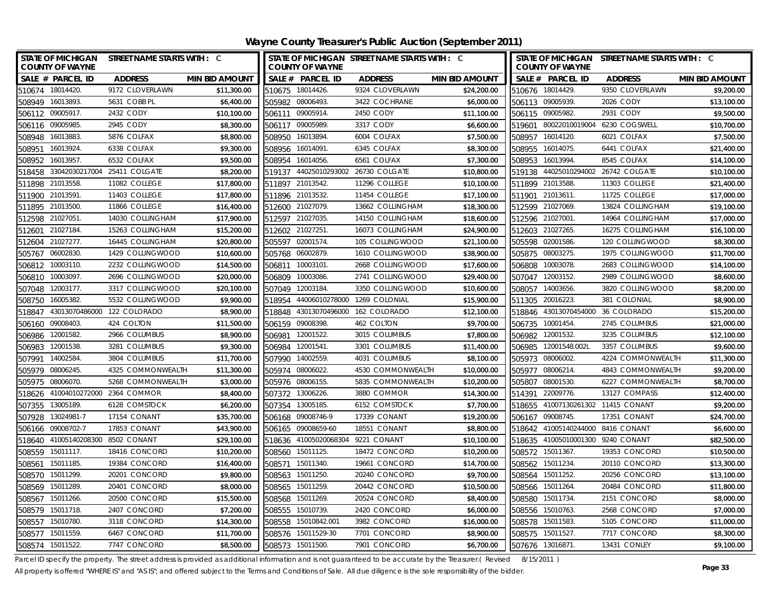# Wayne County Treasurer's Public Auction (September 2011)

STATE OF MICHIGAN COUNTY OF WAYNE — STREET NAME STARTS WITH : C

| SALE # | PARCEL ID | ADDRESS | MIN BID AMOUNT |
|---|---|---|---|
| 510674 | 18014420. | 9172 CLOVERLAWN | $11,300.00 |
| 508949 | 16013893. | 5631 COBB PL | $6,400.00 |
| 506112 | 09005917. | 2432 CODY | $10,100.00 |
| 506116 | 09005985. | 2945 CODY | $8,300.00 |
| 508948 | 16013883. | 5876 COLFAX | $8,800.00 |
| 508951 | 16013924. | 6338 COLFAX | $9,300.00 |
| 508952 | 16013957. | 6532 COLFAX | $9,500.00 |
| 518458 | 33042030217004 | 25411 COLGATE | $8,200.00 |
| 511898 | 21013558. | 11082 COLLEGE | $17,800.00 |
| 511900 | 21013591. | 11403 COLLEGE | $17,800.00 |
| 511895 | 21013500. | 11866 COLLEGE | $16,400.00 |
| 512598 | 21027051. | 14030 COLLINGHAM | $17,900.00 |
| 512601 | 21027184. | 15263 COLLINGHAM | $15,200.00 |
| 512604 | 21027277. | 16445 COLLINGHAM | $20,800.00 |
| 505767 | 06002830. | 1429 COLLINGWOOD | $10,600.00 |
| 506812 | 10003110. | 2232 COLLINGWOOD | $14,500.00 |
| 506810 | 10003097. | 2696 COLLINGWOOD | $20,000.00 |
| 507048 | 12003177. | 3317 COLLINGWOOD | $20,100.00 |
| 508750 | 16005382. | 5532 COLLINGWOOD | $9,900.00 |
| 518847 | 43013070486000 | 122 COLORADO | $8,900.00 |
| 506160 | 09008403. | 424 COLTON | $11,500.00 |
| 506986 | 12001582. | 2966 COLUMBUS | $8,900.00 |
| 506983 | 12001538. | 3281 COLUMBUS | $9,300.00 |
| 507991 | 14002584. | 3804 COLUMBUS | $11,700.00 |
| 505979 | 08006245. | 4325 COMMONWEALTH | $11,300.00 |
| 505975 | 08006070. | 5268 COMMONWEALTH | $3,000.00 |
| 518626 | 41004010272000 | 2364 COMMOR | $8,400.00 |
| 507355 | 13005189. | 6128 COMSTOCK | $6,200.00 |
| 507928 | 13024981-7 | 17154 CONANT | $35,700.00 |
| 506166 | 09008702-7 | 17853 CONANT | $43,900.00 |
| 518640 | 41005140208300 | 8502 CONANT | $29,100.00 |
| 508559 | 15011117. | 18416 CONCORD | $10,200.00 |
| 508561 | 15011185. | 19384 CONCORD | $16,400.00 |
| 508570 | 15011299. | 20201 CONCORD | $9,800.00 |
| 508569 | 15011289. | 20401 CONCORD | $8,000.00 |
| 508567 | 15011266. | 20500 CONCORD | $15,500.00 |
| 508579 | 15011718. | 2407 CONCORD | $7,200.00 |
| 508557 | 15010780. | 3118 CONCORD | $14,300.00 |
| 508577 | 15011559. | 6467 CONCORD | $11,700.00 |
| 508574 | 15011522. | 7747 CONCORD | $8,500.00 |
| 510675 | 18014426. | 9324 CLOVERLAWN | $24,200.00 |
| 505982 | 08006493. | 3422 COCHRANE | $6,000.00 |
| 506111 | 09005914. | 2450 CODY | $11,100.00 |
| 506117 | 09005989. | 3317 CODY | $6,600.00 |
| 508950 | 16013894. | 6004 COLFAX | $7,500.00 |
| 508956 | 16014091. | 6345 COLFAX | $8,300.00 |
| 508954 | 16014056. | 6561 COLFAX | $7,300.00 |
| 519137 | 44025010293002 | 26730 COLGATE | $10,800.00 |
| 511897 | 21013542. | 11296 COLLEGE | $10,100.00 |
| 511896 | 21013532. | 11454 COLLEGE | $17,100.00 |
| 512600 | 21027079. | 13662 COLLINGHAM | $18,300.00 |
| 512597 | 21027035. | 14150 COLLINGHAM | $18,600.00 |
| 512602 | 21027251. | 16073 COLLINGHAM | $24,900.00 |
| 505597 | 02001574. | 105 COLLINGWOOD | $21,100.00 |
| 505768 | 06002879. | 1610 COLLINGWOOD | $38,900.00 |
| 506811 | 10003101. | 2668 COLLINGWOOD | $17,600.00 |
| 506809 | 10003086. | 2741 COLLINGWOOD | $29,400.00 |
| 507049 | 12003184. | 3350 COLLINGWOOD | $10,600.00 |
| 518954 | 44006010278000 | 1269 COLONIAL | $15,900.00 |
| 518848 | 43013070496000 | 162 COLORADO | $12,100.00 |
| 506159 | 09008398. | 462 COLTON | $9,700.00 |
| 506981 | 12001522. | 3015 COLUMBUS | $7,800.00 |
| 506984 | 12001541. | 3301 COLUMBUS | $11,400.00 |
| 507990 | 14002559. | 4031 COLUMBUS | $8,100.00 |
| 505974 | 08006022. | 4530 COMMONWEALTH | $10,000.00 |
| 505976 | 08006155. | 5835 COMMONWEALTH | $10,200.00 |
| 507372 | 13006226. | 3880 COMMOR | $14,300.00 |
| 507354 | 13005185. | 6152 COMSTOCK | $7,700.00 |
| 506168 | 09008746-9 | 17339 CONANT | $19,200.00 |
| 506165 | 09008659-60 | 18551 CONANT | $8,800.00 |
| 518636 | 41005020068304 | 9221 CONANT | $10,100.00 |
| 508560 | 15011125. | 18472 CONCORD | $10,200.00 |
| 508571 | 15011340. | 19661 CONCORD | $14,700.00 |
| 508563 | 15011250. | 20240 CONCORD | $9,700.00 |
| 508565 | 15011259. | 20442 CONCORD | $10,500.00 |
| 508568 | 15011269. | 20524 CONCORD | $8,400.00 |
| 508555 | 15010739. | 2420 CONCORD | $6,000.00 |
| 508558 | 15010842.001 | 3982 CONCORD | $16,000.00 |
| 508576 | 15011529-30 | 7701 CONCORD | $8,900.00 |
| 508573 | 15011500. | 7901 CONCORD | $6,700.00 |
| 510676 | 18014429. | 9350 CLOVERLAWN | $9,200.00 |
| 506113 | 09005939. | 2026 CODY | $13,100.00 |
| 506115 | 09005982. | 2931 CODY | $9,500.00 |
| 519601 | 80022010019004 | 6230 COGSWELL | $10,700.00 |
| 508957 | 16014120. | 6021 COLFAX | $7,500.00 |
| 508955 | 16014075. | 6441 COLFAX | $21,400.00 |
| 508953 | 16013994. | 8545 COLFAX | $14,100.00 |
| 519138 | 44025010294002 | 26742 COLGATE | $10,100.00 |
| 511899 | 21013588. | 11303 COLLEGE | $21,400.00 |
| 511901 | 21013611. | 11725 COLLEGE | $17,000.00 |
| 512599 | 21027069. | 13824 COLLINGHAM | $19,100.00 |
| 512596 | 21027001. | 14964 COLLINGHAM | $17,000.00 |
| 512603 | 21027265. | 16275 COLLINGHAM | $16,100.00 |
| 505598 | 02001586. | 120 COLLINGWOOD | $8,300.00 |
| 505875 | 08003275. | 1975 COLLINGWOOD | $11,700.00 |
| 506808 | 10003078. | 2683 COLLINGWOOD | $14,100.00 |
| 507047 | 12003152. | 2989 COLLINGWOOD | $8,600.00 |
| 508057 | 14003656. | 3820 COLLINGWOOD | $8,200.00 |
| 511305 | 20016223. | 381 COLONIAL | $8,900.00 |
| 518846 | 43013070454000 | 36 COLORADO | $15,200.00 |
| 506735 | 10001454. | 2745 COLUMBUS | $21,000.00 |
| 506982 | 12001532. | 3235 COLUMBUS | $12,100.00 |
| 506985 | 12001548.002L | 3357 COLUMBUS | $9,600.00 |
| 505973 | 08006002. | 4224 COMMONWEALTH | $11,300.00 |
| 505977 | 08006214. | 4843 COMMONWEALTH | $9,200.00 |
| 505807 | 08001530. | 6227 COMMONWEALTH | $8,700.00 |
| 514391 | 22009776. | 13127 COMPASS | $12,400.00 |
| 518655 | 41007130261302 | 11415 CONANT | $9,200.00 |
| 506167 | 09008745. | 17351 CONANT | $24,700.00 |
| 518642 | 41005140244000 | 8416 CONANT | $6,600.00 |
| 518635 | 41005010001300 | 9240 CONANT | $82,500.00 |
| 508572 | 15011367. | 19353 CONCORD | $10,500.00 |
| 508562 | 15011234. | 20110 CONCORD | $13,300.00 |
| 508564 | 15011252. | 20256 CONCORD | $13,100.00 |
| 508566 | 15011264. | 20484 CONCORD | $11,800.00 |
| 508580 | 15011734. | 2151 CONCORD | $8,000.00 |
| 508556 | 15010763. | 2568 CONCORD | $7,000.00 |
| 508578 | 15011583. | 5105 CONCORD | $11,000.00 |
| 508575 | 15011527. | 7717 CONCORD | $8,300.00 |
| 507676 | 13016871. | 13431 CONLEY | $9,100.00 |

Parcel ID specify the property. The street address is provided as additional information and is not guaranteed to be accurate by the Treasurer.( Revised 8/15/2011 )

All property is offered "WHERE IS" and "AS IS"; and offered subject to the Terms and Conditions of Sale. All due diligence is the sole responsibility of the bidder.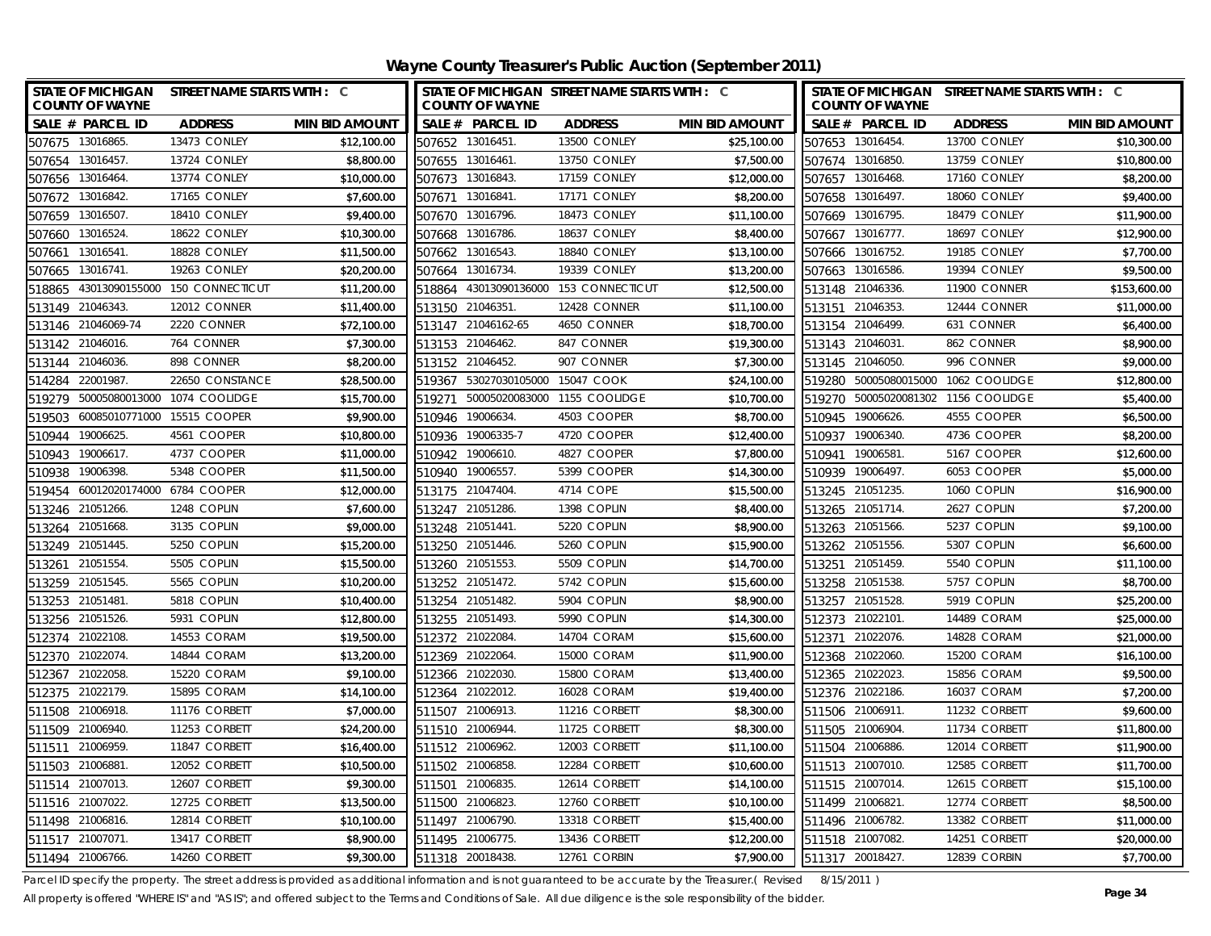# Wayne County Treasurer's Public Auction (September 2011)

| SALE # | PARCEL ID | ADDRESS | MIN BID AMOUNT |
|---|---|---|---|
| 507675 | 13016865. | 13473 CONLEY | $12,100.00 |
| 507654 | 13016457. | 13724 CONLEY | $8,800.00 |
| 507656 | 13016464. | 13774 CONLEY | $10,000.00 |
| 507672 | 13016842. | 17165 CONLEY | $7,600.00 |
| 507659 | 13016507. | 18410 CONLEY | $9,400.00 |
| 507660 | 13016524. | 18622 CONLEY | $10,300.00 |
| 507661 | 13016541. | 18828 CONLEY | $11,500.00 |
| 507665 | 13016741. | 19263 CONLEY | $20,200.00 |
| 518865 | 43013090155000 | 150 CONNECTICUT | $11,200.00 |
| 513149 | 21046343. | 12012 CONNER | $11,400.00 |
| 513146 | 21046069-74 | 2220 CONNER | $72,100.00 |
| 513142 | 21046016. | 764 CONNER | $7,300.00 |
| 513144 | 21046036. | 898 CONNER | $8,200.00 |
| 514284 | 22001987. | 22650 CONSTANCE | $28,500.00 |
| 519279 | 50005080013000 | 1074 COOLIDGE | $15,700.00 |
| 519503 | 60085010771000 | 15515 COOPER | $9,900.00 |
| 510944 | 19006625. | 4561 COOPER | $10,800.00 |
| 510943 | 19006617. | 4737 COOPER | $11,000.00 |
| 510938 | 19006398. | 5348 COOPER | $11,500.00 |
| 519454 | 60012020174000 | 6784 COOPER | $12,000.00 |
| 513246 | 21051266. | 1248 COPLIN | $7,600.00 |
| 513264 | 21051668. | 3135 COPLIN | $9,000.00 |
| 513249 | 21051445. | 5250 COPLIN | $15,200.00 |
| 513261 | 21051554. | 5505 COPLIN | $15,500.00 |
| 513259 | 21051545. | 5565 COPLIN | $10,200.00 |
| 513253 | 21051481. | 5818 COPLIN | $10,400.00 |
| 513256 | 21051526. | 5931 COPLIN | $12,800.00 |
| 512374 | 21022108. | 14553 CORAM | $19,500.00 |
| 512370 | 21022074. | 14844 CORAM | $13,200.00 |
| 512367 | 21022058. | 15220 CORAM | $9,100.00 |
| 512375 | 21022179. | 15895 CORAM | $14,100.00 |
| 511508 | 21006918. | 11176 CORBETT | $7,000.00 |
| 511509 | 21006940. | 11253 CORBETT | $24,200.00 |
| 511511 | 21006959. | 11847 CORBETT | $16,400.00 |
| 511503 | 21006881. | 12052 CORBETT | $10,500.00 |
| 511514 | 21007013. | 12607 CORBETT | $9,300.00 |
| 511516 | 21007022. | 12725 CORBETT | $13,500.00 |
| 511498 | 21006816. | 12814 CORBETT | $10,100.00 |
| 511517 | 21007071. | 13417 CORBETT | $8,900.00 |
| 511494 | 21006766. | 14260 CORBETT | $9,300.00 |
| 507652 | 13016451. | 13500 CONLEY | $25,100.00 |
| 507655 | 13016461. | 13750 CONLEY | $7,500.00 |
| 507673 | 13016843. | 17159 CONLEY | $12,000.00 |
| 507671 | 13016841. | 17171 CONLEY | $8,200.00 |
| 507670 | 13016796. | 18473 CONLEY | $11,100.00 |
| 507668 | 13016786. | 18637 CONLEY | $8,400.00 |
| 507662 | 13016543. | 18840 CONLEY | $13,100.00 |
| 507664 | 13016734. | 19339 CONLEY | $13,200.00 |
| 518864 | 43013090136000 | 153 CONNECTICUT | $12,500.00 |
| 513150 | 21046351. | 12428 CONNER | $11,100.00 |
| 513147 | 21046162-65 | 4650 CONNER | $18,700.00 |
| 513153 | 21046462. | 847 CONNER | $19,300.00 |
| 513152 | 21046452. | 907 CONNER | $7,300.00 |
| 519367 | 53027030105000 | 15047 COOK | $24,100.00 |
| 519271 | 50005020083000 | 1155 COOLIDGE | $10,700.00 |
| 510946 | 19006634. | 4503 COOPER | $8,700.00 |
| 510936 | 19006335-7 | 4720 COOPER | $12,400.00 |
| 510942 | 19006610. | 4827 COOPER | $7,800.00 |
| 510940 | 19006557. | 5399 COOPER | $14,300.00 |
| 513175 | 21047404. | 4714 COPE | $15,500.00 |
| 513247 | 21051286. | 1398 COPLIN | $8,400.00 |
| 513248 | 21051441. | 5220 COPLIN | $8,900.00 |
| 513250 | 21051446. | 5260 COPLIN | $15,900.00 |
| 513260 | 21051553. | 5509 COPLIN | $14,700.00 |
| 513252 | 21051472. | 5742 COPLIN | $15,600.00 |
| 513254 | 21051482. | 5904 COPLIN | $8,900.00 |
| 513255 | 21051493. | 5990 COPLIN | $14,300.00 |
| 512372 | 21022084. | 14704 CORAM | $15,600.00 |
| 512369 | 21022064. | 15000 CORAM | $11,900.00 |
| 512366 | 21022030. | 15800 CORAM | $13,400.00 |
| 512364 | 21022012. | 16028 CORAM | $19,400.00 |
| 511507 | 21006913. | 11216 CORBETT | $8,300.00 |
| 511510 | 21006944. | 11725 CORBETT | $8,300.00 |
| 511512 | 21006962. | 12003 CORBETT | $11,100.00 |
| 511502 | 21006858. | 12284 CORBETT | $10,600.00 |
| 511501 | 21006835. | 12614 CORBETT | $14,100.00 |
| 511500 | 21006823. | 12760 CORBETT | $10,100.00 |
| 511497 | 21006790. | 13318 CORBETT | $15,400.00 |
| 511495 | 21006775. | 13436 CORBETT | $12,200.00 |
| 511318 | 20018438. | 12761 CORBIN | $7,900.00 |
| 507653 | 13016454. | 13700 CONLEY | $10,300.00 |
| 507674 | 13016850. | 13759 CONLEY | $10,800.00 |
| 507657 | 13016468. | 17160 CONLEY | $8,200.00 |
| 507658 | 13016497. | 18060 CONLEY | $9,400.00 |
| 507669 | 13016795. | 18479 CONLEY | $11,900.00 |
| 507667 | 13016777. | 18697 CONLEY | $12,900.00 |
| 507666 | 13016752. | 19185 CONLEY | $7,700.00 |
| 507663 | 13016586. | 19394 CONLEY | $9,500.00 |
| 513148 | 21046336. | 11900 CONNER | $153,600.00 |
| 513151 | 21046353. | 12444 CONNER | $11,000.00 |
| 513154 | 21046499. | 631 CONNER | $6,400.00 |
| 513143 | 21046031. | 862 CONNER | $8,900.00 |
| 513145 | 21046050. | 996 CONNER | $9,000.00 |
| 519280 | 50005080015000 | 1062 COOLIDGE | $12,800.00 |
| 519270 | 50005020081302 | 1156 COOLIDGE | $5,400.00 |
| 510945 | 19006626. | 4555 COOPER | $6,500.00 |
| 510937 | 19006340. | 4736 COOPER | $8,200.00 |
| 510941 | 19006581. | 5167 COOPER | $12,600.00 |
| 510939 | 19006497. | 6053 COOPER | $5,000.00 |
| 513245 | 21051235. | 1060 COPLIN | $16,900.00 |
| 513265 | 21051714. | 2627 COPLIN | $7,200.00 |
| 513263 | 21051566. | 5237 COPLIN | $9,100.00 |
| 513262 | 21051556. | 5307 COPLIN | $6,600.00 |
| 513251 | 21051459. | 5540 COPLIN | $11,100.00 |
| 513258 | 21051538. | 5757 COPLIN | $8,700.00 |
| 513257 | 21051528. | 5919 COPLIN | $25,200.00 |
| 512373 | 21022101. | 14489 CORAM | $25,000.00 |
| 512371 | 21022076. | 14828 CORAM | $21,000.00 |
| 512368 | 21022060. | 15200 CORAM | $16,100.00 |
| 512365 | 21022023. | 15856 CORAM | $9,500.00 |
| 512376 | 21022186. | 16037 CORAM | $7,200.00 |
| 511506 | 21006911. | 11232 CORBETT | $9,600.00 |
| 511505 | 21006904. | 11734 CORBETT | $11,800.00 |
| 511504 | 21006886. | 12014 CORBETT | $11,900.00 |
| 511513 | 21007010. | 12585 CORBETT | $11,700.00 |
| 511515 | 21007014. | 12615 CORBETT | $15,100.00 |
| 511499 | 21006821. | 12774 CORBETT | $8,500.00 |
| 511496 | 21006782. | 13382 CORBETT | $11,000.00 |
| 511518 | 21007082. | 14251 CORBETT | $20,000.00 |
| 511317 | 20018427. | 12839 CORBIN | $7,700.00 |

Parcel ID specify the property. The street address is provided as additional information and is not guaranteed to be accurate by the Treasurer.( Revised 8/15/2011 )

All property is offered "WHERE IS" and "AS IS"; and offered subject to the Terms and Conditions of Sale. All due diligence is the sole responsibility of the bidder.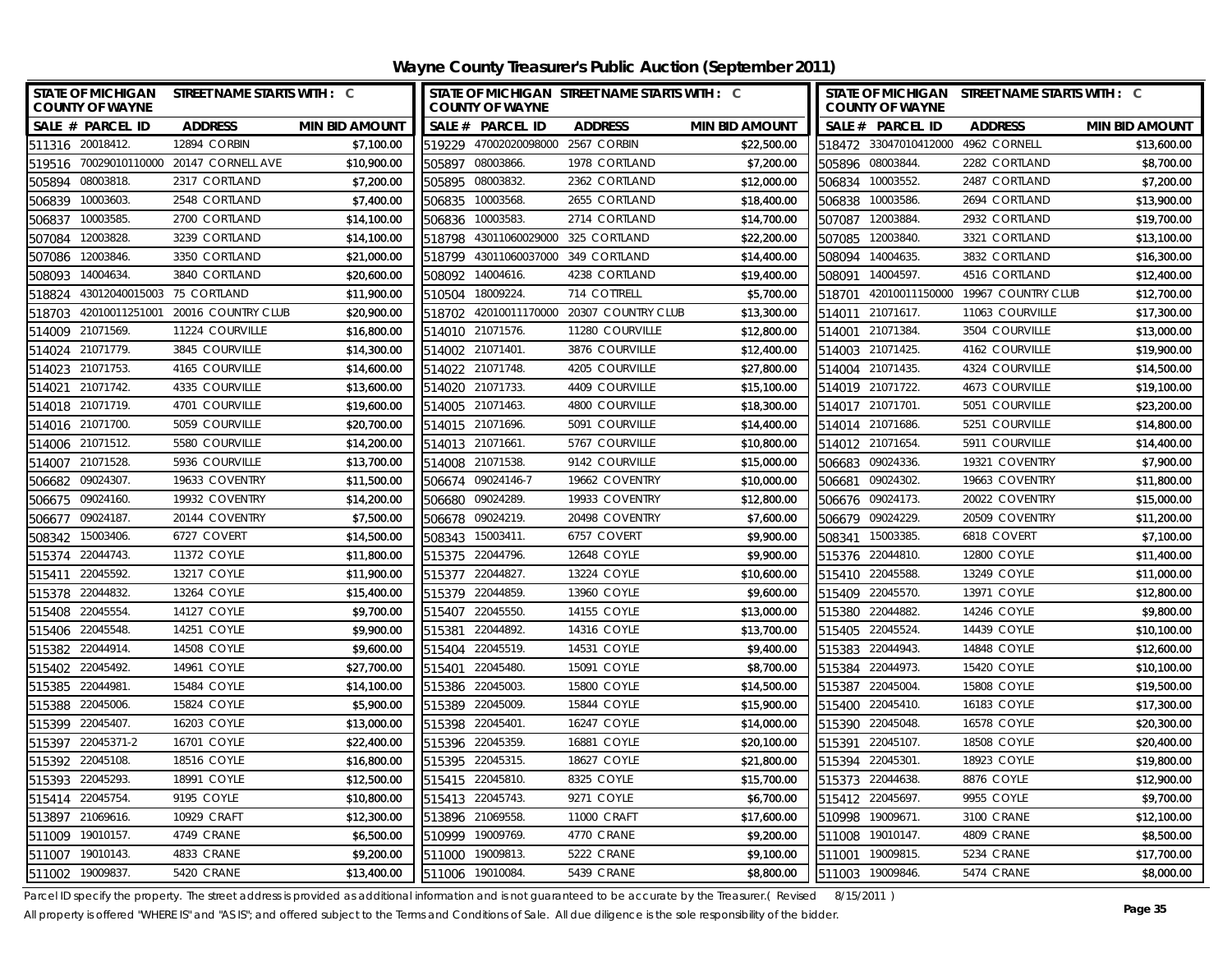# Wayne County Treasurer's Public Auction (September 2011)

| SALE # | PARCEL ID | ADDRESS | MIN BID AMOUNT |
|---|---|---|---|
| 511316 | 20018412. | 12894 CORBIN | $7,100.00 |
| 519516 | 70029010110000 | 20147 CORNELL AVE | $10,900.00 |
| 505894 | 08003818. | 2317 CORTLAND | $7,200.00 |
| 506839 | 10003603. | 2548 CORTLAND | $7,400.00 |
| 506837 | 10003585. | 2700 CORTLAND | $14,100.00 |
| 507084 | 12003828. | 3239 CORTLAND | $14,100.00 |
| 507086 | 12003846. | 3350 CORTLAND | $21,000.00 |
| 508093 | 14004634. | 3840 CORTLAND | $20,600.00 |
| 518824 | 43012040015003 | 75 CORTLAND | $11,900.00 |
| 518703 | 42010011251001 | 20016 COUNTRY CLUB | $20,900.00 |
| 514009 | 21071569. | 11224 COURVILLE | $16,800.00 |
| 514024 | 21071779. | 3845 COURVILLE | $14,300.00 |
| 514023 | 21071753. | 4165 COURVILLE | $14,600.00 |
| 514021 | 21071742. | 4335 COURVILLE | $13,600.00 |
| 514018 | 21071719. | 4701 COURVILLE | $19,600.00 |
| 514016 | 21071700. | 5059 COURVILLE | $20,700.00 |
| 514006 | 21071512. | 5580 COURVILLE | $14,200.00 |
| 514007 | 21071528. | 5936 COURVILLE | $13,700.00 |
| 506682 | 09024307. | 19633 COVENTRY | $11,500.00 |
| 506675 | 09024160. | 19932 COVENTRY | $14,200.00 |
| 506677 | 09024187. | 20144 COVENTRY | $7,500.00 |
| 508342 | 15003406. | 6727 COVERT | $14,500.00 |
| 515374 | 22044743. | 11372 COYLE | $11,800.00 |
| 515411 | 22045592. | 13217 COYLE | $11,900.00 |
| 515378 | 22044832. | 13264 COYLE | $15,400.00 |
| 515408 | 22045554. | 14127 COYLE | $9,700.00 |
| 515406 | 22045548. | 14251 COYLE | $9,900.00 |
| 515382 | 22044914. | 14508 COYLE | $9,600.00 |
| 515402 | 22045492. | 14961 COYLE | $27,700.00 |
| 515385 | 22044981. | 15484 COYLE | $14,100.00 |
| 515388 | 22045006. | 15824 COYLE | $5,900.00 |
| 515399 | 22045407. | 16203 COYLE | $13,000.00 |
| 515397 | 22045371-2 | 16701 COYLE | $22,400.00 |
| 515392 | 22045108. | 18516 COYLE | $16,800.00 |
| 515393 | 22045293. | 18991 COYLE | $12,500.00 |
| 515414 | 22045754. | 9195 COYLE | $10,800.00 |
| 513897 | 21069616. | 10929 CRAFT | $12,300.00 |
| 511009 | 19010157. | 4749 CRANE | $6,500.00 |
| 511007 | 19010143. | 4833 CRANE | $9,200.00 |
| 511002 | 19009837. | 5420 CRANE | $13,400.00 |
| 519229 | 47002020098000 | 2567 CORBIN | $22,500.00 |
| 505897 | 08003866. | 1978 CORTLAND | $7,200.00 |
| 505895 | 08003832. | 2362 CORTLAND | $12,000.00 |
| 506835 | 10003568. | 2655 CORTLAND | $18,400.00 |
| 506836 | 10003583. | 2714 CORTLAND | $14,700.00 |
| 518798 | 43011060029000 | 325 CORTLAND | $22,200.00 |
| 518799 | 43011060037000 | 349 CORTLAND | $14,400.00 |
| 508092 | 14004616. | 4238 CORTLAND | $19,400.00 |
| 510504 | 18009224. | 714 COTTRELL | $5,700.00 |
| 518702 | 42010011170000 | 20307 COUNTRY CLUB | $13,300.00 |
| 514010 | 21071576. | 11280 COURVILLE | $12,800.00 |
| 514002 | 21071401. | 3876 COURVILLE | $12,400.00 |
| 514022 | 21071748. | 4205 COURVILLE | $27,800.00 |
| 514020 | 21071733. | 4409 COURVILLE | $15,100.00 |
| 514005 | 21071463. | 4800 COURVILLE | $18,300.00 |
| 514015 | 21071696. | 5091 COURVILLE | $14,400.00 |
| 514013 | 21071661. | 5767 COURVILLE | $10,800.00 |
| 514008 | 21071538. | 9142 COURVILLE | $15,000.00 |
| 506674 | 09024146-7 | 19662 COVENTRY | $10,000.00 |
| 506680 | 09024289. | 19933 COVENTRY | $12,800.00 |
| 506678 | 09024219. | 20498 COVENTRY | $7,600.00 |
| 508343 | 15003411. | 6757 COVERT | $9,900.00 |
| 515375 | 22044796. | 12648 COYLE | $9,900.00 |
| 515377 | 22044827. | 13224 COYLE | $10,600.00 |
| 515379 | 22044859. | 13960 COYLE | $9,600.00 |
| 515407 | 22045550. | 14155 COYLE | $13,000.00 |
| 515381 | 22044892. | 14316 COYLE | $13,700.00 |
| 515404 | 22045519. | 14531 COYLE | $9,400.00 |
| 515401 | 22045480. | 15091 COYLE | $8,700.00 |
| 515386 | 22045003. | 15800 COYLE | $14,500.00 |
| 515389 | 22045009. | 15844 COYLE | $15,900.00 |
| 515398 | 22045401. | 16247 COYLE | $14,000.00 |
| 515396 | 22045359. | 16881 COYLE | $20,100.00 |
| 515395 | 22045315. | 18627 COYLE | $21,800.00 |
| 515415 | 22045810. | 8325 COYLE | $15,700.00 |
| 515413 | 22045743. | 9271 COYLE | $6,700.00 |
| 513896 | 21069558. | 11000 CRAFT | $17,600.00 |
| 510999 | 19009769. | 4770 CRANE | $9,200.00 |
| 511000 | 19009813. | 5222 CRANE | $9,100.00 |
| 511006 | 19010084. | 5439 CRANE | $8,800.00 |
| 518472 | 33047010412000 | 4962 CORNELL | $13,600.00 |
| 505896 | 08003844. | 2282 CORTLAND | $8,700.00 |
| 506834 | 10003552. | 2487 CORTLAND | $7,200.00 |
| 506838 | 10003586. | 2694 CORTLAND | $13,900.00 |
| 507087 | 12003884. | 2932 CORTLAND | $19,700.00 |
| 507085 | 12003840. | 3321 CORTLAND | $13,100.00 |
| 508094 | 14004635. | 3832 CORTLAND | $16,300.00 |
| 508091 | 14004597. | 4516 CORTLAND | $12,400.00 |
| 518701 | 42010011150000 | 19967 COUNTRY CLUB | $12,700.00 |
| 514011 | 21071617. | 11063 COURVILLE | $17,300.00 |
| 514001 | 21071384. | 3504 COURVILLE | $13,000.00 |
| 514003 | 21071425. | 4162 COURVILLE | $19,900.00 |
| 514004 | 21071435. | 4324 COURVILLE | $14,500.00 |
| 514019 | 21071722. | 4673 COURVILLE | $19,100.00 |
| 514017 | 21071701. | 5051 COURVILLE | $23,200.00 |
| 514014 | 21071686. | 5251 COURVILLE | $14,800.00 |
| 514012 | 21071654. | 5911 COURVILLE | $14,400.00 |
| 506683 | 09024336. | 19321 COVENTRY | $7,900.00 |
| 506681 | 09024302. | 19663 COVENTRY | $11,800.00 |
| 506676 | 09024173. | 20022 COVENTRY | $15,000.00 |
| 506679 | 09024229. | 20509 COVENTRY | $11,200.00 |
| 508341 | 15003385. | 6818 COVERT | $7,100.00 |
| 515376 | 22044810. | 12800 COYLE | $11,400.00 |
| 515410 | 22045588. | 13249 COYLE | $11,000.00 |
| 515409 | 22045570. | 13971 COYLE | $12,800.00 |
| 515380 | 22044882. | 14246 COYLE | $9,800.00 |
| 515405 | 22045524. | 14439 COYLE | $10,100.00 |
| 515383 | 22044943. | 14848 COYLE | $12,600.00 |
| 515384 | 22044973. | 15420 COYLE | $10,100.00 |
| 515387 | 22045004. | 15808 COYLE | $19,500.00 |
| 515400 | 22045410. | 16183 COYLE | $17,300.00 |
| 515390 | 22045048. | 16578 COYLE | $20,300.00 |
| 515391 | 22045107. | 18508 COYLE | $20,400.00 |
| 515394 | 22045301. | 18923 COYLE | $19,800.00 |
| 515373 | 22044638. | 8876 COYLE | $12,900.00 |
| 515412 | 22045697. | 9955 COYLE | $9,700.00 |
| 510998 | 19009671. | 3100 CRANE | $12,100.00 |
| 511008 | 19010147. | 4809 CRANE | $8,500.00 |
| 511001 | 19009815. | 5234 CRANE | $17,700.00 |
| 511003 | 19009846. | 5474 CRANE | $8,000.00 |

Parcel ID specify the property. The street address is provided as additional information and is not guaranteed to be accurate by the Treasurer.( Revised 8/15/2011 )

All property is offered "WHERE IS" and "AS IS"; and offered subject to the Terms and Conditions of Sale. All due diligence is the sole responsibility of the bidder.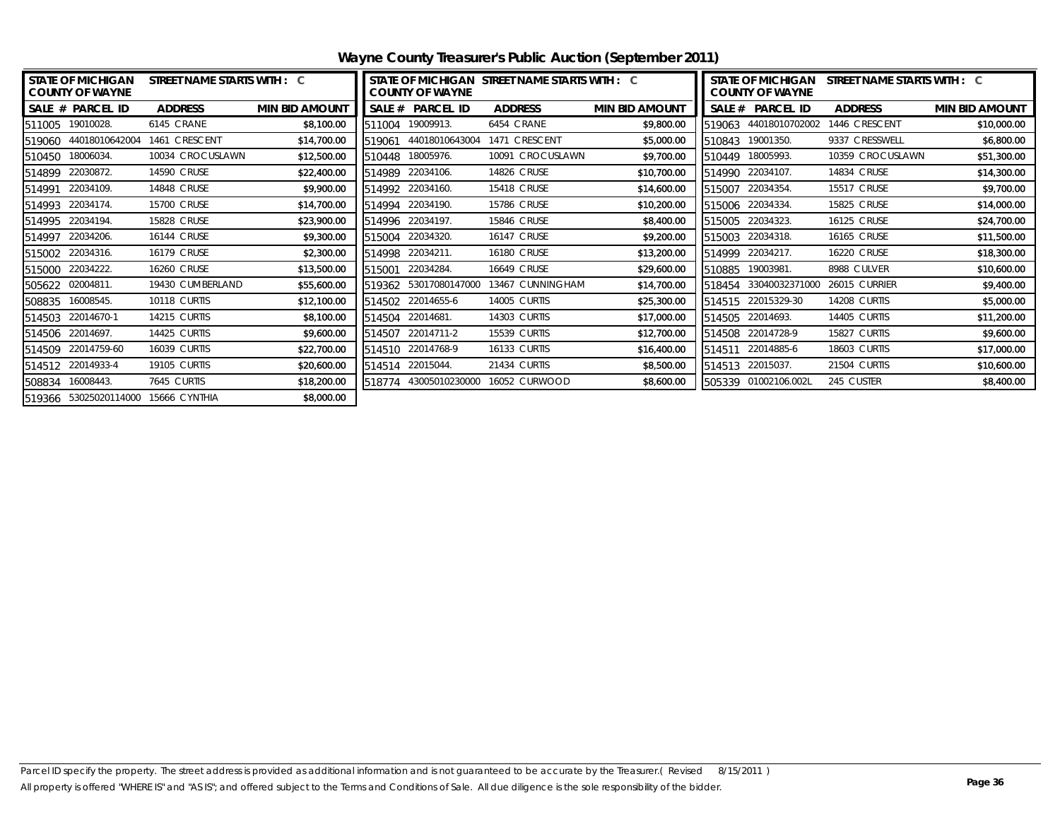# Wayne County Treasurer's Public Auction (September 2011)

| STATE OF MICHIGAN COUNTY OF WAYNE | STREET NAME STARTS WITH : C | | |
|---|---|---|---|
| SALE # | PARCEL ID | ADDRESS | MIN BID AMOUNT |
| 511005 | 19010028. | 6145 CRANE | $8,100.00 |
| 519060 | 44018010642004 | 1461 CRESCENT | $14,700.00 |
| 510450 | 18006034. | 10034 CROCUSLAWN | $12,500.00 |
| 514899 | 22030872. | 14590 CRUSE | $22,400.00 |
| 514991 | 22034109. | 14848 CRUSE | $9,900.00 |
| 514993 | 22034174. | 15700 CRUSE | $14,700.00 |
| 514995 | 22034194. | 15828 CRUSE | $23,900.00 |
| 514997 | 22034206. | 16144 CRUSE | $9,300.00 |
| 515002 | 22034316. | 16179 CRUSE | $2,300.00 |
| 515000 | 22034222. | 16260 CRUSE | $13,500.00 |
| 505622 | 02004811. | 19430 CUMBERLAND | $55,600.00 |
| 508835 | 16008545. | 10118 CURTIS | $12,100.00 |
| 514503 | 22014670-1 | 14215 CURTIS | $8,100.00 |
| 514506 | 22014697. | 14425 CURTIS | $9,600.00 |
| 514509 | 22014759-60 | 16039 CURTIS | $22,700.00 |
| 514512 | 22014933-4 | 19105 CURTIS | $20,600.00 |
| 508834 | 16008443. | 7645 CURTIS | $18,200.00 |
| 519366 | 53025020114000 | 15666 CYNTHIA | $8,000.00 |
| 511004 | 19009913. | 6454 CRANE | $9,800.00 |
| 519061 | 44018010643004 | 1471 CRESCENT | $5,000.00 |
| 510448 | 18005976. | 10091 CROCUSLAWN | $9,700.00 |
| 514989 | 22034106. | 14826 CRUSE | $10,700.00 |
| 514992 | 22034160. | 15418 CRUSE | $14,600.00 |
| 514994 | 22034190. | 15786 CRUSE | $10,200.00 |
| 514996 | 22034197. | 15846 CRUSE | $8,400.00 |
| 515004 | 22034320. | 16147 CRUSE | $9,200.00 |
| 514998 | 22034211. | 16180 CRUSE | $13,200.00 |
| 515001 | 22034284. | 16649 CRUSE | $29,600.00 |
| 519362 | 53017080147000 | 13467 CUNNINGHAM | $14,700.00 |
| 514502 | 22014655-6 | 14005 CURTIS | $25,300.00 |
| 514504 | 22014681. | 14303 CURTIS | $17,000.00 |
| 514507 | 22014711-2 | 15539 CURTIS | $12,700.00 |
| 514510 | 22014768-9 | 16133 CURTIS | $16,400.00 |
| 514514 | 22015044. | 21434 CURTIS | $8,500.00 |
| 518774 | 43005010230000 | 16052 CURWOOD | $8,600.00 |
| 519063 | 44018010702002 | 1446 CRESCENT | $10,000.00 |
| 510843 | 19001350. | 9337 CRESSWELL | $6,800.00 |
| 510449 | 18005993. | 10359 CROCUSLAWN | $51,300.00 |
| 514990 | 22034107. | 14834 CRUSE | $14,300.00 |
| 515007 | 22034354. | 15517 CRUSE | $9,700.00 |
| 515006 | 22034334. | 15825 CRUSE | $14,000.00 |
| 515005 | 22034323. | 16125 CRUSE | $24,700.00 |
| 515003 | 22034318. | 16165 CRUSE | $11,500.00 |
| 514999 | 22034217. | 16220 CRUSE | $18,300.00 |
| 510885 | 19003981. | 8988 CULVER | $10,600.00 |
| 518454 | 33040032371000 | 26015 CURRIER | $9,400.00 |
| 514515 | 22015329-30 | 14208 CURTIS | $5,000.00 |
| 514505 | 22014693. | 14405 CURTIS | $11,200.00 |
| 514508 | 22014728-9 | 15827 CURTIS | $9,600.00 |
| 514511 | 22014885-6 | 18603 CURTIS | $17,000.00 |
| 514513 | 22015037. | 21504 CURTIS | $10,600.00 |
| 505339 | 01002106.002L | 245 CUSTER | $8,400.00 |

Parcel ID specify the property. The street address is provided as additional information and is not guaranteed to be accurate by the Treasurer.( Revised 8/15/2011 )
All property is offered "WHERE IS" and "AS IS"; and offered subject to the Terms and Conditions of Sale. All due diligence is the sole responsibility of the bidder.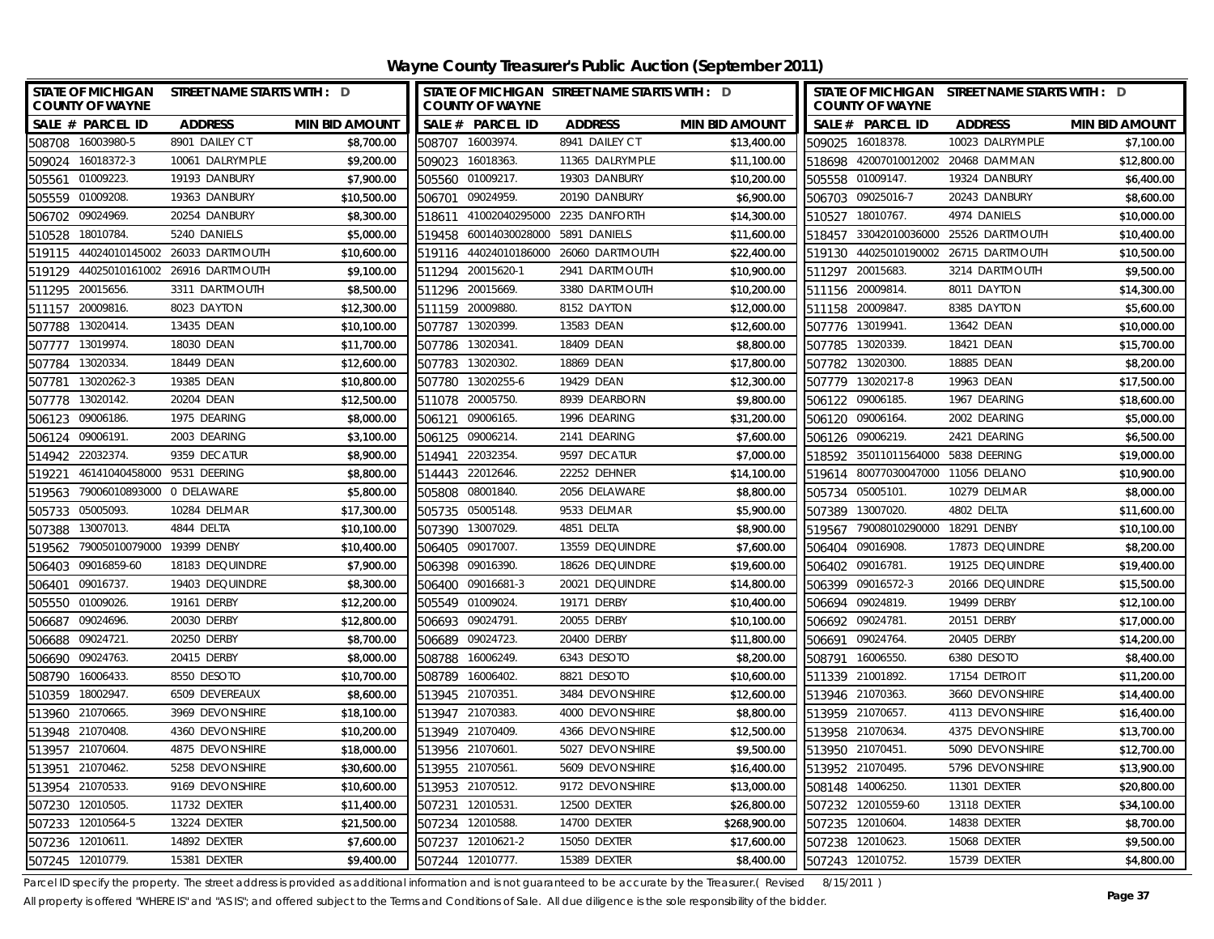# Wayne County Treasurer's Public Auction (September 2011)

STATE OF MICHIGAN COUNTY OF WAYNE — STREET NAME STARTS WITH : D

| SALE # | PARCEL ID | ADDRESS | MIN BID AMOUNT |
|---|---|---|---|
| 508708 | 16003980-5 | 8901 DAILEY CT | $8,700.00 |
| 509024 | 16018372-3 | 10061 DALRYMPLE | $9,200.00 |
| 505561 | 01009223. | 19193 DANBURY | $7,900.00 |
| 505559 | 01009208. | 19363 DANBURY | $10,500.00 |
| 506702 | 09024969. | 20254 DANBURY | $8,300.00 |
| 510528 | 18010784. | 5240 DANIELS | $5,000.00 |
| 519115 | 44024010145002 | 26033 DARTMOUTH | $10,600.00 |
| 519129 | 44025010161002 | 26916 DARTMOUTH | $9,100.00 |
| 511295 | 20015656. | 3311 DARTMOUTH | $8,500.00 |
| 511157 | 20009816. | 8023 DAYTON | $12,300.00 |
| 507788 | 13020414. | 13435 DEAN | $10,100.00 |
| 507777 | 13019974. | 18030 DEAN | $11,700.00 |
| 507784 | 13020334. | 18449 DEAN | $12,600.00 |
| 507781 | 13020262-3 | 19385 DEAN | $10,800.00 |
| 507778 | 13020142. | 20204 DEAN | $12,500.00 |
| 506123 | 09006186. | 1975 DEARING | $8,000.00 |
| 506124 | 09006191. | 2003 DEARING | $3,100.00 |
| 514942 | 22032374. | 9359 DECATUR | $8,900.00 |
| 519221 | 46141040458000 | 9531 DEERING | $8,800.00 |
| 519563 | 79006010893000 | 0 DELAWARE | $5,800.00 |
| 505733 | 05005093. | 10284 DELMAR | $17,300.00 |
| 507388 | 13007013. | 4844 DELTA | $10,100.00 |
| 519562 | 79005010079000 | 19399 DENBY | $10,400.00 |
| 506403 | 09016859-60 | 18183 DEQUINDRE | $7,900.00 |
| 506401 | 09016737. | 19403 DEQUINDRE | $8,300.00 |
| 505550 | 01009026. | 19161 DERBY | $12,200.00 |
| 506687 | 09024696. | 20030 DERBY | $12,800.00 |
| 506688 | 09024721. | 20250 DERBY | $8,700.00 |
| 506690 | 09024763. | 20415 DERBY | $8,000.00 |
| 508790 | 16006433. | 8550 DESOTO | $10,700.00 |
| 510359 | 18002947. | 6509 DEVEREAUX | $8,600.00 |
| 513960 | 21070665. | 3969 DEVONSHIRE | $18,100.00 |
| 513948 | 21070408. | 4360 DEVONSHIRE | $10,200.00 |
| 513957 | 21070604. | 4875 DEVONSHIRE | $18,000.00 |
| 513951 | 21070462. | 5258 DEVONSHIRE | $30,600.00 |
| 513954 | 21070533. | 9169 DEVONSHIRE | $10,600.00 |
| 507230 | 12010505. | 11732 DEXTER | $11,400.00 |
| 507233 | 12010564-5 | 13224 DEXTER | $21,500.00 |
| 507236 | 12010611. | 14892 DEXTER | $7,600.00 |
| 507245 | 12010779. | 15381 DEXTER | $9,400.00 |
| 508707 | 16003974. | 8941 DAILEY CT | $13,400.00 |
| 509023 | 16018363. | 11365 DALRYMPLE | $11,100.00 |
| 505560 | 01009217. | 19303 DANBURY | $10,200.00 |
| 506701 | 09024959. | 20190 DANBURY | $6,900.00 |
| 518611 | 41002040295000 | 2235 DANFORTH | $14,300.00 |
| 519458 | 60014030028000 | 5891 DANIELS | $11,600.00 |
| 519116 | 44024010186000 | 26060 DARTMOUTH | $22,400.00 |
| 511294 | 20015620-1 | 2941 DARTMOUTH | $10,900.00 |
| 511296 | 20015669. | 3380 DARTMOUTH | $10,200.00 |
| 511159 | 20009880. | 8152 DAYTON | $12,000.00 |
| 507787 | 13020399. | 13583 DEAN | $12,600.00 |
| 507786 | 13020341. | 18409 DEAN | $8,800.00 |
| 507783 | 13020302. | 18869 DEAN | $17,800.00 |
| 507780 | 13020255-6 | 19429 DEAN | $12,300.00 |
| 511078 | 20005750. | 8939 DEARBORN | $9,800.00 |
| 506121 | 09006165. | 1996 DEARING | $31,200.00 |
| 506125 | 09006214. | 2141 DEARING | $7,600.00 |
| 514941 | 22032354. | 9597 DECATUR | $7,000.00 |
| 514443 | 22012646. | 22252 DEHNER | $14,100.00 |
| 505808 | 08001840. | 2056 DELAWARE | $8,800.00 |
| 505735 | 05005148. | 9533 DELMAR | $5,900.00 |
| 507390 | 13007029. | 4851 DELTA | $8,900.00 |
| 506405 | 09017007. | 13559 DEQUINDRE | $7,600.00 |
| 506398 | 09016390. | 18626 DEQUINDRE | $19,600.00 |
| 506400 | 09016681-3 | 20021 DEQUINDRE | $14,800.00 |
| 505549 | 01009024. | 19171 DERBY | $10,400.00 |
| 506693 | 09024791. | 20055 DERBY | $10,100.00 |
| 506689 | 09024723. | 20400 DERBY | $11,800.00 |
| 508788 | 16006249. | 6343 DESOTO | $8,200.00 |
| 508789 | 16006402. | 8821 DESOTO | $10,600.00 |
| 513945 | 21070351. | 3484 DEVONSHIRE | $12,600.00 |
| 513947 | 21070383. | 4000 DEVONSHIRE | $8,800.00 |
| 513949 | 21070409. | 4366 DEVONSHIRE | $12,500.00 |
| 513956 | 21070601. | 5027 DEVONSHIRE | $9,500.00 |
| 513955 | 21070561. | 5609 DEVONSHIRE | $16,400.00 |
| 513953 | 21070512. | 9172 DEVONSHIRE | $13,000.00 |
| 507231 | 12010531. | 12500 DEXTER | $26,800.00 |
| 507234 | 12010588. | 14700 DEXTER | $268,900.00 |
| 507237 | 12010621-2 | 15050 DEXTER | $17,600.00 |
| 507244 | 12010777. | 15389 DEXTER | $8,400.00 |
| 509025 | 16018378. | 10023 DALRYMPLE | $7,100.00 |
| 518698 | 42007010012002 | 20468 DAMMAN | $12,800.00 |
| 505558 | 01009147. | 19324 DANBURY | $6,400.00 |
| 506703 | 09025016-7 | 20243 DANBURY | $8,600.00 |
| 510527 | 18010767. | 4974 DANIELS | $10,000.00 |
| 518457 | 33042010036000 | 25526 DARTMOUTH | $10,400.00 |
| 519130 | 44025010190002 | 26715 DARTMOUTH | $10,500.00 |
| 511297 | 20015683. | 3214 DARTMOUTH | $9,500.00 |
| 511156 | 20009814. | 8011 DAYTON | $14,300.00 |
| 511158 | 20009847. | 8385 DAYTON | $5,600.00 |
| 507776 | 13019941. | 13642 DEAN | $10,000.00 |
| 507785 | 13020339. | 18421 DEAN | $15,700.00 |
| 507782 | 13020300. | 18885 DEAN | $8,200.00 |
| 507779 | 13020217-8 | 19963 DEAN | $17,500.00 |
| 506122 | 09006185. | 1967 DEARING | $18,600.00 |
| 506120 | 09006164. | 2002 DEARING | $5,000.00 |
| 506126 | 09006219. | 2421 DEARING | $6,500.00 |
| 518592 | 35011011564000 | 5838 DEERING | $19,000.00 |
| 519614 | 80077030047000 | 11056 DELANO | $10,900.00 |
| 505734 | 05005101. | 10279 DELMAR | $8,000.00 |
| 507389 | 13007020. | 4802 DELTA | $11,600.00 |
| 519567 | 79008010290000 | 18291 DENBY | $10,100.00 |
| 506404 | 09016908. | 17873 DEQUINDRE | $8,200.00 |
| 506402 | 09016781. | 19125 DEQUINDRE | $19,400.00 |
| 506399 | 09016572-3 | 20166 DEQUINDRE | $15,500.00 |
| 506694 | 09024819. | 19499 DERBY | $12,100.00 |
| 506692 | 09024781. | 20151 DERBY | $17,000.00 |
| 506691 | 09024764. | 20405 DERBY | $14,200.00 |
| 508791 | 16006550. | 6380 DESOTO | $8,400.00 |
| 511339 | 21001892. | 17154 DETROIT | $11,200.00 |
| 513946 | 21070363. | 3660 DEVONSHIRE | $14,400.00 |
| 513959 | 21070657. | 4113 DEVONSHIRE | $16,400.00 |
| 513958 | 21070634. | 4375 DEVONSHIRE | $13,700.00 |
| 513950 | 21070451. | 5090 DEVONSHIRE | $12,700.00 |
| 513952 | 21070495. | 5796 DEVONSHIRE | $13,900.00 |
| 508148 | 14006250. | 11301 DEXTER | $20,800.00 |
| 507232 | 12010559-60 | 13118 DEXTER | $34,100.00 |
| 507235 | 12010604. | 14838 DEXTER | $8,700.00 |
| 507238 | 12010623. | 15068 DEXTER | $9,500.00 |
| 507243 | 12010752. | 15739 DEXTER | $4,800.00 |

Parcel ID specify the property. The street address is provided as additional information and is not guaranteed to be accurate by the Treasurer.( Revised 8/15/2011 )

All property is offered "WHERE IS" and "AS IS"; and offered subject to the Terms and Conditions of Sale. All due diligence is the sole responsibility of the bidder.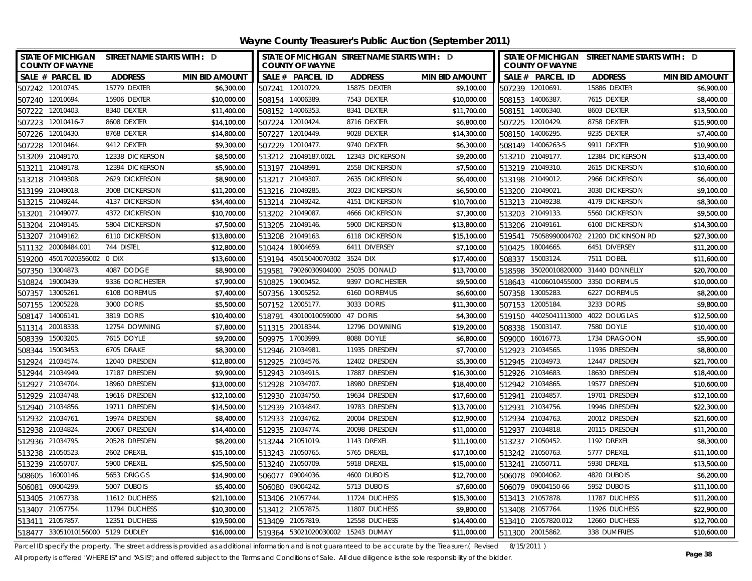# Wayne County Treasurer's Public Auction (September 2011)

| STATE OF MICHIGAN COUNTY OF WAYNE | STREET NAME STARTS WITH : D | | STATE OF MICHIGAN COUNTY OF WAYNE | STREET NAME STARTS WITH : D | | STATE OF MICHIGAN COUNTY OF WAYNE | STREET NAME STARTS WITH : D | |
|---|---|---|---|---|---|---|---|---|
| SALE # PARCEL ID | ADDRESS | MIN BID AMOUNT | SALE # PARCEL ID | ADDRESS | MIN BID AMOUNT | SALE # PARCEL ID | ADDRESS | MIN BID AMOUNT |
| 507242 12010745. | 15779 DEXTER | $6,300.00 | 507241 12010729. | 15875 DEXTER | $9,100.00 | 507239 12010691. | 15886 DEXTER | $6,900.00 |
| 507240 12010694. | 15906 DEXTER | $10,000.00 | 508154 14006389. | 7543 DEXTER | $10,000.00 | 508153 14006387. | 7615 DEXTER | $8,400.00 |
| 507222 12010403. | 8340 DEXTER | $11,400.00 | 508152 14006353. | 8341 DEXTER | $11,700.00 | 508151 14006340. | 8603 DEXTER | $13,500.00 |
| 507223 12010416-7 | 8608 DEXTER | $14,100.00 | 507224 12010424. | 8716 DEXTER | $6,800.00 | 507225 12010429. | 8758 DEXTER | $15,900.00 |
| 507226 12010430. | 8768 DEXTER | $14,800.00 | 507227 12010449. | 9028 DEXTER | $14,300.00 | 508150 14006295. | 9235 DEXTER | $7,400.00 |
| 507228 12010464. | 9412 DEXTER | $9,300.00 | 507229 12010477. | 9740 DEXTER | $6,300.00 | 508149 14006263-5 | 9911 DEXTER | $10,900.00 |
| 513209 21049170. | 12338 DICKERSON | $8,500.00 | 513212 21049187.002L | 12343 DICKERSON | $9,200.00 | 513210 21049177. | 12384 DICKERSON | $13,400.00 |
| 513211 21049178. | 12394 DICKERSON | $5,900.00 | 513197 21048991. | 2558 DICKERSON | $7,500.00 | 513219 21049310. | 2615 DICKERSON | $10,600.00 |
| 513218 21049308. | 2629 DICKERSON | $8,900.00 | 513217 21049307. | 2635 DICKERSON | $6,400.00 | 513198 21049012. | 2966 DICKERSON | $6,400.00 |
| 513199 21049018. | 3008 DICKERSON | $11,200.00 | 513216 21049285. | 3023 DICKERSON | $6,500.00 | 513200 21049021. | 3030 DICKERSON | $9,100.00 |
| 513215 21049244. | 4137 DICKERSON | $34,400.00 | 513214 21049242. | 4151 DICKERSON | $10,700.00 | 513213 21049238. | 4179 DICKERSON | $8,300.00 |
| 513201 21049077. | 4372 DICKERSON | $10,700.00 | 513202 21049087. | 4666 DICKERSON | $7,300.00 | 513203 21049133. | 5560 DICKERSON | $9,500.00 |
| 513204 21049145. | 5804 DICKERSON | $7,500.00 | 513205 21049146. | 5900 DICKERSON | $13,800.00 | 513206 21049161. | 6100 DICKERSON | $14,300.00 |
| 513207 21049162. | 6110 DICKERSON | $13,800.00 | 513208 21049163. | 6118 DICKERSON | $15,100.00 | 519541 75058990004702 | 21200 DICKINSON RD | $27,300.00 |
| 511132 20008484.001 | 744 DISTEL | $12,800.00 | 510424 18004659. | 6411 DIVERSEY | $7,100.00 | 510425 18004665. | 6451 DIVERSEY | $11,200.00 |
| 519200 45017020356002 | 0 DIX | $13,600.00 | 519194 45015040070302 | 3524 DIX | $17,400.00 | 508337 15003124. | 7511 DOBEL | $11,600.00 |
| 507350 13004873. | 4087 DODGE | $8,900.00 | 519581 79026030904000 | 25035 DONALD | $13,700.00 | 518598 35020010820000 | 31440 DONNELLY | $20,700.00 |
| 510824 19000439. | 9336 DORCHESTER | $7,900.00 | 510825 19000452. | 9397 DORCHESTER | $9,500.00 | 518643 41006010455000 | 3350 DOREMUS | $10,000.00 |
| 507357 13005261. | 6108 DOREMUS | $7,400.00 | 507356 13005252. | 6160 DOREMUS | $6,600.00 | 507358 13005283. | 6227 DOREMUS | $8,200.00 |
| 507155 12005228. | 3000 DORIS | $5,500.00 | 507152 12005177. | 3033 DORIS | $11,300.00 | 507153 12005184. | 3233 DORIS | $9,800.00 |
| 508147 14006141. | 3819 DORIS | $10,400.00 | 518791 43010010059000 | 47 DORIS | $4,300.00 | 519150 44025041113000 | 4022 DOUGLAS | $12,500.00 |
| 511314 20018338. | 12754 DOWNING | $7,800.00 | 511315 20018344. | 12796 DOWNING | $19,200.00 | 508338 15003147. | 7580 DOYLE | $10,400.00 |
| 508339 15003205. | 7615 DOYLE | $9,200.00 | 509975 17003999. | 8088 DOYLE | $6,800.00 | 509000 16016773. | 1734 DRAGOON | $5,900.00 |
| 508344 15003453. | 6705 DRAKE | $8,300.00 | 512946 21034981. | 11935 DRESDEN | $7,700.00 | 512923 21034565. | 11936 DRESDEN | $8,800.00 |
| 512924 21034574. | 12040 DRESDEN | $12,800.00 | 512925 21034576. | 12402 DRESDEN | $5,300.00 | 512945 21034973. | 12447 DRESDEN | $21,700.00 |
| 512944 21034949. | 17187 DRESDEN | $9,900.00 | 512943 21034915. | 17887 DRESDEN | $16,300.00 | 512926 21034683. | 18630 DRESDEN | $18,400.00 |
| 512927 21034704. | 18960 DRESDEN | $13,000.00 | 512928 21034707. | 18980 DRESDEN | $18,400.00 | 512942 21034865. | 19577 DRESDEN | $10,600.00 |
| 512929 21034748. | 19616 DRESDEN | $12,100.00 | 512930 21034750. | 19634 DRESDEN | $17,600.00 | 512941 21034857. | 19701 DRESDEN | $12,100.00 |
| 512940 21034856. | 19711 DRESDEN | $14,500.00 | 512939 21034847. | 19783 DRESDEN | $13,700.00 | 512931 21034756. | 19946 DRESDEN | $22,300.00 |
| 512932 21034761. | 19974 DRESDEN | $8,400.00 | 512933 21034762. | 20004 DRESDEN | $12,900.00 | 512934 21034763. | 20012 DRESDEN | $21,600.00 |
| 512938 21034824. | 20067 DRESDEN | $14,400.00 | 512935 21034774. | 20098 DRESDEN | $11,000.00 | 512937 21034818. | 20115 DRESDEN | $11,200.00 |
| 512936 21034795. | 20528 DRESDEN | $8,200.00 | 513244 21051019. | 1143 DREXEL | $11,100.00 | 513237 21050452. | 1192 DREXEL | $8,300.00 |
| 513238 21050523. | 2602 DREXEL | $15,100.00 | 513243 21050765. | 5765 DREXEL | $17,100.00 | 513242 21050763. | 5777 DREXEL | $11,100.00 |
| 513239 21050707. | 5900 DREXEL | $25,500.00 | 513240 21050709. | 5918 DREXEL | $15,000.00 | 513241 21050711. | 5930 DREXEL | $13,500.00 |
| 508605 16000146. | 5653 DRIGGS | $14,900.00 | 506077 09004036. | 4600 DUBOIS | $12,700.00 | 506078 09004062. | 4820 DUBOIS | $6,200.00 |
| 506081 09004299. | 5007 DUBOIS | $5,400.00 | 506080 09004242. | 5713 DUBOIS | $7,600.00 | 506079 09004150-66 | 5952 DUBOIS | $11,100.00 |
| 513405 21057738. | 11612 DUCHESS | $21,100.00 | 513406 21057744. | 11724 DUCHESS | $15,300.00 | 513413 21057878. | 11787 DUCHESS | $11,200.00 |
| 513407 21057754. | 11794 DUCHESS | $10,300.00 | 513412 21057875. | 11807 DUCHESS | $9,800.00 | 513408 21057764. | 11926 DUCHESS | $22,900.00 |
| 513411 21057857. | 12351 DUCHESS | $19,500.00 | 513409 21057819. | 12558 DUCHESS | $14,400.00 | 513410 21057820.012 | 12660 DUCHESS | $12,700.00 |
| 518477 33051010156000 | 5129 DUDLEY | $16,000.00 | 519364 53021020030002 | 15243 DUMAY | $11,000.00 | 511300 20015862. | 338 DUMFRIES | $10,600.00 |

Parcel ID specify the property. The street address is provided as additional information and is not guaranteed to be accurate by the Treasurer.( Revised 8/15/2011 )

All property is offered "WHERE IS" and "AS IS"; and offered subject to the Terms and Conditions of Sale. All due diligence is the sole responsibility of the bidder.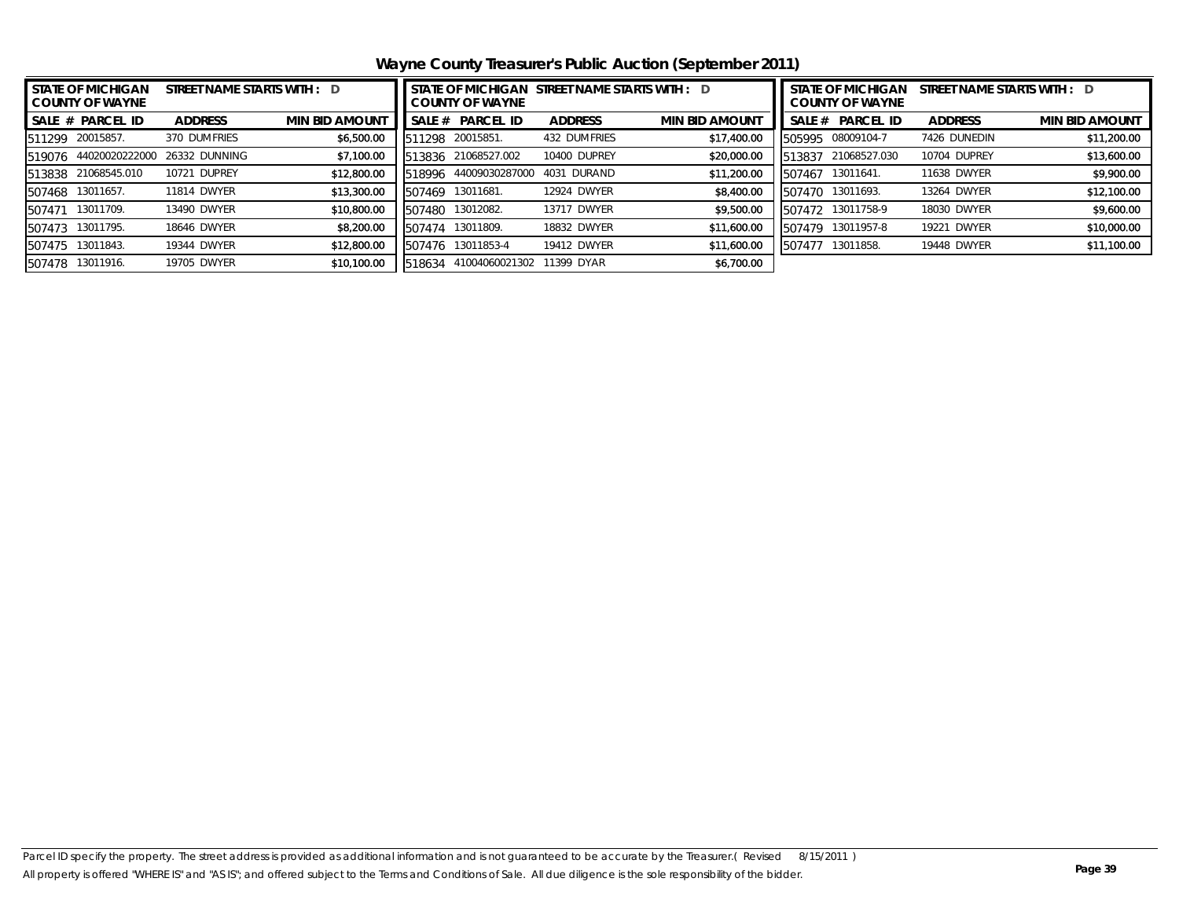# Wayne County Treasurer's Public Auction (September 2011)

| STATE OF MICHIGAN COUNTY OF WAYNE | STREET NAME STARTS WITH : D | | |
|---|---|---|---|
| SALE # | PARCEL ID | ADDRESS | MIN BID AMOUNT |
| 511299 | 20015857. | 370 DUMFRIES | $6,500.00 |
| 519076 | 44020020222000 | 26332 DUNNING | $7,100.00 |
| 513838 | 21068545.010 | 10721 DUPREY | $12,800.00 |
| 507468 | 13011657. | 11814 DWYER | $13,300.00 |
| 507471 | 13011709. | 13490 DWYER | $10,800.00 |
| 507473 | 13011795. | 18646 DWYER | $8,200.00 |
| 507475 | 13011843. | 19344 DWYER | $12,800.00 |
| 507478 | 13011916. | 19705 DWYER | $10,100.00 |

| STATE OF MICHIGAN COUNTY OF WAYNE | STREET NAME STARTS WITH : D | | |
|---|---|---|---|
| SALE # | PARCEL ID | ADDRESS | MIN BID AMOUNT |
| 511298 | 20015851. | 432 DUMFRIES | $17,400.00 |
| 513836 | 21068527.002 | 10400 DUPREY | $20,000.00 |
| 518996 | 44009030287000 | 4031 DURAND | $11,200.00 |
| 507469 | 13011681. | 12924 DWYER | $8,400.00 |
| 507480 | 13012082. | 13717 DWYER | $9,500.00 |
| 507474 | 13011809. | 18832 DWYER | $11,600.00 |
| 507476 | 13011853-4 | 19412 DWYER | $11,600.00 |
| 518634 | 41004060021302 | 11399 DYAR | $6,700.00 |

| STATE OF MICHIGAN COUNTY OF WAYNE | STREET NAME STARTS WITH : D | | |
|---|---|---|---|
| SALE # | PARCEL ID | ADDRESS | MIN BID AMOUNT |
| 505995 | 08009104-7 | 7426 DUNEDIN | $11,200.00 |
| 513837 | 21068527.030 | 10704 DUPREY | $13,600.00 |
| 507467 | 13011641. | 11638 DWYER | $9,900.00 |
| 507470 | 13011693. | 13264 DWYER | $12,100.00 |
| 507472 | 13011758-9 | 18030 DWYER | $9,600.00 |
| 507479 | 13011957-8 | 19221 DWYER | $10,000.00 |
| 507477 | 13011858. | 19448 DWYER | $11,100.00 |

Parcel ID specify the property. The street address is provided as additional information and is not guaranteed to be accurate by the Treasurer.( Revised 8/15/2011 )
All property is offered "WHERE IS" and "AS IS"; and offered subject to the Terms and Conditions of Sale. All due diligence is the sole responsibility of the bidder.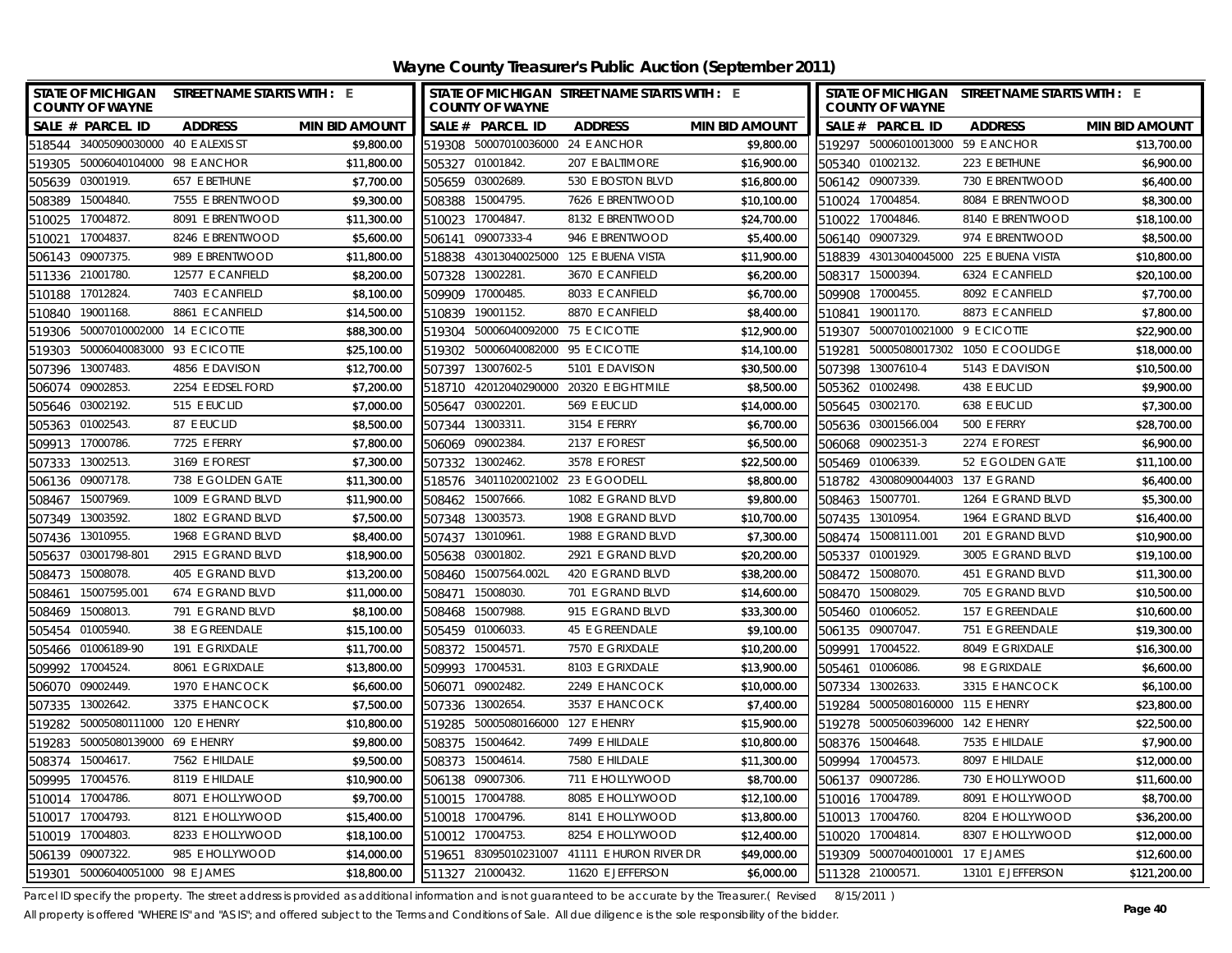# Wayne County Treasurer's Public Auction (September 2011)

| SALE # | PARCEL ID | ADDRESS | MIN BID AMOUNT |
|---|---|---|---|
| 518544 | 34005090030000 | 40 E ALEXIS ST | $9,800.00 |
| 519305 | 50006040104000 | 98 E ANCHOR | $11,800.00 |
| 505639 | 03001919. | 657 E BETHUNE | $7,700.00 |
| 508389 | 15004840. | 7555 E BRENTWOOD | $9,300.00 |
| 510025 | 17004872. | 8091 E BRENTWOOD | $11,300.00 |
| 510021 | 17004837. | 8246 E BRENTWOOD | $5,600.00 |
| 506143 | 09007375. | 989 E BRENTWOOD | $11,800.00 |
| 511336 | 21001780. | 12577 E CANFIELD | $8,200.00 |
| 510188 | 17012824. | 7403 E CANFIELD | $8,100.00 |
| 510840 | 19001168. | 8861 E CANFIELD | $14,500.00 |
| 519306 | 50007010002000 | 14 E CICOTTE | $88,300.00 |
| 519303 | 50006040083000 | 93 E CICOTTE | $25,100.00 |
| 507396 | 13007483. | 4856 E DAVISON | $12,700.00 |
| 506074 | 09002853. | 2254 E EDSEL FORD | $7,200.00 |
| 505646 | 03002192. | 515 E EUCLID | $7,000.00 |
| 505363 | 01002543. | 87 E EUCLID | $8,500.00 |
| 509913 | 17000786. | 7725 E FERRY | $7,800.00 |
| 507333 | 13002513. | 3169 E FOREST | $7,300.00 |
| 506136 | 09007178. | 738 E GOLDEN GATE | $11,300.00 |
| 508467 | 15007969. | 1009 E GRAND BLVD | $11,900.00 |
| 507349 | 13003592. | 1802 E GRAND BLVD | $7,500.00 |
| 507436 | 13010955. | 1968 E GRAND BLVD | $8,400.00 |
| 505637 | 03001798-801 | 2915 E GRAND BLVD | $18,900.00 |
| 508473 | 15008078. | 405 E GRAND BLVD | $13,200.00 |
| 508461 | 15007595.001 | 674 E GRAND BLVD | $11,000.00 |
| 508469 | 15008013. | 791 E GRAND BLVD | $8,100.00 |
| 505454 | 01005940. | 38 E GREENDALE | $15,100.00 |
| 505466 | 01006189-90 | 191 E GRIXDALE | $11,700.00 |
| 509992 | 17004524. | 8061 E GRIXDALE | $13,800.00 |
| 506070 | 09002449. | 1970 E HANCOCK | $6,600.00 |
| 507335 | 13002642. | 3375 E HANCOCK | $7,500.00 |
| 519282 | 50005080111000 | 120 E HENRY | $10,800.00 |
| 519283 | 50005080139000 | 69 E HENRY | $9,800.00 |
| 508374 | 15004617. | 7562 E HILDALE | $9,500.00 |
| 509995 | 17004576. | 8119 E HILDALE | $10,900.00 |
| 510014 | 17004786. | 8071 E HOLLYWOOD | $9,700.00 |
| 510017 | 17004793. | 8121 E HOLLYWOOD | $15,400.00 |
| 510019 | 17004803. | 8233 E HOLLYWOOD | $18,100.00 |
| 506139 | 09007322. | 985 E HOLLYWOOD | $14,000.00 |
| 519301 | 50006040051000 | 98 E JAMES | $18,800.00 |
| 519308 | 50007010036000 | 24 E ANCHOR | $9,800.00 |
| 505327 | 01001842. | 207 E BALTIMORE | $16,900.00 |
| 505659 | 03002689. | 530 E BOSTON BLVD | $16,800.00 |
| 508388 | 15004795. | 7626 E BRENTWOOD | $10,100.00 |
| 510023 | 17004847. | 8132 E BRENTWOOD | $24,700.00 |
| 506141 | 09007333-4 | 946 E BRENTWOOD | $5,400.00 |
| 518838 | 43013040025000 | 125 E BUENA VISTA | $11,900.00 |
| 507328 | 13002281. | 3670 E CANFIELD | $6,200.00 |
| 509909 | 17000485. | 8033 E CANFIELD | $6,700.00 |
| 510839 | 19001152. | 8870 E CANFIELD | $8,400.00 |
| 519304 | 50006040092000 | 75 E CICOTTE | $12,900.00 |
| 519302 | 50006040082000 | 95 E CICOTTE | $14,100.00 |
| 507397 | 13007602-5 | 5101 E DAVISON | $30,500.00 |
| 518710 | 42012040290000 | 20320 E EIGHT MILE | $8,500.00 |
| 505647 | 03002201. | 569 E EUCLID | $14,000.00 |
| 507344 | 13003311. | 3154 E FERRY | $6,700.00 |
| 506069 | 09002384. | 2137 E FOREST | $6,500.00 |
| 507332 | 13002462. | 3578 E FOREST | $22,500.00 |
| 518576 | 34011020021002 | 23 E GOODELL | $8,800.00 |
| 508462 | 15007666. | 1082 E GRAND BLVD | $9,800.00 |
| 507348 | 13003573. | 1908 E GRAND BLVD | $10,700.00 |
| 507437 | 13010961. | 1988 E GRAND BLVD | $7,300.00 |
| 505638 | 03001802. | 2921 E GRAND BLVD | $20,200.00 |
| 508460 | 15007564.002L | 420 E GRAND BLVD | $38,200.00 |
| 508471 | 15008030. | 701 E GRAND BLVD | $14,600.00 |
| 508468 | 15007988. | 915 E GRAND BLVD | $33,300.00 |
| 505459 | 01006033. | 45 E GREENDALE | $9,100.00 |
| 508372 | 15004571. | 7570 E GRIXDALE | $10,200.00 |
| 509993 | 17004531. | 8103 E GRIXDALE | $13,900.00 |
| 506071 | 09002482. | 2249 E HANCOCK | $10,000.00 |
| 507336 | 13002654. | 3537 E HANCOCK | $7,400.00 |
| 519285 | 50005080166000 | 127 E HENRY | $15,900.00 |
| 508375 | 15004642. | 7499 E HILDALE | $10,800.00 |
| 508373 | 15004614. | 7580 E HILDALE | $11,300.00 |
| 506138 | 09007306. | 711 E HOLLYWOOD | $8,700.00 |
| 510015 | 17004788. | 8085 E HOLLYWOOD | $12,100.00 |
| 510018 | 17004796. | 8141 E HOLLYWOOD | $13,800.00 |
| 510012 | 17004753. | 8254 E HOLLYWOOD | $12,400.00 |
| 519651 | 83095010231007 | 41111 E HURON RIVER DR | $49,000.00 |
| 511327 | 21000432. | 11620 E JEFFERSON | $6,000.00 |
| 519297 | 50006010013000 | 59 E ANCHOR | $13,700.00 |
| 505340 | 01002132. | 223 E BETHUNE | $6,900.00 |
| 506142 | 09007339. | 730 E BRENTWOOD | $6,400.00 |
| 510024 | 17004854. | 8084 E BRENTWOOD | $8,300.00 |
| 510022 | 17004846. | 8140 E BRENTWOOD | $18,100.00 |
| 506140 | 09007329. | 974 E BRENTWOOD | $8,500.00 |
| 518839 | 43013040045000 | 225 E BUENA VISTA | $10,800.00 |
| 508317 | 15000394. | 6324 E CANFIELD | $20,100.00 |
| 509908 | 17000455. | 8092 E CANFIELD | $7,700.00 |
| 510841 | 19001170. | 8873 E CANFIELD | $7,800.00 |
| 519307 | 50007010021000 | 9 E CICOTTE | $22,900.00 |
| 519281 | 50005080017302 | 1050 E COOLIDGE | $18,000.00 |
| 507398 | 13007610-4 | 5143 E DAVISON | $10,500.00 |
| 505362 | 01002498. | 438 E EUCLID | $9,900.00 |
| 505645 | 03002170. | 638 E EUCLID | $7,300.00 |
| 505636 | 03001566.004 | 500 E FERRY | $28,700.00 |
| 506068 | 09002351-3 | 2274 E FOREST | $6,900.00 |
| 505469 | 01006339. | 52 E GOLDEN GATE | $11,100.00 |
| 518782 | 43008090044003 | 137 E GRAND | $6,400.00 |
| 508463 | 15007701. | 1264 E GRAND BLVD | $5,300.00 |
| 507435 | 13010954. | 1964 E GRAND BLVD | $16,400.00 |
| 508474 | 15008111.001 | 201 E GRAND BLVD | $10,900.00 |
| 505337 | 01001929. | 3005 E GRAND BLVD | $19,100.00 |
| 508472 | 15008070. | 451 E GRAND BLVD | $11,300.00 |
| 508470 | 15008029. | 705 E GRAND BLVD | $10,500.00 |
| 505460 | 01006052. | 157 E GREENDALE | $10,600.00 |
| 506135 | 09007047. | 751 E GREENDALE | $19,300.00 |
| 509991 | 17004522. | 8049 E GRIXDALE | $16,300.00 |
| 505461 | 01006086. | 98 E GRIXDALE | $6,600.00 |
| 507334 | 13002633. | 3315 E HANCOCK | $6,100.00 |
| 519284 | 50005080160000 | 115 E HENRY | $23,800.00 |
| 519278 | 50005060396000 | 142 E HENRY | $22,500.00 |
| 508376 | 15004648. | 7535 E HILDALE | $7,900.00 |
| 509994 | 17004573. | 8097 E HILDALE | $12,000.00 |
| 506137 | 09007286. | 730 E HOLLYWOOD | $11,600.00 |
| 510016 | 17004789. | 8091 E HOLLYWOOD | $8,700.00 |
| 510013 | 17004760. | 8204 E HOLLYWOOD | $36,200.00 |
| 510020 | 17004814. | 8307 E HOLLYWOOD | $12,000.00 |
| 519309 | 50007040010001 | 17 E JAMES | $12,600.00 |
| 511328 | 21000571. | 13101 E JEFFERSON | $121,200.00 |

Parcel ID specify the property. The street address is provided as additional information and is not guaranteed to be accurate by the Treasurer.( Revised 8/15/2011 )

All property is offered "WHERE IS" and "AS IS"; and offered subject to the Terms and Conditions of Sale. All due diligence is the sole responsibility of the bidder.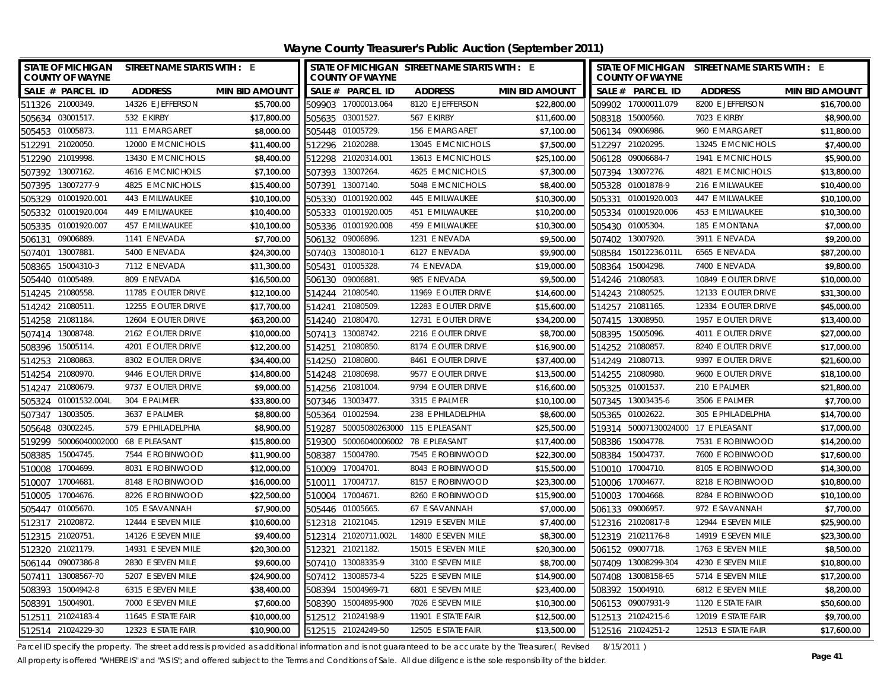# Wayne County Treasurer's Public Auction (September 2011)

STATE OF MICHIGAN COUNTY OF WAYNE — STREET NAME STARTS WITH : E

| SALE # | PARCEL ID | ADDRESS | MIN BID AMOUNT |
|---|---|---|---|
| 511326 | 21000349. | 14326 E JEFFERSON | $5,700.00 |
| 505634 | 03001517. | 532 E KIRBY | $17,800.00 |
| 505453 | 01005873. | 111 E MARGARET | $8,000.00 |
| 512291 | 21020050. | 12000 E MCNICHOLS | $11,400.00 |
| 512290 | 21019998. | 13430 E MCNICHOLS | $8,400.00 |
| 507392 | 13007162. | 4616 E MCNICHOLS | $7,100.00 |
| 507395 | 13007277-9 | 4825 E MCNICHOLS | $15,400.00 |
| 505329 | 01001920.001 | 443 E MILWAUKEE | $10,100.00 |
| 505332 | 01001920.004 | 449 E MILWAUKEE | $10,400.00 |
| 505335 | 01001920.007 | 457 E MILWAUKEE | $10,100.00 |
| 506131 | 09006889. | 1141 E NEVADA | $7,700.00 |
| 507401 | 13007881. | 5400 E NEVADA | $24,300.00 |
| 508365 | 15004310-3 | 7112 E NEVADA | $11,300.00 |
| 505440 | 01005489. | 809 E NEVADA | $16,500.00 |
| 514245 | 21080558. | 11785 E OUTER DRIVE | $12,100.00 |
| 514242 | 21080511. | 12255 E OUTER DRIVE | $17,700.00 |
| 514258 | 21081184. | 12604 E OUTER DRIVE | $63,200.00 |
| 507414 | 13008748. | 2162 E OUTER DRIVE | $10,000.00 |
| 508396 | 15005114. | 4201 E OUTER DRIVE | $12,200.00 |
| 514253 | 21080863. | 8302 E OUTER DRIVE | $34,400.00 |
| 514254 | 21080970. | 9446 E OUTER DRIVE | $14,800.00 |
| 514247 | 21080679. | 9737 E OUTER DRIVE | $9,000.00 |
| 505324 | 01001532.004L | 304 E PALMER | $33,800.00 |
| 507347 | 13003505. | 3637 E PALMER | $8,800.00 |
| 505648 | 03002245. | 579 E PHILADELPHIA | $8,900.00 |
| 519299 | 50006040002000 | 68 E PLEASANT | $15,800.00 |
| 508385 | 15004745. | 7544 E ROBINWOOD | $11,900.00 |
| 510008 | 17004699. | 8031 E ROBINWOOD | $12,000.00 |
| 510007 | 17004681. | 8148 E ROBINWOOD | $16,000.00 |
| 510005 | 17004676. | 8226 E ROBINWOOD | $22,500.00 |
| 505447 | 01005670. | 105 E SAVANNAH | $7,900.00 |
| 512317 | 21020872. | 12444 E SEVEN MILE | $10,600.00 |
| 512315 | 21020751. | 14126 E SEVEN MILE | $9,400.00 |
| 512320 | 21021179. | 14931 E SEVEN MILE | $20,300.00 |
| 506144 | 09007386-8 | 2830 E SEVEN MILE | $9,600.00 |
| 507411 | 13008567-70 | 5207 E SEVEN MILE | $24,900.00 |
| 508393 | 15004942-8 | 6315 E SEVEN MILE | $38,400.00 |
| 508391 | 15004901. | 7000 E SEVEN MILE | $7,600.00 |
| 512511 | 21024183-4 | 11645 E STATE FAIR | $10,000.00 |
| 512514 | 21024229-30 | 12323 E STATE FAIR | $10,900.00 |
| 509903 | 17000013.064 | 8120 E JEFFERSON | $22,800.00 |
| 505635 | 03001527. | 567 E KIRBY | $11,600.00 |
| 505448 | 01005729. | 156 E MARGARET | $7,100.00 |
| 512296 | 21020288. | 13045 E MCNICHOLS | $7,500.00 |
| 512298 | 21020314.001 | 13613 E MCNICHOLS | $25,100.00 |
| 507393 | 13007264. | 4625 E MCNICHOLS | $7,300.00 |
| 507391 | 13007140. | 5048 E MCNICHOLS | $8,400.00 |
| 505330 | 01001920.002 | 445 E MILWAUKEE | $10,300.00 |
| 505333 | 01001920.005 | 451 E MILWAUKEE | $10,200.00 |
| 505336 | 01001920.008 | 459 E MILWAUKEE | $10,300.00 |
| 506132 | 09006896. | 1231 E NEVADA | $9,500.00 |
| 507403 | 13008010-1 | 6127 E NEVADA | $9,900.00 |
| 505431 | 01005328. | 74 E NEVADA | $19,000.00 |
| 506130 | 09006881. | 985 E NEVADA | $9,500.00 |
| 514244 | 21080540. | 11969 E OUTER DRIVE | $14,600.00 |
| 514241 | 21080509. | 12283 E OUTER DRIVE | $15,600.00 |
| 514240 | 21080470. | 12731 E OUTER DRIVE | $34,200.00 |
| 507413 | 13008742. | 2216 E OUTER DRIVE | $8,700.00 |
| 514251 | 21080850. | 8174 E OUTER DRIVE | $16,900.00 |
| 514250 | 21080800. | 8461 E OUTER DRIVE | $37,400.00 |
| 514248 | 21080698. | 9577 E OUTER DRIVE | $13,500.00 |
| 514256 | 21081004. | 9794 E OUTER DRIVE | $16,600.00 |
| 507346 | 13003477. | 3315 E PALMER | $10,100.00 |
| 505364 | 01002594. | 238 E PHILADELPHIA | $8,600.00 |
| 519287 | 50005080263000 | 115 E PLEASANT | $25,500.00 |
| 519300 | 50006040006002 | 78 E PLEASANT | $17,400.00 |
| 508387 | 15004780. | 7545 E ROBINWOOD | $22,300.00 |
| 510009 | 17004701. | 8043 E ROBINWOOD | $15,500.00 |
| 510011 | 17004717. | 8157 E ROBINWOOD | $23,300.00 |
| 510004 | 17004671. | 8260 E ROBINWOOD | $15,900.00 |
| 505446 | 01005665. | 67 E SAVANNAH | $7,000.00 |
| 512318 | 21021045. | 12919 E SEVEN MILE | $7,400.00 |
| 512314 | 21020711.002L | 14800 E SEVEN MILE | $8,300.00 |
| 512321 | 21021182. | 15015 E SEVEN MILE | $20,300.00 |
| 507410 | 13008335-9 | 3100 E SEVEN MILE | $8,700.00 |
| 507412 | 13008573-4 | 5225 E SEVEN MILE | $14,900.00 |
| 508394 | 15004969-71 | 6801 E SEVEN MILE | $23,400.00 |
| 508390 | 15004895-900 | 7026 E SEVEN MILE | $10,300.00 |
| 512512 | 21024198-9 | 11901 E STATE FAIR | $12,500.00 |
| 512515 | 21024249-50 | 12505 E STATE FAIR | $13,500.00 |
| 509902 | 17000011.079 | 8200 E JEFFERSON | $16,700.00 |
| 508318 | 15000560. | 7023 E KIRBY | $8,900.00 |
| 506134 | 09006986. | 960 E MARGARET | $11,800.00 |
| 512297 | 21020295. | 13245 E MCNICHOLS | $7,400.00 |
| 506128 | 09006684-7 | 1941 E MCNICHOLS | $5,900.00 |
| 507394 | 13007276. | 4821 E MCNICHOLS | $13,800.00 |
| 505328 | 01001878-9 | 216 E MILWAUKEE | $10,400.00 |
| 505331 | 01001920.003 | 447 E MILWAUKEE | $10,100.00 |
| 505334 | 01001920.006 | 453 E MILWAUKEE | $10,300.00 |
| 505430 | 01005304. | 185 E MONTANA | $7,000.00 |
| 507402 | 13007920. | 3911 E NEVADA | $9,200.00 |
| 508584 | 15012236.011L | 6565 E NEVADA | $87,200.00 |
| 508364 | 15004298. | 7400 E NEVADA | $9,800.00 |
| 514246 | 21080583. | 10849 E OUTER DRIVE | $10,000.00 |
| 514243 | 21080525. | 12133 E OUTER DRIVE | $31,300.00 |
| 514257 | 21081165. | 12334 E OUTER DRIVE | $45,000.00 |
| 507415 | 13008950. | 1957 E OUTER DRIVE | $13,400.00 |
| 508395 | 15005096. | 4011 E OUTER DRIVE | $27,000.00 |
| 514252 | 21080857. | 8240 E OUTER DRIVE | $17,000.00 |
| 514249 | 21080713. | 9397 E OUTER DRIVE | $21,600.00 |
| 514255 | 21080980. | 9600 E OUTER DRIVE | $18,100.00 |
| 505325 | 01001537. | 210 E PALMER | $21,800.00 |
| 507345 | 13003435-6 | 3506 E PALMER | $7,700.00 |
| 505365 | 01002622. | 305 E PHILADELPHIA | $14,700.00 |
| 519314 | 50007130024000 | 17 E PLEASANT | $17,000.00 |
| 508386 | 15004778. | 7531 E ROBINWOOD | $14,200.00 |
| 508384 | 15004737. | 7600 E ROBINWOOD | $17,600.00 |
| 510010 | 17004710. | 8105 E ROBINWOOD | $14,300.00 |
| 510006 | 17004677. | 8218 E ROBINWOOD | $10,800.00 |
| 510003 | 17004668. | 8284 E ROBINWOOD | $10,100.00 |
| 506133 | 09006957. | 972 E SAVANNAH | $7,700.00 |
| 512316 | 21020817-8 | 12944 E SEVEN MILE | $25,900.00 |
| 512319 | 21021176-8 | 14919 E SEVEN MILE | $23,300.00 |
| 506152 | 09007718. | 1763 E SEVEN MILE | $8,500.00 |
| 507409 | 13008299-304 | 4230 E SEVEN MILE | $10,800.00 |
| 507408 | 13008158-65 | 5714 E SEVEN MILE | $17,200.00 |
| 508392 | 15004910. | 6812 E SEVEN MILE | $8,200.00 |
| 506153 | 09007931-9 | 1120 E STATE FAIR | $50,600.00 |
| 512513 | 21024215-6 | 12019 E STATE FAIR | $9,700.00 |
| 512516 | 21024251-2 | 12513 E STATE FAIR | $17,600.00 |

Parcel ID specify the property. The street address is provided as additional information and is not guaranteed to be accurate by the Treasurer.( Revised 8/15/2011 )

All property is offered "WHERE IS" and "AS IS"; and offered subject to the Terms and Conditions of Sale. All due diligence is the sole responsibility of the bidder.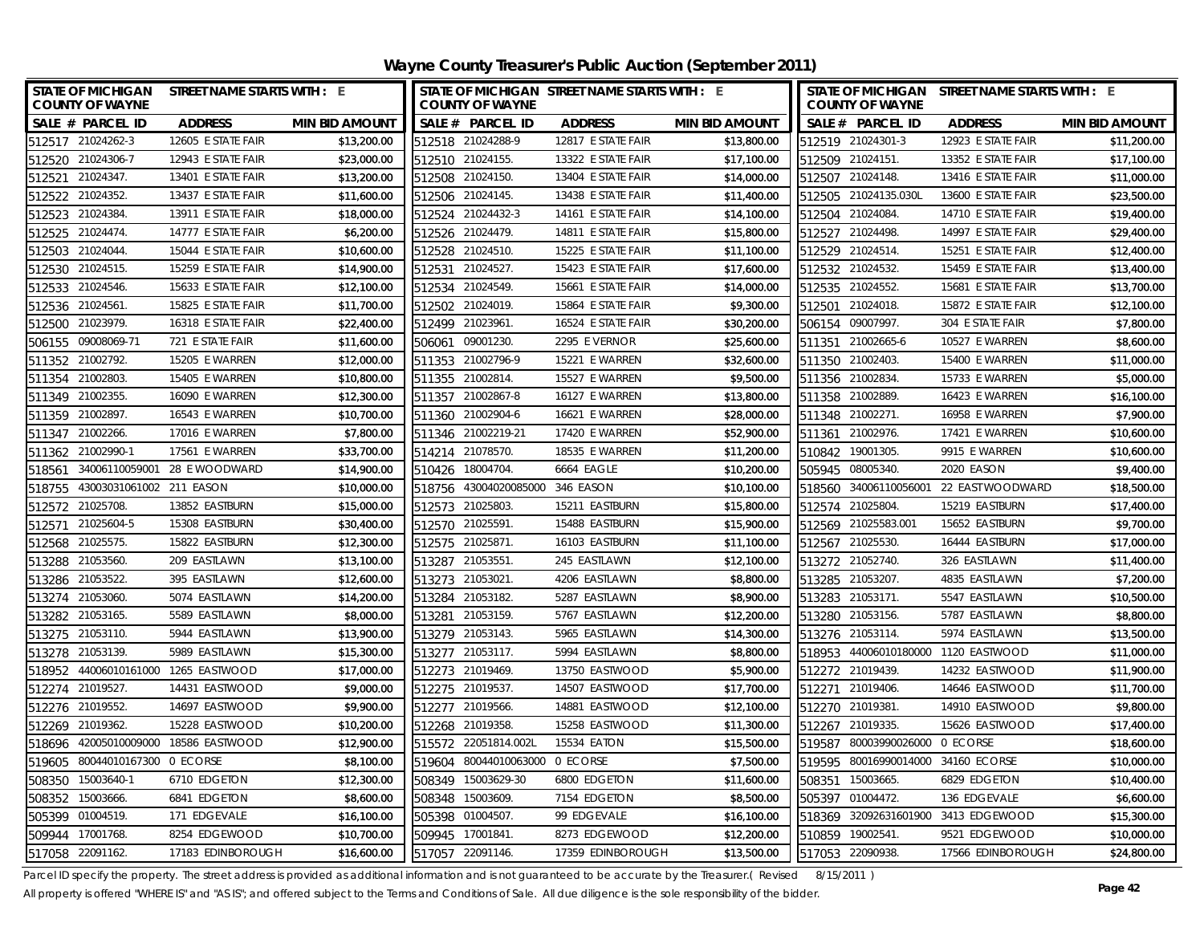# Wayne County Treasurer's Public Auction (September 2011)

| SALE # | PARCEL ID | ADDRESS | MIN BID AMOUNT |
|---|---|---|---|
| 512517 | 21024262-3 | 12605 E STATE FAIR | $13,200.00 |
| 512520 | 21024306-7 | 12943 E STATE FAIR | $23,000.00 |
| 512521 | 21024347. | 13401 E STATE FAIR | $13,200.00 |
| 512522 | 21024352. | 13437 E STATE FAIR | $11,600.00 |
| 512523 | 21024384. | 13911 E STATE FAIR | $18,000.00 |
| 512525 | 21024474. | 14777 E STATE FAIR | $6,200.00 |
| 512503 | 21024044. | 15044 E STATE FAIR | $10,600.00 |
| 512530 | 21024515. | 15259 E STATE FAIR | $14,900.00 |
| 512533 | 21024546. | 15633 E STATE FAIR | $12,100.00 |
| 512536 | 21024561. | 15825 E STATE FAIR | $11,700.00 |
| 512500 | 21023979. | 16318 E STATE FAIR | $22,400.00 |
| 506155 | 09008069-71 | 721 E STATE FAIR | $11,600.00 |
| 511352 | 21002792. | 15205 E WARREN | $12,000.00 |
| 511354 | 21002803. | 15405 E WARREN | $10,800.00 |
| 511349 | 21002355. | 16090 E WARREN | $12,300.00 |
| 511359 | 21002897. | 16543 E WARREN | $10,700.00 |
| 511347 | 21002266. | 17016 E WARREN | $7,800.00 |
| 511362 | 21002990-1 | 17561 E WARREN | $33,700.00 |
| 518561 | 34006110059001 | 28 E WOODWARD | $14,900.00 |
| 518755 | 43003031061002 | 211 EASON | $10,000.00 |
| 512572 | 21025708. | 13852 EASTBURN | $15,000.00 |
| 512571 | 21025604-5 | 15308 EASTBURN | $30,400.00 |
| 512568 | 21025575. | 15822 EASTBURN | $12,300.00 |
| 513288 | 21053560. | 209 EASTLAWN | $13,100.00 |
| 513286 | 21053522. | 395 EASTLAWN | $12,600.00 |
| 513274 | 21053060. | 5074 EASTLAWN | $14,200.00 |
| 513282 | 21053165. | 5589 EASTLAWN | $8,000.00 |
| 513275 | 21053110. | 5944 EASTLAWN | $13,900.00 |
| 513278 | 21053139. | 5989 EASTLAWN | $15,300.00 |
| 518952 | 44006010161000 | 1265 EASTWOOD | $17,000.00 |
| 512274 | 21019527. | 14431 EASTWOOD | $9,000.00 |
| 512276 | 21019552. | 14697 EASTWOOD | $9,900.00 |
| 512269 | 21019362. | 15228 EASTWOOD | $10,200.00 |
| 518696 | 42005010009000 | 18586 EASTWOOD | $12,900.00 |
| 519605 | 80044010167300 | 0 ECORSE | $8,100.00 |
| 508350 | 15003640-1 | 6710 EDGETON | $12,300.00 |
| 508352 | 15003666. | 6841 EDGETON | $8,600.00 |
| 505399 | 01004519. | 171 EDGEVALE | $16,100.00 |
| 509944 | 17001768. | 8254 EDGEWOOD | $10,700.00 |
| 517058 | 22091162. | 17183 EDINBOROUGH | $16,600.00 |
| 512518 | 21024288-9 | 12817 E STATE FAIR | $13,800.00 |
| 512510 | 21024155. | 13322 E STATE FAIR | $17,100.00 |
| 512508 | 21024150. | 13404 E STATE FAIR | $14,000.00 |
| 512506 | 21024145. | 13438 E STATE FAIR | $11,400.00 |
| 512524 | 21024432-3 | 14161 E STATE FAIR | $14,100.00 |
| 512526 | 21024479. | 14811 E STATE FAIR | $15,800.00 |
| 512528 | 21024510. | 15225 E STATE FAIR | $11,100.00 |
| 512531 | 21024527. | 15423 E STATE FAIR | $17,600.00 |
| 512534 | 21024549. | 15661 E STATE FAIR | $14,000.00 |
| 512502 | 21024019. | 15864 E STATE FAIR | $9,300.00 |
| 512499 | 21023961. | 16524 E STATE FAIR | $30,200.00 |
| 506061 | 09001230. | 2295 E VERNOR | $25,600.00 |
| 511353 | 21002796-9 | 15221 E WARREN | $32,600.00 |
| 511355 | 21002814. | 15527 E WARREN | $9,500.00 |
| 511357 | 21002867-8 | 16127 E WARREN | $13,800.00 |
| 511360 | 21002904-6 | 16621 E WARREN | $28,000.00 |
| 511346 | 21002219-21 | 17420 E WARREN | $52,900.00 |
| 514214 | 21078570. | 18535 E WARREN | $11,200.00 |
| 510426 | 18004704. | 6664 EAGLE | $10,200.00 |
| 518756 | 43004020085000 | 346 EASON | $10,100.00 |
| 512573 | 21025803. | 15211 EASTBURN | $15,800.00 |
| 512570 | 21025591. | 15488 EASTBURN | $15,900.00 |
| 512575 | 21025871. | 16103 EASTBURN | $11,100.00 |
| 513287 | 21053551. | 245 EASTLAWN | $12,100.00 |
| 513273 | 21053021. | 4206 EASTLAWN | $8,800.00 |
| 513284 | 21053182. | 5287 EASTLAWN | $8,900.00 |
| 513281 | 21053159. | 5767 EASTLAWN | $12,200.00 |
| 513279 | 21053143. | 5965 EASTLAWN | $14,300.00 |
| 513277 | 21053117. | 5994 EASTLAWN | $8,800.00 |
| 512273 | 21019469. | 13750 EASTWOOD | $5,900.00 |
| 512275 | 21019537. | 14507 EASTWOOD | $17,700.00 |
| 512277 | 21019566. | 14881 EASTWOOD | $12,100.00 |
| 512268 | 21019358. | 15258 EASTWOOD | $11,300.00 |
| 515572 | 22051814.002L | 15534 EATON | $15,500.00 |
| 519604 | 80044010063000 | 0 ECORSE | $7,500.00 |
| 508349 | 15003629-30 | 6800 EDGETON | $11,600.00 |
| 508348 | 15003609. | 7154 EDGETON | $8,500.00 |
| 505398 | 01004507. | 99 EDGEVALE | $16,100.00 |
| 509945 | 17001841. | 8273 EDGEWOOD | $12,200.00 |
| 517057 | 22091146. | 17359 EDINBOROUGH | $13,500.00 |
| 512519 | 21024301-3 | 12923 E STATE FAIR | $11,200.00 |
| 512509 | 21024151. | 13352 E STATE FAIR | $17,100.00 |
| 512507 | 21024148. | 13416 E STATE FAIR | $11,000.00 |
| 512505 | 21024135.030L | 13600 E STATE FAIR | $23,500.00 |
| 512504 | 21024084. | 14710 E STATE FAIR | $19,400.00 |
| 512527 | 21024498. | 14997 E STATE FAIR | $29,400.00 |
| 512529 | 21024514. | 15251 E STATE FAIR | $12,400.00 |
| 512532 | 21024532. | 15459 E STATE FAIR | $13,400.00 |
| 512535 | 21024552. | 15681 E STATE FAIR | $13,700.00 |
| 512501 | 21024018. | 15872 E STATE FAIR | $12,100.00 |
| 506154 | 09007997. | 304 E STATE FAIR | $7,800.00 |
| 511351 | 21002665-6 | 10527 E WARREN | $8,600.00 |
| 511350 | 21002403. | 15400 E WARREN | $11,000.00 |
| 511356 | 21002834. | 15733 E WARREN | $5,000.00 |
| 511358 | 21002889. | 16423 E WARREN | $16,100.00 |
| 511348 | 21002271. | 16958 E WARREN | $7,900.00 |
| 511361 | 21002976. | 17421 E WARREN | $10,600.00 |
| 510842 | 19001305. | 9915 E WARREN | $10,600.00 |
| 505945 | 08005340. | 2020 EASON | $9,400.00 |
| 518560 | 34006110056001 | 22 EAST WOODWARD | $18,500.00 |
| 512574 | 21025804. | 15219 EASTBURN | $17,400.00 |
| 512569 | 21025583.001 | 15652 EASTBURN | $9,700.00 |
| 512567 | 21025530. | 16444 EASTBURN | $17,000.00 |
| 513272 | 21052740. | 326 EASTLAWN | $11,400.00 |
| 513285 | 21053207. | 4835 EASTLAWN | $7,200.00 |
| 513283 | 21053171. | 5547 EASTLAWN | $10,500.00 |
| 513280 | 21053156. | 5787 EASTLAWN | $8,800.00 |
| 513276 | 21053114. | 5974 EASTLAWN | $13,500.00 |
| 518953 | 44006010180000 | 1120 EASTWOOD | $11,000.00 |
| 512272 | 21019439. | 14232 EASTWOOD | $11,900.00 |
| 512271 | 21019406. | 14646 EASTWOOD | $11,700.00 |
| 512270 | 21019381. | 14910 EASTWOOD | $9,800.00 |
| 512267 | 21019335. | 15626 EASTWOOD | $17,400.00 |
| 519587 | 80003990026000 | 0 ECORSE | $18,600.00 |
| 519595 | 80016990014000 | 34160 ECORSE | $10,000.00 |
| 508351 | 15003665. | 6829 EDGETON | $10,400.00 |
| 505397 | 01004472. | 136 EDGEVALE | $6,600.00 |
| 518369 | 32092631601900 | 3413 EDGEWOOD | $15,300.00 |
| 510859 | 19002541. | 9521 EDGEWOOD | $10,000.00 |
| 517053 | 22090938. | 17566 EDINBOROUGH | $24,800.00 |

Parcel ID specify the property. The street address is provided as additional information and is not guaranteed to be accurate by the Treasurer.( Revised 8/15/2011 )

All property is offered "WHERE IS" and "AS IS"; and offered subject to the Terms and Conditions of Sale. All due diligence is the sole responsibility of the bidder.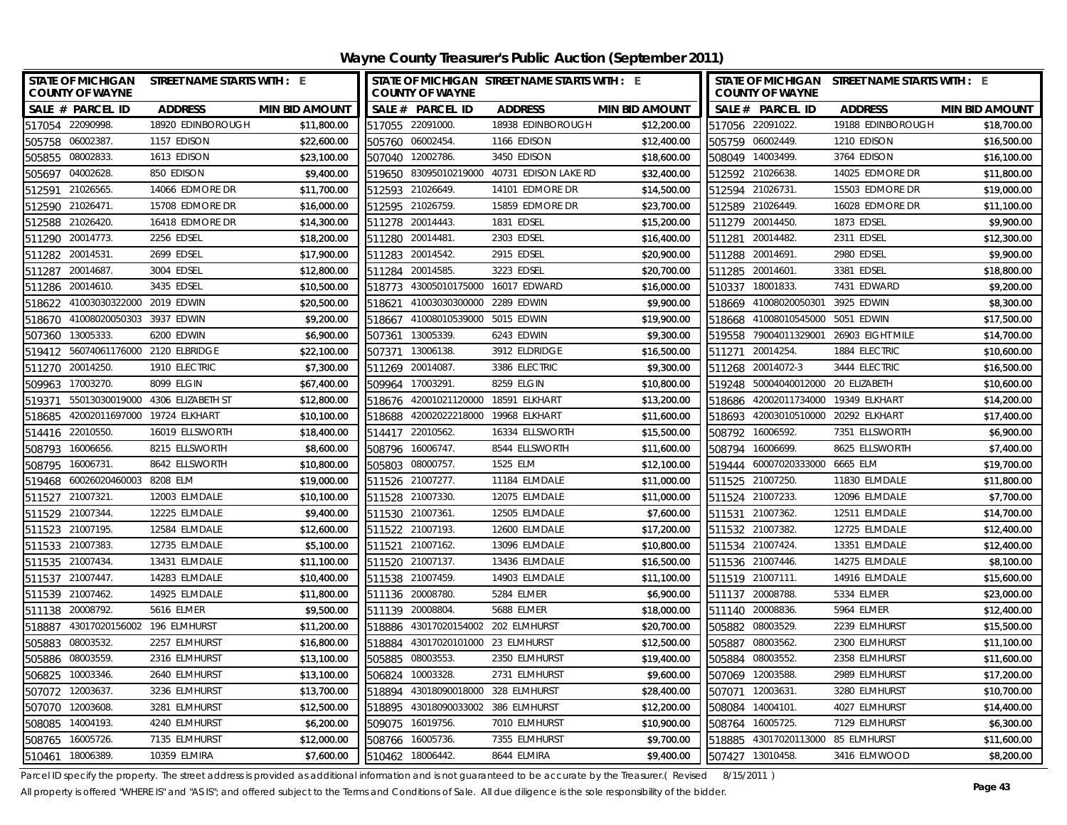# Wayne County Treasurer's Public Auction (September 2011)

| SALE # | PARCEL ID | ADDRESS | MIN BID AMOUNT |
|---|---|---|---|
| 517054 | 22090998. | 18920 EDINBOROUGH | $11,800.00 |
| 505758 | 06002387. | 1157 EDISON | $22,600.00 |
| 505855 | 08002833. | 1613 EDISON | $23,100.00 |
| 505697 | 04002628. | 850 EDISON | $9,400.00 |
| 512591 | 21026565. | 14066 EDMORE DR | $11,700.00 |
| 512590 | 21026471. | 15708 EDMORE DR | $16,000.00 |
| 512588 | 21026420. | 16418 EDMORE DR | $14,300.00 |
| 511290 | 20014773. | 2256 EDSEL | $18,200.00 |
| 511282 | 20014531. | 2699 EDSEL | $17,900.00 |
| 511287 | 20014687. | 3004 EDSEL | $12,800.00 |
| 511286 | 20014610. | 3435 EDSEL | $10,500.00 |
| 518622 | 41003030322000 | 2019 EDWIN | $20,500.00 |
| 518670 | 41008020050303 | 3937 EDWIN | $9,200.00 |
| 507360 | 13005333. | 6200 EDWIN | $6,900.00 |
| 519412 | 56074061176000 | 2120 ELBRIDGE | $22,100.00 |
| 511270 | 20014250. | 1910 ELECTRIC | $7,300.00 |
| 509963 | 17003270. | 8099 ELGIN | $67,400.00 |
| 519371 | 55013030019000 | 4306 ELIZABETH ST | $12,800.00 |
| 518685 | 42002011697000 | 19724 ELKHART | $10,100.00 |
| 514416 | 22010550. | 16019 ELLSWORTH | $18,400.00 |
| 508793 | 16006656. | 8215 ELLSWORTH | $8,600.00 |
| 508795 | 16006731. | 8642 ELLSWORTH | $10,800.00 |
| 519468 | 60026020460003 | 8208 ELM | $19,000.00 |
| 511527 | 21007321. | 12003 ELMDALE | $10,100.00 |
| 511529 | 21007344. | 12225 ELMDALE | $9,400.00 |
| 511523 | 21007195. | 12584 ELMDALE | $12,600.00 |
| 511533 | 21007383. | 12735 ELMDALE | $5,100.00 |
| 511535 | 21007434. | 13431 ELMDALE | $11,100.00 |
| 511537 | 21007447. | 14283 ELMDALE | $10,400.00 |
| 511539 | 21007462. | 14925 ELMDALE | $11,800.00 |
| 511138 | 20008792. | 5616 ELMER | $9,500.00 |
| 518887 | 43017020156002 | 196 ELMHURST | $11,200.00 |
| 505883 | 08003532. | 2257 ELMHURST | $16,800.00 |
| 505886 | 08003559. | 2316 ELMHURST | $13,100.00 |
| 506825 | 10003346. | 2640 ELMHURST | $13,100.00 |
| 507072 | 12003637. | 3236 ELMHURST | $13,700.00 |
| 507070 | 12003608. | 3281 ELMHURST | $12,500.00 |
| 508085 | 14004193. | 4240 ELMHURST | $6,200.00 |
| 508765 | 16005726. | 7135 ELMHURST | $12,000.00 |
| 510461 | 18006389. | 10359 ELMIRA | $7,600.00 |
| 517055 | 22091000. | 18938 EDINBOROUGH | $12,200.00 |
| 505760 | 06002454. | 1166 EDISON | $12,400.00 |
| 507040 | 12002786. | 3450 EDISON | $18,600.00 |
| 519650 | 83095010219000 | 40731 EDISON LAKE RD | $32,400.00 |
| 512593 | 21026649. | 14101 EDMORE DR | $14,500.00 |
| 512595 | 21026759. | 15859 EDMORE DR | $23,700.00 |
| 511278 | 20014443. | 1831 EDSEL | $15,200.00 |
| 511280 | 20014481. | 2303 EDSEL | $16,400.00 |
| 511283 | 20014542. | 2915 EDSEL | $20,900.00 |
| 511284 | 20014585. | 3223 EDSEL | $20,700.00 |
| 518773 | 43005010175000 | 16017 EDWARD | $16,000.00 |
| 518621 | 41003030300000 | 2289 EDWIN | $9,900.00 |
| 518667 | 41008010539000 | 5015 EDWIN | $19,900.00 |
| 507361 | 13005339. | 6243 EDWIN | $9,300.00 |
| 507371 | 13006138. | 3912 ELDRIDGE | $16,500.00 |
| 511269 | 20014087. | 3386 ELECTRIC | $9,300.00 |
| 509964 | 17003291. | 8259 ELGIN | $10,800.00 |
| 518676 | 42001021120000 | 18591 ELKHART | $13,200.00 |
| 518688 | 42002022218000 | 19968 ELKHART | $11,600.00 |
| 514417 | 22010562. | 16334 ELLSWORTH | $15,500.00 |
| 508796 | 16006747. | 8544 ELLSWORTH | $11,600.00 |
| 505803 | 08000757. | 1525 ELM | $12,100.00 |
| 511526 | 21007277. | 11184 ELMDALE | $11,000.00 |
| 511528 | 21007330. | 12075 ELMDALE | $11,000.00 |
| 511530 | 21007361. | 12505 ELMDALE | $7,600.00 |
| 511522 | 21007193. | 12600 ELMDALE | $17,200.00 |
| 511521 | 21007162. | 13096 ELMDALE | $10,800.00 |
| 511520 | 21007137. | 13436 ELMDALE | $16,500.00 |
| 511538 | 21007459. | 14903 ELMDALE | $11,100.00 |
| 511136 | 20008780. | 5284 ELMER | $6,900.00 |
| 511139 | 20008804. | 5688 ELMER | $18,000.00 |
| 518886 | 43017020154002 | 202 ELMHURST | $20,700.00 |
| 518884 | 43017020101000 | 23 ELMHURST | $12,500.00 |
| 505885 | 08003553. | 2350 ELMHURST | $19,400.00 |
| 506824 | 10003328. | 2731 ELMHURST | $9,600.00 |
| 518894 | 43018090018000 | 328 ELMHURST | $28,400.00 |
| 518895 | 43018090033002 | 386 ELMHURST | $12,200.00 |
| 509075 | 16019756. | 7010 ELMHURST | $10,900.00 |
| 508766 | 16005736. | 7355 ELMHURST | $9,700.00 |
| 510462 | 18006442. | 8644 ELMIRA | $9,400.00 |
| 517056 | 22091022. | 19188 EDINBOROUGH | $18,700.00 |
| 505759 | 06002449. | 1210 EDISON | $16,500.00 |
| 508049 | 14003499. | 3764 EDISON | $16,100.00 |
| 512592 | 21026638. | 14025 EDMORE DR | $11,800.00 |
| 512594 | 21026731. | 15503 EDMORE DR | $19,000.00 |
| 512589 | 21026449. | 16028 EDMORE DR | $11,100.00 |
| 511279 | 20014450. | 1873 EDSEL | $9,900.00 |
| 511281 | 20014482. | 2311 EDSEL | $12,300.00 |
| 511288 | 20014691. | 2980 EDSEL | $9,900.00 |
| 511285 | 20014601. | 3381 EDSEL | $18,800.00 |
| 510337 | 18001833. | 7431 EDWARD | $9,200.00 |
| 518669 | 41008020050301 | 3925 EDWIN | $8,300.00 |
| 518668 | 41008010545000 | 5051 EDWIN | $17,500.00 |
| 519558 | 79004011329001 | 26903 EIGHT MILE | $14,700.00 |
| 511271 | 20014254. | 1884 ELECTRIC | $10,600.00 |
| 511268 | 20014072-3 | 3444 ELECTRIC | $16,500.00 |
| 519248 | 50004040012000 | 20 ELIZABETH | $10,600.00 |
| 518686 | 42002011734000 | 19349 ELKHART | $14,200.00 |
| 518693 | 42003010510000 | 20292 ELKHART | $17,400.00 |
| 508792 | 16006592. | 7351 ELLSWORTH | $6,900.00 |
| 508794 | 16006699. | 8625 ELLSWORTH | $7,400.00 |
| 519444 | 60007020333000 | 6665 ELM | $19,700.00 |
| 511525 | 21007250. | 11830 ELMDALE | $11,800.00 |
| 511524 | 21007233. | 12096 ELMDALE | $7,700.00 |
| 511531 | 21007362. | 12511 ELMDALE | $14,700.00 |
| 511532 | 21007382. | 12725 ELMDALE | $12,400.00 |
| 511534 | 21007424. | 13351 ELMDALE | $12,400.00 |
| 511536 | 21007446. | 14275 ELMDALE | $8,100.00 |
| 511519 | 21007111. | 14916 ELMDALE | $15,600.00 |
| 511137 | 20008788. | 5334 ELMER | $23,000.00 |
| 511140 | 20008836. | 5964 ELMER | $12,400.00 |
| 505882 | 08003529. | 2239 ELMHURST | $15,500.00 |
| 505887 | 08003562. | 2300 ELMHURST | $11,100.00 |
| 505884 | 08003552. | 2358 ELMHURST | $11,600.00 |
| 507069 | 12003588. | 2989 ELMHURST | $17,200.00 |
| 507071 | 12003631. | 3280 ELMHURST | $10,700.00 |
| 508084 | 14004101. | 4027 ELMHURST | $14,400.00 |
| 508764 | 16005725. | 7129 ELMHURST | $6,300.00 |
| 518885 | 43017020113000 | 85 ELMHURST | $11,600.00 |
| 507427 | 13010458. | 3416 ELMWOOD | $8,200.00 |

Parcel ID specify the property. The street address is provided as additional information and is not guaranteed to be accurate by the Treasurer.( Revised 8/15/2011 )

All property is offered "WHERE IS" and "AS IS"; and offered subject to the Terms and Conditions of Sale. All due diligence is the sole responsibility of the bidder.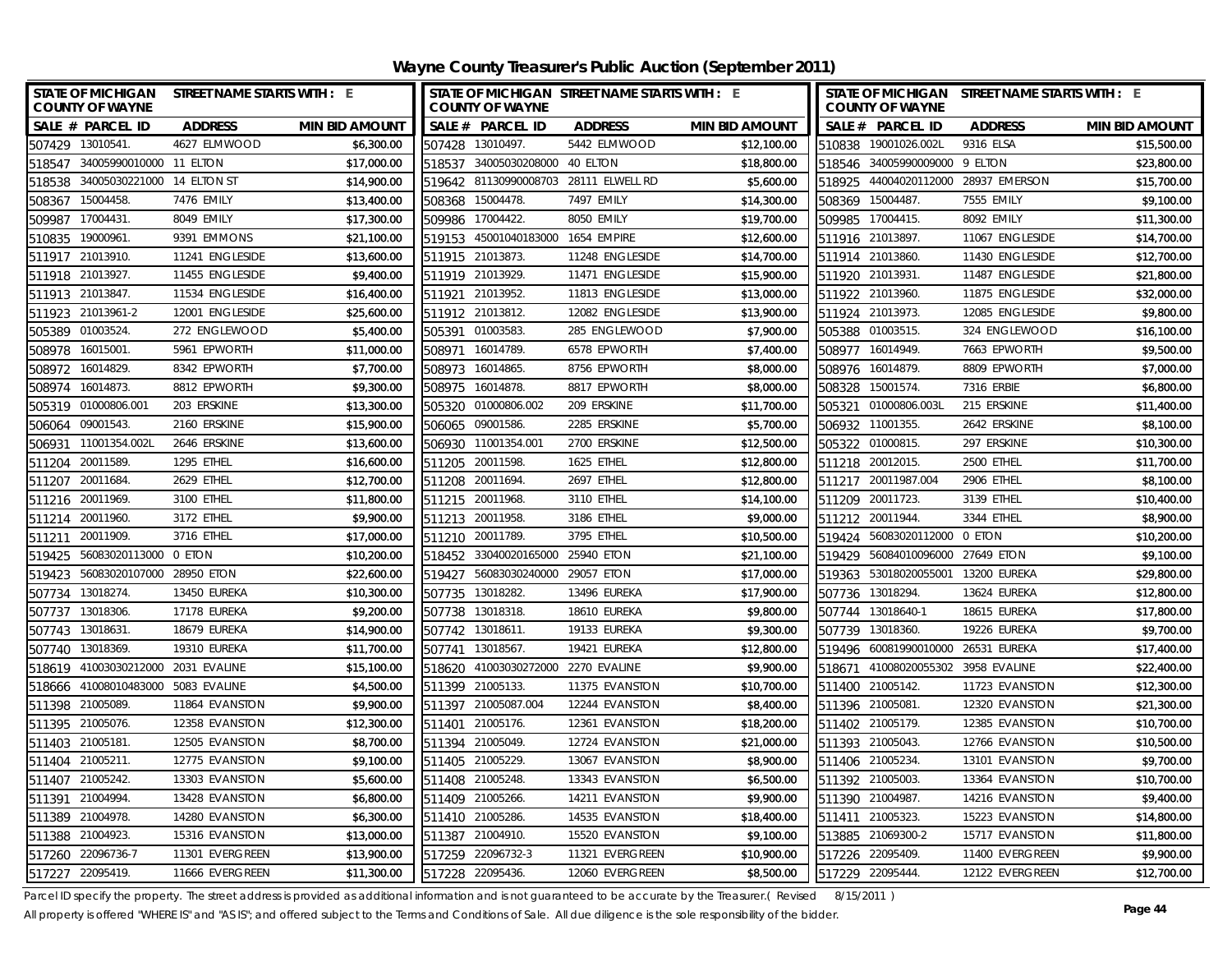# Wayne County Treasurer's Public Auction (September 2011)

| SALE # | PARCEL ID | ADDRESS | MIN BID AMOUNT |
|---|---|---|---|
| 507429 | 13010541. | 4627 ELMWOOD | $6,300.00 |
| 518547 | 34005990010000 | 11 ELTON | $17,000.00 |
| 518538 | 34005030221000 | 14 ELTON ST | $14,900.00 |
| 508367 | 15004458. | 7476 EMILY | $13,400.00 |
| 509987 | 17004431. | 8049 EMILY | $17,300.00 |
| 510835 | 19000961. | 9391 EMMONS | $21,100.00 |
| 511917 | 21013910. | 11241 ENGLESIDE | $13,600.00 |
| 511918 | 21013927. | 11455 ENGLESIDE | $9,400.00 |
| 511913 | 21013847. | 11534 ENGLESIDE | $16,400.00 |
| 511923 | 21013961-2 | 12001 ENGLESIDE | $25,600.00 |
| 505389 | 01003524. | 272 ENGLEWOOD | $5,400.00 |
| 508978 | 16015001. | 5961 EPWORTH | $11,000.00 |
| 508972 | 16014829. | 8342 EPWORTH | $7,700.00 |
| 508974 | 16014873. | 8812 EPWORTH | $9,300.00 |
| 505319 | 01000806.001 | 203 ERSKINE | $13,300.00 |
| 506064 | 09001543. | 2160 ERSKINE | $15,900.00 |
| 506931 | 11001354.002L | 2646 ERSKINE | $13,600.00 |
| 511204 | 20011589. | 1295 ETHEL | $16,600.00 |
| 511207 | 20011684. | 2629 ETHEL | $12,700.00 |
| 511216 | 20011969. | 3100 ETHEL | $11,800.00 |
| 511214 | 20011960. | 3172 ETHEL | $9,900.00 |
| 511211 | 20011909. | 3716 ETHEL | $17,000.00 |
| 519425 | 56083020113000 | 0 ETON | $10,200.00 |
| 519423 | 56083020107000 | 28950 ETON | $22,600.00 |
| 507734 | 13018274. | 13450 EUREKA | $10,300.00 |
| 507737 | 13018306. | 17178 EUREKA | $9,200.00 |
| 507743 | 13018631. | 18679 EUREKA | $14,900.00 |
| 507740 | 13018369. | 19310 EUREKA | $11,700.00 |
| 518619 | 41003030212000 | 2031 EVALINE | $15,100.00 |
| 518666 | 41008010483000 | 5083 EVALINE | $4,500.00 |
| 511398 | 21005089. | 11864 EVANSTON | $9,900.00 |
| 511395 | 21005076. | 12358 EVANSTON | $12,300.00 |
| 511403 | 21005181. | 12505 EVANSTON | $8,700.00 |
| 511404 | 21005211. | 12775 EVANSTON | $9,100.00 |
| 511407 | 21005242. | 13303 EVANSTON | $5,600.00 |
| 511391 | 21004994. | 13428 EVANSTON | $6,800.00 |
| 511389 | 21004978. | 14280 EVANSTON | $6,300.00 |
| 511388 | 21004923. | 15316 EVANSTON | $13,000.00 |
| 517260 | 22096736-7 | 11301 EVERGREEN | $13,900.00 |
| 517227 | 22095419. | 11666 EVERGREEN | $11,300.00 |
| 507428 | 13010497. | 5442 ELMWOOD | $12,100.00 |
| 518537 | 34005030208000 | 40 ELTON | $18,800.00 |
| 519642 | 81130990008703 | 28111 ELWELL RD | $5,600.00 |
| 508368 | 15004478. | 7497 EMILY | $14,300.00 |
| 509986 | 17004422. | 8050 EMILY | $19,700.00 |
| 519153 | 45001040183000 | 1654 EMPIRE | $12,600.00 |
| 511915 | 21013873. | 11248 ENGLESIDE | $14,700.00 |
| 511919 | 21013929. | 11471 ENGLESIDE | $15,900.00 |
| 511921 | 21013952. | 11813 ENGLESIDE | $13,000.00 |
| 511912 | 21013812. | 12082 ENGLESIDE | $13,900.00 |
| 505391 | 01003583. | 285 ENGLEWOOD | $7,900.00 |
| 508971 | 16014789. | 6578 EPWORTH | $7,400.00 |
| 508973 | 16014865. | 8756 EPWORTH | $8,000.00 |
| 508975 | 16014878. | 8817 EPWORTH | $8,000.00 |
| 505320 | 01000806.002 | 209 ERSKINE | $11,700.00 |
| 506065 | 09001586. | 2285 ERSKINE | $5,700.00 |
| 506930 | 11001354.001 | 2700 ERSKINE | $12,500.00 |
| 511205 | 20011598. | 1625 ETHEL | $12,800.00 |
| 511208 | 20011694. | 2697 ETHEL | $12,800.00 |
| 511215 | 20011968. | 3110 ETHEL | $14,100.00 |
| 511213 | 20011958. | 3186 ETHEL | $9,000.00 |
| 511210 | 20011789. | 3795 ETHEL | $10,500.00 |
| 518452 | 33040020165000 | 25940 ETON | $21,100.00 |
| 519427 | 56083030240000 | 29057 ETON | $17,000.00 |
| 507735 | 13018282. | 13496 EUREKA | $17,900.00 |
| 507738 | 13018318. | 18610 EUREKA | $9,800.00 |
| 507742 | 13018611. | 19133 EUREKA | $9,300.00 |
| 507741 | 13018567. | 19421 EUREKA | $12,800.00 |
| 518620 | 41003030272000 | 2270 EVALINE | $9,900.00 |
| 511399 | 21005133. | 11375 EVANSTON | $10,700.00 |
| 511397 | 21005087.004 | 12244 EVANSTON | $8,400.00 |
| 511401 | 21005176. | 12361 EVANSTON | $18,200.00 |
| 511394 | 21005049. | 12724 EVANSTON | $21,000.00 |
| 511405 | 21005229. | 13067 EVANSTON | $8,900.00 |
| 511408 | 21005248. | 13343 EVANSTON | $6,500.00 |
| 511409 | 21005266. | 14211 EVANSTON | $9,900.00 |
| 511410 | 21005286. | 14535 EVANSTON | $18,400.00 |
| 511387 | 21004910. | 15520 EVANSTON | $9,100.00 |
| 517259 | 22096732-3 | 11321 EVERGREEN | $10,900.00 |
| 517228 | 22095436. | 12060 EVERGREEN | $8,500.00 |
| 510838 | 19001026.002L | 9316 ELSA | $15,500.00 |
| 518546 | 34005990009000 | 9 ELTON | $23,800.00 |
| 518925 | 44004020112000 | 28937 EMERSON | $15,700.00 |
| 508369 | 15004487. | 7555 EMILY | $9,100.00 |
| 509985 | 17004415. | 8092 EMILY | $11,300.00 |
| 511916 | 21013897. | 11067 ENGLESIDE | $14,700.00 |
| 511914 | 21013860. | 11430 ENGLESIDE | $12,700.00 |
| 511920 | 21013931. | 11487 ENGLESIDE | $21,800.00 |
| 511922 | 21013960. | 11875 ENGLESIDE | $32,000.00 |
| 511924 | 21013973. | 12085 ENGLESIDE | $9,800.00 |
| 505388 | 01003515. | 324 ENGLEWOOD | $16,100.00 |
| 508977 | 16014949. | 7663 EPWORTH | $9,500.00 |
| 508976 | 16014879. | 8809 EPWORTH | $7,000.00 |
| 508328 | 15001574. | 7316 ERBIE | $6,800.00 |
| 505321 | 01000806.003L | 215 ERSKINE | $11,400.00 |
| 506932 | 11001355. | 2642 ERSKINE | $8,100.00 |
| 505322 | 01000815. | 297 ERSKINE | $10,300.00 |
| 511218 | 20012015. | 2500 ETHEL | $11,700.00 |
| 511217 | 20011987.004 | 2906 ETHEL | $8,100.00 |
| 511209 | 20011723. | 3139 ETHEL | $10,400.00 |
| 511212 | 20011944. | 3344 ETHEL | $8,900.00 |
| 519424 | 56083020112000 | 0 ETON | $10,200.00 |
| 519429 | 56084010096000 | 27649 ETON | $9,100.00 |
| 519363 | 53018020055001 | 13200 EUREKA | $29,800.00 |
| 507736 | 13018294. | 13624 EUREKA | $12,800.00 |
| 507744 | 13018640-1 | 18615 EUREKA | $17,800.00 |
| 507739 | 13018360. | 19226 EUREKA | $9,700.00 |
| 519496 | 60081990010000 | 26531 EUREKA | $17,400.00 |
| 518671 | 41008020055302 | 3958 EVALINE | $22,400.00 |
| 511400 | 21005142. | 11723 EVANSTON | $12,300.00 |
| 511396 | 21005081. | 12320 EVANSTON | $21,300.00 |
| 511402 | 21005179. | 12385 EVANSTON | $10,700.00 |
| 511393 | 21005043. | 12766 EVANSTON | $10,500.00 |
| 511406 | 21005234. | 13101 EVANSTON | $9,700.00 |
| 511392 | 21005003. | 13364 EVANSTON | $10,700.00 |
| 511390 | 21004987. | 14216 EVANSTON | $9,400.00 |
| 511411 | 21005323. | 15223 EVANSTON | $14,800.00 |
| 513885 | 21069300-2 | 15717 EVANSTON | $11,800.00 |
| 517226 | 22095409. | 11400 EVERGREEN | $9,900.00 |
| 517229 | 22095444. | 12122 EVERGREEN | $12,700.00 |

Parcel ID specify the property. The street address is provided as additional information and is not guaranteed to be accurate by the Treasurer.( Revised 8/15/2011 )

All property is offered "WHERE IS" and "AS IS"; and offered subject to the Terms and Conditions of Sale. All due diligence is the sole responsibility of the bidder.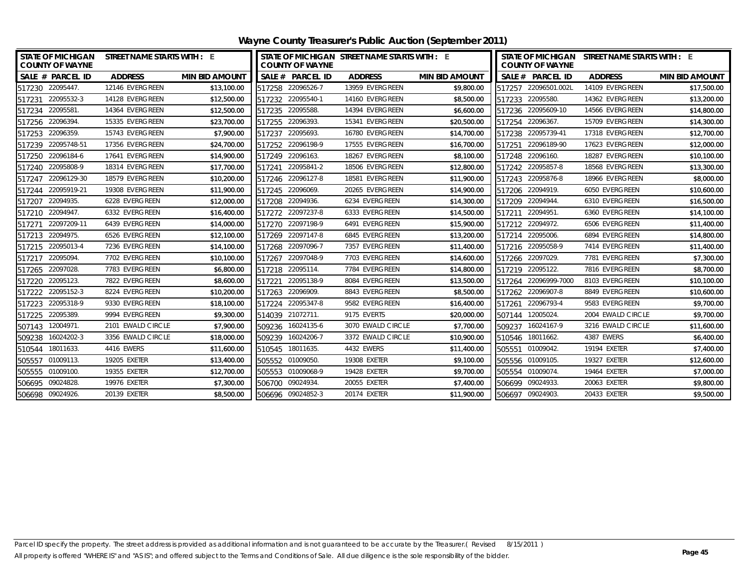# Wayne County Treasurer's Public Auction (September 2011)

STATE OF MICHIGAN COUNTY OF WAYNE — STREET NAME STARTS WITH : E

| SALE # | PARCEL ID | ADDRESS | MIN BID AMOUNT |
|---|---|---|---|
| 517230 | 22095447. | 12146 EVERGREEN | $13,100.00 |
| 517231 | 22095532-3 | 14128 EVERGREEN | $12,500.00 |
| 517234 | 22095581. | 14364 EVERGREEN | $12,500.00 |
| 517256 | 22096394. | 15335 EVERGREEN | $23,700.00 |
| 517253 | 22096359. | 15743 EVERGREEN | $7,900.00 |
| 517239 | 22095748-51 | 17356 EVERGREEN | $24,700.00 |
| 517250 | 22096184-6 | 17641 EVERGREEN | $14,900.00 |
| 517240 | 22095808-9 | 18314 EVERGREEN | $17,700.00 |
| 517247 | 22096129-30 | 18579 EVERGREEN | $10,200.00 |
| 517244 | 22095919-21 | 19308 EVERGREEN | $11,900.00 |
| 517207 | 22094935. | 6228 EVERGREEN | $12,000.00 |
| 517210 | 22094947. | 6332 EVERGREEN | $16,400.00 |
| 517271 | 22097209-11 | 6439 EVERGREEN | $14,000.00 |
| 517213 | 22094975. | 6526 EVERGREEN | $12,100.00 |
| 517215 | 22095013-4 | 7236 EVERGREEN | $14,100.00 |
| 517217 | 22095094. | 7702 EVERGREEN | $10,100.00 |
| 517265 | 22097028. | 7783 EVERGREEN | $6,800.00 |
| 517220 | 22095123. | 7822 EVERGREEN | $8,600.00 |
| 517222 | 22095152-3 | 8224 EVERGREEN | $10,200.00 |
| 517223 | 22095318-9 | 9330 EVERGREEN | $18,100.00 |
| 517225 | 22095389. | 9994 EVERGREEN | $9,300.00 |
| 507143 | 12004971. | 2101 EWALD CIRCLE | $7,900.00 |
| 509238 | 16024202-3 | 3356 EWALD CIRCLE | $18,000.00 |
| 510544 | 18011633. | 4416 EWERS | $11,600.00 |
| 505557 | 01009113. | 19205 EXETER | $13,400.00 |
| 505555 | 01009100. | 19355 EXETER | $12,700.00 |
| 506695 | 09024828. | 19976 EXETER | $7,300.00 |
| 506698 | 09024926. | 20139 EXETER | $8,500.00 |
| 517258 | 22096526-7 | 13959 EVERGREEN | $9,800.00 |
| 517232 | 22095540-1 | 14160 EVERGREEN | $8,500.00 |
| 517235 | 22095588. | 14394 EVERGREEN | $6,600.00 |
| 517255 | 22096393. | 15341 EVERGREEN | $20,500.00 |
| 517237 | 22095693. | 16780 EVERGREEN | $14,700.00 |
| 517252 | 22096198-9 | 17555 EVERGREEN | $16,700.00 |
| 517249 | 22096163. | 18267 EVERGREEN | $8,100.00 |
| 517241 | 22095841-2 | 18506 EVERGREEN | $12,800.00 |
| 517246 | 22096127-8 | 18581 EVERGREEN | $11,900.00 |
| 517245 | 22096069. | 20265 EVERGREEN | $14,900.00 |
| 517208 | 22094936. | 6234 EVERGREEN | $14,300.00 |
| 517272 | 22097237-8 | 6333 EVERGREEN | $14,500.00 |
| 517270 | 22097198-9 | 6491 EVERGREEN | $15,900.00 |
| 517269 | 22097147-8 | 6845 EVERGREEN | $13,200.00 |
| 517268 | 22097096-7 | 7357 EVERGREEN | $11,400.00 |
| 517267 | 22097048-9 | 7703 EVERGREEN | $14,600.00 |
| 517218 | 22095114. | 7784 EVERGREEN | $14,800.00 |
| 517221 | 22095138-9 | 8084 EVERGREEN | $13,500.00 |
| 517263 | 22096909. | 8843 EVERGREEN | $8,500.00 |
| 517224 | 22095347-8 | 9582 EVERGREEN | $16,400.00 |
| 514039 | 21072711. | 9175 EVERTS | $20,000.00 |
| 509236 | 16024135-6 | 3070 EWALD CIRCLE | $7,700.00 |
| 509239 | 16024206-7 | 3372 EWALD CIRCLE | $10,900.00 |
| 510545 | 18011635. | 4432 EWERS | $11,400.00 |
| 505552 | 01009050. | 19308 EXETER | $9,100.00 |
| 505553 | 01009068-9 | 19428 EXETER | $9,700.00 |
| 506700 | 09024934. | 20055 EXETER | $7,400.00 |
| 506696 | 09024852-3 | 20174 EXETER | $11,900.00 |
| 517257 | 22096501.002L | 14109 EVERGREEN | $17,500.00 |
| 517233 | 22095580. | 14362 EVERGREEN | $13,200.00 |
| 517236 | 22095609-10 | 14566 EVERGREEN | $14,800.00 |
| 517254 | 22096367. | 15709 EVERGREEN | $14,300.00 |
| 517238 | 22095739-41 | 17318 EVERGREEN | $12,700.00 |
| 517251 | 22096189-90 | 17623 EVERGREEN | $12,000.00 |
| 517248 | 22096160. | 18287 EVERGREEN | $10,100.00 |
| 517242 | 22095857-8 | 18568 EVERGREEN | $13,300.00 |
| 517243 | 22095876-8 | 18966 EVERGREEN | $8,000.00 |
| 517206 | 22094919. | 6050 EVERGREEN | $10,600.00 |
| 517209 | 22094944. | 6310 EVERGREEN | $16,500.00 |
| 517211 | 22094951. | 6360 EVERGREEN | $14,100.00 |
| 517212 | 22094972. | 6506 EVERGREEN | $11,400.00 |
| 517214 | 22095006. | 6894 EVERGREEN | $14,800.00 |
| 517216 | 22095058-9 | 7414 EVERGREEN | $11,400.00 |
| 517266 | 22097029. | 7781 EVERGREEN | $7,300.00 |
| 517219 | 22095122. | 7816 EVERGREEN | $8,700.00 |
| 517264 | 22096999-7000 | 8103 EVERGREEN | $10,100.00 |
| 517262 | 22096907-8 | 8849 EVERGREEN | $10,600.00 |
| 517261 | 22096793-4 | 9583 EVERGREEN | $9,700.00 |
| 507144 | 12005024. | 2004 EWALD CIRCLE | $9,700.00 |
| 509237 | 16024167-9 | 3216 EWALD CIRCLE | $11,600.00 |
| 510546 | 18011662. | 4387 EWERS | $6,400.00 |
| 505551 | 01009042. | 19194 EXETER | $7,400.00 |
| 505556 | 01009105. | 19327 EXETER | $12,600.00 |
| 505554 | 01009074. | 19464 EXETER | $7,000.00 |
| 506699 | 09024933. | 20063 EXETER | $9,800.00 |
| 506697 | 09024903. | 20433 EXETER | $9,500.00 |

Parcel ID specify the property. The street address is provided as additional information and is not guaranteed to be accurate by the Treasurer.( Revised 8/15/2011 )
All property is offered "WHERE IS" and "AS IS"; and offered subject to the Terms and Conditions of Sale. All due diligence is the sole responsibility of the bidder.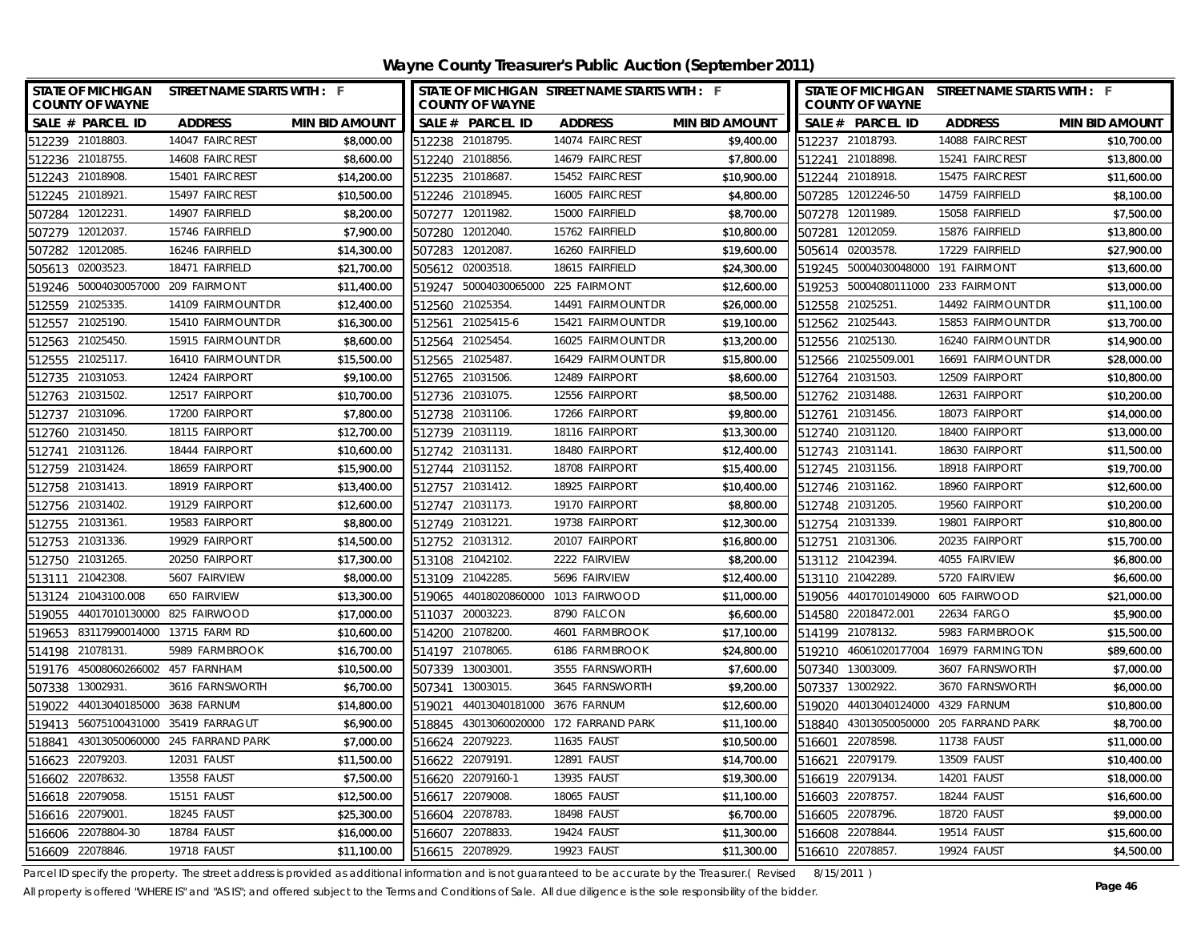# Wayne County Treasurer's Public Auction (September 2011)

STATE OF MICHIGAN COUNTY OF WAYNE — STREET NAME STARTS WITH : F

| SALE # | PARCEL ID | ADDRESS | MIN BID AMOUNT |
|---|---|---|---|
| 512239 | 21018803. | 14047 FAIRCREST | $8,000.00 |
| 512236 | 21018755. | 14608 FAIRCREST | $8,600.00 |
| 512243 | 21018908. | 15401 FAIRCREST | $14,200.00 |
| 512245 | 21018921. | 15497 FAIRCREST | $10,500.00 |
| 507284 | 12012231. | 14907 FAIRFIELD | $8,200.00 |
| 507279 | 12012037. | 15746 FAIRFIELD | $7,900.00 |
| 507282 | 12012085. | 16246 FAIRFIELD | $14,300.00 |
| 505613 | 02003523. | 18471 FAIRFIELD | $21,700.00 |
| 519246 | 50004030057000 | 209 FAIRMONT | $11,400.00 |
| 512559 | 21025335. | 14109 FAIRMOUNT DR | $12,400.00 |
| 512557 | 21025190. | 15410 FAIRMOUNT DR | $16,300.00 |
| 512563 | 21025450. | 15915 FAIRMOUNT DR | $8,600.00 |
| 512555 | 21025117. | 16410 FAIRMOUNT DR | $15,500.00 |
| 512735 | 21031053. | 12424 FAIRPORT | $9,100.00 |
| 512763 | 21031502. | 12517 FAIRPORT | $10,700.00 |
| 512737 | 21031096. | 17200 FAIRPORT | $7,800.00 |
| 512760 | 21031450. | 18115 FAIRPORT | $12,700.00 |
| 512741 | 21031126. | 18444 FAIRPORT | $10,600.00 |
| 512759 | 21031424. | 18659 FAIRPORT | $15,900.00 |
| 512758 | 21031413. | 18919 FAIRPORT | $13,400.00 |
| 512756 | 21031402. | 19129 FAIRPORT | $12,600.00 |
| 512755 | 21031361. | 19583 FAIRPORT | $8,800.00 |
| 512753 | 21031336. | 19929 FAIRPORT | $14,500.00 |
| 512750 | 21031265. | 20250 FAIRPORT | $17,300.00 |
| 513111 | 21042308. | 5607 FAIRVIEW | $8,000.00 |
| 513124 | 21043100.008 | 650 FAIRVIEW | $13,300.00 |
| 519055 | 44017010130000 | 825 FAIRWOOD | $17,000.00 |
| 519653 | 83117990014000 | 13715 FARM RD | $10,600.00 |
| 514198 | 21078131. | 5989 FARMBROOK | $16,700.00 |
| 519176 | 45008060266002 | 457 FARNHAM | $10,500.00 |
| 507338 | 13002931. | 3616 FARNSWORTH | $6,700.00 |
| 519022 | 44013040185000 | 3638 FARNUM | $14,800.00 |
| 519413 | 56075100431000 | 35419 FARRAGUT | $6,900.00 |
| 518841 | 43013050060000 | 245 FARRAND PARK | $7,000.00 |
| 516623 | 22079203. | 12031 FAUST | $11,500.00 |
| 516602 | 22078632. | 13558 FAUST | $7,500.00 |
| 516618 | 22079058. | 15151 FAUST | $12,500.00 |
| 516616 | 22079001. | 18245 FAUST | $25,300.00 |
| 516606 | 22078804-30 | 18784 FAUST | $16,000.00 |
| 516609 | 22078846. | 19718 FAUST | $11,100.00 |
| 512238 | 21018795. | 14074 FAIRCREST | $9,400.00 |
| 512240 | 21018856. | 14679 FAIRCREST | $7,800.00 |
| 512235 | 21018687. | 15452 FAIRCREST | $10,900.00 |
| 512246 | 21018945. | 16005 FAIRCREST | $4,800.00 |
| 507277 | 12011982. | 15000 FAIRFIELD | $8,700.00 |
| 507280 | 12012040. | 15762 FAIRFIELD | $10,800.00 |
| 507283 | 12012087. | 16260 FAIRFIELD | $19,600.00 |
| 505612 | 02003518. | 18615 FAIRFIELD | $24,300.00 |
| 519247 | 50004030065000 | 225 FAIRMONT | $12,600.00 |
| 512560 | 21025354. | 14491 FAIRMOUNT DR | $26,000.00 |
| 512561 | 21025415-6 | 15421 FAIRMOUNT DR | $19,100.00 |
| 512564 | 21025454. | 16025 FAIRMOUNT DR | $13,200.00 |
| 512565 | 21025487. | 16429 FAIRMOUNT DR | $15,800.00 |
| 512765 | 21031506. | 12489 FAIRPORT | $8,600.00 |
| 512736 | 21031075. | 12556 FAIRPORT | $8,500.00 |
| 512738 | 21031106. | 17266 FAIRPORT | $9,800.00 |
| 512739 | 21031119. | 18116 FAIRPORT | $13,300.00 |
| 512742 | 21031131. | 18480 FAIRPORT | $12,400.00 |
| 512744 | 21031152. | 18708 FAIRPORT | $15,400.00 |
| 512757 | 21031412. | 18925 FAIRPORT | $10,400.00 |
| 512747 | 21031173. | 19170 FAIRPORT | $8,800.00 |
| 512749 | 21031221. | 19738 FAIRPORT | $12,300.00 |
| 512752 | 21031312. | 20107 FAIRPORT | $16,800.00 |
| 513108 | 21042102. | 2222 FAIRVIEW | $8,200.00 |
| 513109 | 21042285. | 5696 FAIRVIEW | $12,400.00 |
| 519065 | 44018020860000 | 1013 FAIRWOOD | $11,000.00 |
| 511037 | 20003223. | 8790 FALCON | $6,600.00 |
| 514200 | 21078200. | 4601 FARMBROOK | $17,100.00 |
| 514197 | 21078065. | 6186 FARMBROOK | $24,800.00 |
| 507339 | 13003001. | 3555 FARNSWORTH | $7,600.00 |
| 507341 | 13003015. | 3645 FARNSWORTH | $9,200.00 |
| 519021 | 44013040181000 | 3676 FARNUM | $12,600.00 |
| 518845 | 43013060020000 | 172 FARRAND PARK | $11,100.00 |
| 516624 | 22079223. | 11635 FAUST | $10,500.00 |
| 516622 | 22079191. | 12891 FAUST | $14,700.00 |
| 516620 | 22079160-1 | 13935 FAUST | $19,300.00 |
| 516617 | 22079008. | 18065 FAUST | $11,100.00 |
| 516604 | 22078783. | 18498 FAUST | $6,700.00 |
| 516607 | 22078833. | 19424 FAUST | $11,300.00 |
| 516615 | 22078929. | 19923 FAUST | $11,300.00 |
| 512237 | 21018793. | 14088 FAIRCREST | $10,700.00 |
| 512241 | 21018898. | 15241 FAIRCREST | $13,800.00 |
| 512244 | 21018918. | 15475 FAIRCREST | $11,600.00 |
| 507285 | 12012246-50 | 14759 FAIRFIELD | $8,100.00 |
| 507278 | 12011989. | 15058 FAIRFIELD | $7,500.00 |
| 507281 | 12012059. | 15876 FAIRFIELD | $13,800.00 |
| 505614 | 02003578. | 17229 FAIRFIELD | $27,900.00 |
| 519245 | 50004030048000 | 191 FAIRMONT | $13,600.00 |
| 519253 | 50004080111000 | 233 FAIRMONT | $13,000.00 |
| 512558 | 21025251. | 14492 FAIRMOUNT DR | $11,100.00 |
| 512562 | 21025443. | 15853 FAIRMOUNT DR | $13,700.00 |
| 512556 | 21025130. | 16240 FAIRMOUNT DR | $14,900.00 |
| 512566 | 21025509.001 | 16691 FAIRMOUNT DR | $28,000.00 |
| 512764 | 21031503. | 12509 FAIRPORT | $10,800.00 |
| 512762 | 21031488. | 12631 FAIRPORT | $10,200.00 |
| 512761 | 21031456. | 18073 FAIRPORT | $14,000.00 |
| 512740 | 21031120. | 18400 FAIRPORT | $13,000.00 |
| 512743 | 21031141. | 18630 FAIRPORT | $11,500.00 |
| 512745 | 21031156. | 18918 FAIRPORT | $19,700.00 |
| 512746 | 21031162. | 18960 FAIRPORT | $12,600.00 |
| 512748 | 21031205. | 19560 FAIRPORT | $10,200.00 |
| 512754 | 21031339. | 19801 FAIRPORT | $10,800.00 |
| 512751 | 21031306. | 20235 FAIRPORT | $15,700.00 |
| 513112 | 21042394. | 4055 FAIRVIEW | $6,800.00 |
| 513110 | 21042289. | 5720 FAIRVIEW | $6,600.00 |
| 519056 | 44017010149000 | 605 FAIRWOOD | $21,000.00 |
| 514580 | 22018472.001 | 22634 FARGO | $5,900.00 |
| 514199 | 21078132. | 5983 FARMBROOK | $15,500.00 |
| 519210 | 46061020177004 | 16979 FARMINGTON | $89,600.00 |
| 507340 | 13003009. | 3607 FARNSWORTH | $7,000.00 |
| 507337 | 13002922. | 3670 FARNSWORTH | $6,000.00 |
| 519020 | 44013040124000 | 4329 FARNUM | $10,800.00 |
| 518840 | 43013050050000 | 205 FARRAND PARK | $8,700.00 |
| 516601 | 22078598. | 11738 FAUST | $11,000.00 |
| 516621 | 22079179. | 13509 FAUST | $10,400.00 |
| 516619 | 22079134. | 14201 FAUST | $18,000.00 |
| 516603 | 22078757. | 18244 FAUST | $16,600.00 |
| 516605 | 22078796. | 18720 FAUST | $9,000.00 |
| 516608 | 22078844. | 19514 FAUST | $15,600.00 |
| 516610 | 22078857. | 19924 FAUST | $4,500.00 |

Parcel ID specify the property. The street address is provided as additional information and is not guaranteed to be accurate by the Treasurer.( Revised 8/15/2011 )

All property is offered "WHERE IS" and "AS IS"; and offered subject to the Terms and Conditions of Sale. All due diligence is the sole responsibility of the bidder.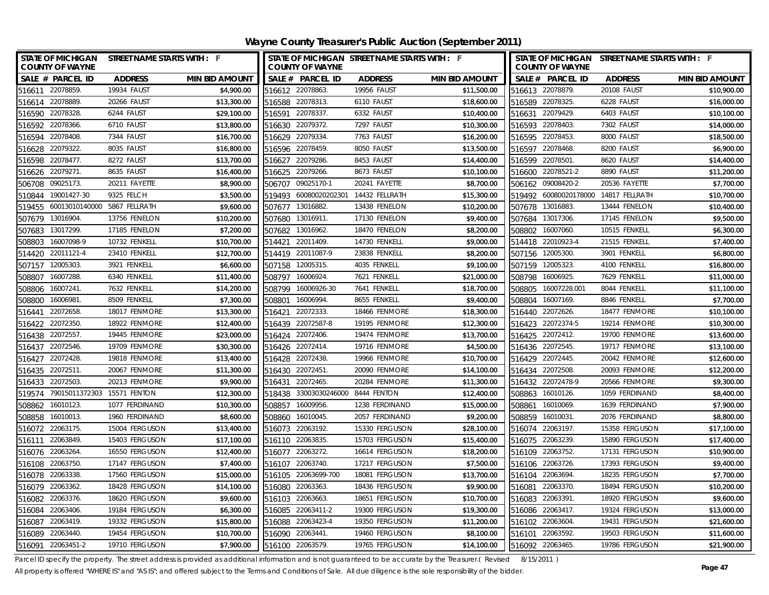# Wayne County Treasurer's Public Auction (September 2011)

STATE OF MICHIGAN COUNTY OF WAYNE — STREET NAME STARTS WITH : F

| SALE # | PARCEL ID | ADDRESS | MIN BID AMOUNT | SALE # | PARCEL ID | ADDRESS | MIN BID AMOUNT | SALE # | PARCEL ID | ADDRESS | MIN BID AMOUNT |
|---|---|---|---|---|---|---|---|---|---|---|---|
| 516611 | 22078859. | 19934 FAUST | $4,900.00 | 516612 | 22078863. | 19956 FAUST | $11,500.00 | 516613 | 22078879. | 20108 FAUST | $10,900.00 |
| 516614 | 22078889. | 20266 FAUST | $13,300.00 | 516588 | 22078313. | 6110 FAUST | $18,600.00 | 516589 | 22078325. | 6228 FAUST | $16,000.00 |
| 516590 | 22078328. | 6244 FAUST | $29,100.00 | 516591 | 22078337. | 6332 FAUST | $10,400.00 | 516631 | 22079429. | 6403 FAUST | $10,100.00 |
| 516592 | 22078366. | 6710 FAUST | $13,800.00 | 516630 | 22079372. | 7297 FAUST | $10,300.00 | 516593 | 22078403. | 7302 FAUST | $14,000.00 |
| 516594 | 22078408. | 7344 FAUST | $16,700.00 | 516629 | 22079334. | 7763 FAUST | $16,200.00 | 516595 | 22078453. | 8000 FAUST | $18,500.00 |
| 516628 | 22079322. | 8035 FAUST | $16,800.00 | 516596 | 22078459. | 8050 FAUST | $13,500.00 | 516597 | 22078468. | 8200 FAUST | $6,900.00 |
| 516598 | 22078477. | 8272 FAUST | $13,700.00 | 516627 | 22079286. | 8453 FAUST | $14,400.00 | 516599 | 22078501. | 8620 FAUST | $14,400.00 |
| 516626 | 22079271. | 8635 FAUST | $16,400.00 | 516625 | 22079266. | 8673 FAUST | $10,100.00 | 516600 | 22078521-2 | 8890 FAUST | $11,200.00 |
| 506708 | 09025173. | 20211 FAYETTE | $8,900.00 | 506707 | 09025170-1 | 20241 FAYETTE | $8,700.00 | 506162 | 09008420-2 | 20536 FAYETTE | $7,700.00 |
| 510844 | 19001427-30 | 9325 FELCH | $3,500.00 | 519493 | 60080020202301 | 14432 FELLRATH | $15,300.00 | 519492 | 60080020178000 | 14817 FELLRATH | $10,700.00 |
| 519455 | 60013010140000 | 5867 FELLRATH | $9,600.00 | 507677 | 13016882. | 13438 FENELON | $10,200.00 | 507678 | 13016883. | 13444 FENELON | $10,400.00 |
| 507679 | 13016904. | 13756 FENELON | $10,200.00 | 507680 | 13016911. | 17130 FENELON | $9,400.00 | 507684 | 13017306. | 17145 FENELON | $9,500.00 |
| 507683 | 13017299. | 17185 FENELON | $7,200.00 | 507682 | 13016962. | 18470 FENELON | $8,200.00 | 508802 | 16007060. | 10515 FENKELL | $6,300.00 |
| 508803 | 16007098-9 | 10732 FENKELL | $10,700.00 | 514421 | 22011409. | 14730 FENKELL | $9,000.00 | 514418 | 22010923-4 | 21515 FENKELL | $7,400.00 |
| 514420 | 22011121-4 | 23410 FENKELL | $12,700.00 | 514419 | 22011087-9 | 23838 FENKELL | $8,200.00 | 507156 | 12005300. | 3901 FENKELL | $6,800.00 |
| 507157 | 12005303. | 3921 FENKELL | $6,600.00 | 507158 | 12005315. | 4035 FENKELL | $9,100.00 | 507159 | 12005323. | 4100 FENKELL | $16,800.00 |
| 508807 | 16007288. | 6340 FENKELL | $11,400.00 | 508797 | 16006924. | 7621 FENKELL | $21,000.00 | 508798 | 16006925. | 7629 FENKELL | $11,000.00 |
| 508806 | 16007241. | 7632 FENKELL | $14,200.00 | 508799 | 16006926-30 | 7641 FENKELL | $18,700.00 | 508805 | 16007228.001 | 8044 FENKELL | $11,100.00 |
| 508800 | 16006981. | 8509 FENKELL | $7,300.00 | 508801 | 16006994. | 8655 FENKELL | $9,400.00 | 508804 | 16007169. | 8846 FENKELL | $7,700.00 |
| 516441 | 22072658. | 18017 FENMORE | $13,300.00 | 516421 | 22072333. | 18466 FENMORE | $18,300.00 | 516440 | 22072626. | 18477 FENMORE | $10,100.00 |
| 516422 | 22072350. | 18922 FENMORE | $12,400.00 | 516439 | 22072587-8 | 19195 FENMORE | $12,300.00 | 516423 | 22072374-5 | 19214 FENMORE | $10,300.00 |
| 516438 | 22072557. | 19445 FENMORE | $23,000.00 | 516424 | 22072406. | 19474 FENMORE | $13,700.00 | 516425 | 22072412. | 19700 FENMORE | $13,600.00 |
| 516437 | 22072546. | 19709 FENMORE | $30,300.00 | 516426 | 22072414. | 19716 FENMORE | $4,500.00 | 516436 | 22072545. | 19717 FENMORE | $13,100.00 |
| 516427 | 22072428. | 19818 FENMORE | $13,400.00 | 516428 | 22072438. | 19966 FENMORE | $10,700.00 | 516429 | 22072445. | 20042 FENMORE | $12,600.00 |
| 516435 | 22072511. | 20067 FENMORE | $11,300.00 | 516430 | 22072451. | 20090 FENMORE | $14,100.00 | 516434 | 22072508. | 20093 FENMORE | $12,200.00 |
| 516433 | 22072503. | 20213 FENMORE | $9,900.00 | 516431 | 22072465. | 20284 FENMORE | $11,300.00 | 516432 | 22072478-9 | 20566 FENMORE | $9,300.00 |
| 519574 | 79015011372303 | 15571 FENTON | $12,300.00 | 518438 | 33003030246000 | 8444 FENTON | $12,400.00 | 508863 | 16010126. | 1059 FERDINAND | $8,400.00 |
| 508862 | 16010123. | 1077 FERDINAND | $10,300.00 | 508857 | 16009956. | 1238 FERDINAND | $15,000.00 | 508861 | 16010069. | 1639 FERDINAND | $7,900.00 |
| 508858 | 16010013. | 1960 FERDINAND | $8,600.00 | 508860 | 16010045. | 2057 FERDINAND | $9,200.00 | 508859 | 16010031. | 2076 FERDINAND | $8,800.00 |
| 516072 | 22063175. | 15004 FERGUSON | $13,400.00 | 516073 | 22063192. | 15330 FERGUSON | $28,100.00 | 516074 | 22063197. | 15358 FERGUSON | $17,100.00 |
| 516111 | 22063849. | 15403 FERGUSON | $17,100.00 | 516110 | 22063835. | 15703 FERGUSON | $15,400.00 | 516075 | 22063239. | 15890 FERGUSON | $17,400.00 |
| 516076 | 22063264. | 16550 FERGUSON | $12,400.00 | 516077 | 22063272. | 16614 FERGUSON | $18,200.00 | 516109 | 22063752. | 17131 FERGUSON | $10,900.00 |
| 516108 | 22063750. | 17147 FERGUSON | $7,400.00 | 516107 | 22063740. | 17217 FERGUSON | $7,500.00 | 516106 | 22063726. | 17393 FERGUSON | $9,400.00 |
| 516078 | 22063338. | 17560 FERGUSON | $15,000.00 | 516105 | 22063699-700 | 18081 FERGUSON | $13,700.00 | 516104 | 22063694. | 18235 FERGUSON | $7,700.00 |
| 516079 | 22063362. | 18428 FERGUSON | $14,100.00 | 516080 | 22063363. | 18436 FERGUSON | $9,900.00 | 516081 | 22063370. | 18494 FERGUSON | $10,200.00 |
| 516082 | 22063376. | 18620 FERGUSON | $9,600.00 | 516103 | 22063663. | 18651 FERGUSON | $10,700.00 | 516083 | 22063391. | 18920 FERGUSON | $9,600.00 |
| 516084 | 22063406. | 19184 FERGUSON | $6,300.00 | 516085 | 22063411-2 | 19300 FERGUSON | $19,300.00 | 516086 | 22063417. | 19324 FERGUSON | $13,000.00 |
| 516087 | 22063419. | 19332 FERGUSON | $15,800.00 | 516088 | 22063423-4 | 19350 FERGUSON | $11,200.00 | 516102 | 22063604. | 19431 FERGUSON | $21,600.00 |
| 516089 | 22063440. | 19454 FERGUSON | $10,700.00 | 516090 | 22063441. | 19460 FERGUSON | $8,100.00 | 516101 | 22063592. | 19503 FERGUSON | $11,600.00 |
| 516091 | 22063451-2 | 19710 FERGUSON | $7,900.00 | 516100 | 22063579. | 19765 FERGUSON | $14,100.00 | 516092 | 22063465. | 19786 FERGUSON | $21,900.00 |

Parcel ID specify the property. The street address is provided as additional information and is not guaranteed to be accurate by the Treasurer.( Revised 8/15/2011 )

All property is offered "WHERE IS" and "AS IS"; and offered subject to the Terms and Conditions of Sale. All due diligence is the sole responsibility of the bidder.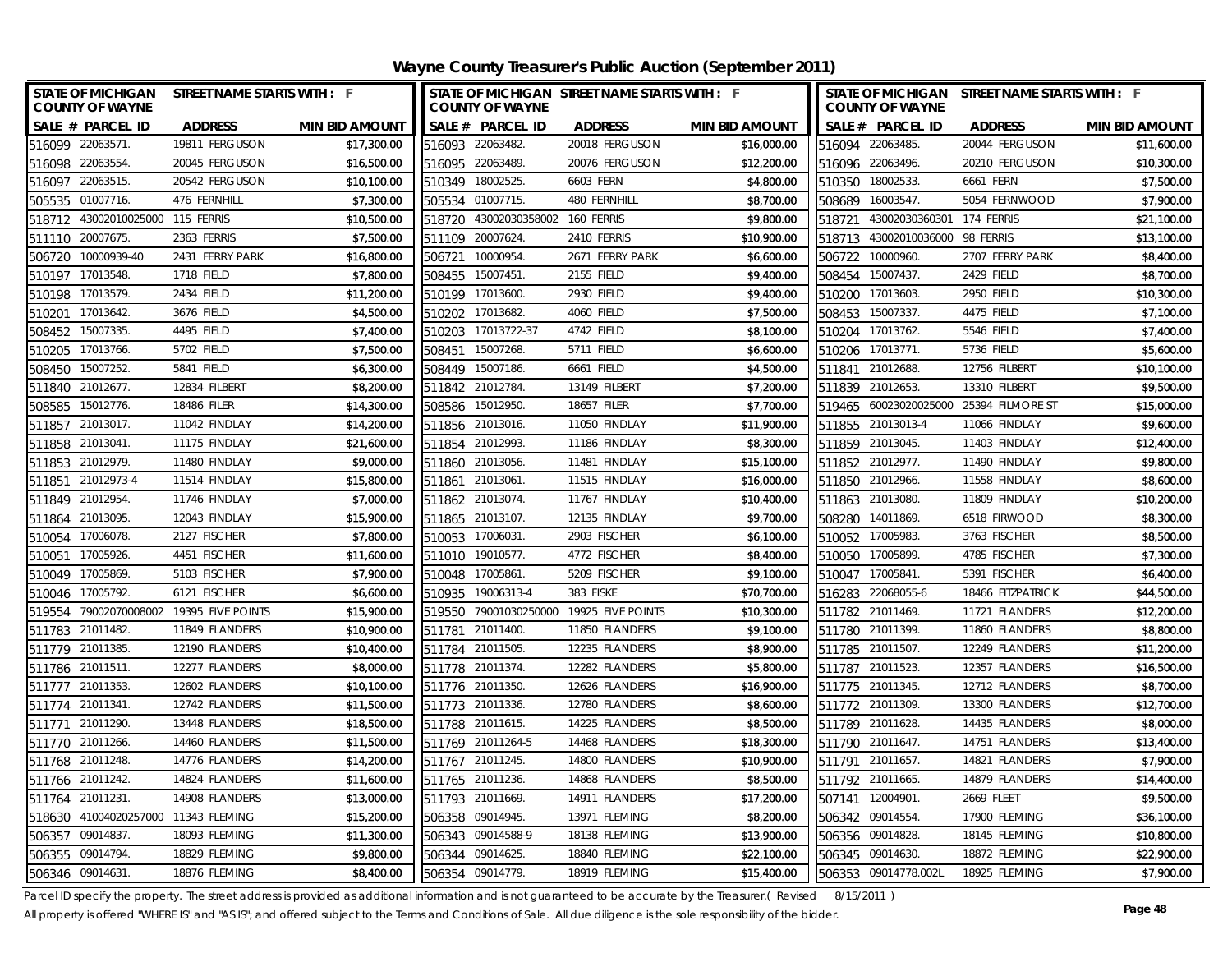# Wayne County Treasurer's Public Auction (September 2011)

| SALE # | PARCEL ID | ADDRESS | MIN BID AMOUNT |
|---|---|---|---|
| 516099 | 22063571. | 19811 FERGUSON | $17,300.00 |
| 516098 | 22063554. | 20045 FERGUSON | $16,500.00 |
| 516097 | 22063515. | 20542 FERGUSON | $10,100.00 |
| 505535 | 01007716. | 476 FERNHILL | $7,300.00 |
| 518712 | 43002010025000 | 115 FERRIS | $10,500.00 |
| 511110 | 20007675. | 2363 FERRIS | $7,500.00 |
| 506720 | 10000939-40 | 2431 FERRY PARK | $16,800.00 |
| 510197 | 17013548. | 1718 FIELD | $7,800.00 |
| 510198 | 17013579. | 2434 FIELD | $11,200.00 |
| 510201 | 17013642. | 3676 FIELD | $4,500.00 |
| 508452 | 15007335. | 4495 FIELD | $7,400.00 |
| 510205 | 17013766. | 5702 FIELD | $7,500.00 |
| 508450 | 15007252. | 5841 FIELD | $6,300.00 |
| 511840 | 21012677. | 12834 FILBERT | $8,200.00 |
| 508585 | 15012776. | 18486 FILER | $14,300.00 |
| 511857 | 21013017. | 11042 FINDLAY | $14,200.00 |
| 511858 | 21013041. | 11175 FINDLAY | $21,600.00 |
| 511853 | 21012979. | 11480 FINDLAY | $9,000.00 |
| 511851 | 21012973-4 | 11514 FINDLAY | $15,800.00 |
| 511849 | 21012954. | 11746 FINDLAY | $7,000.00 |
| 511864 | 21013095. | 12043 FINDLAY | $15,900.00 |
| 510054 | 17006078. | 2127 FISCHER | $7,800.00 |
| 510051 | 17005926. | 4451 FISCHER | $11,600.00 |
| 510049 | 17005869. | 5103 FISCHER | $7,900.00 |
| 510046 | 17005792. | 6121 FISCHER | $6,600.00 |
| 519554 | 79002070008002 | 19395 FIVE POINTS | $15,900.00 |
| 511783 | 21011482. | 11849 FLANDERS | $10,900.00 |
| 511779 | 21011385. | 12190 FLANDERS | $10,400.00 |
| 511786 | 21011511. | 12277 FLANDERS | $8,000.00 |
| 511777 | 21011353. | 12602 FLANDERS | $10,100.00 |
| 511774 | 21011341. | 12742 FLANDERS | $11,500.00 |
| 511771 | 21011290. | 13448 FLANDERS | $18,500.00 |
| 511770 | 21011266. | 14460 FLANDERS | $11,500.00 |
| 511768 | 21011248. | 14776 FLANDERS | $14,200.00 |
| 511766 | 21011242. | 14824 FLANDERS | $11,600.00 |
| 511764 | 21011231. | 14908 FLANDERS | $13,000.00 |
| 518630 | 41004020257000 | 11343 FLEMING | $15,200.00 |
| 506357 | 09014837. | 18093 FLEMING | $11,300.00 |
| 506355 | 09014794. | 18829 FLEMING | $9,800.00 |
| 506346 | 09014631. | 18876 FLEMING | $8,400.00 |
| 516093 | 22063482. | 20018 FERGUSON | $16,000.00 |
| 516095 | 22063489. | 20076 FERGUSON | $12,200.00 |
| 510349 | 18002525. | 6603 FERN | $4,800.00 |
| 505534 | 01007715. | 480 FERNHILL | $8,700.00 |
| 518720 | 43002030358002 | 160 FERRIS | $9,800.00 |
| 511109 | 20007624. | 2410 FERRIS | $10,900.00 |
| 506721 | 10000954. | 2671 FERRY PARK | $6,600.00 |
| 508455 | 15007451. | 2155 FIELD | $9,400.00 |
| 510199 | 17013600. | 2930 FIELD | $9,400.00 |
| 510202 | 17013682. | 4060 FIELD | $7,500.00 |
| 510203 | 17013722-37 | 4742 FIELD | $8,100.00 |
| 508451 | 15007268. | 5711 FIELD | $6,600.00 |
| 508449 | 15007186. | 6661 FIELD | $4,500.00 |
| 511842 | 21012784. | 13149 FILBERT | $7,200.00 |
| 508586 | 15012950. | 18657 FILER | $7,700.00 |
| 511856 | 21013016. | 11050 FINDLAY | $11,900.00 |
| 511854 | 21012993. | 11186 FINDLAY | $8,300.00 |
| 511860 | 21013056. | 11481 FINDLAY | $15,100.00 |
| 511861 | 21013061. | 11515 FINDLAY | $16,000.00 |
| 511862 | 21013074. | 11767 FINDLAY | $10,400.00 |
| 511865 | 21013107. | 12135 FINDLAY | $9,700.00 |
| 510053 | 17006031. | 2903 FISCHER | $6,100.00 |
| 511010 | 19010577. | 4772 FISCHER | $8,400.00 |
| 510048 | 17005861. | 5209 FISCHER | $9,100.00 |
| 510935 | 19006313-4 | 383 FISKE | $70,700.00 |
| 519550 | 79001030250000 | 19925 FIVE POINTS | $10,300.00 |
| 511781 | 21011400. | 11850 FLANDERS | $9,100.00 |
| 511784 | 21011505. | 12235 FLANDERS | $8,900.00 |
| 511778 | 21011374. | 12282 FLANDERS | $5,800.00 |
| 511776 | 21011350. | 12626 FLANDERS | $16,900.00 |
| 511773 | 21011336. | 12780 FLANDERS | $8,600.00 |
| 511788 | 21011615. | 14225 FLANDERS | $8,500.00 |
| 511769 | 21011264-5 | 14468 FLANDERS | $18,300.00 |
| 511767 | 21011245. | 14800 FLANDERS | $10,900.00 |
| 511765 | 21011236. | 14868 FLANDERS | $8,500.00 |
| 511793 | 21011669. | 14911 FLANDERS | $17,200.00 |
| 506358 | 09014945. | 13971 FLEMING | $8,200.00 |
| 506343 | 09014588-9 | 18138 FLEMING | $13,900.00 |
| 506344 | 09014625. | 18840 FLEMING | $22,100.00 |
| 506354 | 09014779. | 18919 FLEMING | $15,400.00 |
| 516094 | 22063485. | 20044 FERGUSON | $11,600.00 |
| 516096 | 22063496. | 20210 FERGUSON | $10,300.00 |
| 510350 | 18002533. | 6661 FERN | $7,500.00 |
| 508689 | 16003547. | 5054 FERNWOOD | $7,900.00 |
| 518721 | 43002030360301 | 174 FERRIS | $21,100.00 |
| 518713 | 43002010036000 | 98 FERRIS | $13,100.00 |
| 506722 | 10000960. | 2707 FERRY PARK | $8,400.00 |
| 508454 | 15007437. | 2429 FIELD | $8,700.00 |
| 510200 | 17013603. | 2950 FIELD | $10,300.00 |
| 508453 | 15007337. | 4475 FIELD | $7,100.00 |
| 510204 | 17013762. | 5546 FIELD | $7,400.00 |
| 510206 | 17013771. | 5736 FIELD | $5,600.00 |
| 511841 | 21012688. | 12756 FILBERT | $10,100.00 |
| 511839 | 21012653. | 13310 FILBERT | $9,500.00 |
| 519465 | 60023020025000 | 25394 FILMORE ST | $15,000.00 |
| 511855 | 21013013-4 | 11066 FINDLAY | $9,600.00 |
| 511859 | 21013045. | 11403 FINDLAY | $12,400.00 |
| 511852 | 21012977. | 11490 FINDLAY | $9,800.00 |
| 511850 | 21012966. | 11558 FINDLAY | $8,600.00 |
| 511863 | 21013080. | 11809 FINDLAY | $10,200.00 |
| 508280 | 14011869. | 6518 FIRWOOD | $8,300.00 |
| 510052 | 17005983. | 3763 FISCHER | $8,500.00 |
| 510050 | 17005899. | 4785 FISCHER | $7,300.00 |
| 510047 | 17005841. | 5391 FISCHER | $6,400.00 |
| 516283 | 22068055-6 | 18466 FITZPATRICK | $44,500.00 |
| 511782 | 21011469. | 11721 FLANDERS | $12,200.00 |
| 511780 | 21011399. | 11860 FLANDERS | $8,800.00 |
| 511785 | 21011507. | 12249 FLANDERS | $11,200.00 |
| 511787 | 21011523. | 12357 FLANDERS | $16,500.00 |
| 511775 | 21011345. | 12712 FLANDERS | $8,700.00 |
| 511772 | 21011309. | 13300 FLANDERS | $12,700.00 |
| 511789 | 21011628. | 14435 FLANDERS | $8,000.00 |
| 511790 | 21011647. | 14751 FLANDERS | $13,400.00 |
| 511791 | 21011657. | 14821 FLANDERS | $7,900.00 |
| 511792 | 21011665. | 14879 FLANDERS | $14,400.00 |
| 507141 | 12004901. | 2669 FLEET | $9,500.00 |
| 506342 | 09014554. | 17900 FLEMING | $36,100.00 |
| 506356 | 09014828. | 18145 FLEMING | $10,800.00 |
| 506345 | 09014630. | 18872 FLEMING | $22,900.00 |
| 506353 | 09014778.002L | 18925 FLEMING | $7,900.00 |

Parcel ID specify the property. The street address is provided as additional information and is not guaranteed to be accurate by the Treasurer.( Revised 8/15/2011 )

All property is offered "WHERE IS" and "AS IS"; and offered subject to the Terms and Conditions of Sale. All due diligence is the sole responsibility of the bidder.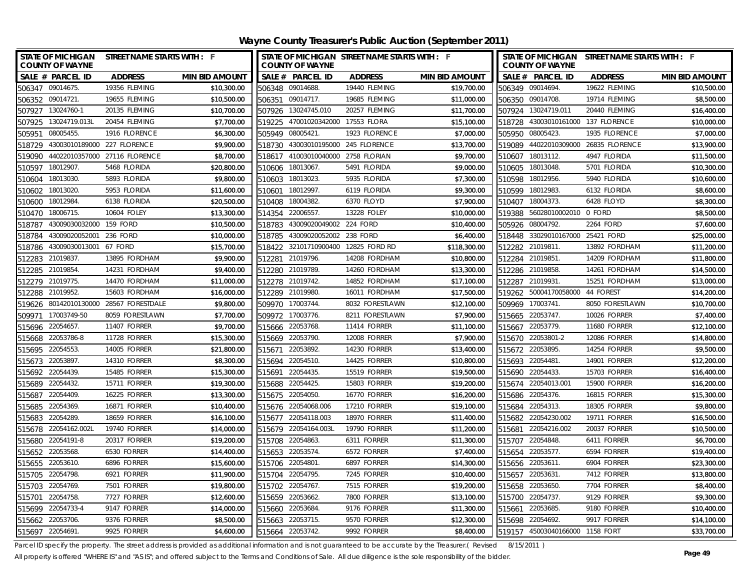# Wayne County Treasurer's Public Auction (September 2011)

STATE OF MICHIGAN COUNTY OF WAYNE — STREET NAME STARTS WITH : F

| SALE # | PARCEL ID | ADDRESS | MIN BID AMOUNT |
|---|---|---|---|
| 506347 | 09014675. | 19356 FLEMING | $10,300.00 |
| 506352 | 09014721. | 19655 FLEMING | $10,500.00 |
| 507927 | 13024760-1 | 20135 FLEMING | $10,700.00 |
| 507925 | 13024719.013L | 20454 FLEMING | $7,700.00 |
| 505951 | 08005455. | 1916 FLORENCE | $6,300.00 |
| 518729 | 43003010189000 | 227 FLORENCE | $9,900.00 |
| 519090 | 44022010357000 | 27116 FLORENCE | $8,700.00 |
| 510597 | 18012907. | 5468 FLORIDA | $20,800.00 |
| 510604 | 18013030. | 5893 FLORIDA | $9,800.00 |
| 510602 | 18013020. | 5953 FLORIDA | $11,600.00 |
| 510600 | 18012984. | 6138 FLORIDA | $20,500.00 |
| 510470 | 18006715. | 10604 FOLEY | $13,300.00 |
| 518787 | 43009030032000 | 159 FORD | $10,500.00 |
| 518784 | 43009020052001 | 236 FORD | $10,000.00 |
| 518786 | 43009030013001 | 67 FORD | $15,700.00 |
| 512283 | 21019837. | 13895 FORDHAM | $9,900.00 |
| 512285 | 21019854. | 14231 FORDHAM | $9,400.00 |
| 512279 | 21019775. | 14470 FORDHAM | $11,000.00 |
| 512288 | 21019952. | 15603 FORDHAM | $16,000.00 |
| 519626 | 80142010130000 | 28567 FORESTDALE | $9,800.00 |
| 509971 | 17003749-50 | 8059 FORESTLAWN | $7,700.00 |
| 515696 | 22054657. | 11407 FORRER | $9,700.00 |
| 515668 | 22053786-8 | 11728 FORRER | $15,300.00 |
| 515695 | 22054553. | 14005 FORRER | $21,800.00 |
| 515673 | 22053897. | 14310 FORRER | $8,300.00 |
| 515692 | 22054439. | 15485 FORRER | $15,300.00 |
| 515689 | 22054432. | 15711 FORRER | $19,300.00 |
| 515687 | 22054409. | 16225 FORRER | $13,300.00 |
| 515685 | 22054369. | 16871 FORRER | $10,400.00 |
| 515683 | 22054289. | 18659 FORRER | $16,100.00 |
| 515678 | 22054162.002L | 19740 FORRER | $14,000.00 |
| 515680 | 22054191-8 | 20317 FORRER | $19,200.00 |
| 515652 | 22053568. | 6530 FORRER | $14,400.00 |
| 515655 | 22053610. | 6896 FORRER | $15,600.00 |
| 515705 | 22054798. | 6921 FORRER | $11,900.00 |
| 515703 | 22054769. | 7501 FORRER | $19,800.00 |
| 515701 | 22054758. | 7727 FORRER | $12,600.00 |
| 515699 | 22054733-4 | 9147 FORRER | $14,000.00 |
| 515662 | 22053706. | 9376 FORRER | $8,500.00 |
| 515697 | 22054691. | 9925 FORRER | $4,600.00 |
| 506348 | 09014688. | 19440 FLEMING | $19,700.00 |
| 506351 | 09014717. | 19685 FLEMING | $11,000.00 |
| 507926 | 13024745.010 | 20257 FLEMING | $11,700.00 |
| 519225 | 47001020342000 | 17553 FLORA | $15,100.00 |
| 505949 | 08005421. | 1923 FLORENCE | $7,000.00 |
| 518730 | 43003010195000 | 245 FLORENCE | $13,700.00 |
| 518617 | 41003010040000 | 2758 FLORIAN | $9,700.00 |
| 510606 | 18013067. | 5491 FLORIDA | $9,000.00 |
| 510603 | 18013023. | 5935 FLORIDA | $7,300.00 |
| 510601 | 18012997. | 6119 FLORIDA | $9,300.00 |
| 510408 | 18004382. | 6370 FLOYD | $7,900.00 |
| 514354 | 22006557. | 13228 FOLEY | $10,000.00 |
| 518783 | 43009020049002 | 224 FORD | $10,400.00 |
| 518785 | 43009020052002 | 238 FORD | $6,400.00 |
| 518422 | 32101710900400 | 12825 FORD RD | $118,300.00 |
| 512281 | 21019796. | 14208 FORDHAM | $10,800.00 |
| 512280 | 21019789. | 14260 FORDHAM | $13,300.00 |
| 512278 | 21019742. | 14852 FORDHAM | $17,100.00 |
| 512289 | 21019980. | 16011 FORDHAM | $17,500.00 |
| 509970 | 17003744. | 8032 FORESTLAWN | $12,100.00 |
| 509972 | 17003776. | 8211 FORESTLAWN | $7,900.00 |
| 515666 | 22053768. | 11414 FORRER | $11,100.00 |
| 515669 | 22053790. | 12008 FORRER | $7,900.00 |
| 515671 | 22053892. | 14230 FORRER | $13,400.00 |
| 515694 | 22054510. | 14425 FORRER | $10,800.00 |
| 515691 | 22054435. | 15519 FORRER | $19,500.00 |
| 515688 | 22054425. | 15803 FORRER | $19,200.00 |
| 515675 | 22054050. | 16770 FORRER | $16,200.00 |
| 515676 | 22054068.006 | 17210 FORRER | $19,100.00 |
| 515677 | 22054118.003 | 18970 FORRER | $11,400.00 |
| 515679 | 22054164.003L | 19790 FORRER | $11,200.00 |
| 515708 | 22054863. | 6311 FORRER | $11,300.00 |
| 515653 | 22053574. | 6572 FORRER | $7,400.00 |
| 515706 | 22054801. | 6897 FORRER | $14,300.00 |
| 515704 | 22054795. | 7245 FORRER | $10,400.00 |
| 515702 | 22054767. | 7515 FORRER | $19,200.00 |
| 515659 | 22053662. | 7800 FORRER | $13,100.00 |
| 515660 | 22053684. | 9176 FORRER | $11,300.00 |
| 515663 | 22053715. | 9570 FORRER | $12,300.00 |
| 515664 | 22053742. | 9992 FORRER | $8,400.00 |
| 506349 | 09014694. | 19622 FLEMING | $10,500.00 |
| 506350 | 09014708. | 19714 FLEMING | $8,500.00 |
| 507924 | 13024719.011 | 20440 FLEMING | $16,400.00 |
| 518728 | 43003010161000 | 137 FLORENCE | $10,000.00 |
| 505950 | 08005423. | 1935 FLORENCE | $7,000.00 |
| 519089 | 44022010309000 | 26835 FLORENCE | $13,900.00 |
| 510607 | 18013112. | 4947 FLORIDA | $11,500.00 |
| 510605 | 18013048. | 5701 FLORIDA | $10,300.00 |
| 510598 | 18012956. | 5940 FLORIDA | $10,600.00 |
| 510599 | 18012983. | 6132 FLORIDA | $8,600.00 |
| 510407 | 18004373. | 6428 FLOYD | $8,300.00 |
| 519388 | 56028010002010 | 0 FORD | $8,500.00 |
| 505926 | 08004792. | 2264 FORD | $7,600.00 |
| 518448 | 33029010167000 | 25421 FORD | $25,000.00 |
| 512282 | 21019811. | 13892 FORDHAM | $11,200.00 |
| 512284 | 21019851. | 14209 FORDHAM | $11,800.00 |
| 512286 | 21019858. | 14261 FORDHAM | $14,500.00 |
| 512287 | 21019931. | 15251 FORDHAM | $13,000.00 |
| 519262 | 50004170058000 | 44 FOREST | $14,200.00 |
| 509969 | 17003741. | 8050 FORESTLAWN | $10,700.00 |
| 515665 | 22053747. | 10026 FORRER | $7,400.00 |
| 515667 | 22053779. | 11680 FORRER | $12,100.00 |
| 515670 | 22053801-2 | 12086 FORRER | $14,800.00 |
| 515672 | 22053895. | 14254 FORRER | $9,500.00 |
| 515693 | 22054481. | 14901 FORRER | $12,200.00 |
| 515690 | 22054433. | 15703 FORRER | $16,400.00 |
| 515674 | 22054013.001 | 15900 FORRER | $16,200.00 |
| 515686 | 22054376. | 16815 FORRER | $15,300.00 |
| 515684 | 22054313. | 18305 FORRER | $9,800.00 |
| 515682 | 22054230.002 | 19711 FORRER | $16,500.00 |
| 515681 | 22054216.002 | 20037 FORRER | $10,500.00 |
| 515707 | 22054848. | 6411 FORRER | $6,700.00 |
| 515654 | 22053577. | 6594 FORRER | $19,400.00 |
| 515656 | 22053611. | 6904 FORRER | $23,300.00 |
| 515657 | 22053631. | 7412 FORRER | $13,800.00 |
| 515658 | 22053650. | 7704 FORRER | $8,400.00 |
| 515700 | 22054737. | 9129 FORRER | $9,300.00 |
| 515661 | 22053685. | 9180 FORRER | $10,400.00 |
| 515698 | 22054692. | 9917 FORRER | $14,100.00 |
| 519157 | 45003040166000 | 1158 FORT | $33,700.00 |

Parcel ID specify the property. The street address is provided as additional information and is not guaranteed to be accurate by the Treasurer.( Revised 8/15/2011 )

All property is offered "WHERE IS" and "AS IS"; and offered subject to the Terms and Conditions of Sale. All due diligence is the sole responsibility of the bidder.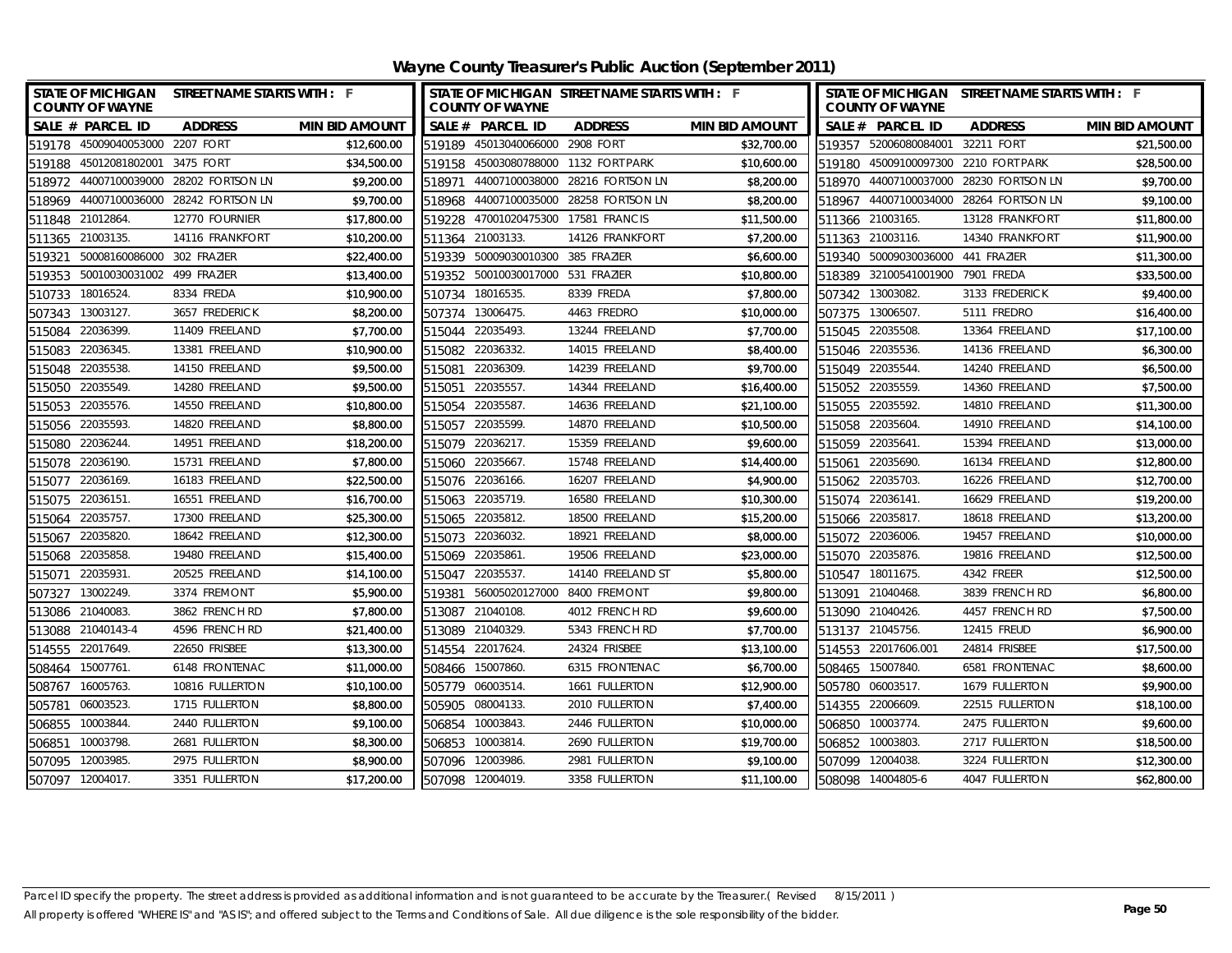# Wayne County Treasurer's Public Auction (September 2011)

| SALE # | PARCEL ID | ADDRESS | MIN BID AMOUNT |
|---|---|---|---|
| 519178 | 45009040053000 | 2207 FORT | $12,600.00 |
| 519188 | 45012081802001 | 3475 FORT | $34,500.00 |
| 518972 | 44007100039000 | 28202 FORTSON LN | $9,200.00 |
| 518969 | 44007100036000 | 28242 FORTSON LN | $9,700.00 |
| 511848 | 21012864. | 12770 FOURNIER | $17,800.00 |
| 511365 | 21003135. | 14116 FRANKFORT | $10,200.00 |
| 519321 | 50008160086000 | 302 FRAZIER | $22,400.00 |
| 519353 | 50010030031002 | 499 FRAZIER | $13,400.00 |
| 510733 | 18016524. | 8334 FREDA | $10,900.00 |
| 507343 | 13003127. | 3657 FREDERICK | $8,200.00 |
| 515084 | 22036399. | 11409 FREELAND | $7,700.00 |
| 515083 | 22036345. | 13381 FREELAND | $10,900.00 |
| 515048 | 22035538. | 14150 FREELAND | $9,500.00 |
| 515050 | 22035549. | 14280 FREELAND | $9,500.00 |
| 515053 | 22035576. | 14550 FREELAND | $10,800.00 |
| 515056 | 22035593. | 14820 FREELAND | $8,800.00 |
| 515080 | 22036244. | 14951 FREELAND | $18,200.00 |
| 515078 | 22036190. | 15731 FREELAND | $7,800.00 |
| 515077 | 22036169. | 16183 FREELAND | $22,500.00 |
| 515075 | 22036151. | 16551 FREELAND | $16,700.00 |
| 515064 | 22035757. | 17300 FREELAND | $25,300.00 |
| 515067 | 22035820. | 18642 FREELAND | $12,300.00 |
| 515068 | 22035858. | 19480 FREELAND | $15,400.00 |
| 515071 | 22035931. | 20525 FREELAND | $14,100.00 |
| 507327 | 13002249. | 3374 FREMONT | $5,900.00 |
| 513086 | 21040083. | 3862 FRENCH RD | $7,800.00 |
| 513088 | 21040143-4 | 4596 FRENCH RD | $21,400.00 |
| 514555 | 22017649. | 22650 FRISBEE | $13,300.00 |
| 508464 | 15007761. | 6148 FRONTENAC | $11,000.00 |
| 508767 | 16005763. | 10816 FULLERTON | $10,100.00 |
| 505781 | 06003523. | 1715 FULLERTON | $8,800.00 |
| 506855 | 10003844. | 2440 FULLERTON | $9,100.00 |
| 506851 | 10003798. | 2681 FULLERTON | $8,300.00 |
| 507095 | 12003985. | 2975 FULLERTON | $8,900.00 |
| 507097 | 12004017. | 3351 FULLERTON | $17,200.00 |
| 519189 | 45013040066000 | 2908 FORT | $32,700.00 |
| 519158 | 45003080788000 | 1132 FORT PARK | $10,600.00 |
| 518971 | 44007100038000 | 28216 FORTSON LN | $8,200.00 |
| 518968 | 44007100035000 | 28258 FORTSON LN | $8,200.00 |
| 519228 | 47001020475300 | 17581 FRANCIS | $11,500.00 |
| 511364 | 21003133. | 14126 FRANKFORT | $7,200.00 |
| 519339 | 50009030010300 | 385 FRAZIER | $6,600.00 |
| 519352 | 50010030017000 | 531 FRAZIER | $10,800.00 |
| 510734 | 18016535. | 8339 FREDA | $7,800.00 |
| 507374 | 13006475. | 4463 FREDRO | $10,000.00 |
| 515044 | 22035493. | 13244 FREELAND | $7,700.00 |
| 515082 | 22036332. | 14015 FREELAND | $8,400.00 |
| 515081 | 22036309. | 14239 FREELAND | $9,700.00 |
| 515051 | 22035557. | 14344 FREELAND | $16,400.00 |
| 515054 | 22035587. | 14636 FREELAND | $21,100.00 |
| 515057 | 22035599. | 14870 FREELAND | $10,500.00 |
| 515079 | 22036217. | 15359 FREELAND | $9,600.00 |
| 515060 | 22035667. | 15748 FREELAND | $14,400.00 |
| 515076 | 22036166. | 16207 FREELAND | $4,900.00 |
| 515063 | 22035719. | 16580 FREELAND | $10,300.00 |
| 515065 | 22035812. | 18500 FREELAND | $15,200.00 |
| 515073 | 22036032. | 18921 FREELAND | $8,000.00 |
| 515069 | 22035861. | 19506 FREELAND | $23,000.00 |
| 515047 | 22035537. | 14140 FREELAND ST | $5,800.00 |
| 519381 | 56005020127000 | 8400 FREMONT | $9,800.00 |
| 513087 | 21040108. | 4012 FRENCH RD | $9,600.00 |
| 513089 | 21040329. | 5343 FRENCH RD | $7,700.00 |
| 514554 | 22017624. | 24324 FRISBEE | $13,100.00 |
| 508466 | 15007860. | 6315 FRONTENAC | $6,700.00 |
| 505779 | 06003514. | 1661 FULLERTON | $12,900.00 |
| 505905 | 08004133. | 2010 FULLERTON | $7,400.00 |
| 506854 | 10003843. | 2446 FULLERTON | $10,000.00 |
| 506853 | 10003814. | 2690 FULLERTON | $19,700.00 |
| 507096 | 12003986. | 2981 FULLERTON | $9,100.00 |
| 507098 | 12004019. | 3358 FULLERTON | $11,100.00 |
| 519357 | 52006080084001 | 32211 FORT | $21,500.00 |
| 519180 | 45009100097300 | 2210 FORT PARK | $28,500.00 |
| 518970 | 44007100037000 | 28230 FORTSON LN | $9,700.00 |
| 518967 | 44007100034000 | 28264 FORTSON LN | $9,100.00 |
| 511366 | 21003165. | 13128 FRANKFORT | $11,800.00 |
| 511363 | 21003116. | 14340 FRANKFORT | $11,900.00 |
| 519340 | 50009030036000 | 441 FRAZIER | $11,300.00 |
| 518389 | 32100541001900 | 7901 FREDA | $33,500.00 |
| 507342 | 13003082. | 3133 FREDERICK | $9,400.00 |
| 507375 | 13006507. | 5111 FREDRO | $16,400.00 |
| 515045 | 22035508. | 13364 FREELAND | $17,100.00 |
| 515046 | 22035536. | 14136 FREELAND | $6,300.00 |
| 515049 | 22035544. | 14240 FREELAND | $6,500.00 |
| 515052 | 22035559. | 14360 FREELAND | $7,500.00 |
| 515055 | 22035592. | 14810 FREELAND | $11,300.00 |
| 515058 | 22035604. | 14910 FREELAND | $14,100.00 |
| 515059 | 22035641. | 15394 FREELAND | $13,000.00 |
| 515061 | 22035690. | 16134 FREELAND | $12,800.00 |
| 515062 | 22035703. | 16226 FREELAND | $12,700.00 |
| 515074 | 22036141. | 16629 FREELAND | $19,200.00 |
| 515066 | 22035817. | 18618 FREELAND | $13,200.00 |
| 515072 | 22036006. | 19457 FREELAND | $10,000.00 |
| 515070 | 22035876. | 19816 FREELAND | $12,500.00 |
| 510547 | 18011675. | 4342 FREER | $12,500.00 |
| 513091 | 21040468. | 3839 FRENCH RD | $6,800.00 |
| 513090 | 21040426. | 4457 FRENCH RD | $7,500.00 |
| 513137 | 21045756. | 12415 FREUD | $6,900.00 |
| 514553 | 22017606.001 | 24814 FRISBEE | $17,500.00 |
| 508465 | 15007840. | 6581 FRONTENAC | $8,600.00 |
| 505780 | 06003517. | 1679 FULLERTON | $9,900.00 |
| 514355 | 22006609. | 22515 FULLERTON | $18,100.00 |
| 506850 | 10003774. | 2475 FULLERTON | $9,600.00 |
| 506852 | 10003803. | 2717 FULLERTON | $18,500.00 |
| 507099 | 12004038. | 3224 FULLERTON | $12,300.00 |
| 508098 | 14004805-6 | 4047 FULLERTON | $62,800.00 |

Parcel ID specify the property. The street address is provided as additional information and is not guaranteed to be accurate by the Treasurer.( Revised 8/15/2011 )

All property is offered "WHERE IS" and "AS IS"; and offered subject to the Terms and Conditions of Sale. All due diligence is the sole responsibility of the bidder.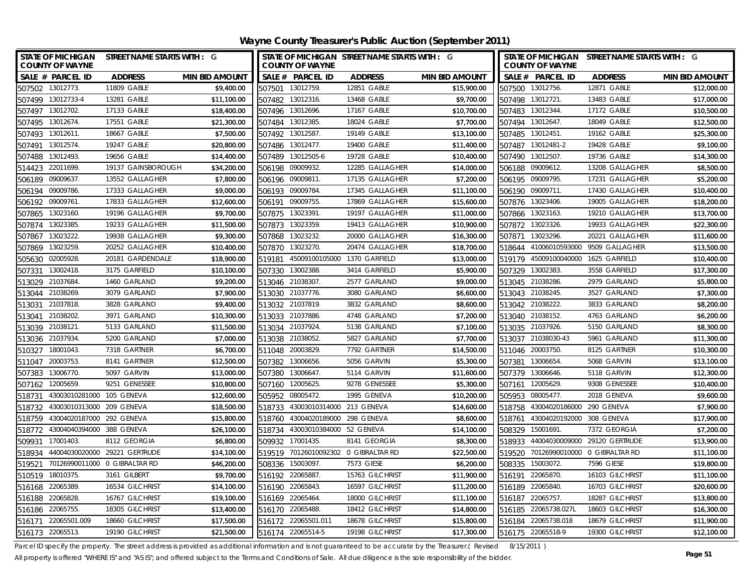# Wayne County Treasurer's Public Auction (September 2011)

| SALE # | PARCEL ID | ADDRESS | MIN BID AMOUNT |
|---|---|---|---|
| 507502 | 13012773. | 11809 GABLE | $9,400.00 |
| 507501 | 13012759. | 12851 GABLE | $15,900.00 |
| 507500 | 13012756. | 12871 GABLE | $12,000.00 |
| 507499 | 13012733-4 | 13281 GABLE | $11,100.00 |
| 507482 | 13012316. | 13468 GABLE | $9,700.00 |
| 507498 | 13012721. | 13483 GABLE | $17,000.00 |
| 507497 | 13012702. | 17133 GABLE | $18,400.00 |
| 507496 | 13012696. | 17167 GABLE | $10,700.00 |
| 507483 | 13012344. | 17172 GABLE | $10,500.00 |
| 507495 | 13012674. | 17551 GABLE | $21,300.00 |
| 507484 | 13012385. | 18024 GABLE | $7,700.00 |
| 507494 | 13012647. | 18049 GABLE | $12,500.00 |
| 507493 | 13012611. | 18667 GABLE | $7,500.00 |
| 507492 | 13012587. | 19149 GABLE | $13,100.00 |
| 507485 | 13012451. | 19162 GABLE | $25,300.00 |
| 507491 | 13012574. | 19247 GABLE | $20,800.00 |
| 507486 | 13012477. | 19400 GABLE | $11,400.00 |
| 507487 | 13012481-2 | 19428 GABLE | $9,100.00 |
| 507488 | 13012493. | 19656 GABLE | $14,400.00 |
| 507489 | 13012505-6 | 19728 GABLE | $10,400.00 |
| 507490 | 13012507. | 19736 GABLE | $14,300.00 |
| 514423 | 22011699. | 19137 GAINSBOROUGH | $34,200.00 |
| 506198 | 09009932. | 12285 GALLAGHER | $14,000.00 |
| 506188 | 09009612. | 13208 GALLAGHER | $8,500.00 |
| 506189 | 09009637. | 13552 GALLAGHER | $7,800.00 |
| 506196 | 09009811. | 17135 GALLAGHER | $7,200.00 |
| 506195 | 09009795. | 17231 GALLAGHER | $5,200.00 |
| 506194 | 09009786. | 17333 GALLAGHER | $9,000.00 |
| 506193 | 09009784. | 17345 GALLAGHER | $11,100.00 |
| 506190 | 09009711. | 17430 GALLAGHER | $10,400.00 |
| 506192 | 09009761. | 17833 GALLAGHER | $12,600.00 |
| 506191 | 09009755. | 17869 GALLAGHER | $15,600.00 |
| 507876 | 13023406. | 19005 GALLAGHER | $18,200.00 |
| 507865 | 13023160. | 19196 GALLAGHER | $9,700.00 |
| 507875 | 13023391. | 19197 GALLAGHER | $11,000.00 |
| 507866 | 13023163. | 19210 GALLAGHER | $13,700.00 |
| 507874 | 13023385. | 19233 GALLAGHER | $11,500.00 |
| 507873 | 13023359. | 19413 GALLAGHER | $10,900.00 |
| 507872 | 13023326. | 19933 GALLAGHER | $22,300.00 |
| 507867 | 13023222. | 19938 GALLAGHER | $9,300.00 |
| 507868 | 13023232. | 20000 GALLAGHER | $16,300.00 |
| 507871 | 13023296. | 20221 GALLAGHER | $11,600.00 |
| 507869 | 13023259. | 20252 GALLAGHER | $10,400.00 |
| 507870 | 13023270. | 20474 GALLAGHER | $18,700.00 |
| 518644 | 41006010593000 | 9509 GALLAGHER | $13,500.00 |
| 505630 | 02005928. | 20181 GARDENDALE | $18,900.00 |
| 519181 | 45009100105000 | 1370 GARFIELD | $13,000.00 |
| 519179 | 45009100040000 | 1625 GARFIELD | $10,400.00 |
| 507331 | 13002418. | 3175 GARFIELD | $10,100.00 |
| 507330 | 13002388. | 3414 GARFIELD | $5,900.00 |
| 507329 | 13002383. | 3558 GARFIELD | $17,300.00 |
| 513029 | 21037684. | 1460 GARLAND | $9,200.00 |
| 513046 | 21038307. | 2577 GARLAND | $9,000.00 |
| 513045 | 21038286. | 2979 GARLAND | $5,800.00 |
| 513044 | 21038269. | 3079 GARLAND | $7,900.00 |
| 513030 | 21037776. | 3080 GARLAND | $6,600.00 |
| 513043 | 21038245. | 3527 GARLAND | $7,300.00 |
| 513031 | 21037818. | 3828 GARLAND | $9,400.00 |
| 513032 | 21037819. | 3832 GARLAND | $8,600.00 |
| 513042 | 21038222. | 3833 GARLAND | $8,200.00 |
| 513041 | 21038202. | 3971 GARLAND | $10,300.00 |
| 513033 | 21037886. | 4748 GARLAND | $7,200.00 |
| 513040 | 21038152. | 4763 GARLAND | $6,200.00 |
| 513039 | 21038121. | 5133 GARLAND | $11,500.00 |
| 513034 | 21037924. | 5138 GARLAND | $7,100.00 |
| 513035 | 21037926. | 5150 GARLAND | $8,300.00 |
| 513036 | 21037934. | 5200 GARLAND | $7,000.00 |
| 513038 | 21038052. | 5827 GARLAND | $7,700.00 |
| 513037 | 21038030-43 | 5961 GARLAND | $11,300.00 |
| 510327 | 18001043. | 7318 GARTNER | $6,700.00 |
| 511048 | 20003829. | 7792 GARTNER | $14,500.00 |
| 511046 | 20003750. | 8125 GARTNER | $10,300.00 |
| 511047 | 20003753. | 8141 GARTNER | $12,500.00 |
| 507382 | 13006656. | 5056 GARVIN | $5,300.00 |
| 507381 | 13006654. | 5068 GARVIN | $13,100.00 |
| 507383 | 13006770. | 5097 GARVIN | $13,000.00 |
| 507380 | 13006647. | 5114 GARVIN | $11,600.00 |
| 507379 | 13006646. | 5118 GARVIN | $12,300.00 |
| 507162 | 12005659. | 9251 GENESSEE | $10,800.00 |
| 507160 | 12005625. | 9278 GENESSEE | $5,300.00 |
| 507161 | 12005629. | 9308 GENESSEE | $10,400.00 |
| 518731 | 43003010281000 | 105 GENEVA | $12,600.00 |
| 505952 | 08005472. | 1995 GENEVA | $10,200.00 |
| 505953 | 08005477. | 2018 GENEVA | $9,600.00 |
| 518732 | 43003010313000 | 209 GENEVA | $18,500.00 |
| 518733 | 43003010314000 | 213 GENEVA | $14,600.00 |
| 518758 | 43004020186000 | 290 GENEVA | $7,900.00 |
| 518759 | 43004020187000 | 292 GENEVA | $15,800.00 |
| 518760 | 43004020189000 | 298 GENEVA | $8,600.00 |
| 518761 | 43004020192000 | 308 GENEVA | $17,900.00 |
| 518772 | 43004040394000 | 388 GENEVA | $26,100.00 |
| 518734 | 43003010384000 | 52 GENEVA | $14,100.00 |
| 508329 | 15001691. | 7372 GEORGIA | $7,200.00 |
| 509931 | 17001403. | 8112 GEORGIA | $6,800.00 |
| 509932 | 17001435. | 8141 GEORGIA | $8,300.00 |
| 518933 | 44004030009000 | 29120 GERTRUDE | $13,900.00 |
| 518934 | 44004030020000 | 29221 GERTRUDE | $14,100.00 |
| 519519 | 70126010092302 | 0 GIBRALTAR RD | $22,500.00 |
| 519520 | 70126990010000 | 0 GIBRALTAR RD | $11,100.00 |
| 519521 | 70126990011000 | 0 GIBRALTAR RD | $46,200.00 |
| 508336 | 15003097. | 7573 GIESE | $6,200.00 |
| 508335 | 15003072. | 7596 GIESE | $19,800.00 |
| 510519 | 18010375. | 3161 GILBERT | $9,700.00 |
| 516192 | 22065887. | 15763 GILCHRIST | $11,900.00 |
| 516191 | 22065870. | 16103 GILCHRIST | $11,100.00 |
| 516168 | 22065389. | 16534 GILCHRIST | $14,100.00 |
| 516190 | 22065843. | 16597 GILCHRIST | $11,200.00 |
| 516189 | 22065840. | 16703 GILCHRIST | $20,600.00 |
| 516188 | 22065828. | 16767 GILCHRIST | $19,100.00 |
| 516169 | 22065464. | 18000 GILCHRIST | $11,100.00 |
| 516187 | 22065757. | 18287 GILCHRIST | $13,800.00 |
| 516186 | 22065755. | 18305 GILCHRIST | $13,400.00 |
| 516170 | 22065488. | 18412 GILCHRIST | $14,800.00 |
| 516185 | 22065738.027L | 18603 GILCHRIST | $16,300.00 |
| 516171 | 22065501.009 | 18660 GILCHRIST | $17,500.00 |
| 516172 | 22065501.011 | 18678 GILCHRIST | $15,800.00 |
| 516184 | 22065738.018 | 18679 GILCHRIST | $11,900.00 |
| 516173 | 22065513. | 19190 GILCHRIST | $21,500.00 |
| 516174 | 22065514-5 | 19198 GILCHRIST | $17,300.00 |
| 516175 | 22065518-9 | 19300 GILCHRIST | $12,100.00 |

Parcel ID specify the property. The street address is provided as additional information and is not guaranteed to be accurate by the Treasurer.( Revised 8/15/2011 )

All property is offered "WHERE IS" and "AS IS"; and offered subject to the Terms and Conditions of Sale. All due diligence is the sole responsibility of the bidder.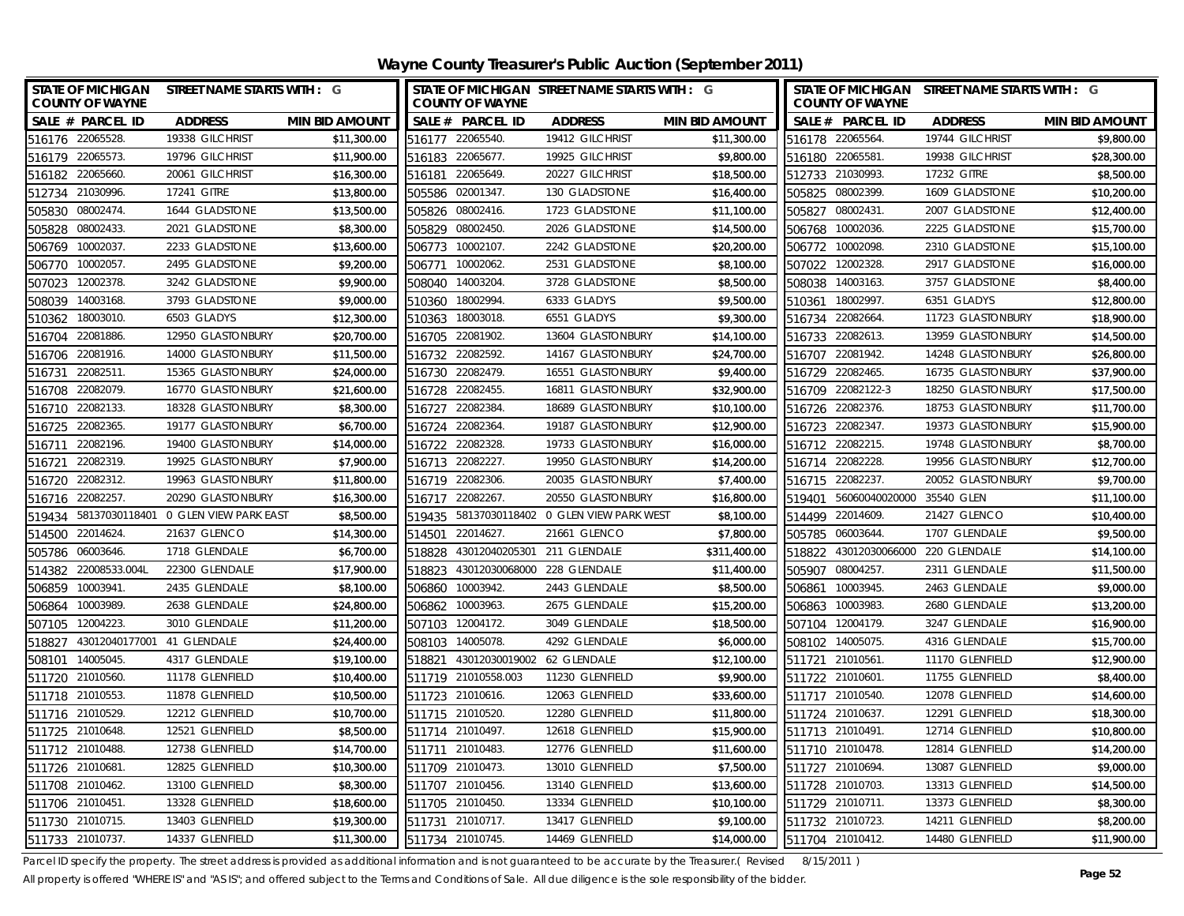# Wayne County Treasurer's Public Auction (September 2011)

STATE OF MICHIGAN COUNTY OF WAYNE — STREET NAME STARTS WITH : G

| SALE # | PARCEL ID | ADDRESS | MIN BID AMOUNT |
|---|---|---|---|
| 516176 | 22065528. | 19338 GILCHRIST | $11,300.00 |
| 516179 | 22065573. | 19796 GILCHRIST | $11,900.00 |
| 516182 | 22065660. | 20061 GILCHRIST | $16,300.00 |
| 512734 | 21030996. | 17241 GITRE | $13,800.00 |
| 505830 | 08002474. | 1644 GLADSTONE | $13,500.00 |
| 505828 | 08002433. | 2021 GLADSTONE | $8,300.00 |
| 506769 | 10002037. | 2233 GLADSTONE | $13,600.00 |
| 506770 | 10002057. | 2495 GLADSTONE | $9,200.00 |
| 507023 | 12002378. | 3242 GLADSTONE | $9,900.00 |
| 508039 | 14003168. | 3793 GLADSTONE | $9,000.00 |
| 510362 | 18003010. | 6503 GLADYS | $12,300.00 |
| 516704 | 22081886. | 12950 GLASTONBURY | $20,700.00 |
| 516706 | 22081916. | 14000 GLASTONBURY | $11,500.00 |
| 516731 | 22082511. | 15365 GLASTONBURY | $24,000.00 |
| 516708 | 22082079. | 16770 GLASTONBURY | $21,600.00 |
| 516710 | 22082133. | 18328 GLASTONBURY | $8,300.00 |
| 516725 | 22082365. | 19177 GLASTONBURY | $6,700.00 |
| 516711 | 22082196. | 19400 GLASTONBURY | $14,000.00 |
| 516721 | 22082319. | 19925 GLASTONBURY | $7,900.00 |
| 516720 | 22082312. | 19963 GLASTONBURY | $11,800.00 |
| 516716 | 22082257. | 20290 GLASTONBURY | $16,300.00 |
| 519434 | 58137030118401 | 0 GLEN VIEW PARK EAST | $8,500.00 |
| 514500 | 22014624. | 21637 GLENCO | $14,300.00 |
| 505786 | 06003646. | 1718 GLENDALE | $6,700.00 |
| 514382 | 22008533.004L | 22300 GLENDALE | $17,900.00 |
| 506859 | 10003941. | 2435 GLENDALE | $8,100.00 |
| 506864 | 10003989. | 2638 GLENDALE | $24,800.00 |
| 507105 | 12004223. | 3010 GLENDALE | $11,200.00 |
| 518827 | 43012040177001 | 41 GLENDALE | $24,400.00 |
| 508101 | 14005045. | 4317 GLENDALE | $19,100.00 |
| 511720 | 21010560. | 11178 GLENFIELD | $10,400.00 |
| 511718 | 21010553. | 11878 GLENFIELD | $10,500.00 |
| 511716 | 21010529. | 12212 GLENFIELD | $10,700.00 |
| 511725 | 21010648. | 12521 GLENFIELD | $8,500.00 |
| 511712 | 21010488. | 12738 GLENFIELD | $14,700.00 |
| 511726 | 21010681. | 12825 GLENFIELD | $10,300.00 |
| 511708 | 21010462. | 13100 GLENFIELD | $8,300.00 |
| 511706 | 21010451. | 13328 GLENFIELD | $18,600.00 |
| 511730 | 21010715. | 13403 GLENFIELD | $19,300.00 |
| 511733 | 21010737. | 14337 GLENFIELD | $11,300.00 |
| 516177 | 22065540. | 19412 GILCHRIST | $11,300.00 |
| 516183 | 22065677. | 19925 GILCHRIST | $9,800.00 |
| 516181 | 22065649. | 20227 GILCHRIST | $18,500.00 |
| 505586 | 02001347. | 130 GLADSTONE | $16,400.00 |
| 505826 | 08002416. | 1723 GLADSTONE | $11,100.00 |
| 505829 | 08002450. | 2026 GLADSTONE | $14,500.00 |
| 506773 | 10002107. | 2242 GLADSTONE | $20,200.00 |
| 506771 | 10002062. | 2531 GLADSTONE | $8,100.00 |
| 508040 | 14003204. | 3728 GLADSTONE | $8,500.00 |
| 510360 | 18002994. | 6333 GLADYS | $9,500.00 |
| 510363 | 18003018. | 6551 GLADYS | $9,300.00 |
| 516705 | 22081902. | 13604 GLASTONBURY | $14,100.00 |
| 516732 | 22082592. | 14167 GLASTONBURY | $24,700.00 |
| 516730 | 22082479. | 16551 GLASTONBURY | $9,400.00 |
| 516728 | 22082455. | 16811 GLASTONBURY | $32,900.00 |
| 516727 | 22082384. | 18689 GLASTONBURY | $10,100.00 |
| 516724 | 22082364. | 19187 GLASTONBURY | $12,900.00 |
| 516722 | 22082328. | 19733 GLASTONBURY | $16,000.00 |
| 516713 | 22082227. | 19950 GLASTONBURY | $14,200.00 |
| 516719 | 22082306. | 20035 GLASTONBURY | $7,400.00 |
| 516717 | 22082267. | 20550 GLASTONBURY | $16,800.00 |
| 519435 | 58137030118402 | 0 GLEN VIEW PARK WEST | $8,100.00 |
| 514501 | 22014627. | 21661 GLENCO | $7,800.00 |
| 518828 | 43012040205301 | 211 GLENDALE | $311,400.00 |
| 518823 | 43012030068000 | 228 GLENDALE | $11,400.00 |
| 506860 | 10003942. | 2443 GLENDALE | $8,500.00 |
| 506862 | 10003963. | 2675 GLENDALE | $15,200.00 |
| 507103 | 12004172. | 3049 GLENDALE | $18,500.00 |
| 508103 | 14005078. | 4292 GLENDALE | $6,000.00 |
| 518821 | 43012030019002 | 62 GLENDALE | $12,100.00 |
| 511719 | 21010558.003 | 11230 GLENFIELD | $9,900.00 |
| 511723 | 21010616. | 12063 GLENFIELD | $33,600.00 |
| 511715 | 21010520. | 12280 GLENFIELD | $11,800.00 |
| 511714 | 21010497. | 12618 GLENFIELD | $15,900.00 |
| 511711 | 21010483. | 12776 GLENFIELD | $11,600.00 |
| 511709 | 21010473. | 13010 GLENFIELD | $7,500.00 |
| 511707 | 21010456. | 13140 GLENFIELD | $13,600.00 |
| 511705 | 21010450. | 13334 GLENFIELD | $10,100.00 |
| 511731 | 21010717. | 13417 GLENFIELD | $9,100.00 |
| 511734 | 21010745. | 14469 GLENFIELD | $14,000.00 |
| 516178 | 22065564. | 19744 GILCHRIST | $9,800.00 |
| 516180 | 22065581. | 19938 GILCHRIST | $28,300.00 |
| 512733 | 21030993. | 17232 GITRE | $8,500.00 |
| 505825 | 08002399. | 1609 GLADSTONE | $10,200.00 |
| 505827 | 08002431. | 2007 GLADSTONE | $12,400.00 |
| 506768 | 10002036. | 2225 GLADSTONE | $15,700.00 |
| 506772 | 10002098. | 2310 GLADSTONE | $15,100.00 |
| 507022 | 12002328. | 2917 GLADSTONE | $16,000.00 |
| 508038 | 14003163. | 3757 GLADSTONE | $8,400.00 |
| 510361 | 18002997. | 6351 GLADYS | $12,800.00 |
| 516734 | 22082664. | 11723 GLASTONBURY | $18,900.00 |
| 516733 | 22082613. | 13959 GLASTONBURY | $14,500.00 |
| 516707 | 22081942. | 14248 GLASTONBURY | $26,800.00 |
| 516729 | 22082465. | 16735 GLASTONBURY | $37,900.00 |
| 516709 | 22082122-3 | 18250 GLASTONBURY | $17,500.00 |
| 516726 | 22082376. | 18753 GLASTONBURY | $11,700.00 |
| 516723 | 22082347. | 19373 GLASTONBURY | $15,900.00 |
| 516712 | 22082215. | 19748 GLASTONBURY | $8,700.00 |
| 516714 | 22082228. | 19956 GLASTONBURY | $12,700.00 |
| 516715 | 22082237. | 20052 GLASTONBURY | $9,700.00 |
| 519401 | 56060040020000 | 35540 GLEN | $11,100.00 |
| 514499 | 22014609. | 21427 GLENCO | $10,400.00 |
| 505785 | 06003644. | 1707 GLENDALE | $9,500.00 |
| 518822 | 43012030066000 | 220 GLENDALE | $14,100.00 |
| 505907 | 08004257. | 2311 GLENDALE | $11,500.00 |
| 506861 | 10003945. | 2463 GLENDALE | $9,000.00 |
| 506863 | 10003983. | 2680 GLENDALE | $13,200.00 |
| 507104 | 12004179. | 3247 GLENDALE | $16,900.00 |
| 508102 | 14005075. | 4316 GLENDALE | $15,700.00 |
| 511721 | 21010561. | 11170 GLENFIELD | $12,900.00 |
| 511722 | 21010601. | 11755 GLENFIELD | $8,400.00 |
| 511717 | 21010540. | 12078 GLENFIELD | $14,600.00 |
| 511724 | 21010637. | 12291 GLENFIELD | $18,300.00 |
| 511713 | 21010491. | 12714 GLENFIELD | $10,800.00 |
| 511710 | 21010478. | 12814 GLENFIELD | $14,200.00 |
| 511727 | 21010694. | 13087 GLENFIELD | $9,000.00 |
| 511728 | 21010703. | 13313 GLENFIELD | $14,500.00 |
| 511729 | 21010711. | 13373 GLENFIELD | $8,300.00 |
| 511732 | 21010723. | 14211 GLENFIELD | $8,200.00 |
| 511704 | 21010412. | 14480 GLENFIELD | $11,900.00 |

Parcel ID specify the property. The street address is provided as additional information and is not guaranteed to be accurate by the Treasurer.( Revised 8/15/2011 )

All property is offered "WHERE IS" and "AS IS"; and offered subject to the Terms and Conditions of Sale. All due diligence is the sole responsibility of the bidder.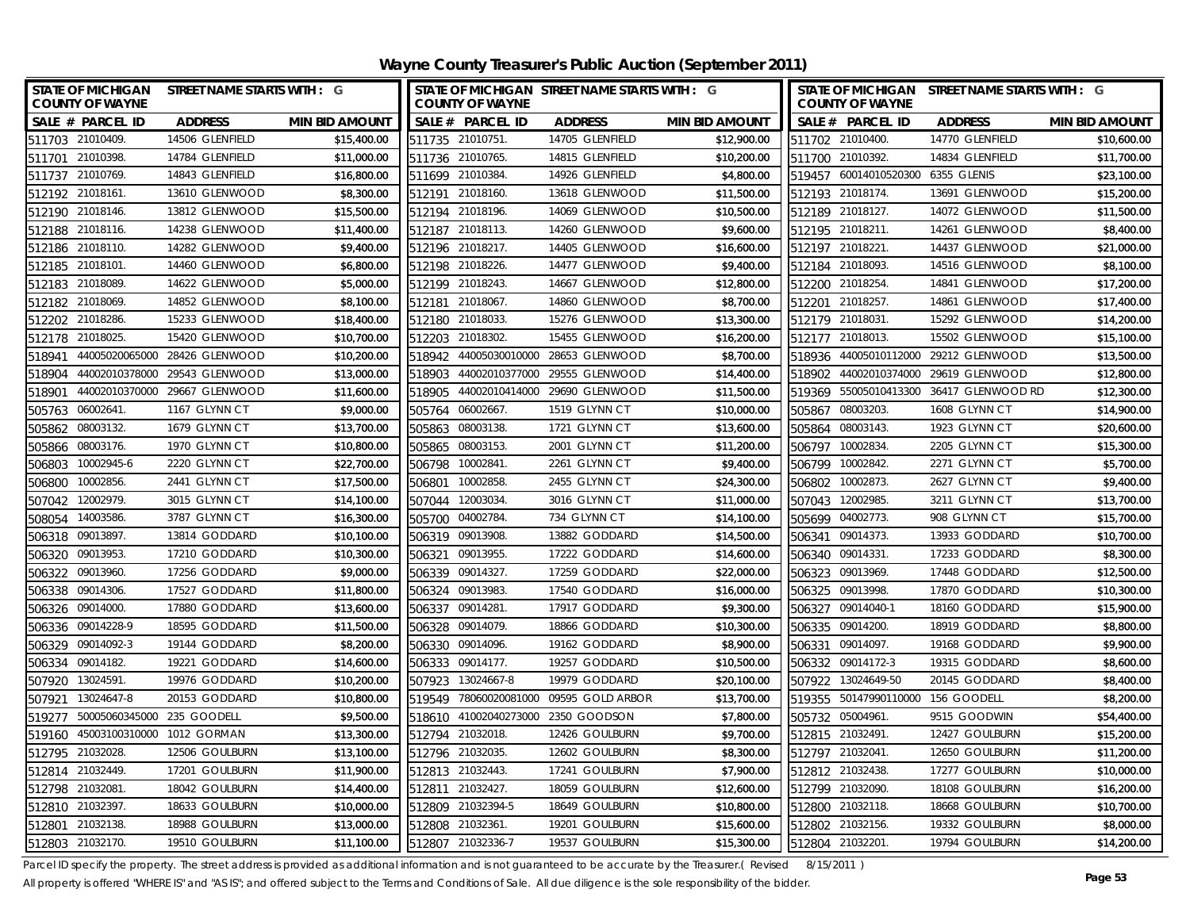# Wayne County Treasurer's Public Auction (September 2011)

| SALE # | PARCEL ID | ADDRESS | MIN BID AMOUNT |
|---|---|---|---|
| 511703 | 21010409. | 14506 GLENFIELD | $15,400.00 |
| 511701 | 21010398. | 14784 GLENFIELD | $11,000.00 |
| 511737 | 21010769. | 14843 GLENFIELD | $16,800.00 |
| 512192 | 21018161. | 13610 GLENWOOD | $8,300.00 |
| 512190 | 21018146. | 13812 GLENWOOD | $15,500.00 |
| 512188 | 21018116. | 14238 GLENWOOD | $11,400.00 |
| 512186 | 21018110. | 14282 GLENWOOD | $9,400.00 |
| 512185 | 21018101. | 14460 GLENWOOD | $6,800.00 |
| 512183 | 21018089. | 14622 GLENWOOD | $5,000.00 |
| 512182 | 21018069. | 14852 GLENWOOD | $8,100.00 |
| 512202 | 21018286. | 15233 GLENWOOD | $18,400.00 |
| 512178 | 21018025. | 15420 GLENWOOD | $10,700.00 |
| 518941 | 44005020065000 | 28426 GLENWOOD | $10,200.00 |
| 518904 | 44002010378000 | 29543 GLENWOOD | $13,000.00 |
| 518901 | 44002010370000 | 29667 GLENWOOD | $11,600.00 |
| 505763 | 06002641. | 1167 GLYNN CT | $9,000.00 |
| 505862 | 08003132. | 1679 GLYNN CT | $13,700.00 |
| 505866 | 08003176. | 1970 GLYNN CT | $10,800.00 |
| 506803 | 10002945-6 | 2220 GLYNN CT | $22,700.00 |
| 506800 | 10002856. | 2441 GLYNN CT | $17,500.00 |
| 507042 | 12002979. | 3015 GLYNN CT | $14,100.00 |
| 508054 | 14003586. | 3787 GLYNN CT | $16,300.00 |
| 506318 | 09013897. | 13814 GODDARD | $10,100.00 |
| 506320 | 09013953. | 17210 GODDARD | $10,300.00 |
| 506322 | 09013960. | 17256 GODDARD | $9,000.00 |
| 506338 | 09014306. | 17527 GODDARD | $11,800.00 |
| 506326 | 09014000. | 17880 GODDARD | $13,600.00 |
| 506336 | 09014228-9 | 18595 GODDARD | $11,500.00 |
| 506329 | 09014092-3 | 19144 GODDARD | $8,200.00 |
| 506334 | 09014182. | 19221 GODDARD | $14,600.00 |
| 507920 | 13024591. | 19976 GODDARD | $10,200.00 |
| 507921 | 13024647-8 | 20153 GODDARD | $10,800.00 |
| 519277 | 50005060345000 | 235 GOODELL | $9,500.00 |
| 519160 | 45003100310000 | 1012 GORMAN | $13,300.00 |
| 512795 | 21032028. | 12506 GOULBURN | $13,100.00 |
| 512814 | 21032449. | 17201 GOULBURN | $11,900.00 |
| 512798 | 21032081. | 18042 GOULBURN | $14,400.00 |
| 512810 | 21032397. | 18633 GOULBURN | $10,000.00 |
| 512801 | 21032138. | 18988 GOULBURN | $13,000.00 |
| 512803 | 21032170. | 19510 GOULBURN | $11,100.00 |
| 511735 | 21010751. | 14705 GLENFIELD | $12,900.00 |
| 511736 | 21010765. | 14815 GLENFIELD | $10,200.00 |
| 511699 | 21010384. | 14926 GLENFIELD | $4,800.00 |
| 512191 | 21018160. | 13618 GLENWOOD | $11,500.00 |
| 512194 | 21018196. | 14069 GLENWOOD | $10,500.00 |
| 512187 | 21018113. | 14260 GLENWOOD | $9,600.00 |
| 512196 | 21018217. | 14405 GLENWOOD | $16,600.00 |
| 512198 | 21018226. | 14477 GLENWOOD | $9,400.00 |
| 512199 | 21018243. | 14667 GLENWOOD | $12,800.00 |
| 512181 | 21018067. | 14860 GLENWOOD | $8,700.00 |
| 512180 | 21018033. | 15276 GLENWOOD | $13,300.00 |
| 512203 | 21018302. | 15455 GLENWOOD | $16,200.00 |
| 518942 | 44005030010000 | 28653 GLENWOOD | $8,700.00 |
| 518903 | 44002010377000 | 29555 GLENWOOD | $14,400.00 |
| 518905 | 44002010414000 | 29690 GLENWOOD | $11,500.00 |
| 505764 | 06002667. | 1519 GLYNN CT | $10,000.00 |
| 505863 | 08003138. | 1721 GLYNN CT | $13,600.00 |
| 505865 | 08003153. | 2001 GLYNN CT | $11,200.00 |
| 506798 | 10002841. | 2261 GLYNN CT | $9,400.00 |
| 506801 | 10002858. | 2455 GLYNN CT | $24,300.00 |
| 507044 | 12003034. | 3016 GLYNN CT | $11,000.00 |
| 505700 | 04002784. | 734 GLYNN CT | $14,100.00 |
| 506319 | 09013908. | 13882 GODDARD | $14,500.00 |
| 506321 | 09013955. | 17222 GODDARD | $14,600.00 |
| 506339 | 09014327. | 17259 GODDARD | $22,000.00 |
| 506324 | 09013983. | 17540 GODDARD | $16,000.00 |
| 506337 | 09014281. | 17917 GODDARD | $9,300.00 |
| 506328 | 09014079. | 18866 GODDARD | $10,300.00 |
| 506330 | 09014096. | 19162 GODDARD | $8,900.00 |
| 506333 | 09014177. | 19257 GODDARD | $10,500.00 |
| 507923 | 13024667-8 | 19979 GODDARD | $20,100.00 |
| 519549 | 78060020081000 | 09595 GOLD ARBOR | $13,700.00 |
| 518610 | 41002040273000 | 2350 GOODSON | $7,800.00 |
| 512794 | 21032018. | 12426 GOULBURN | $9,700.00 |
| 512796 | 21032035. | 12602 GOULBURN | $8,300.00 |
| 512813 | 21032443. | 17241 GOULBURN | $7,900.00 |
| 512811 | 21032427. | 18059 GOULBURN | $12,600.00 |
| 512809 | 21032394-5 | 18649 GOULBURN | $10,800.00 |
| 512808 | 21032361. | 19201 GOULBURN | $15,600.00 |
| 512807 | 21032336-7 | 19537 GOULBURN | $15,300.00 |
| 511702 | 21010400. | 14770 GLENFIELD | $10,600.00 |
| 511700 | 21010392. | 14834 GLENFIELD | $11,700.00 |
| 519457 | 60014010520300 | 6355 GLENIS | $23,100.00 |
| 512193 | 21018174. | 13691 GLENWOOD | $15,200.00 |
| 512189 | 21018127. | 14072 GLENWOOD | $11,500.00 |
| 512195 | 21018211. | 14261 GLENWOOD | $8,400.00 |
| 512197 | 21018221. | 14437 GLENWOOD | $21,000.00 |
| 512184 | 21018093. | 14516 GLENWOOD | $8,100.00 |
| 512200 | 21018254. | 14841 GLENWOOD | $17,200.00 |
| 512201 | 21018257. | 14861 GLENWOOD | $17,400.00 |
| 512179 | 21018031. | 15292 GLENWOOD | $14,200.00 |
| 512177 | 21018013. | 15502 GLENWOOD | $15,100.00 |
| 518936 | 44005010112000 | 29212 GLENWOOD | $13,500.00 |
| 518902 | 44002010374000 | 29619 GLENWOOD | $12,800.00 |
| 519369 | 55005010413300 | 36417 GLENWOOD RD | $12,300.00 |
| 505867 | 08003203. | 1608 GLYNN CT | $14,900.00 |
| 505864 | 08003143. | 1923 GLYNN CT | $20,600.00 |
| 506797 | 10002834. | 2205 GLYNN CT | $15,300.00 |
| 506799 | 10002842. | 2271 GLYNN CT | $5,700.00 |
| 506802 | 10002873. | 2627 GLYNN CT | $9,400.00 |
| 507043 | 12002985. | 3211 GLYNN CT | $13,700.00 |
| 505699 | 04002773. | 908 GLYNN CT | $15,700.00 |
| 506341 | 09014373. | 13933 GODDARD | $10,700.00 |
| 506340 | 09014331. | 17233 GODDARD | $8,300.00 |
| 506323 | 09013969. | 17448 GODDARD | $12,500.00 |
| 506325 | 09013998. | 17870 GODDARD | $10,300.00 |
| 506327 | 09014040-1 | 18160 GODDARD | $15,900.00 |
| 506335 | 09014200. | 18919 GODDARD | $8,800.00 |
| 506331 | 09014097. | 19168 GODDARD | $9,900.00 |
| 506332 | 09014172-3 | 19315 GODDARD | $8,600.00 |
| 507922 | 13024649-50 | 20145 GODDARD | $8,400.00 |
| 519355 | 50147990110000 | 156 GOODELL | $8,200.00 |
| 505732 | 05004961. | 9515 GOODWIN | $54,400.00 |
| 512815 | 21032491. | 12427 GOULBURN | $15,200.00 |
| 512797 | 21032041. | 12650 GOULBURN | $11,200.00 |
| 512812 | 21032438. | 17277 GOULBURN | $10,000.00 |
| 512799 | 21032090. | 18108 GOULBURN | $16,200.00 |
| 512800 | 21032118. | 18668 GOULBURN | $10,700.00 |
| 512802 | 21032156. | 19332 GOULBURN | $8,000.00 |
| 512804 | 21032201. | 19794 GOULBURN | $14,200.00 |

Parcel ID specify the property. The street address is provided as additional information and is not guaranteed to be accurate by the Treasurer.( Revised 8/15/2011 )

All property is offered "WHERE IS" and "AS IS"; and offered subject to the Terms and Conditions of Sale. All due diligence is the sole responsibility of the bidder.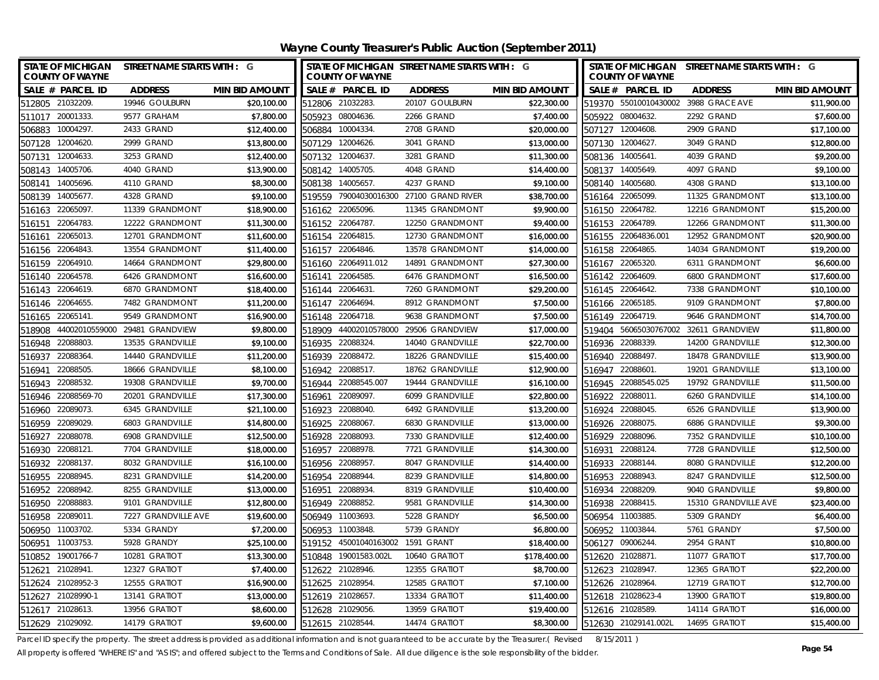# Wayne County Treasurer's Public Auction (September 2011)

STATE OF MICHIGAN COUNTY OF WAYNE — STREET NAME STARTS WITH : G

| SALE # | PARCEL ID | ADDRESS | MIN BID AMOUNT |
|---|---|---|---|
| 512805 | 21032209. | 19946 GOULBURN | $20,100.00 |
| 511017 | 20001333. | 9577 GRAHAM | $7,800.00 |
| 506883 | 10004297. | 2433 GRAND | $12,400.00 |
| 507128 | 12004620. | 2999 GRAND | $13,800.00 |
| 507131 | 12004633. | 3253 GRAND | $12,400.00 |
| 508143 | 14005706. | 4040 GRAND | $13,900.00 |
| 508141 | 14005696. | 4110 GRAND | $8,300.00 |
| 508139 | 14005677. | 4328 GRAND | $9,100.00 |
| 516163 | 22065097. | 11339 GRANDMONT | $18,900.00 |
| 516151 | 22064783. | 12222 GRANDMONT | $11,300.00 |
| 516161 | 22065013. | 12701 GRANDMONT | $11,600.00 |
| 516156 | 22064843. | 13554 GRANDMONT | $11,400.00 |
| 516159 | 22064910. | 14664 GRANDMONT | $29,800.00 |
| 516140 | 22064578. | 6426 GRANDMONT | $16,600.00 |
| 516143 | 22064619. | 6870 GRANDMONT | $18,400.00 |
| 516146 | 22064655. | 7482 GRANDMONT | $11,200.00 |
| 516165 | 22065141. | 9549 GRANDMONT | $16,900.00 |
| 518908 | 44002010559000 | 29481 GRANDVIEW | $9,800.00 |
| 516948 | 22088803. | 13535 GRANDVILLE | $9,100.00 |
| 516937 | 22088364. | 14440 GRANDVILLE | $11,200.00 |
| 516941 | 22088505. | 18666 GRANDVILLE | $8,100.00 |
| 516943 | 22088532. | 19308 GRANDVILLE | $9,700.00 |
| 516946 | 22088569-70 | 20201 GRANDVILLE | $17,300.00 |
| 516960 | 22089073. | 6345 GRANDVILLE | $21,100.00 |
| 516959 | 22089029. | 6803 GRANDVILLE | $14,800.00 |
| 516927 | 22088078. | 6908 GRANDVILLE | $12,500.00 |
| 516930 | 22088121. | 7704 GRANDVILLE | $18,000.00 |
| 516932 | 22088137. | 8032 GRANDVILLE | $16,100.00 |
| 516955 | 22088945. | 8231 GRANDVILLE | $14,200.00 |
| 516952 | 22088942. | 8255 GRANDVILLE | $13,000.00 |
| 516950 | 22088883. | 9101 GRANDVILLE | $12,800.00 |
| 516958 | 22089011. | 7227 GRANDVILLE AVE | $19,600.00 |
| 506950 | 11003702. | 5334 GRANDY | $7,200.00 |
| 506951 | 11003753. | 5928 GRANDY | $25,100.00 |
| 510852 | 19001766-7 | 10281 GRATIOT | $13,300.00 |
| 512621 | 21028941. | 12327 GRATIOT | $7,400.00 |
| 512624 | 21028952-3 | 12555 GRATIOT | $16,900.00 |
| 512627 | 21028990-1 | 13141 GRATIOT | $13,000.00 |
| 512617 | 21028613. | 13956 GRATIOT | $8,600.00 |
| 512629 | 21029092. | 14179 GRATIOT | $9,600.00 |
| 512806 | 21032283. | 20107 GOULBURN | $22,300.00 |
| 505923 | 08004636. | 2266 GRAND | $7,400.00 |
| 506884 | 10004334. | 2708 GRAND | $20,000.00 |
| 507129 | 12004626. | 3041 GRAND | $13,000.00 |
| 507132 | 12004637. | 3281 GRAND | $11,300.00 |
| 508142 | 14005705. | 4048 GRAND | $14,400.00 |
| 508138 | 14005657. | 4237 GRAND | $9,100.00 |
| 519559 | 79004030016300 | 27100 GRAND RIVER | $38,700.00 |
| 516162 | 22065096. | 11345 GRANDMONT | $9,900.00 |
| 516152 | 22064787. | 12250 GRANDMONT | $9,400.00 |
| 516154 | 22064815. | 12730 GRANDMONT | $16,000.00 |
| 516157 | 22064846. | 13578 GRANDMONT | $14,000.00 |
| 516160 | 22064911.012 | 14891 GRANDMONT | $27,300.00 |
| 516141 | 22064585. | 6476 GRANDMONT | $16,500.00 |
| 516144 | 22064631. | 7260 GRANDMONT | $29,200.00 |
| 516147 | 22064694. | 8912 GRANDMONT | $7,500.00 |
| 516148 | 22064718. | 9638 GRANDMONT | $7,500.00 |
| 518909 | 44002010578000 | 29506 GRANDVIEW | $17,000.00 |
| 516935 | 22088324. | 14040 GRANDVILLE | $22,700.00 |
| 516939 | 22088472. | 18226 GRANDVILLE | $15,400.00 |
| 516942 | 22088517. | 18762 GRANDVILLE | $12,900.00 |
| 516944 | 22088545.007 | 19444 GRANDVILLE | $16,100.00 |
| 516961 | 22089097. | 6099 GRANDVILLE | $22,800.00 |
| 516923 | 22088040. | 6492 GRANDVILLE | $13,200.00 |
| 516925 | 22088067. | 6830 GRANDVILLE | $13,000.00 |
| 516928 | 22088093. | 7330 GRANDVILLE | $12,400.00 |
| 516957 | 22088978. | 7721 GRANDVILLE | $14,300.00 |
| 516956 | 22088957. | 8047 GRANDVILLE | $14,400.00 |
| 516954 | 22088944. | 8239 GRANDVILLE | $14,800.00 |
| 516951 | 22088934. | 8319 GRANDVILLE | $10,400.00 |
| 516949 | 22088852. | 9581 GRANDVILLE | $14,300.00 |
| 506949 | 11003693. | 5228 GRANDY | $6,500.00 |
| 506953 | 11003848. | 5739 GRANDY | $6,800.00 |
| 519152 | 45001040163002 | 1591 GRANT | $18,400.00 |
| 510848 | 19001583.002L | 10640 GRATIOT | $178,400.00 |
| 512622 | 21028946. | 12355 GRATIOT | $8,700.00 |
| 512625 | 21028954. | 12585 GRATIOT | $7,100.00 |
| 512619 | 21028657. | 13334 GRATIOT | $11,400.00 |
| 512628 | 21029056. | 13959 GRATIOT | $19,400.00 |
| 512615 | 21028544. | 14474 GRATIOT | $8,300.00 |
| 519370 | 55010010430002 | 3988 GRACE AVE | $11,900.00 |
| 505922 | 08004632. | 2292 GRAND | $7,600.00 |
| 507127 | 12004608. | 2909 GRAND | $17,100.00 |
| 507130 | 12004627. | 3049 GRAND | $12,800.00 |
| 508136 | 14005641. | 4039 GRAND | $9,200.00 |
| 508137 | 14005649. | 4097 GRAND | $9,100.00 |
| 508140 | 14005680. | 4308 GRAND | $13,100.00 |
| 516164 | 22065099. | 11325 GRANDMONT | $13,100.00 |
| 516150 | 22064782. | 12216 GRANDMONT | $15,200.00 |
| 516153 | 22064789. | 12266 GRANDMONT | $11,300.00 |
| 516155 | 22064836.001 | 12952 GRANDMONT | $20,900.00 |
| 516158 | 22064865. | 14034 GRANDMONT | $19,200.00 |
| 516167 | 22065320. | 6311 GRANDMONT | $6,600.00 |
| 516142 | 22064609. | 6800 GRANDMONT | $17,600.00 |
| 516145 | 22064642. | 7338 GRANDMONT | $10,100.00 |
| 516166 | 22065185. | 9109 GRANDMONT | $7,800.00 |
| 516149 | 22064719. | 9646 GRANDMONT | $14,700.00 |
| 519404 | 56065030767002 | 32611 GRANDVIEW | $11,800.00 |
| 516936 | 22088339. | 14200 GRANDVILLE | $12,300.00 |
| 516940 | 22088497. | 18478 GRANDVILLE | $13,900.00 |
| 516947 | 22088601. | 19201 GRANDVILLE | $13,100.00 |
| 516945 | 22088545.025 | 19792 GRANDVILLE | $11,500.00 |
| 516922 | 22088011. | 6260 GRANDVILLE | $14,100.00 |
| 516924 | 22088045. | 6526 GRANDVILLE | $13,900.00 |
| 516926 | 22088075. | 6886 GRANDVILLE | $9,300.00 |
| 516929 | 22088096. | 7352 GRANDVILLE | $10,100.00 |
| 516931 | 22088124. | 7728 GRANDVILLE | $12,500.00 |
| 516933 | 22088144. | 8080 GRANDVILLE | $12,200.00 |
| 516953 | 22088943. | 8247 GRANDVILLE | $12,500.00 |
| 516934 | 22088209. | 9040 GRANDVILLE | $9,800.00 |
| 516938 | 22088415. | 15310 GRANDVILLE AVE | $23,400.00 |
| 506954 | 11003885. | 5309 GRANDY | $6,400.00 |
| 506952 | 11003844. | 5761 GRANDY | $7,500.00 |
| 506127 | 09006244. | 2954 GRANT | $10,800.00 |
| 512620 | 21028871. | 11077 GRATIOT | $17,700.00 |
| 512623 | 21028947. | 12365 GRATIOT | $22,200.00 |
| 512626 | 21028964. | 12719 GRATIOT | $12,700.00 |
| 512618 | 21028623-4 | 13900 GRATIOT | $19,800.00 |
| 512616 | 21028589. | 14114 GRATIOT | $16,000.00 |
| 512630 | 21029141.002L | 14695 GRATIOT | $15,400.00 |

Parcel ID specify the property. The street address is provided as additional information and is not guaranteed to be accurate by the Treasurer.( Revised 8/15/2011 )

All property is offered "WHERE IS" and "AS IS"; and offered subject to the Terms and Conditions of Sale. All due diligence is the sole responsibility of the bidder.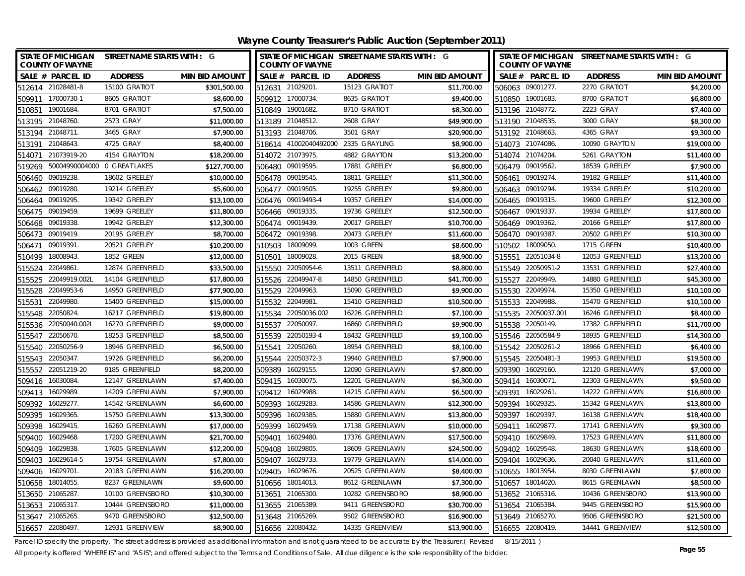# Wayne County Treasurer's Public Auction (September 2011)

STATE OF MICHIGAN COUNTY OF WAYNE — STREET NAME STARTS WITH : G

| SALE # | PARCEL ID | ADDRESS | MIN BID AMOUNT |
|---|---|---|---|
| 512614 | 21028481-8 | 15100 GRATIOT | $301,500.00 |
| 509911 | 17000730-1 | 8605 GRATIOT | $8,600.00 |
| 510851 | 19001684. | 8701 GRATIOT | $7,500.00 |
| 513195 | 21048760. | 2573 GRAY | $11,000.00 |
| 513194 | 21048711. | 3465 GRAY | $7,900.00 |
| 513191 | 21048643. | 4725 GRAY | $8,400.00 |
| 514071 | 21073919-20 | 4154 GRAYTON | $18,200.00 |
| 519269 | 50004990004000 | 0 GREAT LAKES | $127,700.00 |
| 506460 | 09019238. | 18602 GREELEY | $10,000.00 |
| 506462 | 09019280. | 19214 GREELEY | $5,600.00 |
| 506464 | 09019295. | 19342 GREELEY | $13,100.00 |
| 506475 | 09019459. | 19699 GREELEY | $11,800.00 |
| 506468 | 09019338. | 19942 GREELEY | $12,300.00 |
| 506473 | 09019419. | 20195 GREELEY | $8,700.00 |
| 506471 | 09019391. | 20521 GREELEY | $10,200.00 |
| 510499 | 18008943. | 1852 GREEN | $12,000.00 |
| 515524 | 22049861. | 12874 GREENFIELD | $33,500.00 |
| 515525 | 22049919.002L | 14104 GREENFIELD | $17,800.00 |
| 515528 | 22049953-6 | 14950 GREENFIELD | $77,900.00 |
| 515531 | 22049980. | 15400 GREENFIELD | $15,000.00 |
| 515548 | 22050824. | 16217 GREENFIELD | $19,800.00 |
| 515536 | 22050040.002L | 16270 GREENFIELD | $9,000.00 |
| 515547 | 22050670. | 18253 GREENFIELD | $8,500.00 |
| 515540 | 22050256-9 | 18946 GREENFIELD | $6,500.00 |
| 515543 | 22050347. | 19726 GREENFIELD | $6,200.00 |
| 515552 | 22051219-20 | 9185 GREENFIELD | $8,200.00 |
| 509416 | 16030084. | 12147 GREENLAWN | $7,400.00 |
| 509413 | 16029989. | 14209 GREENLAWN | $7,900.00 |
| 509392 | 16029277. | 14542 GREENLAWN | $6,600.00 |
| 509395 | 16029365. | 15750 GREENLAWN | $13,300.00 |
| 509398 | 16029415. | 16260 GREENLAWN | $17,000.00 |
| 509400 | 16029468. | 17200 GREENLAWN | $21,700.00 |
| 509409 | 16029838. | 17605 GREENLAWN | $12,200.00 |
| 509403 | 16029614-5 | 19754 GREENLAWN | $7,800.00 |
| 509406 | 16029701. | 20183 GREENLAWN | $16,200.00 |
| 510658 | 18014055. | 8237 GREENLAWN | $9,600.00 |
| 513650 | 21065287. | 10100 GREENSBORO | $10,300.00 |
| 513653 | 21065317. | 10444 GREENSBORO | $11,000.00 |
| 513647 | 21065265. | 9470 GREENSBORO | $12,500.00 |
| 516657 | 22080497. | 12931 GREENVIEW | $8,900.00 |
| 512631 | 21029201. | 15123 GRATIOT | $11,700.00 |
| 509912 | 17000734. | 8635 GRATIOT | $9,400.00 |
| 510849 | 19001682. | 8710 GRATIOT | $8,300.00 |
| 513189 | 21048512. | 2608 GRAY | $49,900.00 |
| 513193 | 21048706. | 3501 GRAY | $20,900.00 |
| 518614 | 41002040492000 | 2335 GRAYLING | $8,900.00 |
| 514072 | 21073975. | 4882 GRAYTON | $13,200.00 |
| 506480 | 09019595. | 17881 GREELEY | $6,800.00 |
| 506478 | 09019545. | 18811 GREELEY | $11,300.00 |
| 506477 | 09019505. | 19255 GREELEY | $9,800.00 |
| 506476 | 09019493-4 | 19357 GREELEY | $14,000.00 |
| 506466 | 09019335. | 19736 GREELEY | $12,500.00 |
| 506474 | 09019439. | 20017 GREELEY | $10,700.00 |
| 506472 | 09019398. | 20473 GREELEY | $11,600.00 |
| 510503 | 18009099. | 1003 GREEN | $8,600.00 |
| 510501 | 18009028. | 2015 GREEN | $8,900.00 |
| 515550 | 22050954-6 | 13511 GREENFIELD | $8,800.00 |
| 515526 | 22049947-8 | 14850 GREENFIELD | $41,700.00 |
| 515529 | 22049963. | 15090 GREENFIELD | $9,900.00 |
| 515532 | 22049981. | 15410 GREENFIELD | $10,500.00 |
| 515534 | 22050036.002 | 16226 GREENFIELD | $7,100.00 |
| 515537 | 22050097. | 16860 GREENFIELD | $9,900.00 |
| 515539 | 22050193-4 | 18432 GREENFIELD | $9,100.00 |
| 515541 | 22050260. | 18954 GREENFIELD | $8,100.00 |
| 515544 | 22050372-3 | 19940 GREENFIELD | $7,900.00 |
| 509389 | 16029155. | 12090 GREENLAWN | $7,800.00 |
| 509415 | 16030075. | 12201 GREENLAWN | $6,300.00 |
| 509412 | 16029988. | 14215 GREENLAWN | $6,500.00 |
| 509393 | 16029283. | 14586 GREENLAWN | $12,300.00 |
| 509396 | 16029385. | 15880 GREENLAWN | $13,800.00 |
| 509399 | 16029459. | 17138 GREENLAWN | $10,000.00 |
| 509401 | 16029480. | 17376 GREENLAWN | $17,500.00 |
| 509408 | 16029805. | 18609 GREENLAWN | $24,500.00 |
| 509407 | 16029733. | 19779 GREENLAWN | $14,000.00 |
| 509405 | 16029676. | 20525 GREENLAWN | $8,400.00 |
| 510656 | 18014013. | 8612 GREENLAWN | $7,300.00 |
| 513651 | 21065300. | 10282 GREENSBORO | $8,900.00 |
| 513655 | 21065389. | 9411 GREENSBORO | $30,700.00 |
| 513648 | 21065269. | 9502 GREENSBORO | $16,900.00 |
| 516656 | 22080432. | 14335 GREENVIEW | $13,900.00 |
| 506063 | 09001277. | 2270 GRATIOT | $4,200.00 |
| 510850 | 19001683. | 8700 GRATIOT | $6,800.00 |
| 513196 | 21048772. | 2223 GRAY | $7,400.00 |
| 513190 | 21048535. | 3000 GRAY | $8,300.00 |
| 513192 | 21048663. | 4365 GRAY | $9,300.00 |
| 514073 | 21074086. | 10090 GRAYTON | $19,000.00 |
| 514074 | 21074204. | 5261 GRAYTON | $11,400.00 |
| 506479 | 09019562. | 18539 GREELEY | $7,900.00 |
| 506461 | 09019274. | 19182 GREELEY | $11,400.00 |
| 506463 | 09019294. | 19334 GREELEY | $10,200.00 |
| 506465 | 09019315. | 19600 GREELEY | $12,300.00 |
| 506467 | 09019337. | 19934 GREELEY | $17,800.00 |
| 506469 | 09019362. | 20166 GREELEY | $17,800.00 |
| 506470 | 09019387. | 20502 GREELEY | $10,300.00 |
| 510502 | 18009050. | 1715 GREEN | $10,400.00 |
| 515551 | 22051034-8 | 12053 GREENFIELD | $13,200.00 |
| 515549 | 22050951-2 | 13531 GREENFIELD | $27,400.00 |
| 515527 | 22049949. | 14880 GREENFIELD | $45,300.00 |
| 515530 | 22049974. | 15350 GREENFIELD | $10,100.00 |
| 515533 | 22049988. | 15470 GREENFIELD | $10,100.00 |
| 515535 | 22050037.001 | 16246 GREENFIELD | $8,400.00 |
| 515538 | 22050149. | 17382 GREENFIELD | $11,700.00 |
| 515546 | 22050584-9 | 18935 GREENFIELD | $14,300.00 |
| 515542 | 22050261-2 | 18966 GREENFIELD | $6,400.00 |
| 515545 | 22050481-3 | 19953 GREENFIELD | $19,500.00 |
| 509390 | 16029160. | 12120 GREENLAWN | $7,000.00 |
| 509414 | 16030071. | 12303 GREENLAWN | $9,500.00 |
| 509391 | 16029261. | 14222 GREENLAWN | $16,800.00 |
| 509394 | 16029325. | 15342 GREENLAWN | $13,800.00 |
| 509397 | 16029397. | 16138 GREENLAWN | $18,400.00 |
| 509411 | 16029877. | 17141 GREENLAWN | $9,300.00 |
| 509410 | 16029849. | 17523 GREENLAWN | $11,800.00 |
| 509402 | 16029548. | 18630 GREENLAWN | $18,600.00 |
| 509404 | 16029636. | 20040 GREENLAWN | $11,600.00 |
| 510655 | 18013954. | 8030 GREENLAWN | $7,800.00 |
| 510657 | 18014020. | 8615 GREENLAWN | $8,500.00 |
| 513652 | 21065316. | 10436 GREENSBORO | $13,900.00 |
| 513654 | 21065384. | 9445 GREENSBORO | $15,900.00 |
| 513649 | 21065270. | 9506 GREENSBORO | $21,500.00 |
| 516655 | 22080419. | 14441 GREENVIEW | $12,500.00 |

Parcel ID specify the property. The street address is provided as additional information and is not guaranteed to be accurate by the Treasurer.( Revised 8/15/2011 )

All property is offered "WHERE IS" and "AS IS"; and offered subject to the Terms and Conditions of Sale. All due diligence is the sole responsibility of the bidder.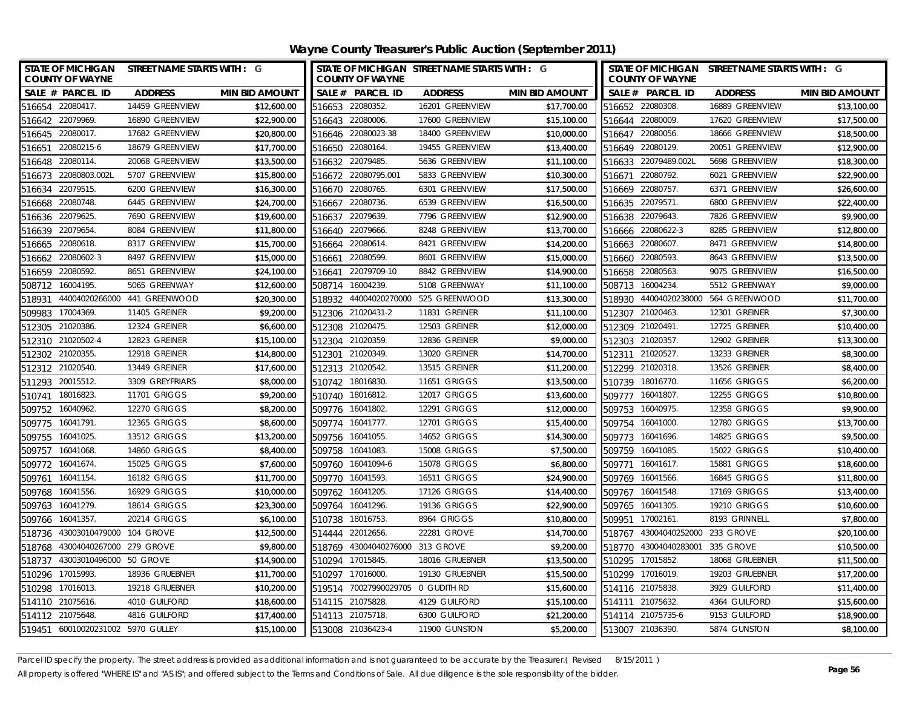# Wayne County Treasurer's Public Auction (September 2011)

| SALE # | PARCEL ID | ADDRESS | MIN BID AMOUNT |
|---|---|---|---|
| 516654 | 22080417. | 14459 GREENVIEW | $12,600.00 |
| 516653 | 22080352. | 16201 GREENVIEW | $17,700.00 |
| 516652 | 22080308. | 16889 GREENVIEW | $13,100.00 |
| 516642 | 22079969. | 16890 GREENVIEW | $22,900.00 |
| 516643 | 22080006. | 17600 GREENVIEW | $15,100.00 |
| 516644 | 22080009. | 17620 GREENVIEW | $17,500.00 |
| 516645 | 22080017. | 17682 GREENVIEW | $20,800.00 |
| 516646 | 22080023-38 | 18400 GREENVIEW | $10,000.00 |
| 516647 | 22080056. | 18666 GREENVIEW | $18,500.00 |
| 516651 | 22080215-6 | 18679 GREENVIEW | $17,700.00 |
| 516650 | 22080164. | 19455 GREENVIEW | $13,400.00 |
| 516649 | 22080129. | 20051 GREENVIEW | $12,900.00 |
| 516648 | 22080114. | 20068 GREENVIEW | $13,500.00 |
| 516632 | 22079485. | 5636 GREENVIEW | $11,100.00 |
| 516633 | 22079489.002L | 5698 GREENVIEW | $18,300.00 |
| 516673 | 22080803.002L | 5707 GREENVIEW | $15,800.00 |
| 516672 | 22080795.001 | 5833 GREENVIEW | $10,300.00 |
| 516671 | 22080792. | 6021 GREENVIEW | $22,900.00 |
| 516634 | 22079515. | 6200 GREENVIEW | $16,300.00 |
| 516670 | 22080765. | 6301 GREENVIEW | $17,500.00 |
| 516669 | 22080757. | 6371 GREENVIEW | $26,600.00 |
| 516668 | 22080748. | 6445 GREENVIEW | $24,700.00 |
| 516667 | 22080736. | 6539 GREENVIEW | $16,500.00 |
| 516635 | 22079571. | 6800 GREENVIEW | $22,400.00 |
| 516636 | 22079625. | 7690 GREENVIEW | $19,600.00 |
| 516637 | 22079639. | 7796 GREENVIEW | $12,900.00 |
| 516638 | 22079643. | 7826 GREENVIEW | $9,900.00 |
| 516639 | 22079654. | 8084 GREENVIEW | $11,800.00 |
| 516640 | 22079666. | 8248 GREENVIEW | $13,700.00 |
| 516666 | 22080622-3 | 8285 GREENVIEW | $12,800.00 |
| 516665 | 22080618. | 8317 GREENVIEW | $15,700.00 |
| 516664 | 22080614. | 8421 GREENVIEW | $14,200.00 |
| 516663 | 22080607. | 8471 GREENVIEW | $14,800.00 |
| 516662 | 22080602-3 | 8497 GREENVIEW | $15,000.00 |
| 516661 | 22080599. | 8601 GREENVIEW | $15,000.00 |
| 516660 | 22080593. | 8643 GREENVIEW | $13,500.00 |
| 516659 | 22080592. | 8651 GREENVIEW | $24,100.00 |
| 516641 | 22079709-10 | 8842 GREENVIEW | $14,900.00 |
| 516658 | 22080563. | 9075 GREENVIEW | $16,500.00 |
| 508712 | 16004195. | 5065 GREENWAY | $12,600.00 |
| 508714 | 16004239. | 5108 GREENWAY | $11,100.00 |
| 508713 | 16004234. | 5512 GREENWAY | $9,000.00 |
| 518931 | 44004020266000 | 441 GREENWOOD | $20,300.00 |
| 518932 | 44004020270000 | 525 GREENWOOD | $13,300.00 |
| 518930 | 44004020238000 | 564 GREENWOOD | $11,700.00 |
| 509983 | 17004369. | 11405 GREINER | $9,200.00 |
| 512306 | 21020431-2 | 11831 GREINER | $11,100.00 |
| 512307 | 21020463. | 12301 GREINER | $7,300.00 |
| 512305 | 21020386. | 12324 GREINER | $6,600.00 |
| 512308 | 21020475. | 12503 GREINER | $12,000.00 |
| 512309 | 21020491. | 12725 GREINER | $10,400.00 |
| 512310 | 21020502-4 | 12823 GREINER | $15,100.00 |
| 512304 | 21020359. | 12836 GREINER | $9,000.00 |
| 512303 | 21020357. | 12902 GREINER | $13,300.00 |
| 512302 | 21020355. | 12918 GREINER | $14,800.00 |
| 512301 | 21020349. | 13020 GREINER | $14,700.00 |
| 512311 | 21020527. | 13233 GREINER | $8,300.00 |
| 512312 | 21020540. | 13449 GREINER | $17,600.00 |
| 512313 | 21020542. | 13515 GREINER | $11,200.00 |
| 512299 | 21020318. | 13526 GREINER | $8,400.00 |
| 511293 | 20015512. | 3309 GREYFRIARS | $8,000.00 |
| 510742 | 18016830. | 11651 GRIGGS | $13,500.00 |
| 510739 | 18016770. | 11656 GRIGGS | $6,200.00 |
| 510741 | 18016823. | 11701 GRIGGS | $9,200.00 |
| 510740 | 18016812. | 12017 GRIGGS | $13,600.00 |
| 509777 | 16041807. | 12255 GRIGGS | $10,800.00 |
| 509752 | 16040962. | 12270 GRIGGS | $8,200.00 |
| 509776 | 16041802. | 12291 GRIGGS | $12,000.00 |
| 509753 | 16040975. | 12358 GRIGGS | $9,900.00 |
| 509775 | 16041791. | 12365 GRIGGS | $8,600.00 |
| 509774 | 16041777. | 12701 GRIGGS | $15,400.00 |
| 509754 | 16041000. | 12780 GRIGGS | $13,700.00 |
| 509755 | 16041025. | 13512 GRIGGS | $13,200.00 |
| 509756 | 16041055. | 14652 GRIGGS | $14,300.00 |
| 509773 | 16041696. | 14825 GRIGGS | $9,500.00 |
| 509757 | 16041068. | 14860 GRIGGS | $8,400.00 |
| 509758 | 16041083. | 15008 GRIGGS | $7,500.00 |
| 509759 | 16041085. | 15022 GRIGGS | $10,400.00 |
| 509772 | 16041674. | 15025 GRIGGS | $7,600.00 |
| 509760 | 16041094-6 | 15078 GRIGGS | $6,800.00 |
| 509771 | 16041617. | 15881 GRIGGS | $18,600.00 |
| 509761 | 16041154. | 16182 GRIGGS | $11,700.00 |
| 509770 | 16041593. | 16511 GRIGGS | $24,900.00 |
| 509769 | 16041566. | 16845 GRIGGS | $11,800.00 |
| 509768 | 16041556. | 16929 GRIGGS | $10,000.00 |
| 509762 | 16041205. | 17126 GRIGGS | $14,400.00 |
| 509767 | 16041548. | 17169 GRIGGS | $13,400.00 |
| 509763 | 16041279. | 18614 GRIGGS | $23,300.00 |
| 509764 | 16041296. | 19136 GRIGGS | $22,900.00 |
| 509765 | 16041305. | 19210 GRIGGS | $10,600.00 |
| 509766 | 16041357. | 20214 GRIGGS | $6,100.00 |
| 510738 | 18016753. | 8964 GRIGGS | $10,800.00 |
| 509951 | 17002161. | 8193 GRINNELL | $7,800.00 |
| 518736 | 43003010479000 | 104 GROVE | $12,500.00 |
| 514444 | 22012656. | 22281 GROVE | $14,700.00 |
| 518767 | 43004040252000 | 233 GROVE | $20,100.00 |
| 518768 | 43004040267000 | 279 GROVE | $9,800.00 |
| 518769 | 43004040276000 | 313 GROVE | $9,200.00 |
| 518770 | 43004040283001 | 335 GROVE | $10,500.00 |
| 518737 | 43003010496000 | 50 GROVE | $14,900.00 |
| 510294 | 17015845. | 18016 GRUEBNER | $13,500.00 |
| 510295 | 17015852. | 18068 GRUEBNER | $11,500.00 |
| 510296 | 17015993. | 18936 GRUEBNER | $11,700.00 |
| 510297 | 17016000. | 19130 GRUEBNER | $15,500.00 |
| 510299 | 17016019. | 19203 GRUEBNER | $17,200.00 |
| 510298 | 17016013. | 19218 GRUEBNER | $10,200.00 |
| 519514 | 70027990029705 | 0 GUDITH RD | $15,600.00 |
| 514116 | 21075838. | 3929 GUILFORD | $11,400.00 |
| 514110 | 21075616. | 4010 GUILFORD | $18,600.00 |
| 514115 | 21075828. | 4129 GUILFORD | $15,100.00 |
| 514111 | 21075632. | 4364 GUILFORD | $15,600.00 |
| 514112 | 21075648. | 4816 GUILFORD | $17,400.00 |
| 514113 | 21075718. | 6300 GUILFORD | $21,200.00 |
| 514114 | 21075735-6 | 9153 GUILFORD | $18,900.00 |
| 519451 | 60010020231002 | 5970 GULLEY | $15,100.00 |
| 513008 | 21036423-4 | 11900 GUNSTON | $5,200.00 |
| 513007 | 21036390. | 5874 GUNSTON | $8,100.00 |

Parcel ID specify the property. The street address is provided as additional information and is not guaranteed to be accurate by the Treasurer.( Revised 8/15/2011 )

All property is offered "WHERE IS" and "AS IS"; and offered subject to the Terms and Conditions of Sale. All due diligence is the sole responsibility of the bidder.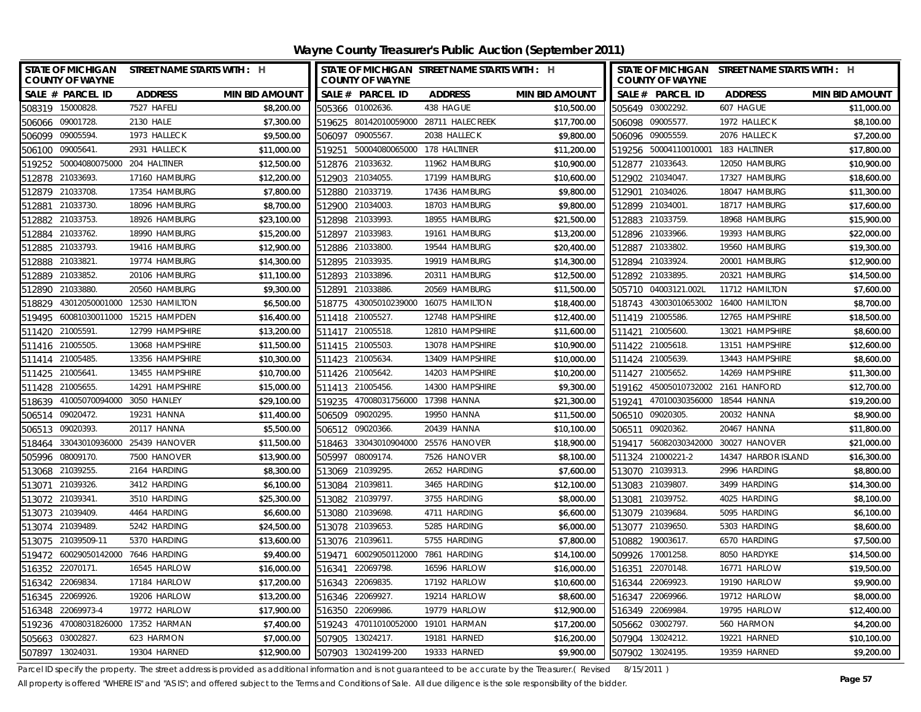# Wayne County Treasurer's Public Auction (September 2011)

| STATE OF MICHIGAN COUNTY OF WAYNE | STREET NAME STARTS WITH : H | |
|---|---|---|
| SALE # PARCEL ID | ADDRESS | MIN BID AMOUNT |
| 508319 15000828. | 7527 HAFELI | $8,200.00 |
| 506066 09001728. | 2130 HALE | $7,300.00 |
| 506099 09005594. | 1973 HALLECK | $9,500.00 |
| 506100 09005641. | 2931 HALLECK | $11,000.00 |
| 519252 50004080075000 | 204 HALTINER | $12,500.00 |
| 512878 21033693. | 17160 HAMBURG | $12,200.00 |
| 512879 21033708. | 17354 HAMBURG | $7,800.00 |
| 512881 21033730. | 18096 HAMBURG | $8,700.00 |
| 512882 21033753. | 18926 HAMBURG | $23,100.00 |
| 512884 21033762. | 18990 HAMBURG | $15,200.00 |
| 512885 21033793. | 19416 HAMBURG | $12,900.00 |
| 512888 21033821. | 19774 HAMBURG | $14,300.00 |
| 512889 21033852. | 20106 HAMBURG | $11,100.00 |
| 512890 21033880. | 20560 HAMBURG | $9,300.00 |
| 518829 43012050001000 | 12530 HAMILTON | $6,500.00 |
| 519495 60081030011000 | 15215 HAMPDEN | $16,400.00 |
| 511420 21005591. | 12799 HAMPSHIRE | $13,200.00 |
| 511416 21005505. | 13068 HAMPSHIRE | $11,500.00 |
| 511414 21005485. | 13356 HAMPSHIRE | $10,300.00 |
| 511425 21005641. | 13455 HAMPSHIRE | $10,700.00 |
| 511428 21005655. | 14291 HAMPSHIRE | $15,000.00 |
| 518639 41005070094000 | 3050 HANLEY | $29,100.00 |
| 506514 09020472. | 19231 HANNA | $11,400.00 |
| 506513 09020393. | 20117 HANNA | $5,500.00 |
| 518464 33043010936000 | 25439 HANOVER | $11,500.00 |
| 505996 08009170. | 7500 HANOVER | $13,900.00 |
| 513068 21039255. | 2164 HARDING | $8,300.00 |
| 513071 21039326. | 3412 HARDING | $6,100.00 |
| 513072 21039341. | 3510 HARDING | $25,300.00 |
| 513073 21039409. | 4464 HARDING | $6,600.00 |
| 513074 21039489. | 5242 HARDING | $24,500.00 |
| 513075 21039509-11 | 5370 HARDING | $13,600.00 |
| 519472 60029050142000 | 7646 HARDING | $9,400.00 |
| 516352 22070171. | 16545 HARLOW | $16,000.00 |
| 516342 22069834. | 17184 HARLOW | $17,200.00 |
| 516345 22069926. | 19206 HARLOW | $13,200.00 |
| 516348 22069973-4 | 19772 HARLOW | $17,900.00 |
| 519236 47008031826000 | 17352 HARMAN | $7,400.00 |
| 505663 03002827. | 623 HARMON | $7,000.00 |
| 507897 13024031. | 19304 HARNED | $12,900.00 |
| 505366 01002636. | 438 HAGUE | $10,500.00 |
| 519625 80142010059000 | 28711 HALECREEK | $17,700.00 |
| 506097 09005567. | 2038 HALLECK | $9,800.00 |
| 519251 50004080065000 | 178 HALTINER | $11,200.00 |
| 512876 21033632. | 11962 HAMBURG | $10,900.00 |
| 512903 21034055. | 17199 HAMBURG | $10,600.00 |
| 512880 21033719. | 17436 HAMBURG | $9,800.00 |
| 512900 21034003. | 18703 HAMBURG | $9,800.00 |
| 512898 21033993. | 18955 HAMBURG | $21,500.00 |
| 512897 21033983. | 19161 HAMBURG | $13,200.00 |
| 512886 21033800. | 19544 HAMBURG | $20,400.00 |
| 512895 21033935. | 19919 HAMBURG | $14,300.00 |
| 512893 21033896. | 20311 HAMBURG | $12,500.00 |
| 512891 21033886. | 20569 HAMBURG | $11,500.00 |
| 518775 43005010239000 | 16075 HAMILTON | $18,400.00 |
| 511418 21005527. | 12748 HAMPSHIRE | $12,400.00 |
| 511417 21005518. | 12810 HAMPSHIRE | $11,600.00 |
| 511415 21005503. | 13078 HAMPSHIRE | $10,900.00 |
| 511423 21005634. | 13409 HAMPSHIRE | $10,000.00 |
| 511426 21005642. | 14203 HAMPSHIRE | $10,200.00 |
| 511413 21005456. | 14300 HAMPSHIRE | $9,300.00 |
| 519235 47008031756000 | 17398 HANNA | $21,300.00 |
| 506509 09020295. | 19950 HANNA | $11,500.00 |
| 506512 09020366. | 20439 HANNA | $10,100.00 |
| 518463 33043010904000 | 25576 HANOVER | $18,900.00 |
| 505997 08009174. | 7526 HANOVER | $8,100.00 |
| 513069 21039295. | 2652 HARDING | $7,600.00 |
| 513084 21039811. | 3465 HARDING | $12,100.00 |
| 513082 21039797. | 3755 HARDING | $8,000.00 |
| 513080 21039698. | 4711 HARDING | $6,600.00 |
| 513078 21039653. | 5285 HARDING | $6,000.00 |
| 513076 21039611. | 5755 HARDING | $7,800.00 |
| 519471 60029050112000 | 7861 HARDING | $14,100.00 |
| 516341 22069798. | 16596 HARLOW | $16,000.00 |
| 516343 22069835. | 17192 HARLOW | $10,600.00 |
| 516346 22069927. | 19214 HARLOW | $8,600.00 |
| 516350 22069986. | 19779 HARLOW | $12,900.00 |
| 519243 47011010052000 | 19101 HARMAN | $17,200.00 |
| 507905 13024217. | 19181 HARNED | $16,200.00 |
| 507903 13024199-200 | 19333 HARNED | $9,900.00 |
| 505649 03002292. | 607 HAGUE | $11,000.00 |
| 506098 09005577. | 1972 HALLECK | $8,100.00 |
| 506096 09005559. | 2076 HALLECK | $7,200.00 |
| 519256 50004110010001 | 183 HALTINER | $17,800.00 |
| 512877 21033643. | 12050 HAMBURG | $10,900.00 |
| 512902 21034047. | 17327 HAMBURG | $18,600.00 |
| 512901 21034026. | 18047 HAMBURG | $11,300.00 |
| 512899 21034001. | 18717 HAMBURG | $17,600.00 |
| 512883 21033759. | 18968 HAMBURG | $15,900.00 |
| 512896 21033966. | 19393 HAMBURG | $22,000.00 |
| 512887 21033802. | 19560 HAMBURG | $19,300.00 |
| 512894 21033924. | 20001 HAMBURG | $12,900.00 |
| 512892 21033895. | 20321 HAMBURG | $14,500.00 |
| 505710 04003121.002L | 11712 HAMILTON | $7,600.00 |
| 518743 43003010653002 | 16400 HAMILTON | $8,700.00 |
| 511419 21005586. | 12765 HAMPSHIRE | $18,500.00 |
| 511421 21005600. | 13021 HAMPSHIRE | $8,600.00 |
| 511422 21005618. | 13151 HAMPSHIRE | $12,600.00 |
| 511424 21005639. | 13443 HAMPSHIRE | $8,600.00 |
| 511427 21005652. | 14269 HAMPSHIRE | $11,300.00 |
| 519162 45005010732002 | 2161 HANFORD | $12,700.00 |
| 519241 47010030356000 | 18544 HANNA | $19,200.00 |
| 506510 09020305. | 20032 HANNA | $8,900.00 |
| 506511 09020362. | 20467 HANNA | $11,800.00 |
| 519417 56082030342000 | 30027 HANOVER | $21,000.00 |
| 511324 21000221-2 | 14347 HARBOR ISLAND | $16,300.00 |
| 513070 21039313. | 2996 HARDING | $8,800.00 |
| 513083 21039807. | 3499 HARDING | $14,300.00 |
| 513081 21039752. | 4025 HARDING | $8,100.00 |
| 513079 21039684. | 5095 HARDING | $6,100.00 |
| 513077 21039650. | 5303 HARDING | $8,600.00 |
| 510882 19003617. | 6570 HARDING | $7,500.00 |
| 509926 17001258. | 8050 HARDYKE | $14,500.00 |
| 516351 22070148. | 16771 HARLOW | $19,500.00 |
| 516344 22069923. | 19190 HARLOW | $9,900.00 |
| 516347 22069966. | 19712 HARLOW | $8,000.00 |
| 516349 22069984. | 19795 HARLOW | $12,400.00 |
| 505662 03002797. | 560 HARMON | $4,200.00 |
| 507904 13024212. | 19221 HARNED | $10,100.00 |
| 507902 13024195. | 19359 HARNED | $9,200.00 |

Parcel ID specify the property. The street address is provided as additional information and is not guaranteed to be accurate by the Treasurer.( Revised 8/15/2011 )

All property is offered "WHERE IS" and "AS IS"; and offered subject to the Terms and Conditions of Sale. All due diligence is the sole responsibility of the bidder.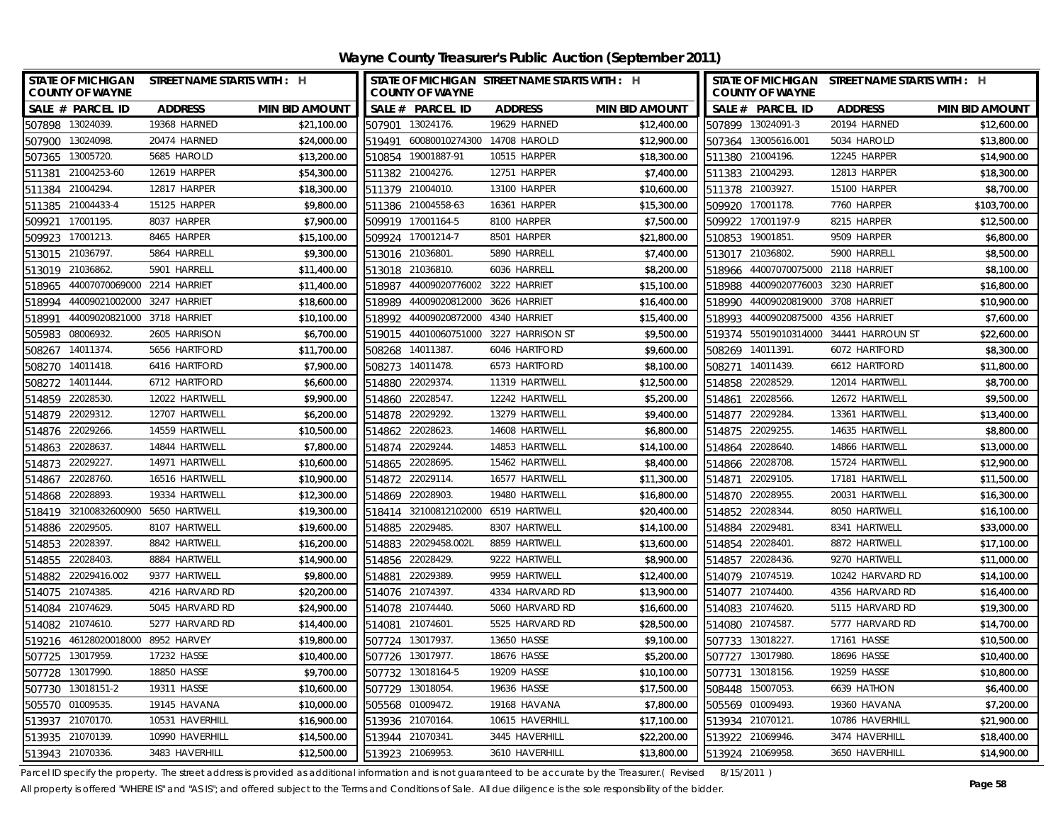# Wayne County Treasurer's Public Auction (September 2011)

| STATE OF MICHIGAN COUNTY OF WAYNE | STREET NAME STARTS WITH : H | | |
|---|---|---|---|
| SALE # | PARCEL ID | ADDRESS | MIN BID AMOUNT |
| 507898 | 13024039. | 19368 HARNED | $21,100.00 |
| 507900 | 13024098. | 20474 HARNED | $24,000.00 |
| 507365 | 13005720. | 5685 HAROLD | $13,200.00 |
| 511381 | 21004253-60 | 12619 HARPER | $54,300.00 |
| 511384 | 21004294. | 12817 HARPER | $18,300.00 |
| 511385 | 21004433-4 | 15125 HARPER | $9,800.00 |
| 509921 | 17001195. | 8037 HARPER | $7,900.00 |
| 509923 | 17001213. | 8465 HARPER | $15,100.00 |
| 513015 | 21036797. | 5864 HARRELL | $9,300.00 |
| 513019 | 21036862. | 5901 HARRELL | $11,400.00 |
| 518965 | 44007070069000 | 2214 HARRIET | $11,400.00 |
| 518994 | 44009021002000 | 3247 HARRIET | $18,600.00 |
| 518991 | 44009020821000 | 3718 HARRIET | $10,100.00 |
| 505983 | 08006932. | 2605 HARRISON | $6,700.00 |
| 508267 | 14011374. | 5656 HARTFORD | $11,700.00 |
| 508270 | 14011418. | 6416 HARTFORD | $7,900.00 |
| 508272 | 14011444. | 6712 HARTFORD | $6,600.00 |
| 514859 | 22028530. | 12022 HARTWELL | $9,900.00 |
| 514879 | 22029312. | 12707 HARTWELL | $6,200.00 |
| 514876 | 22029266. | 14559 HARTWELL | $10,500.00 |
| 514863 | 22028637. | 14844 HARTWELL | $7,800.00 |
| 514873 | 22029227. | 14971 HARTWELL | $10,600.00 |
| 514867 | 22028760. | 16516 HARTWELL | $10,900.00 |
| 514868 | 22028893. | 19334 HARTWELL | $12,300.00 |
| 518419 | 32100832600900 | 5650 HARTWELL | $19,300.00 |
| 514886 | 22029505. | 8107 HARTWELL | $19,600.00 |
| 514853 | 22028397. | 8842 HARTWELL | $16,200.00 |
| 514855 | 22028403. | 8884 HARTWELL | $14,900.00 |
| 514882 | 22029416.002 | 9377 HARTWELL | $9,800.00 |
| 514075 | 21074385. | 4216 HARVARD RD | $20,200.00 |
| 514084 | 21074629. | 5045 HARVARD RD | $24,900.00 |
| 514082 | 21074610. | 5277 HARVARD RD | $14,400.00 |
| 519216 | 46128020018000 | 8952 HARVEY | $19,800.00 |
| 507725 | 13017959. | 17232 HASSE | $10,400.00 |
| 507728 | 13017990. | 18850 HASSE | $9,700.00 |
| 507730 | 13018151-2 | 19311 HASSE | $10,600.00 |
| 505570 | 01009535. | 19145 HAVANA | $10,000.00 |
| 513937 | 21070170. | 10531 HAVERHILL | $16,900.00 |
| 513935 | 21070139. | 10990 HAVERHILL | $14,500.00 |
| 513943 | 21070336. | 3483 HAVERHILL | $12,500.00 |
| 507901 | 13024176. | 19629 HARNED | $12,400.00 |
| 519491 | 60080010274300 | 14708 HAROLD | $12,900.00 |
| 510854 | 19001887-91 | 10515 HARPER | $18,300.00 |
| 511382 | 21004276. | 12751 HARPER | $7,400.00 |
| 511379 | 21004010. | 13100 HARPER | $10,600.00 |
| 511386 | 21004558-63 | 16361 HARPER | $15,300.00 |
| 509919 | 17001164-5 | 8100 HARPER | $7,500.00 |
| 509924 | 17001214-7 | 8501 HARPER | $21,800.00 |
| 513016 | 21036801. | 5890 HARRELL | $7,400.00 |
| 513018 | 21036810. | 6036 HARRELL | $8,200.00 |
| 518987 | 44009020776002 | 3222 HARRIET | $15,100.00 |
| 518989 | 44009020812000 | 3626 HARRIET | $16,400.00 |
| 518992 | 44009020872000 | 4340 HARRIET | $15,400.00 |
| 519015 | 44010060751000 | 3227 HARRISON ST | $9,500.00 |
| 508268 | 14011387. | 6046 HARTFORD | $9,600.00 |
| 508273 | 14011478. | 6573 HARTFORD | $8,100.00 |
| 514880 | 22029374. | 11319 HARTWELL | $12,500.00 |
| 514860 | 22028547. | 12242 HARTWELL | $5,200.00 |
| 514878 | 22029292. | 13279 HARTWELL | $9,400.00 |
| 514862 | 22028623. | 14608 HARTWELL | $6,800.00 |
| 514874 | 22029244. | 14853 HARTWELL | $14,100.00 |
| 514865 | 22028695. | 15462 HARTWELL | $8,400.00 |
| 514872 | 22029114. | 16577 HARTWELL | $11,300.00 |
| 514869 | 22028903. | 19480 HARTWELL | $16,800.00 |
| 518414 | 32100812102000 | 6519 HARTWELL | $20,400.00 |
| 514885 | 22029485. | 8307 HARTWELL | $14,100.00 |
| 514883 | 22029458.002L | 8859 HARTWELL | $13,600.00 |
| 514856 | 22028429. | 9222 HARTWELL | $8,900.00 |
| 514881 | 22029389. | 9959 HARTWELL | $12,400.00 |
| 514076 | 21074397. | 4334 HARVARD RD | $13,900.00 |
| 514078 | 21074440. | 5060 HARVARD RD | $16,600.00 |
| 514081 | 21074601. | 5525 HARVARD RD | $28,500.00 |
| 507724 | 13017937. | 13650 HASSE | $9,100.00 |
| 507726 | 13017977. | 18676 HASSE | $5,200.00 |
| 507732 | 13018164-5 | 19209 HASSE | $10,100.00 |
| 507729 | 13018054. | 19636 HASSE | $17,500.00 |
| 505568 | 01009472. | 19168 HAVANA | $7,800.00 |
| 513936 | 21070164. | 10615 HAVERHILL | $17,100.00 |
| 513944 | 21070341. | 3445 HAVERHILL | $22,200.00 |
| 513923 | 21069953. | 3610 HAVERHILL | $13,800.00 |
| 507899 | 13024091-3 | 20194 HARNED | $12,600.00 |
| 507364 | 13005616.001 | 5034 HAROLD | $13,800.00 |
| 511380 | 21004196. | 12245 HARPER | $14,900.00 |
| 511383 | 21004293. | 12813 HARPER | $18,300.00 |
| 511378 | 21003927. | 15100 HARPER | $8,700.00 |
| 509920 | 17001178. | 7760 HARPER | $103,700.00 |
| 509922 | 17001197-9 | 8215 HARPER | $12,500.00 |
| 510853 | 19001851. | 9509 HARPER | $6,800.00 |
| 513017 | 21036802. | 5900 HARRELL | $8,500.00 |
| 518966 | 44007070075000 | 2118 HARRIET | $8,100.00 |
| 518988 | 44009020776003 | 3230 HARRIET | $16,800.00 |
| 518990 | 44009020819000 | 3708 HARRIET | $10,900.00 |
| 518993 | 44009020875000 | 4356 HARRIET | $7,600.00 |
| 519374 | 55019010314000 | 34441 HARROUN ST | $22,600.00 |
| 508269 | 14011391. | 6072 HARTFORD | $8,300.00 |
| 508271 | 14011439. | 6612 HARTFORD | $11,800.00 |
| 514858 | 22028529. | 12014 HARTWELL | $8,700.00 |
| 514861 | 22028566. | 12672 HARTWELL | $9,500.00 |
| 514877 | 22029284. | 13361 HARTWELL | $13,400.00 |
| 514875 | 22029255. | 14635 HARTWELL | $8,800.00 |
| 514864 | 22028640. | 14866 HARTWELL | $13,000.00 |
| 514866 | 22028708. | 15724 HARTWELL | $12,900.00 |
| 514871 | 22029105. | 17181 HARTWELL | $11,500.00 |
| 514870 | 22028955. | 20031 HARTWELL | $16,300.00 |
| 514852 | 22028344. | 8050 HARTWELL | $16,100.00 |
| 514884 | 22029481. | 8341 HARTWELL | $33,000.00 |
| 514854 | 22028401. | 8872 HARTWELL | $17,100.00 |
| 514857 | 22028436. | 9270 HARTWELL | $11,000.00 |
| 514079 | 21074519. | 10242 HARVARD RD | $14,100.00 |
| 514077 | 21074400. | 4356 HARVARD RD | $16,400.00 |
| 514083 | 21074620. | 5115 HARVARD RD | $19,300.00 |
| 514080 | 21074587. | 5777 HARVARD RD | $14,700.00 |
| 507733 | 13018227. | 17161 HASSE | $10,500.00 |
| 507727 | 13017980. | 18696 HASSE | $10,400.00 |
| 507731 | 13018156. | 19259 HASSE | $10,800.00 |
| 508448 | 15007053. | 6639 HATHON | $6,400.00 |
| 505569 | 01009493. | 19360 HAVANA | $7,200.00 |
| 513934 | 21070121. | 10786 HAVERHILL | $21,900.00 |
| 513922 | 21069946. | 3474 HAVERHILL | $18,400.00 |
| 513924 | 21069958. | 3650 HAVERHILL | $14,900.00 |

Parcel ID specify the property. The street address is provided as additional information and is not guaranteed to be accurate by the Treasurer.( Revised 8/15/2011 )

All property is offered "WHERE IS" and "AS IS"; and offered subject to the Terms and Conditions of Sale. All due diligence is the sole responsibility of the bidder.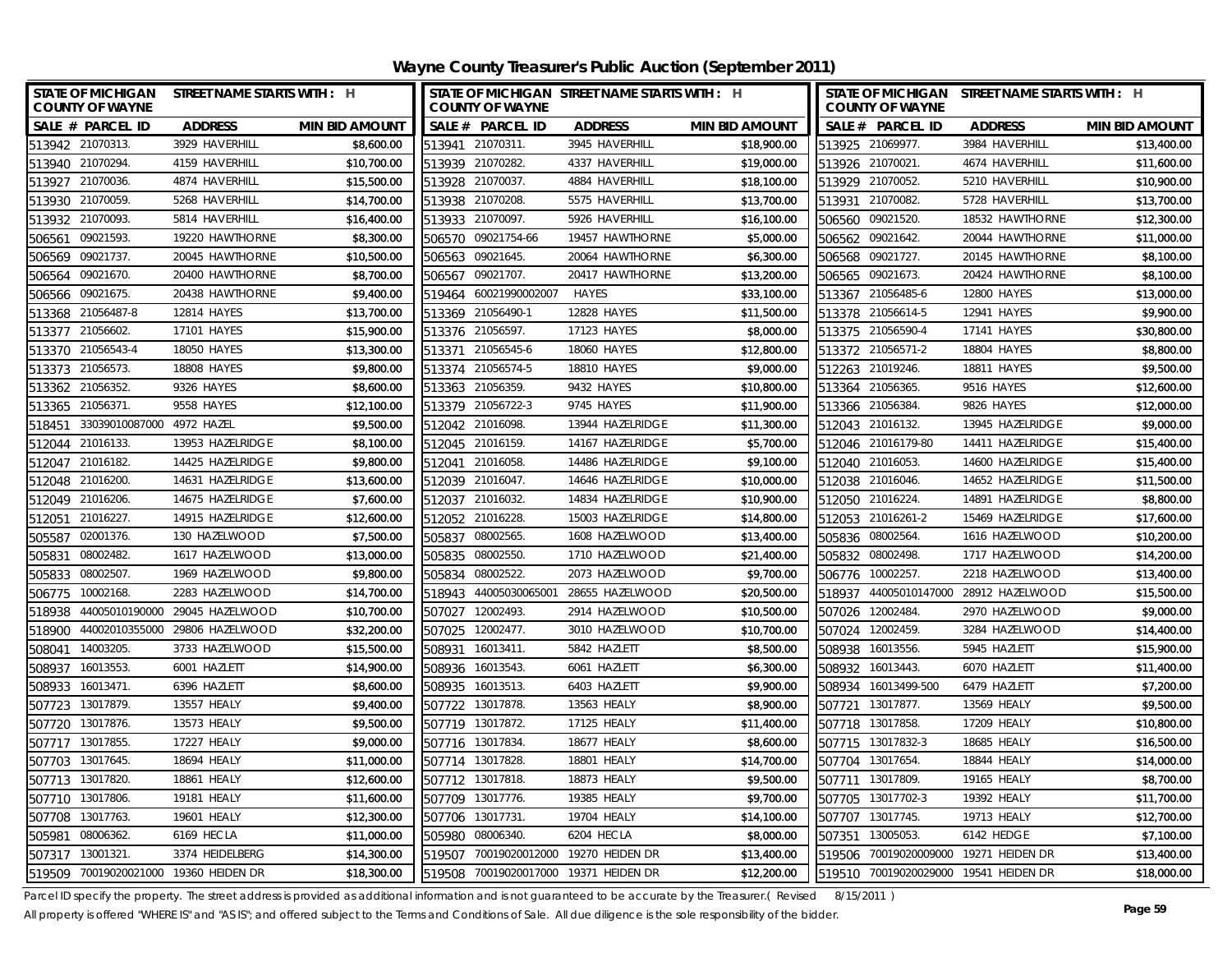# Wayne County Treasurer's Public Auction (September 2011)

| STATE OF MICHIGAN COUNTY OF WAYNE | STREET NAME STARTS WITH : H | |
|---|---|---|
| SALE # PARCEL ID | ADDRESS | MIN BID AMOUNT |
| 513942 21070313. | 3929 HAVERHILL | $8,600.00 |
| 513940 21070294. | 4159 HAVERHILL | $10,700.00 |
| 513927 21070036. | 4874 HAVERHILL | $15,500.00 |
| 513930 21070059. | 5268 HAVERHILL | $14,700.00 |
| 513932 21070093. | 5814 HAVERHILL | $16,400.00 |
| 506561 09021593. | 19220 HAWTHORNE | $8,300.00 |
| 506569 09021737. | 20045 HAWTHORNE | $10,500.00 |
| 506564 09021670. | 20400 HAWTHORNE | $8,700.00 |
| 506566 09021675. | 20438 HAWTHORNE | $9,400.00 |
| 513368 21056487-8 | 12814 HAYES | $13,700.00 |
| 513377 21056602. | 17101 HAYES | $15,900.00 |
| 513370 21056543-4 | 18050 HAYES | $13,300.00 |
| 513373 21056573. | 18808 HAYES | $9,800.00 |
| 513362 21056352. | 9326 HAYES | $8,600.00 |
| 513365 21056371. | 9558 HAYES | $12,100.00 |
| 518451 33039010087000 | 4972 HAZEL | $9,500.00 |
| 512044 21016133. | 13953 HAZELRIDGE | $8,100.00 |
| 512047 21016182. | 14425 HAZELRIDGE | $9,800.00 |
| 512048 21016200. | 14631 HAZELRIDGE | $13,600.00 |
| 512049 21016206. | 14675 HAZELRIDGE | $7,600.00 |
| 512051 21016227. | 14915 HAZELRIDGE | $12,600.00 |
| 505587 02001376. | 130 HAZELWOOD | $7,500.00 |
| 505831 08002482. | 1617 HAZELWOOD | $13,000.00 |
| 505833 08002507. | 1969 HAZELWOOD | $9,800.00 |
| 506775 10002168. | 2283 HAZELWOOD | $14,700.00 |
| 518938 44005010190000 | 29045 HAZELWOOD | $10,700.00 |
| 518900 44002010355000 | 29806 HAZELWOOD | $32,200.00 |
| 508041 14003205. | 3733 HAZELWOOD | $15,500.00 |
| 508937 16013553. | 6001 HAZLETT | $14,900.00 |
| 508933 16013471. | 6396 HAZLETT | $8,600.00 |
| 507723 13017879. | 13557 HEALY | $9,400.00 |
| 507720 13017876. | 13573 HEALY | $9,500.00 |
| 507717 13017855. | 17227 HEALY | $9,000.00 |
| 507703 13017645. | 18694 HEALY | $11,000.00 |
| 507713 13017820. | 18861 HEALY | $12,600.00 |
| 507710 13017806. | 19181 HEALY | $11,600.00 |
| 507708 13017763. | 19601 HEALY | $12,300.00 |
| 505981 08006362. | 6169 HECLA | $11,000.00 |
| 507317 13001321. | 3374 HEIDELBERG | $14,300.00 |
| 519509 70019020021000 | 19360 HEIDEN DR | $18,300.00 |
| 513941 21070311. | 3945 HAVERHILL | $18,900.00 |
| 513939 21070282. | 4337 HAVERHILL | $19,000.00 |
| 513928 21070037. | 4884 HAVERHILL | $18,100.00 |
| 513938 21070208. | 5575 HAVERHILL | $13,700.00 |
| 513933 21070097. | 5926 HAVERHILL | $16,100.00 |
| 506570 09021754-66 | 19457 HAWTHORNE | $5,000.00 |
| 506563 09021645. | 20064 HAWTHORNE | $6,300.00 |
| 506567 09021707. | 20417 HAWTHORNE | $13,200.00 |
| 519464 60021990002007 | HAYES | $33,100.00 |
| 513369 21056490-1 | 12828 HAYES | $11,500.00 |
| 513376 21056597. | 17123 HAYES | $8,000.00 |
| 513371 21056545-6 | 18060 HAYES | $12,800.00 |
| 513374 21056574-5 | 18810 HAYES | $9,000.00 |
| 513363 21056359. | 9432 HAYES | $10,800.00 |
| 513379 21056722-3 | 9745 HAYES | $11,900.00 |
| 512042 21016098. | 13944 HAZELRIDGE | $11,300.00 |
| 512045 21016159. | 14167 HAZELRIDGE | $5,700.00 |
| 512041 21016058. | 14486 HAZELRIDGE | $9,100.00 |
| 512039 21016047. | 14646 HAZELRIDGE | $10,000.00 |
| 512037 21016032. | 14834 HAZELRIDGE | $10,900.00 |
| 512052 21016228. | 15003 HAZELRIDGE | $14,800.00 |
| 505837 08002565. | 1608 HAZELWOOD | $13,400.00 |
| 505835 08002550. | 1710 HAZELWOOD | $21,400.00 |
| 505834 08002522. | 2073 HAZELWOOD | $9,700.00 |
| 518943 44005030065001 | 28655 HAZELWOOD | $20,500.00 |
| 507027 12002493. | 2914 HAZELWOOD | $10,500.00 |
| 507025 12002477. | 3010 HAZELWOOD | $10,700.00 |
| 508931 16013411. | 5842 HAZLETT | $8,500.00 |
| 508936 16013543. | 6061 HAZLETT | $6,300.00 |
| 508935 16013513. | 6403 HAZLETT | $9,900.00 |
| 507722 13017878. | 13563 HEALY | $8,900.00 |
| 507719 13017872. | 17125 HEALY | $11,400.00 |
| 507716 13017834. | 18677 HEALY | $8,600.00 |
| 507714 13017828. | 18801 HEALY | $14,700.00 |
| 507712 13017818. | 18873 HEALY | $9,500.00 |
| 507709 13017776. | 19385 HEALY | $9,700.00 |
| 507706 13017731. | 19704 HEALY | $14,100.00 |
| 505980 08006340. | 6204 HECLA | $8,000.00 |
| 519507 70019020012000 | 19270 HEIDEN DR | $13,400.00 |
| 519508 70019020017000 | 19371 HEIDEN DR | $12,200.00 |
| 513925 21069977. | 3984 HAVERHILL | $13,400.00 |
| 513926 21070021. | 4674 HAVERHILL | $11,600.00 |
| 513929 21070052. | 5210 HAVERHILL | $10,900.00 |
| 513931 21070082. | 5728 HAVERHILL | $13,700.00 |
| 506560 09021520. | 18532 HAWTHORNE | $12,300.00 |
| 506562 09021642. | 20044 HAWTHORNE | $11,000.00 |
| 506568 09021727. | 20145 HAWTHORNE | $8,100.00 |
| 506565 09021673. | 20424 HAWTHORNE | $8,100.00 |
| 513367 21056485-6 | 12800 HAYES | $13,000.00 |
| 513378 21056614-5 | 12941 HAYES | $9,900.00 |
| 513375 21056590-4 | 17141 HAYES | $30,800.00 |
| 513372 21056571-2 | 18804 HAYES | $8,800.00 |
| 512263 21019246. | 18811 HAYES | $9,500.00 |
| 513364 21056365. | 9516 HAYES | $12,600.00 |
| 513366 21056384. | 9826 HAYES | $12,000.00 |
| 512043 21016132. | 13945 HAZELRIDGE | $9,000.00 |
| 512046 21016179-80 | 14411 HAZELRIDGE | $15,400.00 |
| 512040 21016053. | 14600 HAZELRIDGE | $15,400.00 |
| 512038 21016046. | 14652 HAZELRIDGE | $11,500.00 |
| 512050 21016224. | 14891 HAZELRIDGE | $8,800.00 |
| 512053 21016261-2 | 15469 HAZELRIDGE | $17,600.00 |
| 505836 08002564. | 1616 HAZELWOOD | $10,200.00 |
| 505832 08002498. | 1717 HAZELWOOD | $14,200.00 |
| 506776 10002257. | 2218 HAZELWOOD | $13,400.00 |
| 518937 44005010147000 | 28912 HAZELWOOD | $15,500.00 |
| 507026 12002484. | 2970 HAZELWOOD | $9,000.00 |
| 507024 12002459. | 3284 HAZELWOOD | $14,400.00 |
| 508938 16013556. | 5945 HAZLETT | $15,900.00 |
| 508932 16013443. | 6070 HAZLETT | $11,400.00 |
| 508934 16013499-500 | 6479 HAZLETT | $7,200.00 |
| 507721 13017877. | 13569 HEALY | $9,500.00 |
| 507718 13017858. | 17209 HEALY | $10,800.00 |
| 507715 13017832-3 | 18685 HEALY | $16,500.00 |
| 507704 13017654. | 18844 HEALY | $14,000.00 |
| 507711 13017809. | 19165 HEALY | $8,700.00 |
| 507705 13017702-3 | 19392 HEALY | $11,700.00 |
| 507707 13017745. | 19713 HEALY | $12,700.00 |
| 507351 13005053. | 6142 HEDGE | $7,100.00 |
| 519506 70019020009000 | 19271 HEIDEN DR | $13,400.00 |
| 519510 70019020029000 | 19541 HEIDEN DR | $18,000.00 |

Parcel ID specify the property. The street address is provided as additional information and is not guaranteed to be accurate by the Treasurer.( Revised 8/15/2011 )

All property is offered "WHERE IS" and "AS IS"; and offered subject to the Terms and Conditions of Sale. All due diligence is the sole responsibility of the bidder.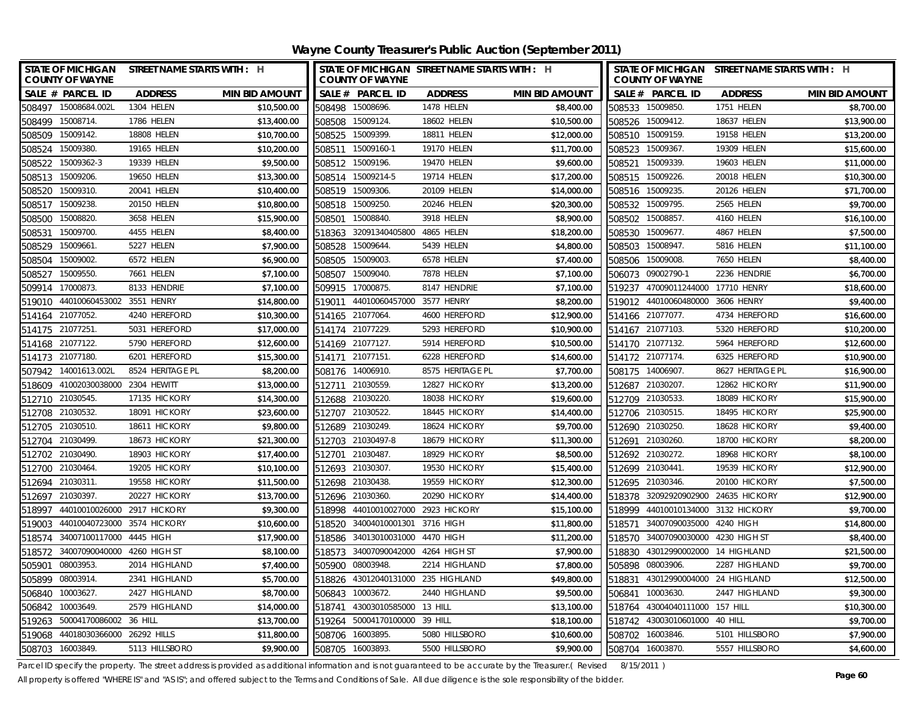# Wayne County Treasurer's Public Auction (September 2011)

| SALE # | PARCEL ID | ADDRESS | MIN BID AMOUNT |
|---|---|---|---|
| 508497 | 15008684.002L | 1304 HELEN | $10,500.00 |
| 508499 | 15008714. | 1786 HELEN | $13,400.00 |
| 508509 | 15009142. | 18808 HELEN | $10,700.00 |
| 508524 | 15009380. | 19165 HELEN | $10,200.00 |
| 508522 | 15009362-3 | 19339 HELEN | $9,500.00 |
| 508513 | 15009206. | 19650 HELEN | $13,300.00 |
| 508520 | 15009310. | 20041 HELEN | $10,400.00 |
| 508517 | 15009238. | 20150 HELEN | $10,800.00 |
| 508500 | 15008820. | 3658 HELEN | $15,900.00 |
| 508531 | 15009700. | 4455 HELEN | $8,400.00 |
| 508529 | 15009661. | 5227 HELEN | $7,900.00 |
| 508504 | 15009002. | 6572 HELEN | $6,900.00 |
| 508527 | 15009550. | 7661 HELEN | $7,100.00 |
| 509914 | 17000873. | 8133 HENDRIE | $7,100.00 |
| 519010 | 44010060453002 | 3551 HENRY | $14,800.00 |
| 514164 | 21077052. | 4240 HEREFORD | $10,300.00 |
| 514175 | 21077251. | 5031 HEREFORD | $17,000.00 |
| 514168 | 21077122. | 5790 HEREFORD | $12,600.00 |
| 514173 | 21077180. | 6201 HEREFORD | $15,300.00 |
| 507942 | 14001613.002L | 8524 HERITAGE PL | $8,200.00 |
| 518609 | 41002030038000 | 2304 HEWITT | $13,000.00 |
| 512710 | 21030545. | 17135 HICKORY | $14,300.00 |
| 512708 | 21030532. | 18091 HICKORY | $23,600.00 |
| 512705 | 21030510. | 18611 HICKORY | $9,800.00 |
| 512704 | 21030499. | 18673 HICKORY | $21,300.00 |
| 512702 | 21030490. | 18903 HICKORY | $17,400.00 |
| 512700 | 21030464. | 19205 HICKORY | $10,100.00 |
| 512694 | 21030311. | 19558 HICKORY | $11,500.00 |
| 512697 | 21030397. | 20227 HICKORY | $13,700.00 |
| 518997 | 44010010026000 | 2917 HICKORY | $9,300.00 |
| 519003 | 44010040723000 | 3574 HICKORY | $10,600.00 |
| 518574 | 34007100117000 | 4445 HIGH | $17,900.00 |
| 518572 | 34007090040000 | 4260 HIGH ST | $8,100.00 |
| 505901 | 08003953. | 2014 HIGHLAND | $7,400.00 |
| 505899 | 08003914. | 2341 HIGHLAND | $5,700.00 |
| 506840 | 10003627. | 2427 HIGHLAND | $8,700.00 |
| 506842 | 10003649. | 2579 HIGHLAND | $14,000.00 |
| 519263 | 50004170086002 | 36 HILL | $13,700.00 |
| 519068 | 44018030366000 | 26292 HILLS | $11,800.00 |
| 508703 | 16003849. | 5113 HILLSBORO | $9,900.00 |
| 508498 | 15008696. | 1478 HELEN | $8,400.00 |
| 508508 | 15009124. | 18602 HELEN | $10,500.00 |
| 508525 | 15009399. | 18811 HELEN | $12,000.00 |
| 508511 | 15009160-1 | 19170 HELEN | $11,700.00 |
| 508512 | 15009196. | 19470 HELEN | $9,600.00 |
| 508514 | 15009214-5 | 19714 HELEN | $17,200.00 |
| 508519 | 15009306. | 20109 HELEN | $14,000.00 |
| 508518 | 15009250. | 20246 HELEN | $20,300.00 |
| 508501 | 15008840. | 3918 HELEN | $8,900.00 |
| 518363 | 32091340405800 | 4865 HELEN | $18,200.00 |
| 508528 | 15009644. | 5439 HELEN | $4,800.00 |
| 508505 | 15009003. | 6578 HELEN | $7,400.00 |
| 508507 | 15009040. | 7878 HELEN | $7,100.00 |
| 509915 | 17000875. | 8147 HENDRIE | $7,100.00 |
| 519011 | 44010060457000 | 3577 HENRY | $8,200.00 |
| 514165 | 21077064. | 4600 HEREFORD | $12,900.00 |
| 514174 | 21077229. | 5293 HEREFORD | $10,900.00 |
| 514169 | 21077127. | 5914 HEREFORD | $10,500.00 |
| 514171 | 21077151. | 6228 HEREFORD | $14,600.00 |
| 508176 | 14006910. | 8575 HERITAGE PL | $7,700.00 |
| 512711 | 21030559. | 12827 HICKORY | $13,200.00 |
| 512688 | 21030220. | 18038 HICKORY | $19,600.00 |
| 512707 | 21030522. | 18445 HICKORY | $14,400.00 |
| 512689 | 21030249. | 18624 HICKORY | $9,700.00 |
| 512703 | 21030497-8 | 18679 HICKORY | $11,300.00 |
| 512701 | 21030487. | 18929 HICKORY | $8,500.00 |
| 512693 | 21030307. | 19530 HICKORY | $15,400.00 |
| 512698 | 21030438. | 19559 HICKORY | $12,300.00 |
| 512696 | 21030360. | 20290 HICKORY | $14,400.00 |
| 518998 | 44010010027000 | 2923 HICKORY | $15,100.00 |
| 518520 | 34004010001301 | 3716 HIGH | $11,800.00 |
| 518586 | 34013010031000 | 4470 HIGH | $11,200.00 |
| 518573 | 34007090042000 | 4264 HIGH ST | $7,900.00 |
| 505900 | 08003948. | 2214 HIGHLAND | $7,800.00 |
| 518826 | 43012040131000 | 235 HIGHLAND | $49,800.00 |
| 506843 | 10003672. | 2440 HIGHLAND | $9,500.00 |
| 518741 | 43003010585000 | 13 HILL | $13,100.00 |
| 519264 | 50004170100000 | 39 HILL | $18,100.00 |
| 508706 | 16003895. | 5080 HILLSBORO | $10,600.00 |
| 508705 | 16003893. | 5500 HILLSBORO | $9,900.00 |
| 508533 | 15009850. | 1751 HELEN | $8,700.00 |
| 508526 | 15009412. | 18637 HELEN | $13,900.00 |
| 508510 | 15009159. | 19158 HELEN | $13,200.00 |
| 508523 | 15009367. | 19309 HELEN | $15,600.00 |
| 508521 | 15009339. | 19603 HELEN | $11,000.00 |
| 508515 | 15009226. | 20018 HELEN | $10,300.00 |
| 508516 | 15009235. | 20126 HELEN | $71,700.00 |
| 508532 | 15009795. | 2565 HELEN | $9,700.00 |
| 508502 | 15008857. | 4160 HELEN | $16,100.00 |
| 508530 | 15009677. | 4867 HELEN | $7,500.00 |
| 508503 | 15008947. | 5816 HELEN | $11,100.00 |
| 508506 | 15009008. | 7650 HELEN | $8,400.00 |
| 506073 | 09002790-1 | 2236 HENDRIE | $6,700.00 |
| 519237 | 47009011244000 | 17710 HENRY | $18,600.00 |
| 519012 | 44010060480000 | 3606 HENRY | $9,400.00 |
| 514166 | 21077077. | 4734 HEREFORD | $16,600.00 |
| 514167 | 21077103. | 5320 HEREFORD | $10,200.00 |
| 514170 | 21077132. | 5964 HEREFORD | $12,600.00 |
| 514172 | 21077174. | 6325 HEREFORD | $10,900.00 |
| 508175 | 14006907. | 8627 HERITAGE PL | $16,900.00 |
| 512687 | 21030207. | 12862 HICKORY | $11,900.00 |
| 512709 | 21030533. | 18089 HICKORY | $15,900.00 |
| 512706 | 21030515. | 18495 HICKORY | $25,900.00 |
| 512690 | 21030250. | 18628 HICKORY | $9,400.00 |
| 512691 | 21030260. | 18700 HICKORY | $8,200.00 |
| 512692 | 21030272. | 18968 HICKORY | $8,100.00 |
| 512699 | 21030441. | 19539 HICKORY | $12,900.00 |
| 512695 | 21030346. | 20100 HICKORY | $7,500.00 |
| 518378 | 32092920902900 | 24635 HICKORY | $12,900.00 |
| 518999 | 44010010134000 | 3132 HICKORY | $9,700.00 |
| 518571 | 34007090035000 | 4240 HIGH | $14,800.00 |
| 518570 | 34007090030000 | 4230 HIGH ST | $8,400.00 |
| 518830 | 43012990002000 | 14 HIGHLAND | $21,500.00 |
| 505898 | 08003906. | 2287 HIGHLAND | $9,700.00 |
| 518831 | 43012990004000 | 24 HIGHLAND | $12,500.00 |
| 506841 | 10003630. | 2447 HIGHLAND | $9,300.00 |
| 518764 | 43004040111000 | 157 HILL | $10,300.00 |
| 518742 | 43003010601000 | 40 HILL | $9,700.00 |
| 508702 | 16003846. | 5101 HILLSBORO | $7,900.00 |
| 508704 | 16003870. | 5557 HILLSBORO | $4,600.00 |

Parcel ID specify the property. The street address is provided as additional information and is not guaranteed to be accurate by the Treasurer.( Revised 8/15/2011 )

All property is offered "WHERE IS" and "AS IS"; and offered subject to the Terms and Conditions of Sale. All due diligence is the sole responsibility of the bidder.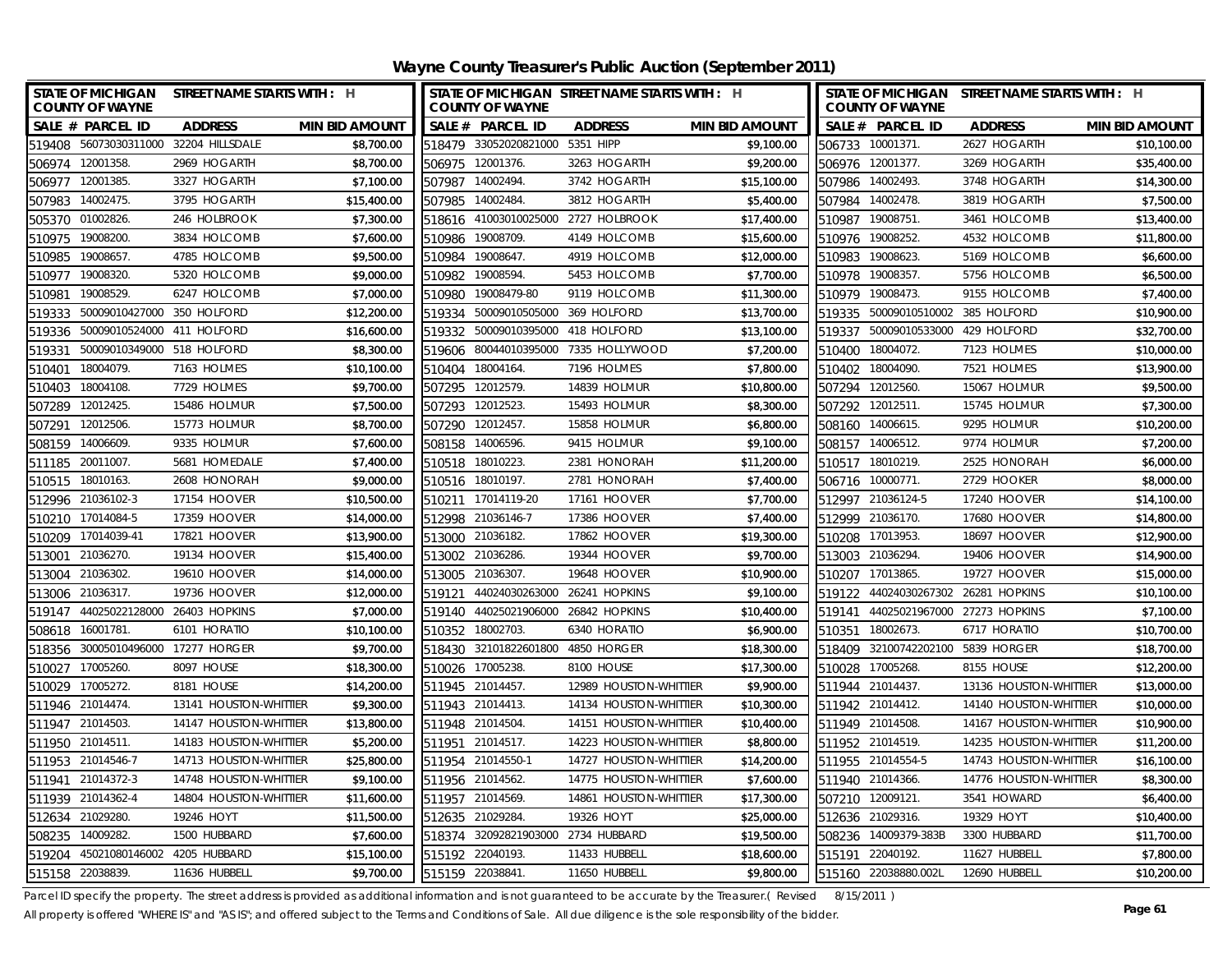# Wayne County Treasurer's Public Auction (September 2011)

| SALE # | PARCEL ID | ADDRESS | MIN BID AMOUNT |
|---|---|---|---|
| 519408 | 56073030311000 | 32204 HILLSDALE | $8,700.00 |
| 506974 | 12001358. | 2969 HOGARTH | $8,700.00 |
| 506977 | 12001385. | 3327 HOGARTH | $7,100.00 |
| 507983 | 14002475. | 3795 HOGARTH | $15,400.00 |
| 505370 | 01002826. | 246 HOLBROOK | $7,300.00 |
| 510975 | 19008200. | 3834 HOLCOMB | $7,600.00 |
| 510985 | 19008657. | 4785 HOLCOMB | $9,500.00 |
| 510977 | 19008320. | 5320 HOLCOMB | $9,000.00 |
| 510981 | 19008529. | 6247 HOLCOMB | $7,000.00 |
| 519333 | 50009010427000 | 350 HOLFORD | $12,200.00 |
| 519336 | 50009010524000 | 411 HOLFORD | $16,600.00 |
| 519331 | 50009010349000 | 518 HOLFORD | $8,300.00 |
| 510401 | 18004079. | 7163 HOLMES | $10,100.00 |
| 510403 | 18004108. | 7729 HOLMES | $9,700.00 |
| 507289 | 12012425. | 15486 HOLMUR | $7,500.00 |
| 507291 | 12012506. | 15773 HOLMUR | $8,700.00 |
| 508159 | 14006609. | 9335 HOLMUR | $7,600.00 |
| 511185 | 20011007. | 5681 HOMEDALE | $7,400.00 |
| 510515 | 18010163. | 2608 HONORAH | $9,000.00 |
| 512996 | 21036102-3 | 17154 HOOVER | $10,500.00 |
| 510210 | 17014084-5 | 17359 HOOVER | $14,000.00 |
| 510209 | 17014039-41 | 17821 HOOVER | $13,900.00 |
| 513001 | 21036270. | 19134 HOOVER | $15,400.00 |
| 513004 | 21036302. | 19610 HOOVER | $14,000.00 |
| 513006 | 21036317. | 19736 HOOVER | $12,000.00 |
| 519147 | 44025022128000 | 26403 HOPKINS | $7,000.00 |
| 508618 | 16001781. | 6101 HORATIO | $10,100.00 |
| 518356 | 30005010496000 | 17277 HORGER | $9,700.00 |
| 510027 | 17005260. | 8097 HOUSE | $18,300.00 |
| 510029 | 17005272. | 8181 HOUSE | $14,200.00 |
| 511946 | 21014474. | 13141 HOUSTON-WHITTIER | $9,300.00 |
| 511947 | 21014503. | 14147 HOUSTON-WHITTIER | $13,800.00 |
| 511950 | 21014511. | 14183 HOUSTON-WHITTIER | $5,200.00 |
| 511953 | 21014546-7 | 14713 HOUSTON-WHITTIER | $25,800.00 |
| 511941 | 21014372-3 | 14748 HOUSTON-WHITTIER | $9,100.00 |
| 511939 | 21014362-4 | 14804 HOUSTON-WHITTIER | $11,600.00 |
| 512634 | 21029280. | 19246 HOYT | $11,500.00 |
| 508235 | 14009282. | 1500 HUBBARD | $7,600.00 |
| 519204 | 45021080146002 | 4205 HUBBARD | $15,100.00 |
| 515158 | 22038839. | 11636 HUBBELL | $9,700.00 |
| 518479 | 33052020821000 | 5351 HIPP | $9,100.00 |
| 506975 | 12001376. | 3263 HOGARTH | $9,200.00 |
| 507987 | 14002494. | 3742 HOGARTH | $15,100.00 |
| 507985 | 14002484. | 3812 HOGARTH | $5,400.00 |
| 518616 | 41003010025000 | 2727 HOLBROOK | $17,400.00 |
| 510986 | 19008709. | 4149 HOLCOMB | $15,600.00 |
| 510984 | 19008647. | 4919 HOLCOMB | $12,000.00 |
| 510982 | 19008594. | 5453 HOLCOMB | $7,700.00 |
| 510980 | 19008479-80 | 9119 HOLCOMB | $11,300.00 |
| 519334 | 50009010505000 | 369 HOLFORD | $13,700.00 |
| 519332 | 50009010395000 | 418 HOLFORD | $13,100.00 |
| 519606 | 80044010395000 | 7335 HOLLYWOOD | $7,200.00 |
| 510404 | 18004164. | 7196 HOLMES | $7,800.00 |
| 507295 | 12012579. | 14839 HOLMUR | $10,800.00 |
| 507293 | 12012523. | 15493 HOLMUR | $8,300.00 |
| 507290 | 12012457. | 15858 HOLMUR | $6,800.00 |
| 508158 | 14006596. | 9415 HOLMUR | $9,100.00 |
| 510518 | 18010223. | 2381 HONORAH | $11,200.00 |
| 510516 | 18010197. | 2781 HONORAH | $7,400.00 |
| 510211 | 17014119-20 | 17161 HOOVER | $7,700.00 |
| 512998 | 21036146-7 | 17386 HOOVER | $7,400.00 |
| 513000 | 21036182. | 17862 HOOVER | $19,300.00 |
| 513002 | 21036286. | 19344 HOOVER | $9,700.00 |
| 513005 | 21036307. | 19648 HOOVER | $10,900.00 |
| 519121 | 44024030263000 | 26241 HOPKINS | $9,100.00 |
| 519140 | 44025021906000 | 26842 HOPKINS | $10,400.00 |
| 510352 | 18002703. | 6340 HORATIO | $6,900.00 |
| 518430 | 32101822601800 | 4850 HORGER | $18,300.00 |
| 510026 | 17005238. | 8100 HOUSE | $17,300.00 |
| 511945 | 21014457. | 12989 HOUSTON-WHITTIER | $9,900.00 |
| 511943 | 21014413. | 14134 HOUSTON-WHITTIER | $10,300.00 |
| 511948 | 21014504. | 14151 HOUSTON-WHITTIER | $10,400.00 |
| 511951 | 21014517. | 14223 HOUSTON-WHITTIER | $8,800.00 |
| 511954 | 21014550-1 | 14727 HOUSTON-WHITTIER | $14,200.00 |
| 511956 | 21014562. | 14775 HOUSTON-WHITTIER | $7,600.00 |
| 511957 | 21014569. | 14861 HOUSTON-WHITTIER | $17,300.00 |
| 512635 | 21029284. | 19326 HOYT | $25,000.00 |
| 518374 | 32092821903000 | 2734 HUBBARD | $19,500.00 |
| 515192 | 22040193. | 11433 HUBBELL | $18,600.00 |
| 515159 | 22038841. | 11650 HUBBELL | $9,800.00 |
| 506733 | 10001371. | 2627 HOGARTH | $10,100.00 |
| 506976 | 12001377. | 3269 HOGARTH | $35,400.00 |
| 507986 | 14002493. | 3748 HOGARTH | $14,300.00 |
| 507984 | 14002478. | 3819 HOGARTH | $7,500.00 |
| 510987 | 19008751. | 3461 HOLCOMB | $13,400.00 |
| 510976 | 19008252. | 4532 HOLCOMB | $11,800.00 |
| 510983 | 19008623. | 5169 HOLCOMB | $6,600.00 |
| 510978 | 19008357. | 5756 HOLCOMB | $6,500.00 |
| 510979 | 19008473. | 9155 HOLCOMB | $7,400.00 |
| 519335 | 50009010510002 | 385 HOLFORD | $10,900.00 |
| 519337 | 50009010533000 | 429 HOLFORD | $32,700.00 |
| 510400 | 18004072. | 7123 HOLMES | $10,000.00 |
| 510402 | 18004090. | 7521 HOLMES | $13,900.00 |
| 507294 | 12012560. | 15067 HOLMUR | $9,500.00 |
| 507292 | 12012511. | 15745 HOLMUR | $7,300.00 |
| 508160 | 14006615. | 9295 HOLMUR | $10,200.00 |
| 508157 | 14006512. | 9774 HOLMUR | $7,200.00 |
| 510517 | 18010219. | 2525 HONORAH | $6,000.00 |
| 506716 | 10000771. | 2729 HOOKER | $8,000.00 |
| 512997 | 21036124-5 | 17240 HOOVER | $14,100.00 |
| 512999 | 21036170. | 17680 HOOVER | $14,800.00 |
| 510208 | 17013953. | 18697 HOOVER | $12,900.00 |
| 513003 | 21036294. | 19406 HOOVER | $14,900.00 |
| 510207 | 17013865. | 19727 HOOVER | $15,000.00 |
| 519122 | 44024030267302 | 26281 HOPKINS | $10,100.00 |
| 519141 | 44025021967000 | 27273 HOPKINS | $7,100.00 |
| 510351 | 18002673. | 6717 HORATIO | $10,700.00 |
| 518409 | 32100742202100 | 5839 HORGER | $18,700.00 |
| 510028 | 17005268. | 8155 HOUSE | $12,200.00 |
| 511944 | 21014437. | 13136 HOUSTON-WHITTIER | $13,000.00 |
| 511942 | 21014412. | 14140 HOUSTON-WHITTIER | $10,000.00 |
| 511949 | 21014508. | 14167 HOUSTON-WHITTIER | $10,900.00 |
| 511952 | 21014519. | 14235 HOUSTON-WHITTIER | $11,200.00 |
| 511955 | 21014554-5 | 14743 HOUSTON-WHITTIER | $16,100.00 |
| 511940 | 21014366. | 14776 HOUSTON-WHITTIER | $8,300.00 |
| 507210 | 12009121. | 3541 HOWARD | $6,400.00 |
| 512636 | 21029316. | 19329 HOYT | $10,400.00 |
| 508236 | 14009379-383B | 3300 HUBBARD | $11,700.00 |
| 515191 | 22040192. | 11627 HUBBELL | $7,800.00 |
| 515160 | 22038880.002L | 12690 HUBBELL | $10,200.00 |

Parcel ID specify the property. The street address is provided as additional information and is not guaranteed to be accurate by the Treasurer.( Revised 8/15/2011 )

All property is offered "WHERE IS" and "AS IS"; and offered subject to the Terms and Conditions of Sale. All due diligence is the sole responsibility of the bidder.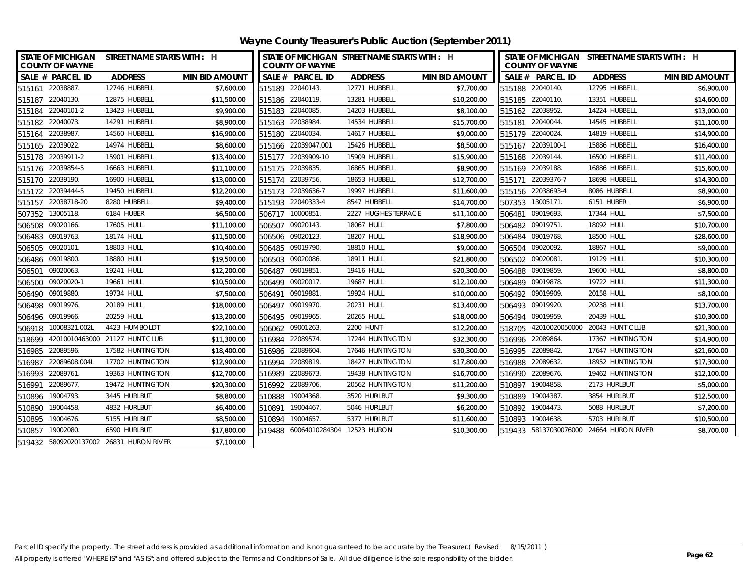# Wayne County Treasurer's Public Auction (September 2011)

| SALE # | PARCEL ID | ADDRESS | MIN BID AMOUNT |
|---|---|---|---|
| 515161 | 22038887. | 12746 HUBBELL | $7,600.00 |
| 515187 | 22040130. | 12875 HUBBELL | $11,500.00 |
| 515184 | 22040101-2 | 13423 HUBBELL | $9,900.00 |
| 515182 | 22040073. | 14291 HUBBELL | $8,900.00 |
| 515164 | 22038987. | 14560 HUBBELL | $16,900.00 |
| 515165 | 22039022. | 14974 HUBBELL | $8,600.00 |
| 515178 | 22039911-2 | 15901 HUBBELL | $13,400.00 |
| 515176 | 22039854-5 | 16663 HUBBELL | $11,100.00 |
| 515170 | 22039190. | 16900 HUBBELL | $13,000.00 |
| 515172 | 22039444-5 | 19450 HUBBELL | $12,200.00 |
| 515157 | 22038718-20 | 8280 HUBBELL | $9,400.00 |
| 507352 | 13005118. | 6184 HUBER | $6,500.00 |
| 506508 | 09020166. | 17605 HULL | $11,100.00 |
| 506483 | 09019763. | 18174 HULL | $11,500.00 |
| 506505 | 09020101. | 18803 HULL | $10,400.00 |
| 506486 | 09019800. | 18880 HULL | $19,500.00 |
| 506501 | 09020063. | 19241 HULL | $12,200.00 |
| 506500 | 09020020-1 | 19661 HULL | $10,500.00 |
| 506490 | 09019880. | 19734 HULL | $7,500.00 |
| 506498 | 09019976. | 20189 HULL | $18,000.00 |
| 506496 | 09019966. | 20259 HULL | $13,200.00 |
| 506918 | 10008321.002L | 4423 HUMBOLDT | $22,100.00 |
| 518699 | 42010010463000 | 21127 HUNT CLUB | $11,300.00 |
| 516985 | 22089596. | 17582 HUNTINGTON | $18,400.00 |
| 516987 | 22089608.004L | 17702 HUNTINGTON | $12,900.00 |
| 516993 | 22089761. | 19363 HUNTINGTON | $12,700.00 |
| 516991 | 22089677. | 19472 HUNTINGTON | $20,300.00 |
| 510896 | 19004793. | 3445 HURLBUT | $8,800.00 |
| 510890 | 19004458. | 4832 HURLBUT | $6,400.00 |
| 510895 | 19004676. | 5155 HURLBUT | $8,500.00 |
| 510857 | 19002080. | 6590 HURLBUT | $17,800.00 |
| 519432 | 58092020137002 | 26831 HURON RIVER | $7,100.00 |
| 515189 | 22040143. | 12771 HUBBELL | $7,700.00 |
| 515186 | 22040119. | 13281 HUBBELL | $10,200.00 |
| 515183 | 22040085. | 14203 HUBBELL | $8,100.00 |
| 515163 | 22038984. | 14534 HUBBELL | $15,700.00 |
| 515180 | 22040034. | 14617 HUBBELL | $9,000.00 |
| 515166 | 22039047.001 | 15426 HUBBELL | $8,500.00 |
| 515177 | 22039909-10 | 15909 HUBBELL | $15,900.00 |
| 515175 | 22039835. | 16865 HUBBELL | $8,900.00 |
| 515174 | 22039756. | 18653 HUBBELL | $12,700.00 |
| 515173 | 22039636-7 | 19997 HUBBELL | $11,600.00 |
| 515193 | 22040333-4 | 8547 HUBBELL | $14,700.00 |
| 506717 | 10000851. | 2227 HUGHES TERRACE | $11,100.00 |
| 506507 | 09020143. | 18067 HULL | $7,800.00 |
| 506506 | 09020123. | 18207 HULL | $18,900.00 |
| 506485 | 09019790. | 18810 HULL | $9,000.00 |
| 506503 | 09020086. | 18911 HULL | $21,800.00 |
| 506487 | 09019851. | 19416 HULL | $20,300.00 |
| 506499 | 09020017. | 19687 HULL | $12,100.00 |
| 506491 | 09019881. | 19924 HULL | $10,000.00 |
| 506497 | 09019970. | 20231 HULL | $13,400.00 |
| 506495 | 09019965. | 20265 HULL | $18,000.00 |
| 506062 | 09001263. | 2200 HUNT | $12,200.00 |
| 516984 | 22089574. | 17244 HUNTINGTON | $32,300.00 |
| 516986 | 22089604. | 17646 HUNTINGTON | $30,300.00 |
| 516994 | 22089819. | 18427 HUNTINGTON | $17,800.00 |
| 516989 | 22089673. | 19438 HUNTINGTON | $16,700.00 |
| 516992 | 22089706. | 20562 HUNTINGTON | $11,200.00 |
| 510888 | 19004368. | 3520 HURLBUT | $9,300.00 |
| 510891 | 19004467. | 5046 HURLBUT | $6,200.00 |
| 510894 | 19004657. | 5377 HURLBUT | $11,600.00 |
| 519488 | 60064010284304 | 12523 HURON | $10,300.00 |
| 515188 | 22040140. | 12795 HUBBELL | $6,900.00 |
| 515185 | 22040110. | 13351 HUBBELL | $14,600.00 |
| 515162 | 22038952. | 14224 HUBBELL | $13,000.00 |
| 515181 | 22040044. | 14545 HUBBELL | $11,100.00 |
| 515179 | 22040024. | 14819 HUBBELL | $14,900.00 |
| 515167 | 22039100-1 | 15886 HUBBELL | $16,400.00 |
| 515168 | 22039144. | 16500 HUBBELL | $11,400.00 |
| 515169 | 22039188. | 16886 HUBBELL | $15,600.00 |
| 515171 | 22039376-7 | 18698 HUBBELL | $14,300.00 |
| 515156 | 22038693-4 | 8086 HUBBELL | $8,900.00 |
| 507353 | 13005171. | 6151 HUBER | $6,900.00 |
| 506481 | 09019693. | 17344 HULL | $7,500.00 |
| 506482 | 09019751. | 18092 HULL | $10,700.00 |
| 506484 | 09019768. | 18500 HULL | $28,600.00 |
| 506504 | 09020092. | 18867 HULL | $9,000.00 |
| 506502 | 09020081. | 19129 HULL | $10,300.00 |
| 506488 | 09019859. | 19600 HULL | $8,800.00 |
| 506489 | 09019878. | 19722 HULL | $11,300.00 |
| 506492 | 09019909. | 20158 HULL | $8,100.00 |
| 506493 | 09019920. | 20238 HULL | $13,700.00 |
| 506494 | 09019959. | 20439 HULL | $10,300.00 |
| 518705 | 42010020050000 | 20043 HUNT CLUB | $21,300.00 |
| 516996 | 22089864. | 17367 HUNTINGTON | $14,900.00 |
| 516995 | 22089842. | 17647 HUNTINGTON | $21,600.00 |
| 516988 | 22089632. | 18952 HUNTINGTON | $17,300.00 |
| 516990 | 22089676. | 19462 HUNTINGTON | $12,100.00 |
| 510897 | 19004858. | 2173 HURLBUT | $5,000.00 |
| 510889 | 19004387. | 3854 HURLBUT | $12,500.00 |
| 510892 | 19004473. | 5088 HURLBUT | $7,200.00 |
| 510893 | 19004638. | 5703 HURLBUT | $10,500.00 |
| 519433 | 58137030076000 | 24664 HURON RIVER | $8,700.00 |

Parcel ID specify the property. The street address is provided as additional information and is not guaranteed to be accurate by the Treasurer.( Revised 8/15/2011 )
All property is offered "WHERE IS" and "AS IS"; and offered subject to the Terms and Conditions of Sale. All due diligence is the sole responsibility of the bidder.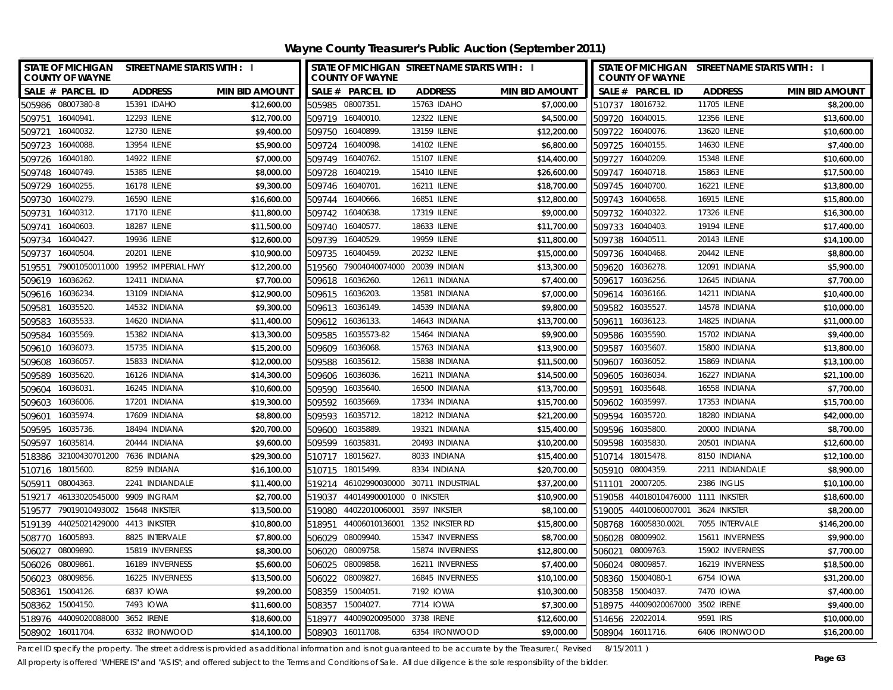# Wayne County Treasurer's Public Auction (September 2011)

STATE OF MICHIGAN COUNTY OF WAYNE — STREET NAME STARTS WITH : I

| SALE # | PARCEL ID | ADDRESS | MIN BID AMOUNT |
|---|---|---|---|
| 505986 | 08007380-8 | 15391 IDAHO | $12,600.00 |
| 509751 | 16040941. | 12293 ILENE | $12,700.00 |
| 509721 | 16040032. | 12730 ILENE | $9,400.00 |
| 509723 | 16040088. | 13954 ILENE | $5,900.00 |
| 509726 | 16040180. | 14922 ILENE | $7,000.00 |
| 509748 | 16040749. | 15385 ILENE | $8,000.00 |
| 509729 | 16040255. | 16178 ILENE | $9,300.00 |
| 509730 | 16040279. | 16590 ILENE | $16,600.00 |
| 509731 | 16040312. | 17170 ILENE | $11,800.00 |
| 509741 | 16040603. | 18287 ILENE | $11,500.00 |
| 509734 | 16040427. | 19936 ILENE | $12,600.00 |
| 509737 | 16040504. | 20201 ILENE | $10,900.00 |
| 519551 | 79001050011000 | 19952 IMPERIAL HWY | $12,200.00 |
| 509619 | 16036262. | 12411 INDIANA | $7,700.00 |
| 509616 | 16036234. | 13109 INDIANA | $12,900.00 |
| 509581 | 16035520. | 14532 INDIANA | $9,300.00 |
| 509583 | 16035533. | 14620 INDIANA | $11,400.00 |
| 509584 | 16035569. | 15382 INDIANA | $13,300.00 |
| 509610 | 16036073. | 15735 INDIANA | $15,200.00 |
| 509608 | 16036057. | 15833 INDIANA | $12,000.00 |
| 509589 | 16035620. | 16126 INDIANA | $14,300.00 |
| 509604 | 16036031. | 16245 INDIANA | $10,600.00 |
| 509603 | 16036006. | 17201 INDIANA | $19,300.00 |
| 509601 | 16035974. | 17609 INDIANA | $8,800.00 |
| 509595 | 16035736. | 18494 INDIANA | $20,700.00 |
| 509597 | 16035814. | 20444 INDIANA | $9,600.00 |
| 518386 | 32100430701200 | 7636 INDIANA | $29,300.00 |
| 510716 | 18015600. | 8259 INDIANA | $16,100.00 |
| 505911 | 08004363. | 2241 INDIANDALE | $11,400.00 |
| 519217 | 46133020545000 | 9909 INGRAM | $2,700.00 |
| 519577 | 79019010493002 | 15648 INKSTER | $13,500.00 |
| 519139 | 44025021429000 | 4413 INKSTER | $10,800.00 |
| 508770 | 16005893. | 8825 INTERVALE | $7,800.00 |
| 506027 | 08009890. | 15819 INVERNESS | $8,300.00 |
| 506026 | 08009861. | 16189 INVERNESS | $5,600.00 |
| 506023 | 08009856. | 16225 INVERNESS | $13,500.00 |
| 508361 | 15004126. | 6837 IOWA | $9,200.00 |
| 508362 | 15004150. | 7493 IOWA | $11,600.00 |
| 518976 | 44009020088000 | 3652 IRENE | $18,600.00 |
| 508902 | 16011704. | 6332 IRONWOOD | $14,100.00 |
| 505985 | 08007351. | 15763 IDAHO | $7,000.00 |
| 509719 | 16040010. | 12322 ILENE | $4,500.00 |
| 509750 | 16040899. | 13159 ILENE | $12,200.00 |
| 509724 | 16040098. | 14102 ILENE | $6,800.00 |
| 509749 | 16040762. | 15107 ILENE | $14,400.00 |
| 509728 | 16040219. | 15410 ILENE | $26,600.00 |
| 509746 | 16040701. | 16211 ILENE | $18,700.00 |
| 509744 | 16040666. | 16851 ILENE | $12,800.00 |
| 509742 | 16040638. | 17319 ILENE | $9,000.00 |
| 509740 | 16040577. | 18633 ILENE | $11,700.00 |
| 509739 | 16040529. | 19959 ILENE | $11,800.00 |
| 509735 | 16040459. | 20232 ILENE | $15,000.00 |
| 519560 | 79004040074000 | 20039 INDIAN | $13,300.00 |
| 509618 | 16036260. | 12611 INDIANA | $7,400.00 |
| 509615 | 16036203. | 13581 INDIANA | $7,000.00 |
| 509613 | 16036149. | 14539 INDIANA | $9,800.00 |
| 509612 | 16036133. | 14643 INDIANA | $13,700.00 |
| 509585 | 16035573-82 | 15464 INDIANA | $9,900.00 |
| 509609 | 16036068. | 15763 INDIANA | $13,900.00 |
| 509588 | 16035612. | 15838 INDIANA | $11,500.00 |
| 509606 | 16036036. | 16211 INDIANA | $14,500.00 |
| 509590 | 16035640. | 16500 INDIANA | $13,700.00 |
| 509592 | 16035669. | 17334 INDIANA | $15,700.00 |
| 509593 | 16035712. | 18212 INDIANA | $21,200.00 |
| 509600 | 16035889. | 19321 INDIANA | $15,400.00 |
| 509599 | 16035831. | 20493 INDIANA | $10,200.00 |
| 510717 | 18015627. | 8033 INDIANA | $15,400.00 |
| 510715 | 18015499. | 8334 INDIANA | $20,700.00 |
| 519214 | 46102990030000 | 30711 INDUSTRIAL | $37,200.00 |
| 519037 | 44014990001000 | 0 INKSTER | $10,900.00 |
| 519080 | 44022010060001 | 3597 INKSTER | $8,100.00 |
| 518951 | 44006010136001 | 1352 INKSTER RD | $15,800.00 |
| 506029 | 08009940. | 15347 INVERNESS | $8,700.00 |
| 506020 | 08009758. | 15874 INVERNESS | $12,800.00 |
| 506025 | 08009858. | 16211 INVERNESS | $7,400.00 |
| 506022 | 08009827. | 16845 INVERNESS | $10,100.00 |
| 508359 | 15004051. | 7192 IOWA | $10,300.00 |
| 508357 | 15004027. | 7714 IOWA | $7,300.00 |
| 518977 | 44009020095000 | 3738 IRENE | $12,600.00 |
| 508903 | 16011708. | 6354 IRONWOOD | $9,000.00 |
| 510737 | 18016732. | 11705 ILENE | $8,200.00 |
| 509720 | 16040015. | 12356 ILENE | $13,600.00 |
| 509722 | 16040076. | 13620 ILENE | $10,600.00 |
| 509725 | 16040155. | 14630 ILENE | $7,400.00 |
| 509727 | 16040209. | 15348 ILENE | $10,600.00 |
| 509747 | 16040718. | 15863 ILENE | $17,500.00 |
| 509745 | 16040700. | 16221 ILENE | $13,800.00 |
| 509743 | 16040658. | 16915 ILENE | $15,800.00 |
| 509732 | 16040322. | 17326 ILENE | $16,300.00 |
| 509733 | 16040403. | 19194 ILENE | $17,400.00 |
| 509738 | 16040511. | 20143 ILENE | $14,100.00 |
| 509736 | 16040468. | 20442 ILENE | $8,800.00 |
| 509620 | 16036278. | 12091 INDIANA | $5,900.00 |
| 509617 | 16036256. | 12645 INDIANA | $7,700.00 |
| 509614 | 16036166. | 14211 INDIANA | $10,400.00 |
| 509582 | 16035527. | 14578 INDIANA | $10,000.00 |
| 509611 | 16036123. | 14825 INDIANA | $11,000.00 |
| 509586 | 16035590. | 15702 INDIANA | $9,400.00 |
| 509587 | 16035607. | 15800 INDIANA | $13,800.00 |
| 509607 | 16036052. | 15869 INDIANA | $13,100.00 |
| 509605 | 16036034. | 16227 INDIANA | $21,100.00 |
| 509591 | 16035648. | 16558 INDIANA | $7,700.00 |
| 509602 | 16035997. | 17353 INDIANA | $15,700.00 |
| 509594 | 16035720. | 18280 INDIANA | $42,000.00 |
| 509596 | 16035800. | 20000 INDIANA | $8,700.00 |
| 509598 | 16035830. | 20501 INDIANA | $12,600.00 |
| 510714 | 18015478. | 8150 INDIANA | $12,100.00 |
| 505910 | 08004359. | 2211 INDIANDALE | $8,900.00 |
| 511101 | 20007205. | 2386 INGLIS | $10,100.00 |
| 519058 | 44018010476000 | 1111 INKSTER | $18,600.00 |
| 519005 | 44010060007001 | 3624 INKSTER | $8,200.00 |
| 508768 | 16005830.002L | 7055 INTERVALE | $146,200.00 |
| 506028 | 08009902. | 15611 INVERNESS | $9,900.00 |
| 506021 | 08009763. | 15902 INVERNESS | $7,700.00 |
| 506024 | 08009857. | 16219 INVERNESS | $18,500.00 |
| 508360 | 15004080-1 | 6754 IOWA | $31,200.00 |
| 508358 | 15004037. | 7470 IOWA | $7,400.00 |
| 518975 | 44009020067000 | 3502 IRENE | $9,400.00 |
| 514656 | 22022014. | 9591 IRIS | $10,000.00 |
| 508904 | 16011716. | 6406 IRONWOOD | $16,200.00 |

Parcel ID specify the property. The street address is provided as additional information and is not guaranteed to be accurate by the Treasurer.( Revised 8/15/2011 )

All property is offered "WHERE IS" and "AS IS"; and offered subject to the Terms and Conditions of Sale. All due diligence is the sole responsibility of the bidder.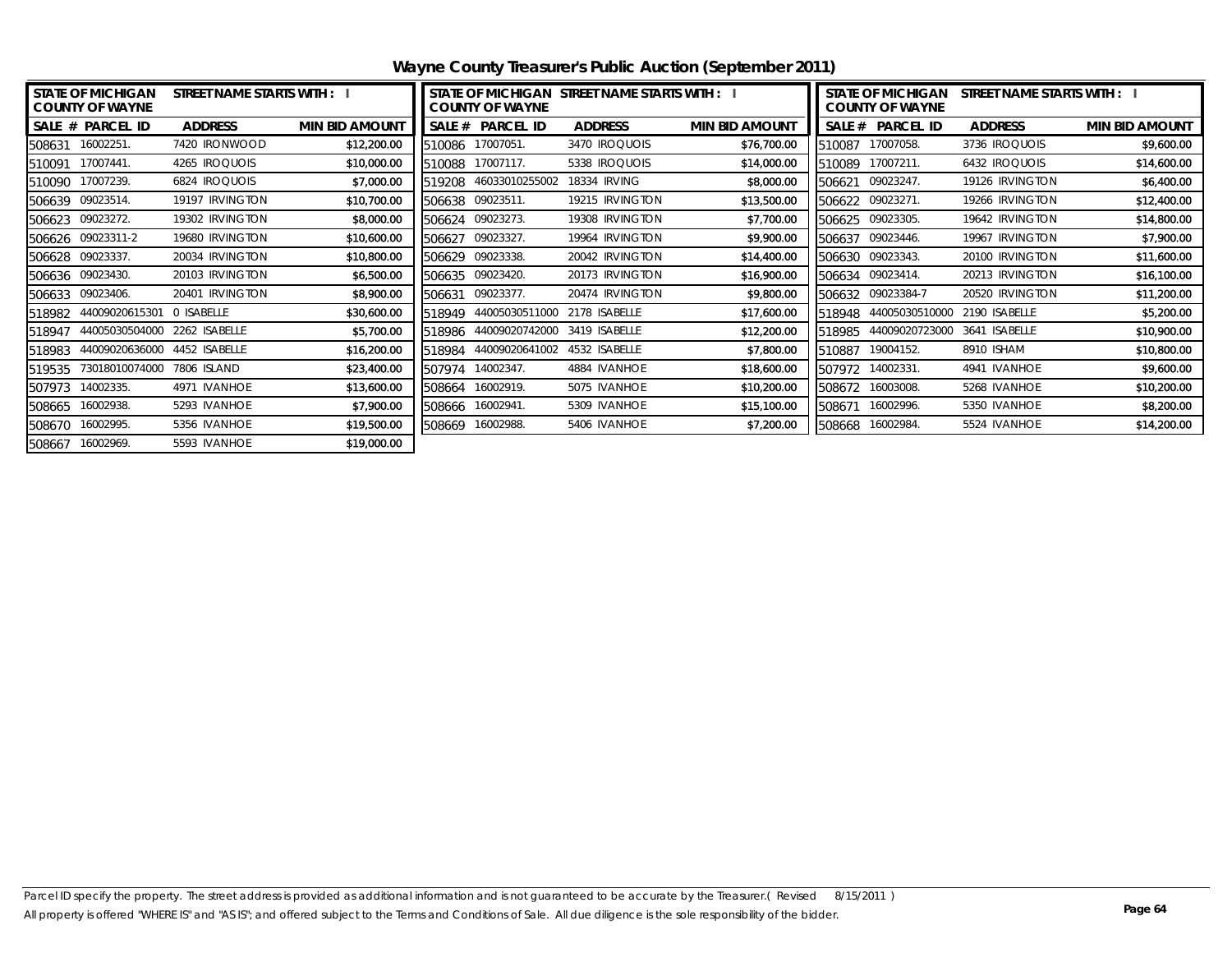# Wayne County Treasurer's Public Auction (September 2011)

STATE OF MICHIGAN COUNTY OF WAYNE — STREET NAME STARTS WITH : I

| SALE # | PARCEL ID | ADDRESS | MIN BID AMOUNT |
|---|---|---|---|
| 508631 | 16002251. | 7420 IRONWOOD | $12,200.00 |
| 510086 | 17007051. | 3470 IROQUOIS | $76,700.00 |
| 510087 | 17007058. | 3736 IROQUOIS | $9,600.00 |
| 510091 | 17007441. | 4265 IROQUOIS | $10,000.00 |
| 510088 | 17007117. | 5338 IROQUOIS | $14,000.00 |
| 510089 | 17007211. | 6432 IROQUOIS | $14,600.00 |
| 510090 | 17007239. | 6824 IROQUOIS | $7,000.00 |
| 519208 | 46033010255002 | 18334 IRVING | $8,000.00 |
| 506621 | 09023247. | 19126 IRVINGTON | $6,400.00 |
| 506639 | 09023514. | 19197 IRVINGTON | $10,700.00 |
| 506638 | 09023511. | 19215 IRVINGTON | $13,500.00 |
| 506622 | 09023271. | 19266 IRVINGTON | $12,400.00 |
| 506623 | 09023272. | 19302 IRVINGTON | $8,000.00 |
| 506624 | 09023273. | 19308 IRVINGTON | $7,700.00 |
| 506625 | 09023305. | 19642 IRVINGTON | $14,800.00 |
| 506626 | 09023311-2 | 19680 IRVINGTON | $10,600.00 |
| 506627 | 09023327. | 19964 IRVINGTON | $9,900.00 |
| 506637 | 09023446. | 19967 IRVINGTON | $7,900.00 |
| 506628 | 09023337. | 20034 IRVINGTON | $10,800.00 |
| 506629 | 09023338. | 20042 IRVINGTON | $14,400.00 |
| 506630 | 09023343. | 20100 IRVINGTON | $11,600.00 |
| 506636 | 09023430. | 20103 IRVINGTON | $6,500.00 |
| 506635 | 09023420. | 20173 IRVINGTON | $16,900.00 |
| 506634 | 09023414. | 20213 IRVINGTON | $16,100.00 |
| 506633 | 09023406. | 20401 IRVINGTON | $8,900.00 |
| 506631 | 09023377. | 20474 IRVINGTON | $9,800.00 |
| 506632 | 09023384-7 | 20520 IRVINGTON | $11,200.00 |
| 518982 | 44009020615301 | 0 ISABELLE | $30,600.00 |
| 518949 | 44005030511000 | 2178 ISABELLE | $17,600.00 |
| 518948 | 44005030510000 | 2190 ISABELLE | $5,200.00 |
| 518947 | 44005030504000 | 2262 ISABELLE | $5,700.00 |
| 518986 | 44009020742000 | 3419 ISABELLE | $12,200.00 |
| 518985 | 44009020723000 | 3641 ISABELLE | $10,900.00 |
| 518983 | 44009020636000 | 4452 ISABELLE | $16,200.00 |
| 518984 | 44009020641002 | 4532 ISABELLE | $7,800.00 |
| 510887 | 19004152. | 8910 ISHAM | $10,800.00 |
| 519535 | 73018010074000 | 7806 ISLAND | $23,400.00 |
| 507974 | 14002347. | 4884 IVANHOE | $18,600.00 |
| 507972 | 14002331. | 4941 IVANHOE | $9,600.00 |
| 507973 | 14002335. | 4971 IVANHOE | $13,600.00 |
| 508664 | 16002919. | 5075 IVANHOE | $10,200.00 |
| 508672 | 16003008. | 5268 IVANHOE | $10,200.00 |
| 508665 | 16002938. | 5293 IVANHOE | $7,900.00 |
| 508666 | 16002941. | 5309 IVANHOE | $15,100.00 |
| 508671 | 16002996. | 5350 IVANHOE | $8,200.00 |
| 508670 | 16002995. | 5356 IVANHOE | $19,500.00 |
| 508669 | 16002988. | 5406 IVANHOE | $7,200.00 |
| 508668 | 16002984. | 5524 IVANHOE | $14,200.00 |
| 508667 | 16002969. | 5593 IVANHOE | $19,000.00 |

Parcel ID specify the property. The street address is provided as additional information and is not guaranteed to be accurate by the Treasurer.( Revised 8/15/2011 )
All property is offered "WHERE IS" and "AS IS"; and offered subject to the Terms and Conditions of Sale. All due diligence is the sole responsibility of the bidder.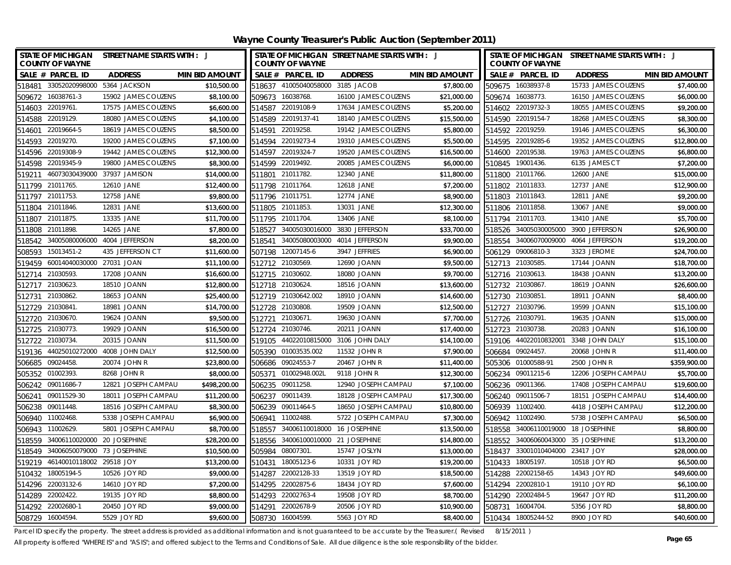# Wayne County Treasurer's Public Auction (September 2011)

STATE OF MICHIGAN COUNTY OF WAYNE — STREET NAME STARTS WITH : J

| SALE # | PARCEL ID | ADDRESS | MIN BID AMOUNT |
|---|---|---|---|
| 518481 | 33052020998000 | 5364 JACKSON | $10,500.00 |
| 509672 | 16038761-3 | 15902 JAMES COUZENS | $8,100.00 |
| 514603 | 22019761. | 17575 JAMES COUZENS | $6,600.00 |
| 514588 | 22019129. | 18080 JAMES COUZENS | $4,100.00 |
| 514601 | 22019664-5 | 18619 JAMES COUZENS | $8,500.00 |
| 514593 | 22019270. | 19200 JAMES COUZENS | $7,100.00 |
| 514596 | 22019308-9 | 19442 JAMES COUZENS | $12,300.00 |
| 514598 | 22019345-9 | 19800 JAMES COUZENS | $8,300.00 |
| 519211 | 46073030439000 | 37937 JAMISON | $14,000.00 |
| 511799 | 21011765. | 12610 JANE | $12,400.00 |
| 511797 | 21011753. | 12758 JANE | $9,800.00 |
| 511804 | 21011846. | 12831 JANE | $13,600.00 |
| 511807 | 21011875. | 13335 JANE | $11,700.00 |
| 511808 | 21011898. | 14265 JANE | $7,800.00 |
| 518542 | 34005080006000 | 4004 JEFFERSON | $8,200.00 |
| 508593 | 15013451-2 | 435 JEFFERSON CT | $11,600.00 |
| 519459 | 60014040030000 | 27031 JOAN | $11,100.00 |
| 512714 | 21030593. | 17208 JOANN | $16,600.00 |
| 512717 | 21030623. | 18510 JOANN | $12,800.00 |
| 512731 | 21030862. | 18653 JOANN | $25,400.00 |
| 512729 | 21030841. | 18981 JOANN | $14,700.00 |
| 512720 | 21030670. | 19624 JOANN | $9,500.00 |
| 512725 | 21030773. | 19929 JOANN | $16,500.00 |
| 512722 | 21030734. | 20315 JOANN | $11,500.00 |
| 519136 | 44025010272000 | 4008 JOHN DALY | $12,500.00 |
| 506685 | 09024458. | 20074 JOHN R | $23,800.00 |
| 505352 | 01002393. | 8268 JOHN R | $8,000.00 |
| 506242 | 09011686-7 | 12821 JOSEPH CAMPAU | $498,200.00 |
| 506241 | 09011529-30 | 18011 JOSEPH CAMPAU | $11,200.00 |
| 506238 | 09011448. | 18516 JOSEPH CAMPAU | $8,300.00 |
| 506940 | 11002468. | 5338 JOSEPH CAMPAU | $6,900.00 |
| 506943 | 11002629. | 5801 JOSEPH CAMPAU | $8,700.00 |
| 518559 | 34006110020000 | 20 JOSEPHINE | $28,200.00 |
| 518549 | 34006050079000 | 73 JOSEPHINE | $10,500.00 |
| 519219 | 46140010118002 | 29518 JOY | $13,200.00 |
| 510432 | 18005194-5 | 10526 JOY RD | $9,000.00 |
| 514296 | 22003132-6 | 14610 JOY RD | $7,200.00 |
| 514289 | 22002422. | 19135 JOY RD | $8,800.00 |
| 514292 | 22002680-1 | 20450 JOY RD | $9,000.00 |
| 508729 | 16004594. | 5529 JOY RD | $9,600.00 |
| 518637 | 41005040058000 | 3185 JACOB | $7,800.00 |
| 509673 | 16038768. | 16100 JAMES COUZENS | $21,000.00 |
| 514587 | 22019108-9 | 17634 JAMES COUZENS | $5,200.00 |
| 514589 | 22019137-41 | 18140 JAMES COUZENS | $15,500.00 |
| 514591 | 22019258. | 19142 JAMES COUZENS | $5,800.00 |
| 514594 | 22019273-4 | 19310 JAMES COUZENS | $5,500.00 |
| 514597 | 22019324-7 | 19520 JAMES COUZENS | $16,500.00 |
| 514599 | 22019492. | 20085 JAMES COUZENS | $6,000.00 |
| 511801 | 21011782. | 12340 JANE | $11,800.00 |
| 511798 | 21011764. | 12618 JANE | $7,200.00 |
| 511796 | 21011751. | 12774 JANE | $8,900.00 |
| 511805 | 21011853. | 13031 JANE | $12,300.00 |
| 511795 | 21011704. | 13406 JANE | $8,100.00 |
| 518527 | 34005030016000 | 3830 JEFFERSON | $33,700.00 |
| 518541 | 34005080003000 | 4014 JEFFERSON | $9,900.00 |
| 507198 | 12007145-6 | 3947 JEFFRIES | $6,900.00 |
| 512712 | 21030569. | 12690 JOANN | $9,500.00 |
| 512715 | 21030602. | 18080 JOANN | $9,700.00 |
| 512718 | 21030624. | 18516 JOANN | $13,600.00 |
| 512719 | 21030642.002 | 18910 JOANN | $14,600.00 |
| 512728 | 21030808. | 19509 JOANN | $12,500.00 |
| 512721 | 21030671. | 19630 JOANN | $7,700.00 |
| 512724 | 21030746. | 20211 JOANN | $17,400.00 |
| 519105 | 44022010815000 | 3106 JOHN DALY | $14,100.00 |
| 505390 | 01003535.002 | 11532 JOHN R | $7,900.00 |
| 506686 | 09024553-7 | 20467 JOHN R | $11,400.00 |
| 505371 | 01002948.002L | 9118 JOHN R | $12,300.00 |
| 506235 | 09011258. | 12940 JOSEPH CAMPAU | $7,100.00 |
| 506237 | 09011439. | 18128 JOSEPH CAMPAU | $17,300.00 |
| 506239 | 09011464-5 | 18650 JOSEPH CAMPAU | $10,800.00 |
| 506941 | 11002488. | 5722 JOSEPH CAMPAU | $7,300.00 |
| 518557 | 34006110018000 | 16 JOSEPHINE | $13,500.00 |
| 518556 | 34006100010000 | 21 JOSEPHINE | $14,800.00 |
| 505984 | 08007301. | 15747 JOSLYN | $13,000.00 |
| 510431 | 18005123-6 | 10331 JOY RD | $19,200.00 |
| 514287 | 22002128-33 | 13519 JOY RD | $18,500.00 |
| 514295 | 22002875-6 | 18434 JOY RD | $7,600.00 |
| 514293 | 22002763-4 | 19508 JOY RD | $8,700.00 |
| 514291 | 22002678-9 | 20506 JOY RD | $10,900.00 |
| 508730 | 16004599. | 5563 JOY RD | $8,400.00 |
| 509675 | 16038937-8 | 15733 JAMES COUZENS | $7,400.00 |
| 509674 | 16038773. | 16150 JAMES COUZENS | $6,000.00 |
| 514602 | 22019732-3 | 18055 JAMES COUZENS | $9,200.00 |
| 514590 | 22019154-7 | 18268 JAMES COUZENS | $8,300.00 |
| 514592 | 22019259. | 19146 JAMES COUZENS | $6,300.00 |
| 514595 | 22019285-6 | 19352 JAMES COUZENS | $12,800.00 |
| 514600 | 22019538. | 19763 JAMES COUZENS | $6,800.00 |
| 510845 | 19001436. | 6135 JAMES CT | $7,200.00 |
| 511800 | 21011766. | 12600 JANE | $15,000.00 |
| 511802 | 21011833. | 12737 JANE | $12,900.00 |
| 511803 | 21011843. | 12811 JANE | $9,200.00 |
| 511806 | 21011858. | 13067 JANE | $9,000.00 |
| 511794 | 21011703. | 13410 JANE | $5,700.00 |
| 518526 | 34005030005000 | 3900 JEFFERSON | $26,900.00 |
| 518554 | 34006070009000 | 4064 JEFFERSON | $19,200.00 |
| 506129 | 09006810-3 | 3323 JEROME | $24,700.00 |
| 512713 | 21030585. | 17144 JOANN | $18,700.00 |
| 512716 | 21030613. | 18438 JOANN | $13,200.00 |
| 512732 | 21030867. | 18619 JOANN | $26,600.00 |
| 512730 | 21030851. | 18911 JOANN | $8,400.00 |
| 512727 | 21030796. | 19599 JOANN | $15,100.00 |
| 512726 | 21030791. | 19635 JOANN | $15,000.00 |
| 512723 | 21030738. | 20283 JOANN | $16,100.00 |
| 519106 | 44022010832001 | 3348 JOHN DALY | $15,100.00 |
| 506684 | 09024457. | 20068 JOHN R | $11,400.00 |
| 505306 | 01000588-91 | 2500 JOHN R | $359,900.00 |
| 506234 | 09011215-6 | 12206 JOSEPH CAMPAU | $5,700.00 |
| 506236 | 09011366. | 17408 JOSEPH CAMPAU | $19,600.00 |
| 506240 | 09011506-7 | 18151 JOSEPH CAMPAU | $14,400.00 |
| 506939 | 11002400. | 4418 JOSEPH CAMPAU | $12,200.00 |
| 506942 | 11002490. | 5738 JOSEPH CAMPAU | $6,500.00 |
| 518558 | 34006110019000 | 18 JOSEPHINE | $8,800.00 |
| 518552 | 34006060043000 | 35 JOSEPHINE | $13,200.00 |
| 518437 | 33001010404000 | 23417 JOY | $28,000.00 |
| 510433 | 18005197. | 10518 JOY RD | $6,500.00 |
| 514288 | 22002158-65 | 14343 JOY RD | $49,600.00 |
| 514294 | 22002810-1 | 19110 JOY RD | $6,100.00 |
| 514290 | 22002484-5 | 19647 JOY RD | $11,200.00 |
| 508731 | 16004704. | 5356 JOY RD | $8,800.00 |
| 510434 | 18005244-52 | 8900 JOY RD | $40,600.00 |

Parcel ID specify the property. The street address is provided as additional information and is not guaranteed to be accurate by the Treasurer.( Revised 8/15/2011 )

All property is offered "WHERE IS" and "AS IS"; and offered subject to the Terms and Conditions of Sale. All due diligence is the sole responsibility of the bidder.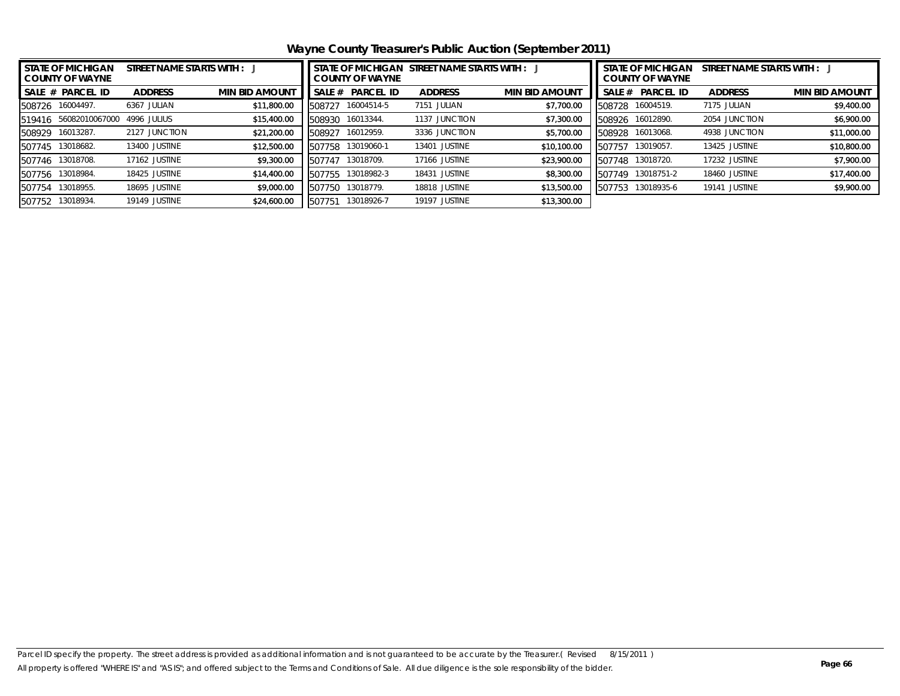# Wayne County Treasurer's Public Auction (September 2011)

| STATE OF MICHIGAN COUNTY OF WAYNE | | STREET NAME STARTS WITH : J | |
|---|---|---|---|
| SALE # | PARCEL ID | ADDRESS | MIN BID AMOUNT |
| 508726 | 16004497. | 6367 JULIAN | $11,800.00 |
| 519416 | 56082010067000 | 4996 JULIUS | $15,400.00 |
| 508929 | 16013287. | 2127 JUNCTION | $21,200.00 |
| 507745 | 13018682. | 13400 JUSTINE | $12,500.00 |
| 507746 | 13018708. | 17162 JUSTINE | $9,300.00 |
| 507756 | 13018984. | 18425 JUSTINE | $14,400.00 |
| 507754 | 13018955. | 18695 JUSTINE | $9,000.00 |
| 507752 | 13018934. | 19149 JUSTINE | $24,600.00 |

| STATE OF MICHIGAN COUNTY OF WAYNE | | STREET NAME STARTS WITH : J | |
|---|---|---|---|
| SALE # | PARCEL ID | ADDRESS | MIN BID AMOUNT |
| 508727 | 16004514-5 | 7151 JULIAN | $7,700.00 |
| 508930 | 16013344. | 1137 JUNCTION | $7,300.00 |
| 508927 | 16012959. | 3336 JUNCTION | $5,700.00 |
| 507758 | 13019060-1 | 13401 JUSTINE | $10,100.00 |
| 507747 | 13018709. | 17166 JUSTINE | $23,900.00 |
| 507755 | 13018982-3 | 18431 JUSTINE | $8,300.00 |
| 507750 | 13018779. | 18818 JUSTINE | $13,500.00 |
| 507751 | 13018926-7 | 19197 JUSTINE | $13,300.00 |

| STATE OF MICHIGAN COUNTY OF WAYNE | | STREET NAME STARTS WITH : J | |
|---|---|---|---|
| SALE # | PARCEL ID | ADDRESS | MIN BID AMOUNT |
| 508728 | 16004519. | 7175 JULIAN | $9,400.00 |
| 508926 | 16012890. | 2054 JUNCTION | $6,900.00 |
| 508928 | 16013068. | 4938 JUNCTION | $11,000.00 |
| 507757 | 13019057. | 13425 JUSTINE | $10,800.00 |
| 507748 | 13018720. | 17232 JUSTINE | $7,900.00 |
| 507749 | 13018751-2 | 18460 JUSTINE | $17,400.00 |
| 507753 | 13018935-6 | 19141 JUSTINE | $9,900.00 |

Parcel ID specify the property. The street address is provided as additional information and is not guaranteed to be accurate by the Treasurer.( Revised 8/15/2011 )
All property is offered "WHERE IS" and "AS IS"; and offered subject to the Terms and Conditions of Sale. All due diligence is the sole responsibility of the bidder.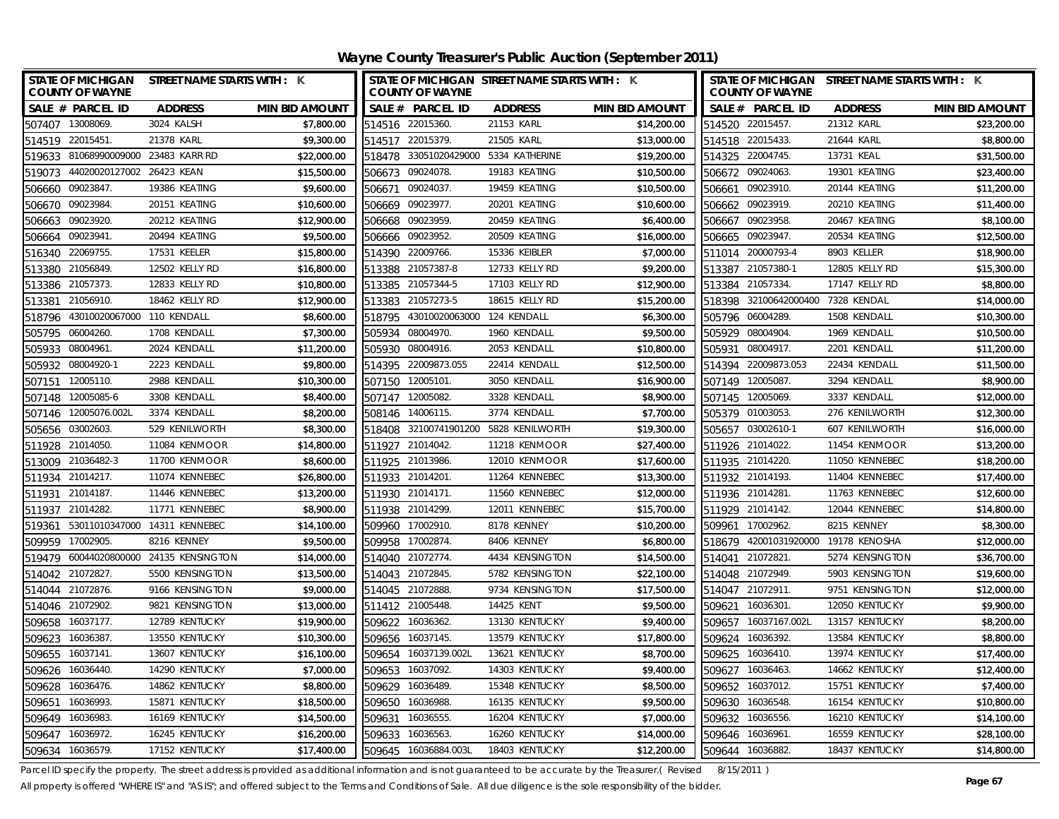# Wayne County Treasurer's Public Auction (September 2011)

| SALE # | PARCEL ID | ADDRESS | MIN BID AMOUNT |
|---|---|---|---|
| 507407 | 13008069. | 3024 KALSH | $7,800.00 |
| 514519 | 22015451. | 21378 KARL | $9,300.00 |
| 519633 | 81068990009000 | 23483 KARR RD | $22,000.00 |
| 519073 | 44020020127002 | 26423 KEAN | $15,500.00 |
| 506660 | 09023847. | 19386 KEATING | $9,600.00 |
| 506670 | 09023984. | 20151 KEATING | $10,600.00 |
| 506663 | 09023920. | 20212 KEATING | $12,900.00 |
| 506664 | 09023941. | 20494 KEATING | $9,500.00 |
| 516340 | 22069755. | 17531 KEELER | $15,800.00 |
| 513380 | 21056849. | 12502 KELLY RD | $16,800.00 |
| 513386 | 21057373. | 12833 KELLY RD | $10,800.00 |
| 513381 | 21056910. | 18462 KELLY RD | $12,900.00 |
| 518796 | 43010020067000 | 110 KENDALL | $8,600.00 |
| 505795 | 06004260. | 1708 KENDALL | $7,300.00 |
| 505933 | 08004961. | 2024 KENDALL | $11,200.00 |
| 505932 | 08004920-1 | 2223 KENDALL | $9,800.00 |
| 507151 | 12005110. | 2988 KENDALL | $10,300.00 |
| 507148 | 12005085-6 | 3308 KENDALL | $8,400.00 |
| 507146 | 12005076.002L | 3374 KENDALL | $8,200.00 |
| 505656 | 03002603. | 529 KENILWORTH | $8,300.00 |
| 511928 | 21014050. | 11084 KENMOOR | $14,800.00 |
| 513009 | 21036482-3 | 11700 KENMOOR | $8,600.00 |
| 511934 | 21014217. | 11074 KENNEBEC | $26,800.00 |
| 511931 | 21014187. | 11446 KENNEBEC | $13,200.00 |
| 511937 | 21014282. | 11771 KENNEBEC | $8,900.00 |
| 519361 | 53011010347000 | 14311 KENNEBEC | $14,100.00 |
| 509959 | 17002905. | 8216 KENNEY | $9,500.00 |
| 519479 | 60044020800000 | 24135 KENSINGTON | $14,000.00 |
| 514042 | 21072827. | 5500 KENSINGTON | $13,500.00 |
| 514044 | 21072876. | 9166 KENSINGTON | $9,000.00 |
| 514046 | 21072902. | 9821 KENSINGTON | $13,000.00 |
| 509658 | 16037177. | 12789 KENTUCKY | $19,900.00 |
| 509623 | 16036387. | 13550 KENTUCKY | $10,300.00 |
| 509655 | 16037141. | 13607 KENTUCKY | $16,100.00 |
| 509626 | 16036440. | 14290 KENTUCKY | $7,000.00 |
| 509628 | 16036476. | 14862 KENTUCKY | $8,800.00 |
| 509651 | 16036993. | 15871 KENTUCKY | $18,500.00 |
| 509649 | 16036983. | 16169 KENTUCKY | $14,500.00 |
| 509647 | 16036972. | 16245 KENTUCKY | $16,200.00 |
| 509634 | 16036579. | 17152 KENTUCKY | $17,400.00 |
| 514516 | 22015360. | 21153 KARL | $14,200.00 |
| 514517 | 22015379. | 21505 KARL | $13,000.00 |
| 518478 | 33051020429000 | 5334 KATHERINE | $19,200.00 |
| 506673 | 09024078. | 19183 KEATING | $10,500.00 |
| 506671 | 09024037. | 19459 KEATING | $10,500.00 |
| 506669 | 09023977. | 20201 KEATING | $10,600.00 |
| 506668 | 09023959. | 20459 KEATING | $6,400.00 |
| 506666 | 09023952. | 20509 KEATING | $16,000.00 |
| 514390 | 22009766. | 15336 KEIBLER | $7,000.00 |
| 513388 | 21057387-8 | 12733 KELLY RD | $9,200.00 |
| 513385 | 21057344-5 | 17103 KELLY RD | $12,900.00 |
| 513383 | 21057273-5 | 18615 KELLY RD | $15,200.00 |
| 518795 | 43010020063000 | 124 KENDALL | $6,300.00 |
| 505934 | 08004970. | 1960 KENDALL | $9,500.00 |
| 505930 | 08004916. | 2053 KENDALL | $10,800.00 |
| 514395 | 22009873.055 | 22414 KENDALL | $12,500.00 |
| 507150 | 12005101. | 3050 KENDALL | $16,900.00 |
| 507147 | 12005082. | 3328 KENDALL | $8,900.00 |
| 508146 | 14006115. | 3774 KENDALL | $7,700.00 |
| 518408 | 32100741901200 | 5828 KENILWORTH | $19,300.00 |
| 511927 | 21014042. | 11218 KENMOOR | $27,400.00 |
| 511925 | 21013986. | 12010 KENMOOR | $17,600.00 |
| 511933 | 21014201. | 11264 KENNEBEC | $13,300.00 |
| 511930 | 21014171. | 11560 KENNEBEC | $12,000.00 |
| 511938 | 21014299. | 12011 KENNEBEC | $15,700.00 |
| 509960 | 17002910. | 8178 KENNEY | $10,200.00 |
| 509958 | 17002874. | 8406 KENNEY | $6,800.00 |
| 514040 | 21072774. | 4434 KENSINGTON | $14,500.00 |
| 514043 | 21072845. | 5782 KENSINGTON | $22,100.00 |
| 514045 | 21072888. | 9734 KENSINGTON | $17,500.00 |
| 511412 | 21005448. | 14425 KENT | $9,500.00 |
| 509622 | 16036362. | 13130 KENTUCKY | $9,400.00 |
| 509656 | 16037145. | 13579 KENTUCKY | $17,800.00 |
| 509654 | 16037139.002L | 13621 KENTUCKY | $8,700.00 |
| 509653 | 16037092. | 14303 KENTUCKY | $9,400.00 |
| 509629 | 16036489. | 15348 KENTUCKY | $8,500.00 |
| 509650 | 16036988. | 16135 KENTUCKY | $9,500.00 |
| 509631 | 16036555. | 16204 KENTUCKY | $7,000.00 |
| 509633 | 16036563. | 16260 KENTUCKY | $14,000.00 |
| 509645 | 16036884.003L | 18403 KENTUCKY | $12,200.00 |
| 514520 | 22015457. | 21312 KARL | $23,200.00 |
| 514518 | 22015433. | 21644 KARL | $8,800.00 |
| 514325 | 22004745. | 13731 KEAL | $31,500.00 |
| 506672 | 09024063. | 19301 KEATING | $23,400.00 |
| 506661 | 09023910. | 20144 KEATING | $11,200.00 |
| 506662 | 09023919. | 20210 KEATING | $11,400.00 |
| 506667 | 09023958. | 20467 KEATING | $8,100.00 |
| 506665 | 09023947. | 20534 KEATING | $12,500.00 |
| 511014 | 20000793-4 | 8903 KELLER | $18,900.00 |
| 513387 | 21057380-1 | 12805 KELLY RD | $15,300.00 |
| 513384 | 21057334. | 17147 KELLY RD | $8,800.00 |
| 518398 | 32100642000400 | 7328 KENDAL | $14,000.00 |
| 505796 | 06004289. | 1508 KENDALL | $10,300.00 |
| 505929 | 08004904. | 1969 KENDALL | $10,500.00 |
| 505931 | 08004917. | 2201 KENDALL | $11,200.00 |
| 514394 | 22009873.053 | 22434 KENDALL | $11,500.00 |
| 507149 | 12005087. | 3294 KENDALL | $8,900.00 |
| 507145 | 12005069. | 3337 KENDALL | $12,000.00 |
| 505379 | 01003053. | 276 KENILWORTH | $12,300.00 |
| 505657 | 03002610-1 | 607 KENILWORTH | $16,000.00 |
| 511926 | 21014022. | 11454 KENMOOR | $13,200.00 |
| 511935 | 21014220. | 11050 KENNEBEC | $18,200.00 |
| 511932 | 21014193. | 11404 KENNEBEC | $17,400.00 |
| 511936 | 21014281. | 11763 KENNEBEC | $12,600.00 |
| 511929 | 21014142. | 12044 KENNEBEC | $14,800.00 |
| 509961 | 17002962. | 8215 KENNEY | $8,300.00 |
| 518679 | 42001031920000 | 19178 KENOSHA | $12,000.00 |
| 514041 | 21072821. | 5274 KENSINGTON | $36,700.00 |
| 514048 | 21072949. | 5903 KENSINGTON | $19,600.00 |
| 514047 | 21072911. | 9751 KENSINGTON | $12,000.00 |
| 509621 | 16036301. | 12050 KENTUCKY | $9,900.00 |
| 509657 | 16037167.002L | 13157 KENTUCKY | $8,200.00 |
| 509624 | 16036392. | 13584 KENTUCKY | $8,800.00 |
| 509625 | 16036410. | 13974 KENTUCKY | $17,400.00 |
| 509627 | 16036463. | 14662 KENTUCKY | $12,400.00 |
| 509652 | 16037012. | 15751 KENTUCKY | $7,400.00 |
| 509630 | 16036548. | 16154 KENTUCKY | $10,800.00 |
| 509632 | 16036556. | 16210 KENTUCKY | $14,100.00 |
| 509646 | 16036961. | 16559 KENTUCKY | $28,100.00 |
| 509644 | 16036882. | 18437 KENTUCKY | $14,800.00 |

Parcel ID specify the property. The street address is provided as additional information and is not guaranteed to be accurate by the Treasurer.( Revised 8/15/2011 )

All property is offered "WHERE IS" and "AS IS"; and offered subject to the Terms and Conditions of Sale. All due diligence is the sole responsibility of the bidder.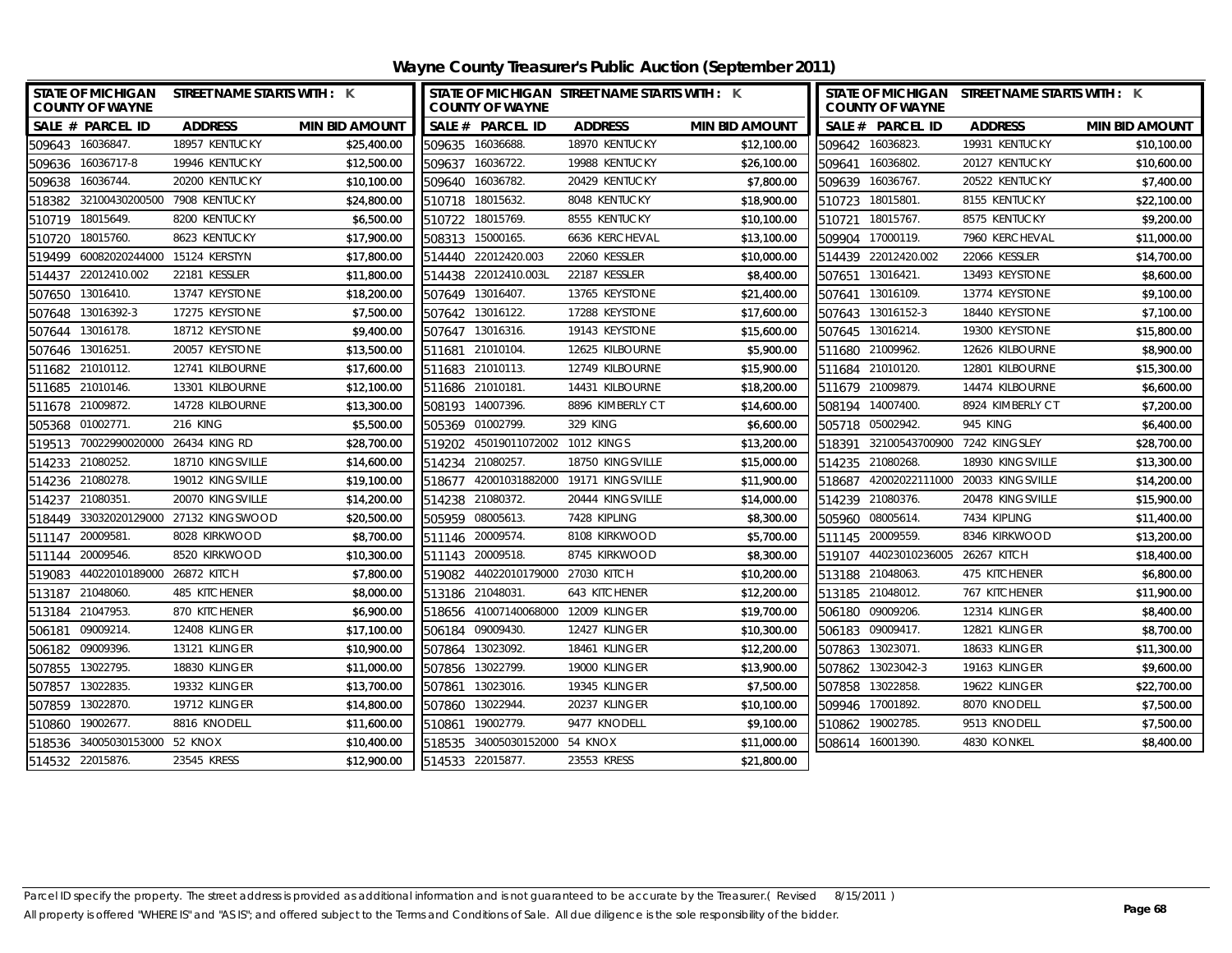# Wayne County Treasurer's Public Auction (September 2011)

STATE OF MICHIGAN COUNTY OF WAYNE — STREET NAME STARTS WITH : K

| SALE # | PARCEL ID | ADDRESS | MIN BID AMOUNT |
|---|---|---|---|
| 509643 | 16036847. | 18957 KENTUCKY | $25,400.00 |
| 509636 | 16036717-8 | 19946 KENTUCKY | $12,500.00 |
| 509638 | 16036744. | 20200 KENTUCKY | $10,100.00 |
| 518382 | 32100430200500 | 7908 KENTUCKY | $24,800.00 |
| 510719 | 18015649. | 8200 KENTUCKY | $6,500.00 |
| 510720 | 18015760. | 8623 KENTUCKY | $17,900.00 |
| 519499 | 60082020244000 | 15124 KERSTYN | $17,800.00 |
| 514437 | 22012410.002 | 22181 KESSLER | $11,800.00 |
| 507650 | 13016410. | 13747 KEYSTONE | $18,200.00 |
| 507648 | 13016392-3 | 17275 KEYSTONE | $7,500.00 |
| 507644 | 13016178. | 18712 KEYSTONE | $9,400.00 |
| 507646 | 13016251. | 20057 KEYSTONE | $13,500.00 |
| 511682 | 21010112. | 12741 KILBOURNE | $17,600.00 |
| 511685 | 21010146. | 13301 KILBOURNE | $12,100.00 |
| 511678 | 21009872. | 14728 KILBOURNE | $13,300.00 |
| 505368 | 01002771. | 216 KING | $5,500.00 |
| 519513 | 70022990020000 | 26434 KING RD | $28,700.00 |
| 514233 | 21080252. | 18710 KINGSVILLE | $14,600.00 |
| 514236 | 21080278. | 19012 KINGSVILLE | $19,100.00 |
| 514237 | 21080351. | 20070 KINGSVILLE | $14,200.00 |
| 518449 | 33032020129000 | 27132 KINGSWOOD | $20,500.00 |
| 511147 | 20009581. | 8028 KIRKWOOD | $8,700.00 |
| 511144 | 20009546. | 8520 KIRKWOOD | $10,300.00 |
| 519083 | 44022010189000 | 26872 KITCH | $7,800.00 |
| 513187 | 21048060. | 485 KITCHENER | $8,000.00 |
| 513184 | 21047953. | 870 KITCHENER | $6,900.00 |
| 506181 | 09009214. | 12408 KLINGER | $17,100.00 |
| 506182 | 09009396. | 13121 KLINGER | $10,900.00 |
| 507855 | 13022795. | 18830 KLINGER | $11,000.00 |
| 507857 | 13022835. | 19332 KLINGER | $13,700.00 |
| 507859 | 13022870. | 19712 KLINGER | $14,800.00 |
| 510860 | 19002677. | 8816 KNODELL | $11,600.00 |
| 518536 | 34005030153000 | 52 KNOX | $10,400.00 |
| 514532 | 22015876. | 23545 KRESS | $12,900.00 |
| 509635 | 16036688. | 18970 KENTUCKY | $12,100.00 |
| 509637 | 16036722. | 19988 KENTUCKY | $26,100.00 |
| 509640 | 16036782. | 20429 KENTUCKY | $7,800.00 |
| 510718 | 18015632. | 8048 KENTUCKY | $18,900.00 |
| 510722 | 18015769. | 8555 KENTUCKY | $10,100.00 |
| 508313 | 15000165. | 6636 KERCHEVAL | $13,100.00 |
| 514440 | 22012420.003 | 22060 KESSLER | $10,000.00 |
| 514438 | 22012410.003L | 22187 KESSLER | $8,400.00 |
| 507649 | 13016407. | 13765 KEYSTONE | $21,400.00 |
| 507642 | 13016122. | 17288 KEYSTONE | $17,600.00 |
| 507647 | 13016316. | 19143 KEYSTONE | $15,600.00 |
| 511681 | 21010104. | 12625 KILBOURNE | $5,900.00 |
| 511683 | 21010113. | 12749 KILBOURNE | $15,900.00 |
| 511686 | 21010181. | 14431 KILBOURNE | $18,200.00 |
| 508193 | 14007396. | 8896 KIMBERLY CT | $14,600.00 |
| 505369 | 01002799. | 329 KING | $6,600.00 |
| 519202 | 45019011072002 | 1012 KINGS | $13,200.00 |
| 514234 | 21080257. | 18750 KINGSVILLE | $15,000.00 |
| 518677 | 42001031882000 | 19171 KINGSVILLE | $11,900.00 |
| 514238 | 21080372. | 20444 KINGSVILLE | $14,000.00 |
| 505959 | 08005613. | 7428 KIPLING | $8,300.00 |
| 511146 | 20009574. | 8108 KIRKWOOD | $5,700.00 |
| 511143 | 20009518. | 8745 KIRKWOOD | $8,300.00 |
| 519082 | 44022010179000 | 27030 KITCH | $10,200.00 |
| 513186 | 21048031. | 643 KITCHENER | $12,200.00 |
| 518656 | 41007140068000 | 12009 KLINGER | $19,700.00 |
| 506184 | 09009430. | 12427 KLINGER | $10,300.00 |
| 507864 | 13023092. | 18461 KLINGER | $12,200.00 |
| 507856 | 13022799. | 19000 KLINGER | $13,900.00 |
| 507861 | 13023016. | 19345 KLINGER | $7,500.00 |
| 507860 | 13022944. | 20237 KLINGER | $10,100.00 |
| 510861 | 19002779. | 9477 KNODELL | $9,100.00 |
| 518535 | 34005030152000 | 54 KNOX | $11,000.00 |
| 514533 | 22015877. | 23553 KRESS | $21,800.00 |
| 509642 | 16036823. | 19931 KENTUCKY | $10,100.00 |
| 509641 | 16036802. | 20127 KENTUCKY | $10,600.00 |
| 509639 | 16036767. | 20522 KENTUCKY | $7,400.00 |
| 510723 | 18015801. | 8155 KENTUCKY | $22,100.00 |
| 510721 | 18015767. | 8575 KENTUCKY | $9,200.00 |
| 509904 | 17000119. | 7960 KERCHEVAL | $11,000.00 |
| 514439 | 22012420.002 | 22066 KESSLER | $14,700.00 |
| 507651 | 13016421. | 13493 KEYSTONE | $8,600.00 |
| 507641 | 13016109. | 13774 KEYSTONE | $9,100.00 |
| 507643 | 13016152-3 | 18440 KEYSTONE | $7,100.00 |
| 507645 | 13016214. | 19300 KEYSTONE | $15,800.00 |
| 511680 | 21009962. | 12626 KILBOURNE | $8,900.00 |
| 511684 | 21010120. | 12801 KILBOURNE | $15,300.00 |
| 511679 | 21009879. | 14474 KILBOURNE | $6,600.00 |
| 508194 | 14007400. | 8924 KIMBERLY CT | $7,200.00 |
| 505718 | 05002942. | 945 KING | $6,400.00 |
| 518391 | 32100543700900 | 7242 KINGSLEY | $28,700.00 |
| 514235 | 21080268. | 18930 KINGSVILLE | $13,300.00 |
| 518687 | 42002022111000 | 20033 KINGSVILLE | $14,200.00 |
| 514239 | 21080376. | 20478 KINGSVILLE | $15,900.00 |
| 505960 | 08005614. | 7434 KIPLING | $11,400.00 |
| 511145 | 20009559. | 8346 KIRKWOOD | $13,200.00 |
| 519107 | 44023010236005 | 26267 KITCH | $18,400.00 |
| 513188 | 21048063. | 475 KITCHENER | $6,800.00 |
| 513185 | 21048012. | 767 KITCHENER | $11,900.00 |
| 506180 | 09009206. | 12314 KLINGER | $8,400.00 |
| 506183 | 09009417. | 12821 KLINGER | $8,700.00 |
| 507863 | 13023071. | 18633 KLINGER | $11,300.00 |
| 507862 | 13023042-3 | 19163 KLINGER | $9,600.00 |
| 507858 | 13022858. | 19622 KLINGER | $22,700.00 |
| 509946 | 17001892. | 8070 KNODELL | $7,500.00 |
| 510862 | 19002785. | 9513 KNODELL | $7,500.00 |
| 508614 | 16001390. | 4830 KONKEL | $8,400.00 |

Parcel ID specify the property. The street address is provided as additional information and is not guaranteed to be accurate by the Treasurer.( Revised 8/15/2011 )

All property is offered "WHERE IS" and "AS IS"; and offered subject to the Terms and Conditions of Sale. All due diligence is the sole responsibility of the bidder.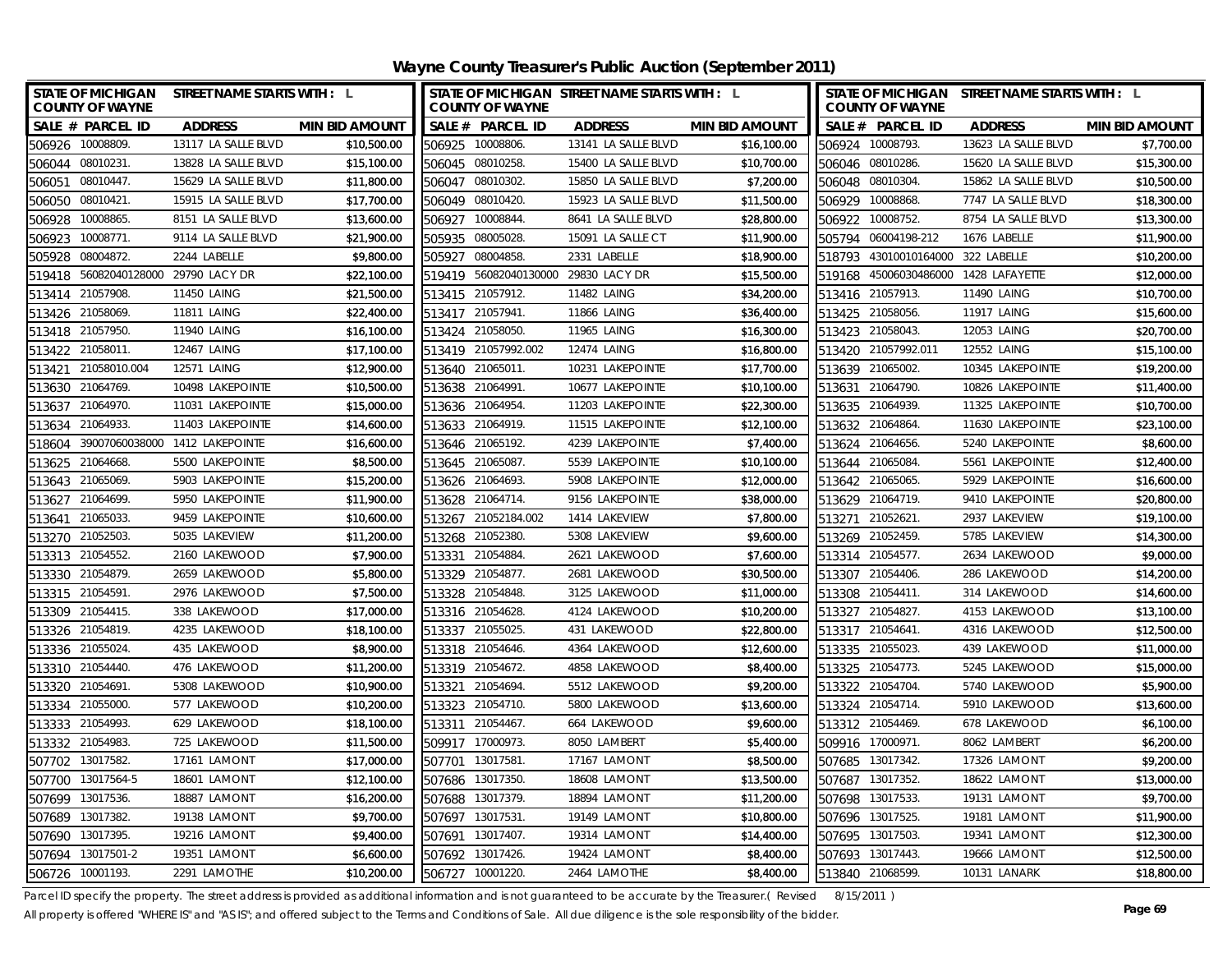# Wayne County Treasurer's Public Auction (September 2011)

| STATE OF MICHIGAN COUNTY OF WAYNE | STREET NAME STARTS WITH : L | | STATE OF MICHIGAN COUNTY OF WAYNE | STREET NAME STARTS WITH : L | | STATE OF MICHIGAN COUNTY OF WAYNE | STREET NAME STARTS WITH : L | |
|---|---|---|---|---|---|---|---|---|
| SALE # PARCEL ID | ADDRESS | MIN BID AMOUNT | SALE # PARCEL ID | ADDRESS | MIN BID AMOUNT | SALE # PARCEL ID | ADDRESS | MIN BID AMOUNT |
| 506926 10008809. | 13117 LA SALLE BLVD | $10,500.00 | 506925 10008806. | 13141 LA SALLE BLVD | $16,100.00 | 506924 10008793. | 13623 LA SALLE BLVD | $7,700.00 |
| 506044 08010231. | 13828 LA SALLE BLVD | $15,100.00 | 506045 08010258. | 15400 LA SALLE BLVD | $10,700.00 | 506046 08010286. | 15620 LA SALLE BLVD | $15,300.00 |
| 506051 08010447. | 15629 LA SALLE BLVD | $11,800.00 | 506047 08010302. | 15850 LA SALLE BLVD | $7,200.00 | 506048 08010304. | 15862 LA SALLE BLVD | $10,500.00 |
| 506050 08010421. | 15915 LA SALLE BLVD | $17,700.00 | 506049 08010420. | 15923 LA SALLE BLVD | $11,500.00 | 506929 10008868. | 7747 LA SALLE BLVD | $18,300.00 |
| 506928 10008865. | 8151 LA SALLE BLVD | $13,600.00 | 506927 10008844. | 8641 LA SALLE BLVD | $28,800.00 | 506922 10008752. | 8754 LA SALLE BLVD | $13,300.00 |
| 506923 10008771. | 9114 LA SALLE BLVD | $21,900.00 | 505935 08005028. | 15091 LA SALLE CT | $11,900.00 | 505794 06004198-212 | 1676 LABELLE | $11,900.00 |
| 505928 08004872. | 2244 LABELLE | $9,800.00 | 505927 08004858. | 2331 LABELLE | $18,900.00 | 518793 43010010164000 | 322 LABELLE | $10,200.00 |
| 519418 56082040128000 | 29790 LACY DR | $22,100.00 | 519419 56082040130000 | 29830 LACY DR | $15,500.00 | 519168 45006030486000 | 1428 LAFAYETTE | $12,000.00 |
| 513414 21057908. | 11450 LAING | $21,500.00 | 513415 21057912. | 11482 LAING | $34,200.00 | 513416 21057913. | 11490 LAING | $10,700.00 |
| 513426 21058069. | 11811 LAING | $22,400.00 | 513417 21057941. | 11866 LAING | $36,400.00 | 513425 21058056. | 11917 LAING | $15,600.00 |
| 513418 21057950. | 11940 LAING | $16,100.00 | 513424 21058050. | 11965 LAING | $16,300.00 | 513423 21058043. | 12053 LAING | $20,700.00 |
| 513422 21058011. | 12467 LAING | $17,100.00 | 513419 21057992.002 | 12474 LAING | $16,800.00 | 513420 21057992.011 | 12552 LAING | $15,100.00 |
| 513421 21058010.004 | 12571 LAING | $12,900.00 | 513640 21065011. | 10231 LAKEPOINTE | $17,700.00 | 513639 21065002. | 10345 LAKEPOINTE | $19,200.00 |
| 513630 21064769. | 10498 LAKEPOINTE | $10,500.00 | 513638 21064991. | 10677 LAKEPOINTE | $10,100.00 | 513631 21064790. | 10826 LAKEPOINTE | $11,400.00 |
| 513637 21064970. | 11031 LAKEPOINTE | $15,000.00 | 513636 21064954. | 11203 LAKEPOINTE | $22,300.00 | 513635 21064939. | 11325 LAKEPOINTE | $10,700.00 |
| 513634 21064933. | 11403 LAKEPOINTE | $14,600.00 | 513633 21064919. | 11515 LAKEPOINTE | $12,100.00 | 513632 21064864. | 11630 LAKEPOINTE | $23,100.00 |
| 518604 39007060038000 | 1412 LAKEPOINTE | $16,600.00 | 513646 21065192. | 4239 LAKEPOINTE | $7,400.00 | 513624 21064656. | 5240 LAKEPOINTE | $8,600.00 |
| 513625 21064668. | 5500 LAKEPOINTE | $8,500.00 | 513645 21065087. | 5539 LAKEPOINTE | $10,100.00 | 513644 21065084. | 5561 LAKEPOINTE | $12,400.00 |
| 513643 21065069. | 5903 LAKEPOINTE | $15,200.00 | 513626 21064693. | 5908 LAKEPOINTE | $12,000.00 | 513642 21065065. | 5929 LAKEPOINTE | $16,600.00 |
| 513627 21064699. | 5950 LAKEPOINTE | $11,900.00 | 513628 21064714. | 9156 LAKEPOINTE | $38,000.00 | 513629 21064719. | 9410 LAKEPOINTE | $20,800.00 |
| 513641 21065033. | 9459 LAKEPOINTE | $10,600.00 | 513267 21052184.002 | 1414 LAKEVIEW | $7,800.00 | 513271 21052621. | 2937 LAKEVIEW | $19,100.00 |
| 513270 21052503. | 5035 LAKEVIEW | $11,200.00 | 513268 21052380. | 5308 LAKEVIEW | $9,600.00 | 513269 21052459. | 5785 LAKEVIEW | $14,300.00 |
| 513313 21054552. | 2160 LAKEWOOD | $7,900.00 | 513331 21054884. | 2621 LAKEWOOD | $7,600.00 | 513314 21054577. | 2634 LAKEWOOD | $9,000.00 |
| 513330 21054879. | 2659 LAKEWOOD | $5,800.00 | 513329 21054877. | 2681 LAKEWOOD | $30,500.00 | 513307 21054406. | 286 LAKEWOOD | $14,200.00 |
| 513315 21054591. | 2976 LAKEWOOD | $7,500.00 | 513328 21054848. | 3125 LAKEWOOD | $11,000.00 | 513308 21054411. | 314 LAKEWOOD | $14,600.00 |
| 513309 21054415. | 338 LAKEWOOD | $17,000.00 | 513316 21054628. | 4124 LAKEWOOD | $10,200.00 | 513327 21054827. | 4153 LAKEWOOD | $13,100.00 |
| 513326 21054819. | 4235 LAKEWOOD | $18,100.00 | 513337 21055025. | 431 LAKEWOOD | $22,800.00 | 513317 21054641. | 4316 LAKEWOOD | $12,500.00 |
| 513336 21055024. | 435 LAKEWOOD | $8,900.00 | 513318 21054646. | 4364 LAKEWOOD | $12,600.00 | 513335 21055023. | 439 LAKEWOOD | $11,000.00 |
| 513310 21054440. | 476 LAKEWOOD | $11,200.00 | 513319 21054672. | 4858 LAKEWOOD | $8,400.00 | 513325 21054773. | 5245 LAKEWOOD | $15,000.00 |
| 513320 21054691. | 5308 LAKEWOOD | $10,900.00 | 513321 21054694. | 5512 LAKEWOOD | $9,200.00 | 513322 21054704. | 5740 LAKEWOOD | $5,900.00 |
| 513334 21055000. | 577 LAKEWOOD | $10,200.00 | 513323 21054710. | 5800 LAKEWOOD | $13,600.00 | 513324 21054714. | 5910 LAKEWOOD | $13,600.00 |
| 513333 21054993. | 629 LAKEWOOD | $18,100.00 | 513311 21054467. | 664 LAKEWOOD | $9,600.00 | 513312 21054469. | 678 LAKEWOOD | $6,100.00 |
| 513332 21054983. | 725 LAKEWOOD | $11,500.00 | 509917 17000973. | 8050 LAMBERT | $5,400.00 | 509916 17000971. | 8062 LAMBERT | $6,200.00 |
| 507702 13017582. | 17161 LAMONT | $17,000.00 | 507701 13017581. | 17167 LAMONT | $8,500.00 | 507685 13017342. | 17326 LAMONT | $9,200.00 |
| 507700 13017564-5 | 18601 LAMONT | $12,100.00 | 507686 13017350. | 18608 LAMONT | $13,500.00 | 507687 13017352. | 18622 LAMONT | $13,000.00 |
| 507699 13017536. | 18887 LAMONT | $16,200.00 | 507688 13017379. | 18894 LAMONT | $11,200.00 | 507698 13017533. | 19131 LAMONT | $9,700.00 |
| 507689 13017382. | 19138 LAMONT | $9,700.00 | 507697 13017531. | 19149 LAMONT | $10,800.00 | 507696 13017525. | 19181 LAMONT | $11,900.00 |
| 507690 13017395. | 19216 LAMONT | $9,400.00 | 507691 13017407. | 19314 LAMONT | $14,400.00 | 507695 13017503. | 19341 LAMONT | $12,300.00 |
| 507694 13017501-2 | 19351 LAMONT | $6,600.00 | 507692 13017426. | 19424 LAMONT | $8,400.00 | 507693 13017443. | 19666 LAMONT | $12,500.00 |
| 506726 10001193. | 2291 LAMOTHE | $10,200.00 | 506727 10001220. | 2464 LAMOTHE | $8,400.00 | 513840 21068599. | 10131 LANARK | $18,800.00 |

Parcel ID specify the property. The street address is provided as additional information and is not guaranteed to be accurate by the Treasurer.( Revised 8/15/2011 )

All property is offered "WHERE IS" and "AS IS"; and offered subject to the Terms and Conditions of Sale. All due diligence is the sole responsibility of the bidder.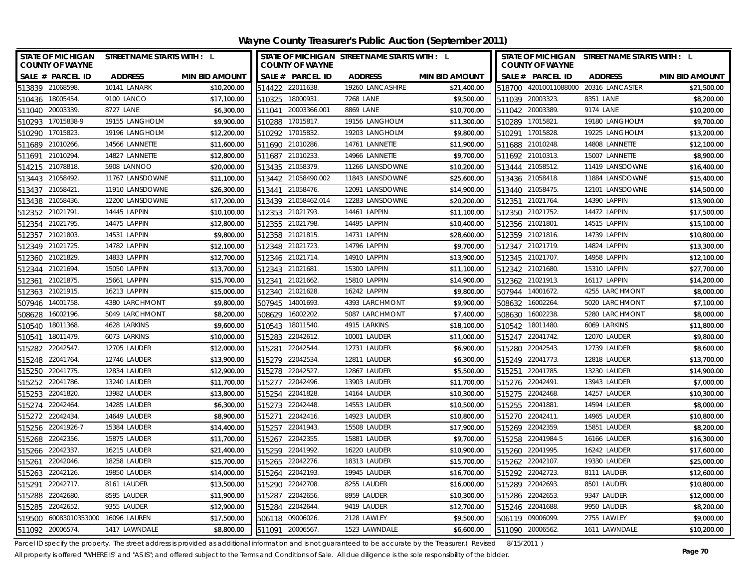# Wayne County Treasurer's Public Auction (September 2011)

STATE OF MICHIGAN COUNTY OF WAYNE — STREET NAME STARTS WITH : L

| SALE # | PARCEL ID | ADDRESS | MIN BID AMOUNT |
|---|---|---|---|
| 513839 | 21068598. | 10141 LANARK | $10,200.00 |
| 510436 | 18005454. | 9100 LANCO | $17,100.00 |
| 511040 | 20003339. | 8727 LANE | $6,300.00 |
| 510293 | 17015838-9 | 19155 LANGHOLM | $9,900.00 |
| 510290 | 17015823. | 19196 LANGHOLM | $12,200.00 |
| 511689 | 21010266. | 14566 LANNETTE | $11,600.00 |
| 511691 | 21010294. | 14827 LANNETTE | $12,800.00 |
| 514215 | 21078818. | 5908 LANNOO | $20,000.00 |
| 513443 | 21058492. | 11767 LANSDOWNE | $11,100.00 |
| 513437 | 21058421. | 11910 LANSDOWNE | $26,300.00 |
| 513438 | 21058436. | 12200 LANSDOWNE | $17,200.00 |
| 512352 | 21021791. | 14445 LAPPIN | $10,100.00 |
| 512354 | 21021795. | 14475 LAPPIN | $12,800.00 |
| 512357 | 21021803. | 14531 LAPPIN | $9,800.00 |
| 512349 | 21021725. | 14782 LAPPIN | $12,100.00 |
| 512360 | 21021829. | 14833 LAPPIN | $12,700.00 |
| 512344 | 21021694. | 15050 LAPPIN | $13,700.00 |
| 512361 | 21021875. | 15661 LAPPIN | $15,700.00 |
| 512363 | 21021915. | 16213 LAPPIN | $15,000.00 |
| 507946 | 14001758. | 4380 LARCHMONT | $9,800.00 |
| 508628 | 16002196. | 5049 LARCHMONT | $8,200.00 |
| 510540 | 18011368. | 4628 LARKINS | $9,600.00 |
| 510541 | 18011479. | 6073 LARKINS | $10,000.00 |
| 515282 | 22042547. | 12705 LAUDER | $12,000.00 |
| 515248 | 22041764. | 12746 LAUDER | $13,900.00 |
| 515250 | 22041775. | 12834 LAUDER | $12,900.00 |
| 515252 | 22041786. | 13240 LAUDER | $11,700.00 |
| 515253 | 22041820. | 13982 LAUDER | $13,800.00 |
| 515274 | 22042464. | 14285 LAUDER | $6,300.00 |
| 515272 | 22042434. | 14649 LAUDER | $8,900.00 |
| 515256 | 22041926-7 | 15384 LAUDER | $14,400.00 |
| 515268 | 22042356. | 15875 LAUDER | $11,700.00 |
| 515266 | 22042337. | 16215 LAUDER | $21,400.00 |
| 515261 | 22042046. | 18258 LAUDER | $15,700.00 |
| 515263 | 22042126. | 19850 LAUDER | $14,000.00 |
| 515291 | 22042717. | 8161 LAUDER | $13,500.00 |
| 515288 | 22042680. | 8595 LAUDER | $11,900.00 |
| 515285 | 22042652. | 9355 LAUDER | $12,900.00 |
| 519500 | 60083010353000 | 16096 LAUREN | $17,500.00 |
| 511092 | 20006574. | 1417 LAWNDALE | $8,800.00 |
| 514422 | 22011638. | 19260 LANCASHIRE | $21,400.00 |
| 510325 | 18000931. | 7268 LANE | $9,500.00 |
| 511041 | 20003366.001 | 8869 LANE | $10,700.00 |
| 510288 | 17015817. | 19156 LANGHOLM | $11,300.00 |
| 510292 | 17015832. | 19203 LANGHOLM | $9,800.00 |
| 511690 | 21010286. | 14761 LANNETTE | $11,900.00 |
| 511687 | 21010233. | 14966 LANNETTE | $9,700.00 |
| 513435 | 21058379. | 11266 LANSDOWNE | $10,200.00 |
| 513442 | 21058490.002 | 11843 LANSDOWNE | $25,600.00 |
| 513441 | 21058476. | 12091 LANSDOWNE | $14,900.00 |
| 513439 | 21058462.014 | 12283 LANSDOWNE | $20,200.00 |
| 512353 | 21021793. | 14461 LAPPIN | $11,100.00 |
| 512355 | 21021798. | 14495 LAPPIN | $10,400.00 |
| 512358 | 21021815. | 14731 LAPPIN | $28,600.00 |
| 512348 | 21021723. | 14796 LAPPIN | $9,700.00 |
| 512346 | 21021714. | 14910 LAPPIN | $13,900.00 |
| 512343 | 21021681. | 15300 LAPPIN | $11,100.00 |
| 512341 | 21021662. | 15810 LAPPIN | $14,900.00 |
| 512340 | 21021628. | 16242 LAPPIN | $9,800.00 |
| 507945 | 14001693. | 4393 LARCHMONT | $9,900.00 |
| 508629 | 16002202. | 5087 LARCHMONT | $7,400.00 |
| 510543 | 18011540. | 4915 LARKINS | $18,100.00 |
| 515283 | 22042612. | 10001 LAUDER | $11,000.00 |
| 515281 | 22042544. | 12731 LAUDER | $6,900.00 |
| 515279 | 22042534. | 12811 LAUDER | $6,300.00 |
| 515278 | 22042527. | 12867 LAUDER | $5,500.00 |
| 515277 | 22042496. | 13903 LAUDER | $11,700.00 |
| 515254 | 22041828. | 14164 LAUDER | $10,300.00 |
| 515273 | 22042448. | 14553 LAUDER | $10,500.00 |
| 515271 | 22042416. | 14923 LAUDER | $10,800.00 |
| 515257 | 22041943. | 15508 LAUDER | $17,900.00 |
| 515267 | 22042355. | 15881 LAUDER | $9,700.00 |
| 515259 | 22041992. | 16220 LAUDER | $10,900.00 |
| 515265 | 22042276. | 18313 LAUDER | $15,700.00 |
| 515264 | 22042193. | 19945 LAUDER | $16,700.00 |
| 515290 | 22042708. | 8255 LAUDER | $16,000.00 |
| 515287 | 22042656. | 8959 LAUDER | $10,300.00 |
| 515284 | 22042644. | 9419 LAUDER | $12,700.00 |
| 506118 | 09006026. | 2128 LAWLEY | $9,500.00 |
| 511091 | 20006567. | 1523 LAWNDALE | $6,600.00 |
| 518700 | 42010011088000 | 20316 LANCASTER | $21,500.00 |
| 511039 | 20003323. | 8351 LANE | $8,200.00 |
| 511042 | 20003389. | 9174 LANE | $10,200.00 |
| 510289 | 17015821. | 19180 LANGHOLM | $9,700.00 |
| 510291 | 17015828. | 19225 LANGHOLM | $13,200.00 |
| 511688 | 21010248. | 14808 LANNETTE | $12,100.00 |
| 511692 | 21010313. | 15007 LANNETTE | $8,900.00 |
| 513444 | 21058512. | 11419 LANSDOWNE | $16,400.00 |
| 513436 | 21058418. | 11884 LANSDOWNE | $15,400.00 |
| 513440 | 21058475. | 12101 LANSDOWNE | $14,500.00 |
| 512351 | 21021764. | 14390 LAPPIN | $13,900.00 |
| 512350 | 21021752. | 14472 LAPPIN | $17,500.00 |
| 512356 | 21021801. | 14515 LAPPIN | $15,100.00 |
| 512359 | 21021816. | 14739 LAPPIN | $10,800.00 |
| 512347 | 21021719. | 14824 LAPPIN | $13,300.00 |
| 512345 | 21021707. | 14958 LAPPIN | $12,100.00 |
| 512342 | 21021680. | 15310 LAPPIN | $27,700.00 |
| 512362 | 21021913. | 16117 LAPPIN | $14,200.00 |
| 507944 | 14001672. | 4255 LARCHMONT | $8,000.00 |
| 508632 | 16002264. | 5020 LARCHMONT | $7,100.00 |
| 508630 | 16002238. | 5280 LARCHMONT | $8,000.00 |
| 510542 | 18011480. | 6069 LARKINS | $11,800.00 |
| 515247 | 22041742. | 12070 LAUDER | $9,800.00 |
| 515280 | 22042543. | 12739 LAUDER | $8,600.00 |
| 515249 | 22041773. | 12818 LAUDER | $13,700.00 |
| 515251 | 22041785. | 13230 LAUDER | $14,900.00 |
| 515276 | 22042491. | 13943 LAUDER | $7,000.00 |
| 515275 | 22042468. | 14257 LAUDER | $10,300.00 |
| 515255 | 22041881. | 14594 LAUDER | $8,000.00 |
| 515270 | 22042411. | 14965 LAUDER | $10,800.00 |
| 515269 | 22042359. | 15851 LAUDER | $8,200.00 |
| 515258 | 22041984-5 | 16166 LAUDER | $16,300.00 |
| 515260 | 22041995. | 16242 LAUDER | $17,600.00 |
| 515262 | 22042107. | 19330 LAUDER | $25,000.00 |
| 515292 | 22042723. | 8111 LAUDER | $12,600.00 |
| 515289 | 22042693. | 8501 LAUDER | $10,800.00 |
| 515286 | 22042653. | 9347 LAUDER | $12,000.00 |
| 515246 | 22041688. | 9950 LAUDER | $8,200.00 |
| 506119 | 09006099. | 2755 LAWLEY | $9,000.00 |
| 511090 | 20006562. | 1611 LAWNDALE | $10,200.00 |

Parcel ID specify the property. The street address is provided as additional information and is not guaranteed to be accurate by the Treasurer.( Revised 8/15/2011 )

All property is offered "WHERE IS" and "AS IS"; and offered subject to the Terms and Conditions of Sale. All due diligence is the sole responsibility of the bidder.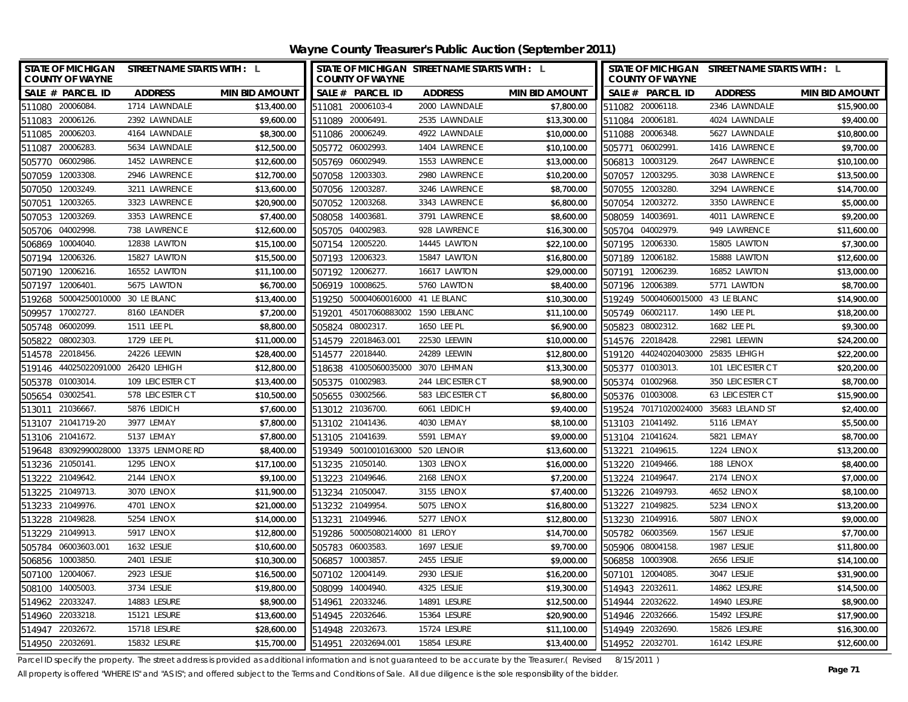# Wayne County Treasurer's Public Auction (September 2011)

| STATE OF MICHIGAN COUNTY OF WAYNE | STREET NAME STARTS WITH : L | |
|---|---|---|
| SALE # PARCEL ID | ADDRESS | MIN BID AMOUNT |
| 511080 20006084. | 1714 LAWNDALE | $13,400.00 |
| 511083 20006126. | 2392 LAWNDALE | $9,600.00 |
| 511085 20006203. | 4164 LAWNDALE | $8,300.00 |
| 511087 20006283. | 5634 LAWNDALE | $12,500.00 |
| 505770 06002986. | 1452 LAWRENCE | $12,600.00 |
| 507059 12003308. | 2946 LAWRENCE | $12,700.00 |
| 507050 12003249. | 3211 LAWRENCE | $13,600.00 |
| 507051 12003265. | 3323 LAWRENCE | $20,900.00 |
| 507053 12003269. | 3353 LAWRENCE | $7,400.00 |
| 505706 04002998. | 738 LAWRENCE | $12,600.00 |
| 506869 10004040. | 12838 LAWTON | $15,100.00 |
| 507194 12006326. | 15827 LAWTON | $15,500.00 |
| 507190 12006216. | 16552 LAWTON | $11,100.00 |
| 507197 12006401. | 5675 LAWTON | $6,700.00 |
| 519268 50004250010000 | 30 LE BLANC | $13,400.00 |
| 509957 17002727. | 8160 LEANDER | $7,200.00 |
| 505748 06002099. | 1511 LEE PL | $8,800.00 |
| 505822 08002303. | 1729 LEE PL | $11,000.00 |
| 514578 22018456. | 24226 LEEWIN | $28,400.00 |
| 519146 44025022091000 | 26420 LEHIGH | $12,800.00 |
| 505378 01003014. | 109 LEICESTER CT | $13,400.00 |
| 505654 03002541. | 578 LEICESTER CT | $10,500.00 |
| 513011 21036667. | 5876 LEIDICH | $7,600.00 |
| 513107 21041719-20 | 3977 LEMAY | $7,800.00 |
| 513106 21041672. | 5137 LEMAY | $7,800.00 |
| 519648 83092990028000 | 13375 LENMORE RD | $8,400.00 |
| 513236 21050141. | 1295 LENOX | $17,100.00 |
| 513222 21049642. | 2144 LENOX | $9,100.00 |
| 513225 21049713. | 3070 LENOX | $11,900.00 |
| 513233 21049976. | 4701 LENOX | $21,000.00 |
| 513228 21049828. | 5254 LENOX | $14,000.00 |
| 513229 21049913. | 5917 LENOX | $12,800.00 |
| 505784 06003603.001 | 1632 LESLIE | $10,600.00 |
| 506856 10003850. | 2401 LESLIE | $10,300.00 |
| 507100 12004067. | 2923 LESLIE | $16,500.00 |
| 508100 14005003. | 3734 LESLIE | $19,800.00 |
| 514962 22033247. | 14883 LESURE | $8,900.00 |
| 514960 22033218. | 15121 LESURE | $13,600.00 |
| 514947 22032672. | 15718 LESURE | $28,600.00 |
| 514950 22032691. | 15832 LESURE | $15,700.00 |

| STATE OF MICHIGAN COUNTY OF WAYNE | STREET NAME STARTS WITH : L | |
|---|---|---|
| SALE # PARCEL ID | ADDRESS | MIN BID AMOUNT |
| 511081 20006103-4 | 2000 LAWNDALE | $7,800.00 |
| 511089 20006491. | 2535 LAWNDALE | $13,300.00 |
| 511086 20006249. | 4922 LAWNDALE | $10,000.00 |
| 505772 06002993. | 1404 LAWRENCE | $10,100.00 |
| 505769 06002949. | 1553 LAWRENCE | $13,000.00 |
| 507058 12003303. | 2980 LAWRENCE | $10,200.00 |
| 507056 12003287. | 3246 LAWRENCE | $8,700.00 |
| 507052 12003268. | 3343 LAWRENCE | $6,800.00 |
| 508058 14003681. | 3791 LAWRENCE | $8,600.00 |
| 505705 04002983. | 928 LAWRENCE | $16,300.00 |
| 507154 12005220. | 14445 LAWTON | $22,100.00 |
| 507193 12006323. | 15847 LAWTON | $16,800.00 |
| 507192 12006277. | 16617 LAWTON | $29,000.00 |
| 506919 10008625. | 5760 LAWTON | $8,400.00 |
| 519250 50004060016000 | 41 LE BLANC | $10,300.00 |
| 519201 45017060883002 | 1590 LEBLANC | $11,100.00 |
| 505824 08002317. | 1650 LEE PL | $6,900.00 |
| 514579 22018463.001 | 22530 LEEWIN | $10,000.00 |
| 514577 22018440. | 24289 LEEWIN | $12,800.00 |
| 518638 41005060035000 | 3070 LEHMAN | $13,300.00 |
| 505375 01002983. | 244 LEICESTER CT | $8,900.00 |
| 505655 03002566. | 583 LEICESTER CT | $6,800.00 |
| 513012 21036700. | 6061 LEIDICH | $9,400.00 |
| 513102 21041436. | 4030 LEMAY | $8,100.00 |
| 513105 21041639. | 5591 LEMAY | $9,000.00 |
| 519349 50010010163000 | 520 LENOIR | $13,600.00 |
| 513235 21050140. | 1303 LENOX | $16,000.00 |
| 513223 21049646. | 2168 LENOX | $7,200.00 |
| 513234 21050047. | 3155 LENOX | $7,400.00 |
| 513232 21049954. | 5075 LENOX | $16,800.00 |
| 513231 21049946. | 5277 LENOX | $12,800.00 |
| 519286 50005080214000 | 81 LEROY | $14,700.00 |
| 505783 06003583. | 1697 LESLIE | $9,700.00 |
| 506857 10003857. | 2455 LESLIE | $9,000.00 |
| 507102 12004149. | 2930 LESLIE | $16,200.00 |
| 508099 14004940. | 4325 LESLIE | $19,300.00 |
| 514961 22033246. | 14891 LESURE | $12,500.00 |
| 514945 22032646. | 15364 LESURE | $20,900.00 |
| 514948 22032673. | 15724 LESURE | $11,100.00 |
| 514951 22032694.001 | 15854 LESURE | $13,400.00 |

| STATE OF MICHIGAN COUNTY OF WAYNE | STREET NAME STARTS WITH : L | |
|---|---|---|
| SALE # PARCEL ID | ADDRESS | MIN BID AMOUNT |
| 511082 20006118. | 2346 LAWNDALE | $15,900.00 |
| 511084 20006181. | 4024 LAWNDALE | $9,400.00 |
| 511088 20006348. | 5627 LAWNDALE | $10,800.00 |
| 505771 06002991. | 1416 LAWRENCE | $9,700.00 |
| 506813 10003129. | 2647 LAWRENCE | $10,100.00 |
| 507057 12003295. | 3038 LAWRENCE | $13,500.00 |
| 507055 12003280. | 3294 LAWRENCE | $14,700.00 |
| 507054 12003272. | 3350 LAWRENCE | $5,000.00 |
| 508059 14003691. | 4011 LAWRENCE | $9,200.00 |
| 505704 04002979. | 949 LAWRENCE | $11,600.00 |
| 507195 12006330. | 15805 LAWTON | $7,300.00 |
| 507189 12006182. | 15888 LAWTON | $12,600.00 |
| 507191 12006239. | 16852 LAWTON | $13,000.00 |
| 507196 12006389. | 5771 LAWTON | $8,700.00 |
| 519249 50004060015000 | 43 LE BLANC | $14,900.00 |
| 505749 06002117. | 1490 LEE PL | $18,200.00 |
| 505823 08002312. | 1682 LEE PL | $9,300.00 |
| 514576 22018428. | 22981 LEEWIN | $24,200.00 |
| 519120 44024020403000 | 25835 LEHIGH | $22,200.00 |
| 505377 01003013. | 101 LEICESTER CT | $20,200.00 |
| 505374 01002968. | 350 LEICESTER CT | $8,700.00 |
| 505376 01003008. | 63 LEICESTER CT | $15,900.00 |
| 519524 70171020024000 | 35683 LELAND ST | $2,400.00 |
| 513103 21041492. | 5116 LEMAY | $5,500.00 |
| 513104 21041624. | 5821 LEMAY | $8,700.00 |
| 513221 21049615. | 1224 LENOX | $13,200.00 |
| 513220 21049466. | 188 LENOX | $8,400.00 |
| 513224 21049647. | 2174 LENOX | $7,000.00 |
| 513226 21049793. | 4652 LENOX | $8,100.00 |
| 513227 21049825. | 5234 LENOX | $13,200.00 |
| 513230 21049916. | 5807 LENOX | $9,000.00 |
| 505782 06003569. | 1567 LESLIE | $7,700.00 |
| 505906 08004158. | 1987 LESLIE | $11,800.00 |
| 506858 10003908. | 2656 LESLIE | $14,100.00 |
| 507101 12004085. | 3047 LESLIE | $31,900.00 |
| 514943 22032611. | 14862 LESURE | $14,500.00 |
| 514944 22032622. | 14940 LESURE | $8,900.00 |
| 514946 22032666. | 15492 LESURE | $17,900.00 |
| 514949 22032690. | 15826 LESURE | $16,300.00 |
| 514952 22032701. | 16142 LESURE | $12,600.00 |

Parcel ID specify the property. The street address is provided as additional information and is not guaranteed to be accurate by the Treasurer.( Revised 8/15/2011 )

All property is offered "WHERE IS" and "AS IS"; and offered subject to the Terms and Conditions of Sale. All due diligence is the sole responsibility of the bidder.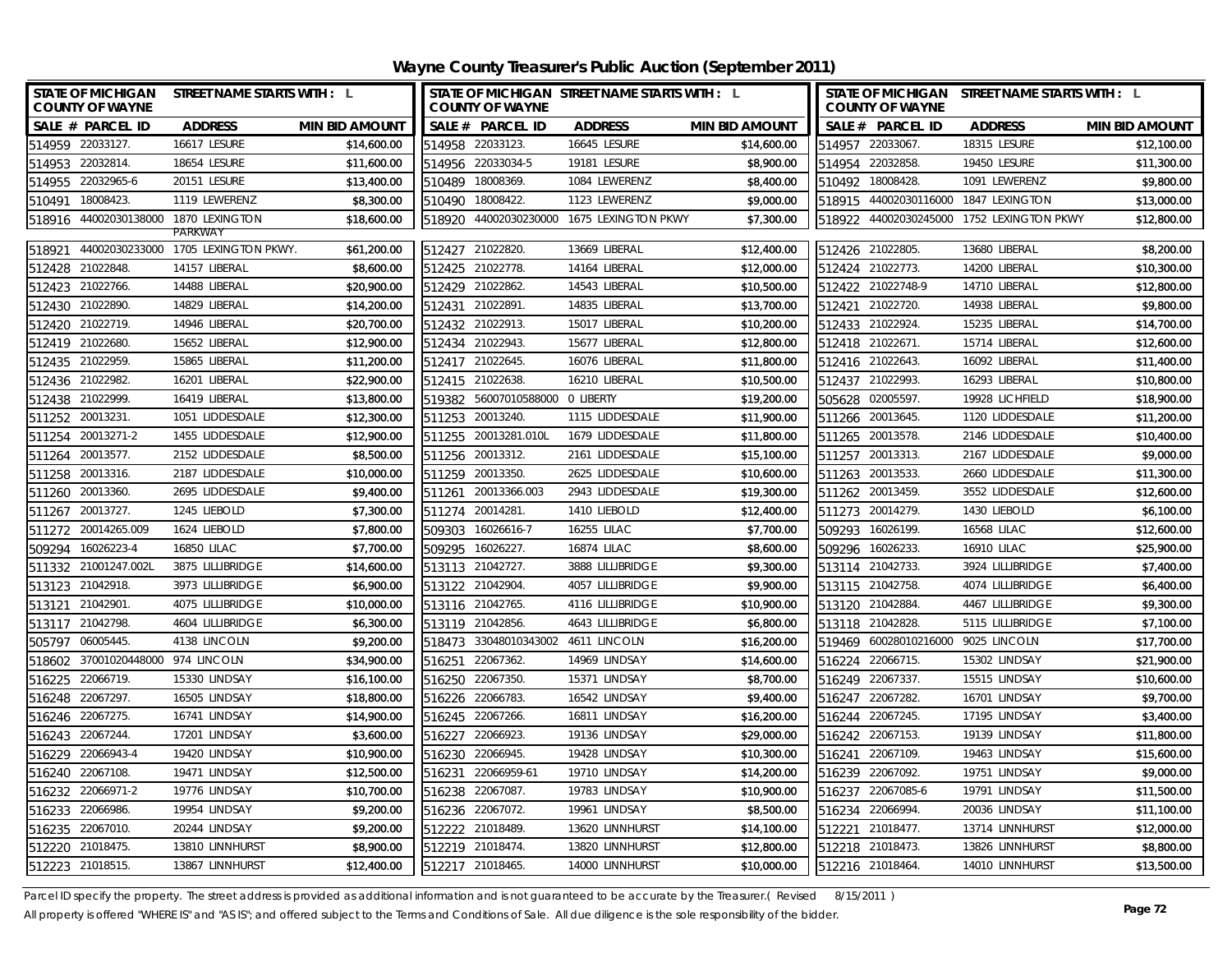# Wayne County Treasurer's Public Auction (September 2011)

STATE OF MICHIGAN COUNTY OF WAYNE — STREET NAME STARTS WITH : L

| SALE # | PARCEL ID | ADDRESS | MIN BID AMOUNT |
|---|---|---|---|
| 514959 | 22033127. | 16617 LESURE | $14,600.00 |
| 514953 | 22032814. | 18654 LESURE | $11,600.00 |
| 514955 | 22032965-6 | 20151 LESURE | $13,400.00 |
| 510491 | 18008423. | 1119 LEWERENZ | $8,300.00 |
| 518916 | 44002030138000 | 1870 LEXINGTON PARKWAY | $18,600.00 |
| 518921 | 44002030233000 | 1705 LEXINGTON PKWY. | $61,200.00 |
| 512428 | 21022848. | 14157 LIBERAL | $8,600.00 |
| 512423 | 21022766. | 14488 LIBERAL | $20,900.00 |
| 512430 | 21022890. | 14829 LIBERAL | $14,200.00 |
| 512420 | 21022719. | 14946 LIBERAL | $20,700.00 |
| 512419 | 21022680. | 15652 LIBERAL | $12,900.00 |
| 512435 | 21022959. | 15865 LIBERAL | $11,200.00 |
| 512436 | 21022982. | 16201 LIBERAL | $22,900.00 |
| 512438 | 21022999. | 16419 LIBERAL | $13,800.00 |
| 511252 | 20013231. | 1051 LIDDESDALE | $12,300.00 |
| 511254 | 20013271-2 | 1455 LIDDESDALE | $12,900.00 |
| 511264 | 20013577. | 2152 LIDDESDALE | $8,500.00 |
| 511258 | 20013316. | 2187 LIDDESDALE | $10,000.00 |
| 511260 | 20013360. | 2695 LIDDESDALE | $9,400.00 |
| 511267 | 20013727. | 1245 LIEBOLD | $7,300.00 |
| 511272 | 20014265.009 | 1624 LIEBOLD | $7,800.00 |
| 509294 | 16026223-4 | 16850 LILAC | $7,700.00 |
| 511332 | 21001247.002L | 3875 LILLIBRIDGE | $14,600.00 |
| 513123 | 21042918. | 3973 LILLIBRIDGE | $6,900.00 |
| 513121 | 21042901. | 4075 LILLIBRIDGE | $10,000.00 |
| 513117 | 21042798. | 4604 LILLIBRIDGE | $6,300.00 |
| 505797 | 06005445. | 4138 LINCOLN | $9,200.00 |
| 518602 | 37001020448000 | 974 LINCOLN | $34,900.00 |
| 516225 | 22066719. | 15330 LINDSAY | $16,100.00 |
| 516248 | 22067297. | 16505 LINDSAY | $18,800.00 |
| 516246 | 22067275. | 16741 LINDSAY | $14,900.00 |
| 516243 | 22067244. | 17201 LINDSAY | $3,600.00 |
| 516229 | 22066943-4 | 19420 LINDSAY | $10,900.00 |
| 516240 | 22067108. | 19471 LINDSAY | $12,500.00 |
| 516232 | 22066971-2 | 19776 LINDSAY | $10,700.00 |
| 516233 | 22066986. | 19954 LINDSAY | $9,200.00 |
| 516235 | 22067010. | 20244 LINDSAY | $9,200.00 |
| 512220 | 21018475. | 13810 LINNHURST | $8,900.00 |
| 512223 | 21018515. | 13867 LINNHURST | $12,400.00 |
| 514958 | 22033123. | 16645 LESURE | $14,600.00 |
| 514956 | 22033034-5 | 19181 LESURE | $8,900.00 |
| 510489 | 18008369. | 1084 LEWERENZ | $8,400.00 |
| 510490 | 18008422. | 1123 LEWERENZ | $9,000.00 |
| 518920 | 44002030230000 | 1675 LEXINGTON PKWY | $7,300.00 |
| 512427 | 21022820. | 13669 LIBERAL | $12,400.00 |
| 512425 | 21022778. | 14164 LIBERAL | $12,000.00 |
| 512429 | 21022862. | 14543 LIBERAL | $10,500.00 |
| 512431 | 21022891. | 14835 LIBERAL | $13,700.00 |
| 512432 | 21022913. | 15017 LIBERAL | $10,200.00 |
| 512434 | 21022943. | 15677 LIBERAL | $12,800.00 |
| 512417 | 21022645. | 16076 LIBERAL | $11,800.00 |
| 512415 | 21022638. | 16210 LIBERAL | $10,500.00 |
| 519382 | 56007010588000 | 0 LIBERTY | $19,200.00 |
| 511253 | 20013240. | 1115 LIDDESDALE | $11,900.00 |
| 511255 | 20013281.010L | 1679 LIDDESDALE | $11,800.00 |
| 511256 | 20013312. | 2161 LIDDESDALE | $15,100.00 |
| 511259 | 20013350. | 2625 LIDDESDALE | $10,600.00 |
| 511261 | 20013366.003 | 2943 LIDDESDALE | $19,300.00 |
| 511274 | 20014281. | 1410 LIEBOLD | $12,400.00 |
| 509303 | 16026616-7 | 16255 LILAC | $7,700.00 |
| 509295 | 16026227. | 16874 LILAC | $8,600.00 |
| 513113 | 21042727. | 3888 LILLIBRIDGE | $9,300.00 |
| 513122 | 21042904. | 4057 LILLIBRIDGE | $9,900.00 |
| 513116 | 21042765. | 4116 LILLIBRIDGE | $10,900.00 |
| 513119 | 21042856. | 4643 LILLIBRIDGE | $6,800.00 |
| 518473 | 33048010343002 | 4611 LINCOLN | $16,200.00 |
| 516251 | 22067362. | 14969 LINDSAY | $14,600.00 |
| 516250 | 22067350. | 15371 LINDSAY | $8,700.00 |
| 516226 | 22066783. | 16542 LINDSAY | $9,400.00 |
| 516245 | 22067266. | 16811 LINDSAY | $16,200.00 |
| 516227 | 22066923. | 19136 LINDSAY | $29,000.00 |
| 516230 | 22066945. | 19428 LINDSAY | $10,300.00 |
| 516231 | 22066959-61 | 19710 LINDSAY | $14,200.00 |
| 516238 | 22067087. | 19783 LINDSAY | $10,900.00 |
| 516236 | 22067072. | 19961 LINDSAY | $8,500.00 |
| 512222 | 21018489. | 13620 LINNHURST | $14,100.00 |
| 512219 | 21018474. | 13820 LINNHURST | $12,800.00 |
| 512217 | 21018465. | 14000 LINNHURST | $10,000.00 |
| 514957 | 22033067. | 18315 LESURE | $12,100.00 |
| 514954 | 22032858. | 19450 LESURE | $11,300.00 |
| 510492 | 18008428. | 1091 LEWERENZ | $9,800.00 |
| 518915 | 44002030116000 | 1847 LEXINGTON | $13,000.00 |
| 518922 | 44002030245000 | 1752 LEXINGTON PKWY | $12,800.00 |
| 512426 | 21022805. | 13680 LIBERAL | $8,200.00 |
| 512424 | 21022773. | 14200 LIBERAL | $10,300.00 |
| 512422 | 21022748-9 | 14710 LIBERAL | $12,800.00 |
| 512421 | 21022720. | 14938 LIBERAL | $9,800.00 |
| 512433 | 21022924. | 15235 LIBERAL | $14,700.00 |
| 512418 | 21022671. | 15714 LIBERAL | $12,600.00 |
| 512416 | 21022643. | 16092 LIBERAL | $11,400.00 |
| 512437 | 21022993. | 16293 LIBERAL | $10,800.00 |
| 505628 | 02005597. | 19928 LICHFIELD | $18,900.00 |
| 511266 | 20013645. | 1120 LIDDESDALE | $11,200.00 |
| 511265 | 20013578. | 2146 LIDDESDALE | $10,400.00 |
| 511257 | 20013313. | 2167 LIDDESDALE | $9,000.00 |
| 511263 | 20013533. | 2660 LIDDESDALE | $11,300.00 |
| 511262 | 20013459. | 3552 LIDDESDALE | $12,600.00 |
| 511273 | 20014279. | 1430 LIEBOLD | $6,100.00 |
| 509293 | 16026199. | 16568 LILAC | $12,600.00 |
| 509296 | 16026233. | 16910 LILAC | $25,900.00 |
| 513114 | 21042733. | 3924 LILLIBRIDGE | $7,400.00 |
| 513115 | 21042758. | 4074 LILLIBRIDGE | $6,400.00 |
| 513120 | 21042884. | 4467 LILLIBRIDGE | $9,300.00 |
| 513118 | 21042828. | 5115 LILLIBRIDGE | $7,100.00 |
| 519469 | 60028010216000 | 9025 LINCOLN | $17,700.00 |
| 516224 | 22066715. | 15302 LINDSAY | $21,900.00 |
| 516249 | 22067337. | 15515 LINDSAY | $10,600.00 |
| 516247 | 22067282. | 16701 LINDSAY | $9,700.00 |
| 516244 | 22067245. | 17195 LINDSAY | $3,400.00 |
| 516242 | 22067153. | 19139 LINDSAY | $11,800.00 |
| 516241 | 22067109. | 19463 LINDSAY | $15,600.00 |
| 516239 | 22067092. | 19751 LINDSAY | $9,000.00 |
| 516237 | 22067085-6 | 19791 LINDSAY | $11,500.00 |
| 516234 | 22066994. | 20036 LINDSAY | $11,100.00 |
| 512221 | 21018477. | 13714 LINNHURST | $12,000.00 |
| 512218 | 21018473. | 13826 LINNHURST | $8,800.00 |
| 512216 | 21018464. | 14010 LINNHURST | $13,500.00 |

Parcel ID specify the property. The street address is provided as additional information and is not guaranteed to be accurate by the Treasurer.( Revised 8/15/2011 )

All property is offered "WHERE IS" and "AS IS"; and offered subject to the Terms and Conditions of Sale. All due diligence is the sole responsibility of the bidder.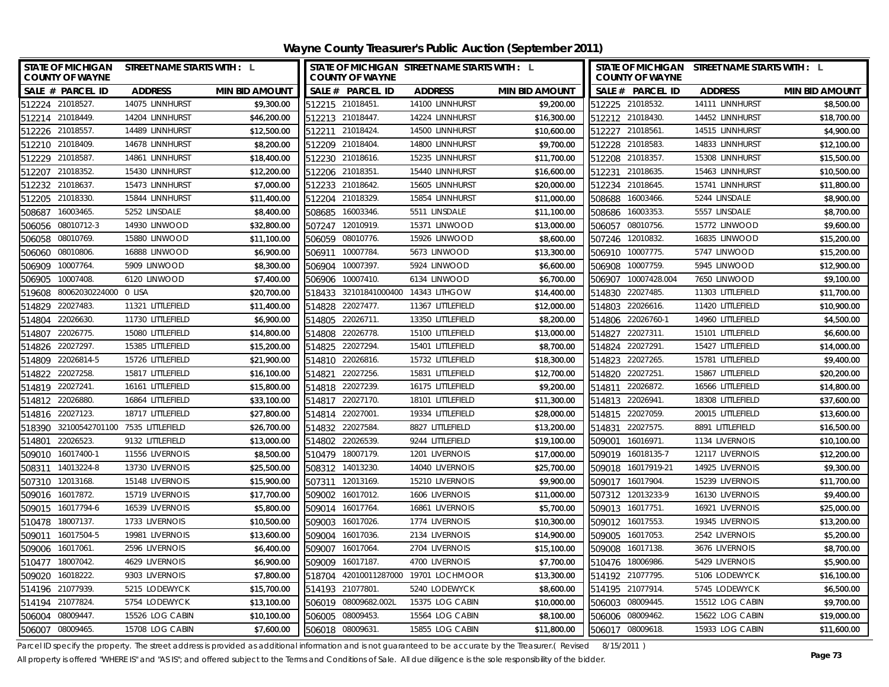# Wayne County Treasurer's Public Auction (September 2011)

| STATE OF MICHIGAN COUNTY OF WAYNE | STREET NAME STARTS WITH : L | | STATE OF MICHIGAN COUNTY OF WAYNE | STREET NAME STARTS WITH : L | | STATE OF MICHIGAN COUNTY OF WAYNE | STREET NAME STARTS WITH : L | |
|---|---|---|---|---|---|---|---|---|
| SALE # PARCEL ID | ADDRESS | MIN BID AMOUNT | SALE # PARCEL ID | ADDRESS | MIN BID AMOUNT | SALE # PARCEL ID | ADDRESS | MIN BID AMOUNT |
| 512224 21018527. | 14075 LINNHURST | $9,300.00 | 512215 21018451. | 14100 LINNHURST | $9,200.00 | 512225 21018532. | 14111 LINNHURST | $8,500.00 |
| 512214 21018449. | 14204 LINNHURST | $46,200.00 | 512213 21018447. | 14224 LINNHURST | $16,300.00 | 512212 21018430. | 14452 LINNHURST | $18,700.00 |
| 512226 21018557. | 14489 LINNHURST | $12,500.00 | 512211 21018424. | 14500 LINNHURST | $10,600.00 | 512227 21018561. | 14515 LINNHURST | $4,900.00 |
| 512210 21018409. | 14678 LINNHURST | $8,200.00 | 512209 21018404. | 14800 LINNHURST | $9,700.00 | 512228 21018583. | 14833 LINNHURST | $12,100.00 |
| 512229 21018587. | 14861 LINNHURST | $18,400.00 | 512230 21018616. | 15235 LINNHURST | $11,700.00 | 512208 21018357. | 15308 LINNHURST | $15,500.00 |
| 512207 21018352. | 15430 LINNHURST | $12,200.00 | 512206 21018351. | 15440 LINNHURST | $16,600.00 | 512231 21018635. | 15463 LINNHURST | $10,500.00 |
| 512232 21018637. | 15473 LINNHURST | $7,000.00 | 512233 21018642. | 15605 LINNHURST | $20,000.00 | 512234 21018645. | 15741 LINNHURST | $11,800.00 |
| 512205 21018330. | 15844 LINNHURST | $11,400.00 | 512204 21018329. | 15854 LINNHURST | $11,000.00 | 508688 16003466. | 5244 LINSDALE | $8,900.00 |
| 508687 16003465. | 5252 LINSDALE | $8,400.00 | 508685 16003346. | 5511 LINSDALE | $11,100.00 | 508686 16003353. | 5557 LINSDALE | $8,700.00 |
| 506056 08010712-3 | 14930 LINWOOD | $32,800.00 | 507247 12010919. | 15371 LINWOOD | $13,000.00 | 506057 08010756. | 15772 LINWOOD | $9,600.00 |
| 506058 08010769. | 15880 LINWOOD | $11,100.00 | 506059 08010776. | 15926 LINWOOD | $8,600.00 | 507246 12010832. | 16835 LINWOOD | $15,200.00 |
| 506060 08010806. | 16888 LINWOOD | $6,900.00 | 506911 10007784. | 5673 LINWOOD | $13,300.00 | 506910 10007775. | 5747 LINWOOD | $15,200.00 |
| 506909 10007764. | 5909 LINWOOD | $8,300.00 | 506904 10007397. | 5924 LINWOOD | $6,600.00 | 506908 10007759. | 5945 LINWOOD | $12,900.00 |
| 506905 10007408. | 6120 LINWOOD | $7,400.00 | 506906 10007410. | 6134 LINWOOD | $6,700.00 | 506907 10007428.004 | 7650 LINWOOD | $9,100.00 |
| 519608 80062030224000 | 0 LISA | $20,700.00 | 518433 32101841000400 | 14343 LITHGOW | $14,400.00 | 514830 22027485. | 11303 LITTLEFIELD | $11,700.00 |
| 514829 22027483. | 11321 LITTLEFIELD | $11,400.00 | 514828 22027477. | 11367 LITTLEFIELD | $12,000.00 | 514803 22026616. | 11420 LITTLEFIELD | $10,900.00 |
| 514804 22026630. | 11730 LITTLEFIELD | $6,900.00 | 514805 22026711. | 13350 LITTLEFIELD | $8,200.00 | 514806 22026760-1 | 14960 LITTLEFIELD | $4,500.00 |
| 514807 22026775. | 15080 LITTLEFIELD | $14,800.00 | 514808 22026778. | 15100 LITTLEFIELD | $13,000.00 | 514827 22027311. | 15101 LITTLEFIELD | $6,600.00 |
| 514826 22027297. | 15385 LITTLEFIELD | $15,200.00 | 514825 22027294. | 15401 LITTLEFIELD | $8,700.00 | 514824 22027291. | 15427 LITTLEFIELD | $14,000.00 |
| 514809 22026814-5 | 15726 LITTLEFIELD | $21,900.00 | 514810 22026816. | 15732 LITTLEFIELD | $18,300.00 | 514823 22027265. | 15781 LITTLEFIELD | $9,400.00 |
| 514822 22027258. | 15817 LITTLEFIELD | $16,100.00 | 514821 22027256. | 15831 LITTLEFIELD | $12,700.00 | 514820 22027251. | 15867 LITTLEFIELD | $20,200.00 |
| 514819 22027241. | 16161 LITTLEFIELD | $15,800.00 | 514818 22027239. | 16175 LITTLEFIELD | $9,200.00 | 514811 22026872. | 16566 LITTLEFIELD | $14,800.00 |
| 514812 22026880. | 16864 LITTLEFIELD | $33,100.00 | 514817 22027170. | 18101 LITTLEFIELD | $11,300.00 | 514813 22026941. | 18308 LITTLEFIELD | $37,600.00 |
| 514816 22027123. | 18717 LITTLEFIELD | $27,800.00 | 514814 22027001. | 19334 LITTLEFIELD | $28,000.00 | 514815 22027059. | 20015 LITTLEFIELD | $13,600.00 |
| 518390 32100542701100 | 7535 LITTLEFIELD | $26,700.00 | 514832 22027584. | 8827 LITTLEFIELD | $13,200.00 | 514831 22027575. | 8891 LITTLEFIELD | $16,500.00 |
| 514801 22026523. | 9132 LITTLEFIELD | $13,000.00 | 514802 22026539. | 9244 LITTLEFIELD | $19,100.00 | 509001 16016971. | 1134 LIVERNOIS | $10,100.00 |
| 509010 16017400-1 | 11556 LIVERNOIS | $8,500.00 | 510479 18007179. | 1201 LIVERNOIS | $17,000.00 | 509019 16018135-7 | 12117 LIVERNOIS | $12,200.00 |
| 508311 14013224-8 | 13730 LIVERNOIS | $25,500.00 | 508312 14013230. | 14040 LIVERNOIS | $25,700.00 | 509018 16017919-21 | 14925 LIVERNOIS | $9,300.00 |
| 507310 12013168. | 15148 LIVERNOIS | $15,900.00 | 507311 12013169. | 15210 LIVERNOIS | $9,900.00 | 509017 16017904. | 15239 LIVERNOIS | $11,700.00 |
| 509016 16017872. | 15719 LIVERNOIS | $17,700.00 | 509002 16017012. | 1606 LIVERNOIS | $11,000.00 | 507312 12013233-9 | 16130 LIVERNOIS | $9,400.00 |
| 509015 16017794-6 | 16539 LIVERNOIS | $5,800.00 | 509014 16017764. | 16861 LIVERNOIS | $5,700.00 | 509013 16017751. | 16921 LIVERNOIS | $25,000.00 |
| 510478 18007137. | 1733 LIVERNOIS | $10,500.00 | 509003 16017026. | 1774 LIVERNOIS | $10,300.00 | 509012 16017553. | 19345 LIVERNOIS | $13,200.00 |
| 509011 16017504-5 | 19981 LIVERNOIS | $13,600.00 | 509004 16017036. | 2134 LIVERNOIS | $14,900.00 | 509005 16017053. | 2542 LIVERNOIS | $5,200.00 |
| 509006 16017061. | 2596 LIVERNOIS | $6,400.00 | 509007 16017064. | 2704 LIVERNOIS | $15,100.00 | 509008 16017138. | 3676 LIVERNOIS | $8,700.00 |
| 510477 18007042. | 4629 LIVERNOIS | $6,900.00 | 509009 16017187. | 4700 LIVERNOIS | $7,700.00 | 510476 18006986. | 5429 LIVERNOIS | $5,900.00 |
| 509020 16018222. | 9303 LIVERNOIS | $7,800.00 | 518704 42010011287000 | 19701 LOCHMOOR | $13,300.00 | 514192 21077795. | 5106 LODEWYCK | $16,100.00 |
| 514196 21077939. | 5215 LODEWYCK | $15,700.00 | 514193 21077801. | 5240 LODEWYCK | $8,600.00 | 514195 21077914. | 5745 LODEWYCK | $6,500.00 |
| 514194 21077824. | 5754 LODEWYCK | $13,100.00 | 506019 08009682.002L | 15375 LOG CABIN | $10,000.00 | 506003 08009445. | 15512 LOG CABIN | $9,700.00 |
| 506004 08009447. | 15526 LOG CABIN | $10,100.00 | 506005 08009453. | 15564 LOG CABIN | $8,100.00 | 506006 08009462. | 15622 LOG CABIN | $19,000.00 |
| 506007 08009465. | 15708 LOG CABIN | $7,600.00 | 506018 08009631. | 15855 LOG CABIN | $11,800.00 | 506017 08009618. | 15933 LOG CABIN | $11,600.00 |

Parcel ID specify the property. The street address is provided as additional information and is not guaranteed to be accurate by the Treasurer.( Revised 8/15/2011 )

All property is offered "WHERE IS" and "AS IS"; and offered subject to the Terms and Conditions of Sale. All due diligence is the sole responsibility of the bidder.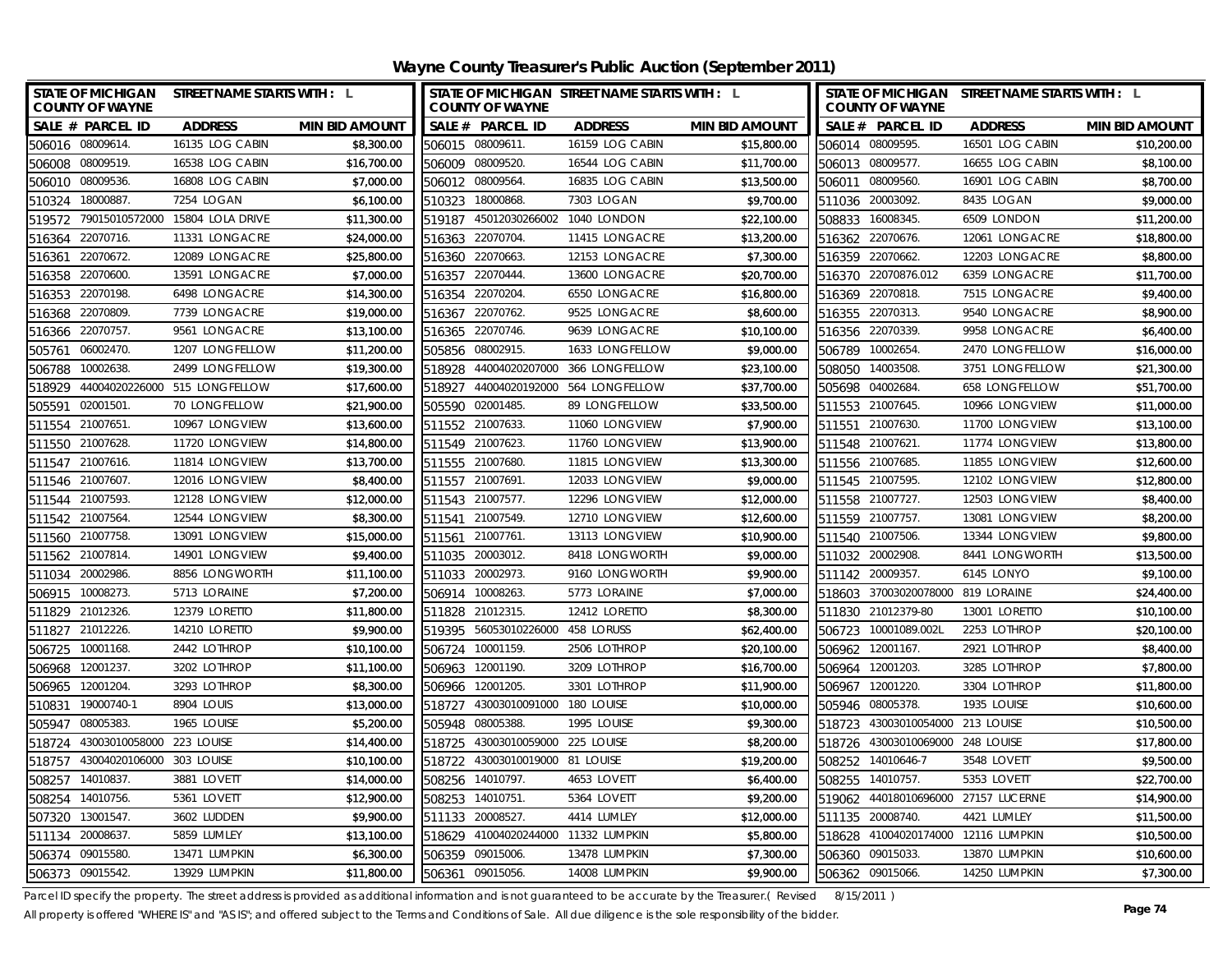# Wayne County Treasurer's Public Auction (September 2011)

STATE OF MICHIGAN COUNTY OF WAYNE — STREET NAME STARTS WITH : L

| SALE # | PARCEL ID | ADDRESS | MIN BID AMOUNT |
|---|---|---|---|
| 506016 | 08009614. | 16135 LOG CABIN | $8,300.00 |
| 506008 | 08009519. | 16538 LOG CABIN | $16,700.00 |
| 506010 | 08009536. | 16808 LOG CABIN | $7,000.00 |
| 510324 | 18000887. | 7254 LOGAN | $6,100.00 |
| 519572 | 79015010572000 | 15804 LOLA DRIVE | $11,300.00 |
| 516364 | 22070716. | 11331 LONGACRE | $24,000.00 |
| 516361 | 22070672. | 12089 LONGACRE | $25,800.00 |
| 516358 | 22070600. | 13591 LONGACRE | $7,000.00 |
| 516353 | 22070198. | 6498 LONGACRE | $14,300.00 |
| 516368 | 22070809. | 7739 LONGACRE | $19,000.00 |
| 516366 | 22070757. | 9561 LONGACRE | $13,100.00 |
| 505761 | 06002470. | 1207 LONGFELLOW | $11,200.00 |
| 506788 | 10002638. | 2499 LONGFELLOW | $19,300.00 |
| 518929 | 44004020226000 | 515 LONGFELLOW | $17,600.00 |
| 505591 | 02001501. | 70 LONGFELLOW | $21,900.00 |
| 511554 | 21007651. | 10967 LONGVIEW | $13,600.00 |
| 511550 | 21007628. | 11720 LONGVIEW | $14,800.00 |
| 511547 | 21007616. | 11814 LONGVIEW | $13,700.00 |
| 511546 | 21007607. | 12016 LONGVIEW | $8,400.00 |
| 511544 | 21007593. | 12128 LONGVIEW | $12,000.00 |
| 511542 | 21007564. | 12544 LONGVIEW | $8,300.00 |
| 511560 | 21007758. | 13091 LONGVIEW | $15,000.00 |
| 511562 | 21007814. | 14901 LONGVIEW | $9,400.00 |
| 511034 | 20002986. | 8856 LONGWORTH | $11,100.00 |
| 506915 | 10008273. | 5713 LORAINE | $7,200.00 |
| 511829 | 21012326. | 12379 LORETTO | $11,800.00 |
| 511827 | 21012226. | 14210 LORETTO | $9,900.00 |
| 506725 | 10001168. | 2442 LOTHROP | $10,100.00 |
| 506968 | 12001237. | 3202 LOTHROP | $11,100.00 |
| 506965 | 12001204. | 3293 LOTHROP | $8,300.00 |
| 510831 | 19000740-1 | 8904 LOUIS | $13,000.00 |
| 505947 | 08005383. | 1965 LOUISE | $5,200.00 |
| 518724 | 43003010058000 | 223 LOUISE | $14,400.00 |
| 518757 | 43004020106000 | 303 LOUISE | $10,100.00 |
| 508257 | 14010837. | 3881 LOVETT | $14,000.00 |
| 508254 | 14010756. | 5361 LOVETT | $12,900.00 |
| 507320 | 13001547. | 3602 LUDDEN | $9,900.00 |
| 511134 | 20008637. | 5859 LUMLEY | $13,100.00 |
| 506374 | 09015580. | 13471 LUMPKIN | $6,300.00 |
| 506373 | 09015542. | 13929 LUMPKIN | $11,800.00 |
| 506015 | 08009611. | 16159 LOG CABIN | $15,800.00 |
| 506009 | 08009520. | 16544 LOG CABIN | $11,700.00 |
| 506012 | 08009564. | 16835 LOG CABIN | $13,500.00 |
| 510323 | 18000868. | 7303 LOGAN | $9,700.00 |
| 519187 | 45012030266002 | 1040 LONDON | $22,100.00 |
| 516363 | 22070704. | 11415 LONGACRE | $13,200.00 |
| 516360 | 22070663. | 12153 LONGACRE | $7,300.00 |
| 516357 | 22070444. | 13600 LONGACRE | $20,700.00 |
| 516354 | 22070204. | 6550 LONGACRE | $16,800.00 |
| 516367 | 22070762. | 9525 LONGACRE | $8,600.00 |
| 516365 | 22070746. | 9639 LONGACRE | $10,100.00 |
| 505856 | 08002915. | 1633 LONGFELLOW | $9,000.00 |
| 518928 | 44004020207000 | 366 LONGFELLOW | $23,100.00 |
| 518927 | 44004020192000 | 564 LONGFELLOW | $37,700.00 |
| 505590 | 02001485. | 89 LONGFELLOW | $33,500.00 |
| 511552 | 21007633. | 11060 LONGVIEW | $7,900.00 |
| 511549 | 21007623. | 11760 LONGVIEW | $13,900.00 |
| 511555 | 21007680. | 11815 LONGVIEW | $13,300.00 |
| 511557 | 21007691. | 12033 LONGVIEW | $9,000.00 |
| 511543 | 21007577. | 12296 LONGVIEW | $12,000.00 |
| 511541 | 21007549. | 12710 LONGVIEW | $12,600.00 |
| 511561 | 21007761. | 13113 LONGVIEW | $10,900.00 |
| 511035 | 20003012. | 8418 LONGWORTH | $9,000.00 |
| 511033 | 20002973. | 9160 LONGWORTH | $9,900.00 |
| 506914 | 10008263. | 5773 LORAINE | $7,000.00 |
| 511828 | 21012315. | 12412 LORETTO | $8,300.00 |
| 519395 | 56053010226000 | 458 LORUSS | $62,400.00 |
| 506724 | 10001159. | 2506 LOTHROP | $20,100.00 |
| 506963 | 12001190. | 3209 LOTHROP | $16,700.00 |
| 506966 | 12001205. | 3301 LOTHROP | $11,900.00 |
| 518727 | 43003010091000 | 180 LOUISE | $10,000.00 |
| 505948 | 08005388. | 1995 LOUISE | $9,300.00 |
| 518725 | 43003010059000 | 225 LOUISE | $8,200.00 |
| 518722 | 43003010019000 | 81 LOUISE | $19,200.00 |
| 508256 | 14010797. | 4653 LOVETT | $6,400.00 |
| 508253 | 14010751. | 5364 LOVETT | $9,200.00 |
| 511133 | 20008527. | 4414 LUMLEY | $12,000.00 |
| 518629 | 41004020244000 | 11332 LUMPKIN | $5,800.00 |
| 506359 | 09015006. | 13478 LUMPKIN | $7,300.00 |
| 506361 | 09015056. | 14008 LUMPKIN | $9,900.00 |
| 506014 | 08009595. | 16501 LOG CABIN | $10,200.00 |
| 506013 | 08009577. | 16655 LOG CABIN | $8,100.00 |
| 506011 | 08009560. | 16901 LOG CABIN | $8,700.00 |
| 511036 | 20003092. | 8435 LOGAN | $9,000.00 |
| 508833 | 16008345. | 6509 LONDON | $11,200.00 |
| 516362 | 22070676. | 12061 LONGACRE | $18,800.00 |
| 516359 | 22070662. | 12203 LONGACRE | $8,800.00 |
| 516370 | 22070876.012 | 6359 LONGACRE | $11,700.00 |
| 516369 | 22070818. | 7515 LONGACRE | $9,400.00 |
| 516355 | 22070313. | 9540 LONGACRE | $8,900.00 |
| 516356 | 22070339. | 9958 LONGACRE | $6,400.00 |
| 506789 | 10002654. | 2470 LONGFELLOW | $16,000.00 |
| 508050 | 14003508. | 3751 LONGFELLOW | $21,300.00 |
| 505698 | 04002684. | 658 LONGFELLOW | $51,700.00 |
| 511553 | 21007645. | 10966 LONGVIEW | $11,000.00 |
| 511551 | 21007630. | 11700 LONGVIEW | $13,100.00 |
| 511548 | 21007621. | 11774 LONGVIEW | $13,800.00 |
| 511556 | 21007685. | 11855 LONGVIEW | $12,600.00 |
| 511545 | 21007595. | 12102 LONGVIEW | $12,800.00 |
| 511558 | 21007727. | 12503 LONGVIEW | $8,400.00 |
| 511559 | 21007757. | 13081 LONGVIEW | $8,200.00 |
| 511540 | 21007506. | 13344 LONGVIEW | $9,800.00 |
| 511032 | 20002908. | 8441 LONGWORTH | $13,500.00 |
| 511142 | 20009357. | 6145 LONYO | $9,100.00 |
| 518603 | 37003020078000 | 819 LORAINE | $24,400.00 |
| 511830 | 21012379-80 | 13001 LORETTO | $10,100.00 |
| 506723 | 10001089.002L | 2253 LOTHROP | $20,100.00 |
| 506962 | 12001167. | 2921 LOTHROP | $8,400.00 |
| 506964 | 12001203. | 3285 LOTHROP | $7,800.00 |
| 506967 | 12001220. | 3304 LOTHROP | $11,800.00 |
| 505946 | 08005378. | 1935 LOUISE | $10,600.00 |
| 518723 | 43003010054000 | 213 LOUISE | $10,500.00 |
| 518726 | 43003010069000 | 248 LOUISE | $17,800.00 |
| 508252 | 14010646-7 | 3548 LOVETT | $9,500.00 |
| 508255 | 14010757. | 5353 LOVETT | $22,700.00 |
| 519062 | 44018010696000 | 27157 LUCERNE | $14,900.00 |
| 511135 | 20008740. | 4421 LUMLEY | $11,500.00 |
| 518628 | 41004020174000 | 12116 LUMPKIN | $10,500.00 |
| 506360 | 09015033. | 13870 LUMPKIN | $10,600.00 |
| 506362 | 09015066. | 14250 LUMPKIN | $7,300.00 |

Parcel ID specify the property. The street address is provided as additional information and is not guaranteed to be accurate by the Treasurer.( Revised 8/15/2011 )

All property is offered "WHERE IS" and "AS IS"; and offered subject to the Terms and Conditions of Sale. All due diligence is the sole responsibility of the bidder.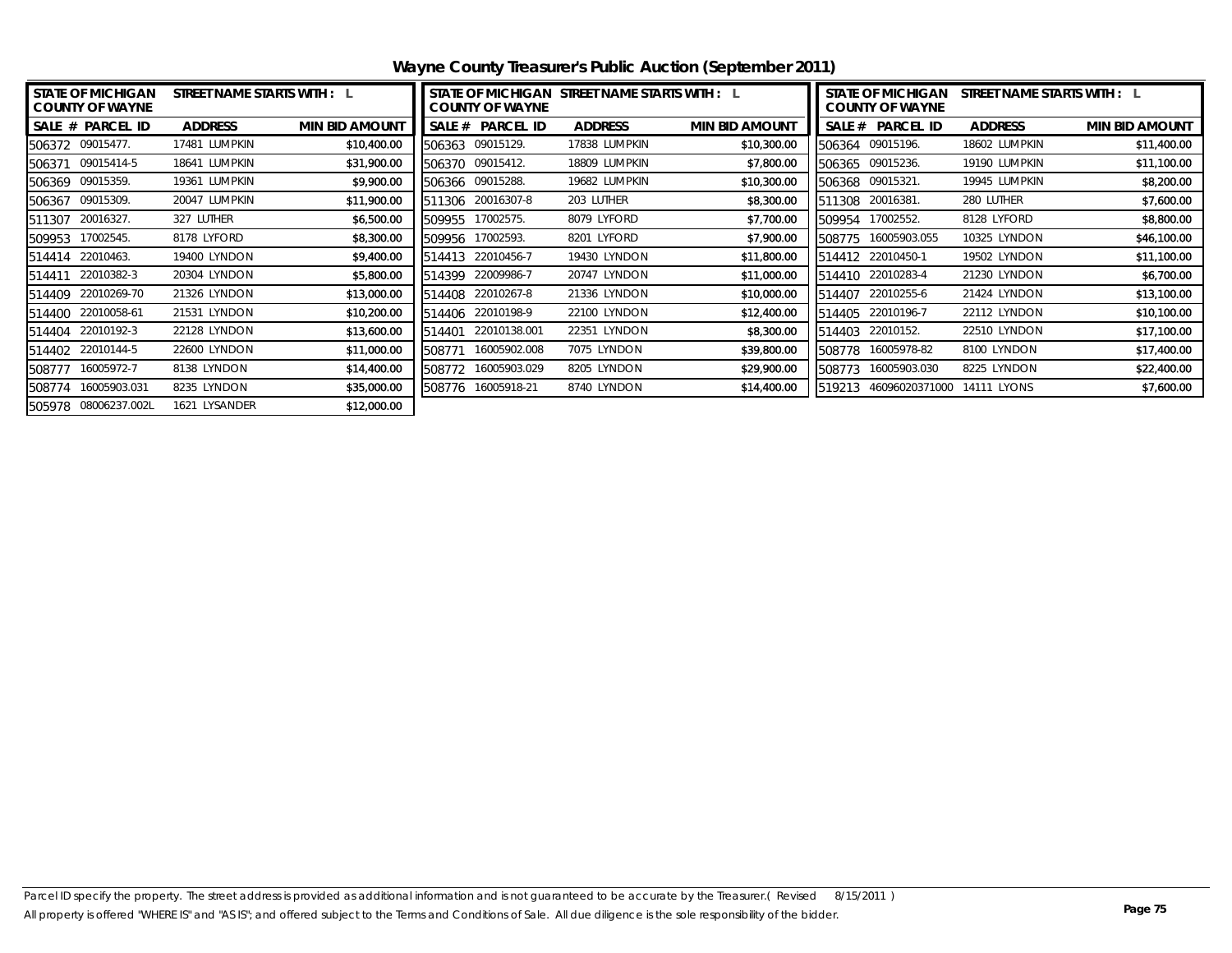# Wayne County Treasurer's Public Auction (September 2011)

| STATE OF MICHIGAN COUNTY OF WAYNE | STREET NAME STARTS WITH : L | |
|---|---|---|
| SALE # PARCEL ID | ADDRESS | MIN BID AMOUNT |
| 506372 09015477. | 17481 LUMPKIN | $10,400.00 |
| 506371 09015414-5 | 18641 LUMPKIN | $31,900.00 |
| 506369 09015359. | 19361 LUMPKIN | $9,900.00 |
| 506367 09015309. | 20047 LUMPKIN | $11,900.00 |
| 511307 20016327. | 327 LUTHER | $6,500.00 |
| 509953 17002545. | 8178 LYFORD | $8,300.00 |
| 514414 22010463. | 19400 LYNDON | $9,400.00 |
| 514411 22010382-3 | 20304 LYNDON | $5,800.00 |
| 514409 22010269-70 | 21326 LYNDON | $13,000.00 |
| 514400 22010058-61 | 21531 LYNDON | $10,200.00 |
| 514404 22010192-3 | 22128 LYNDON | $13,600.00 |
| 514402 22010144-5 | 22600 LYNDON | $11,000.00 |
| 508777 16005972-7 | 8138 LYNDON | $14,400.00 |
| 508774 16005903.031 | 8235 LYNDON | $35,000.00 |
| 505978 08006237.002L | 1621 LYSANDER | $12,000.00 |

| STATE OF MICHIGAN COUNTY OF WAYNE | STREET NAME STARTS WITH : L | |
|---|---|---|
| SALE # PARCEL ID | ADDRESS | MIN BID AMOUNT |
| 506363 09015129. | 17838 LUMPKIN | $10,300.00 |
| 506370 09015412. | 18809 LUMPKIN | $7,800.00 |
| 506366 09015288. | 19682 LUMPKIN | $10,300.00 |
| 511306 20016307-8 | 203 LUTHER | $8,300.00 |
| 509955 17002575. | 8079 LYFORD | $7,700.00 |
| 509956 17002593. | 8201 LYFORD | $7,900.00 |
| 514413 22010456-7 | 19430 LYNDON | $11,800.00 |
| 514399 22009986-7 | 20747 LYNDON | $11,000.00 |
| 514408 22010267-8 | 21336 LYNDON | $10,000.00 |
| 514406 22010198-9 | 22100 LYNDON | $12,400.00 |
| 514401 22010138.001 | 22351 LYNDON | $8,300.00 |
| 508771 16005902.008 | 7075 LYNDON | $39,800.00 |
| 508772 16005903.029 | 8205 LYNDON | $29,900.00 |
| 508776 16005918-21 | 8740 LYNDON | $14,400.00 |

| STATE OF MICHIGAN COUNTY OF WAYNE | STREET NAME STARTS WITH : L | |
|---|---|---|
| SALE # PARCEL ID | ADDRESS | MIN BID AMOUNT |
| 506364 09015196. | 18602 LUMPKIN | $11,400.00 |
| 506365 09015236. | 19190 LUMPKIN | $11,100.00 |
| 506368 09015321. | 19945 LUMPKIN | $8,200.00 |
| 511308 20016381. | 280 LUTHER | $7,600.00 |
| 509954 17002552. | 8128 LYFORD | $8,800.00 |
| 508775 16005903.055 | 10325 LYNDON | $46,100.00 |
| 514412 22010450-1 | 19502 LYNDON | $11,100.00 |
| 514410 22010283-4 | 21230 LYNDON | $6,700.00 |
| 514407 22010255-6 | 21424 LYNDON | $13,100.00 |
| 514405 22010196-7 | 22112 LYNDON | $10,100.00 |
| 514403 22010152. | 22510 LYNDON | $17,100.00 |
| 508778 16005978-82 | 8100 LYNDON | $17,400.00 |
| 508773 16005903.030 | 8225 LYNDON | $22,400.00 |
| 519213 46096020371000 | 14111 LYONS | $7,600.00 |

Parcel ID specify the property. The street address is provided as additional information and is not guaranteed to be accurate by the Treasurer.( Revised 8/15/2011 )
All property is offered "WHERE IS" and "AS IS"; and offered subject to the Terms and Conditions of Sale. All due diligence is the sole responsibility of the bidder.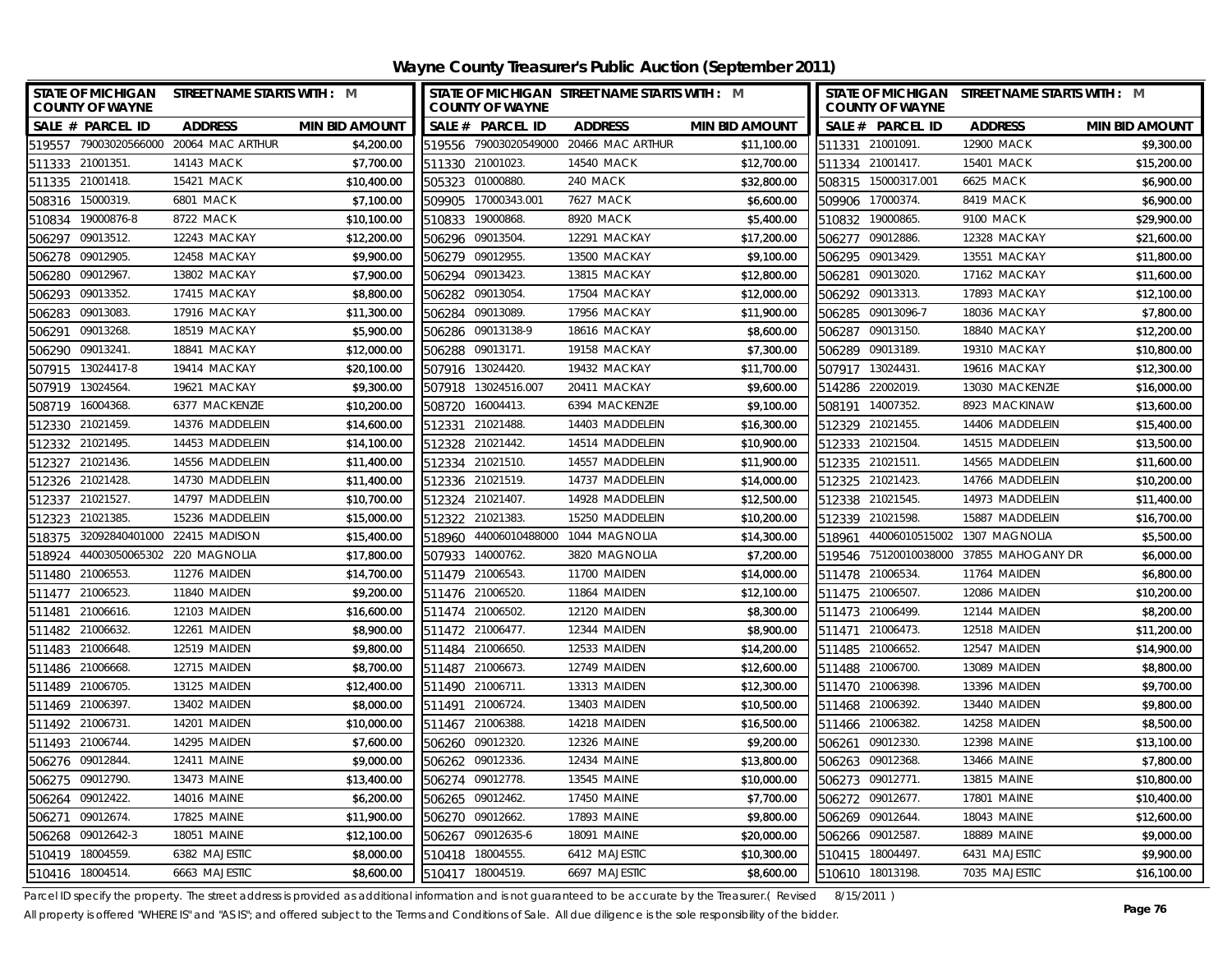# Wayne County Treasurer's Public Auction (September 2011)

| STATE OF MICHIGAN COUNTY OF WAYNE | STREET NAME STARTS WITH : M | | STATE OF MICHIGAN COUNTY OF WAYNE | STREET NAME STARTS WITH : M | | STATE OF MICHIGAN COUNTY OF WAYNE | STREET NAME STARTS WITH : M | |
|---|---|---|---|---|---|---|---|---|
| SALE # PARCEL ID | ADDRESS | MIN BID AMOUNT | SALE # PARCEL ID | ADDRESS | MIN BID AMOUNT | SALE # PARCEL ID | ADDRESS | MIN BID AMOUNT |
| 519557 79003020566000 | 20064 MAC ARTHUR | $4,200.00 | 519556 79003020549000 | 20466 MAC ARTHUR | $11,100.00 | 511331 21001091. | 12900 MACK | $9,300.00 |
| 511333 21001351. | 14143 MACK | $7,700.00 | 511330 21001023. | 14540 MACK | $12,700.00 | 511334 21001417. | 15401 MACK | $15,200.00 |
| 511335 21001418. | 15421 MACK | $10,400.00 | 505323 01000880. | 240 MACK | $32,800.00 | 508315 15000317.001 | 6625 MACK | $6,900.00 |
| 508316 15000319. | 6801 MACK | $7,100.00 | 509905 17000343.001 | 7627 MACK | $6,600.00 | 509906 17000374. | 8419 MACK | $6,900.00 |
| 510834 19000876-8 | 8722 MACK | $10,100.00 | 510833 19000868. | 8920 MACK | $5,400.00 | 510832 19000865. | 9100 MACK | $29,900.00 |
| 506297 09013512. | 12243 MACKAY | $12,200.00 | 506296 09013504. | 12291 MACKAY | $17,200.00 | 506277 09012886. | 12328 MACKAY | $21,600.00 |
| 506278 09012905. | 12458 MACKAY | $9,900.00 | 506279 09012955. | 13500 MACKAY | $9,100.00 | 506295 09013429. | 13551 MACKAY | $11,800.00 |
| 506280 09012967. | 13802 MACKAY | $7,900.00 | 506294 09013423. | 13815 MACKAY | $12,800.00 | 506281 09013020. | 17162 MACKAY | $11,600.00 |
| 506293 09013352. | 17415 MACKAY | $8,800.00 | 506282 09013054. | 17504 MACKAY | $12,000.00 | 506292 09013313. | 17893 MACKAY | $12,100.00 |
| 506283 09013083. | 17916 MACKAY | $11,300.00 | 506284 09013089. | 17956 MACKAY | $11,900.00 | 506285 09013096-7 | 18036 MACKAY | $7,800.00 |
| 506291 09013268. | 18519 MACKAY | $5,900.00 | 506286 09013138-9 | 18616 MACKAY | $8,600.00 | 506287 09013150. | 18840 MACKAY | $12,200.00 |
| 506290 09013241. | 18841 MACKAY | $12,000.00 | 506288 09013171. | 19158 MACKAY | $7,300.00 | 506289 09013189. | 19310 MACKAY | $10,800.00 |
| 507915 13024417-8 | 19414 MACKAY | $20,100.00 | 507916 13024420. | 19432 MACKAY | $11,700.00 | 507917 13024431. | 19616 MACKAY | $12,300.00 |
| 507919 13024564. | 19621 MACKAY | $9,300.00 | 507918 13024516.007 | 20411 MACKAY | $9,600.00 | 514286 22002019. | 13030 MACKENZIE | $16,000.00 |
| 508719 16004368. | 6377 MACKENZIE | $10,200.00 | 508720 16004413. | 6394 MACKENZIE | $9,100.00 | 508191 14007352. | 8923 MACKINAW | $13,600.00 |
| 512330 21021459. | 14376 MADDELEIN | $14,600.00 | 512331 21021488. | 14403 MADDELEIN | $16,300.00 | 512329 21021455. | 14406 MADDELEIN | $15,400.00 |
| 512332 21021495. | 14453 MADDELEIN | $14,100.00 | 512328 21021442. | 14514 MADDELEIN | $10,900.00 | 512333 21021504. | 14515 MADDELEIN | $13,500.00 |
| 512327 21021436. | 14556 MADDELEIN | $11,400.00 | 512334 21021510. | 14557 MADDELEIN | $11,900.00 | 512335 21021511. | 14565 MADDELEIN | $11,600.00 |
| 512326 21021428. | 14730 MADDELEIN | $11,400.00 | 512336 21021519. | 14737 MADDELEIN | $14,000.00 | 512325 21021423. | 14766 MADDELEIN | $10,200.00 |
| 512337 21021527. | 14797 MADDELEIN | $10,700.00 | 512324 21021407. | 14928 MADDELEIN | $12,500.00 | 512338 21021545. | 14973 MADDELEIN | $11,400.00 |
| 512323 21021385. | 15236 MADDELEIN | $15,000.00 | 512322 21021383. | 15250 MADDELEIN | $10,200.00 | 512339 21021598. | 15887 MADDELEIN | $16,700.00 |
| 518375 32092840401000 | 22415 MADISON | $15,400.00 | 518960 44006010488000 | 1044 MAGNOLIA | $14,300.00 | 518961 44006010515002 | 1307 MAGNOLIA | $5,500.00 |
| 518924 44003050065302 | 220 MAGNOLIA | $17,800.00 | 507933 14000762. | 3820 MAGNOLIA | $7,200.00 | 519546 75120010038000 | 37855 MAHOGANY DR | $6,000.00 |
| 511480 21006553. | 11276 MAIDEN | $14,700.00 | 511479 21006543. | 11700 MAIDEN | $14,000.00 | 511478 21006534. | 11764 MAIDEN | $6,800.00 |
| 511477 21006523. | 11840 MAIDEN | $9,200.00 | 511476 21006520. | 11864 MAIDEN | $12,100.00 | 511475 21006507. | 12086 MAIDEN | $10,200.00 |
| 511481 21006616. | 12103 MAIDEN | $16,600.00 | 511474 21006502. | 12120 MAIDEN | $8,300.00 | 511473 21006499. | 12144 MAIDEN | $8,200.00 |
| 511482 21006632. | 12261 MAIDEN | $8,900.00 | 511472 21006477. | 12344 MAIDEN | $8,900.00 | 511471 21006473. | 12518 MAIDEN | $11,200.00 |
| 511483 21006648. | 12519 MAIDEN | $9,800.00 | 511484 21006650. | 12533 MAIDEN | $14,200.00 | 511485 21006652. | 12547 MAIDEN | $14,900.00 |
| 511486 21006668. | 12715 MAIDEN | $8,700.00 | 511487 21006673. | 12749 MAIDEN | $12,600.00 | 511488 21006700. | 13089 MAIDEN | $8,800.00 |
| 511489 21006705. | 13125 MAIDEN | $12,400.00 | 511490 21006711. | 13313 MAIDEN | $12,300.00 | 511470 21006398. | 13396 MAIDEN | $9,700.00 |
| 511469 21006397. | 13402 MAIDEN | $8,000.00 | 511491 21006724. | 13403 MAIDEN | $10,500.00 | 511468 21006392. | 13440 MAIDEN | $9,800.00 |
| 511492 21006731. | 14201 MAIDEN | $10,000.00 | 511467 21006388. | 14218 MAIDEN | $16,500.00 | 511466 21006382. | 14258 MAIDEN | $8,500.00 |
| 511493 21006744. | 14295 MAIDEN | $7,600.00 | 506260 09012320. | 12326 MAINE | $9,200.00 | 506261 09012330. | 12398 MAINE | $13,100.00 |
| 506276 09012844. | 12411 MAINE | $9,000.00 | 506262 09012336. | 12434 MAINE | $13,800.00 | 506263 09012368. | 13466 MAINE | $7,800.00 |
| 506275 09012790. | 13473 MAINE | $13,400.00 | 506274 09012778. | 13545 MAINE | $10,000.00 | 506273 09012771. | 13815 MAINE | $10,800.00 |
| 506264 09012422. | 14016 MAINE | $6,200.00 | 506265 09012462. | 17450 MAINE | $7,700.00 | 506272 09012677. | 17801 MAINE | $10,400.00 |
| 506271 09012674. | 17825 MAINE | $11,900.00 | 506270 09012662. | 17893 MAINE | $9,800.00 | 506269 09012644. | 18043 MAINE | $12,600.00 |
| 506268 09012642-3 | 18051 MAINE | $12,100.00 | 506267 09012635-6 | 18091 MAINE | $20,000.00 | 506266 09012587. | 18889 MAINE | $9,000.00 |
| 510419 18004559. | 6382 MAJESTIC | $8,000.00 | 510418 18004555. | 6412 MAJESTIC | $10,300.00 | 510415 18004497. | 6431 MAJESTIC | $9,900.00 |
| 510416 18004514. | 6663 MAJESTIC | $8,600.00 | 510417 18004519. | 6697 MAJESTIC | $8,600.00 | 510610 18013198. | 7035 MAJESTIC | $16,100.00 |

Parcel ID specify the property. The street address is provided as additional information and is not guaranteed to be accurate by the Treasurer.( Revised 8/15/2011 )

All property is offered "WHERE IS" and "AS IS"; and offered subject to the Terms and Conditions of Sale. All due diligence is the sole responsibility of the bidder.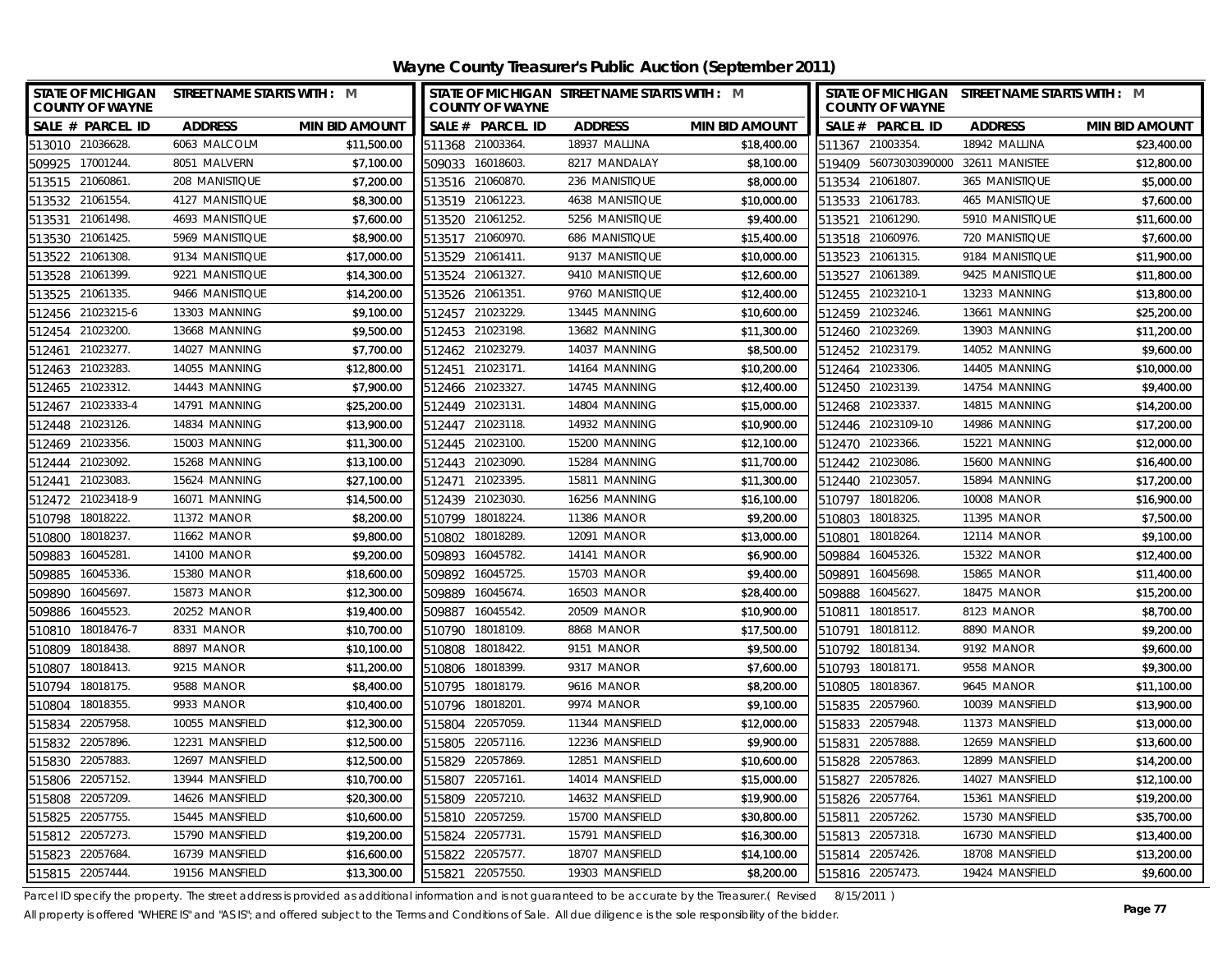# Wayne County Treasurer's Public Auction (September 2011)

STATE OF MICHIGAN COUNTY OF WAYNE — STREET NAME STARTS WITH : M

| SALE # | PARCEL ID | ADDRESS | MIN BID AMOUNT |
|---|---|---|---|
| 513010 | 21036628. | 6063 MALCOLM | $11,500.00 |
| 509925 | 17001244. | 8051 MALVERN | $7,100.00 |
| 513515 | 21060861. | 208 MANISTIQUE | $7,200.00 |
| 513532 | 21061554. | 4127 MANISTIQUE | $8,300.00 |
| 513531 | 21061498. | 4693 MANISTIQUE | $7,600.00 |
| 513530 | 21061425. | 5969 MANISTIQUE | $8,900.00 |
| 513522 | 21061308. | 9134 MANISTIQUE | $17,000.00 |
| 513528 | 21061399. | 9221 MANISTIQUE | $14,300.00 |
| 513525 | 21061335. | 9466 MANISTIQUE | $14,200.00 |
| 512456 | 21023215-6 | 13303 MANNING | $9,100.00 |
| 512454 | 21023200. | 13668 MANNING | $9,500.00 |
| 512461 | 21023277. | 14027 MANNING | $7,700.00 |
| 512463 | 21023283. | 14055 MANNING | $12,800.00 |
| 512465 | 21023312. | 14443 MANNING | $7,900.00 |
| 512467 | 21023333-4 | 14791 MANNING | $25,200.00 |
| 512448 | 21023126. | 14834 MANNING | $13,900.00 |
| 512469 | 21023356. | 15003 MANNING | $11,300.00 |
| 512444 | 21023092. | 15268 MANNING | $13,100.00 |
| 512441 | 21023083. | 15624 MANNING | $27,100.00 |
| 512472 | 21023418-9 | 16071 MANNING | $14,500.00 |
| 510798 | 18018222. | 11372 MANOR | $8,200.00 |
| 510800 | 18018237. | 11662 MANOR | $9,800.00 |
| 509883 | 16045281. | 14100 MANOR | $9,200.00 |
| 509885 | 16045336. | 15380 MANOR | $18,600.00 |
| 509890 | 16045697. | 15873 MANOR | $12,300.00 |
| 509886 | 16045523. | 20252 MANOR | $19,400.00 |
| 510810 | 18018476-7 | 8331 MANOR | $10,700.00 |
| 510809 | 18018438. | 8897 MANOR | $10,100.00 |
| 510807 | 18018413. | 9215 MANOR | $11,200.00 |
| 510794 | 18018175. | 9588 MANOR | $8,400.00 |
| 510804 | 18018355. | 9933 MANOR | $10,400.00 |
| 515834 | 22057958. | 10055 MANSFIELD | $12,300.00 |
| 515832 | 22057896. | 12231 MANSFIELD | $12,500.00 |
| 515830 | 22057883. | 12697 MANSFIELD | $12,500.00 |
| 515806 | 22057152. | 13944 MANSFIELD | $10,700.00 |
| 515808 | 22057209. | 14626 MANSFIELD | $20,300.00 |
| 515825 | 22057755. | 15445 MANSFIELD | $10,600.00 |
| 515812 | 22057273. | 15790 MANSFIELD | $19,200.00 |
| 515823 | 22057684. | 16739 MANSFIELD | $16,600.00 |
| 515815 | 22057444. | 19156 MANSFIELD | $13,300.00 |
| 511368 | 21003364. | 18937 MALLINA | $18,400.00 |
| 509033 | 16018603. | 8217 MANDALAY | $8,100.00 |
| 513516 | 21060870. | 236 MANISTIQUE | $8,000.00 |
| 513519 | 21061223. | 4638 MANISTIQUE | $10,000.00 |
| 513520 | 21061252. | 5256 MANISTIQUE | $9,400.00 |
| 513517 | 21060970. | 686 MANISTIQUE | $15,400.00 |
| 513529 | 21061411. | 9137 MANISTIQUE | $10,000.00 |
| 513524 | 21061327. | 9410 MANISTIQUE | $12,600.00 |
| 513526 | 21061351. | 9760 MANISTIQUE | $12,400.00 |
| 512457 | 21023229. | 13445 MANNING | $10,600.00 |
| 512453 | 21023198. | 13682 MANNING | $11,300.00 |
| 512462 | 21023279. | 14037 MANNING | $8,500.00 |
| 512451 | 21023171. | 14164 MANNING | $10,200.00 |
| 512466 | 21023327. | 14745 MANNING | $12,400.00 |
| 512449 | 21023131. | 14804 MANNING | $15,000.00 |
| 512447 | 21023118. | 14932 MANNING | $10,900.00 |
| 512445 | 21023100. | 15200 MANNING | $12,100.00 |
| 512443 | 21023090. | 15284 MANNING | $11,700.00 |
| 512471 | 21023395. | 15811 MANNING | $11,300.00 |
| 512439 | 21023030. | 16256 MANNING | $16,100.00 |
| 510799 | 18018224. | 11386 MANOR | $9,200.00 |
| 510802 | 18018289. | 12091 MANOR | $13,000.00 |
| 509893 | 16045782. | 14141 MANOR | $6,900.00 |
| 509892 | 16045725. | 15703 MANOR | $9,400.00 |
| 509889 | 16045674. | 16503 MANOR | $28,400.00 |
| 509887 | 16045542. | 20509 MANOR | $10,900.00 |
| 510790 | 18018109. | 8868 MANOR | $17,500.00 |
| 510808 | 18018422. | 9151 MANOR | $9,500.00 |
| 510806 | 18018399. | 9317 MANOR | $7,600.00 |
| 510795 | 18018179. | 9616 MANOR | $8,200.00 |
| 510796 | 18018201. | 9974 MANOR | $9,100.00 |
| 515804 | 22057059. | 11344 MANSFIELD | $12,000.00 |
| 515805 | 22057116. | 12236 MANSFIELD | $9,900.00 |
| 515829 | 22057869. | 12851 MANSFIELD | $10,600.00 |
| 515807 | 22057161. | 14014 MANSFIELD | $15,000.00 |
| 515809 | 22057210. | 14632 MANSFIELD | $19,900.00 |
| 515810 | 22057259. | 15700 MANSFIELD | $30,800.00 |
| 515824 | 22057731. | 15791 MANSFIELD | $16,300.00 |
| 515822 | 22057577. | 18707 MANSFIELD | $14,100.00 |
| 515821 | 22057550. | 19303 MANSFIELD | $8,200.00 |
| 511367 | 21003354. | 18942 MALLINA | $23,400.00 |
| 519409 | 56073030390000 | 32611 MANISTEE | $12,800.00 |
| 513534 | 21061807. | 365 MANISTIQUE | $5,000.00 |
| 513533 | 21061783. | 465 MANISTIQUE | $7,600.00 |
| 513521 | 21061290. | 5910 MANISTIQUE | $11,600.00 |
| 513518 | 21060976. | 720 MANISTIQUE | $7,600.00 |
| 513523 | 21061315. | 9184 MANISTIQUE | $11,900.00 |
| 513527 | 21061389. | 9425 MANISTIQUE | $11,800.00 |
| 512455 | 21023210-1 | 13233 MANNING | $13,800.00 |
| 512459 | 21023246. | 13661 MANNING | $25,200.00 |
| 512460 | 21023269. | 13903 MANNING | $11,200.00 |
| 512452 | 21023179. | 14052 MANNING | $9,600.00 |
| 512464 | 21023306. | 14405 MANNING | $10,000.00 |
| 512450 | 21023139. | 14754 MANNING | $9,400.00 |
| 512468 | 21023337. | 14815 MANNING | $14,200.00 |
| 512446 | 21023109-10 | 14986 MANNING | $17,200.00 |
| 512470 | 21023366. | 15221 MANNING | $12,000.00 |
| 512442 | 21023086. | 15600 MANNING | $16,400.00 |
| 512440 | 21023057. | 15894 MANNING | $17,200.00 |
| 510797 | 18018206. | 10008 MANOR | $16,900.00 |
| 510803 | 18018325. | 11395 MANOR | $7,500.00 |
| 510801 | 18018264. | 12114 MANOR | $9,100.00 |
| 509884 | 16045326. | 15322 MANOR | $12,400.00 |
| 509891 | 16045698. | 15865 MANOR | $11,400.00 |
| 509888 | 16045627. | 18475 MANOR | $15,200.00 |
| 510811 | 18018517. | 8123 MANOR | $8,700.00 |
| 510791 | 18018112. | 8890 MANOR | $9,200.00 |
| 510792 | 18018134. | 9192 MANOR | $9,600.00 |
| 510793 | 18018171. | 9558 MANOR | $9,300.00 |
| 510805 | 18018367. | 9645 MANOR | $11,100.00 |
| 515835 | 22057960. | 10039 MANSFIELD | $13,900.00 |
| 515833 | 22057948. | 11373 MANSFIELD | $13,000.00 |
| 515831 | 22057888. | 12659 MANSFIELD | $13,600.00 |
| 515828 | 22057863. | 12899 MANSFIELD | $14,200.00 |
| 515827 | 22057826. | 14027 MANSFIELD | $12,100.00 |
| 515826 | 22057764. | 15361 MANSFIELD | $19,200.00 |
| 515811 | 22057262. | 15730 MANSFIELD | $35,700.00 |
| 515813 | 22057318. | 16730 MANSFIELD | $13,400.00 |
| 515814 | 22057426. | 18708 MANSFIELD | $13,200.00 |
| 515816 | 22057473. | 19424 MANSFIELD | $9,600.00 |

Parcel ID specify the property. The street address is provided as additional information and is not guaranteed to be accurate by the Treasurer.( Revised 8/15/2011 )

All property is offered "WHERE IS" and "AS IS"; and offered subject to the Terms and Conditions of Sale. All due diligence is the sole responsibility of the bidder.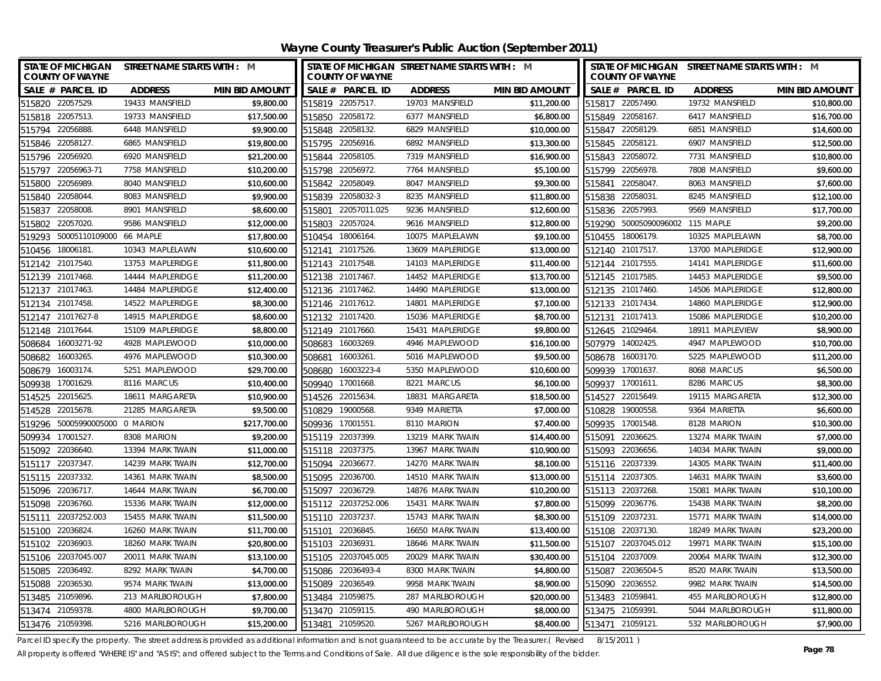# Wayne County Treasurer's Public Auction (September 2011)

STATE OF MICHIGAN COUNTY OF WAYNE — STREET NAME STARTS WITH : M

| SALE # | PARCEL ID | ADDRESS | MIN BID AMOUNT |
|---|---|---|---|
| 515820 | 22057529. | 19433 MANSFIELD | $9,800.00 |
| 515818 | 22057513. | 19733 MANSFIELD | $17,500.00 |
| 515794 | 22056888. | 6448 MANSFIELD | $9,900.00 |
| 515846 | 22058127. | 6865 MANSFIELD | $19,800.00 |
| 515796 | 22056920. | 6920 MANSFIELD | $21,200.00 |
| 515797 | 22056963-71 | 7758 MANSFIELD | $10,200.00 |
| 515800 | 22056989. | 8040 MANSFIELD | $10,600.00 |
| 515840 | 22058044. | 8083 MANSFIELD | $9,900.00 |
| 515837 | 22058008. | 8901 MANSFIELD | $8,600.00 |
| 515802 | 22057020. | 9586 MANSFIELD | $12,000.00 |
| 519293 | 50005110109000 | 66 MAPLE | $17,800.00 |
| 510456 | 18006181. | 10343 MAPLELAWN | $10,600.00 |
| 512142 | 21017540. | 13753 MAPLERIDGE | $11,800.00 |
| 512139 | 21017468. | 14444 MAPLERIDGE | $11,200.00 |
| 512137 | 21017463. | 14484 MAPLERIDGE | $12,400.00 |
| 512134 | 21017458. | 14522 MAPLERIDGE | $8,300.00 |
| 512147 | 21017627-8 | 14915 MAPLERIDGE | $8,600.00 |
| 512148 | 21017644. | 15109 MAPLERIDGE | $8,800.00 |
| 508684 | 16003271-92 | 4928 MAPLEWOOD | $10,000.00 |
| 508682 | 16003265. | 4976 MAPLEWOOD | $10,300.00 |
| 508679 | 16003174. | 5251 MAPLEWOOD | $29,700.00 |
| 509938 | 17001629. | 8116 MARCUS | $10,400.00 |
| 514525 | 22015625. | 18611 MARGARETA | $10,900.00 |
| 514528 | 22015678. | 21285 MARGARETA | $9,500.00 |
| 519296 | 50005990005000 | 0 MARION | $217,700.00 |
| 509934 | 17001527. | 8308 MARION | $9,200.00 |
| 515092 | 22036640. | 13394 MARK TWAIN | $11,000.00 |
| 515117 | 22037347. | 14239 MARK TWAIN | $12,700.00 |
| 515115 | 22037332. | 14361 MARK TWAIN | $8,500.00 |
| 515096 | 22036717. | 14644 MARK TWAIN | $6,700.00 |
| 515098 | 22036760. | 15336 MARK TWAIN | $12,000.00 |
| 515111 | 22037252.003 | 15455 MARK TWAIN | $11,500.00 |
| 515100 | 22036824. | 16260 MARK TWAIN | $11,700.00 |
| 515102 | 22036903. | 18260 MARK TWAIN | $20,800.00 |
| 515106 | 22037045.007 | 20011 MARK TWAIN | $13,100.00 |
| 515085 | 22036492. | 8292 MARK TWAIN | $4,700.00 |
| 515088 | 22036530. | 9574 MARK TWAIN | $13,000.00 |
| 513485 | 21059896. | 213 MARLBOROUGH | $7,800.00 |
| 513474 | 21059378. | 4800 MARLBOROUGH | $9,700.00 |
| 513476 | 21059398. | 5216 MARLBOROUGH | $15,200.00 |
| 515819 | 22057517. | 19703 MANSFIELD | $11,200.00 |
| 515850 | 22058172. | 6377 MANSFIELD | $6,800.00 |
| 515848 | 22058132. | 6829 MANSFIELD | $10,000.00 |
| 515795 | 22056916. | 6892 MANSFIELD | $13,300.00 |
| 515844 | 22058105. | 7319 MANSFIELD | $16,900.00 |
| 515798 | 22056972. | 7764 MANSFIELD | $5,100.00 |
| 515842 | 22058049. | 8047 MANSFIELD | $9,300.00 |
| 515839 | 22058032-3 | 8235 MANSFIELD | $11,800.00 |
| 515801 | 22057011.025 | 9236 MANSFIELD | $12,600.00 |
| 515803 | 22057024. | 9616 MANSFIELD | $12,800.00 |
| 510454 | 18006164. | 10075 MAPLELAWN | $9,100.00 |
| 512141 | 21017526. | 13609 MAPLERIDGE | $13,000.00 |
| 512143 | 21017548. | 14103 MAPLERIDGE | $11,400.00 |
| 512138 | 21017467. | 14452 MAPLERIDGE | $13,700.00 |
| 512136 | 21017462. | 14490 MAPLERIDGE | $13,000.00 |
| 512146 | 21017612. | 14801 MAPLERIDGE | $7,100.00 |
| 512132 | 21017420. | 15036 MAPLERIDGE | $8,700.00 |
| 512149 | 21017660. | 15431 MAPLERIDGE | $9,800.00 |
| 508683 | 16003269. | 4946 MAPLEWOOD | $16,100.00 |
| 508681 | 16003261. | 5016 MAPLEWOOD | $9,500.00 |
| 508680 | 16003223-4 | 5350 MAPLEWOOD | $10,600.00 |
| 509940 | 17001668. | 8221 MARCUS | $6,100.00 |
| 514526 | 22015634. | 18831 MARGARETA | $18,500.00 |
| 510829 | 19000568. | 9349 MARIETTA | $7,000.00 |
| 509936 | 17001551. | 8110 MARION | $7,400.00 |
| 515119 | 22037399. | 13219 MARK TWAIN | $14,400.00 |
| 515118 | 22037375. | 13967 MARK TWAIN | $10,900.00 |
| 515094 | 22036677. | 14270 MARK TWAIN | $8,100.00 |
| 515095 | 22036700. | 14510 MARK TWAIN | $13,000.00 |
| 515097 | 22036729. | 14876 MARK TWAIN | $10,200.00 |
| 515112 | 22037252.006 | 15431 MARK TWAIN | $7,800.00 |
| 515110 | 22037237. | 15743 MARK TWAIN | $8,300.00 |
| 515101 | 22036845. | 16650 MARK TWAIN | $13,400.00 |
| 515103 | 22036931. | 18646 MARK TWAIN | $11,500.00 |
| 515105 | 22037045.005 | 20029 MARK TWAIN | $30,400.00 |
| 515086 | 22036493-4 | 8300 MARK TWAIN | $4,800.00 |
| 515089 | 22036549. | 9958 MARK TWAIN | $8,900.00 |
| 513484 | 21059875. | 287 MARLBOROUGH | $20,000.00 |
| 513470 | 21059115. | 490 MARLBOROUGH | $8,000.00 |
| 513481 | 21059520. | 5267 MARLBOROUGH | $8,400.00 |
| 515817 | 22057490. | 19732 MANSFIELD | $10,800.00 |
| 515849 | 22058167. | 6417 MANSFIELD | $16,700.00 |
| 515847 | 22058129. | 6851 MANSFIELD | $14,600.00 |
| 515845 | 22058121. | 6907 MANSFIELD | $12,500.00 |
| 515843 | 22058072. | 7731 MANSFIELD | $10,800.00 |
| 515799 | 22056978. | 7808 MANSFIELD | $9,600.00 |
| 515841 | 22058047. | 8063 MANSFIELD | $7,600.00 |
| 515838 | 22058031. | 8245 MANSFIELD | $12,100.00 |
| 515836 | 22057993. | 9569 MANSFIELD | $17,700.00 |
| 519290 | 50005090096002 | 115 MAPLE | $9,200.00 |
| 510455 | 18006179. | 10325 MAPLELAWN | $8,700.00 |
| 512140 | 21017517. | 13700 MAPLERIDGE | $12,900.00 |
| 512144 | 21017555. | 14141 MAPLERIDGE | $11,600.00 |
| 512145 | 21017585. | 14453 MAPLERIDGE | $9,500.00 |
| 512135 | 21017460. | 14506 MAPLERIDGE | $12,800.00 |
| 512133 | 21017434. | 14860 MAPLERIDGE | $12,900.00 |
| 512131 | 21017413. | 15086 MAPLERIDGE | $10,200.00 |
| 512645 | 21029464. | 18911 MAPLEVIEW | $8,900.00 |
| 507979 | 14002425. | 4947 MAPLEWOOD | $10,700.00 |
| 508678 | 16003170. | 5225 MAPLEWOOD | $11,200.00 |
| 509939 | 17001637. | 8068 MARCUS | $6,500.00 |
| 509937 | 17001611. | 8286 MARCUS | $8,300.00 |
| 514527 | 22015649. | 19115 MARGARETA | $12,300.00 |
| 510828 | 19000558. | 9364 MARIETTA | $6,600.00 |
| 509935 | 17001548. | 8128 MARION | $10,300.00 |
| 515091 | 22036625. | 13274 MARK TWAIN | $7,000.00 |
| 515093 | 22036656. | 14034 MARK TWAIN | $9,000.00 |
| 515116 | 22037339. | 14305 MARK TWAIN | $11,400.00 |
| 515114 | 22037305. | 14631 MARK TWAIN | $3,600.00 |
| 515113 | 22037268. | 15081 MARK TWAIN | $10,100.00 |
| 515099 | 22036776. | 15438 MARK TWAIN | $8,200.00 |
| 515109 | 22037231. | 15771 MARK TWAIN | $14,000.00 |
| 515108 | 22037130. | 18249 MARK TWAIN | $23,200.00 |
| 515107 | 22037045.012 | 19971 MARK TWAIN | $15,100.00 |
| 515104 | 22037009. | 20064 MARK TWAIN | $12,300.00 |
| 515087 | 22036504-5 | 8520 MARK TWAIN | $13,500.00 |
| 515090 | 22036552. | 9982 MARK TWAIN | $14,500.00 |
| 513483 | 21059841. | 455 MARLBOROUGH | $12,800.00 |
| 513475 | 21059391. | 5044 MARLBOROUGH | $11,800.00 |
| 513471 | 21059121. | 532 MARLBOROUGH | $7,900.00 |

Parcel ID specify the property. The street address is provided as additional information and is not guaranteed to be accurate by the Treasurer.( Revised 8/15/2011 )

All property is offered "WHERE IS" and "AS IS"; and offered subject to the Terms and Conditions of Sale. All due diligence is the sole responsibility of the bidder.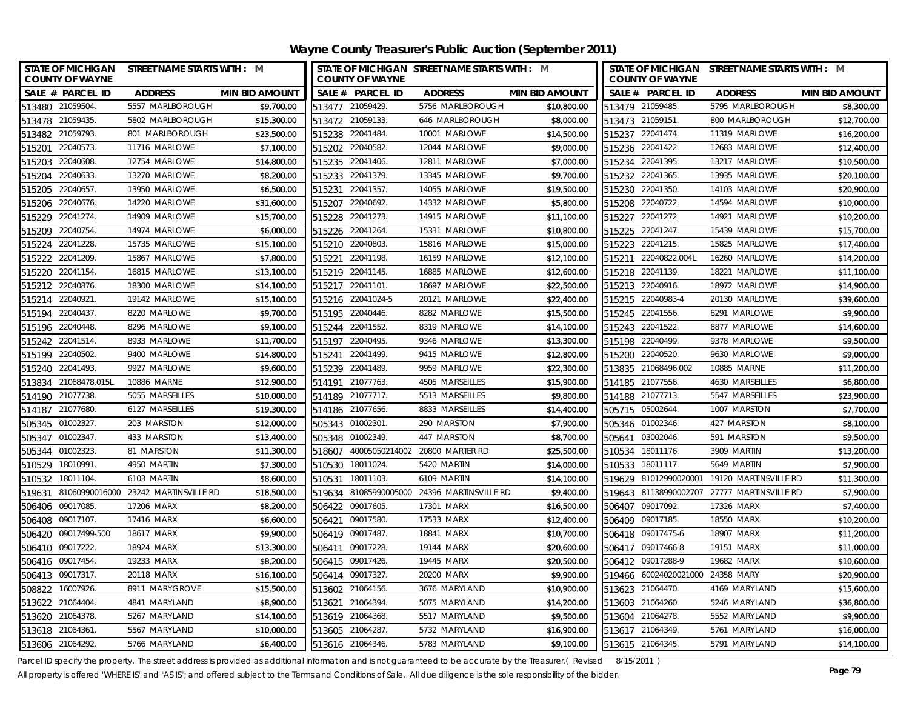# Wayne County Treasurer's Public Auction (September 2011)

STATE OF MICHIGAN COUNTY OF WAYNE — STREET NAME STARTS WITH : M

| SALE # | PARCEL ID | ADDRESS | MIN BID AMOUNT |
|---|---|---|---|
| 513480 | 21059504. | 5557 MARLBOROUGH | $9,700.00 |
| 513478 | 21059435. | 5802 MARLBOROUGH | $15,300.00 |
| 513482 | 21059793. | 801 MARLBOROUGH | $23,500.00 |
| 515201 | 22040573. | 11716 MARLOWE | $7,100.00 |
| 515203 | 22040608. | 12754 MARLOWE | $14,800.00 |
| 515204 | 22040633. | 13270 MARLOWE | $8,200.00 |
| 515205 | 22040657. | 13950 MARLOWE | $6,500.00 |
| 515206 | 22040676. | 14220 MARLOWE | $31,600.00 |
| 515229 | 22041274. | 14909 MARLOWE | $15,700.00 |
| 515209 | 22040754. | 14974 MARLOWE | $6,000.00 |
| 515224 | 22041228. | 15735 MARLOWE | $15,100.00 |
| 515222 | 22041209. | 15867 MARLOWE | $7,800.00 |
| 515220 | 22041154. | 16815 MARLOWE | $13,100.00 |
| 515212 | 22040876. | 18300 MARLOWE | $14,100.00 |
| 515214 | 22040921. | 19142 MARLOWE | $15,100.00 |
| 515194 | 22040437. | 8220 MARLOWE | $9,700.00 |
| 515196 | 22040448. | 8296 MARLOWE | $9,100.00 |
| 515242 | 22041514. | 8933 MARLOWE | $11,700.00 |
| 515199 | 22040502. | 9400 MARLOWE | $14,800.00 |
| 515240 | 22041493. | 9927 MARLOWE | $9,600.00 |
| 513834 | 21068478.015L | 10886 MARNE | $12,900.00 |
| 514190 | 21077738. | 5055 MARSEILLES | $10,000.00 |
| 514187 | 21077680. | 6127 MARSEILLES | $19,300.00 |
| 505345 | 01002327. | 203 MARSTON | $12,000.00 |
| 505347 | 01002347. | 433 MARSTON | $13,400.00 |
| 505344 | 01002323. | 81 MARSTON | $11,300.00 |
| 510529 | 18010991. | 4950 MARTIN | $7,300.00 |
| 510532 | 18011104. | 6103 MARTIN | $8,600.00 |
| 519631 | 81060990016000 | 23242 MARTINSVILLE RD | $18,500.00 |
| 506406 | 09017085. | 17206 MARX | $8,200.00 |
| 506408 | 09017107. | 17416 MARX | $6,600.00 |
| 506420 | 09017499-500 | 18617 MARX | $9,900.00 |
| 506410 | 09017222. | 18924 MARX | $13,300.00 |
| 506416 | 09017454. | 19233 MARX | $8,200.00 |
| 506413 | 09017317. | 20118 MARX | $16,100.00 |
| 508822 | 16007926. | 8911 MARYGROVE | $15,500.00 |
| 513622 | 21064404. | 4841 MARYLAND | $8,900.00 |
| 513620 | 21064378. | 5267 MARYLAND | $14,100.00 |
| 513618 | 21064361. | 5567 MARYLAND | $10,000.00 |
| 513606 | 21064292. | 5766 MARYLAND | $6,400.00 |
| 513477 | 21059429. | 5756 MARLBOROUGH | $10,800.00 |
| 513472 | 21059133. | 646 MARLBOROUGH | $8,000.00 |
| 515238 | 22041484. | 10001 MARLOWE | $14,500.00 |
| 515202 | 22040582. | 12044 MARLOWE | $9,000.00 |
| 515235 | 22041406. | 12811 MARLOWE | $7,000.00 |
| 515233 | 22041379. | 13345 MARLOWE | $9,700.00 |
| 515231 | 22041357. | 14055 MARLOWE | $19,500.00 |
| 515207 | 22040692. | 14332 MARLOWE | $5,800.00 |
| 515228 | 22041273. | 14915 MARLOWE | $11,100.00 |
| 515226 | 22041264. | 15331 MARLOWE | $10,800.00 |
| 515210 | 22040803. | 15816 MARLOWE | $15,000.00 |
| 515221 | 22041198. | 16159 MARLOWE | $12,100.00 |
| 515219 | 22041145. | 16885 MARLOWE | $12,600.00 |
| 515217 | 22041101. | 18697 MARLOWE | $22,500.00 |
| 515216 | 22041024-5 | 20121 MARLOWE | $22,400.00 |
| 515195 | 22040446. | 8282 MARLOWE | $15,500.00 |
| 515244 | 22041552. | 8319 MARLOWE | $14,100.00 |
| 515197 | 22040495. | 9346 MARLOWE | $13,300.00 |
| 515241 | 22041499. | 9415 MARLOWE | $12,800.00 |
| 515239 | 22041489. | 9959 MARLOWE | $22,300.00 |
| 514191 | 21077763. | 4505 MARSEILLES | $15,900.00 |
| 514189 | 21077717. | 5513 MARSEILLES | $9,800.00 |
| 514186 | 21077656. | 8833 MARSEILLES | $14,400.00 |
| 505343 | 01002301. | 290 MARSTON | $7,900.00 |
| 505348 | 01002349. | 447 MARSTON | $8,700.00 |
| 518607 | 40005050214002 | 20800 MARTER RD | $25,500.00 |
| 510530 | 18011024. | 5420 MARTIN | $14,000.00 |
| 510531 | 18011103. | 6109 MARTIN | $14,100.00 |
| 519634 | 81085990005000 | 24396 MARTINSVILLE RD | $9,400.00 |
| 506422 | 09017605. | 17301 MARX | $16,500.00 |
| 506421 | 09017580. | 17533 MARX | $12,400.00 |
| 506419 | 09017487. | 18841 MARX | $10,700.00 |
| 506411 | 09017228. | 19144 MARX | $20,600.00 |
| 506415 | 09017426. | 19445 MARX | $20,500.00 |
| 506414 | 09017327. | 20200 MARX | $9,900.00 |
| 513602 | 21064156. | 3676 MARYLAND | $10,900.00 |
| 513621 | 21064394. | 5075 MARYLAND | $14,200.00 |
| 513619 | 21064368. | 5517 MARYLAND | $9,500.00 |
| 513605 | 21064287. | 5732 MARYLAND | $16,900.00 |
| 513616 | 21064346. | 5783 MARYLAND | $9,100.00 |
| 513479 | 21059485. | 5795 MARLBOROUGH | $8,300.00 |
| 513473 | 21059151. | 800 MARLBOROUGH | $12,700.00 |
| 515237 | 22041474. | 11319 MARLOWE | $16,200.00 |
| 515236 | 22041422. | 12683 MARLOWE | $12,400.00 |
| 515234 | 22041395. | 13217 MARLOWE | $10,500.00 |
| 515232 | 22041365. | 13935 MARLOWE | $20,100.00 |
| 515230 | 22041350. | 14103 MARLOWE | $20,900.00 |
| 515208 | 22040722. | 14594 MARLOWE | $10,000.00 |
| 515227 | 22041272. | 14921 MARLOWE | $10,200.00 |
| 515225 | 22041247. | 15439 MARLOWE | $15,700.00 |
| 515223 | 22041215. | 15825 MARLOWE | $17,400.00 |
| 515211 | 22040822.004L | 16260 MARLOWE | $14,200.00 |
| 515218 | 22041139. | 18221 MARLOWE | $11,100.00 |
| 515213 | 22040916. | 18972 MARLOWE | $14,900.00 |
| 515215 | 22040983-4 | 20130 MARLOWE | $39,600.00 |
| 515245 | 22041556. | 8291 MARLOWE | $9,900.00 |
| 515243 | 22041522. | 8877 MARLOWE | $14,600.00 |
| 515198 | 22040499. | 9378 MARLOWE | $9,500.00 |
| 515200 | 22040520. | 9630 MARLOWE | $9,000.00 |
| 513835 | 21068496.002 | 10885 MARNE | $11,200.00 |
| 514185 | 21077556. | 4630 MARSEILLES | $6,800.00 |
| 514188 | 21077713. | 5547 MARSEILLES | $23,900.00 |
| 505715 | 05002644. | 1007 MARSTON | $7,700.00 |
| 505346 | 01002346. | 427 MARSTON | $8,100.00 |
| 505641 | 03002046. | 591 MARSTON | $9,500.00 |
| 510534 | 18011176. | 3909 MARTIN | $13,200.00 |
| 510533 | 18011117. | 5649 MARTIN | $7,900.00 |
| 519629 | 81012990020001 | 19120 MARTINSVILLE RD | $11,300.00 |
| 519643 | 81138990002707 | 27777 MARTINSVILLE RD | $7,900.00 |
| 506407 | 09017092. | 17326 MARX | $7,400.00 |
| 506409 | 09017185. | 18550 MARX | $10,200.00 |
| 506418 | 09017475-6 | 18907 MARX | $11,200.00 |
| 506417 | 09017466-8 | 19151 MARX | $11,000.00 |
| 506412 | 09017288-9 | 19682 MARX | $10,600.00 |
| 519466 | 60024020021000 | 24358 MARY | $20,900.00 |
| 513623 | 21064470. | 4169 MARYLAND | $15,600.00 |
| 513603 | 21064260. | 5246 MARYLAND | $36,800.00 |
| 513604 | 21064278. | 5552 MARYLAND | $9,900.00 |
| 513617 | 21064349. | 5761 MARYLAND | $16,000.00 |
| 513615 | 21064345. | 5791 MARYLAND | $14,100.00 |

Parcel ID specify the property. The street address is provided as additional information and is not guaranteed to be accurate by the Treasurer.( Revised 8/15/2011 )

All property is offered "WHERE IS" and "AS IS"; and offered subject to the Terms and Conditions of Sale. All due diligence is the sole responsibility of the bidder.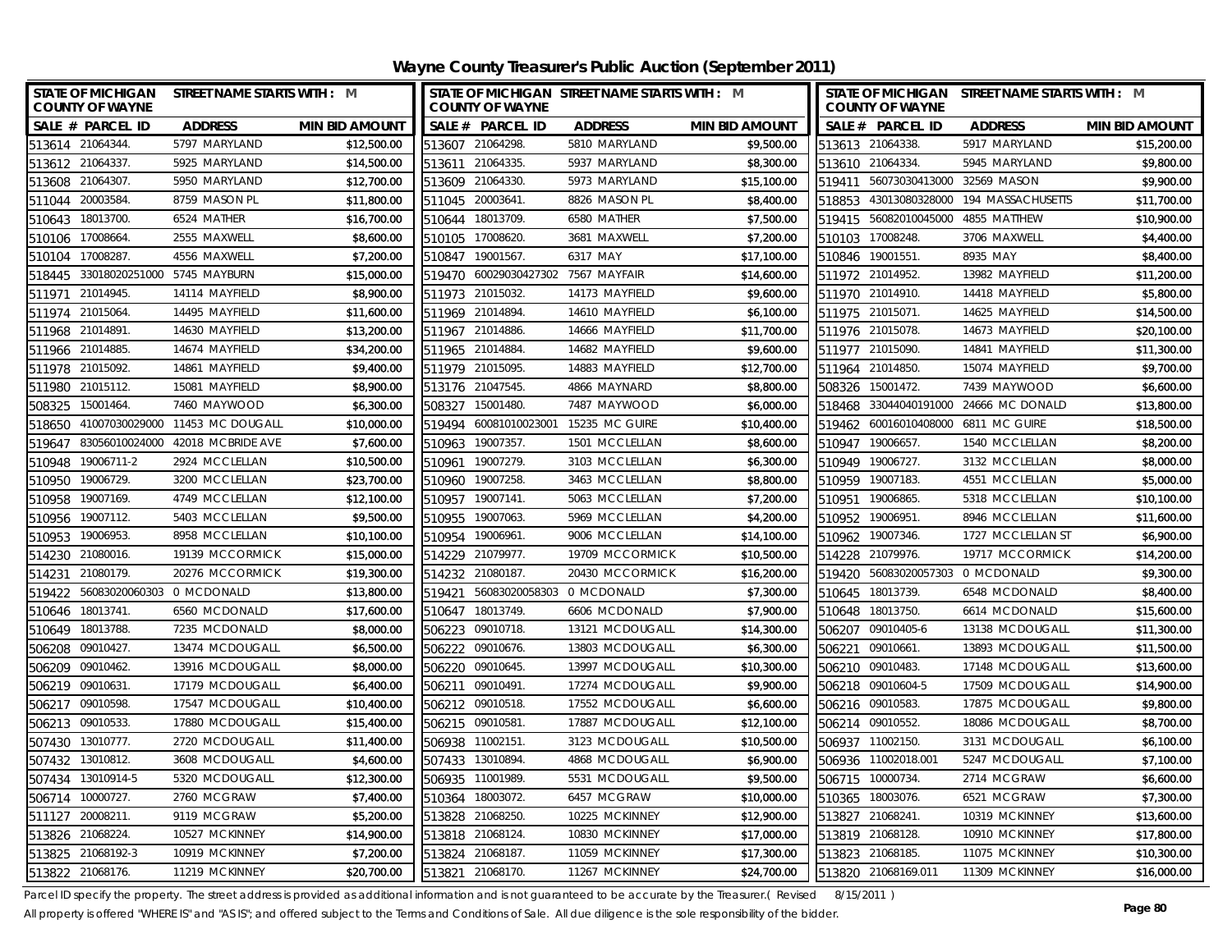# Wayne County Treasurer's Public Auction (September 2011)

| STATE OF MICHIGAN COUNTY OF WAYNE | STREET NAME STARTS WITH : M | |
|---|---|---|
| SALE # PARCEL ID | ADDRESS | MIN BID AMOUNT |
| 513614 21064344. | 5797 MARYLAND | $12,500.00 |
| 513612 21064337. | 5925 MARYLAND | $14,500.00 |
| 513608 21064307. | 5950 MARYLAND | $12,700.00 |
| 511044 20003584. | 8759 MASON PL | $11,800.00 |
| 510643 18013700. | 6524 MATHER | $16,700.00 |
| 510106 17008664. | 2555 MAXWELL | $8,600.00 |
| 510104 17008287. | 4556 MAXWELL | $7,200.00 |
| 518445 33018020251000 | 5745 MAYBURN | $15,000.00 |
| 511971 21014945. | 14114 MAYFIELD | $8,900.00 |
| 511974 21015064. | 14495 MAYFIELD | $11,600.00 |
| 511968 21014891. | 14630 MAYFIELD | $13,200.00 |
| 511966 21014885. | 14674 MAYFIELD | $34,200.00 |
| 511978 21015092. | 14861 MAYFIELD | $9,400.00 |
| 511980 21015112. | 15081 MAYFIELD | $8,900.00 |
| 508325 15001464. | 7460 MAYWOOD | $6,300.00 |
| 518650 41007030029000 | 11453 MC DOUGALL | $10,000.00 |
| 519647 83056010024000 | 42018 MCBRIDE AVE | $7,600.00 |
| 510948 19006711-2 | 2924 MCCLELLAN | $10,500.00 |
| 510950 19006729. | 3200 MCCLELLAN | $23,700.00 |
| 510958 19007169. | 4749 MCCLELLAN | $12,100.00 |
| 510956 19007112. | 5403 MCCLELLAN | $9,500.00 |
| 510953 19006953. | 8958 MCCLELLAN | $10,100.00 |
| 514230 21080016. | 19139 MCCORMICK | $15,000.00 |
| 514231 21080179. | 20276 MCCORMICK | $19,300.00 |
| 519422 56083020060303 | 0 MCDONALD | $13,800.00 |
| 510646 18013741. | 6560 MCDONALD | $17,600.00 |
| 510649 18013788. | 7235 MCDONALD | $8,000.00 |
| 506208 09010427. | 13474 MCDOUGALL | $6,500.00 |
| 506209 09010462. | 13916 MCDOUGALL | $8,000.00 |
| 506219 09010631. | 17179 MCDOUGALL | $6,400.00 |
| 506217 09010598. | 17547 MCDOUGALL | $10,400.00 |
| 506213 09010533. | 17880 MCDOUGALL | $15,400.00 |
| 507430 13010777. | 2720 MCDOUGALL | $11,400.00 |
| 507432 13010812. | 3608 MCDOUGALL | $4,600.00 |
| 507434 13010914-5 | 5320 MCDOUGALL | $12,300.00 |
| 506714 10000727. | 2760 MCGRAW | $7,400.00 |
| 511127 20008211. | 9119 MCGRAW | $5,200.00 |
| 513826 21068224. | 10527 MCKINNEY | $14,900.00 |
| 513825 21068192-3 | 10919 MCKINNEY | $7,200.00 |
| 513822 21068176. | 11219 MCKINNEY | $20,700.00 |
| 513607 21064298. | 5810 MARYLAND | $9,500.00 |
| 513611 21064335. | 5937 MARYLAND | $8,300.00 |
| 513609 21064330. | 5973 MARYLAND | $15,100.00 |
| 511045 20003641. | 8826 MASON PL | $8,400.00 |
| 510644 18013709. | 6580 MATHER | $7,500.00 |
| 510105 17008620. | 3681 MAXWELL | $7,200.00 |
| 510847 19001567. | 6317 MAY | $17,100.00 |
| 519470 60029030427302 | 7567 MAYFAIR | $14,600.00 |
| 511973 21015032. | 14173 MAYFIELD | $9,600.00 |
| 511969 21014894. | 14610 MAYFIELD | $6,100.00 |
| 511967 21014886. | 14666 MAYFIELD | $11,700.00 |
| 511965 21014884. | 14682 MAYFIELD | $9,600.00 |
| 511979 21015095. | 14883 MAYFIELD | $12,700.00 |
| 513176 21047545. | 4866 MAYNARD | $8,800.00 |
| 508327 15001480. | 7487 MAYWOOD | $6,000.00 |
| 519494 60081010023001 | 15235 MC GUIRE | $10,400.00 |
| 510963 19007357. | 1501 MCCLELLAN | $8,600.00 |
| 510961 19007279. | 3103 MCCLELLAN | $6,300.00 |
| 510960 19007258. | 3463 MCCLELLAN | $8,800.00 |
| 510957 19007141. | 5063 MCCLELLAN | $7,200.00 |
| 510955 19007063. | 5969 MCCLELLAN | $4,200.00 |
| 510954 19006961. | 9006 MCCLELLAN | $14,100.00 |
| 514229 21079977. | 19709 MCCORMICK | $10,500.00 |
| 514232 21080187. | 20430 MCCORMICK | $16,200.00 |
| 519421 56083020058303 | 0 MCDONALD | $7,300.00 |
| 510647 18013749. | 6606 MCDONALD | $7,900.00 |
| 506223 09010718. | 13121 MCDOUGALL | $14,300.00 |
| 506222 09010676. | 13803 MCDOUGALL | $6,300.00 |
| 506220 09010645. | 13997 MCDOUGALL | $10,300.00 |
| 506211 09010491. | 17274 MCDOUGALL | $9,900.00 |
| 506212 09010518. | 17552 MCDOUGALL | $6,600.00 |
| 506215 09010581. | 17887 MCDOUGALL | $12,100.00 |
| 506938 11002151. | 3123 MCDOUGALL | $10,500.00 |
| 507433 13010894. | 4868 MCDOUGALL | $6,900.00 |
| 506935 11001989. | 5531 MCDOUGALL | $9,500.00 |
| 510364 18003072. | 6457 MCGRAW | $10,000.00 |
| 513828 21068250. | 10225 MCKINNEY | $12,900.00 |
| 513818 21068124. | 10830 MCKINNEY | $17,000.00 |
| 513824 21068187. | 11059 MCKINNEY | $17,300.00 |
| 513821 21068170. | 11267 MCKINNEY | $24,700.00 |
| 513613 21064338. | 5917 MARYLAND | $15,200.00 |
| 513610 21064334. | 5945 MARYLAND | $9,800.00 |
| 519411 56073030413000 | 32569 MASON | $9,900.00 |
| 518853 43013080328000 | 194 MASSACHUSETTS | $11,700.00 |
| 519415 56082010045000 | 4855 MATTHEW | $10,900.00 |
| 510103 17008248. | 3706 MAXWELL | $4,400.00 |
| 510846 19001551. | 8935 MAY | $8,400.00 |
| 511972 21014952. | 13982 MAYFIELD | $11,200.00 |
| 511970 21014910. | 14418 MAYFIELD | $5,800.00 |
| 511975 21015071. | 14625 MAYFIELD | $14,500.00 |
| 511976 21015078. | 14673 MAYFIELD | $20,100.00 |
| 511977 21015090. | 14841 MAYFIELD | $11,300.00 |
| 511964 21014850. | 15074 MAYFIELD | $9,700.00 |
| 508326 15001472. | 7439 MAYWOOD | $6,600.00 |
| 518468 33044040191000 | 24666 MC DONALD | $13,800.00 |
| 519462 60016010408000 | 6811 MC GUIRE | $18,500.00 |
| 510947 19006657. | 1540 MCCLELLAN | $8,200.00 |
| 510949 19006727. | 3132 MCCLELLAN | $8,000.00 |
| 510959 19007183. | 4551 MCCLELLAN | $5,000.00 |
| 510951 19006865. | 5318 MCCLELLAN | $10,100.00 |
| 510952 19006951. | 8946 MCCLELLAN | $11,600.00 |
| 510962 19007346. | 1727 MCCLELLAN ST | $6,900.00 |
| 514228 21079976. | 19717 MCCORMICK | $14,200.00 |
| 519420 56083020057303 | 0 MCDONALD | $9,300.00 |
| 510645 18013739. | 6548 MCDONALD | $8,400.00 |
| 510648 18013750. | 6614 MCDONALD | $15,600.00 |
| 506207 09010405-6 | 13138 MCDOUGALL | $11,300.00 |
| 506221 09010661. | 13893 MCDOUGALL | $11,500.00 |
| 506210 09010483. | 17148 MCDOUGALL | $13,600.00 |
| 506218 09010604-5 | 17509 MCDOUGALL | $14,900.00 |
| 506216 09010583. | 17875 MCDOUGALL | $9,800.00 |
| 506214 09010552. | 18086 MCDOUGALL | $8,700.00 |
| 506937 11002150. | 3131 MCDOUGALL | $6,100.00 |
| 506936 11002018.001 | 5247 MCDOUGALL | $7,100.00 |
| 506715 10000734. | 2714 MCGRAW | $6,600.00 |
| 510365 18003076. | 6521 MCGRAW | $7,300.00 |
| 513827 21068241. | 10319 MCKINNEY | $13,600.00 |
| 513819 21068128. | 10910 MCKINNEY | $17,800.00 |
| 513823 21068185. | 11075 MCKINNEY | $10,300.00 |
| 513820 21068169.011 | 11309 MCKINNEY | $16,000.00 |

Parcel ID specify the property. The street address is provided as additional information and is not guaranteed to be accurate by the Treasurer.( Revised 8/15/2011 )

All property is offered "WHERE IS" and "AS IS"; and offered subject to the Terms and Conditions of Sale. All due diligence is the sole responsibility of the bidder.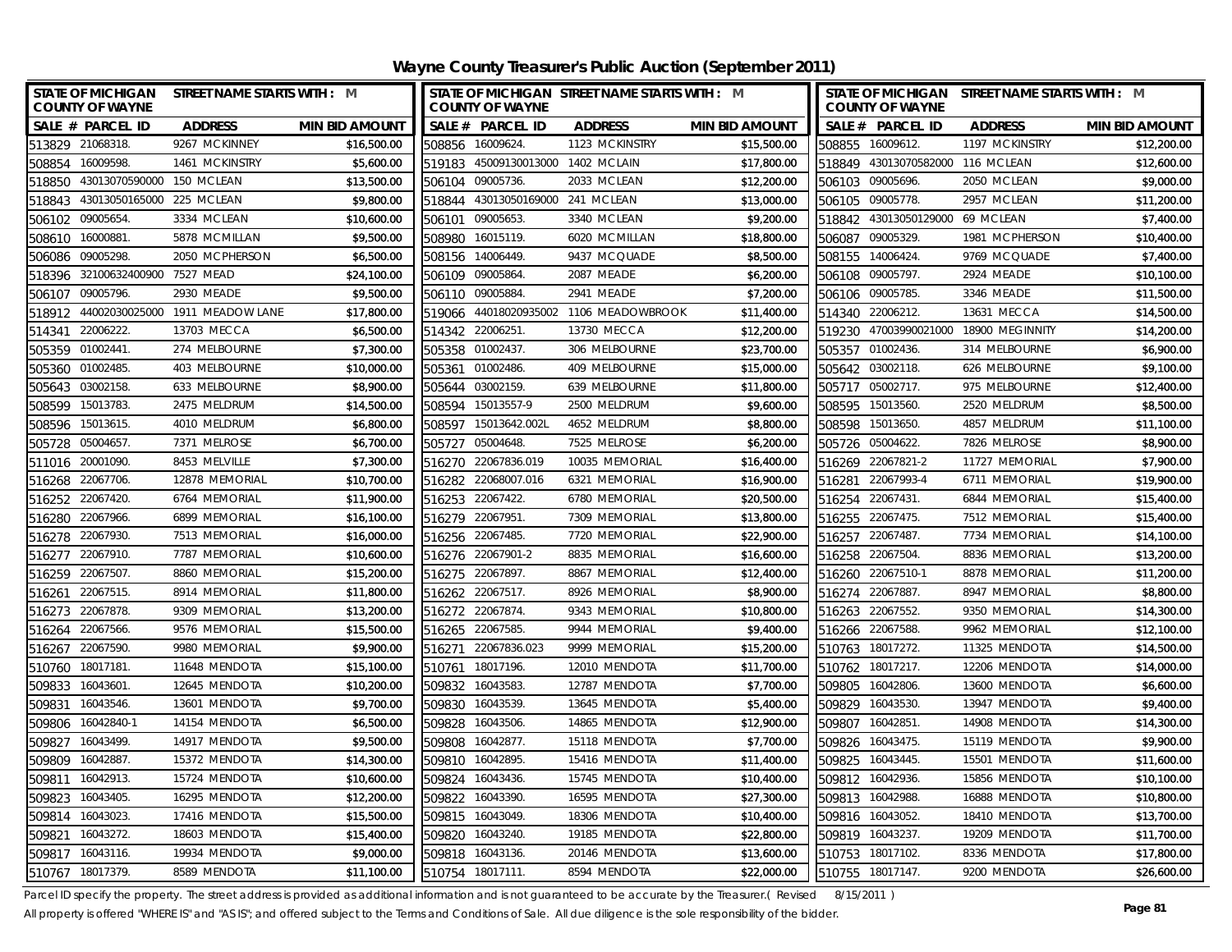# Wayne County Treasurer's Public Auction (September 2011)

STATE OF MICHIGAN COUNTY OF WAYNE — STREET NAME STARTS WITH : M

| SALE # | PARCEL ID | ADDRESS | MIN BID AMOUNT |
|---|---|---|---|
| 513829 | 21068318. | 9267 MCKINNEY | $16,500.00 |
| 508854 | 16009598. | 1461 MCKINSTRY | $5,600.00 |
| 518850 | 43013070590000 | 150 MCLEAN | $13,500.00 |
| 518843 | 43013050165000 | 225 MCLEAN | $9,800.00 |
| 506102 | 09005654. | 3334 MCLEAN | $10,600.00 |
| 508610 | 16000881. | 5878 MCMILLAN | $9,500.00 |
| 506086 | 09005298. | 2050 MCPHERSON | $6,500.00 |
| 518396 | 32100632400900 | 7527 MEAD | $24,100.00 |
| 506107 | 09005796. | 2930 MEADE | $9,500.00 |
| 518912 | 44002030025000 | 1911 MEADOW LANE | $17,800.00 |
| 514341 | 22006222. | 13703 MECCA | $6,500.00 |
| 505359 | 01002441. | 274 MELBOURNE | $7,300.00 |
| 505360 | 01002485. | 403 MELBOURNE | $10,000.00 |
| 505643 | 03002158. | 633 MELBOURNE | $8,900.00 |
| 508599 | 15013783. | 2475 MELDRUM | $14,500.00 |
| 508596 | 15013615. | 4010 MELDRUM | $6,800.00 |
| 505728 | 05004657. | 7371 MELROSE | $6,700.00 |
| 511016 | 20001090. | 8453 MELVILLE | $7,300.00 |
| 516268 | 22067706. | 12878 MEMORIAL | $10,700.00 |
| 516252 | 22067420. | 6764 MEMORIAL | $11,900.00 |
| 516280 | 22067966. | 6899 MEMORIAL | $16,100.00 |
| 516278 | 22067930. | 7513 MEMORIAL | $16,000.00 |
| 516277 | 22067910. | 7787 MEMORIAL | $10,600.00 |
| 516259 | 22067507. | 8860 MEMORIAL | $15,200.00 |
| 516261 | 22067515. | 8914 MEMORIAL | $11,800.00 |
| 516273 | 22067878. | 9309 MEMORIAL | $13,200.00 |
| 516264 | 22067566. | 9576 MEMORIAL | $15,500.00 |
| 516267 | 22067590. | 9980 MEMORIAL | $9,900.00 |
| 510760 | 18017181. | 11648 MENDOTA | $15,100.00 |
| 509833 | 16043601. | 12645 MENDOTA | $10,200.00 |
| 509831 | 16043546. | 13601 MENDOTA | $9,700.00 |
| 509806 | 16042840-1 | 14154 MENDOTA | $6,500.00 |
| 509827 | 16043499. | 14917 MENDOTA | $9,500.00 |
| 509809 | 16042887. | 15372 MENDOTA | $14,300.00 |
| 509811 | 16042913. | 15724 MENDOTA | $10,600.00 |
| 509823 | 16043405. | 16295 MENDOTA | $12,200.00 |
| 509814 | 16043023. | 17416 MENDOTA | $15,500.00 |
| 509821 | 16043272. | 18603 MENDOTA | $15,400.00 |
| 509817 | 16043116. | 19934 MENDOTA | $9,000.00 |
| 510767 | 18017379. | 8589 MENDOTA | $11,100.00 |
| 508856 | 16009624. | 1123 MCKINSTRY | $15,500.00 |
| 519183 | 45009130013000 | 1402 MCLAIN | $17,800.00 |
| 506104 | 09005736. | 2033 MCLEAN | $12,200.00 |
| 518844 | 43013050169000 | 241 MCLEAN | $13,000.00 |
| 506101 | 09005653. | 3340 MCLEAN | $9,200.00 |
| 508980 | 16015119. | 6020 MCMILLAN | $18,800.00 |
| 508156 | 14006449. | 9437 MCQUADE | $8,500.00 |
| 506109 | 09005864. | 2087 MEADE | $6,200.00 |
| 506110 | 09005884. | 2941 MEADE | $7,200.00 |
| 519066 | 44018020935002 | 1106 MEADOWBROOK | $11,400.00 |
| 514342 | 22006251. | 13730 MECCA | $12,200.00 |
| 505358 | 01002437. | 306 MELBOURNE | $23,700.00 |
| 505361 | 01002486. | 409 MELBOURNE | $15,000.00 |
| 505644 | 03002159. | 639 MELBOURNE | $11,800.00 |
| 508594 | 15013557-9 | 2500 MELDRUM | $9,600.00 |
| 508597 | 15013642.002L | 4652 MELDRUM | $8,800.00 |
| 505727 | 05004648. | 7525 MELROSE | $6,200.00 |
| 516270 | 22067836.019 | 10035 MEMORIAL | $16,400.00 |
| 516282 | 22068007.016 | 6321 MEMORIAL | $16,900.00 |
| 516253 | 22067422. | 6780 MEMORIAL | $20,500.00 |
| 516279 | 22067951. | 7309 MEMORIAL | $13,800.00 |
| 516256 | 22067485. | 7720 MEMORIAL | $22,900.00 |
| 516276 | 22067901-2 | 8835 MEMORIAL | $16,600.00 |
| 516275 | 22067897. | 8867 MEMORIAL | $12,400.00 |
| 516262 | 22067517. | 8926 MEMORIAL | $8,900.00 |
| 516272 | 22067874. | 9343 MEMORIAL | $10,800.00 |
| 516265 | 22067585. | 9944 MEMORIAL | $9,400.00 |
| 516271 | 22067836.023 | 9999 MEMORIAL | $15,200.00 |
| 510761 | 18017196. | 12010 MENDOTA | $11,700.00 |
| 509832 | 16043583. | 12787 MENDOTA | $7,700.00 |
| 509830 | 16043539. | 13645 MENDOTA | $5,400.00 |
| 509828 | 16043506. | 14865 MENDOTA | $12,900.00 |
| 509808 | 16042877. | 15118 MENDOTA | $7,700.00 |
| 509810 | 16042895. | 15416 MENDOTA | $11,400.00 |
| 509824 | 16043436. | 15745 MENDOTA | $10,400.00 |
| 509822 | 16043390. | 16595 MENDOTA | $27,300.00 |
| 509815 | 16043049. | 18306 MENDOTA | $10,400.00 |
| 509820 | 16043240. | 19185 MENDOTA | $22,800.00 |
| 509818 | 16043136. | 20146 MENDOTA | $13,600.00 |
| 510754 | 18017111. | 8594 MENDOTA | $22,000.00 |
| 508855 | 16009612. | 1197 MCKINSTRY | $12,200.00 |
| 518849 | 43013070582000 | 116 MCLEAN | $12,600.00 |
| 506103 | 09005696. | 2050 MCLEAN | $9,000.00 |
| 506105 | 09005778. | 2957 MCLEAN | $11,200.00 |
| 518842 | 43013050129000 | 69 MCLEAN | $7,400.00 |
| 506087 | 09005329. | 1981 MCPHERSON | $10,400.00 |
| 508155 | 14006424. | 9769 MCQUADE | $7,400.00 |
| 506108 | 09005797. | 2924 MEADE | $10,100.00 |
| 506106 | 09005785. | 3346 MEADE | $11,500.00 |
| 514340 | 22006212. | 13631 MECCA | $14,500.00 |
| 519230 | 47003990021000 | 18900 MEGINNITY | $14,200.00 |
| 505357 | 01002436. | 314 MELBOURNE | $6,900.00 |
| 505642 | 03002118. | 626 MELBOURNE | $9,100.00 |
| 505717 | 05002717. | 975 MELBOURNE | $12,400.00 |
| 508595 | 15013560. | 2520 MELDRUM | $8,500.00 |
| 508598 | 15013650. | 4857 MELDRUM | $11,100.00 |
| 505726 | 05004622. | 7826 MELROSE | $8,900.00 |
| 516269 | 22067821-2 | 11727 MEMORIAL | $7,900.00 |
| 516281 | 22067993-4 | 6711 MEMORIAL | $19,900.00 |
| 516254 | 22067431. | 6844 MEMORIAL | $15,400.00 |
| 516255 | 22067475. | 7512 MEMORIAL | $15,400.00 |
| 516257 | 22067487. | 7734 MEMORIAL | $14,100.00 |
| 516258 | 22067504. | 8836 MEMORIAL | $13,200.00 |
| 516260 | 22067510-1 | 8878 MEMORIAL | $11,200.00 |
| 516274 | 22067887. | 8947 MEMORIAL | $8,800.00 |
| 516263 | 22067552. | 9350 MEMORIAL | $14,300.00 |
| 516266 | 22067588. | 9962 MEMORIAL | $12,100.00 |
| 510763 | 18017272. | 11325 MENDOTA | $14,500.00 |
| 510762 | 18017217. | 12206 MENDOTA | $14,000.00 |
| 509805 | 16042806. | 13600 MENDOTA | $6,600.00 |
| 509829 | 16043530. | 13947 MENDOTA | $9,400.00 |
| 509807 | 16042851. | 14908 MENDOTA | $14,300.00 |
| 509826 | 16043475. | 15119 MENDOTA | $9,900.00 |
| 509825 | 16043445. | 15501 MENDOTA | $11,600.00 |
| 509812 | 16042936. | 15856 MENDOTA | $10,100.00 |
| 509813 | 16042988. | 16888 MENDOTA | $10,800.00 |
| 509816 | 16043052. | 18410 MENDOTA | $13,700.00 |
| 509819 | 16043237. | 19209 MENDOTA | $11,700.00 |
| 510753 | 18017102. | 8336 MENDOTA | $17,800.00 |
| 510755 | 18017147. | 9200 MENDOTA | $26,600.00 |

Parcel ID specify the property. The street address is provided as additional information and is not guaranteed to be accurate by the Treasurer.( Revised 8/15/2011 )

All property is offered "WHERE IS" and "AS IS"; and offered subject to the Terms and Conditions of Sale. All due diligence is the sole responsibility of the bidder.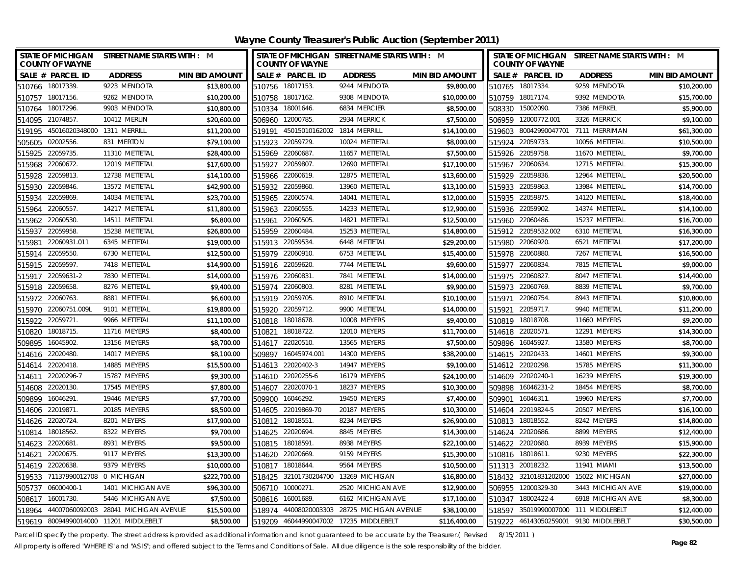# Wayne County Treasurer's Public Auction (September 2011)

STATE OF MICHIGAN COUNTY OF WAYNE — STREET NAME STARTS WITH : M

| SALE # | PARCEL ID | ADDRESS | MIN BID AMOUNT |
|---|---|---|---|
| 510766 | 18017339. | 9223 MENDOTA | $13,800.00 |
| 510757 | 18017156. | 9262 MENDOTA | $10,200.00 |
| 510764 | 18017296. | 9903 MENDOTA | $10,800.00 |
| 514095 | 21074857. | 10412 MERLIN | $20,600.00 |
| 519195 | 45016020348000 | 1311 MERRILL | $11,200.00 |
| 505605 | 02002556. | 831 MERTON | $79,100.00 |
| 515925 | 22059735. | 11310 METTETAL | $28,400.00 |
| 515968 | 22060672. | 12019 METTETAL | $17,600.00 |
| 515928 | 22059813. | 12738 METTETAL | $14,100.00 |
| 515930 | 22059846. | 13572 METTETAL | $42,900.00 |
| 515934 | 22059869. | 14034 METTETAL | $23,700.00 |
| 515964 | 22060557. | 14217 METTETAL | $11,800.00 |
| 515962 | 22060530. | 14511 METTETAL | $6,800.00 |
| 515937 | 22059958. | 15238 METTETAL | $26,800.00 |
| 515981 | 22060931.011 | 6345 METTETAL | $19,000.00 |
| 515914 | 22059550. | 6730 METTETAL | $12,500.00 |
| 515915 | 22059597. | 7418 METTETAL | $14,900.00 |
| 515917 | 22059631-2 | 7830 METTETAL | $14,000.00 |
| 515918 | 22059658. | 8276 METTETAL | $9,400.00 |
| 515972 | 22060763. | 8881 METTETAL | $6,600.00 |
| 515970 | 22060751.009L | 9101 METTETAL | $19,800.00 |
| 515922 | 22059721. | 9966 METTETAL | $11,100.00 |
| 510820 | 18018715. | 11716 MEYERS | $8,400.00 |
| 509895 | 16045902. | 13156 MEYERS | $8,700.00 |
| 514616 | 22020480. | 14017 MEYERS | $8,100.00 |
| 514614 | 22020418. | 14885 MEYERS | $15,500.00 |
| 514611 | 22020296-7 | 15787 MEYERS | $9,300.00 |
| 514608 | 22020130. | 17545 MEYERS | $7,800.00 |
| 509899 | 16046291. | 19446 MEYERS | $7,700.00 |
| 514606 | 22019871. | 20185 MEYERS | $8,500.00 |
| 514626 | 22020724. | 8201 MEYERS | $17,900.00 |
| 510814 | 18018562. | 8322 MEYERS | $9,700.00 |
| 514623 | 22020681. | 8931 MEYERS | $9,500.00 |
| 514621 | 22020675. | 9117 MEYERS | $13,300.00 |
| 514619 | 22020638. | 9379 MEYERS | $10,000.00 |
| 519533 | 71137990012708 | 0 MICHIGAN | $222,700.00 |
| 505737 | 06000400-1 | 1401 MICHIGAN AVE | $96,300.00 |
| 508617 | 16001730. | 5446 MICHIGAN AVE | $7,500.00 |
| 518964 | 44007060092003 | 28041 MICHIGAN AVENUE | $15,500.00 |
| 519619 | 80094990014000 | 11201 MIDDLEBELT | $8,500.00 |
| 510756 | 18017153. | 9244 MENDOTA | $9,800.00 |
| 510758 | 18017162. | 9308 MENDOTA | $10,000.00 |
| 510334 | 18001646. | 6834 MERCIER | $8,500.00 |
| 506960 | 12000785. | 2934 MERRICK | $7,500.00 |
| 519191 | 45015010162002 | 1814 MERRILL | $14,100.00 |
| 515923 | 22059729. | 10024 METTETAL | $8,000.00 |
| 515969 | 22060687. | 11657 METTETAL | $7,500.00 |
| 515927 | 22059807. | 12690 METTETAL | $17,100.00 |
| 515966 | 22060619. | 12875 METTETAL | $13,600.00 |
| 515932 | 22059860. | 13960 METTETAL | $13,100.00 |
| 515965 | 22060574. | 14041 METTETAL | $12,000.00 |
| 515963 | 22060555. | 14233 METTETAL | $12,900.00 |
| 515961 | 22060505. | 14821 METTETAL | $12,500.00 |
| 515959 | 22060484. | 15253 METTETAL | $14,800.00 |
| 515913 | 22059534. | 6448 METTETAL | $29,200.00 |
| 515979 | 22060910. | 6753 METTETAL | $15,400.00 |
| 515916 | 22059620. | 7744 METTETAL | $9,600.00 |
| 515976 | 22060831. | 7841 METTETAL | $14,000.00 |
| 515974 | 22060803. | 8281 METTETAL | $9,900.00 |
| 515919 | 22059705. | 8910 METTETAL | $10,100.00 |
| 515920 | 22059712. | 9900 METTETAL | $14,000.00 |
| 510818 | 18018678. | 10008 MEYERS | $9,400.00 |
| 510821 | 18018722. | 12010 MEYERS | $11,700.00 |
| 514617 | 22020510. | 13565 MEYERS | $7,500.00 |
| 509897 | 16045974.001 | 14300 MEYERS | $38,200.00 |
| 514613 | 22020402-3 | 14947 MEYERS | $9,100.00 |
| 514610 | 22020255-6 | 16179 MEYERS | $24,100.00 |
| 514607 | 22020070-1 | 18237 MEYERS | $10,300.00 |
| 509900 | 16046292. | 19450 MEYERS | $7,400.00 |
| 514605 | 22019869-70 | 20187 MEYERS | $10,300.00 |
| 510812 | 18018551. | 8234 MEYERS | $26,900.00 |
| 514625 | 22020694. | 8845 MEYERS | $14,300.00 |
| 510815 | 18018591. | 8938 MEYERS | $22,100.00 |
| 514620 | 22020669. | 9159 MEYERS | $15,300.00 |
| 510817 | 18018644. | 9564 MEYERS | $10,500.00 |
| 518425 | 32101730204700 | 13269 MICHIGAN | $16,800.00 |
| 506710 | 10000271. | 2520 MICHIGAN AVE | $12,900.00 |
| 508616 | 16001689. | 6162 MICHIGAN AVE | $17,100.00 |
| 518974 | 44008020003303 | 28725 MICHIGAN AVENUE | $38,100.00 |
| 519209 | 46044990047002 | 17235 MIDDLEBELT | $116,400.00 |
| 510765 | 18017334. | 9259 MENDOTA | $10,200.00 |
| 510759 | 18017174. | 9392 MENDOTA | $15,700.00 |
| 508330 | 15002090. | 7386 MERKEL | $5,900.00 |
| 506959 | 12000772.001 | 3326 MERRICK | $9,100.00 |
| 519603 | 80042990047701 | 7111 MERRIMAN | $61,300.00 |
| 515924 | 22059733. | 10056 METTETAL | $10,500.00 |
| 515926 | 22059758. | 11670 METTETAL | $9,700.00 |
| 515967 | 22060634. | 12715 METTETAL | $15,300.00 |
| 515929 | 22059836. | 12964 METTETAL | $20,500.00 |
| 515933 | 22059863. | 13984 METTETAL | $14,700.00 |
| 515935 | 22059875. | 14120 METTETAL | $18,400.00 |
| 515936 | 22059902. | 14374 METTETAL | $14,100.00 |
| 515960 | 22060486. | 15237 METTETAL | $16,700.00 |
| 515912 | 22059532.002 | 6310 METTETAL | $16,300.00 |
| 515980 | 22060920. | 6521 METTETAL | $17,200.00 |
| 515978 | 22060880. | 7267 METTETAL | $16,500.00 |
| 515977 | 22060834. | 7815 METTETAL | $9,000.00 |
| 515975 | 22060827. | 8047 METTETAL | $14,400.00 |
| 515973 | 22060769. | 8839 METTETAL | $9,700.00 |
| 515971 | 22060754. | 8943 METTETAL | $10,800.00 |
| 515921 | 22059717. | 9940 METTETAL | $11,200.00 |
| 510819 | 18018708. | 11660 MEYERS | $9,200.00 |
| 514618 | 22020571. | 12291 MEYERS | $14,300.00 |
| 509896 | 16045927. | 13580 MEYERS | $8,700.00 |
| 514615 | 22020433. | 14601 MEYERS | $9,300.00 |
| 514612 | 22020298. | 15785 MEYERS | $11,300.00 |
| 514609 | 22020240-1 | 16239 MEYERS | $19,300.00 |
| 509898 | 16046231-2 | 18454 MEYERS | $8,700.00 |
| 509901 | 16046311. | 19960 MEYERS | $7,700.00 |
| 514604 | 22019824-5 | 20507 MEYERS | $16,100.00 |
| 510813 | 18018552. | 8242 MEYERS | $14,800.00 |
| 514624 | 22020686. | 8899 MEYERS | $12,400.00 |
| 514622 | 22020680. | 8939 MEYERS | $15,900.00 |
| 510816 | 18018611. | 9230 MEYERS | $22,300.00 |
| 511313 | 20018232. | 11941 MIAMI | $13,500.00 |
| 518432 | 32101831202000 | 15022 MICHIGAN | $27,000.00 |
| 506955 | 12000329-30 | 3443 MICHIGAN AVE | $19,000.00 |
| 510347 | 18002422-4 | 6918 MICHIGAN AVE | $8,300.00 |
| 518597 | 35019990007000 | 111 MIDDLEBELT | $12,400.00 |
| 519222 | 46143050259001 | 9130 MIDDLEBELT | $30,500.00 |

Parcel ID specify the property. The street address is provided as additional information and is not guaranteed to be accurate by the Treasurer.( Revised 8/15/2011 )

All property is offered "WHERE IS" and "AS IS"; and offered subject to the Terms and Conditions of Sale. All due diligence is the sole responsibility of the bidder.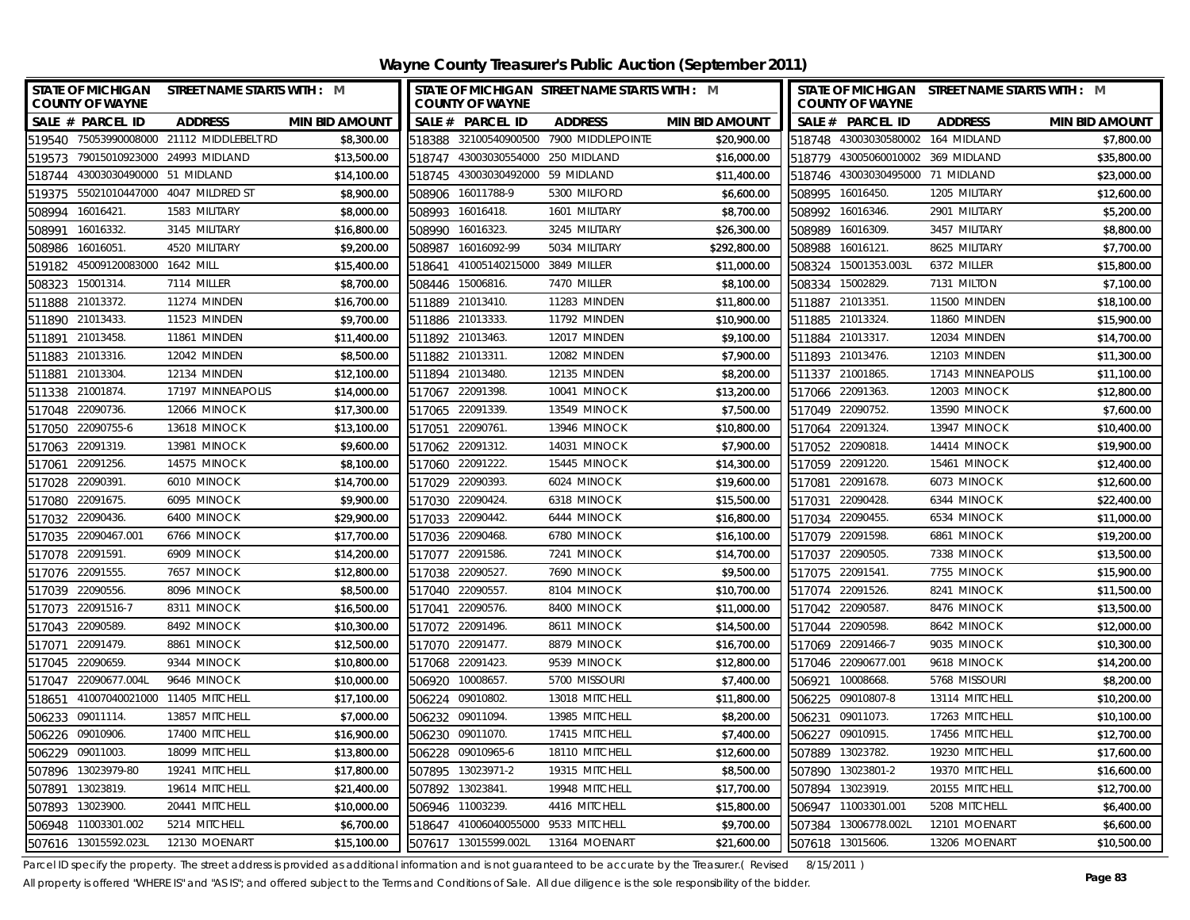# Wayne County Treasurer's Public Auction (September 2011)

STATE OF MICHIGAN COUNTY OF WAYNE — STREET NAME STARTS WITH : M

| SALE # | PARCEL ID | ADDRESS | MIN BID AMOUNT |
|---|---|---|---|
| 519540 | 75053990008000 | 21112 MIDDLEBELT RD | $8,300.00 |
| 519573 | 79015010923000 | 24993 MIDLAND | $13,500.00 |
| 518744 | 43003030490000 | 51 MIDLAND | $14,100.00 |
| 519375 | 55021010447000 | 4047 MILDRED ST | $8,900.00 |
| 508994 | 16016421. | 1583 MILITARY | $8,000.00 |
| 508991 | 16016332. | 3145 MILITARY | $16,800.00 |
| 508986 | 16016051. | 4520 MILITARY | $9,200.00 |
| 519182 | 45009120083000 | 1642 MILL | $15,400.00 |
| 508323 | 15001314. | 7114 MILLER | $8,700.00 |
| 511888 | 21013372. | 11274 MINDEN | $16,700.00 |
| 511890 | 21013433. | 11523 MINDEN | $9,700.00 |
| 511891 | 21013458. | 11861 MINDEN | $11,400.00 |
| 511883 | 21013316. | 12042 MINDEN | $8,500.00 |
| 511881 | 21013304. | 12134 MINDEN | $12,100.00 |
| 511338 | 21001874. | 17197 MINNEAPOLIS | $14,000.00 |
| 517048 | 22090736. | 12066 MINOCK | $17,300.00 |
| 517050 | 22090755-6 | 13618 MINOCK | $13,100.00 |
| 517063 | 22091319. | 13981 MINOCK | $9,600.00 |
| 517061 | 22091256. | 14575 MINOCK | $8,100.00 |
| 517028 | 22090391. | 6010 MINOCK | $14,700.00 |
| 517080 | 22091675. | 6095 MINOCK | $9,900.00 |
| 517032 | 22090436. | 6400 MINOCK | $29,900.00 |
| 517035 | 22090467.001 | 6766 MINOCK | $17,700.00 |
| 517078 | 22091591. | 6909 MINOCK | $14,200.00 |
| 517076 | 22091555. | 7657 MINOCK | $12,800.00 |
| 517039 | 22090556. | 8096 MINOCK | $8,500.00 |
| 517073 | 22091516-7 | 8311 MINOCK | $16,500.00 |
| 517043 | 22090589. | 8492 MINOCK | $10,300.00 |
| 517071 | 22091479. | 8861 MINOCK | $12,500.00 |
| 517045 | 22090659. | 9344 MINOCK | $10,800.00 |
| 517047 | 22090677.004L | 9646 MINOCK | $10,000.00 |
| 518651 | 41007040021000 | 11405 MITCHELL | $17,100.00 |
| 506233 | 09011114. | 13857 MITCHELL | $7,000.00 |
| 506226 | 09010906. | 17400 MITCHELL | $16,900.00 |
| 506229 | 09011003. | 18099 MITCHELL | $13,800.00 |
| 507896 | 13023979-80 | 19241 MITCHELL | $17,800.00 |
| 507891 | 13023819. | 19614 MITCHELL | $21,400.00 |
| 507893 | 13023900. | 20441 MITCHELL | $10,000.00 |
| 506948 | 11003301.002 | 5214 MITCHELL | $6,700.00 |
| 507616 | 13015592.023L | 12130 MOENART | $15,100.00 |
| 518388 | 32100540900500 | 7900 MIDDLEPOINTE | $20,900.00 |
| 518747 | 43003030554000 | 250 MIDLAND | $16,000.00 |
| 518745 | 43003030492000 | 59 MIDLAND | $11,400.00 |
| 508906 | 16011788-9 | 5300 MILFORD | $6,600.00 |
| 508993 | 16016418. | 1601 MILITARY | $8,700.00 |
| 508990 | 16016323. | 3245 MILITARY | $26,300.00 |
| 508987 | 16016092-99 | 5034 MILITARY | $292,800.00 |
| 518641 | 41005140215000 | 3849 MILLER | $11,000.00 |
| 508446 | 15006816. | 7470 MILLER | $8,100.00 |
| 511889 | 21013410. | 11283 MINDEN | $11,800.00 |
| 511886 | 21013333. | 11792 MINDEN | $10,900.00 |
| 511892 | 21013463. | 12017 MINDEN | $9,100.00 |
| 511882 | 21013311. | 12082 MINDEN | $7,900.00 |
| 511894 | 21013480. | 12135 MINDEN | $8,200.00 |
| 517067 | 22091398. | 10041 MINOCK | $13,200.00 |
| 517065 | 22091339. | 13549 MINOCK | $7,500.00 |
| 517051 | 22090761. | 13946 MINOCK | $10,800.00 |
| 517062 | 22091312. | 14031 MINOCK | $7,900.00 |
| 517060 | 22091222. | 15445 MINOCK | $14,300.00 |
| 517029 | 22090393. | 6024 MINOCK | $19,600.00 |
| 517030 | 22090424. | 6318 MINOCK | $15,500.00 |
| 517033 | 22090442. | 6444 MINOCK | $16,800.00 |
| 517036 | 22090468. | 6780 MINOCK | $16,100.00 |
| 517077 | 22091586. | 7241 MINOCK | $14,700.00 |
| 517038 | 22090527. | 7690 MINOCK | $9,500.00 |
| 517040 | 22090557. | 8104 MINOCK | $10,700.00 |
| 517041 | 22090576. | 8400 MINOCK | $11,000.00 |
| 517072 | 22091496. | 8611 MINOCK | $14,500.00 |
| 517070 | 22091477. | 8879 MINOCK | $16,700.00 |
| 517068 | 22091423. | 9539 MINOCK | $12,800.00 |
| 506920 | 10008657. | 5700 MISSOURI | $7,400.00 |
| 506224 | 09010802. | 13018 MITCHELL | $11,800.00 |
| 506232 | 09011094. | 13985 MITCHELL | $8,200.00 |
| 506230 | 09011070. | 17415 MITCHELL | $7,400.00 |
| 506228 | 09010965-6 | 18110 MITCHELL | $12,600.00 |
| 507895 | 13023971-2 | 19315 MITCHELL | $8,500.00 |
| 507892 | 13023841. | 19948 MITCHELL | $17,700.00 |
| 506946 | 11003239. | 4416 MITCHELL | $15,800.00 |
| 518647 | 41006040055000 | 9533 MITCHELL | $9,700.00 |
| 507617 | 13015599.002L | 13164 MOENART | $21,600.00 |
| 518748 | 43003030580002 | 164 MIDLAND | $7,800.00 |
| 518779 | 43005060010002 | 369 MIDLAND | $35,800.00 |
| 518746 | 43003030495000 | 71 MIDLAND | $23,000.00 |
| 508995 | 16016450. | 1205 MILITARY | $12,600.00 |
| 508992 | 16016346. | 2901 MILITARY | $5,200.00 |
| 508989 | 16016309. | 3457 MILITARY | $8,800.00 |
| 508988 | 16016121. | 8625 MILITARY | $7,700.00 |
| 508324 | 15001353.003L | 6372 MILLER | $15,800.00 |
| 508334 | 15002829. | 7131 MILTON | $7,100.00 |
| 511887 | 21013351. | 11500 MINDEN | $18,100.00 |
| 511885 | 21013324. | 11860 MINDEN | $15,900.00 |
| 511884 | 21013317. | 12034 MINDEN | $14,700.00 |
| 511893 | 21013476. | 12103 MINDEN | $11,300.00 |
| 511337 | 21001865. | 17143 MINNEAPOLIS | $11,100.00 |
| 517066 | 22091363. | 12003 MINOCK | $12,800.00 |
| 517049 | 22090752. | 13590 MINOCK | $7,600.00 |
| 517064 | 22091324. | 13947 MINOCK | $10,400.00 |
| 517052 | 22090818. | 14414 MINOCK | $19,900.00 |
| 517059 | 22091220. | 15461 MINOCK | $12,400.00 |
| 517081 | 22091678. | 6073 MINOCK | $12,600.00 |
| 517031 | 22090428. | 6344 MINOCK | $22,400.00 |
| 517034 | 22090455. | 6534 MINOCK | $11,000.00 |
| 517079 | 22091598. | 6861 MINOCK | $19,200.00 |
| 517037 | 22090505. | 7338 MINOCK | $13,500.00 |
| 517075 | 22091541. | 7755 MINOCK | $15,900.00 |
| 517074 | 22091526. | 8241 MINOCK | $11,500.00 |
| 517042 | 22090587. | 8476 MINOCK | $13,500.00 |
| 517044 | 22090598. | 8642 MINOCK | $12,000.00 |
| 517069 | 22091466-7 | 9035 MINOCK | $10,300.00 |
| 517046 | 22090677.001 | 9618 MINOCK | $14,200.00 |
| 506921 | 10008668. | 5768 MISSOURI | $8,200.00 |
| 506225 | 09010807-8 | 13114 MITCHELL | $10,200.00 |
| 506231 | 09011073. | 17263 MITCHELL | $10,100.00 |
| 506227 | 09010915. | 17456 MITCHELL | $12,700.00 |
| 507889 | 13023782. | 19230 MITCHELL | $17,600.00 |
| 507890 | 13023801-2 | 19370 MITCHELL | $16,600.00 |
| 507894 | 13023919. | 20155 MITCHELL | $12,700.00 |
| 506947 | 11003301.001 | 5208 MITCHELL | $6,400.00 |
| 507384 | 13006778.002L | 12101 MOENART | $6,600.00 |
| 507618 | 13015606. | 13206 MOENART | $10,500.00 |

Parcel ID specify the property. The street address is provided as additional information and is not guaranteed to be accurate by the Treasurer.( Revised 8/15/2011 )

All property is offered "WHERE IS" and "AS IS"; and offered subject to the Terms and Conditions of Sale. All due diligence is the sole responsibility of the bidder.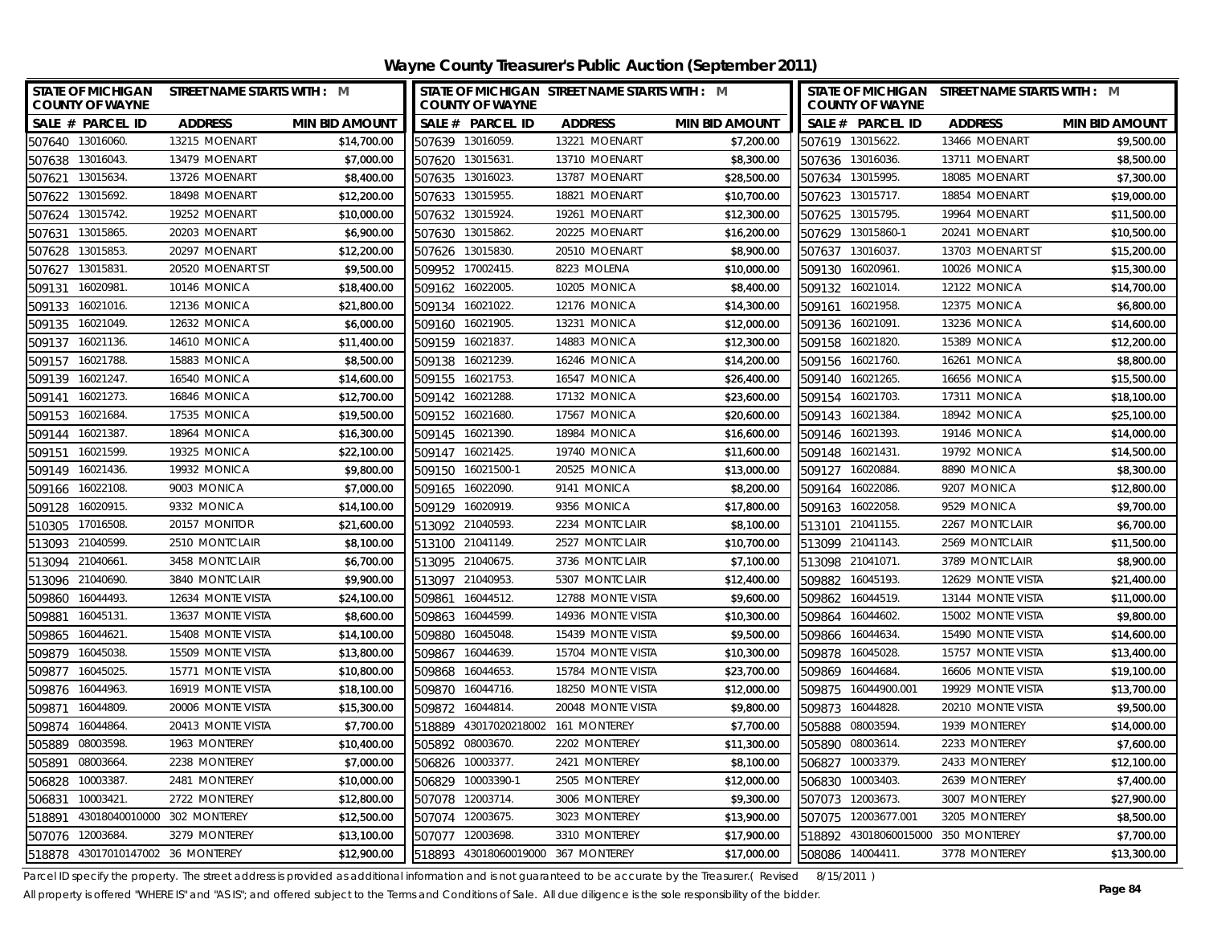# Wayne County Treasurer's Public Auction (September 2011)

| SALE # | PARCEL ID | ADDRESS | MIN BID AMOUNT |
|---|---|---|---|
| 507640 | 13016060. | 13215 MOENART | $14,700.00 |
| 507638 | 13016043. | 13479 MOENART | $7,000.00 |
| 507621 | 13015634. | 13726 MOENART | $8,400.00 |
| 507622 | 13015692. | 18498 MOENART | $12,200.00 |
| 507624 | 13015742. | 19252 MOENART | $10,000.00 |
| 507631 | 13015865. | 20203 MOENART | $6,900.00 |
| 507628 | 13015853. | 20297 MOENART | $12,200.00 |
| 507627 | 13015831. | 20520 MOENART ST | $9,500.00 |
| 509131 | 16020981. | 10146 MONICA | $18,400.00 |
| 509133 | 16021016. | 12136 MONICA | $21,800.00 |
| 509135 | 16021049. | 12632 MONICA | $6,000.00 |
| 509137 | 16021136. | 14610 MONICA | $11,400.00 |
| 509157 | 16021788. | 15883 MONICA | $8,500.00 |
| 509139 | 16021247. | 16540 MONICA | $14,600.00 |
| 509141 | 16021273. | 16846 MONICA | $12,700.00 |
| 509153 | 16021684. | 17535 MONICA | $19,500.00 |
| 509144 | 16021387. | 18964 MONICA | $16,300.00 |
| 509151 | 16021599. | 19325 MONICA | $22,100.00 |
| 509149 | 16021436. | 19932 MONICA | $9,800.00 |
| 509166 | 16022108. | 9003 MONICA | $7,000.00 |
| 509128 | 16020915. | 9332 MONICA | $14,100.00 |
| 510305 | 17016508. | 20157 MONITOR | $21,600.00 |
| 513093 | 21040599. | 2510 MONTCLAIR | $8,100.00 |
| 513094 | 21040661. | 3458 MONTCLAIR | $6,700.00 |
| 513096 | 21040690. | 3840 MONTCLAIR | $9,900.00 |
| 509860 | 16044493. | 12634 MONTE VISTA | $24,100.00 |
| 509881 | 16045131. | 13637 MONTE VISTA | $8,600.00 |
| 509865 | 16044621. | 15408 MONTE VISTA | $14,100.00 |
| 509879 | 16045038. | 15509 MONTE VISTA | $13,800.00 |
| 509877 | 16045025. | 15771 MONTE VISTA | $10,800.00 |
| 509876 | 16044963. | 16919 MONTE VISTA | $18,100.00 |
| 509871 | 16044809. | 20006 MONTE VISTA | $15,300.00 |
| 509874 | 16044864. | 20413 MONTE VISTA | $7,700.00 |
| 505889 | 08003598. | 1963 MONTEREY | $10,400.00 |
| 505891 | 08003664. | 2238 MONTEREY | $7,000.00 |
| 506828 | 10003387. | 2481 MONTEREY | $10,000.00 |
| 506831 | 10003421. | 2722 MONTEREY | $12,800.00 |
| 518891 | 43018040010000 | 302 MONTEREY | $12,500.00 |
| 507076 | 12003684. | 3279 MONTEREY | $13,100.00 |
| 518878 | 43017010147002 | 36 MONTEREY | $12,900.00 |
| 507639 | 13016059. | 13221 MOENART | $7,200.00 |
| 507620 | 13015631. | 13710 MOENART | $8,300.00 |
| 507635 | 13016023. | 13787 MOENART | $28,500.00 |
| 507633 | 13015955. | 18821 MOENART | $10,700.00 |
| 507632 | 13015924. | 19261 MOENART | $12,300.00 |
| 507630 | 13015862. | 20225 MOENART | $16,200.00 |
| 507626 | 13015830. | 20510 MOENART | $8,900.00 |
| 509952 | 17002415. | 8223 MOLENA | $10,000.00 |
| 509162 | 16022005. | 10205 MONICA | $8,400.00 |
| 509134 | 16021022. | 12176 MONICA | $14,300.00 |
| 509160 | 16021905. | 13231 MONICA | $12,000.00 |
| 509159 | 16021837. | 14883 MONICA | $12,300.00 |
| 509138 | 16021239. | 16246 MONICA | $14,200.00 |
| 509155 | 16021753. | 16547 MONICA | $26,400.00 |
| 509142 | 16021288. | 17132 MONICA | $23,600.00 |
| 509152 | 16021680. | 17567 MONICA | $20,600.00 |
| 509145 | 16021390. | 18984 MONICA | $16,600.00 |
| 509147 | 16021425. | 19740 MONICA | $11,600.00 |
| 509150 | 16021500-1 | 20525 MONICA | $13,000.00 |
| 509165 | 16022090. | 9141 MONICA | $8,200.00 |
| 509129 | 16020919. | 9356 MONICA | $17,800.00 |
| 513092 | 21040593. | 2234 MONTCLAIR | $8,100.00 |
| 513100 | 21041149. | 2527 MONTCLAIR | $10,700.00 |
| 513095 | 21040675. | 3736 MONTCLAIR | $7,100.00 |
| 513097 | 21040953. | 5307 MONTCLAIR | $12,400.00 |
| 509861 | 16044512. | 12788 MONTE VISTA | $9,600.00 |
| 509863 | 16044599. | 14936 MONTE VISTA | $10,300.00 |
| 509880 | 16045048. | 15439 MONTE VISTA | $9,500.00 |
| 509867 | 16044639. | 15704 MONTE VISTA | $10,300.00 |
| 509868 | 16044653. | 15784 MONTE VISTA | $23,700.00 |
| 509870 | 16044716. | 18250 MONTE VISTA | $12,000.00 |
| 509872 | 16044814. | 20048 MONTE VISTA | $9,800.00 |
| 518889 | 43017020218002 | 161 MONTEREY | $7,700.00 |
| 505892 | 08003670. | 2202 MONTEREY | $11,300.00 |
| 506826 | 10003377. | 2421 MONTEREY | $8,100.00 |
| 506829 | 10003390-1 | 2505 MONTEREY | $12,000.00 |
| 507078 | 12003714. | 3006 MONTEREY | $9,300.00 |
| 507074 | 12003675. | 3023 MONTEREY | $13,900.00 |
| 507077 | 12003698. | 3310 MONTEREY | $17,900.00 |
| 518893 | 43018060019000 | 367 MONTEREY | $17,000.00 |
| 507619 | 13015622. | 13466 MOENART | $9,500.00 |
| 507636 | 13016036. | 13711 MOENART | $8,500.00 |
| 507634 | 13015995. | 18085 MOENART | $7,300.00 |
| 507623 | 13015717. | 18854 MOENART | $19,000.00 |
| 507625 | 13015795. | 19964 MOENART | $11,500.00 |
| 507629 | 13015860-1 | 20241 MOENART | $10,500.00 |
| 507637 | 13016037. | 13703 MOENART ST | $15,200.00 |
| 509130 | 16020961. | 10026 MONICA | $15,300.00 |
| 509132 | 16021014. | 12122 MONICA | $14,700.00 |
| 509161 | 16021958. | 12375 MONICA | $6,800.00 |
| 509136 | 16021091. | 13236 MONICA | $14,600.00 |
| 509158 | 16021820. | 15389 MONICA | $12,200.00 |
| 509156 | 16021760. | 16261 MONICA | $8,800.00 |
| 509140 | 16021265. | 16656 MONICA | $15,500.00 |
| 509154 | 16021703. | 17311 MONICA | $18,100.00 |
| 509143 | 16021384. | 18942 MONICA | $25,100.00 |
| 509146 | 16021393. | 19146 MONICA | $14,000.00 |
| 509148 | 16021431. | 19792 MONICA | $14,500.00 |
| 509127 | 16020884. | 8890 MONICA | $8,300.00 |
| 509164 | 16022086. | 9207 MONICA | $12,800.00 |
| 509163 | 16022058. | 9529 MONICA | $9,700.00 |
| 513101 | 21041155. | 2267 MONTCLAIR | $6,700.00 |
| 513099 | 21041143. | 2569 MONTCLAIR | $11,500.00 |
| 513098 | 21041071. | 3789 MONTCLAIR | $8,900.00 |
| 509882 | 16045193. | 12629 MONTE VISTA | $21,400.00 |
| 509862 | 16044519. | 13144 MONTE VISTA | $11,000.00 |
| 509864 | 16044602. | 15002 MONTE VISTA | $9,800.00 |
| 509866 | 16044634. | 15490 MONTE VISTA | $14,600.00 |
| 509878 | 16045028. | 15757 MONTE VISTA | $13,400.00 |
| 509869 | 16044684. | 16606 MONTE VISTA | $19,100.00 |
| 509875 | 16044900.001 | 19929 MONTE VISTA | $13,700.00 |
| 509873 | 16044828. | 20210 MONTE VISTA | $9,500.00 |
| 505888 | 08003594. | 1939 MONTEREY | $14,000.00 |
| 505890 | 08003614. | 2233 MONTEREY | $7,600.00 |
| 506827 | 10003379. | 2433 MONTEREY | $12,100.00 |
| 506830 | 10003403. | 2639 MONTEREY | $7,400.00 |
| 507073 | 12003673. | 3007 MONTEREY | $27,900.00 |
| 507075 | 12003677.001 | 3205 MONTEREY | $8,500.00 |
| 518892 | 43018060015000 | 350 MONTEREY | $7,700.00 |
| 508086 | 14004411. | 3778 MONTEREY | $13,300.00 |

Parcel ID specify the property. The street address is provided as additional information and is not guaranteed to be accurate by the Treasurer.( Revised 8/15/2011 )

All property is offered "WHERE IS" and "AS IS"; and offered subject to the Terms and Conditions of Sale. All due diligence is the sole responsibility of the bidder.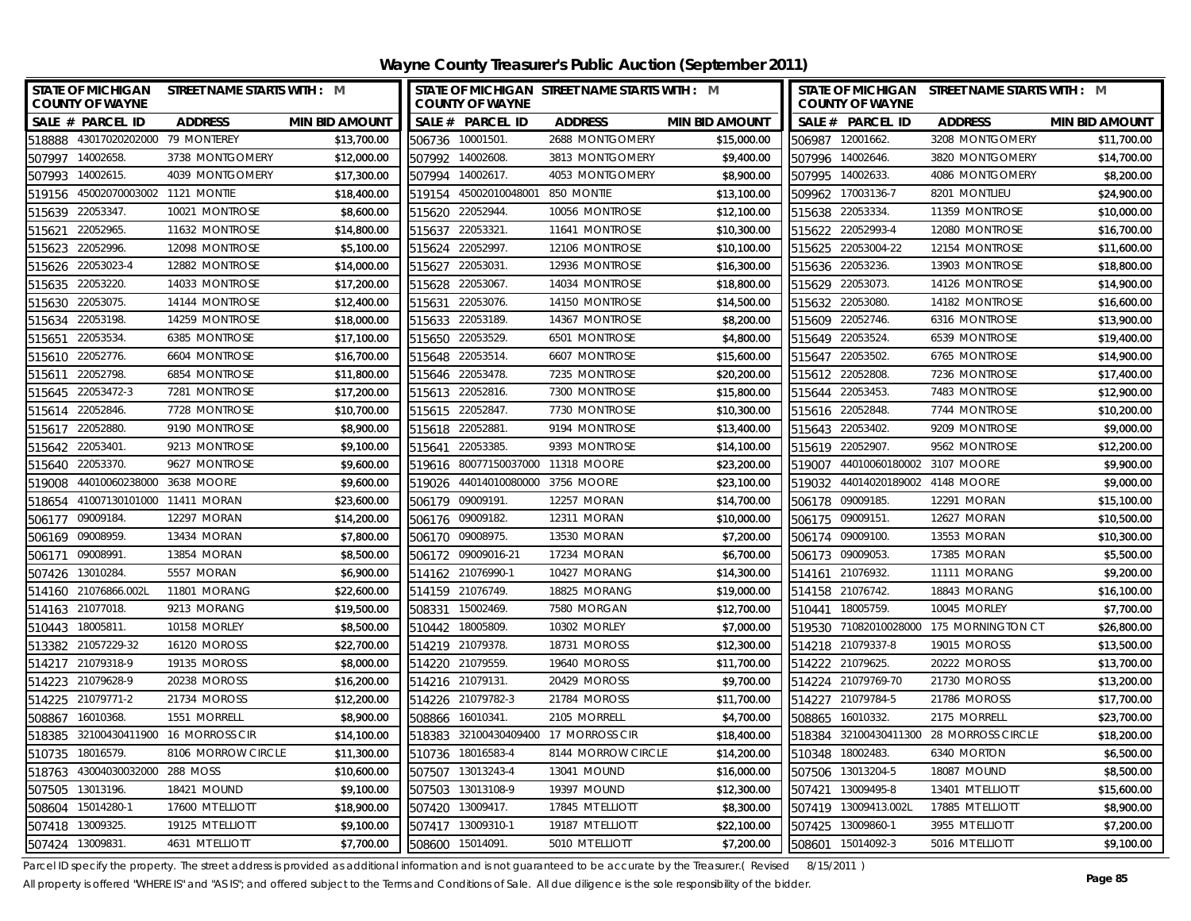# Wayne County Treasurer's Public Auction (September 2011)

| SALE # | PARCEL ID | ADDRESS | MIN BID AMOUNT |
|---|---|---|---|
| 518888 | 43017020202000 | 79 MONTEREY | $13,700.00 |
| 506736 | 10001501. | 2688 MONTGOMERY | $15,000.00 |
| 506987 | 12001662. | 3208 MONTGOMERY | $11,700.00 |
| 507997 | 14002658. | 3738 MONTGOMERY | $12,000.00 |
| 507992 | 14002608. | 3813 MONTGOMERY | $9,400.00 |
| 507996 | 14002646. | 3820 MONTGOMERY | $14,700.00 |
| 507993 | 14002615. | 4039 MONTGOMERY | $17,300.00 |
| 507994 | 14002617. | 4053 MONTGOMERY | $8,900.00 |
| 507995 | 14002633. | 4086 MONTGOMERY | $8,200.00 |
| 519156 | 45002070003002 | 1121 MONTIE | $18,400.00 |
| 519154 | 45002010048001 | 850 MONTIE | $13,100.00 |
| 509962 | 17003136-7 | 8201 MONTLIEU | $24,900.00 |
| 515639 | 22053347. | 10021 MONTROSE | $8,600.00 |
| 515620 | 22052944. | 10056 MONTROSE | $12,100.00 |
| 515638 | 22053334. | 11359 MONTROSE | $10,000.00 |
| 515621 | 22052965. | 11632 MONTROSE | $14,800.00 |
| 515637 | 22053321. | 11641 MONTROSE | $10,300.00 |
| 515622 | 22052993-4 | 12080 MONTROSE | $16,700.00 |
| 515623 | 22052996. | 12098 MONTROSE | $5,100.00 |
| 515624 | 22052997. | 12106 MONTROSE | $10,100.00 |
| 515625 | 22053004-22 | 12154 MONTROSE | $11,600.00 |
| 515626 | 22053023-4 | 12882 MONTROSE | $14,000.00 |
| 515627 | 22053031. | 12936 MONTROSE | $16,300.00 |
| 515636 | 22053236. | 13903 MONTROSE | $18,800.00 |
| 515635 | 22053220. | 14033 MONTROSE | $17,200.00 |
| 515628 | 22053067. | 14034 MONTROSE | $18,800.00 |
| 515629 | 22053073. | 14126 MONTROSE | $14,900.00 |
| 515630 | 22053075. | 14144 MONTROSE | $12,400.00 |
| 515631 | 22053076. | 14150 MONTROSE | $14,500.00 |
| 515632 | 22053080. | 14182 MONTROSE | $16,600.00 |
| 515634 | 22053198. | 14259 MONTROSE | $18,000.00 |
| 515633 | 22053189. | 14367 MONTROSE | $8,200.00 |
| 515609 | 22052746. | 6316 MONTROSE | $13,900.00 |
| 515651 | 22053534. | 6385 MONTROSE | $17,100.00 |
| 515650 | 22053529. | 6501 MONTROSE | $4,800.00 |
| 515649 | 22053524. | 6539 MONTROSE | $19,400.00 |
| 515610 | 22052776. | 6604 MONTROSE | $16,700.00 |
| 515648 | 22053514. | 6607 MONTROSE | $15,600.00 |
| 515647 | 22053502. | 6765 MONTROSE | $14,900.00 |
| 515611 | 22052798. | 6854 MONTROSE | $11,800.00 |
| 515646 | 22053478. | 7235 MONTROSE | $20,200.00 |
| 515612 | 22052808. | 7236 MONTROSE | $17,400.00 |
| 515645 | 22053472-3 | 7281 MONTROSE | $17,200.00 |
| 515613 | 22052816. | 7300 MONTROSE | $15,800.00 |
| 515644 | 22053453. | 7483 MONTROSE | $12,900.00 |
| 515614 | 22052846. | 7728 MONTROSE | $10,700.00 |
| 515615 | 22052847. | 7730 MONTROSE | $10,300.00 |
| 515616 | 22052848. | 7744 MONTROSE | $10,200.00 |
| 515617 | 22052880. | 9190 MONTROSE | $8,900.00 |
| 515618 | 22052881. | 9194 MONTROSE | $13,400.00 |
| 515643 | 22053402. | 9209 MONTROSE | $9,000.00 |
| 515642 | 22053401. | 9213 MONTROSE | $9,100.00 |
| 515641 | 22053385. | 9393 MONTROSE | $14,100.00 |
| 515619 | 22052907. | 9562 MONTROSE | $12,200.00 |
| 515640 | 22053370. | 9627 MONTROSE | $9,600.00 |
| 519616 | 80077150037000 | 11318 MOORE | $23,200.00 |
| 519007 | 44010060180002 | 3107 MOORE | $9,900.00 |
| 519008 | 44010060238000 | 3638 MOORE | $9,600.00 |
| 519026 | 44014010080000 | 3756 MOORE | $23,100.00 |
| 519032 | 44014020189002 | 4148 MOORE | $9,000.00 |
| 518654 | 41007130101000 | 11411 MORAN | $23,600.00 |
| 506179 | 09009191. | 12257 MORAN | $14,700.00 |
| 506178 | 09009185. | 12291 MORAN | $15,100.00 |
| 506177 | 09009184. | 12297 MORAN | $14,200.00 |
| 506176 | 09009182. | 12311 MORAN | $10,000.00 |
| 506175 | 09009151. | 12627 MORAN | $10,500.00 |
| 506169 | 09008959. | 13434 MORAN | $7,800.00 |
| 506170 | 09008975. | 13530 MORAN | $7,200.00 |
| 506174 | 09009100. | 13553 MORAN | $10,300.00 |
| 506171 | 09008991. | 13854 MORAN | $8,500.00 |
| 506172 | 09009016-21 | 17234 MORAN | $6,700.00 |
| 506173 | 09009053. | 17385 MORAN | $5,500.00 |
| 507426 | 13010284. | 5557 MORAN | $6,900.00 |
| 514162 | 21076990-1 | 10427 MORANG | $14,300.00 |
| 514161 | 21076932. | 11111 MORANG | $9,200.00 |
| 514160 | 21076866.002L | 11801 MORANG | $22,600.00 |
| 514159 | 21076749. | 18825 MORANG | $19,000.00 |
| 514158 | 21076742. | 18843 MORANG | $16,100.00 |
| 514163 | 21077018. | 9213 MORANG | $19,500.00 |
| 508331 | 15002469. | 7580 MORGAN | $12,700.00 |
| 510441 | 18005759. | 10045 MORLEY | $7,700.00 |
| 510443 | 18005811. | 10158 MORLEY | $8,500.00 |
| 510442 | 18005809. | 10302 MORLEY | $7,000.00 |
| 519530 | 71082010028000 | 175 MORNINGTON CT | $26,800.00 |
| 513382 | 21057229-32 | 16120 MOROSS | $22,700.00 |
| 514219 | 21079378. | 18731 MOROSS | $12,300.00 |
| 514218 | 21079337-8 | 19015 MOROSS | $13,500.00 |
| 514217 | 21079318-9 | 19135 MOROSS | $8,000.00 |
| 514220 | 21079559. | 19640 MOROSS | $11,700.00 |
| 514222 | 21079625. | 20222 MOROSS | $13,700.00 |
| 514223 | 21079628-9 | 20238 MOROSS | $16,200.00 |
| 514216 | 21079131. | 20429 MOROSS | $9,700.00 |
| 514224 | 21079769-70 | 21730 MOROSS | $13,200.00 |
| 514225 | 21079771-2 | 21734 MOROSS | $12,200.00 |
| 514226 | 21079782-3 | 21784 MOROSS | $11,700.00 |
| 514227 | 21079784-5 | 21786 MOROSS | $17,700.00 |
| 508867 | 16010368. | 1551 MORRELL | $8,900.00 |
| 508866 | 16010341. | 2105 MORRELL | $4,700.00 |
| 508865 | 16010332. | 2175 MORRELL | $23,700.00 |
| 518385 | 32100430411900 | 16 MORROSS CIR | $14,100.00 |
| 518383 | 32100430409400 | 17 MORROSS CIR | $18,400.00 |
| 518384 | 32100430411300 | 28 MORROSS CIRCLE | $18,200.00 |
| 510735 | 18016579. | 8106 MORROW CIRCLE | $11,300.00 |
| 510736 | 18016583-4 | 8144 MORROW CIRCLE | $14,200.00 |
| 510348 | 18002483. | 6340 MORTON | $6,500.00 |
| 518763 | 43004030032000 | 288 MOSS | $10,600.00 |
| 507507 | 13013243-4 | 13041 MOUND | $16,000.00 |
| 507506 | 13013204-5 | 18087 MOUND | $8,500.00 |
| 507505 | 13013196. | 18421 MOUND | $9,100.00 |
| 507503 | 13013108-9 | 19397 MOUND | $12,300.00 |
| 507421 | 13009495-8 | 13401 MT ELLIOTT | $15,600.00 |
| 508604 | 15014280-1 | 17600 MT ELLIOTT | $18,900.00 |
| 507420 | 13009417. | 17845 MT ELLIOTT | $8,300.00 |
| 507419 | 13009413.002L | 17885 MT ELLIOTT | $8,900.00 |
| 507418 | 13009325. | 19125 MT ELLIOTT | $9,100.00 |
| 507417 | 13009310-1 | 19187 MT ELLIOTT | $22,100.00 |
| 507425 | 13009860-1 | 3955 MT ELLIOTT | $7,200.00 |
| 507424 | 13009831. | 4631 MT ELLIOTT | $7,700.00 |
| 508600 | 15014091. | 5010 MT ELLIOTT | $7,200.00 |
| 508601 | 15014092-3 | 5016 MT ELLIOTT | $9,100.00 |

Parcel ID specify the property. The street address is provided as additional information and is not guaranteed to be accurate by the Treasurer.( Revised 8/15/2011 )

All property is offered "WHERE IS" and "AS IS"; and offered subject to the Terms and Conditions of Sale. All due diligence is the sole responsibility of the bidder.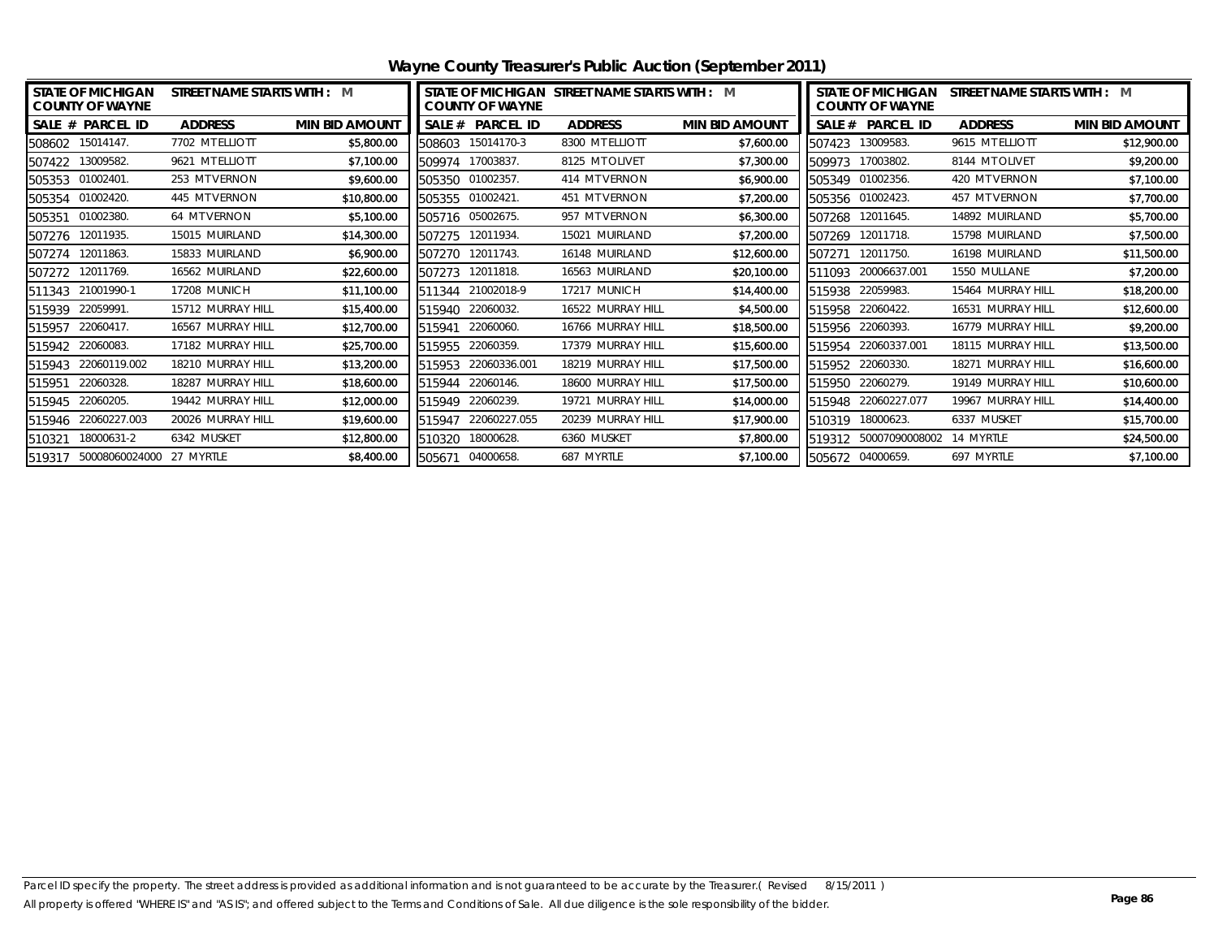# Wayne County Treasurer's Public Auction (September 2011)

STATE OF MICHIGAN COUNTY OF WAYNE — STREET NAME STARTS WITH : M

| SALE # | PARCEL ID | ADDRESS | MIN BID AMOUNT |
|---|---|---|---|
| 508602 | 15014147. | 7702 MT ELLIOTT | $5,800.00 |
| 507422 | 13009582. | 9621 MT ELLIOTT | $7,100.00 |
| 505353 | 01002401. | 253 MT VERNON | $9,600.00 |
| 505354 | 01002420. | 445 MT VERNON | $10,800.00 |
| 505351 | 01002380. | 64 MT VERNON | $5,100.00 |
| 507276 | 12011935. | 15015 MUIRLAND | $14,300.00 |
| 507274 | 12011863. | 15833 MUIRLAND | $6,900.00 |
| 507272 | 12011769. | 16562 MUIRLAND | $22,600.00 |
| 511343 | 21001990-1 | 17208 MUNICH | $11,100.00 |
| 515939 | 22059991. | 15712 MURRAY HILL | $15,400.00 |
| 515957 | 22060417. | 16567 MURRAY HILL | $12,700.00 |
| 515942 | 22060083. | 17182 MURRAY HILL | $25,700.00 |
| 515943 | 22060119.002 | 18210 MURRAY HILL | $13,200.00 |
| 515951 | 22060328. | 18287 MURRAY HILL | $18,600.00 |
| 515945 | 22060205. | 19442 MURRAY HILL | $12,000.00 |
| 515946 | 22060227.003 | 20026 MURRAY HILL | $19,600.00 |
| 510321 | 18000631-2 | 6342 MUSKET | $12,800.00 |
| 519317 | 50008060024000 | 27 MYRTLE | $8,400.00 |
| 508603 | 15014170-3 | 8300 MT ELLIOTT | $7,600.00 |
| 509974 | 17003837. | 8125 MT OLIVET | $7,300.00 |
| 505350 | 01002357. | 414 MT VERNON | $6,900.00 |
| 505355 | 01002421. | 451 MT VERNON | $7,200.00 |
| 505716 | 05002675. | 957 MT VERNON | $6,300.00 |
| 507275 | 12011934. | 15021 MUIRLAND | $7,200.00 |
| 507270 | 12011743. | 16148 MUIRLAND | $12,600.00 |
| 507273 | 12011818. | 16563 MUIRLAND | $20,100.00 |
| 511344 | 21002018-9 | 17217 MUNICH | $14,400.00 |
| 515940 | 22060032. | 16522 MURRAY HILL | $4,500.00 |
| 515941 | 22060060. | 16766 MURRAY HILL | $18,500.00 |
| 515955 | 22060359. | 17379 MURRAY HILL | $15,600.00 |
| 515953 | 22060336.001 | 18219 MURRAY HILL | $17,500.00 |
| 515944 | 22060146. | 18600 MURRAY HILL | $17,500.00 |
| 515949 | 22060239. | 19721 MURRAY HILL | $14,000.00 |
| 515947 | 22060227.055 | 20239 MURRAY HILL | $17,900.00 |
| 510320 | 18000628. | 6360 MUSKET | $7,800.00 |
| 505671 | 04000658. | 687 MYRTLE | $7,100.00 |
| 507423 | 13009583. | 9615 MT ELLIOTT | $12,900.00 |
| 509973 | 17003802. | 8144 MT OLIVET | $9,200.00 |
| 505349 | 01002356. | 420 MT VERNON | $7,100.00 |
| 505356 | 01002423. | 457 MT VERNON | $7,700.00 |
| 507268 | 12011645. | 14892 MUIRLAND | $5,700.00 |
| 507269 | 12011718. | 15798 MUIRLAND | $7,500.00 |
| 507271 | 12011750. | 16198 MUIRLAND | $11,500.00 |
| 511093 | 20006637.001 | 1550 MULLANE | $7,200.00 |
| 515938 | 22059983. | 15464 MURRAY HILL | $18,200.00 |
| 515958 | 22060422. | 16531 MURRAY HILL | $12,600.00 |
| 515956 | 22060393. | 16779 MURRAY HILL | $9,200.00 |
| 515954 | 22060337.001 | 18115 MURRAY HILL | $13,500.00 |
| 515952 | 22060330. | 18271 MURRAY HILL | $16,600.00 |
| 515950 | 22060279. | 19149 MURRAY HILL | $10,600.00 |
| 515948 | 22060227.077 | 19967 MURRAY HILL | $14,400.00 |
| 510319 | 18000623. | 6337 MUSKET | $15,700.00 |
| 519312 | 50007090008002 | 14 MYRTLE | $24,500.00 |
| 505672 | 04000659. | 697 MYRTLE | $7,100.00 |

Parcel ID specify the property. The street address is provided as additional information and is not guaranteed to be accurate by the Treasurer.( Revised 8/15/2011 )
All property is offered "WHERE IS" and "AS IS"; and offered subject to the Terms and Conditions of Sale. All due diligence is the sole responsibility of the bidder.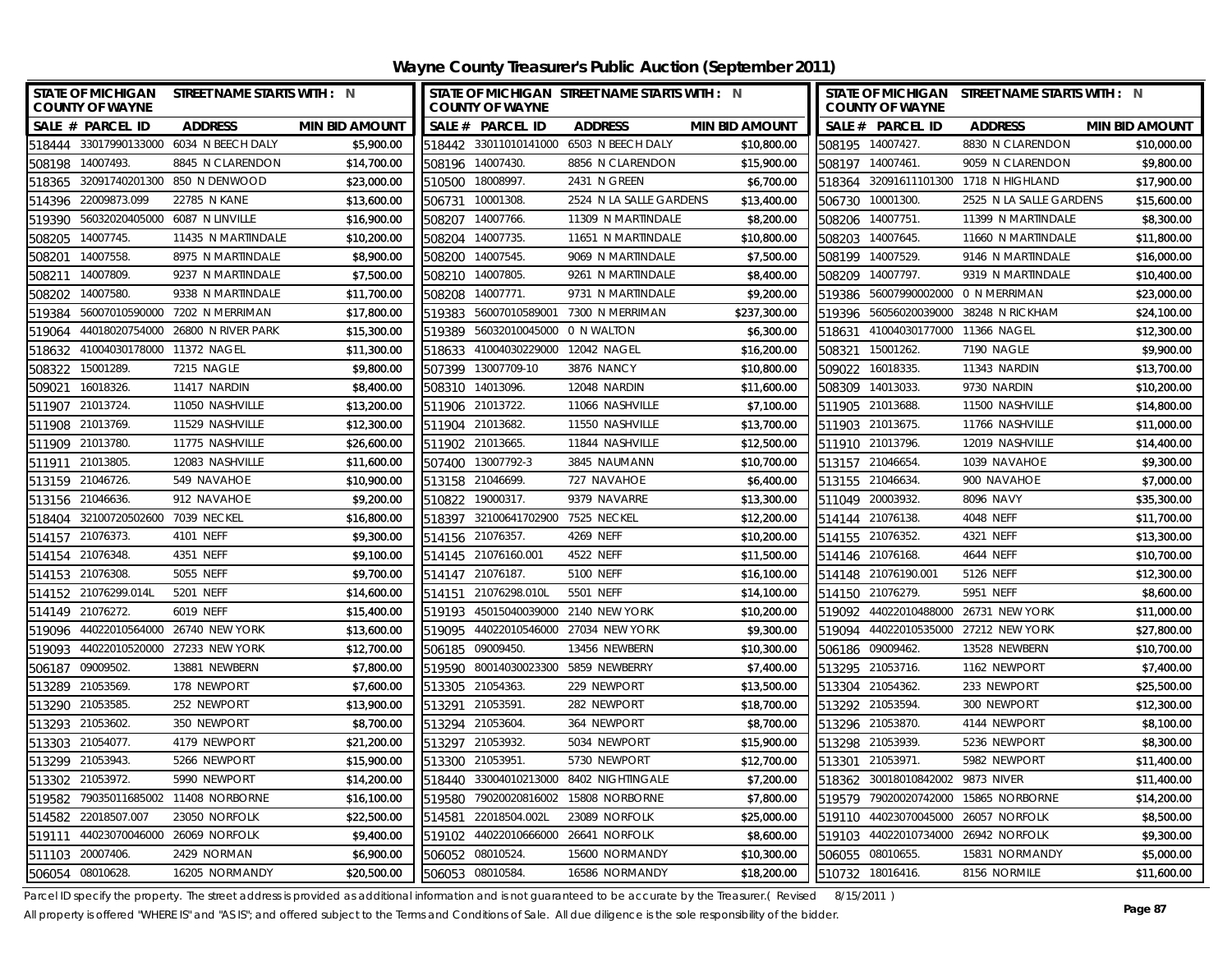# Wayne County Treasurer's Public Auction (September 2011)

STATE OF MICHIGAN COUNTY OF WAYNE — STREET NAME STARTS WITH : N

| SALE # | PARCEL ID | ADDRESS | MIN BID AMOUNT |
|---|---|---|---|
| 518444 | 33017990133000 | 6034 N BEECH DALY | $5,900.00 |
| 508198 | 14007493. | 8845 N CLARENDON | $14,700.00 |
| 518365 | 32091740201300 | 850 N DENWOOD | $23,000.00 |
| 514396 | 22009873.099 | 22785 N KANE | $13,600.00 |
| 519390 | 56032020405000 | 6087 N LINVILLE | $16,900.00 |
| 508205 | 14007745. | 11435 N MARTINDALE | $10,200.00 |
| 508201 | 14007558. | 8975 N MARTINDALE | $8,900.00 |
| 508211 | 14007809. | 9237 N MARTINDALE | $7,500.00 |
| 508202 | 14007580. | 9338 N MARTINDALE | $11,700.00 |
| 519384 | 56007010590000 | 7202 N MERRIMAN | $17,800.00 |
| 519064 | 44018020754000 | 26800 N RIVER PARK | $15,300.00 |
| 518632 | 41004030178000 | 11372 NAGEL | $11,300.00 |
| 508322 | 15001289. | 7215 NAGLE | $9,800.00 |
| 509021 | 16018326. | 11417 NARDIN | $8,400.00 |
| 511907 | 21013724. | 11050 NASHVILLE | $13,200.00 |
| 511908 | 21013769. | 11529 NASHVILLE | $12,300.00 |
| 511909 | 21013780. | 11775 NASHVILLE | $26,600.00 |
| 511911 | 21013805. | 12083 NASHVILLE | $11,600.00 |
| 513159 | 21046726. | 549 NAVAHOE | $10,900.00 |
| 513156 | 21046636. | 912 NAVAHOE | $9,200.00 |
| 518404 | 32100720502600 | 7039 NECKEL | $16,800.00 |
| 514157 | 21076373. | 4101 NEFF | $9,300.00 |
| 514154 | 21076348. | 4351 NEFF | $9,100.00 |
| 514153 | 21076308. | 5055 NEFF | $9,700.00 |
| 514152 | 21076299.014L | 5201 NEFF | $14,600.00 |
| 514149 | 21076272. | 6019 NEFF | $15,400.00 |
| 519096 | 44022010564000 | 26740 NEW YORK | $13,600.00 |
| 519093 | 44022010520000 | 27233 NEW YORK | $12,700.00 |
| 506187 | 09009502. | 13881 NEWBERN | $7,800.00 |
| 513289 | 21053569. | 178 NEWPORT | $7,600.00 |
| 513290 | 21053585. | 252 NEWPORT | $13,900.00 |
| 513293 | 21053602. | 350 NEWPORT | $8,700.00 |
| 513303 | 21054077. | 4179 NEWPORT | $21,200.00 |
| 513299 | 21053943. | 5266 NEWPORT | $15,900.00 |
| 513302 | 21053972. | 5990 NEWPORT | $14,200.00 |
| 519582 | 79035011685002 | 11408 NORBORNE | $16,100.00 |
| 514582 | 22018507.007 | 23050 NORFOLK | $22,500.00 |
| 519111 | 44023070046000 | 26069 NORFOLK | $9,400.00 |
| 511103 | 20007406. | 2429 NORMAN | $6,900.00 |
| 506054 | 08010628. | 16205 NORMANDY | $20,500.00 |
| 518442 | 33011010141000 | 6503 N BEECH DALY | $10,800.00 |
| 508196 | 14007430. | 8856 N CLARENDON | $15,900.00 |
| 510500 | 18008997. | 2431 N GREEN | $6,700.00 |
| 506731 | 10001308. | 2524 N LA SALLE GARDENS | $13,400.00 |
| 508207 | 14007766. | 11309 N MARTINDALE | $8,200.00 |
| 508204 | 14007735. | 11651 N MARTINDALE | $10,800.00 |
| 508200 | 14007545. | 9069 N MARTINDALE | $7,500.00 |
| 508210 | 14007805. | 9261 N MARTINDALE | $8,400.00 |
| 508208 | 14007771. | 9731 N MARTINDALE | $9,200.00 |
| 519383 | 56007010589001 | 7300 N MERRIMAN | $237,300.00 |
| 519389 | 56032010045000 | 0 N WALTON | $6,300.00 |
| 518633 | 41004030229000 | 12042 NAGEL | $16,200.00 |
| 507399 | 13007709-10 | 3876 NANCY | $10,800.00 |
| 508310 | 14013096. | 12048 NARDIN | $11,600.00 |
| 511906 | 21013722. | 11066 NASHVILLE | $7,100.00 |
| 511904 | 21013682. | 11550 NASHVILLE | $13,700.00 |
| 511902 | 21013665. | 11844 NASHVILLE | $12,500.00 |
| 507400 | 13007792-3 | 3845 NAUMANN | $10,700.00 |
| 513158 | 21046699. | 727 NAVAHOE | $6,400.00 |
| 510822 | 19000317. | 9379 NAVARRE | $13,300.00 |
| 518397 | 32100641702900 | 7525 NECKEL | $12,200.00 |
| 514156 | 21076357. | 4269 NEFF | $10,200.00 |
| 514145 | 21076160.001 | 4522 NEFF | $11,500.00 |
| 514147 | 21076187. | 5100 NEFF | $16,100.00 |
| 514151 | 21076298.010L | 5501 NEFF | $14,100.00 |
| 519193 | 45015040039000 | 2140 NEW YORK | $10,200.00 |
| 519095 | 44022010546000 | 27034 NEW YORK | $9,300.00 |
| 506185 | 09009450. | 13456 NEWBERN | $10,300.00 |
| 519590 | 80014030023300 | 5859 NEWBERRY | $7,400.00 |
| 513305 | 21054363. | 229 NEWPORT | $13,500.00 |
| 513291 | 21053591. | 282 NEWPORT | $18,700.00 |
| 513294 | 21053604. | 364 NEWPORT | $8,700.00 |
| 513297 | 21053932. | 5034 NEWPORT | $15,900.00 |
| 513300 | 21053951. | 5730 NEWPORT | $12,700.00 |
| 518440 | 33004010213000 | 8402 NIGHTINGALE | $7,200.00 |
| 519580 | 79020020816002 | 15808 NORBORNE | $7,800.00 |
| 514581 | 22018504.002L | 23089 NORFOLK | $25,000.00 |
| 519102 | 44022010666000 | 26641 NORFOLK | $8,600.00 |
| 506052 | 08010524. | 15600 NORMANDY | $10,300.00 |
| 506053 | 08010584. | 16586 NORMANDY | $18,200.00 |
| 508195 | 14007427. | 8830 N CLARENDON | $10,000.00 |
| 508197 | 14007461. | 9059 N CLARENDON | $9,800.00 |
| 518364 | 32091611101300 | 1718 N HIGHLAND | $17,900.00 |
| 506730 | 10001300. | 2525 N LA SALLE GARDENS | $15,600.00 |
| 508206 | 14007751. | 11399 N MARTINDALE | $8,300.00 |
| 508203 | 14007645. | 11660 N MARTINDALE | $11,800.00 |
| 508199 | 14007529. | 9146 N MARTINDALE | $16,000.00 |
| 508209 | 14007797. | 9319 N MARTINDALE | $10,400.00 |
| 519386 | 56007990002000 | 0 N MERRIMAN | $23,000.00 |
| 519396 | 56056020039000 | 38248 N RICKHAM | $24,100.00 |
| 518631 | 41004030177000 | 11366 NAGEL | $12,300.00 |
| 508321 | 15001262. | 7190 NAGLE | $9,900.00 |
| 509022 | 16018335. | 11343 NARDIN | $13,700.00 |
| 508309 | 14013033. | 9730 NARDIN | $10,200.00 |
| 511905 | 21013688. | 11500 NASHVILLE | $14,800.00 |
| 511903 | 21013675. | 11766 NASHVILLE | $11,000.00 |
| 511910 | 21013796. | 12019 NASHVILLE | $14,400.00 |
| 513157 | 21046654. | 1039 NAVAHOE | $9,300.00 |
| 513155 | 21046634. | 900 NAVAHOE | $7,000.00 |
| 511049 | 20003932. | 8096 NAVY | $35,300.00 |
| 514144 | 21076138. | 4048 NEFF | $11,700.00 |
| 514155 | 21076352. | 4321 NEFF | $13,300.00 |
| 514146 | 21076168. | 4644 NEFF | $10,700.00 |
| 514148 | 21076190.001 | 5126 NEFF | $12,300.00 |
| 514150 | 21076279. | 5951 NEFF | $8,600.00 |
| 519092 | 44022010488000 | 26731 NEW YORK | $11,000.00 |
| 519094 | 44022010535000 | 27212 NEW YORK | $27,800.00 |
| 506186 | 09009462. | 13528 NEWBERN | $10,700.00 |
| 513295 | 21053716. | 1162 NEWPORT | $7,400.00 |
| 513304 | 21054362. | 233 NEWPORT | $25,500.00 |
| 513292 | 21053594. | 300 NEWPORT | $12,300.00 |
| 513296 | 21053870. | 4144 NEWPORT | $8,100.00 |
| 513298 | 21053939. | 5236 NEWPORT | $8,300.00 |
| 513301 | 21053971. | 5982 NEWPORT | $11,400.00 |
| 518362 | 30018010842002 | 9873 NIVER | $11,400.00 |
| 519579 | 79020020742000 | 15865 NORBORNE | $14,200.00 |
| 519110 | 44023070045000 | 26057 NORFOLK | $8,500.00 |
| 519103 | 44022010734000 | 26942 NORFOLK | $9,300.00 |
| 506055 | 08010655. | 15831 NORMANDY | $5,000.00 |
| 510732 | 18016416. | 8156 NORMILE | $11,600.00 |

Parcel ID specify the property. The street address is provided as additional information and is not guaranteed to be accurate by the Treasurer.( Revised 8/15/2011 )

All property is offered "WHERE IS" and "AS IS"; and offered subject to the Terms and Conditions of Sale. All due diligence is the sole responsibility of the bidder.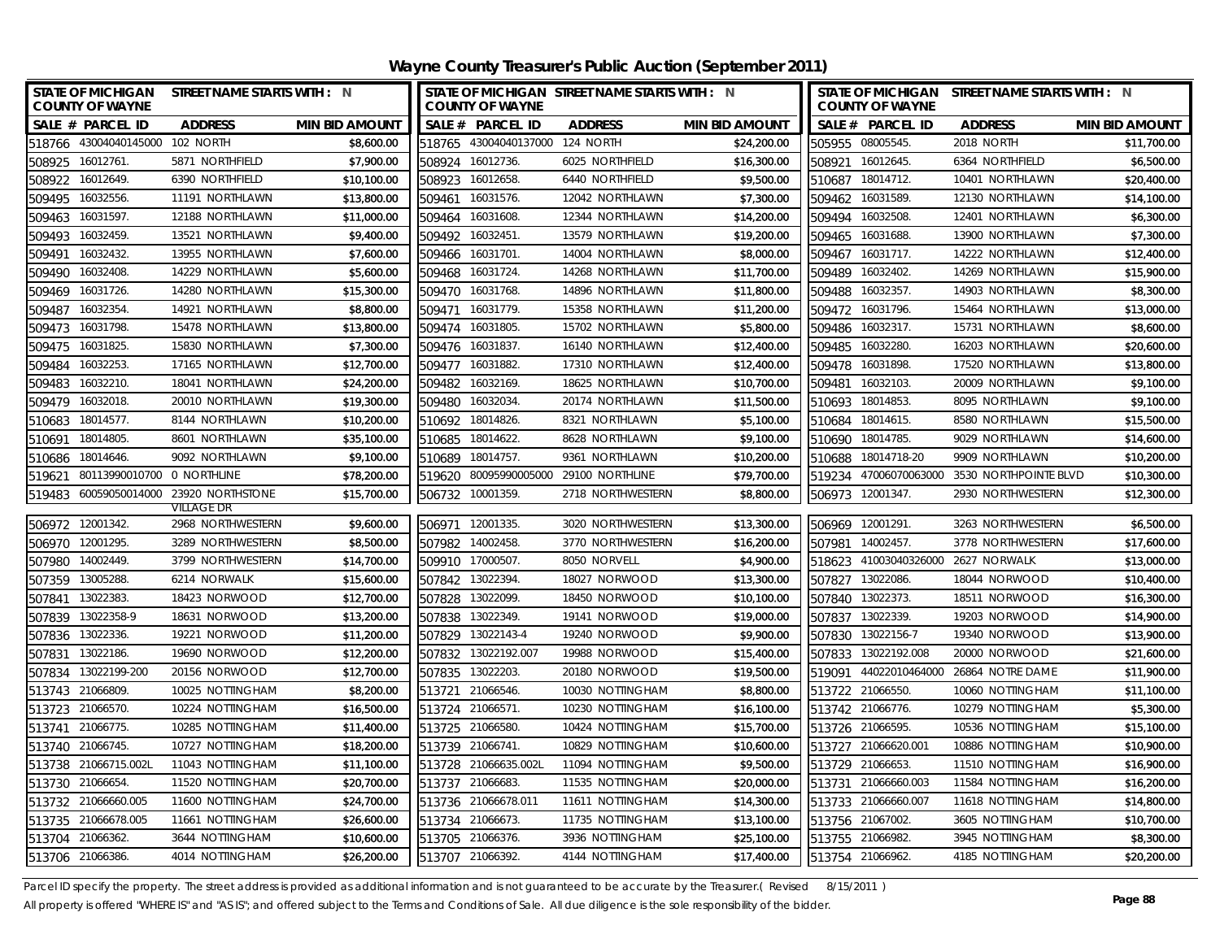# Wayne County Treasurer's Public Auction (September 2011)

STATE OF MICHIGAN COUNTY OF WAYNE — STREET NAME STARTS WITH : N

| SALE # | PARCEL ID | ADDRESS | MIN BID AMOUNT |
|---|---|---|---|
| 518766 | 43004040145000 | 102 NORTH | $8,600.00 |
| 508925 | 16012761. | 5871 NORTHFIELD | $7,900.00 |
| 508922 | 16012649. | 6390 NORTHFIELD | $10,100.00 |
| 509495 | 16032556. | 11191 NORTHLAWN | $13,800.00 |
| 509463 | 16031597. | 12188 NORTHLAWN | $11,000.00 |
| 509493 | 16032459. | 13521 NORTHLAWN | $9,400.00 |
| 509491 | 16032432. | 13955 NORTHLAWN | $7,600.00 |
| 509490 | 16032408. | 14229 NORTHLAWN | $5,600.00 |
| 509469 | 16031726. | 14280 NORTHLAWN | $15,300.00 |
| 509487 | 16032354. | 14921 NORTHLAWN | $8,800.00 |
| 509473 | 16031798. | 15478 NORTHLAWN | $13,800.00 |
| 509475 | 16031825. | 15830 NORTHLAWN | $7,300.00 |
| 509484 | 16032253. | 17165 NORTHLAWN | $12,700.00 |
| 509483 | 16032210. | 18041 NORTHLAWN | $24,200.00 |
| 509479 | 16032018. | 20010 NORTHLAWN | $19,300.00 |
| 510683 | 18014577. | 8144 NORTHLAWN | $10,200.00 |
| 510691 | 18014805. | 8601 NORTHLAWN | $35,100.00 |
| 510686 | 18014646. | 9092 NORTHLAWN | $9,100.00 |
| 519621 | 80113990010700 | 0 NORTHLINE | $78,200.00 |
| 519483 | 60059050014000 | 23920 NORTHSTONE VILLAGE DR | $15,700.00 |
| 506972 | 12001342. | 2968 NORTHWESTERN | $9,600.00 |
| 506970 | 12001295. | 3289 NORTHWESTERN | $8,500.00 |
| 507980 | 14002449. | 3799 NORTHWESTERN | $14,700.00 |
| 507359 | 13005288. | 6214 NORWALK | $15,600.00 |
| 507841 | 13022383. | 18423 NORWOOD | $12,700.00 |
| 507839 | 13022358-9 | 18631 NORWOOD | $13,200.00 |
| 507836 | 13022336. | 19221 NORWOOD | $11,200.00 |
| 507831 | 13022186. | 19690 NORWOOD | $12,200.00 |
| 507834 | 13022199-200 | 20156 NORWOOD | $12,700.00 |
| 513743 | 21066809. | 10025 NOTTINGHAM | $8,200.00 |
| 513723 | 21066570. | 10224 NOTTINGHAM | $16,500.00 |
| 513741 | 21066775. | 10285 NOTTINGHAM | $11,400.00 |
| 513740 | 21066745. | 10727 NOTTINGHAM | $18,200.00 |
| 513738 | 21066715.002L | 11043 NOTTINGHAM | $11,100.00 |
| 513730 | 21066654. | 11520 NOTTINGHAM | $20,700.00 |
| 513732 | 21066660.005 | 11600 NOTTINGHAM | $24,700.00 |
| 513735 | 21066678.005 | 11661 NOTTINGHAM | $26,600.00 |
| 513704 | 21066362. | 3644 NOTTINGHAM | $10,600.00 |
| 513706 | 21066386. | 4014 NOTTINGHAM | $26,200.00 |
| 518765 | 43004040137000 | 124 NORTH | $24,200.00 |
| 508924 | 16012736. | 6025 NORTHFIELD | $16,300.00 |
| 508923 | 16012658. | 6440 NORTHFIELD | $9,500.00 |
| 509461 | 16031576. | 12042 NORTHLAWN | $7,300.00 |
| 509464 | 16031608. | 12344 NORTHLAWN | $14,200.00 |
| 509492 | 16032451. | 13579 NORTHLAWN | $19,200.00 |
| 509466 | 16031701. | 14004 NORTHLAWN | $8,000.00 |
| 509468 | 16031724. | 14268 NORTHLAWN | $11,700.00 |
| 509470 | 16031768. | 14896 NORTHLAWN | $11,800.00 |
| 509471 | 16031779. | 15358 NORTHLAWN | $11,200.00 |
| 509474 | 16031805. | 15702 NORTHLAWN | $5,800.00 |
| 509476 | 16031837. | 16140 NORTHLAWN | $12,400.00 |
| 509477 | 16031882. | 17310 NORTHLAWN | $12,400.00 |
| 509482 | 16032169. | 18625 NORTHLAWN | $10,700.00 |
| 509480 | 16032034. | 20174 NORTHLAWN | $11,500.00 |
| 510692 | 18014826. | 8321 NORTHLAWN | $5,100.00 |
| 510685 | 18014622. | 8628 NORTHLAWN | $9,100.00 |
| 510689 | 18014757. | 9361 NORTHLAWN | $10,200.00 |
| 519620 | 80095990005000 | 29100 NORTHLINE | $79,700.00 |
| 506732 | 10001359. | 2718 NORTHWESTERN | $8,800.00 |
| 506971 | 12001335. | 3020 NORTHWESTERN | $13,300.00 |
| 507982 | 14002458. | 3770 NORTHWESTERN | $16,200.00 |
| 509910 | 17000507. | 8050 NORVELL | $4,900.00 |
| 507842 | 13022394. | 18027 NORWOOD | $13,300.00 |
| 507828 | 13022099. | 18450 NORWOOD | $10,100.00 |
| 507838 | 13022349. | 19141 NORWOOD | $19,000.00 |
| 507829 | 13022143-4 | 19240 NORWOOD | $9,900.00 |
| 507832 | 13022192.007 | 19988 NORWOOD | $15,400.00 |
| 507835 | 13022203. | 20180 NORWOOD | $19,500.00 |
| 513721 | 21066546. | 10030 NOTTINGHAM | $8,800.00 |
| 513724 | 21066571. | 10230 NOTTINGHAM | $16,100.00 |
| 513725 | 21066580. | 10424 NOTTINGHAM | $15,700.00 |
| 513739 | 21066741. | 10829 NOTTINGHAM | $10,600.00 |
| 513728 | 21066635.002L | 11094 NOTTINGHAM | $9,500.00 |
| 513737 | 21066683. | 11535 NOTTINGHAM | $20,000.00 |
| 513736 | 21066678.011 | 11611 NOTTINGHAM | $14,300.00 |
| 513734 | 21066673. | 11735 NOTTINGHAM | $13,100.00 |
| 513705 | 21066376. | 3936 NOTTINGHAM | $25,100.00 |
| 513707 | 21066392. | 4144 NOTTINGHAM | $17,400.00 |
| 505955 | 08005545. | 2018 NORTH | $11,700.00 |
| 508921 | 16012645. | 6364 NORTHFIELD | $6,500.00 |
| 510687 | 18014712. | 10401 NORTHLAWN | $20,400.00 |
| 509462 | 16031589. | 12130 NORTHLAWN | $14,100.00 |
| 509494 | 16032508. | 12401 NORTHLAWN | $6,300.00 |
| 509465 | 16031688. | 13900 NORTHLAWN | $7,300.00 |
| 509467 | 16031717. | 14222 NORTHLAWN | $12,400.00 |
| 509489 | 16032402. | 14269 NORTHLAWN | $15,900.00 |
| 509488 | 16032357. | 14903 NORTHLAWN | $8,300.00 |
| 509472 | 16031796. | 15464 NORTHLAWN | $13,000.00 |
| 509486 | 16032317. | 15731 NORTHLAWN | $8,600.00 |
| 509485 | 16032280. | 16203 NORTHLAWN | $20,600.00 |
| 509478 | 16031898. | 17520 NORTHLAWN | $13,800.00 |
| 509481 | 16032103. | 20009 NORTHLAWN | $9,100.00 |
| 510693 | 18014853. | 8095 NORTHLAWN | $9,100.00 |
| 510684 | 18014615. | 8580 NORTHLAWN | $15,500.00 |
| 510690 | 18014785. | 9029 NORTHLAWN | $14,600.00 |
| 510688 | 18014718-20 | 9909 NORTHLAWN | $10,200.00 |
| 519234 | 47006070063000 | 3530 NORTHPOINTE BLVD | $10,300.00 |
| 506973 | 12001347. | 2930 NORTHWESTERN | $12,300.00 |
| 506969 | 12001291. | 3263 NORTHWESTERN | $6,500.00 |
| 507981 | 14002457. | 3778 NORTHWESTERN | $17,600.00 |
| 518623 | 41003040326000 | 2627 NORWALK | $13,000.00 |
| 507827 | 13022086. | 18044 NORWOOD | $10,400.00 |
| 507840 | 13022373. | 18511 NORWOOD | $16,300.00 |
| 507837 | 13022339. | 19203 NORWOOD | $14,900.00 |
| 507830 | 13022156-7 | 19340 NORWOOD | $13,900.00 |
| 507833 | 13022192.008 | 20000 NORWOOD | $21,600.00 |
| 519091 | 44022010464000 | 26864 NOTRE DAME | $11,900.00 |
| 513722 | 21066550. | 10060 NOTTINGHAM | $11,100.00 |
| 513742 | 21066776. | 10279 NOTTINGHAM | $5,300.00 |
| 513726 | 21066595. | 10536 NOTTINGHAM | $15,100.00 |
| 513727 | 21066620.001 | 10886 NOTTINGHAM | $10,900.00 |
| 513729 | 21066653. | 11510 NOTTINGHAM | $16,900.00 |
| 513731 | 21066660.003 | 11584 NOTTINGHAM | $16,200.00 |
| 513733 | 21066660.007 | 11618 NOTTINGHAM | $14,800.00 |
| 513756 | 21067002. | 3605 NOTTINGHAM | $10,700.00 |
| 513755 | 21066982. | 3945 NOTTINGHAM | $8,300.00 |
| 513754 | 21066962. | 4185 NOTTINGHAM | $20,200.00 |

Parcel ID specify the property. The street address is provided as additional information and is not guaranteed to be accurate by the Treasurer.( Revised 8/15/2011 )

All property is offered "WHERE IS" and "AS IS"; and offered subject to the Terms and Conditions of Sale. All due diligence is the sole responsibility of the bidder.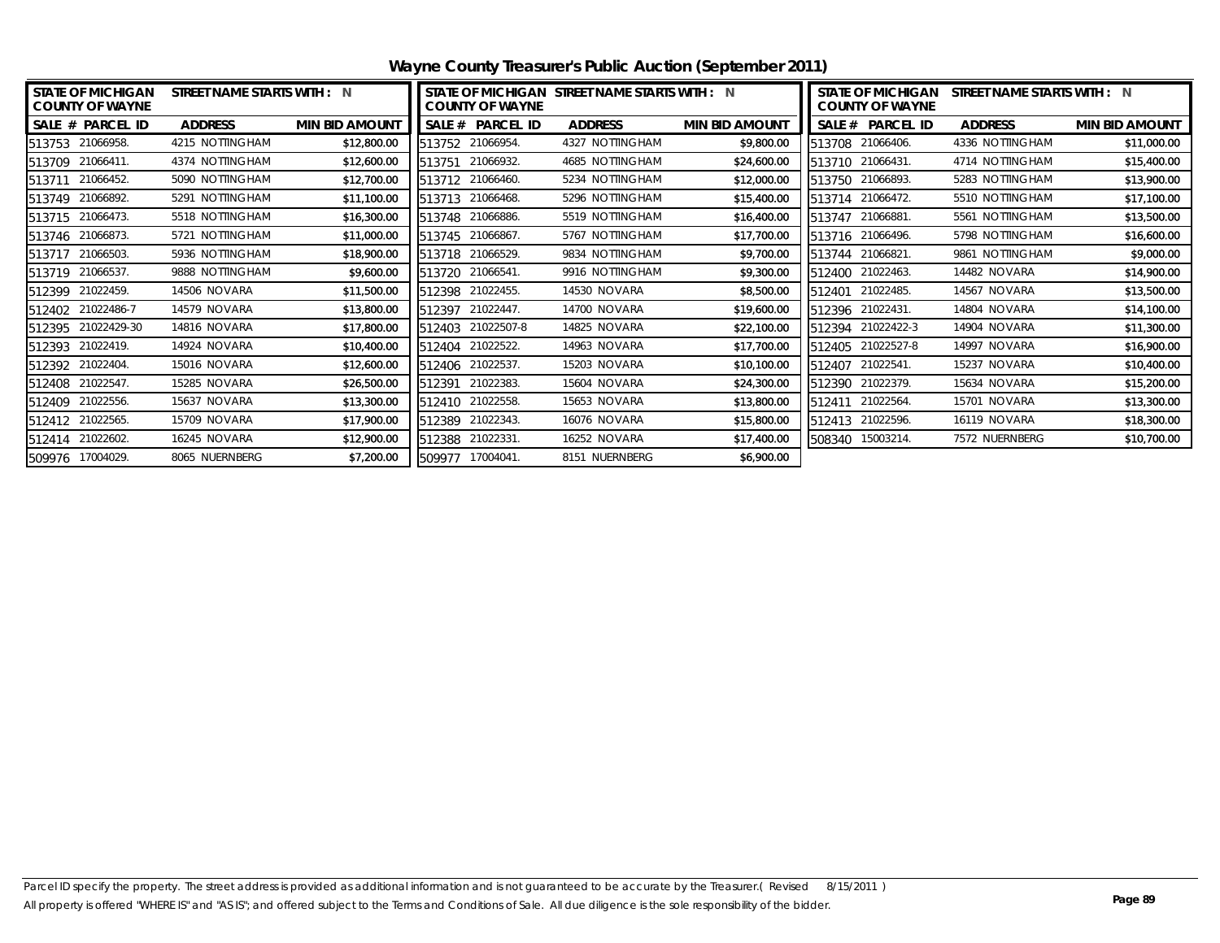# Wayne County Treasurer's Public Auction (September 2011)

| SALE # | PARCEL ID | ADDRESS | MIN BID AMOUNT |
|---|---|---|---|
| 513753 | 21066958. | 4215 NOTTINGHAM | $12,800.00 |
| 513752 | 21066954. | 4327 NOTTINGHAM | $9,800.00 |
| 513708 | 21066406. | 4336 NOTTINGHAM | $11,000.00 |
| 513709 | 21066411. | 4374 NOTTINGHAM | $12,600.00 |
| 513751 | 21066932. | 4685 NOTTINGHAM | $24,600.00 |
| 513710 | 21066431. | 4714 NOTTINGHAM | $15,400.00 |
| 513711 | 21066452. | 5090 NOTTINGHAM | $12,700.00 |
| 513712 | 21066460. | 5234 NOTTINGHAM | $12,000.00 |
| 513750 | 21066893. | 5283 NOTTINGHAM | $13,900.00 |
| 513749 | 21066892. | 5291 NOTTINGHAM | $11,100.00 |
| 513713 | 21066468. | 5296 NOTTINGHAM | $15,400.00 |
| 513714 | 21066472. | 5510 NOTTINGHAM | $17,100.00 |
| 513715 | 21066473. | 5518 NOTTINGHAM | $16,300.00 |
| 513748 | 21066886. | 5519 NOTTINGHAM | $16,400.00 |
| 513747 | 21066881. | 5561 NOTTINGHAM | $13,500.00 |
| 513746 | 21066873. | 5721 NOTTINGHAM | $11,000.00 |
| 513745 | 21066867. | 5767 NOTTINGHAM | $17,700.00 |
| 513716 | 21066496. | 5798 NOTTINGHAM | $16,600.00 |
| 513717 | 21066503. | 5936 NOTTINGHAM | $18,900.00 |
| 513718 | 21066529. | 9834 NOTTINGHAM | $9,700.00 |
| 513744 | 21066821. | 9861 NOTTINGHAM | $9,000.00 |
| 513719 | 21066537. | 9888 NOTTINGHAM | $9,600.00 |
| 513720 | 21066541. | 9916 NOTTINGHAM | $9,300.00 |
| 512400 | 21022463. | 14482 NOVARA | $14,900.00 |
| 512399 | 21022459. | 14506 NOVARA | $11,500.00 |
| 512398 | 21022455. | 14530 NOVARA | $8,500.00 |
| 512401 | 21022485. | 14567 NOVARA | $13,500.00 |
| 512402 | 21022486-7 | 14579 NOVARA | $13,800.00 |
| 512397 | 21022447. | 14700 NOVARA | $19,600.00 |
| 512396 | 21022431. | 14804 NOVARA | $14,100.00 |
| 512395 | 21022429-30 | 14816 NOVARA | $17,800.00 |
| 512403 | 21022507-8 | 14825 NOVARA | $22,100.00 |
| 512394 | 21022422-3 | 14904 NOVARA | $11,300.00 |
| 512393 | 21022419. | 14924 NOVARA | $10,400.00 |
| 512404 | 21022522. | 14963 NOVARA | $17,700.00 |
| 512405 | 21022527-8 | 14997 NOVARA | $16,900.00 |
| 512392 | 21022404. | 15016 NOVARA | $12,600.00 |
| 512406 | 21022537. | 15203 NOVARA | $10,100.00 |
| 512407 | 21022541. | 15237 NOVARA | $10,400.00 |
| 512408 | 21022547. | 15285 NOVARA | $26,500.00 |
| 512391 | 21022383. | 15604 NOVARA | $24,300.00 |
| 512390 | 21022379. | 15634 NOVARA | $15,200.00 |
| 512409 | 21022556. | 15637 NOVARA | $13,300.00 |
| 512410 | 21022558. | 15653 NOVARA | $13,800.00 |
| 512411 | 21022564. | 15701 NOVARA | $13,300.00 |
| 512412 | 21022565. | 15709 NOVARA | $17,900.00 |
| 512389 | 21022343. | 16076 NOVARA | $15,800.00 |
| 512413 | 21022596. | 16119 NOVARA | $18,300.00 |
| 512414 | 21022602. | 16245 NOVARA | $12,900.00 |
| 512388 | 21022331. | 16252 NOVARA | $17,400.00 |
| 508340 | 15003214. | 7572 NUERNBERG | $10,700.00 |
| 509976 | 17004029. | 8065 NUERNBERG | $7,200.00 |
| 509977 | 17004041. | 8151 NUERNBERG | $6,900.00 |

STATE OF MICHIGAN, COUNTY OF WAYNE — STREET NAME STARTS WITH : N

Parcel ID specify the property. The street address is provided as additional information and is not guaranteed to be accurate by the Treasurer.( Revised 8/15/2011 )
All property is offered "WHERE IS" and "AS IS"; and offered subject to the Terms and Conditions of Sale. All due diligence is the sole responsibility of the bidder.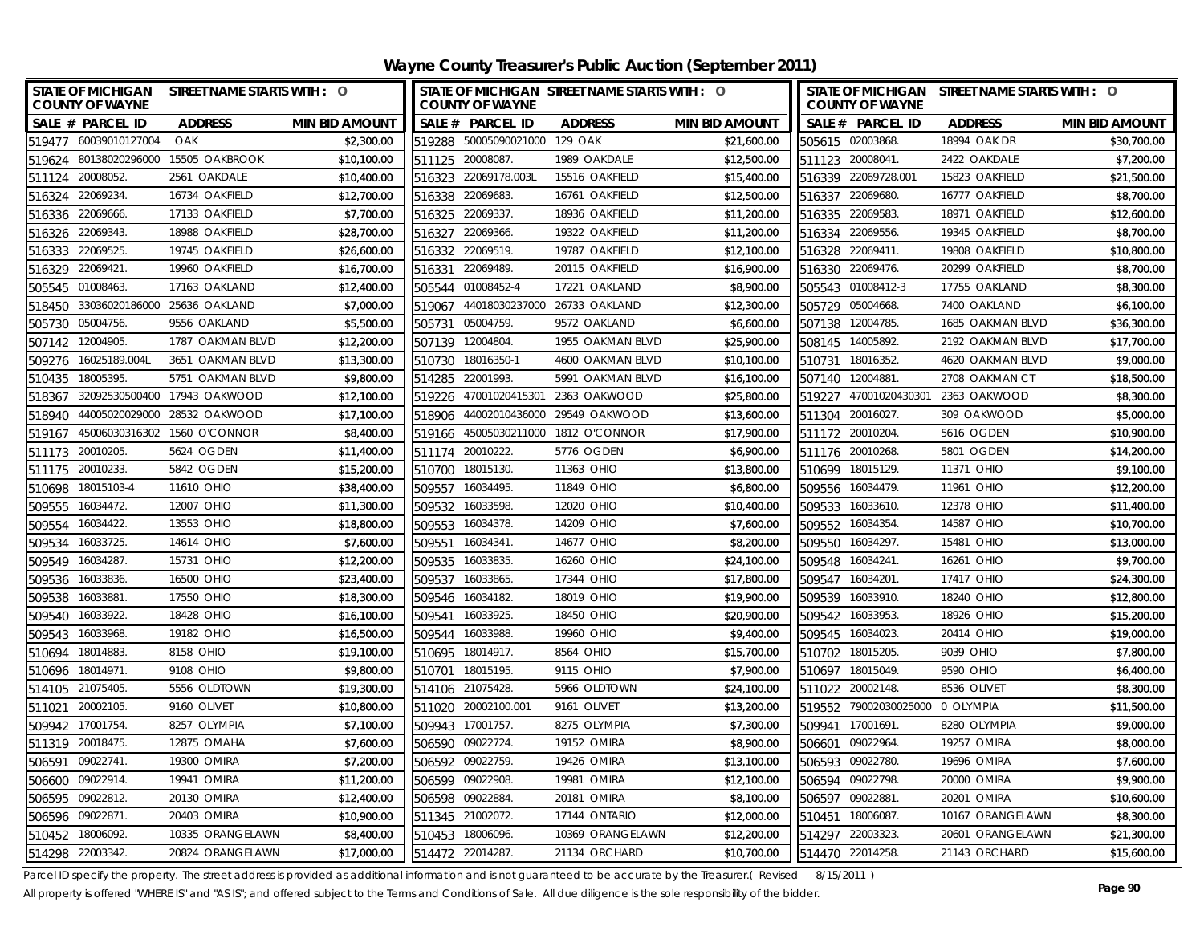# Wayne County Treasurer's Public Auction (September 2011)

| SALE # | PARCEL ID | ADDRESS | MIN BID AMOUNT |
|---|---|---|---|
| 519477 | 60039010127004 | OAK | $2,300.00 |
| 519624 | 80138020296000 | 15505 OAKBROOK | $10,100.00 |
| 511124 | 20008052. | 2561 OAKDALE | $10,400.00 |
| 516324 | 22069234. | 16734 OAKFIELD | $12,700.00 |
| 516336 | 22069666. | 17133 OAKFIELD | $7,700.00 |
| 516326 | 22069343. | 18988 OAKFIELD | $28,700.00 |
| 516333 | 22069525. | 19745 OAKFIELD | $26,600.00 |
| 516329 | 22069421. | 19960 OAKFIELD | $16,700.00 |
| 505545 | 01008463. | 17163 OAKLAND | $12,400.00 |
| 518450 | 33036020186000 | 25636 OAKLAND | $7,000.00 |
| 505730 | 05004756. | 9556 OAKLAND | $5,500.00 |
| 507142 | 12004905. | 1787 OAKMAN BLVD | $12,200.00 |
| 509276 | 16025189.004L | 3651 OAKMAN BLVD | $13,300.00 |
| 510435 | 18005395. | 5751 OAKMAN BLVD | $9,800.00 |
| 518367 | 32092530500400 | 17943 OAKWOOD | $12,100.00 |
| 518940 | 44005020029000 | 28532 OAKWOOD | $17,100.00 |
| 519167 | 45006030316302 | 1560 O'CONNOR | $8,400.00 |
| 511173 | 20010205. | 5624 OGDEN | $11,400.00 |
| 511175 | 20010233. | 5842 OGDEN | $15,200.00 |
| 510698 | 18015103-4 | 11610 OHIO | $38,400.00 |
| 509555 | 16034472. | 12007 OHIO | $11,300.00 |
| 509554 | 16034422. | 13553 OHIO | $18,800.00 |
| 509534 | 16033725. | 14614 OHIO | $7,600.00 |
| 509549 | 16034287. | 15731 OHIO | $12,200.00 |
| 509536 | 16033836. | 16500 OHIO | $23,400.00 |
| 509538 | 16033881. | 17550 OHIO | $18,300.00 |
| 509540 | 16033922. | 18428 OHIO | $16,100.00 |
| 509543 | 16033968. | 19182 OHIO | $16,500.00 |
| 510694 | 18014883. | 8158 OHIO | $19,100.00 |
| 510696 | 18014971. | 9108 OHIO | $9,800.00 |
| 514105 | 21075405. | 5556 OLDTOWN | $19,300.00 |
| 511021 | 20002105. | 9160 OLIVET | $10,800.00 |
| 509942 | 17001754. | 8257 OLYMPIA | $7,100.00 |
| 511319 | 20018475. | 12875 OMAHA | $7,600.00 |
| 506591 | 09022741. | 19300 OMIRA | $7,200.00 |
| 506600 | 09022914. | 19941 OMIRA | $11,200.00 |
| 506595 | 09022812. | 20130 OMIRA | $12,400.00 |
| 506596 | 09022871. | 20403 OMIRA | $10,900.00 |
| 510452 | 18006092. | 10335 ORANGELAWN | $8,400.00 |
| 514298 | 22003342. | 20824 ORANGELAWN | $17,000.00 |
| 519288 | 50005090021000 | 129 OAK | $21,600.00 |
| 511125 | 20008087. | 1989 OAKDALE | $12,500.00 |
| 516323 | 22069178.003L | 15516 OAKFIELD | $15,400.00 |
| 516338 | 22069683. | 16761 OAKFIELD | $12,500.00 |
| 516325 | 22069337. | 18936 OAKFIELD | $11,200.00 |
| 516327 | 22069366. | 19322 OAKFIELD | $11,200.00 |
| 516332 | 22069519. | 19787 OAKFIELD | $12,100.00 |
| 516331 | 22069489. | 20115 OAKFIELD | $16,900.00 |
| 505544 | 01008452-4 | 17221 OAKLAND | $8,900.00 |
| 519067 | 44018030237000 | 26733 OAKLAND | $12,300.00 |
| 505731 | 05004759. | 9572 OAKLAND | $6,600.00 |
| 507139 | 12004804. | 1955 OAKMAN BLVD | $25,900.00 |
| 510730 | 18016350-1 | 4600 OAKMAN BLVD | $10,100.00 |
| 514285 | 22001993. | 5991 OAKMAN BLVD | $16,100.00 |
| 519226 | 47001020415301 | 2363 OAKWOOD | $25,800.00 |
| 518906 | 44002010436000 | 29549 OAKWOOD | $13,600.00 |
| 519166 | 45005030211000 | 1812 O'CONNOR | $17,900.00 |
| 511174 | 20010222. | 5776 OGDEN | $6,900.00 |
| 510700 | 18015130. | 11363 OHIO | $13,800.00 |
| 509557 | 16034495. | 11849 OHIO | $6,800.00 |
| 509532 | 16033598. | 12020 OHIO | $10,400.00 |
| 509553 | 16034378. | 14209 OHIO | $7,600.00 |
| 509551 | 16034341. | 14677 OHIO | $8,200.00 |
| 509535 | 16033835. | 16260 OHIO | $24,100.00 |
| 509537 | 16033865. | 17344 OHIO | $17,800.00 |
| 509546 | 16034182. | 18019 OHIO | $19,900.00 |
| 509541 | 16033925. | 18450 OHIO | $20,900.00 |
| 509544 | 16033988. | 19960 OHIO | $9,400.00 |
| 510695 | 18014917. | 8564 OHIO | $15,700.00 |
| 510701 | 18015195. | 9115 OHIO | $7,900.00 |
| 514106 | 21075428. | 5966 OLDTOWN | $24,100.00 |
| 511020 | 20002100.001 | 9161 OLIVET | $13,200.00 |
| 509943 | 17001757. | 8275 OLYMPIA | $7,300.00 |
| 506590 | 09022724. | 19152 OMIRA | $8,900.00 |
| 506592 | 09022759. | 19426 OMIRA | $13,100.00 |
| 506599 | 09022908. | 19981 OMIRA | $12,100.00 |
| 506598 | 09022884. | 20181 OMIRA | $8,100.00 |
| 511345 | 21002072. | 17144 ONTARIO | $12,000.00 |
| 510453 | 18006096. | 10369 ORANGELAWN | $12,200.00 |
| 514472 | 22014287. | 21134 ORCHARD | $10,700.00 |
| 505615 | 02003868. | 18994 OAK DR | $30,700.00 |
| 511123 | 20008041. | 2422 OAKDALE | $7,200.00 |
| 516339 | 22069728.001 | 15823 OAKFIELD | $21,500.00 |
| 516337 | 22069680. | 16777 OAKFIELD | $8,700.00 |
| 516335 | 22069583. | 18971 OAKFIELD | $12,600.00 |
| 516334 | 22069556. | 19345 OAKFIELD | $8,700.00 |
| 516328 | 22069411. | 19808 OAKFIELD | $10,800.00 |
| 516330 | 22069476. | 20299 OAKFIELD | $8,700.00 |
| 505543 | 01008412-3 | 17755 OAKLAND | $8,300.00 |
| 505729 | 05004668. | 7400 OAKLAND | $6,100.00 |
| 507138 | 12004785. | 1685 OAKMAN BLVD | $36,300.00 |
| 508145 | 14005892. | 2192 OAKMAN BLVD | $17,700.00 |
| 510731 | 18016352. | 4620 OAKMAN BLVD | $9,000.00 |
| 507140 | 12004881. | 2708 OAKMAN CT | $18,500.00 |
| 519227 | 47001020430301 | 2363 OAKWOOD | $8,300.00 |
| 511304 | 20016027. | 309 OAKWOOD | $5,000.00 |
| 511172 | 20010204. | 5616 OGDEN | $10,900.00 |
| 511176 | 20010268. | 5801 OGDEN | $14,200.00 |
| 510699 | 18015129. | 11371 OHIO | $9,100.00 |
| 509556 | 16034479. | 11961 OHIO | $12,200.00 |
| 509533 | 16033610. | 12378 OHIO | $11,400.00 |
| 509552 | 16034354. | 14587 OHIO | $10,700.00 |
| 509550 | 16034297. | 15481 OHIO | $13,000.00 |
| 509548 | 16034241. | 16261 OHIO | $9,700.00 |
| 509547 | 16034201. | 17417 OHIO | $24,300.00 |
| 509539 | 16033910. | 18240 OHIO | $12,800.00 |
| 509542 | 16033953. | 18926 OHIO | $15,200.00 |
| 509545 | 16034023. | 20414 OHIO | $19,000.00 |
| 510702 | 18015205. | 9039 OHIO | $7,800.00 |
| 510697 | 18015049. | 9590 OHIO | $6,400.00 |
| 511022 | 20002148. | 8536 OLIVET | $8,300.00 |
| 519552 | 79002030025000 | 0 OLYMPIA | $11,500.00 |
| 509941 | 17001691. | 8280 OLYMPIA | $9,000.00 |
| 506601 | 09022964. | 19257 OMIRA | $8,000.00 |
| 506593 | 09022780. | 19696 OMIRA | $7,600.00 |
| 506594 | 09022798. | 20000 OMIRA | $9,900.00 |
| 506597 | 09022881. | 20201 OMIRA | $10,600.00 |
| 510451 | 18006087. | 10167 ORANGELAWN | $8,300.00 |
| 514297 | 22003323. | 20601 ORANGELAWN | $21,300.00 |
| 514470 | 22014258. | 21143 ORCHARD | $15,600.00 |

Parcel ID specify the property. The street address is provided as additional information and is not guaranteed to be accurate by the Treasurer.( Revised 8/15/2011 )

All property is offered "WHERE IS" and "AS IS"; and offered subject to the Terms and Conditions of Sale. All due diligence is the sole responsibility of the bidder.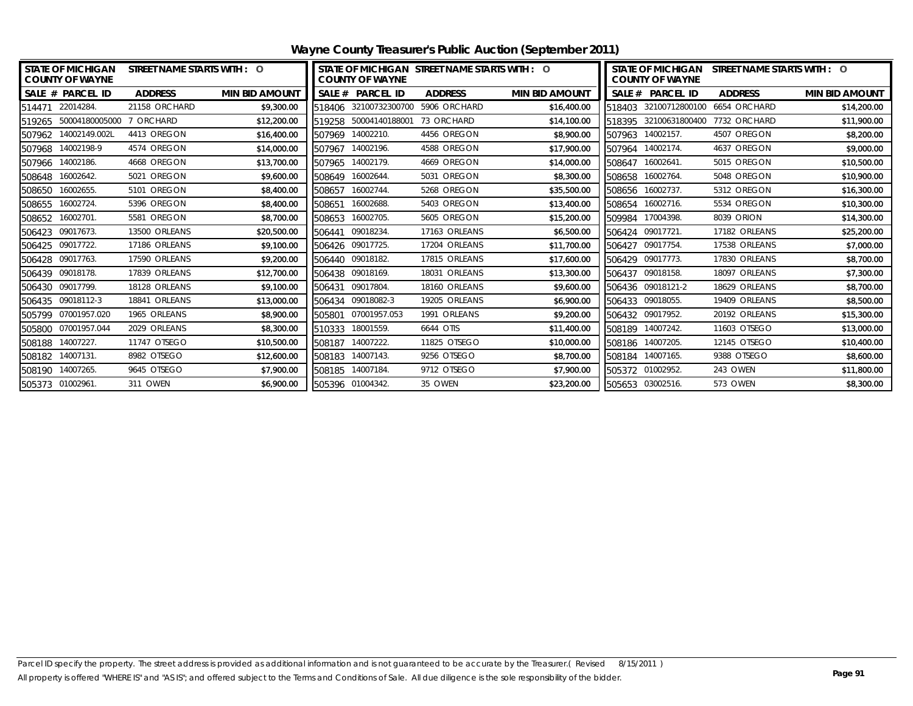# Wayne County Treasurer's Public Auction (September 2011)

STATE OF MICHIGAN COUNTY OF WAYNE — STREET NAME STARTS WITH : O

| SALE # | PARCEL ID | ADDRESS | MIN BID AMOUNT |
|---|---|---|---|
| 514471 | 22014284. | 21158 ORCHARD | $9,300.00 |
| 519265 | 50004180005000 | 7 ORCHARD | $12,200.00 |
| 507962 | 14002149.002L | 4413 OREGON | $16,400.00 |
| 507968 | 14002198-9 | 4574 OREGON | $14,000.00 |
| 507966 | 14002186. | 4668 OREGON | $13,700.00 |
| 508648 | 16002642. | 5021 OREGON | $9,600.00 |
| 508650 | 16002655. | 5101 OREGON | $8,400.00 |
| 508655 | 16002724. | 5396 OREGON | $8,400.00 |
| 508652 | 16002701. | 5581 OREGON | $8,700.00 |
| 506423 | 09017673. | 13500 ORLEANS | $20,500.00 |
| 506425 | 09017722. | 17186 ORLEANS | $9,100.00 |
| 506428 | 09017763. | 17590 ORLEANS | $9,200.00 |
| 506439 | 09018178. | 17839 ORLEANS | $12,700.00 |
| 506430 | 09017799. | 18128 ORLEANS | $9,100.00 |
| 506435 | 09018112-3 | 18841 ORLEANS | $13,000.00 |
| 505799 | 07001957.020 | 1965 ORLEANS | $8,900.00 |
| 505800 | 07001957.044 | 2029 ORLEANS | $8,300.00 |
| 508188 | 14007227. | 11747 OTSEGO | $10,500.00 |
| 508182 | 14007131. | 8982 OTSEGO | $12,600.00 |
| 508190 | 14007265. | 9645 OTSEGO | $7,900.00 |
| 505373 | 01002961. | 311 OWEN | $6,900.00 |
| 518406 | 32100732300700 | 5906 ORCHARD | $16,400.00 |
| 519258 | 50004140188001 | 73 ORCHARD | $14,100.00 |
| 507969 | 14002210. | 4456 OREGON | $8,900.00 |
| 507967 | 14002196. | 4588 OREGON | $17,900.00 |
| 507965 | 14002179. | 4669 OREGON | $14,000.00 |
| 508649 | 16002644. | 5031 OREGON | $8,300.00 |
| 508657 | 16002744. | 5268 OREGON | $35,500.00 |
| 508651 | 16002688. | 5403 OREGON | $13,400.00 |
| 508653 | 16002705. | 5605 OREGON | $15,200.00 |
| 506441 | 09018234. | 17163 ORLEANS | $6,500.00 |
| 506426 | 09017725. | 17204 ORLEANS | $11,700.00 |
| 506440 | 09018182. | 17815 ORLEANS | $17,600.00 |
| 506438 | 09018169. | 18031 ORLEANS | $13,300.00 |
| 506431 | 09017804. | 18160 ORLEANS | $9,600.00 |
| 506434 | 09018082-3 | 19205 ORLEANS | $6,900.00 |
| 505801 | 07001957.053 | 1991 ORLEANS | $9,200.00 |
| 510333 | 18001559. | 6644 OTIS | $11,400.00 |
| 508187 | 14007222. | 11825 OTSEGO | $10,000.00 |
| 508183 | 14007143. | 9256 OTSEGO | $8,700.00 |
| 508185 | 14007184. | 9712 OTSEGO | $7,900.00 |
| 505396 | 01004342. | 35 OWEN | $23,200.00 |
| 518403 | 32100712800100 | 6654 ORCHARD | $14,200.00 |
| 518395 | 32100631800400 | 7732 ORCHARD | $11,900.00 |
| 507963 | 14002157. | 4507 OREGON | $8,200.00 |
| 507964 | 14002174. | 4637 OREGON | $9,000.00 |
| 508647 | 16002641. | 5015 OREGON | $10,500.00 |
| 508658 | 16002764. | 5048 OREGON | $10,900.00 |
| 508656 | 16002737. | 5312 OREGON | $16,300.00 |
| 508654 | 16002716. | 5534 OREGON | $10,300.00 |
| 509984 | 17004398. | 8039 ORION | $14,300.00 |
| 506424 | 09017721. | 17182 ORLEANS | $25,200.00 |
| 506427 | 09017754. | 17538 ORLEANS | $7,000.00 |
| 506429 | 09017773. | 17830 ORLEANS | $8,700.00 |
| 506437 | 09018158. | 18097 ORLEANS | $7,300.00 |
| 506436 | 09018121-2 | 18629 ORLEANS | $8,700.00 |
| 506433 | 09018055. | 19409 ORLEANS | $8,500.00 |
| 506432 | 09017952. | 20192 ORLEANS | $15,300.00 |
| 508189 | 14007242. | 11603 OTSEGO | $13,000.00 |
| 508186 | 14007205. | 12145 OTSEGO | $10,400.00 |
| 508184 | 14007165. | 9388 OTSEGO | $8,600.00 |
| 505372 | 01002952. | 243 OWEN | $11,800.00 |
| 505653 | 03002516. | 573 OWEN | $8,300.00 |

Parcel ID specify the property. The street address is provided as additional information and is not guaranteed to be accurate by the Treasurer.( Revised 8/15/2011 )
All property is offered "WHERE IS" and "AS IS"; and offered subject to the Terms and Conditions of Sale. All due diligence is the sole responsibility of the bidder.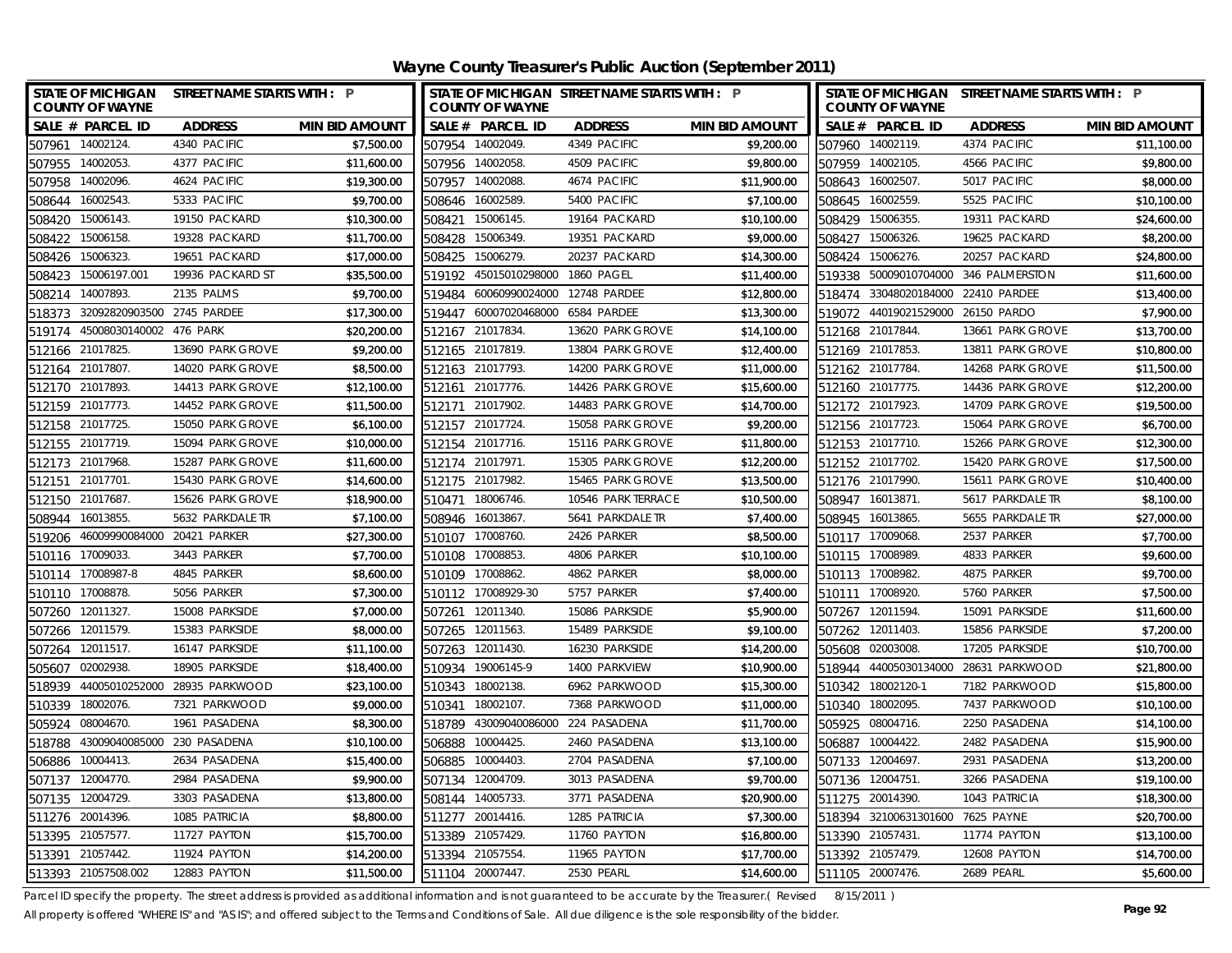# Wayne County Treasurer's Public Auction (September 2011)

| SALE # | PARCEL ID | ADDRESS | MIN BID AMOUNT |
|---|---|---|---|
| 507961 | 14002124. | 4340 PACIFIC | $7,500.00 |
| 507955 | 14002053. | 4377 PACIFIC | $11,600.00 |
| 507958 | 14002096. | 4624 PACIFIC | $19,300.00 |
| 508644 | 16002543. | 5333 PACIFIC | $9,700.00 |
| 508420 | 15006143. | 19150 PACKARD | $10,300.00 |
| 508422 | 15006158. | 19328 PACKARD | $11,700.00 |
| 508426 | 15006323. | 19651 PACKARD | $17,000.00 |
| 508423 | 15006197.001 | 19936 PACKARD ST | $35,500.00 |
| 508214 | 14007893. | 2135 PALMS | $9,700.00 |
| 518373 | 32092820903500 | 2745 PARDEE | $17,300.00 |
| 519174 | 45008030140002 | 476 PARK | $20,200.00 |
| 512166 | 21017825. | 13690 PARK GROVE | $9,200.00 |
| 512164 | 21017807. | 14020 PARK GROVE | $8,500.00 |
| 512170 | 21017893. | 14413 PARK GROVE | $12,100.00 |
| 512159 | 21017773. | 14452 PARK GROVE | $11,500.00 |
| 512158 | 21017725. | 15050 PARK GROVE | $6,100.00 |
| 512155 | 21017719. | 15094 PARK GROVE | $10,000.00 |
| 512173 | 21017968. | 15287 PARK GROVE | $11,600.00 |
| 512151 | 21017701. | 15430 PARK GROVE | $14,600.00 |
| 512150 | 21017687. | 15626 PARK GROVE | $18,900.00 |
| 508944 | 16013855. | 5632 PARKDALE TR | $7,100.00 |
| 519206 | 46009990084000 | 20421 PARKER | $27,300.00 |
| 510116 | 17009033. | 3443 PARKER | $7,700.00 |
| 510114 | 17008987-8 | 4845 PARKER | $8,600.00 |
| 510110 | 17008878. | 5056 PARKER | $7,300.00 |
| 507260 | 12011327. | 15008 PARKSIDE | $7,000.00 |
| 507266 | 12011579. | 15383 PARKSIDE | $8,000.00 |
| 507264 | 12011517. | 16147 PARKSIDE | $11,100.00 |
| 505607 | 02002938. | 18905 PARKSIDE | $18,400.00 |
| 518939 | 44005010252000 | 28935 PARKWOOD | $23,100.00 |
| 510339 | 18002076. | 7321 PARKWOOD | $9,000.00 |
| 505924 | 08004670. | 1961 PASADENA | $8,300.00 |
| 518788 | 43009040085000 | 230 PASADENA | $10,100.00 |
| 506886 | 10004413. | 2634 PASADENA | $15,400.00 |
| 507137 | 12004770. | 2984 PASADENA | $9,900.00 |
| 507135 | 12004729. | 3303 PASADENA | $13,800.00 |
| 511276 | 20014396. | 1085 PATRICIA | $8,800.00 |
| 513395 | 21057577. | 11727 PAYTON | $15,700.00 |
| 513391 | 21057442. | 11924 PAYTON | $14,200.00 |
| 513393 | 21057508.002 | 12883 PAYTON | $11,500.00 |
| 507954 | 14002049. | 4349 PACIFIC | $9,200.00 |
| 507956 | 14002058. | 4509 PACIFIC | $9,800.00 |
| 507957 | 14002088. | 4674 PACIFIC | $11,900.00 |
| 508646 | 16002589. | 5400 PACIFIC | $7,100.00 |
| 508421 | 15006145. | 19164 PACKARD | $10,100.00 |
| 508428 | 15006349. | 19351 PACKARD | $9,000.00 |
| 508425 | 15006279. | 20237 PACKARD | $14,300.00 |
| 519192 | 45015010298000 | 1860 PAGEL | $11,400.00 |
| 519484 | 60060990024000 | 12748 PARDEE | $12,800.00 |
| 519447 | 60007020468000 | 6584 PARDEE | $13,300.00 |
| 512167 | 21017834. | 13620 PARK GROVE | $14,100.00 |
| 512165 | 21017819. | 13804 PARK GROVE | $12,400.00 |
| 512163 | 21017793. | 14200 PARK GROVE | $11,000.00 |
| 512161 | 21017776. | 14426 PARK GROVE | $15,600.00 |
| 512171 | 21017902. | 14483 PARK GROVE | $14,700.00 |
| 512157 | 21017724. | 15058 PARK GROVE | $9,200.00 |
| 512154 | 21017716. | 15116 PARK GROVE | $11,800.00 |
| 512174 | 21017971. | 15305 PARK GROVE | $12,200.00 |
| 512175 | 21017982. | 15465 PARK GROVE | $13,500.00 |
| 510471 | 18006746. | 10546 PARK TERRACE | $10,500.00 |
| 508946 | 16013867. | 5641 PARKDALE TR | $7,400.00 |
| 510107 | 17008760. | 2426 PARKER | $8,500.00 |
| 510108 | 17008853. | 4806 PARKER | $10,100.00 |
| 510109 | 17008862. | 4862 PARKER | $8,000.00 |
| 510112 | 17008929-30 | 5757 PARKER | $7,400.00 |
| 507261 | 12011340. | 15086 PARKSIDE | $5,900.00 |
| 507265 | 12011563. | 15489 PARKSIDE | $9,100.00 |
| 507263 | 12011430. | 16230 PARKSIDE | $14,200.00 |
| 510934 | 19006145-9 | 1400 PARKVIEW | $10,900.00 |
| 510343 | 18002138. | 6962 PARKWOOD | $15,300.00 |
| 510341 | 18002107. | 7368 PARKWOOD | $11,000.00 |
| 518789 | 43009040086000 | 224 PASADENA | $11,700.00 |
| 506888 | 10004425. | 2460 PASADENA | $13,100.00 |
| 506885 | 10004403. | 2704 PASADENA | $7,100.00 |
| 507134 | 12004709. | 3013 PASADENA | $9,700.00 |
| 508144 | 14005733. | 3771 PASADENA | $20,900.00 |
| 511277 | 20014416. | 1285 PATRICIA | $7,300.00 |
| 513389 | 21057429. | 11760 PAYTON | $16,800.00 |
| 513394 | 21057554. | 11965 PAYTON | $17,700.00 |
| 511104 | 20007447. | 2530 PEARL | $14,600.00 |
| 507960 | 14002119. | 4374 PACIFIC | $11,100.00 |
| 507959 | 14002105. | 4566 PACIFIC | $9,800.00 |
| 508643 | 16002507. | 5017 PACIFIC | $8,000.00 |
| 508645 | 16002559. | 5525 PACIFIC | $10,100.00 |
| 508429 | 15006355. | 19311 PACKARD | $24,600.00 |
| 508427 | 15006326. | 19625 PACKARD | $8,200.00 |
| 508424 | 15006276. | 20257 PACKARD | $24,800.00 |
| 519338 | 50009010704000 | 346 PALMERSTON | $11,600.00 |
| 518474 | 33048020184000 | 22410 PARDEE | $13,400.00 |
| 519072 | 44019021529000 | 26150 PARDO | $7,900.00 |
| 512168 | 21017844. | 13661 PARK GROVE | $13,700.00 |
| 512169 | 21017853. | 13811 PARK GROVE | $10,800.00 |
| 512162 | 21017784. | 14268 PARK GROVE | $11,500.00 |
| 512160 | 21017775. | 14436 PARK GROVE | $12,200.00 |
| 512172 | 21017923. | 14709 PARK GROVE | $19,500.00 |
| 512156 | 21017723. | 15064 PARK GROVE | $6,700.00 |
| 512153 | 21017710. | 15266 PARK GROVE | $12,300.00 |
| 512152 | 21017702. | 15420 PARK GROVE | $17,500.00 |
| 512176 | 21017990. | 15611 PARK GROVE | $10,400.00 |
| 508947 | 16013871. | 5617 PARKDALE TR | $8,100.00 |
| 508945 | 16013865. | 5655 PARKDALE TR | $27,000.00 |
| 510117 | 17009068. | 2537 PARKER | $7,700.00 |
| 510115 | 17008989. | 4833 PARKER | $9,600.00 |
| 510113 | 17008982. | 4875 PARKER | $9,700.00 |
| 510111 | 17008920. | 5760 PARKER | $7,500.00 |
| 507267 | 12011594. | 15091 PARKSIDE | $11,600.00 |
| 507262 | 12011403. | 15856 PARKSIDE | $7,200.00 |
| 505608 | 02003008. | 17205 PARKSIDE | $10,700.00 |
| 518944 | 44005030134000 | 28631 PARKWOOD | $21,800.00 |
| 510342 | 18002120-1 | 7182 PARKWOOD | $15,800.00 |
| 510340 | 18002095. | 7437 PARKWOOD | $10,100.00 |
| 505925 | 08004716. | 2250 PASADENA | $14,100.00 |
| 506887 | 10004422. | 2482 PASADENA | $15,900.00 |
| 507133 | 12004697. | 2931 PASADENA | $13,200.00 |
| 507136 | 12004751. | 3266 PASADENA | $19,100.00 |
| 511275 | 20014390. | 1043 PATRICIA | $18,300.00 |
| 518394 | 32100631301600 | 7625 PAYNE | $20,700.00 |
| 513390 | 21057431. | 11774 PAYTON | $13,100.00 |
| 513392 | 21057479. | 12608 PAYTON | $14,700.00 |
| 511105 | 20007476. | 2689 PEARL | $5,600.00 |

Parcel ID specify the property. The street address is provided as additional information and is not guaranteed to be accurate by the Treasurer.( Revised 8/15/2011 )

All property is offered "WHERE IS" and "AS IS"; and offered subject to the Terms and Conditions of Sale. All due diligence is the sole responsibility of the bidder.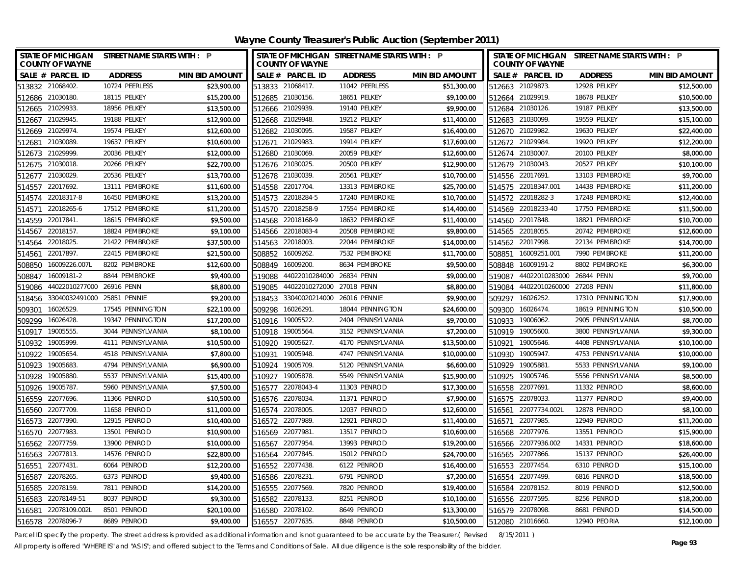# Wayne County Treasurer's Public Auction (September 2011)

STATE OF MICHIGAN COUNTY OF WAYNE — STREET NAME STARTS WITH : P

| SALE # | PARCEL ID | ADDRESS | MIN BID AMOUNT |
|---|---|---|---|
| 513832 | 21068402. | 10724 PEERLESS | $23,900.00 |
| 512686 | 21030180. | 18115 PELKEY | $15,200.00 |
| 512665 | 21029933. | 18956 PELKEY | $13,500.00 |
| 512667 | 21029945. | 19188 PELKEY | $12,900.00 |
| 512669 | 21029974. | 19574 PELKEY | $12,600.00 |
| 512681 | 21030089. | 19637 PELKEY | $10,600.00 |
| 512673 | 21029999. | 20036 PELKEY | $12,000.00 |
| 512675 | 21030018. | 20266 PELKEY | $22,700.00 |
| 512677 | 21030029. | 20536 PELKEY | $13,700.00 |
| 514557 | 22017692. | 13111 PEMBROKE | $11,600.00 |
| 514574 | 22018317-8 | 16450 PEMBROKE | $13,200.00 |
| 514571 | 22018265-6 | 17512 PEMBROKE | $11,200.00 |
| 514559 | 22017841. | 18615 PEMBROKE | $9,500.00 |
| 514567 | 22018157. | 18824 PEMBROKE | $9,100.00 |
| 514564 | 22018025. | 21422 PEMBROKE | $37,500.00 |
| 514561 | 22017897. | 22415 PEMBROKE | $21,500.00 |
| 508850 | 16009226.007L | 8202 PEMBROKE | $12,600.00 |
| 508847 | 16009181-2 | 8844 PEMBROKE | $9,400.00 |
| 519086 | 44022010277000 | 26916 PENN | $8,800.00 |
| 518456 | 33040032491000 | 25851 PENNIE | $9,200.00 |
| 509301 | 16026529. | 17545 PENNINGTON | $22,100.00 |
| 509299 | 16026428. | 19347 PENNINGTON | $17,200.00 |
| 510917 | 19005555. | 3044 PENNSYLVANIA | $8,100.00 |
| 510932 | 19005999. | 4111 PENNSYLVANIA | $10,500.00 |
| 510922 | 19005654. | 4518 PENNSYLVANIA | $7,800.00 |
| 510923 | 19005683. | 4794 PENNSYLVANIA | $6,900.00 |
| 510928 | 19005880. | 5537 PENNSYLVANIA | $15,400.00 |
| 510926 | 19005787. | 5960 PENNSYLVANIA | $7,500.00 |
| 516559 | 22077696. | 11366 PENROD | $10,500.00 |
| 516560 | 22077709. | 11658 PENROD | $11,000.00 |
| 516573 | 22077990. | 12915 PENROD | $10,400.00 |
| 516570 | 22077983. | 13501 PENROD | $10,900.00 |
| 516562 | 22077759. | 13900 PENROD | $10,000.00 |
| 516563 | 22077813. | 14576 PENROD | $22,800.00 |
| 516551 | 22077431. | 6064 PENROD | $12,200.00 |
| 516587 | 22078265. | 6373 PENROD | $9,400.00 |
| 516585 | 22078159. | 7811 PENROD | $14,200.00 |
| 516583 | 22078149-51 | 8037 PENROD | $9,300.00 |
| 516581 | 22078109.002L | 8501 PENROD | $20,100.00 |
| 516578 | 22078096-7 | 8689 PENROD | $9,400.00 |
| 513833 | 21068417. | 11042 PEERLESS | $51,300.00 |
| 512685 | 21030156. | 18651 PELKEY | $9,100.00 |
| 512666 | 21029939. | 19140 PELKEY | $9,900.00 |
| 512668 | 21029948. | 19212 PELKEY | $11,400.00 |
| 512682 | 21030095. | 19587 PELKEY | $16,400.00 |
| 512671 | 21029983. | 19914 PELKEY | $17,600.00 |
| 512680 | 21030069. | 20059 PELKEY | $12,600.00 |
| 512676 | 21030025. | 20500 PELKEY | $12,900.00 |
| 512678 | 21030039. | 20561 PELKEY | $10,700.00 |
| 514558 | 22017704. | 13313 PEMBROKE | $25,700.00 |
| 514573 | 22018284-5 | 17240 PEMBROKE | $10,700.00 |
| 514570 | 22018258-9 | 17554 PEMBROKE | $14,400.00 |
| 514568 | 22018168-9 | 18632 PEMBROKE | $11,400.00 |
| 514566 | 22018083-4 | 20508 PEMBROKE | $9,800.00 |
| 514563 | 22018003. | 22044 PEMBROKE | $14,000.00 |
| 508852 | 16009262. | 7532 PEMBROKE | $11,700.00 |
| 508849 | 16009200. | 8634 PEMBROKE | $9,500.00 |
| 519088 | 44022010284000 | 26834 PENN | $9,000.00 |
| 519085 | 44022010272000 | 27018 PENN | $8,800.00 |
| 518453 | 33040020214000 | 26016 PENNIE | $9,900.00 |
| 509298 | 16026291. | 18044 PENNINGTON | $24,600.00 |
| 510916 | 19005522. | 2404 PENNSYLVANIA | $9,700.00 |
| 510918 | 19005564. | 3152 PENNSYLVANIA | $7,200.00 |
| 510920 | 19005627. | 4170 PENNSYLVANIA | $13,500.00 |
| 510931 | 19005948. | 4747 PENNSYLVANIA | $10,000.00 |
| 510924 | 19005709. | 5120 PENNSYLVANIA | $6,600.00 |
| 510927 | 19005878. | 5549 PENNSYLVANIA | $15,900.00 |
| 516577 | 22078043-4 | 11303 PENROD | $17,300.00 |
| 516576 | 22078034. | 11371 PENROD | $7,900.00 |
| 516574 | 22078005. | 12037 PENROD | $12,600.00 |
| 516572 | 22077989. | 12921 PENROD | $11,400.00 |
| 516569 | 22077981. | 13517 PENROD | $10,600.00 |
| 516567 | 22077954. | 13993 PENROD | $19,200.00 |
| 516564 | 22077845. | 15012 PENROD | $24,700.00 |
| 516552 | 22077438. | 6122 PENROD | $16,400.00 |
| 516586 | 22078231. | 6791 PENROD | $7,200.00 |
| 516555 | 22077569. | 7820 PENROD | $19,400.00 |
| 516582 | 22078133. | 8251 PENROD | $10,100.00 |
| 516580 | 22078102. | 8649 PENROD | $13,300.00 |
| 516557 | 22077635. | 8848 PENROD | $10,500.00 |
| 512663 | 21029873. | 12928 PELKEY | $12,500.00 |
| 512664 | 21029919. | 18678 PELKEY | $10,500.00 |
| 512684 | 21030126. | 19187 PELKEY | $13,500.00 |
| 512683 | 21030099. | 19559 PELKEY | $15,100.00 |
| 512670 | 21029982. | 19630 PELKEY | $22,400.00 |
| 512672 | 21029984. | 19920 PELKEY | $12,200.00 |
| 512674 | 21030007. | 20100 PELKEY | $8,000.00 |
| 512679 | 21030043. | 20527 PELKEY | $10,100.00 |
| 514556 | 22017691. | 13103 PEMBROKE | $9,700.00 |
| 514575 | 22018347.001 | 14438 PEMBROKE | $11,200.00 |
| 514572 | 22018282-3 | 17248 PEMBROKE | $12,400.00 |
| 514569 | 22018233-40 | 17750 PEMBROKE | $11,500.00 |
| 514560 | 22017848. | 18821 PEMBROKE | $10,700.00 |
| 514565 | 22018055. | 20742 PEMBROKE | $12,600.00 |
| 514562 | 22017998. | 22134 PEMBROKE | $14,700.00 |
| 508851 | 16009251.001 | 7990 PEMBROKE | $11,200.00 |
| 508848 | 16009191-2 | 8802 PEMBROKE | $6,300.00 |
| 519087 | 44022010283000 | 26844 PENN | $9,700.00 |
| 519084 | 44022010260000 | 27208 PENN | $11,800.00 |
| 509297 | 16026252. | 17310 PENNINGTON | $17,900.00 |
| 509300 | 16026474. | 18619 PENNINGTON | $10,500.00 |
| 510933 | 19006062. | 2905 PENNSYLVANIA | $8,700.00 |
| 510919 | 19005600. | 3800 PENNSYLVANIA | $9,300.00 |
| 510921 | 19005646. | 4408 PENNSYLVANIA | $10,100.00 |
| 510930 | 19005947. | 4753 PENNSYLVANIA | $10,000.00 |
| 510929 | 19005881. | 5533 PENNSYLVANIA | $9,100.00 |
| 510925 | 19005746. | 5556 PENNSYLVANIA | $8,500.00 |
| 516558 | 22077691. | 11332 PENROD | $8,600.00 |
| 516575 | 22078033. | 11377 PENROD | $9,400.00 |
| 516561 | 22077734.002L | 12878 PENROD | $8,100.00 |
| 516571 | 22077985. | 12949 PENROD | $11,200.00 |
| 516568 | 22077976. | 13551 PENROD | $15,900.00 |
| 516566 | 22077936.002 | 14331 PENROD | $18,600.00 |
| 516565 | 22077866. | 15137 PENROD | $26,400.00 |
| 516553 | 22077454. | 6310 PENROD | $15,100.00 |
| 516554 | 22077499. | 6816 PENROD | $18,500.00 |
| 516584 | 22078152. | 8019 PENROD | $12,500.00 |
| 516556 | 22077595. | 8256 PENROD | $18,200.00 |
| 516579 | 22078098. | 8681 PENROD | $14,500.00 |
| 512080 | 21016660. | 12940 PEORIA | $12,100.00 |

Parcel ID specify the property. The street address is provided as additional information and is not guaranteed to be accurate by the Treasurer.( Revised 8/15/2011 )

All property is offered "WHERE IS" and "AS IS"; and offered subject to the Terms and Conditions of Sale. All due diligence is the sole responsibility of the bidder.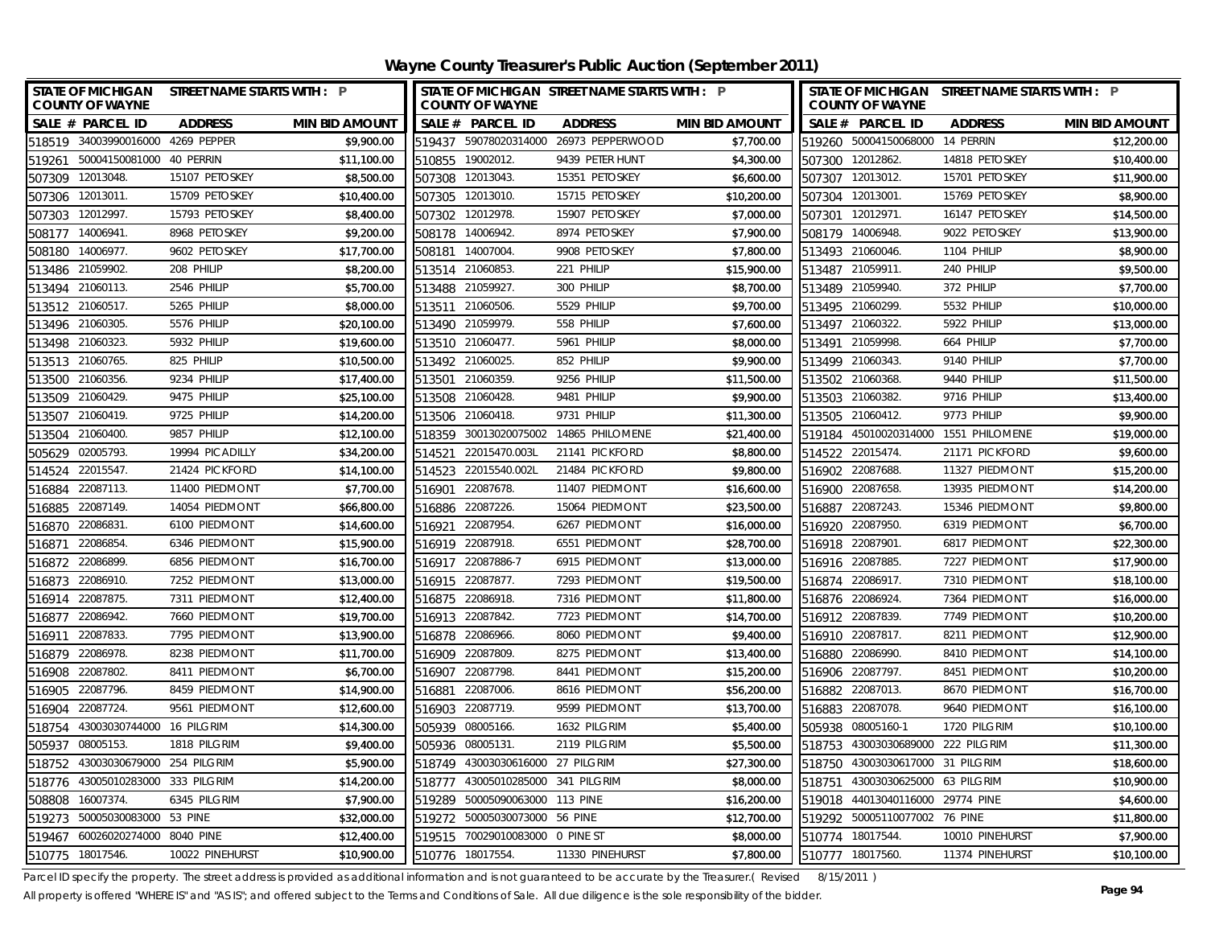# Wayne County Treasurer's Public Auction (September 2011)

| SALE # | PARCEL ID | ADDRESS | MIN BID AMOUNT |
|---|---|---|---|
| 518519 | 34003990016000 | 4269 PEPPER | $9,900.00 |
| 519261 | 50004150081000 | 40 PERRIN | $11,100.00 |
| 507309 | 12013048. | 15107 PETOSKEY | $8,500.00 |
| 507306 | 12013011. | 15709 PETOSKEY | $10,400.00 |
| 507303 | 12012997. | 15793 PETOSKEY | $8,400.00 |
| 508177 | 14006941. | 8968 PETOSKEY | $9,200.00 |
| 508180 | 14006977. | 9602 PETOSKEY | $17,700.00 |
| 513486 | 21059902. | 208 PHILIP | $8,200.00 |
| 513494 | 21060113. | 2546 PHILIP | $5,700.00 |
| 513512 | 21060517. | 5265 PHILIP | $8,000.00 |
| 513496 | 21060305. | 5576 PHILIP | $20,100.00 |
| 513498 | 21060323. | 5932 PHILIP | $19,600.00 |
| 513513 | 21060765. | 825 PHILIP | $10,500.00 |
| 513500 | 21060356. | 9234 PHILIP | $17,400.00 |
| 513509 | 21060429. | 9475 PHILIP | $25,100.00 |
| 513507 | 21060419. | 9725 PHILIP | $14,200.00 |
| 513504 | 21060400. | 9857 PHILIP | $12,100.00 |
| 505629 | 02005793. | 19994 PICADILLY | $34,200.00 |
| 514524 | 22015547. | 21424 PICKFORD | $14,100.00 |
| 516884 | 22087113. | 11400 PIEDMONT | $7,700.00 |
| 516885 | 22087149. | 14054 PIEDMONT | $66,800.00 |
| 516870 | 22086831. | 6100 PIEDMONT | $14,600.00 |
| 516871 | 22086854. | 6346 PIEDMONT | $15,900.00 |
| 516872 | 22086899. | 6856 PIEDMONT | $16,700.00 |
| 516873 | 22086910. | 7252 PIEDMONT | $13,000.00 |
| 516914 | 22087875. | 7311 PIEDMONT | $12,400.00 |
| 516877 | 22086942. | 7660 PIEDMONT | $19,700.00 |
| 516911 | 22087833. | 7795 PIEDMONT | $13,900.00 |
| 516879 | 22086978. | 8238 PIEDMONT | $11,700.00 |
| 516908 | 22087802. | 8411 PIEDMONT | $6,700.00 |
| 516905 | 22087796. | 8459 PIEDMONT | $14,900.00 |
| 516904 | 22087724. | 9561 PIEDMONT | $12,600.00 |
| 518754 | 43003030744000 | 16 PILGRIM | $14,300.00 |
| 505937 | 08005153. | 1818 PILGRIM | $9,400.00 |
| 518752 | 43003030679000 | 254 PILGRIM | $5,900.00 |
| 518776 | 43005010283000 | 333 PILGRIM | $14,200.00 |
| 508808 | 16007374. | 6345 PILGRIM | $7,900.00 |
| 519273 | 50005030083000 | 53 PINE | $32,000.00 |
| 519467 | 60026020274000 | 8040 PINE | $12,400.00 |
| 510775 | 18017546. | 10022 PINEHURST | $10,900.00 |
| 519437 | 59078020314000 | 26973 PEPPERWOOD | $7,700.00 |
| 510855 | 19002012. | 9439 PETER HUNT | $4,300.00 |
| 507308 | 12013043. | 15351 PETOSKEY | $6,600.00 |
| 507305 | 12013010. | 15715 PETOSKEY | $10,200.00 |
| 507302 | 12012978. | 15907 PETOSKEY | $7,000.00 |
| 508178 | 14006942. | 8974 PETOSKEY | $7,900.00 |
| 508181 | 14007004. | 9908 PETOSKEY | $7,800.00 |
| 513514 | 21060853. | 221 PHILIP | $15,900.00 |
| 513488 | 21059927. | 300 PHILIP | $8,700.00 |
| 513511 | 21060506. | 5529 PHILIP | $9,700.00 |
| 513490 | 21059979. | 558 PHILIP | $7,600.00 |
| 513510 | 21060477. | 5961 PHILIP | $8,000.00 |
| 513492 | 21060025. | 852 PHILIP | $9,900.00 |
| 513501 | 21060359. | 9256 PHILIP | $11,500.00 |
| 513508 | 21060428. | 9481 PHILIP | $9,900.00 |
| 513506 | 21060418. | 9731 PHILIP | $11,300.00 |
| 518359 | 30013020075002 | 14865 PHILOMENE | $21,400.00 |
| 514521 | 22015470.003L | 21141 PICKFORD | $8,800.00 |
| 514523 | 22015540.002L | 21484 PICKFORD | $9,800.00 |
| 516901 | 22087678. | 11407 PIEDMONT | $16,600.00 |
| 516886 | 22087226. | 15064 PIEDMONT | $23,500.00 |
| 516921 | 22087954. | 6267 PIEDMONT | $16,000.00 |
| 516919 | 22087918. | 6551 PIEDMONT | $28,700.00 |
| 516917 | 22087886-7 | 6915 PIEDMONT | $13,000.00 |
| 516915 | 22087877. | 7293 PIEDMONT | $19,500.00 |
| 516875 | 22086918. | 7316 PIEDMONT | $11,800.00 |
| 516913 | 22087842. | 7723 PIEDMONT | $14,700.00 |
| 516878 | 22086966. | 8060 PIEDMONT | $9,400.00 |
| 516909 | 22087809. | 8275 PIEDMONT | $13,400.00 |
| 516907 | 22087798. | 8441 PIEDMONT | $15,200.00 |
| 516881 | 22087006. | 8616 PIEDMONT | $56,200.00 |
| 516903 | 22087719. | 9599 PIEDMONT | $13,700.00 |
| 505939 | 08005166. | 1632 PILGRIM | $5,400.00 |
| 505936 | 08005131. | 2119 PILGRIM | $5,500.00 |
| 518749 | 43003030616000 | 27 PILGRIM | $27,300.00 |
| 518777 | 43005010285000 | 341 PILGRIM | $8,000.00 |
| 519289 | 50005090063000 | 113 PINE | $16,200.00 |
| 519272 | 50005030073000 | 56 PINE | $12,700.00 |
| 519515 | 70029010083000 | 0 PINE ST | $8,000.00 |
| 510776 | 18017554. | 11330 PINEHURST | $7,800.00 |
| 519260 | 50004150068000 | 14 PERRIN | $12,200.00 |
| 507300 | 12012862. | 14818 PETOSKEY | $10,400.00 |
| 507307 | 12013012. | 15701 PETOSKEY | $11,900.00 |
| 507304 | 12013001. | 15769 PETOSKEY | $8,900.00 |
| 507301 | 12012971. | 16147 PETOSKEY | $14,500.00 |
| 508179 | 14006948. | 9022 PETOSKEY | $13,900.00 |
| 513493 | 21060046. | 1104 PHILIP | $8,900.00 |
| 513487 | 21059911. | 240 PHILIP | $9,500.00 |
| 513489 | 21059940. | 372 PHILIP | $7,700.00 |
| 513495 | 21060299. | 5532 PHILIP | $10,000.00 |
| 513497 | 21060322. | 5922 PHILIP | $13,000.00 |
| 513491 | 21059998. | 664 PHILIP | $7,700.00 |
| 513499 | 21060343. | 9140 PHILIP | $7,700.00 |
| 513502 | 21060368. | 9440 PHILIP | $11,500.00 |
| 513503 | 21060382. | 9716 PHILIP | $13,400.00 |
| 513505 | 21060412. | 9773 PHILIP | $9,900.00 |
| 519184 | 45010020314000 | 1551 PHILOMENE | $19,000.00 |
| 514522 | 22015474. | 21171 PICKFORD | $9,600.00 |
| 516902 | 22087688. | 11327 PIEDMONT | $15,200.00 |
| 516900 | 22087658. | 13935 PIEDMONT | $14,200.00 |
| 516887 | 22087243. | 15346 PIEDMONT | $9,800.00 |
| 516920 | 22087950. | 6319 PIEDMONT | $6,700.00 |
| 516918 | 22087901. | 6817 PIEDMONT | $22,300.00 |
| 516916 | 22087885. | 7227 PIEDMONT | $17,900.00 |
| 516874 | 22086917. | 7310 PIEDMONT | $18,100.00 |
| 516876 | 22086924. | 7364 PIEDMONT | $16,000.00 |
| 516912 | 22087839. | 7749 PIEDMONT | $10,200.00 |
| 516910 | 22087817. | 8211 PIEDMONT | $12,900.00 |
| 516880 | 22086990. | 8410 PIEDMONT | $14,100.00 |
| 516906 | 22087797. | 8451 PIEDMONT | $10,200.00 |
| 516882 | 22087013. | 8670 PIEDMONT | $16,700.00 |
| 516883 | 22087078. | 9640 PIEDMONT | $16,100.00 |
| 505938 | 08005160-1 | 1720 PILGRIM | $10,100.00 |
| 518753 | 43003030689000 | 222 PILGRIM | $11,300.00 |
| 518750 | 43003030617000 | 31 PILGRIM | $18,600.00 |
| 518751 | 43003030625000 | 63 PILGRIM | $10,900.00 |
| 519018 | 44013040116000 | 29774 PINE | $4,600.00 |
| 519292 | 50005110077002 | 76 PINE | $11,800.00 |
| 510774 | 18017544. | 10010 PINEHURST | $7,900.00 |
| 510777 | 18017560. | 11374 PINEHURST | $10,100.00 |

Parcel ID specify the property. The street address is provided as additional information and is not guaranteed to be accurate by the Treasurer.( Revised 8/15/2011 )

All property is offered "WHERE IS" and "AS IS"; and offered subject to the Terms and Conditions of Sale. All due diligence is the sole responsibility of the bidder.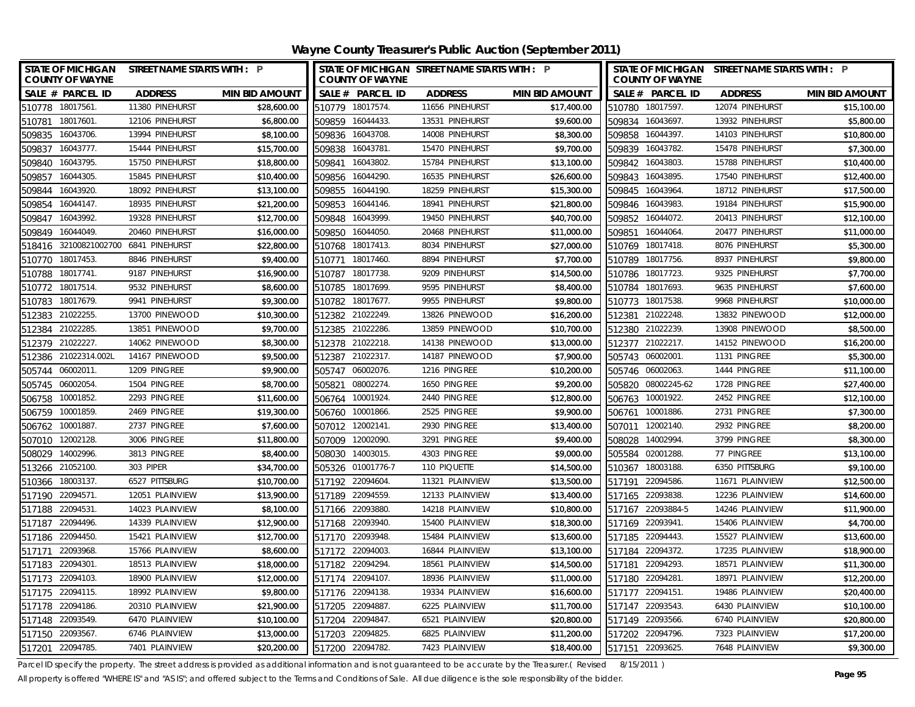# Wayne County Treasurer's Public Auction (September 2011)

| SALE # | PARCEL ID | ADDRESS | MIN BID AMOUNT |
|---|---|---|---|
| 510778 | 18017561. | 11380 PINEHURST | $28,600.00 |
| 510781 | 18017601. | 12106 PINEHURST | $6,800.00 |
| 509835 | 16043706. | 13994 PINEHURST | $8,100.00 |
| 509837 | 16043777. | 15444 PINEHURST | $15,700.00 |
| 509840 | 16043795. | 15750 PINEHURST | $18,800.00 |
| 509857 | 16044305. | 15845 PINEHURST | $10,400.00 |
| 509844 | 16043920. | 18092 PINEHURST | $13,100.00 |
| 509854 | 16044147. | 18935 PINEHURST | $21,200.00 |
| 509847 | 16043992. | 19328 PINEHURST | $12,700.00 |
| 509849 | 16044049. | 20460 PINEHURST | $16,000.00 |
| 518416 | 32100821002700 | 6841 PINEHURST | $22,800.00 |
| 510770 | 18017453. | 8846 PINEHURST | $9,400.00 |
| 510788 | 18017741. | 9187 PINEHURST | $16,900.00 |
| 510772 | 18017514. | 9532 PINEHURST | $8,600.00 |
| 510783 | 18017679. | 9941 PINEHURST | $9,300.00 |
| 512383 | 21022255. | 13700 PINEWOOD | $10,300.00 |
| 512384 | 21022285. | 13851 PINEWOOD | $9,700.00 |
| 512379 | 21022227. | 14062 PINEWOOD | $8,300.00 |
| 512386 | 21022314.002L | 14167 PINEWOOD | $9,500.00 |
| 505744 | 06002011. | 1209 PINGREE | $9,900.00 |
| 505745 | 06002054. | 1504 PINGREE | $8,700.00 |
| 506758 | 10001852. | 2293 PINGREE | $11,600.00 |
| 506759 | 10001859. | 2469 PINGREE | $19,300.00 |
| 506762 | 10001887. | 2737 PINGREE | $7,600.00 |
| 507010 | 12002128. | 3006 PINGREE | $11,800.00 |
| 508029 | 14002996. | 3813 PINGREE | $8,400.00 |
| 513266 | 21052100. | 303 PIPER | $34,700.00 |
| 510366 | 18003137. | 6527 PITTSBURG | $10,700.00 |
| 517190 | 22094571. | 12051 PLAINVIEW | $13,900.00 |
| 517188 | 22094531. | 14023 PLAINVIEW | $8,100.00 |
| 517187 | 22094496. | 14339 PLAINVIEW | $12,900.00 |
| 517186 | 22094450. | 15421 PLAINVIEW | $12,700.00 |
| 517171 | 22093968. | 15766 PLAINVIEW | $8,600.00 |
| 517183 | 22094301. | 18513 PLAINVIEW | $18,000.00 |
| 517173 | 22094103. | 18900 PLAINVIEW | $12,000.00 |
| 517175 | 22094115. | 18992 PLAINVIEW | $9,800.00 |
| 517178 | 22094186. | 20310 PLAINVIEW | $21,900.00 |
| 517148 | 22093549. | 6470 PLAINVIEW | $10,100.00 |
| 517150 | 22093567. | 6746 PLAINVIEW | $13,000.00 |
| 517201 | 22094785. | 7401 PLAINVIEW | $20,200.00 |
| 510779 | 18017574. | 11656 PINEHURST | $17,400.00 |
| 509859 | 16044433. | 13531 PINEHURST | $9,600.00 |
| 509836 | 16043708. | 14008 PINEHURST | $8,300.00 |
| 509838 | 16043781. | 15470 PINEHURST | $9,700.00 |
| 509841 | 16043802. | 15784 PINEHURST | $13,100.00 |
| 509856 | 16044290. | 16535 PINEHURST | $26,600.00 |
| 509855 | 16044190. | 18259 PINEHURST | $15,300.00 |
| 509853 | 16044146. | 18941 PINEHURST | $21,800.00 |
| 509848 | 16043999. | 19450 PINEHURST | $40,700.00 |
| 509850 | 16044050. | 20468 PINEHURST | $11,000.00 |
| 510768 | 18017413. | 8034 PINEHURST | $27,000.00 |
| 510771 | 18017460. | 8894 PINEHURST | $7,700.00 |
| 510787 | 18017738. | 9209 PINEHURST | $14,500.00 |
| 510785 | 18017699. | 9595 PINEHURST | $8,400.00 |
| 510782 | 18017677. | 9955 PINEHURST | $9,800.00 |
| 512382 | 21022249. | 13826 PINEWOOD | $16,200.00 |
| 512385 | 21022286. | 13859 PINEWOOD | $10,700.00 |
| 512378 | 21022218. | 14138 PINEWOOD | $13,000.00 |
| 512387 | 21022317. | 14187 PINEWOOD | $7,900.00 |
| 505747 | 06002076. | 1216 PINGREE | $10,200.00 |
| 505821 | 08002274. | 1650 PINGREE | $9,200.00 |
| 506764 | 10001924. | 2440 PINGREE | $12,800.00 |
| 506760 | 10001866. | 2525 PINGREE | $9,900.00 |
| 507012 | 12002141. | 2930 PINGREE | $13,400.00 |
| 507009 | 12002090. | 3291 PINGREE | $9,400.00 |
| 508030 | 14003015. | 4303 PINGREE | $9,000.00 |
| 505326 | 01001776-7 | 110 PIQUETTE | $14,500.00 |
| 517192 | 22094604. | 11321 PLAINVIEW | $13,500.00 |
| 517189 | 22094559. | 12133 PLAINVIEW | $13,400.00 |
| 517166 | 22093880. | 14218 PLAINVIEW | $10,800.00 |
| 517168 | 22093940. | 15400 PLAINVIEW | $18,300.00 |
| 517170 | 22093948. | 15484 PLAINVIEW | $13,600.00 |
| 517172 | 22094003. | 16844 PLAINVIEW | $13,100.00 |
| 517182 | 22094294. | 18561 PLAINVIEW | $14,500.00 |
| 517174 | 22094107. | 18936 PLAINVIEW | $11,000.00 |
| 517176 | 22094138. | 19334 PLAINVIEW | $16,600.00 |
| 517205 | 22094887. | 6225 PLAINVIEW | $11,700.00 |
| 517204 | 22094847. | 6521 PLAINVIEW | $20,800.00 |
| 517203 | 22094825. | 6825 PLAINVIEW | $11,200.00 |
| 517200 | 22094782. | 7423 PLAINVIEW | $18,400.00 |
| 510780 | 18017597. | 12074 PINEHURST | $15,100.00 |
| 509834 | 16043697. | 13932 PINEHURST | $5,800.00 |
| 509858 | 16044397. | 14103 PINEHURST | $10,800.00 |
| 509839 | 16043782. | 15478 PINEHURST | $7,300.00 |
| 509842 | 16043803. | 15788 PINEHURST | $10,400.00 |
| 509843 | 16043895. | 17540 PINEHURST | $12,400.00 |
| 509845 | 16043964. | 18712 PINEHURST | $17,500.00 |
| 509846 | 16043983. | 19184 PINEHURST | $15,900.00 |
| 509852 | 16044072. | 20413 PINEHURST | $12,100.00 |
| 509851 | 16044064. | 20477 PINEHURST | $11,000.00 |
| 510769 | 18017418. | 8076 PINEHURST | $5,300.00 |
| 510789 | 18017756. | 8937 PINEHURST | $9,800.00 |
| 510786 | 18017723. | 9325 PINEHURST | $7,700.00 |
| 510784 | 18017693. | 9635 PINEHURST | $7,600.00 |
| 510773 | 18017538. | 9968 PINEHURST | $10,000.00 |
| 512381 | 21022248. | 13832 PINEWOOD | $12,000.00 |
| 512380 | 21022239. | 13908 PINEWOOD | $8,500.00 |
| 512377 | 21022217. | 14152 PINEWOOD | $16,200.00 |
| 505743 | 06002001. | 1131 PINGREE | $5,300.00 |
| 505746 | 06002063. | 1444 PINGREE | $11,100.00 |
| 505820 | 08002245-62 | 1728 PINGREE | $27,400.00 |
| 506763 | 10001922. | 2452 PINGREE | $12,100.00 |
| 506761 | 10001886. | 2731 PINGREE | $7,300.00 |
| 507011 | 12002140. | 2932 PINGREE | $8,200.00 |
| 508028 | 14002994. | 3799 PINGREE | $8,300.00 |
| 505584 | 02001288. | 77 PINGREE | $13,100.00 |
| 510367 | 18003188. | 6350 PITTSBURG | $9,100.00 |
| 517191 | 22094586. | 11671 PLAINVIEW | $12,500.00 |
| 517165 | 22093838. | 12236 PLAINVIEW | $14,600.00 |
| 517167 | 22093884-5 | 14246 PLAINVIEW | $11,900.00 |
| 517169 | 22093941. | 15406 PLAINVIEW | $4,700.00 |
| 517185 | 22094443. | 15527 PLAINVIEW | $13,600.00 |
| 517184 | 22094372. | 17235 PLAINVIEW | $18,900.00 |
| 517181 | 22094293. | 18571 PLAINVIEW | $11,300.00 |
| 517180 | 22094281. | 18971 PLAINVIEW | $12,200.00 |
| 517177 | 22094151. | 19486 PLAINVIEW | $20,400.00 |
| 517147 | 22093543. | 6430 PLAINVIEW | $10,100.00 |
| 517149 | 22093566. | 6740 PLAINVIEW | $20,800.00 |
| 517202 | 22094796. | 7323 PLAINVIEW | $17,200.00 |
| 517151 | 22093625. | 7648 PLAINVIEW | $9,300.00 |

Parcel ID specify the property. The street address is provided as additional information and is not guaranteed to be accurate by the Treasurer.( Revised 8/15/2011 )

All property is offered "WHERE IS" and "AS IS"; and offered subject to the Terms and Conditions of Sale. All due diligence is the sole responsibility of the bidder.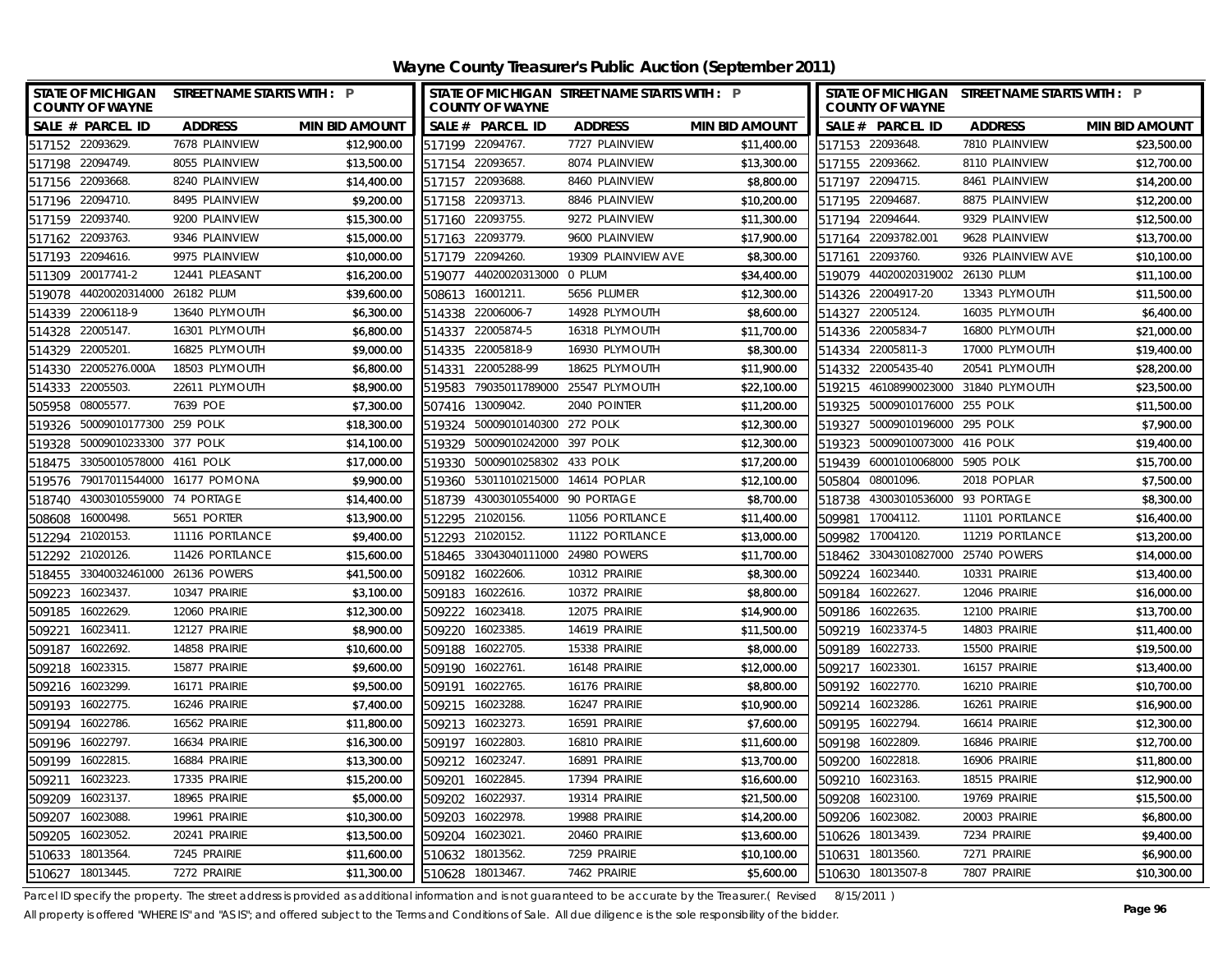# Wayne County Treasurer's Public Auction (September 2011)

| SALE # | PARCEL ID | ADDRESS | MIN BID AMOUNT |
|---|---|---|---|
| 517152 | 22093629. | 7678 PLAINVIEW | $12,900.00 |
| 517198 | 22094749. | 8055 PLAINVIEW | $13,500.00 |
| 517156 | 22093668. | 8240 PLAINVIEW | $14,400.00 |
| 517196 | 22094710. | 8495 PLAINVIEW | $9,200.00 |
| 517159 | 22093740. | 9200 PLAINVIEW | $15,300.00 |
| 517162 | 22093763. | 9346 PLAINVIEW | $15,000.00 |
| 517193 | 22094616. | 9975 PLAINVIEW | $10,000.00 |
| 511309 | 20017741-2 | 12441 PLEASANT | $16,200.00 |
| 519078 | 44020020314000 | 26182 PLUM | $39,600.00 |
| 514339 | 22006118-9 | 13640 PLYMOUTH | $6,300.00 |
| 514328 | 22005147. | 16301 PLYMOUTH | $6,800.00 |
| 514329 | 22005201. | 16825 PLYMOUTH | $9,000.00 |
| 514330 | 22005276.000A | 18503 PLYMOUTH | $6,800.00 |
| 514333 | 22005503. | 22611 PLYMOUTH | $8,900.00 |
| 505958 | 08005577. | 7639 POE | $7,300.00 |
| 519326 | 50009010177300 | 259 POLK | $18,300.00 |
| 519328 | 50009010233300 | 377 POLK | $14,100.00 |
| 518475 | 33050010578000 | 4161 POLK | $17,000.00 |
| 519576 | 79017011544000 | 16177 POMONA | $9,900.00 |
| 518740 | 43003010559000 | 74 PORTAGE | $14,400.00 |
| 508608 | 16000498. | 5651 PORTER | $13,900.00 |
| 512294 | 21020153. | 11116 PORTLANCE | $9,400.00 |
| 512292 | 21020126. | 11426 PORTLANCE | $15,600.00 |
| 518455 | 33040032461000 | 26136 POWERS | $41,500.00 |
| 509223 | 16023437. | 10347 PRAIRIE | $3,100.00 |
| 509185 | 16022629. | 12060 PRAIRIE | $12,300.00 |
| 509221 | 16023411. | 12127 PRAIRIE | $8,900.00 |
| 509187 | 16022692. | 14858 PRAIRIE | $10,600.00 |
| 509218 | 16023315. | 15877 PRAIRIE | $9,600.00 |
| 509216 | 16023299. | 16171 PRAIRIE | $9,500.00 |
| 509193 | 16022775. | 16246 PRAIRIE | $7,400.00 |
| 509194 | 16022786. | 16562 PRAIRIE | $11,800.00 |
| 509196 | 16022797. | 16634 PRAIRIE | $16,300.00 |
| 509199 | 16022815. | 16884 PRAIRIE | $13,300.00 |
| 509211 | 16023223. | 17335 PRAIRIE | $15,200.00 |
| 509209 | 16023137. | 18965 PRAIRIE | $5,000.00 |
| 509207 | 16023088. | 19961 PRAIRIE | $10,300.00 |
| 509205 | 16023052. | 20241 PRAIRIE | $13,500.00 |
| 510633 | 18013564. | 7245 PRAIRIE | $11,600.00 |
| 510627 | 18013445. | 7272 PRAIRIE | $11,300.00 |
| 517199 | 22094767. | 7727 PLAINVIEW | $11,400.00 |
| 517154 | 22093657. | 8074 PLAINVIEW | $13,300.00 |
| 517157 | 22093688. | 8460 PLAINVIEW | $8,800.00 |
| 517158 | 22093713. | 8846 PLAINVIEW | $10,200.00 |
| 517160 | 22093755. | 9272 PLAINVIEW | $11,300.00 |
| 517163 | 22093779. | 9600 PLAINVIEW | $17,900.00 |
| 517179 | 22094260. | 19309 PLAINVIEW AVE | $8,300.00 |
| 519077 | 44020020313000 | 0 PLUM | $34,400.00 |
| 508613 | 16001211. | 5656 PLUMER | $12,300.00 |
| 514338 | 22006006-7 | 14928 PLYMOUTH | $8,600.00 |
| 514337 | 22005874-5 | 16318 PLYMOUTH | $11,700.00 |
| 514335 | 22005818-9 | 16930 PLYMOUTH | $8,300.00 |
| 514331 | 22005288-99 | 18625 PLYMOUTH | $11,900.00 |
| 519583 | 79035011789000 | 25547 PLYMOUTH | $22,100.00 |
| 507416 | 13009042. | 2040 POINTER | $11,200.00 |
| 519324 | 50009010140300 | 272 POLK | $12,300.00 |
| 519329 | 50009010242000 | 397 POLK | $12,300.00 |
| 519330 | 50009010258302 | 433 POLK | $17,200.00 |
| 519360 | 53011010215000 | 14614 POPLAR | $12,100.00 |
| 518739 | 43003010554000 | 90 PORTAGE | $8,700.00 |
| 512295 | 21020156. | 11056 PORTLANCE | $11,400.00 |
| 512293 | 21020152. | 11122 PORTLANCE | $13,000.00 |
| 518465 | 33043040111000 | 24980 POWERS | $11,700.00 |
| 509182 | 16022606. | 10312 PRAIRIE | $8,300.00 |
| 509183 | 16022616. | 10372 PRAIRIE | $8,800.00 |
| 509222 | 16023418. | 12075 PRAIRIE | $14,900.00 |
| 509220 | 16023385. | 14619 PRAIRIE | $11,500.00 |
| 509188 | 16022705. | 15338 PRAIRIE | $8,000.00 |
| 509190 | 16022761. | 16148 PRAIRIE | $12,000.00 |
| 509191 | 16022765. | 16176 PRAIRIE | $8,800.00 |
| 509215 | 16023288. | 16247 PRAIRIE | $10,900.00 |
| 509213 | 16023273. | 16591 PRAIRIE | $7,600.00 |
| 509197 | 16022803. | 16810 PRAIRIE | $11,600.00 |
| 509212 | 16023247. | 16891 PRAIRIE | $13,700.00 |
| 509201 | 16022845. | 17394 PRAIRIE | $16,600.00 |
| 509202 | 16022937. | 19314 PRAIRIE | $21,500.00 |
| 509203 | 16022978. | 19988 PRAIRIE | $14,200.00 |
| 509204 | 16023021. | 20460 PRAIRIE | $13,600.00 |
| 510632 | 18013562. | 7259 PRAIRIE | $10,100.00 |
| 510628 | 18013467. | 7462 PRAIRIE | $5,600.00 |
| 517153 | 22093648. | 7810 PLAINVIEW | $23,500.00 |
| 517155 | 22093662. | 8110 PLAINVIEW | $12,700.00 |
| 517197 | 22094715. | 8461 PLAINVIEW | $14,200.00 |
| 517195 | 22094687. | 8875 PLAINVIEW | $12,200.00 |
| 517194 | 22094644. | 9329 PLAINVIEW | $12,500.00 |
| 517164 | 22093782.001 | 9628 PLAINVIEW | $13,700.00 |
| 517161 | 22093760. | 9326 PLAINVIEW AVE | $10,100.00 |
| 519079 | 44020020319002 | 26130 PLUM | $11,100.00 |
| 514326 | 22004917-20 | 13343 PLYMOUTH | $11,500.00 |
| 514327 | 22005124. | 16035 PLYMOUTH | $6,400.00 |
| 514336 | 22005834-7 | 16800 PLYMOUTH | $21,000.00 |
| 514334 | 22005811-3 | 17000 PLYMOUTH | $19,400.00 |
| 514332 | 22005435-40 | 20541 PLYMOUTH | $28,200.00 |
| 519215 | 46108990023000 | 31840 PLYMOUTH | $23,500.00 |
| 519325 | 50009010176000 | 255 POLK | $11,500.00 |
| 519327 | 50009010196000 | 295 POLK | $7,900.00 |
| 519323 | 50009010073000 | 416 POLK | $19,400.00 |
| 519439 | 60001010068000 | 5905 POLK | $15,700.00 |
| 505804 | 08001096. | 2018 POPLAR | $7,500.00 |
| 518738 | 43003010536000 | 93 PORTAGE | $8,300.00 |
| 509981 | 17004112. | 11101 PORTLANCE | $16,400.00 |
| 509982 | 17004120. | 11219 PORTLANCE | $13,200.00 |
| 518462 | 33043010827000 | 25740 POWERS | $14,000.00 |
| 509224 | 16023440. | 10331 PRAIRIE | $13,400.00 |
| 509184 | 16022627. | 12046 PRAIRIE | $16,000.00 |
| 509186 | 16022635. | 12100 PRAIRIE | $13,700.00 |
| 509219 | 16023374-5 | 14803 PRAIRIE | $11,400.00 |
| 509189 | 16022733. | 15500 PRAIRIE | $19,500.00 |
| 509217 | 16023301. | 16157 PRAIRIE | $13,400.00 |
| 509192 | 16022770. | 16210 PRAIRIE | $10,700.00 |
| 509214 | 16023286. | 16261 PRAIRIE | $16,900.00 |
| 509195 | 16022794. | 16614 PRAIRIE | $12,300.00 |
| 509198 | 16022809. | 16846 PRAIRIE | $12,700.00 |
| 509200 | 16022818. | 16906 PRAIRIE | $11,800.00 |
| 509210 | 16023163. | 18515 PRAIRIE | $12,900.00 |
| 509208 | 16023100. | 19769 PRAIRIE | $15,500.00 |
| 509206 | 16023082. | 20003 PRAIRIE | $6,800.00 |
| 510626 | 18013439. | 7234 PRAIRIE | $9,400.00 |
| 510631 | 18013560. | 7271 PRAIRIE | $6,900.00 |
| 510630 | 18013507-8 | 7807 PRAIRIE | $10,300.00 |

Parcel ID specify the property. The street address is provided as additional information and is not guaranteed to be accurate by the Treasurer.( Revised 8/15/2011 )

All property is offered "WHERE IS" and "AS IS"; and offered subject to the Terms and Conditions of Sale. All due diligence is the sole responsibility of the bidder.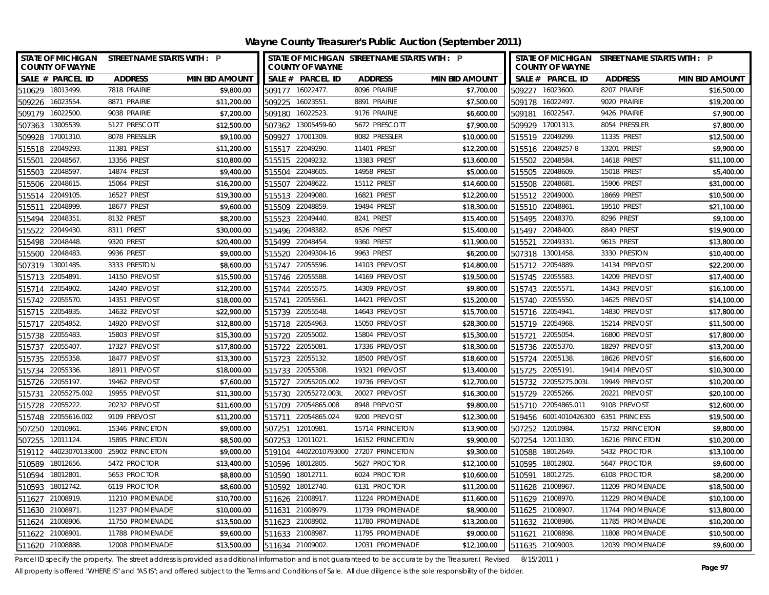# Wayne County Treasurer's Public Auction (September 2011)

| SALE # | PARCEL ID | ADDRESS | MIN BID AMOUNT |
|---|---|---|---|
| 510629 | 18013499. | 7818 PRAIRIE | $9,800.00 |
| 509226 | 16023554. | 8871 PRAIRIE | $11,200.00 |
| 509179 | 16022500. | 9038 PRAIRIE | $7,200.00 |
| 507363 | 13005539. | 5127 PRESCOTT | $12,500.00 |
| 509928 | 17001310. | 8078 PRESSLER | $9,100.00 |
| 515518 | 22049293. | 11381 PREST | $11,200.00 |
| 515501 | 22048567. | 13356 PREST | $10,800.00 |
| 515503 | 22048597. | 14874 PREST | $9,400.00 |
| 515506 | 22048615. | 15064 PREST | $16,200.00 |
| 515514 | 22049105. | 16527 PREST | $19,300.00 |
| 515511 | 22048999. | 18677 PREST | $9,600.00 |
| 515494 | 22048351. | 8132 PREST | $8,200.00 |
| 515522 | 22049430. | 8311 PREST | $30,000.00 |
| 515498 | 22048448. | 9320 PREST | $20,400.00 |
| 515500 | 22048483. | 9936 PREST | $9,000.00 |
| 507319 | 13001485. | 3333 PRESTON | $8,600.00 |
| 515713 | 22054891. | 14150 PREVOST | $15,500.00 |
| 515714 | 22054902. | 14240 PREVOST | $12,200.00 |
| 515742 | 22055570. | 14351 PREVOST | $18,000.00 |
| 515715 | 22054935. | 14632 PREVOST | $22,900.00 |
| 515717 | 22054952. | 14920 PREVOST | $12,800.00 |
| 515738 | 22055483. | 15803 PREVOST | $15,300.00 |
| 515737 | 22055407. | 17327 PREVOST | $17,800.00 |
| 515735 | 22055358. | 18477 PREVOST | $13,300.00 |
| 515734 | 22055336. | 18911 PREVOST | $18,000.00 |
| 515726 | 22055197. | 19462 PREVOST | $7,600.00 |
| 515731 | 22055275.002 | 19955 PREVOST | $11,300.00 |
| 515728 | 22055222. | 20232 PREVOST | $11,600.00 |
| 515748 | 22055616.002 | 9109 PREVOST | $11,200.00 |
| 507250 | 12010961. | 15346 PRINCETON | $9,000.00 |
| 507255 | 12011124. | 15895 PRINCETON | $8,500.00 |
| 519112 | 44023070133000 | 25902 PRINCETON | $9,000.00 |
| 510589 | 18012656. | 5472 PROCTOR | $13,400.00 |
| 510594 | 18012801. | 5653 PROCTOR | $8,800.00 |
| 510593 | 18012742. | 6119 PROCTOR | $8,600.00 |
| 511627 | 21008919. | 11210 PROMENADE | $10,700.00 |
| 511630 | 21008971. | 11237 PROMENADE | $10,000.00 |
| 511624 | 21008906. | 11750 PROMENADE | $13,500.00 |
| 511622 | 21008901. | 11788 PROMENADE | $9,600.00 |
| 511620 | 21008888. | 12008 PROMENADE | $13,500.00 |
| 509177 | 16022477. | 8096 PRAIRIE | $7,700.00 |
| 509225 | 16023551. | 8891 PRAIRIE | $7,500.00 |
| 509180 | 16022523. | 9176 PRAIRIE | $6,600.00 |
| 507362 | 13005459-60 | 5672 PRESCOTT | $7,900.00 |
| 509927 | 17001309. | 8082 PRESSLER | $10,000.00 |
| 515517 | 22049290. | 11401 PREST | $12,200.00 |
| 515515 | 22049232. | 13383 PREST | $13,600.00 |
| 515504 | 22048605. | 14958 PREST | $5,000.00 |
| 515507 | 22048622. | 15112 PREST | $14,600.00 |
| 515513 | 22049080. | 16821 PREST | $12,200.00 |
| 515509 | 22048859. | 19494 PREST | $18,300.00 |
| 515523 | 22049440. | 8241 PREST | $15,400.00 |
| 515496 | 22048382. | 8526 PREST | $15,400.00 |
| 515499 | 22048454. | 9360 PREST | $11,900.00 |
| 515520 | 22049304-16 | 9963 PREST | $6,200.00 |
| 515747 | 22055596. | 14103 PREVOST | $14,800.00 |
| 515746 | 22055588. | 14169 PREVOST | $19,500.00 |
| 515744 | 22055575. | 14309 PREVOST | $9,800.00 |
| 515741 | 22055561. | 14421 PREVOST | $15,200.00 |
| 515739 | 22055548. | 14643 PREVOST | $15,700.00 |
| 515718 | 22054963. | 15050 PREVOST | $28,300.00 |
| 515720 | 22055002. | 15804 PREVOST | $15,300.00 |
| 515722 | 22055081. | 17336 PREVOST | $18,300.00 |
| 515723 | 22055132. | 18500 PREVOST | $18,600.00 |
| 515733 | 22055308. | 19321 PREVOST | $13,400.00 |
| 515727 | 22055205.002 | 19736 PREVOST | $12,700.00 |
| 515730 | 22055272.003L | 20027 PREVOST | $16,300.00 |
| 515709 | 22054865.008 | 8948 PREVOST | $9,800.00 |
| 515711 | 22054865.024 | 9200 PREVOST | $12,300.00 |
| 507251 | 12010981. | 15714 PRINCETON | $13,900.00 |
| 507253 | 12011021. | 16152 PRINCETON | $9,900.00 |
| 519104 | 44022010793000 | 27207 PRINCETON | $9,300.00 |
| 510596 | 18012805. | 5627 PROCTOR | $12,100.00 |
| 510590 | 18012711. | 6024 PROCTOR | $10,600.00 |
| 510592 | 18012740. | 6131 PROCTOR | $11,200.00 |
| 511626 | 21008917. | 11224 PROMENADE | $11,600.00 |
| 511631 | 21008979. | 11739 PROMENADE | $8,900.00 |
| 511623 | 21008902. | 11780 PROMENADE | $13,200.00 |
| 511633 | 21008987. | 11795 PROMENADE | $9,000.00 |
| 511634 | 21009002. | 12031 PROMENADE | $12,100.00 |
| 509227 | 16023600. | 8207 PRAIRIE | $16,500.00 |
| 509178 | 16022497. | 9020 PRAIRIE | $19,200.00 |
| 509181 | 16022547. | 9426 PRAIRIE | $7,900.00 |
| 509929 | 17001313. | 8054 PRESSLER | $7,800.00 |
| 515519 | 22049299. | 11335 PREST | $12,500.00 |
| 515516 | 22049257-8 | 13201 PREST | $9,900.00 |
| 515502 | 22048584. | 14618 PREST | $11,100.00 |
| 515505 | 22048609. | 15018 PREST | $5,400.00 |
| 515508 | 22048681. | 15906 PREST | $31,000.00 |
| 515512 | 22049000. | 18669 PREST | $10,500.00 |
| 515510 | 22048861. | 19510 PREST | $21,100.00 |
| 515495 | 22048370. | 8296 PREST | $9,100.00 |
| 515497 | 22048400. | 8840 PREST | $19,900.00 |
| 515521 | 22049331. | 9615 PREST | $13,800.00 |
| 507318 | 13001458. | 3330 PRESTON | $10,400.00 |
| 515712 | 22054889. | 14134 PREVOST | $22,200.00 |
| 515745 | 22055583. | 14209 PREVOST | $17,400.00 |
| 515743 | 22055571. | 14343 PREVOST | $16,100.00 |
| 515740 | 22055550. | 14625 PREVOST | $14,100.00 |
| 515716 | 22054941. | 14830 PREVOST | $17,800.00 |
| 515719 | 22054968. | 15214 PREVOST | $11,500.00 |
| 515721 | 22055054. | 16800 PREVOST | $17,800.00 |
| 515736 | 22055370. | 18297 PREVOST | $13,200.00 |
| 515724 | 22055138. | 18626 PREVOST | $16,600.00 |
| 515725 | 22055191. | 19414 PREVOST | $10,300.00 |
| 515732 | 22055275.003L | 19949 PREVOST | $10,200.00 |
| 515729 | 22055266. | 20221 PREVOST | $20,100.00 |
| 515710 | 22054865.011 | 9108 PREVOST | $12,600.00 |
| 519456 | 60014010426300 | 6351 PRINCESS | $19,500.00 |
| 507252 | 12010984. | 15732 PRINCETON | $9,800.00 |
| 507254 | 12011030. | 16216 PRINCETON | $10,200.00 |
| 510588 | 18012649. | 5432 PROCTOR | $13,100.00 |
| 510595 | 18012802. | 5647 PROCTOR | $9,600.00 |
| 510591 | 18012725. | 6108 PROCTOR | $8,200.00 |
| 511628 | 21008967. | 11209 PROMENADE | $18,500.00 |
| 511629 | 21008970. | 11229 PROMENADE | $10,100.00 |
| 511625 | 21008907. | 11744 PROMENADE | $13,800.00 |
| 511632 | 21008986. | 11785 PROMENADE | $10,200.00 |
| 511621 | 21008898. | 11808 PROMENADE | $10,500.00 |
| 511635 | 21009003. | 12039 PROMENADE | $9,600.00 |

Parcel ID specify the property. The street address is provided as additional information and is not guaranteed to be accurate by the Treasurer.( Revised 8/15/2011 )

All property is offered "WHERE IS" and "AS IS"; and offered subject to the Terms and Conditions of Sale. All due diligence is the sole responsibility of the bidder.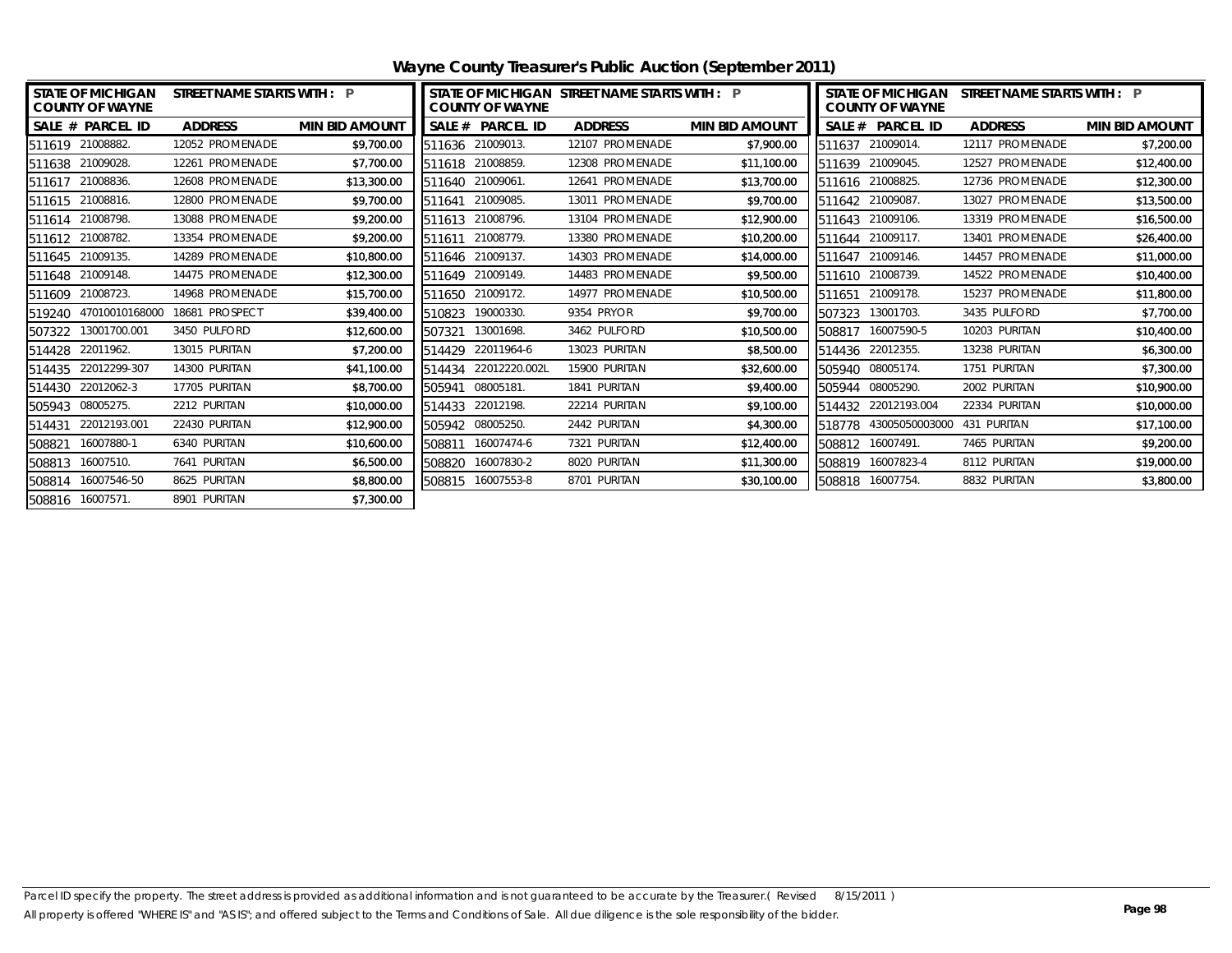# Wayne County Treasurer's Public Auction (September 2011)

| STATE OF MICHIGAN COUNTY OF WAYNE | STREET NAME STARTS WITH : P | |
|---|---|---|
| SALE # PARCEL ID | ADDRESS | MIN BID AMOUNT |
| 511619 21008882. | 12052 PROMENADE | $9,700.00 |
| 511638 21009028. | 12261 PROMENADE | $7,700.00 |
| 511617 21008836. | 12608 PROMENADE | $13,300.00 |
| 511615 21008816. | 12800 PROMENADE | $9,700.00 |
| 511614 21008798. | 13088 PROMENADE | $9,200.00 |
| 511612 21008782. | 13354 PROMENADE | $9,200.00 |
| 511645 21009135. | 14289 PROMENADE | $10,800.00 |
| 511648 21009148. | 14475 PROMENADE | $12,300.00 |
| 511609 21008723. | 14968 PROMENADE | $15,700.00 |
| 519240 47010010168000 | 18681 PROSPECT | $39,400.00 |
| 507322 13001700.001 | 3450 PULFORD | $12,600.00 |
| 514428 22011962. | 13015 PURITAN | $7,200.00 |
| 514435 22012299-307 | 14300 PURITAN | $41,100.00 |
| 514430 22012062-3 | 17705 PURITAN | $8,700.00 |
| 505943 08005275. | 2212 PURITAN | $10,000.00 |
| 514431 22012193.001 | 22430 PURITAN | $12,900.00 |
| 508821 16007880-1 | 6340 PURITAN | $10,600.00 |
| 508813 16007510. | 7641 PURITAN | $6,500.00 |
| 508814 16007546-50 | 8625 PURITAN | $8,800.00 |
| 508816 16007571. | 8901 PURITAN | $7,300.00 |

| STATE OF MICHIGAN COUNTY OF WAYNE | STREET NAME STARTS WITH : P | |
|---|---|---|
| SALE # PARCEL ID | ADDRESS | MIN BID AMOUNT |
| 511636 21009013. | 12107 PROMENADE | $7,900.00 |
| 511618 21008859. | 12308 PROMENADE | $11,100.00 |
| 511640 21009061. | 12641 PROMENADE | $13,700.00 |
| 511641 21009085. | 13011 PROMENADE | $9,700.00 |
| 511613 21008796. | 13104 PROMENADE | $12,900.00 |
| 511611 21008779. | 13380 PROMENADE | $10,200.00 |
| 511646 21009137. | 14303 PROMENADE | $14,000.00 |
| 511649 21009149. | 14483 PROMENADE | $9,500.00 |
| 511650 21009172. | 14977 PROMENADE | $10,500.00 |
| 510823 19000330. | 9354 PRYOR | $9,700.00 |
| 507321 13001698. | 3462 PULFORD | $10,500.00 |
| 514429 22011964-6 | 13023 PURITAN | $8,500.00 |
| 514434 22012220.002L | 15900 PURITAN | $32,600.00 |
| 505941 08005181. | 1841 PURITAN | $9,400.00 |
| 514433 22012198. | 22214 PURITAN | $9,100.00 |
| 505942 08005250. | 2442 PURITAN | $4,300.00 |
| 508811 16007474-6 | 7321 PURITAN | $12,400.00 |
| 508820 16007830-2 | 8020 PURITAN | $11,300.00 |
| 508815 16007553-8 | 8701 PURITAN | $30,100.00 |

| STATE OF MICHIGAN COUNTY OF WAYNE | STREET NAME STARTS WITH : P | |
|---|---|---|
| SALE # PARCEL ID | ADDRESS | MIN BID AMOUNT |
| 511637 21009014. | 12117 PROMENADE | $7,200.00 |
| 511639 21009045. | 12527 PROMENADE | $12,400.00 |
| 511616 21008825. | 12736 PROMENADE | $12,300.00 |
| 511642 21009087. | 13027 PROMENADE | $13,500.00 |
| 511643 21009106. | 13319 PROMENADE | $16,500.00 |
| 511644 21009117. | 13401 PROMENADE | $26,400.00 |
| 511647 21009146. | 14457 PROMENADE | $11,000.00 |
| 511610 21008739. | 14522 PROMENADE | $10,400.00 |
| 511651 21009178. | 15237 PROMENADE | $11,800.00 |
| 507323 13001703. | 3435 PULFORD | $7,700.00 |
| 508817 16007590-5 | 10203 PURITAN | $10,400.00 |
| 514436 22012355. | 13238 PURITAN | $6,300.00 |
| 505940 08005174. | 1751 PURITAN | $7,300.00 |
| 505944 08005290. | 2002 PURITAN | $10,900.00 |
| 514432 22012193.004 | 22334 PURITAN | $10,000.00 |
| 518778 43005050003000 | 431 PURITAN | $17,100.00 |
| 508812 16007491. | 7465 PURITAN | $9,200.00 |
| 508819 16007823-4 | 8112 PURITAN | $19,000.00 |
| 508818 16007754. | 8832 PURITAN | $3,800.00 |

Parcel ID specify the property. The street address is provided as additional information and is not guaranteed to be accurate by the Treasurer.( Revised 8/15/2011 )
All property is offered "WHERE IS" and "AS IS"; and offered subject to the Terms and Conditions of Sale. All due diligence is the sole responsibility of the bidder.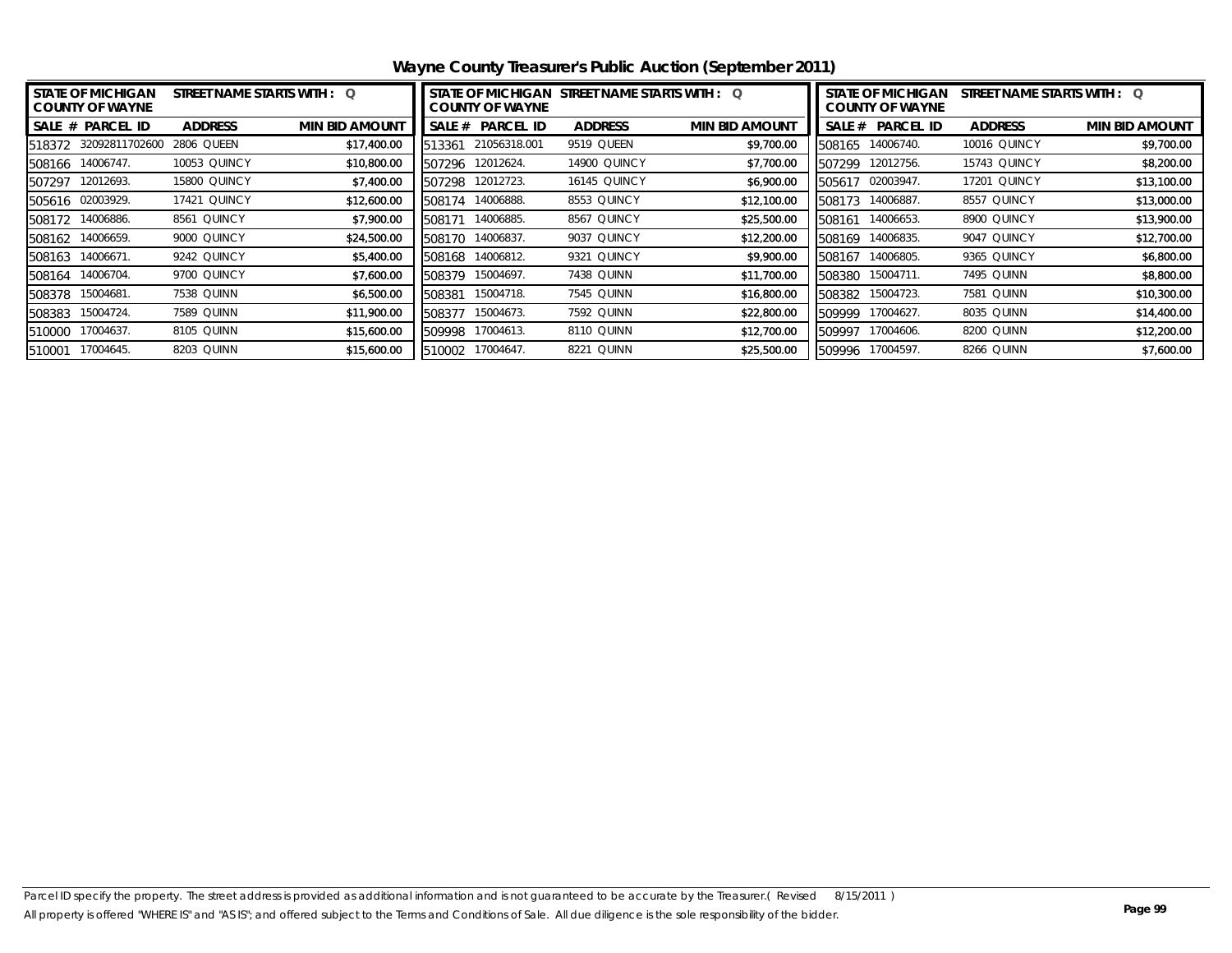# Wayne County Treasurer's Public Auction (September 2011)

| STATE OF MICHIGAN COUNTY OF WAYNE | | STREET NAME STARTS WITH : Q | |
|---|---|---|---|
| SALE # | PARCEL ID | ADDRESS | MIN BID AMOUNT |
| 518372 | 32092811702600 | 2806 QUEEN | $17,400.00 |
| 508166 | 14006747. | 10053 QUINCY | $10,800.00 |
| 507297 | 12012693. | 15800 QUINCY | $7,400.00 |
| 505616 | 02003929. | 17421 QUINCY | $12,600.00 |
| 508172 | 14006886. | 8561 QUINCY | $7,900.00 |
| 508162 | 14006659. | 9000 QUINCY | $24,500.00 |
| 508163 | 14006671. | 9242 QUINCY | $5,400.00 |
| 508164 | 14006704. | 9700 QUINCY | $7,600.00 |
| 508378 | 15004681. | 7538 QUINN | $6,500.00 |
| 508383 | 15004724. | 7589 QUINN | $11,900.00 |
| 510000 | 17004637. | 8105 QUINN | $15,600.00 |
| 510001 | 17004645. | 8203 QUINN | $15,600.00 |
| 513361 | 21056318.001 | 9519 QUEEN | $9,700.00 |
| 507296 | 12012624. | 14900 QUINCY | $7,700.00 |
| 507298 | 12012723. | 16145 QUINCY | $6,900.00 |
| 508174 | 14006888. | 8553 QUINCY | $12,100.00 |
| 508171 | 14006885. | 8567 QUINCY | $25,500.00 |
| 508170 | 14006837. | 9037 QUINCY | $12,200.00 |
| 508168 | 14006812. | 9321 QUINCY | $9,900.00 |
| 508379 | 15004697. | 7438 QUINN | $11,700.00 |
| 508381 | 15004718. | 7545 QUINN | $16,800.00 |
| 508377 | 15004673. | 7592 QUINN | $22,800.00 |
| 509998 | 17004613. | 8110 QUINN | $12,700.00 |
| 510002 | 17004647. | 8221 QUINN | $25,500.00 |
| 508165 | 14006740. | 10016 QUINCY | $9,700.00 |
| 507299 | 12012756. | 15743 QUINCY | $8,200.00 |
| 505617 | 02003947. | 17201 QUINCY | $13,100.00 |
| 508173 | 14006887. | 8557 QUINCY | $13,000.00 |
| 508161 | 14006653. | 8900 QUINCY | $13,900.00 |
| 508169 | 14006835. | 9047 QUINCY | $12,700.00 |
| 508167 | 14006805. | 9365 QUINCY | $6,800.00 |
| 508380 | 15004711. | 7495 QUINN | $8,800.00 |
| 508382 | 15004723. | 7581 QUINN | $10,300.00 |
| 509999 | 17004627. | 8035 QUINN | $14,400.00 |
| 509997 | 17004606. | 8200 QUINN | $12,200.00 |
| 509996 | 17004597. | 8266 QUINN | $7,600.00 |

Parcel ID specify the property. The street address is provided as additional information and is not guaranteed to be accurate by the Treasurer.( Revised 8/15/2011 )
All property is offered "WHERE IS" and "AS IS"; and offered subject to the Terms and Conditions of Sale. All due diligence is the sole responsibility of the bidder.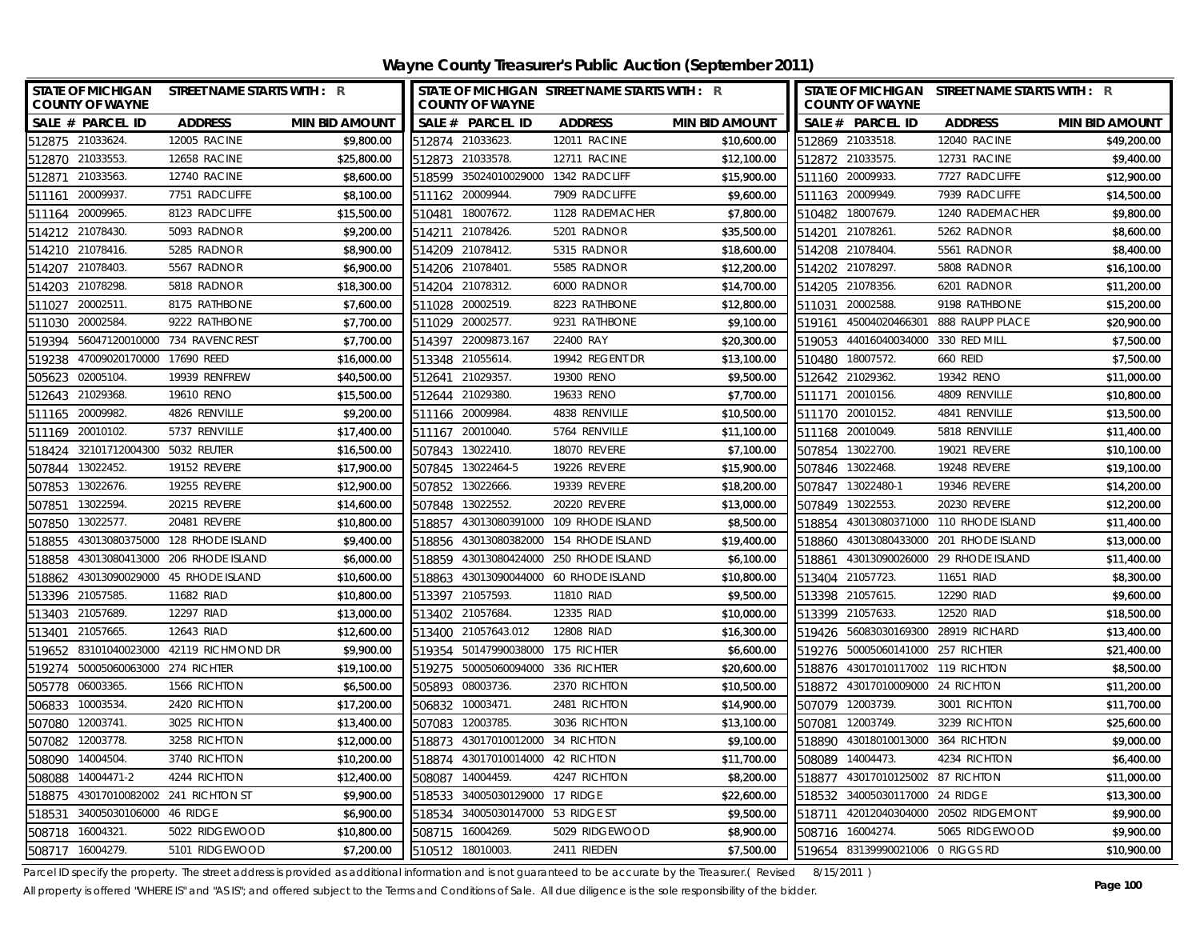# Wayne County Treasurer's Public Auction (September 2011)

| SALE # | PARCEL ID | ADDRESS | MIN BID AMOUNT |
|---|---|---|---|
| 512875 | 21033624. | 12005 RACINE | $9,800.00 |
| 512870 | 21033553. | 12658 RACINE | $25,800.00 |
| 512871 | 21033563. | 12740 RACINE | $8,600.00 |
| 511161 | 20009937. | 7751 RADCLIFFE | $8,100.00 |
| 511164 | 20009965. | 8123 RADCLIFFE | $15,500.00 |
| 514212 | 21078430. | 5093 RADNOR | $9,200.00 |
| 514210 | 21078416. | 5285 RADNOR | $8,900.00 |
| 514207 | 21078403. | 5567 RADNOR | $6,900.00 |
| 514203 | 21078298. | 5818 RADNOR | $18,300.00 |
| 511027 | 20002511. | 8175 RATHBONE | $7,600.00 |
| 511030 | 20002584. | 9222 RATHBONE | $7,700.00 |
| 519394 | 56047120010000 | 734 RAVENCREST | $7,700.00 |
| 519238 | 47009020170000 | 17690 REED | $16,000.00 |
| 505623 | 02005104. | 19939 RENFREW | $40,500.00 |
| 512643 | 21029368. | 19610 RENO | $15,500.00 |
| 511165 | 20009982. | 4826 RENVILLE | $9,200.00 |
| 511169 | 20010102. | 5737 RENVILLE | $17,400.00 |
| 518424 | 32101712004300 | 5032 REUTER | $16,500.00 |
| 507844 | 13022452. | 19152 REVERE | $17,900.00 |
| 507853 | 13022676. | 19255 REVERE | $12,900.00 |
| 507851 | 13022594. | 20215 REVERE | $14,600.00 |
| 507850 | 13022577. | 20481 REVERE | $10,800.00 |
| 518855 | 43013080375000 | 128 RHODE ISLAND | $9,400.00 |
| 518858 | 43013080413000 | 206 RHODE ISLAND | $6,000.00 |
| 518862 | 43013090029000 | 45 RHODE ISLAND | $10,600.00 |
| 513396 | 21057585. | 11682 RIAD | $10,800.00 |
| 513403 | 21057689. | 12297 RIAD | $13,000.00 |
| 513401 | 21057665. | 12643 RIAD | $12,600.00 |
| 519652 | 83101040023000 | 42119 RICHMOND DR | $9,900.00 |
| 519274 | 50005060063000 | 274 RICHTER | $19,100.00 |
| 505778 | 06003365. | 1566 RICHTON | $6,500.00 |
| 506833 | 10003534. | 2420 RICHTON | $17,200.00 |
| 507080 | 12003741. | 3025 RICHTON | $13,400.00 |
| 507082 | 12003778. | 3258 RICHTON | $12,000.00 |
| 508090 | 14004504. | 3740 RICHTON | $10,200.00 |
| 508088 | 14004471-2 | 4244 RICHTON | $12,400.00 |
| 518875 | 43017010082002 | 241 RICHTON ST | $9,900.00 |
| 518531 | 34005030106000 | 46 RIDGE | $6,900.00 |
| 508718 | 16004321. | 5022 RIDGEWOOD | $10,800.00 |
| 508717 | 16004279. | 5101 RIDGEWOOD | $7,200.00 |
| 512874 | 21033623. | 12011 RACINE | $10,600.00 |
| 512873 | 21033578. | 12711 RACINE | $12,100.00 |
| 518599 | 35024010029000 | 1342 RADCLIFF | $15,900.00 |
| 511162 | 20009944. | 7909 RADCLIFFE | $9,600.00 |
| 510481 | 18007672. | 1128 RADEMACHER | $7,800.00 |
| 514211 | 21078426. | 5201 RADNOR | $35,500.00 |
| 514209 | 21078412. | 5315 RADNOR | $18,600.00 |
| 514206 | 21078401. | 5585 RADNOR | $12,200.00 |
| 514204 | 21078312. | 6000 RADNOR | $14,700.00 |
| 511028 | 20002519. | 8223 RATHBONE | $12,800.00 |
| 511029 | 20002577. | 9231 RATHBONE | $9,100.00 |
| 514397 | 22009873.167 | 22400 RAY | $20,300.00 |
| 513348 | 21055614. | 19942 REGENT DR | $13,100.00 |
| 512641 | 21029357. | 19300 RENO | $9,500.00 |
| 512644 | 21029380. | 19633 RENO | $7,700.00 |
| 511166 | 20009984. | 4838 RENVILLE | $10,500.00 |
| 511167 | 20010040. | 5764 RENVILLE | $11,100.00 |
| 507843 | 13022410. | 18070 REVERE | $7,100.00 |
| 507845 | 13022464-5 | 19226 REVERE | $15,900.00 |
| 507852 | 13022666. | 19339 REVERE | $18,200.00 |
| 507848 | 13022552. | 20220 REVERE | $13,000.00 |
| 518857 | 43013080391000 | 109 RHODE ISLAND | $8,500.00 |
| 518856 | 43013080382000 | 154 RHODE ISLAND | $19,400.00 |
| 518859 | 43013080424000 | 250 RHODE ISLAND | $6,100.00 |
| 518863 | 43013090044000 | 60 RHODE ISLAND | $10,800.00 |
| 513397 | 21057593. | 11810 RIAD | $9,500.00 |
| 513402 | 21057684. | 12335 RIAD | $10,000.00 |
| 513400 | 21057643.012 | 12808 RIAD | $16,300.00 |
| 519354 | 50147990038000 | 175 RICHTER | $6,600.00 |
| 519275 | 50005060094000 | 336 RICHTER | $20,600.00 |
| 505893 | 08003736. | 2370 RICHTON | $10,500.00 |
| 506832 | 10003471. | 2481 RICHTON | $14,900.00 |
| 507083 | 12003785. | 3036 RICHTON | $13,100.00 |
| 518873 | 43017010012000 | 34 RICHTON | $9,100.00 |
| 518874 | 43017010014000 | 42 RICHTON | $11,700.00 |
| 508087 | 14004459. | 4247 RICHTON | $8,200.00 |
| 518533 | 34005030129000 | 17 RIDGE | $22,600.00 |
| 518534 | 34005030147000 | 53 RIDGE ST | $9,500.00 |
| 508715 | 16004269. | 5029 RIDGEWOOD | $8,900.00 |
| 510512 | 18010003. | 2411 RIEDEN | $7,500.00 |
| 512869 | 21033518. | 12040 RACINE | $49,200.00 |
| 512872 | 21033575. | 12731 RACINE | $9,400.00 |
| 511160 | 20009933. | 7727 RADCLIFFE | $12,900.00 |
| 511163 | 20009949. | 7939 RADCLIFFE | $14,500.00 |
| 510482 | 18007679. | 1240 RADEMACHER | $9,800.00 |
| 514201 | 21078261. | 5262 RADNOR | $8,600.00 |
| 514208 | 21078404. | 5561 RADNOR | $8,400.00 |
| 514202 | 21078297. | 5808 RADNOR | $16,100.00 |
| 514205 | 21078356. | 6201 RADNOR | $11,200.00 |
| 511031 | 20002588. | 9198 RATHBONE | $15,200.00 |
| 519161 | 45004020466301 | 888 RAUPP PLACE | $20,900.00 |
| 519053 | 44016040034000 | 330 RED MILL | $7,500.00 |
| 510480 | 18007572. | 660 REID | $7,500.00 |
| 512642 | 21029362. | 19342 RENO | $11,000.00 |
| 511171 | 20010156. | 4809 RENVILLE | $10,800.00 |
| 511170 | 20010152. | 4841 RENVILLE | $13,500.00 |
| 511168 | 20010049. | 5818 RENVILLE | $11,400.00 |
| 507854 | 13022700. | 19021 REVERE | $10,100.00 |
| 507846 | 13022468. | 19248 REVERE | $19,100.00 |
| 507847 | 13022480-1 | 19346 REVERE | $14,200.00 |
| 507849 | 13022553. | 20230 REVERE | $12,200.00 |
| 518854 | 43013080371000 | 110 RHODE ISLAND | $11,400.00 |
| 518860 | 43013080433000 | 201 RHODE ISLAND | $13,000.00 |
| 518861 | 43013090026000 | 29 RHODE ISLAND | $11,400.00 |
| 513404 | 21057723. | 11651 RIAD | $8,300.00 |
| 513398 | 21057615. | 12290 RIAD | $9,600.00 |
| 513399 | 21057633. | 12520 RIAD | $18,500.00 |
| 519426 | 56083030169300 | 28919 RICHARD | $13,400.00 |
| 519276 | 50005060141000 | 257 RICHTER | $21,400.00 |
| 518876 | 43017010117002 | 119 RICHTON | $8,500.00 |
| 518872 | 43017010009000 | 24 RICHTON | $11,200.00 |
| 507079 | 12003739. | 3001 RICHTON | $11,700.00 |
| 507081 | 12003749. | 3239 RICHTON | $25,600.00 |
| 518890 | 43018010013000 | 364 RICHTON | $9,000.00 |
| 508089 | 14004473. | 4234 RICHTON | $6,400.00 |
| 518877 | 43017010125002 | 87 RICHTON | $11,000.00 |
| 518532 | 34005030117000 | 24 RIDGE | $13,300.00 |
| 518711 | 42012040304000 | 20502 RIDGEMONT | $9,900.00 |
| 508716 | 16004274. | 5065 RIDGEWOOD | $9,900.00 |
| 519654 | 83139990021006 | 0 RIGGS RD | $10,900.00 |

Parcel ID specify the property. The street address is provided as additional information and is not guaranteed to be accurate by the Treasurer.( Revised 8/15/2011 )

All property is offered "WHERE IS" and "AS IS"; and offered subject to the Terms and Conditions of Sale. All due diligence is the sole responsibility of the bidder.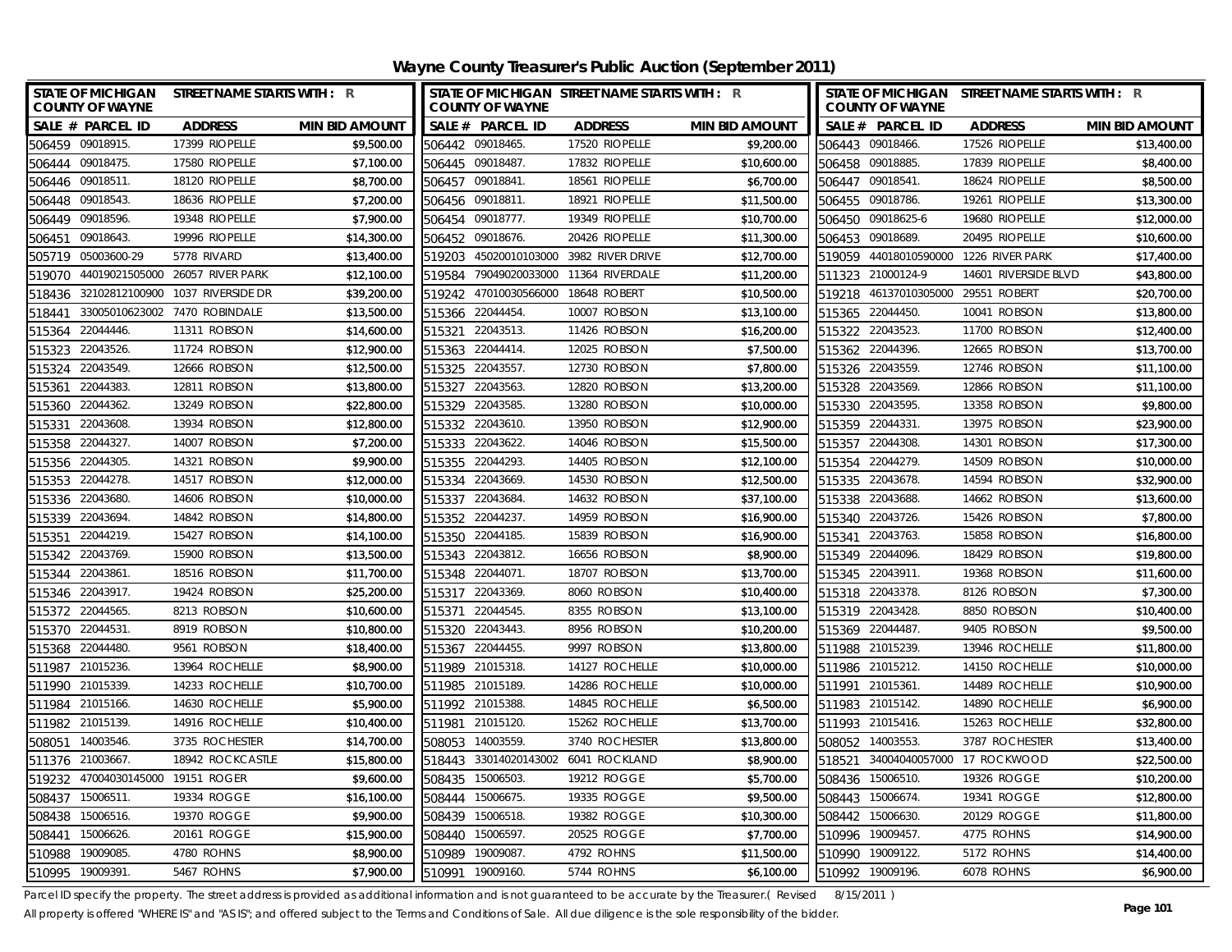# Wayne County Treasurer's Public Auction (September 2011)

| SALE # | PARCEL ID | ADDRESS | MIN BID AMOUNT |
|---|---|---|---|
| 506459 | 09018915. | 17399 RIOPELLE | $9,500.00 |
| 506444 | 09018475. | 17580 RIOPELLE | $7,100.00 |
| 506446 | 09018511. | 18120 RIOPELLE | $8,700.00 |
| 506448 | 09018543. | 18636 RIOPELLE | $7,200.00 |
| 506449 | 09018596. | 19348 RIOPELLE | $7,900.00 |
| 506451 | 09018643. | 19996 RIOPELLE | $14,300.00 |
| 505719 | 05003600-29 | 5778 RIVARD | $13,400.00 |
| 519070 | 44019021505000 | 26057 RIVER PARK | $12,100.00 |
| 518436 | 32102812100900 | 1037 RIVERSIDE DR | $39,200.00 |
| 518441 | 33005010623002 | 7470 ROBINDALE | $13,500.00 |
| 515364 | 22044446. | 11311 ROBSON | $14,600.00 |
| 515323 | 22043526. | 11724 ROBSON | $12,900.00 |
| 515324 | 22043549. | 12666 ROBSON | $12,500.00 |
| 515361 | 22044383. | 12811 ROBSON | $13,800.00 |
| 515360 | 22044362. | 13249 ROBSON | $22,800.00 |
| 515331 | 22043608. | 13934 ROBSON | $12,800.00 |
| 515358 | 22044327. | 14007 ROBSON | $7,200.00 |
| 515356 | 22044305. | 14321 ROBSON | $9,900.00 |
| 515353 | 22044278. | 14517 ROBSON | $12,000.00 |
| 515336 | 22043680. | 14606 ROBSON | $10,000.00 |
| 515339 | 22043694. | 14842 ROBSON | $14,800.00 |
| 515351 | 22044219. | 15427 ROBSON | $14,100.00 |
| 515342 | 22043769. | 15900 ROBSON | $13,500.00 |
| 515344 | 22043861. | 18516 ROBSON | $11,700.00 |
| 515346 | 22043917. | 19424 ROBSON | $25,200.00 |
| 515372 | 22044565. | 8213 ROBSON | $10,600.00 |
| 515370 | 22044531. | 8919 ROBSON | $10,800.00 |
| 515368 | 22044480. | 9561 ROBSON | $18,400.00 |
| 511987 | 21015236. | 13964 ROCHELLE | $8,900.00 |
| 511990 | 21015339. | 14233 ROCHELLE | $10,700.00 |
| 511984 | 21015166. | 14630 ROCHELLE | $5,900.00 |
| 511982 | 21015139. | 14916 ROCHELLE | $10,400.00 |
| 508051 | 14003546. | 3735 ROCHESTER | $14,700.00 |
| 511376 | 21003667. | 18942 ROCKCASTLE | $15,800.00 |
| 519232 | 47004030145000 | 19151 ROGER | $9,600.00 |
| 508437 | 15006511. | 19334 ROGGE | $16,100.00 |
| 508438 | 15006516. | 19370 ROGGE | $9,900.00 |
| 508441 | 15006626. | 20161 ROGGE | $15,900.00 |
| 510988 | 19009085. | 4780 ROHNS | $8,900.00 |
| 510995 | 19009391. | 5467 ROHNS | $7,900.00 |
| 506442 | 09018465. | 17520 RIOPELLE | $9,200.00 |
| 506445 | 09018487. | 17832 RIOPELLE | $10,600.00 |
| 506457 | 09018841. | 18561 RIOPELLE | $6,700.00 |
| 506456 | 09018811. | 18921 RIOPELLE | $11,500.00 |
| 506454 | 09018777. | 19349 RIOPELLE | $10,700.00 |
| 506452 | 09018676. | 20426 RIOPELLE | $11,300.00 |
| 519203 | 45020010103000 | 3982 RIVER DRIVE | $12,700.00 |
| 519584 | 79049020033000 | 11364 RIVERDALE | $11,200.00 |
| 519242 | 47010030566000 | 18648 ROBERT | $10,500.00 |
| 515366 | 22044454. | 10007 ROBSON | $13,100.00 |
| 515321 | 22043513. | 11426 ROBSON | $16,200.00 |
| 515363 | 22044414. | 12025 ROBSON | $7,500.00 |
| 515325 | 22043557. | 12730 ROBSON | $7,800.00 |
| 515327 | 22043563. | 12820 ROBSON | $13,200.00 |
| 515329 | 22043585. | 13280 ROBSON | $10,000.00 |
| 515332 | 22043610. | 13950 ROBSON | $12,900.00 |
| 515333 | 22043622. | 14046 ROBSON | $15,500.00 |
| 515355 | 22044293. | 14405 ROBSON | $12,100.00 |
| 515334 | 22043669. | 14530 ROBSON | $12,500.00 |
| 515337 | 22043684. | 14632 ROBSON | $37,100.00 |
| 515352 | 22044237. | 14959 ROBSON | $16,900.00 |
| 515350 | 22044185. | 15839 ROBSON | $16,900.00 |
| 515343 | 22043812. | 16656 ROBSON | $8,900.00 |
| 515348 | 22044071. | 18707 ROBSON | $13,700.00 |
| 515317 | 22043369. | 8060 ROBSON | $10,400.00 |
| 515371 | 22044545. | 8355 ROBSON | $13,100.00 |
| 515320 | 22043443. | 8956 ROBSON | $10,200.00 |
| 515367 | 22044455. | 9997 ROBSON | $13,800.00 |
| 511989 | 21015318. | 14127 ROCHELLE | $10,000.00 |
| 511985 | 21015189. | 14286 ROCHELLE | $10,000.00 |
| 511992 | 21015388. | 14845 ROCHELLE | $6,500.00 |
| 511981 | 21015120. | 15262 ROCHELLE | $13,700.00 |
| 508053 | 14003559. | 3740 ROCHESTER | $13,800.00 |
| 518443 | 33014020143002 | 6041 ROCKLAND | $8,900.00 |
| 508435 | 15006503. | 19212 ROGGE | $5,700.00 |
| 508444 | 15006675. | 19335 ROGGE | $9,500.00 |
| 508439 | 15006518. | 19382 ROGGE | $10,300.00 |
| 508440 | 15006597. | 20525 ROGGE | $7,700.00 |
| 510989 | 19009087. | 4792 ROHNS | $11,500.00 |
| 510991 | 19009160. | 5744 ROHNS | $6,100.00 |
| 506443 | 09018466. | 17526 RIOPELLE | $13,400.00 |
| 506458 | 09018885. | 17839 RIOPELLE | $8,400.00 |
| 506447 | 09018541. | 18624 RIOPELLE | $8,500.00 |
| 506455 | 09018786. | 19261 RIOPELLE | $13,300.00 |
| 506450 | 09018625-6 | 19680 RIOPELLE | $12,000.00 |
| 506453 | 09018689. | 20495 RIOPELLE | $10,600.00 |
| 519059 | 44018010590000 | 1226 RIVER PARK | $17,400.00 |
| 511323 | 21000124-9 | 14601 RIVERSIDE BLVD | $43,800.00 |
| 519218 | 46137010305000 | 29551 ROBERT | $20,700.00 |
| 515365 | 22044450. | 10041 ROBSON | $13,800.00 |
| 515322 | 22043523. | 11700 ROBSON | $12,400.00 |
| 515362 | 22044396. | 12665 ROBSON | $13,700.00 |
| 515326 | 22043559. | 12746 ROBSON | $11,100.00 |
| 515328 | 22043569. | 12866 ROBSON | $11,100.00 |
| 515330 | 22043595. | 13358 ROBSON | $9,800.00 |
| 515359 | 22044331. | 13975 ROBSON | $23,900.00 |
| 515357 | 22044308. | 14301 ROBSON | $17,300.00 |
| 515354 | 22044279. | 14509 ROBSON | $10,000.00 |
| 515335 | 22043678. | 14594 ROBSON | $32,900.00 |
| 515338 | 22043688. | 14662 ROBSON | $13,600.00 |
| 515340 | 22043726. | 15426 ROBSON | $7,800.00 |
| 515341 | 22043763. | 15858 ROBSON | $16,800.00 |
| 515349 | 22044096. | 18429 ROBSON | $19,800.00 |
| 515345 | 22043911. | 19368 ROBSON | $11,600.00 |
| 515318 | 22043378. | 8126 ROBSON | $7,300.00 |
| 515319 | 22043428. | 8850 ROBSON | $10,400.00 |
| 515369 | 22044487. | 9405 ROBSON | $9,500.00 |
| 511988 | 21015239. | 13946 ROCHELLE | $11,800.00 |
| 511986 | 21015212. | 14150 ROCHELLE | $10,000.00 |
| 511991 | 21015361. | 14489 ROCHELLE | $10,900.00 |
| 511983 | 21015142. | 14890 ROCHELLE | $6,900.00 |
| 511993 | 21015416. | 15263 ROCHELLE | $32,800.00 |
| 508052 | 14003553. | 3787 ROCHESTER | $13,400.00 |
| 518521 | 34004040057000 | 17 ROCKWOOD | $22,500.00 |
| 508436 | 15006510. | 19326 ROGGE | $10,200.00 |
| 508443 | 15006674. | 19341 ROGGE | $12,800.00 |
| 508442 | 15006630. | 20129 ROGGE | $11,800.00 |
| 510996 | 19009457. | 4775 ROHNS | $14,900.00 |
| 510990 | 19009122. | 5172 ROHNS | $14,400.00 |
| 510992 | 19009196. | 6078 ROHNS | $6,900.00 |

Parcel ID specify the property. The street address is provided as additional information and is not guaranteed to be accurate by the Treasurer.( Revised 8/15/2011 )

All property is offered "WHERE IS" and "AS IS"; and offered subject to the Terms and Conditions of Sale. All due diligence is the sole responsibility of the bidder.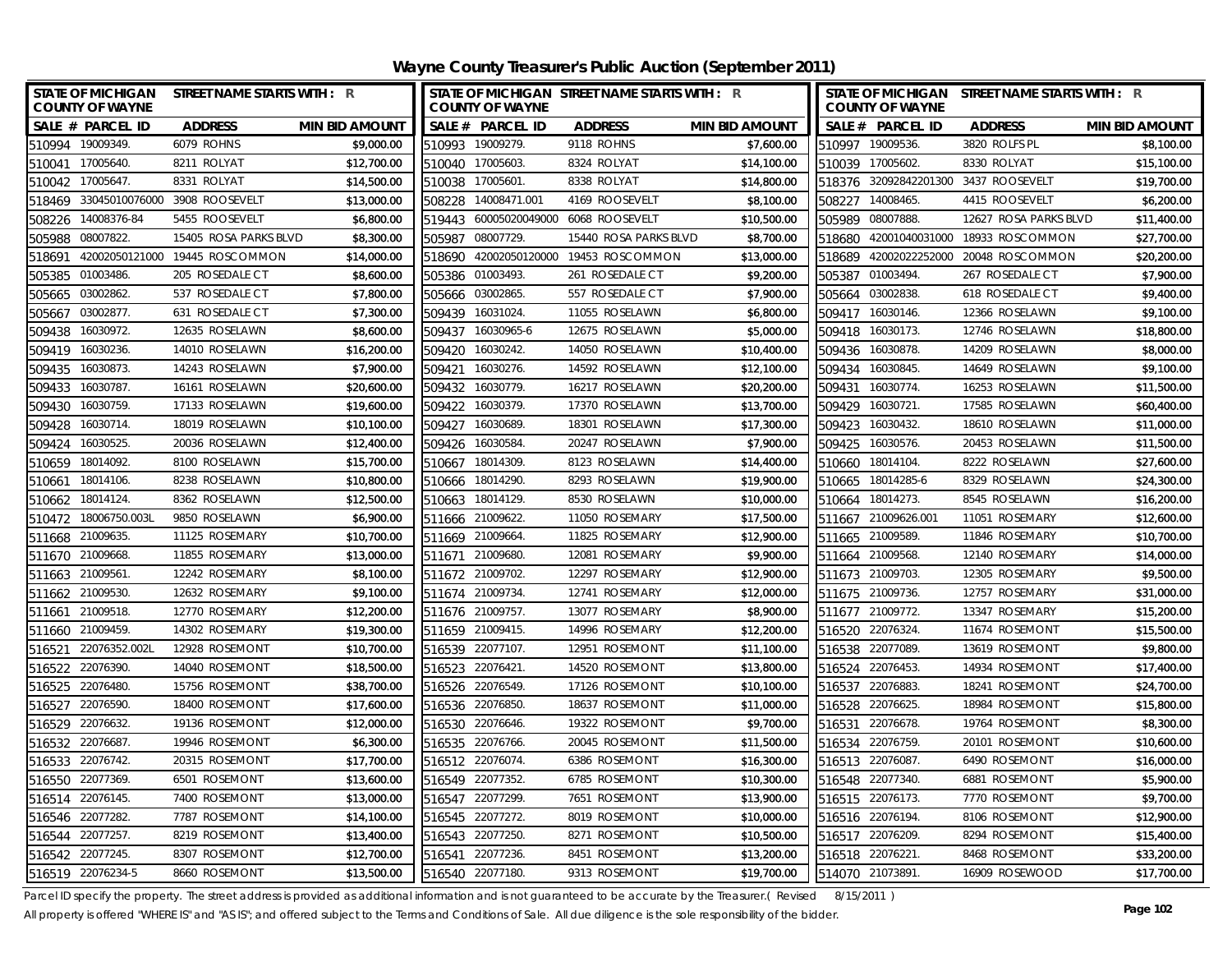# Wayne County Treasurer's Public Auction (September 2011)

| SALE # | PARCEL ID | ADDRESS | MIN BID AMOUNT |
|---|---|---|---|
| 510994 | 19009349. | 6079 ROHNS | $9,000.00 |
| 510041 | 17005640. | 8211 ROLYAT | $12,700.00 |
| 510042 | 17005647. | 8331 ROLYAT | $14,500.00 |
| 518469 | 33045010076000 | 3908 ROOSEVELT | $13,000.00 |
| 508226 | 14008376-84 | 5455 ROOSEVELT | $6,800.00 |
| 505988 | 08007822. | 15405 ROSA PARKS BLVD | $8,300.00 |
| 518691 | 42002050121000 | 19445 ROSCOMMON | $14,000.00 |
| 505385 | 01003486. | 205 ROSEDALE CT | $8,600.00 |
| 505665 | 03002862. | 537 ROSEDALE CT | $7,800.00 |
| 505667 | 03002877. | 631 ROSEDALE CT | $7,300.00 |
| 509438 | 16030972. | 12635 ROSELAWN | $8,600.00 |
| 509419 | 16030236. | 14010 ROSELAWN | $16,200.00 |
| 509435 | 16030873. | 14243 ROSELAWN | $7,900.00 |
| 509433 | 16030787. | 16161 ROSELAWN | $20,600.00 |
| 509430 | 16030759. | 17133 ROSELAWN | $19,600.00 |
| 509428 | 16030714. | 18019 ROSELAWN | $10,100.00 |
| 509424 | 16030525. | 20036 ROSELAWN | $12,400.00 |
| 510659 | 18014092. | 8100 ROSELAWN | $15,700.00 |
| 510661 | 18014106. | 8238 ROSELAWN | $10,800.00 |
| 510662 | 18014124. | 8362 ROSELAWN | $12,500.00 |
| 510472 | 18006750.003L | 9850 ROSELAWN | $6,900.00 |
| 511668 | 21009635. | 11125 ROSEMARY | $10,700.00 |
| 511670 | 21009668. | 11855 ROSEMARY | $13,000.00 |
| 511663 | 21009561. | 12242 ROSEMARY | $8,100.00 |
| 511662 | 21009530. | 12632 ROSEMARY | $9,100.00 |
| 511661 | 21009518. | 12770 ROSEMARY | $12,200.00 |
| 511660 | 21009459. | 14302 ROSEMARY | $19,300.00 |
| 516521 | 22076352.002L | 12928 ROSEMONT | $10,700.00 |
| 516522 | 22076390. | 14040 ROSEMONT | $18,500.00 |
| 516525 | 22076480. | 15756 ROSEMONT | $38,700.00 |
| 516527 | 22076590. | 18400 ROSEMONT | $17,600.00 |
| 516529 | 22076632. | 19136 ROSEMONT | $12,000.00 |
| 516532 | 22076687. | 19946 ROSEMONT | $6,300.00 |
| 516533 | 22076742. | 20315 ROSEMONT | $17,700.00 |
| 516550 | 22077369. | 6501 ROSEMONT | $13,600.00 |
| 516514 | 22076145. | 7400 ROSEMONT | $13,000.00 |
| 516546 | 22077282. | 7787 ROSEMONT | $14,100.00 |
| 516544 | 22077257. | 8219 ROSEMONT | $13,400.00 |
| 516542 | 22077245. | 8307 ROSEMONT | $12,700.00 |
| 516519 | 22076234-5 | 8660 ROSEMONT | $13,500.00 |
| 510993 | 19009279. | 9118 ROHNS | $7,600.00 |
| 510040 | 17005603. | 8324 ROLYAT | $14,100.00 |
| 510038 | 17005601. | 8338 ROLYAT | $14,800.00 |
| 508228 | 14008471.001 | 4169 ROOSEVELT | $8,100.00 |
| 519443 | 60005020049000 | 6068 ROOSEVELT | $10,500.00 |
| 505987 | 08007729. | 15440 ROSA PARKS BLVD | $8,700.00 |
| 518690 | 42002050120000 | 19453 ROSCOMMON | $13,000.00 |
| 505386 | 01003493. | 261 ROSEDALE CT | $9,200.00 |
| 505666 | 03002865. | 557 ROSEDALE CT | $7,900.00 |
| 509439 | 16031024. | 11055 ROSELAWN | $6,800.00 |
| 509437 | 16030965-6 | 12675 ROSELAWN | $5,000.00 |
| 509420 | 16030242. | 14050 ROSELAWN | $10,400.00 |
| 509421 | 16030276. | 14592 ROSELAWN | $12,100.00 |
| 509432 | 16030779. | 16217 ROSELAWN | $20,200.00 |
| 509422 | 16030379. | 17370 ROSELAWN | $13,700.00 |
| 509427 | 16030689. | 18301 ROSELAWN | $17,300.00 |
| 509426 | 16030584. | 20247 ROSELAWN | $7,900.00 |
| 510667 | 18014309. | 8123 ROSELAWN | $14,400.00 |
| 510666 | 18014290. | 8293 ROSELAWN | $19,900.00 |
| 510663 | 18014129. | 8530 ROSELAWN | $10,000.00 |
| 511666 | 21009622. | 11050 ROSEMARY | $17,500.00 |
| 511669 | 21009664. | 11825 ROSEMARY | $12,900.00 |
| 511671 | 21009680. | 12081 ROSEMARY | $9,900.00 |
| 511672 | 21009702. | 12297 ROSEMARY | $12,900.00 |
| 511674 | 21009734. | 12741 ROSEMARY | $12,000.00 |
| 511676 | 21009757. | 13077 ROSEMARY | $8,900.00 |
| 511659 | 21009415. | 14996 ROSEMARY | $12,200.00 |
| 516539 | 22077107. | 12951 ROSEMONT | $11,100.00 |
| 516523 | 22076421. | 14520 ROSEMONT | $13,800.00 |
| 516526 | 22076549. | 17126 ROSEMONT | $10,100.00 |
| 516536 | 22076850. | 18637 ROSEMONT | $11,000.00 |
| 516530 | 22076646. | 19322 ROSEMONT | $9,700.00 |
| 516535 | 22076766. | 20045 ROSEMONT | $11,500.00 |
| 516512 | 22076074. | 6386 ROSEMONT | $16,300.00 |
| 516549 | 22077352. | 6785 ROSEMONT | $10,300.00 |
| 516547 | 22077299. | 7651 ROSEMONT | $13,900.00 |
| 516545 | 22077272. | 8019 ROSEMONT | $10,000.00 |
| 516543 | 22077250. | 8271 ROSEMONT | $10,500.00 |
| 516541 | 22077236. | 8451 ROSEMONT | $13,200.00 |
| 516540 | 22077180. | 9313 ROSEMONT | $19,700.00 |
| 510997 | 19009536. | 3820 ROLFS PL | $8,100.00 |
| 510039 | 17005602. | 8330 ROLYAT | $15,100.00 |
| 518376 | 32092842201300 | 3437 ROOSEVELT | $19,700.00 |
| 508227 | 14008465. | 4415 ROOSEVELT | $6,200.00 |
| 505989 | 08007888. | 12627 ROSA PARKS BLVD | $11,400.00 |
| 518680 | 42001040031000 | 18933 ROSCOMMON | $27,700.00 |
| 518689 | 42002022252000 | 20048 ROSCOMMON | $20,200.00 |
| 505387 | 01003494. | 267 ROSEDALE CT | $7,900.00 |
| 505664 | 03002838. | 618 ROSEDALE CT | $9,400.00 |
| 509417 | 16030146. | 12366 ROSELAWN | $9,100.00 |
| 509418 | 16030173. | 12746 ROSELAWN | $18,800.00 |
| 509436 | 16030878. | 14209 ROSELAWN | $8,000.00 |
| 509434 | 16030845. | 14649 ROSELAWN | $9,100.00 |
| 509431 | 16030774. | 16253 ROSELAWN | $11,500.00 |
| 509429 | 16030721. | 17585 ROSELAWN | $60,400.00 |
| 509423 | 16030432. | 18610 ROSELAWN | $11,000.00 |
| 509425 | 16030576. | 20453 ROSELAWN | $11,500.00 |
| 510660 | 18014104. | 8222 ROSELAWN | $27,600.00 |
| 510665 | 18014285-6 | 8329 ROSELAWN | $24,300.00 |
| 510664 | 18014273. | 8545 ROSELAWN | $16,200.00 |
| 511667 | 21009626.001 | 11051 ROSEMARY | $12,600.00 |
| 511665 | 21009589. | 11846 ROSEMARY | $10,700.00 |
| 511664 | 21009568. | 12140 ROSEMARY | $14,000.00 |
| 511673 | 21009703. | 12305 ROSEMARY | $9,500.00 |
| 511675 | 21009736. | 12757 ROSEMARY | $31,000.00 |
| 511677 | 21009772. | 13347 ROSEMARY | $15,200.00 |
| 516520 | 22076324. | 11674 ROSEMONT | $15,500.00 |
| 516538 | 22077089. | 13619 ROSEMONT | $9,800.00 |
| 516524 | 22076453. | 14934 ROSEMONT | $17,400.00 |
| 516537 | 22076883. | 18241 ROSEMONT | $24,700.00 |
| 516528 | 22076625. | 18984 ROSEMONT | $15,800.00 |
| 516531 | 22076678. | 19764 ROSEMONT | $8,300.00 |
| 516534 | 22076759. | 20101 ROSEMONT | $10,600.00 |
| 516513 | 22076087. | 6490 ROSEMONT | $16,000.00 |
| 516548 | 22077340. | 6881 ROSEMONT | $5,900.00 |
| 516515 | 22076173. | 7770 ROSEMONT | $9,700.00 |
| 516516 | 22076194. | 8106 ROSEMONT | $12,900.00 |
| 516517 | 22076209. | 8294 ROSEMONT | $15,400.00 |
| 516518 | 22076221. | 8468 ROSEMONT | $33,200.00 |
| 514070 | 21073891. | 16909 ROSEWOOD | $17,700.00 |

Parcel ID specify the property. The street address is provided as additional information and is not guaranteed to be accurate by the Treasurer.( Revised 8/15/2011 )

All property is offered "WHERE IS" and "AS IS"; and offered subject to the Terms and Conditions of Sale. All due diligence is the sole responsibility of the bidder.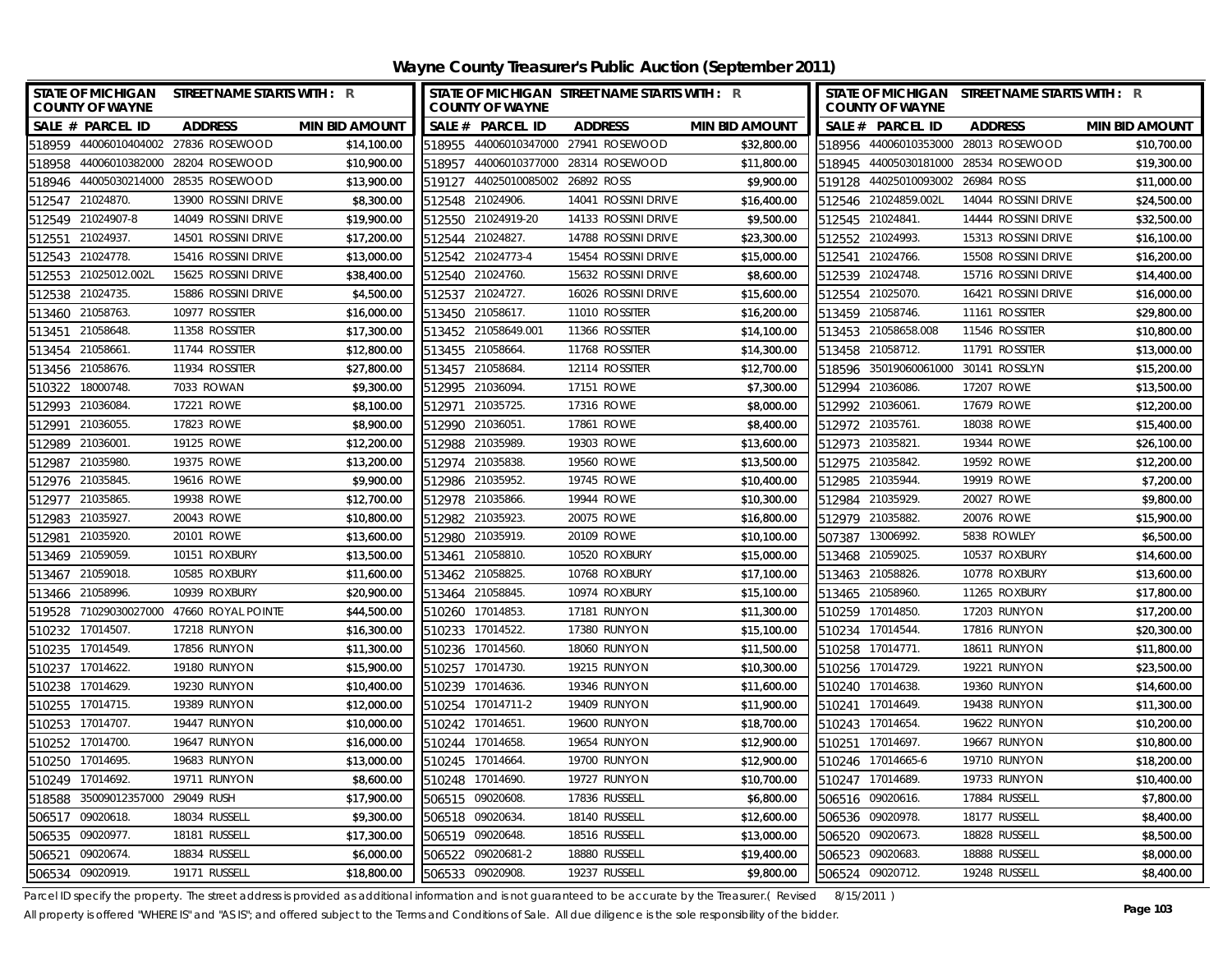# Wayne County Treasurer's Public Auction (September 2011)

| SALE # | PARCEL ID | ADDRESS | MIN BID AMOUNT |
|---|---|---|---|
| 518959 | 44006010404002 | 27836 ROSEWOOD | $14,100.00 |
| 518958 | 44006010382000 | 28204 ROSEWOOD | $10,900.00 |
| 518946 | 44005030214000 | 28535 ROSEWOOD | $13,900.00 |
| 512547 | 21024870. | 13900 ROSSINI DRIVE | $8,300.00 |
| 512549 | 21024907-8 | 14049 ROSSINI DRIVE | $19,900.00 |
| 512551 | 21024937. | 14501 ROSSINI DRIVE | $17,200.00 |
| 512543 | 21024778. | 15416 ROSSINI DRIVE | $13,000.00 |
| 512553 | 21025012.002L | 15625 ROSSINI DRIVE | $38,400.00 |
| 512538 | 21024735. | 15886 ROSSINI DRIVE | $4,500.00 |
| 513460 | 21058763. | 10977 ROSSITER | $16,000.00 |
| 513451 | 21058648. | 11358 ROSSITER | $17,300.00 |
| 513454 | 21058661. | 11744 ROSSITER | $12,800.00 |
| 513456 | 21058676. | 11934 ROSSITER | $27,800.00 |
| 510322 | 18000748. | 7033 ROWAN | $9,300.00 |
| 512993 | 21036084. | 17221 ROWE | $8,100.00 |
| 512991 | 21036055. | 17823 ROWE | $8,900.00 |
| 512989 | 21036001. | 19125 ROWE | $12,200.00 |
| 512987 | 21035980. | 19375 ROWE | $13,200.00 |
| 512976 | 21035845. | 19616 ROWE | $9,900.00 |
| 512977 | 21035865. | 19938 ROWE | $12,700.00 |
| 512983 | 21035927. | 20043 ROWE | $10,800.00 |
| 512981 | 21035920. | 20101 ROWE | $13,600.00 |
| 513469 | 21059059. | 10151 ROXBURY | $13,500.00 |
| 513467 | 21059018. | 10585 ROXBURY | $11,600.00 |
| 513466 | 21058996. | 10939 ROXBURY | $20,900.00 |
| 519528 | 71029030027000 | 47660 ROYAL POINTE | $44,500.00 |
| 510232 | 17014507. | 17218 RUNYON | $16,300.00 |
| 510235 | 17014549. | 17856 RUNYON | $11,300.00 |
| 510237 | 17014622. | 19180 RUNYON | $15,900.00 |
| 510238 | 17014629. | 19230 RUNYON | $10,400.00 |
| 510255 | 17014715. | 19389 RUNYON | $12,000.00 |
| 510253 | 17014707. | 19447 RUNYON | $10,000.00 |
| 510252 | 17014700. | 19647 RUNYON | $16,000.00 |
| 510250 | 17014695. | 19683 RUNYON | $13,000.00 |
| 510249 | 17014692. | 19711 RUNYON | $8,600.00 |
| 518588 | 35009012357000 | 29049 RUSH | $17,900.00 |
| 506517 | 09020618. | 18034 RUSSELL | $9,300.00 |
| 506535 | 09020977. | 18181 RUSSELL | $17,300.00 |
| 506521 | 09020674. | 18834 RUSSELL | $6,000.00 |
| 506534 | 09020919. | 19171 RUSSELL | $18,800.00 |
| 518955 | 44006010347000 | 27941 ROSEWOOD | $32,800.00 |
| 518957 | 44006010377000 | 28314 ROSEWOOD | $11,800.00 |
| 519127 | 44025010085002 | 26892 ROSS | $9,900.00 |
| 512548 | 21024906. | 14041 ROSSINI DRIVE | $16,400.00 |
| 512550 | 21024919-20 | 14133 ROSSINI DRIVE | $9,500.00 |
| 512544 | 21024827. | 14788 ROSSINI DRIVE | $23,300.00 |
| 512542 | 21024773-4 | 15454 ROSSINI DRIVE | $15,000.00 |
| 512540 | 21024760. | 15632 ROSSINI DRIVE | $8,600.00 |
| 512537 | 21024727. | 16026 ROSSINI DRIVE | $15,600.00 |
| 513450 | 21058617. | 11010 ROSSITER | $16,200.00 |
| 513452 | 21058649.001 | 11366 ROSSITER | $14,100.00 |
| 513455 | 21058664. | 11768 ROSSITER | $14,300.00 |
| 513457 | 21058684. | 12114 ROSSITER | $12,700.00 |
| 512995 | 21036094. | 17151 ROWE | $7,300.00 |
| 512971 | 21035725. | 17316 ROWE | $8,000.00 |
| 512990 | 21036051. | 17861 ROWE | $8,400.00 |
| 512988 | 21035989. | 19303 ROWE | $13,600.00 |
| 512974 | 21035838. | 19560 ROWE | $13,500.00 |
| 512986 | 21035952. | 19745 ROWE | $10,400.00 |
| 512978 | 21035866. | 19944 ROWE | $10,300.00 |
| 512982 | 21035923. | 20075 ROWE | $16,800.00 |
| 512980 | 21035919. | 20109 ROWE | $10,100.00 |
| 513461 | 21058810. | 10520 ROXBURY | $15,000.00 |
| 513462 | 21058825. | 10768 ROXBURY | $17,100.00 |
| 513464 | 21058845. | 10974 ROXBURY | $15,100.00 |
| 510260 | 17014853. | 17181 RUNYON | $11,300.00 |
| 510233 | 17014522. | 17380 RUNYON | $15,100.00 |
| 510236 | 17014560. | 18060 RUNYON | $11,500.00 |
| 510257 | 17014730. | 19215 RUNYON | $10,300.00 |
| 510239 | 17014636. | 19346 RUNYON | $11,600.00 |
| 510254 | 17014711-2 | 19409 RUNYON | $11,900.00 |
| 510242 | 17014651. | 19600 RUNYON | $18,700.00 |
| 510244 | 17014658. | 19654 RUNYON | $12,900.00 |
| 510245 | 17014664. | 19700 RUNYON | $12,900.00 |
| 510248 | 17014690. | 19727 RUNYON | $10,700.00 |
| 506515 | 09020608. | 17836 RUSSELL | $6,800.00 |
| 506518 | 09020634. | 18140 RUSSELL | $12,600.00 |
| 506519 | 09020648. | 18516 RUSSELL | $13,000.00 |
| 506522 | 09020681-2 | 18880 RUSSELL | $19,400.00 |
| 506533 | 09020908. | 19237 RUSSELL | $9,800.00 |
| 518956 | 44006010353000 | 28013 ROSEWOOD | $10,700.00 |
| 518945 | 44005030181000 | 28534 ROSEWOOD | $19,300.00 |
| 519128 | 44025010093002 | 26984 ROSS | $11,000.00 |
| 512546 | 21024859.002L | 14044 ROSSINI DRIVE | $24,500.00 |
| 512545 | 21024841. | 14444 ROSSINI DRIVE | $32,500.00 |
| 512552 | 21024993. | 15313 ROSSINI DRIVE | $16,100.00 |
| 512541 | 21024766. | 15508 ROSSINI DRIVE | $16,200.00 |
| 512539 | 21024748. | 15716 ROSSINI DRIVE | $14,400.00 |
| 512554 | 21025070. | 16421 ROSSINI DRIVE | $16,000.00 |
| 513459 | 21058746. | 11161 ROSSITER | $29,800.00 |
| 513453 | 21058658.008 | 11546 ROSSITER | $10,800.00 |
| 513458 | 21058712. | 11791 ROSSITER | $13,000.00 |
| 518596 | 35019060061000 | 30141 ROSSLYN | $15,200.00 |
| 512994 | 21036086. | 17207 ROWE | $13,500.00 |
| 512992 | 21036061. | 17679 ROWE | $12,200.00 |
| 512972 | 21035761. | 18038 ROWE | $15,400.00 |
| 512973 | 21035821. | 19344 ROWE | $26,100.00 |
| 512975 | 21035842. | 19592 ROWE | $12,200.00 |
| 512985 | 21035944. | 19919 ROWE | $7,200.00 |
| 512984 | 21035929. | 20027 ROWE | $9,800.00 |
| 512979 | 21035882. | 20076 ROWE | $15,900.00 |
| 507387 | 13006992. | 5838 ROWLEY | $6,500.00 |
| 513468 | 21059025. | 10537 ROXBURY | $14,600.00 |
| 513463 | 21058826. | 10778 ROXBURY | $13,600.00 |
| 513465 | 21058960. | 11265 ROXBURY | $17,800.00 |
| 510259 | 17014850. | 17203 RUNYON | $17,200.00 |
| 510234 | 17014544. | 17816 RUNYON | $20,300.00 |
| 510258 | 17014771. | 18611 RUNYON | $11,800.00 |
| 510256 | 17014729. | 19221 RUNYON | $23,500.00 |
| 510240 | 17014638. | 19360 RUNYON | $14,600.00 |
| 510241 | 17014649. | 19438 RUNYON | $11,300.00 |
| 510243 | 17014654. | 19622 RUNYON | $10,200.00 |
| 510251 | 17014697. | 19667 RUNYON | $10,800.00 |
| 510246 | 17014665-6 | 19710 RUNYON | $18,200.00 |
| 510247 | 17014689. | 19733 RUNYON | $10,400.00 |
| 506516 | 09020616. | 17884 RUSSELL | $7,800.00 |
| 506536 | 09020978. | 18177 RUSSELL | $8,400.00 |
| 506520 | 09020673. | 18828 RUSSELL | $8,500.00 |
| 506523 | 09020683. | 18888 RUSSELL | $8,000.00 |
| 506524 | 09020712. | 19248 RUSSELL | $8,400.00 |

Parcel ID specify the property. The street address is provided as additional information and is not guaranteed to be accurate by the Treasurer.( Revised 8/15/2011 )

All property is offered "WHERE IS" and "AS IS"; and offered subject to the Terms and Conditions of Sale. All due diligence is the sole responsibility of the bidder.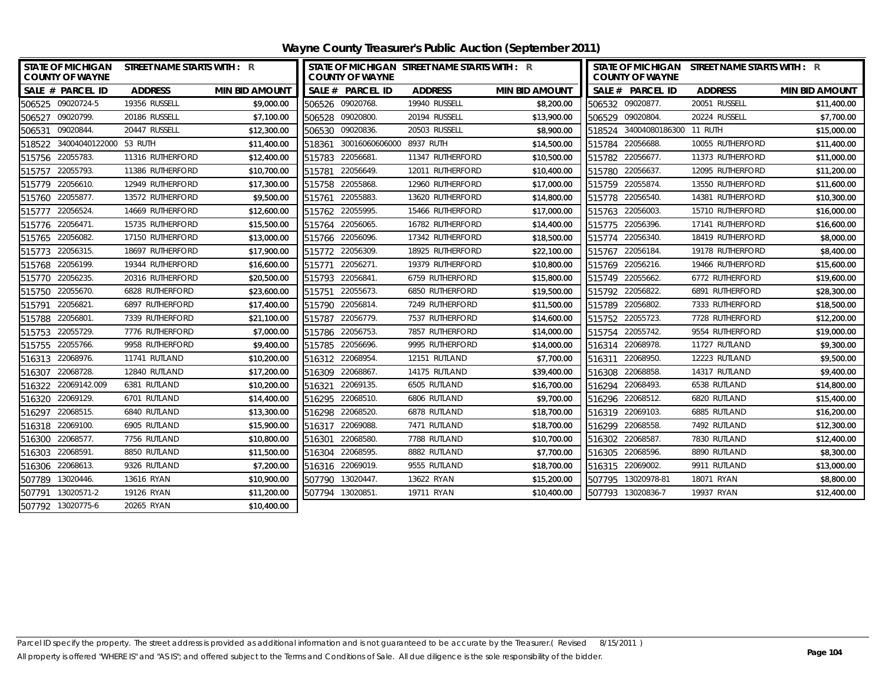# Wayne County Treasurer's Public Auction (September 2011)

STATE OF MICHIGAN COUNTY OF WAYNE — STREET NAME STARTS WITH : R

| SALE # | PARCEL ID | ADDRESS | MIN BID AMOUNT |
|---|---|---|---|
| 506525 | 09020724-5 | 19356 RUSSELL | $9,000.00 |
| 506527 | 09020799. | 20186 RUSSELL | $7,100.00 |
| 506531 | 09020844. | 20447 RUSSELL | $12,300.00 |
| 518522 | 34004040122000 | 53 RUTH | $11,400.00 |
| 515756 | 22055783. | 11316 RUTHERFORD | $12,400.00 |
| 515757 | 22055793. | 11386 RUTHERFORD | $10,700.00 |
| 515779 | 22056610. | 12949 RUTHERFORD | $17,300.00 |
| 515760 | 22055877. | 13572 RUTHERFORD | $9,500.00 |
| 515777 | 22056524. | 14669 RUTHERFORD | $12,600.00 |
| 515776 | 22056471. | 15735 RUTHERFORD | $15,500.00 |
| 515765 | 22056082. | 17150 RUTHERFORD | $13,000.00 |
| 515773 | 22056315. | 18697 RUTHERFORD | $17,900.00 |
| 515768 | 22056199. | 19344 RUTHERFORD | $16,600.00 |
| 515770 | 22056235. | 20316 RUTHERFORD | $20,500.00 |
| 515750 | 22055670. | 6828 RUTHERFORD | $23,600.00 |
| 515791 | 22056821. | 6897 RUTHERFORD | $17,400.00 |
| 515788 | 22056801. | 7339 RUTHERFORD | $21,100.00 |
| 515753 | 22055729. | 7776 RUTHERFORD | $7,000.00 |
| 515755 | 22055766. | 9958 RUTHERFORD | $9,400.00 |
| 516313 | 22068976. | 11741 RUTLAND | $10,200.00 |
| 516307 | 22068728. | 12840 RUTLAND | $17,200.00 |
| 516322 | 22069142.009 | 6381 RUTLAND | $10,200.00 |
| 516320 | 22069129. | 6701 RUTLAND | $14,400.00 |
| 516297 | 22068515. | 6840 RUTLAND | $13,300.00 |
| 516318 | 22069100. | 6905 RUTLAND | $15,900.00 |
| 516300 | 22068577. | 7756 RUTLAND | $10,800.00 |
| 516303 | 22068591. | 8850 RUTLAND | $11,500.00 |
| 516306 | 22068613. | 9326 RUTLAND | $7,200.00 |
| 507789 | 13020446. | 13616 RYAN | $10,900.00 |
| 507791 | 13020571-2 | 19126 RYAN | $11,200.00 |
| 507792 | 13020775-6 | 20265 RYAN | $10,400.00 |
| 506526 | 09020768. | 19940 RUSSELL | $8,200.00 |
| 506528 | 09020800. | 20194 RUSSELL | $13,900.00 |
| 506530 | 09020836. | 20503 RUSSELL | $8,900.00 |
| 518361 | 30016060606000 | 8937 RUTH | $14,500.00 |
| 515783 | 22056681. | 11347 RUTHERFORD | $10,500.00 |
| 515781 | 22056649. | 12011 RUTHERFORD | $10,400.00 |
| 515758 | 22055868. | 12960 RUTHERFORD | $17,000.00 |
| 515761 | 22055883. | 13620 RUTHERFORD | $14,800.00 |
| 515762 | 22055995. | 15466 RUTHERFORD | $17,000.00 |
| 515764 | 22056065. | 16782 RUTHERFORD | $14,400.00 |
| 515766 | 22056096. | 17342 RUTHERFORD | $18,500.00 |
| 515772 | 22056309. | 18925 RUTHERFORD | $22,100.00 |
| 515771 | 22056271. | 19379 RUTHERFORD | $10,800.00 |
| 515793 | 22056841. | 6759 RUTHERFORD | $15,800.00 |
| 515751 | 22055673. | 6850 RUTHERFORD | $19,500.00 |
| 515790 | 22056814. | 7249 RUTHERFORD | $11,500.00 |
| 515787 | 22056779. | 7537 RUTHERFORD | $14,600.00 |
| 515786 | 22056753. | 7857 RUTHERFORD | $14,000.00 |
| 515785 | 22056696. | 9995 RUTHERFORD | $14,000.00 |
| 516312 | 22068954. | 12151 RUTLAND | $7,700.00 |
| 516309 | 22068867. | 14175 RUTLAND | $39,400.00 |
| 516321 | 22069135. | 6505 RUTLAND | $16,700.00 |
| 516295 | 22068510. | 6806 RUTLAND | $9,700.00 |
| 516298 | 22068520. | 6878 RUTLAND | $18,700.00 |
| 516317 | 22069088. | 7471 RUTLAND | $18,700.00 |
| 516301 | 22068580. | 7788 RUTLAND | $10,700.00 |
| 516304 | 22068595. | 8882 RUTLAND | $7,700.00 |
| 516316 | 22069019. | 9555 RUTLAND | $18,700.00 |
| 507790 | 13020447. | 13622 RYAN | $15,200.00 |
| 507794 | 13020851. | 19711 RYAN | $10,400.00 |
| 506532 | 09020877. | 20051 RUSSELL | $11,400.00 |
| 506529 | 09020804. | 20224 RUSSELL | $7,700.00 |
| 518524 | 34004080186300 | 11 RUTH | $15,000.00 |
| 515784 | 22056688. | 10055 RUTHERFORD | $11,400.00 |
| 515782 | 22056677. | 11373 RUTHERFORD | $11,000.00 |
| 515780 | 22056637. | 12095 RUTHERFORD | $11,200.00 |
| 515759 | 22055874. | 13550 RUTHERFORD | $11,600.00 |
| 515778 | 22056540. | 14381 RUTHERFORD | $10,300.00 |
| 515763 | 22056003. | 15710 RUTHERFORD | $16,000.00 |
| 515775 | 22056396. | 17141 RUTHERFORD | $16,600.00 |
| 515774 | 22056340. | 18419 RUTHERFORD | $8,000.00 |
| 515767 | 22056184. | 19178 RUTHERFORD | $8,400.00 |
| 515769 | 22056216. | 19466 RUTHERFORD | $15,600.00 |
| 515749 | 22055662. | 6772 RUTHERFORD | $19,600.00 |
| 515792 | 22056822. | 6891 RUTHERFORD | $28,300.00 |
| 515789 | 22056802. | 7333 RUTHERFORD | $18,500.00 |
| 515752 | 22055723. | 7728 RUTHERFORD | $12,200.00 |
| 515754 | 22055742. | 9554 RUTHERFORD | $19,000.00 |
| 516314 | 22068978. | 11727 RUTLAND | $9,300.00 |
| 516311 | 22068950. | 12223 RUTLAND | $9,500.00 |
| 516308 | 22068858. | 14317 RUTLAND | $9,400.00 |
| 516294 | 22068493. | 6538 RUTLAND | $14,800.00 |
| 516296 | 22068512. | 6820 RUTLAND | $15,400.00 |
| 516319 | 22069103. | 6885 RUTLAND | $16,200.00 |
| 516299 | 22068558. | 7492 RUTLAND | $12,300.00 |
| 516302 | 22068587. | 7830 RUTLAND | $12,400.00 |
| 516305 | 22068596. | 8890 RUTLAND | $8,300.00 |
| 516315 | 22069002. | 9911 RUTLAND | $13,000.00 |
| 507795 | 13020978-81 | 18071 RYAN | $8,800.00 |
| 507793 | 13020836-7 | 19937 RYAN | $12,400.00 |

Parcel ID specify the property. The street address is provided as additional information and is not guaranteed to be accurate by the Treasurer.( Revised 8/15/2011 )
All property is offered "WHERE IS" and "AS IS"; and offered subject to the Terms and Conditions of Sale. All due diligence is the sole responsibility of the bidder.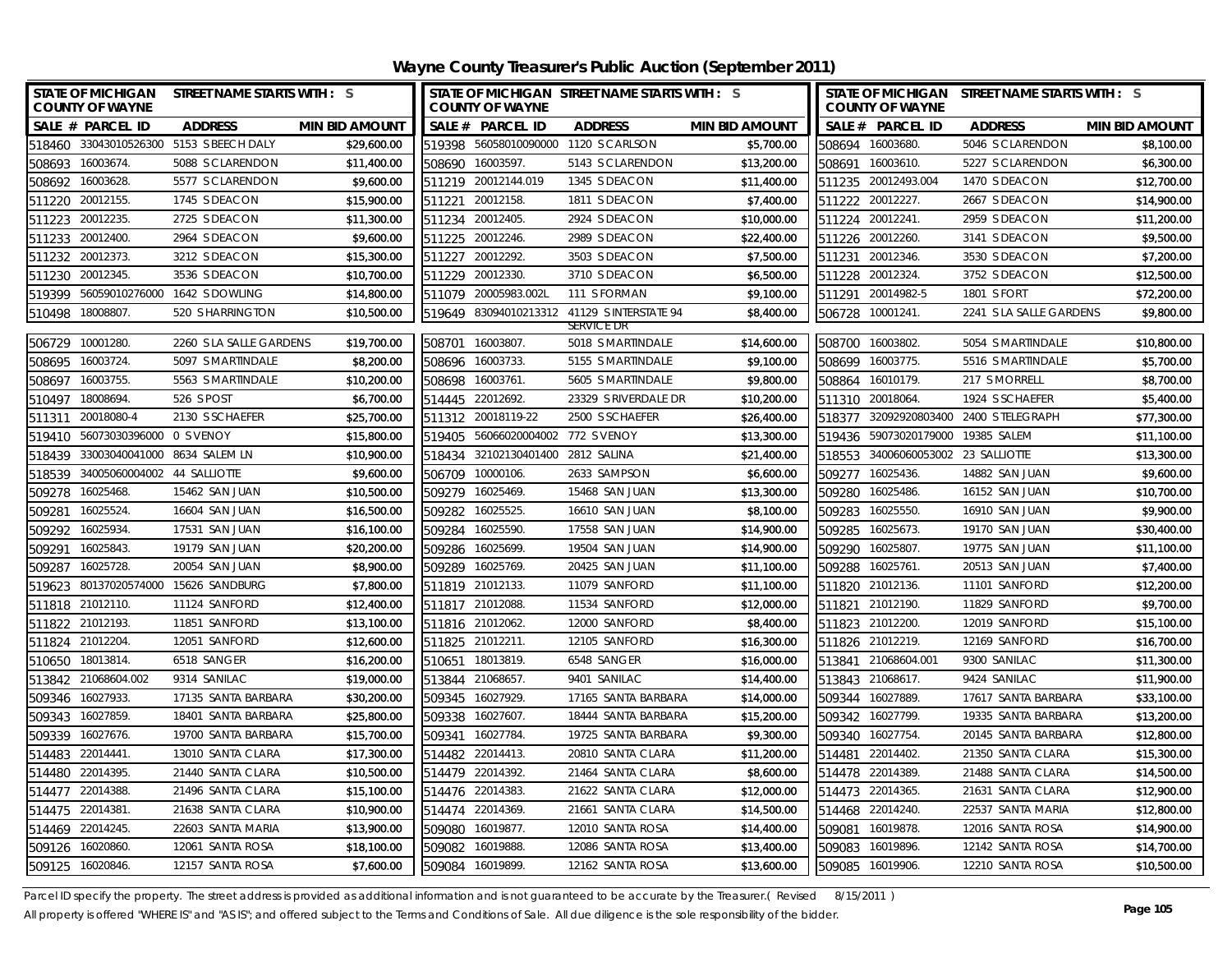# Wayne County Treasurer's Public Auction (September 2011)

STATE OF MICHIGAN COUNTY OF WAYNE — STREET NAME STARTS WITH : S

| SALE # | PARCEL ID | ADDRESS | MIN BID AMOUNT |
|---|---|---|---|
| 518460 | 33043010526300 | 5153 S BEECH DALY | $29,600.00 |
| 508693 | 16003674. | 5088 S CLARENDON | $11,400.00 |
| 508692 | 16003628. | 5577 S CLARENDON | $9,600.00 |
| 511220 | 20012155. | 1745 S DEACON | $15,900.00 |
| 511223 | 20012235. | 2725 S DEACON | $11,300.00 |
| 511233 | 20012400. | 2964 S DEACON | $9,600.00 |
| 511232 | 20012373. | 3212 S DEACON | $15,300.00 |
| 511230 | 20012345. | 3536 S DEACON | $10,700.00 |
| 519399 | 56059010276000 | 1642 S DOWLING | $14,800.00 |
| 510498 | 18008807. | 520 S HARRINGTON | $10,500.00 |
| 506729 | 10001280. | 2260 S LA SALLE GARDENS | $19,700.00 |
| 508695 | 16003724. | 5097 S MARTINDALE | $8,200.00 |
| 508697 | 16003755. | 5563 S MARTINDALE | $10,200.00 |
| 510497 | 18008694. | 526 S POST | $6,700.00 |
| 511311 | 20018080-4 | 2130 S SCHAEFER | $25,700.00 |
| 519410 | 56073030396000 | 0 S VENOY | $15,800.00 |
| 518439 | 33003040041000 | 8634 SALEM LN | $10,900.00 |
| 518539 | 34005060004002 | 44 SALLIOTTE | $9,600.00 |
| 509278 | 16025468. | 15462 SAN JUAN | $10,500.00 |
| 509281 | 16025524. | 16604 SAN JUAN | $16,500.00 |
| 509292 | 16025934. | 17531 SAN JUAN | $16,100.00 |
| 509291 | 16025843. | 19179 SAN JUAN | $20,200.00 |
| 509287 | 16025728. | 20054 SAN JUAN | $8,900.00 |
| 519623 | 80137020574000 | 15626 SANDBURG | $7,800.00 |
| 511818 | 21012110. | 11124 SANFORD | $12,400.00 |
| 511822 | 21012193. | 11851 SANFORD | $13,100.00 |
| 511824 | 21012204. | 12051 SANFORD | $12,600.00 |
| 510650 | 18013814. | 6518 SANGER | $16,200.00 |
| 513842 | 21068604.002 | 9314 SANILAC | $19,000.00 |
| 509346 | 16027933. | 17135 SANTA BARBARA | $30,200.00 |
| 509343 | 16027859. | 18401 SANTA BARBARA | $25,800.00 |
| 509339 | 16027676. | 19700 SANTA BARBARA | $15,700.00 |
| 514483 | 22014441. | 13010 SANTA CLARA | $17,300.00 |
| 514480 | 22014395. | 21440 SANTA CLARA | $10,500.00 |
| 514477 | 22014388. | 21496 SANTA CLARA | $15,100.00 |
| 514475 | 22014381. | 21638 SANTA CLARA | $10,900.00 |
| 514469 | 22014245. | 22603 SANTA MARIA | $13,900.00 |
| 509126 | 16020860. | 12061 SANTA ROSA | $18,100.00 |
| 509125 | 16020846. | 12157 SANTA ROSA | $7,600.00 |
| 519398 | 56058010090000 | 1120 S CARLSON | $5,700.00 |
| 508690 | 16003597. | 5143 S CLARENDON | $13,200.00 |
| 511219 | 20012144.019 | 1345 S DEACON | $11,400.00 |
| 511221 | 20012158. | 1811 S DEACON | $7,400.00 |
| 511234 | 20012405. | 2924 S DEACON | $10,000.00 |
| 511225 | 20012246. | 2989 S DEACON | $22,400.00 |
| 511227 | 20012292. | 3503 S DEACON | $7,500.00 |
| 511229 | 20012330. | 3710 S DEACON | $6,500.00 |
| 511079 | 20005983.002L | 111 S FORMAN | $9,100.00 |
| 519649 | 83094010213312 | 41129 S INTERSTATE 94 SERVICE DR | $8,400.00 |
| 508701 | 16003807. | 5018 S MARTINDALE | $14,600.00 |
| 508696 | 16003733. | 5155 S MARTINDALE | $9,100.00 |
| 508698 | 16003761. | 5605 S MARTINDALE | $9,800.00 |
| 514445 | 22012692. | 23329 S RIVERDALE DR | $10,200.00 |
| 511312 | 20018119-22 | 2500 S SCHAEFER | $26,400.00 |
| 519405 | 56066020004002 | 772 S VENOY | $13,300.00 |
| 518434 | 32102130401400 | 2812 SALINA | $21,400.00 |
| 506709 | 10000106. | 2633 SAMPSON | $6,600.00 |
| 509279 | 16025469. | 15468 SAN JUAN | $13,300.00 |
| 509282 | 16025525. | 16610 SAN JUAN | $8,100.00 |
| 509284 | 16025590. | 17558 SAN JUAN | $14,900.00 |
| 509286 | 16025699. | 19504 SAN JUAN | $14,900.00 |
| 509289 | 16025769. | 20425 SAN JUAN | $11,100.00 |
| 511819 | 21012133. | 11079 SANFORD | $11,100.00 |
| 511817 | 21012088. | 11534 SANFORD | $12,000.00 |
| 511816 | 21012062. | 12000 SANFORD | $8,400.00 |
| 511825 | 21012211. | 12105 SANFORD | $16,300.00 |
| 510651 | 18013819. | 6548 SANGER | $16,000.00 |
| 513844 | 21068657. | 9401 SANILAC | $14,400.00 |
| 509345 | 16027929. | 17165 SANTA BARBARA | $14,000.00 |
| 509338 | 16027607. | 18444 SANTA BARBARA | $15,200.00 |
| 509341 | 16027784. | 19725 SANTA BARBARA | $9,300.00 |
| 514482 | 22014413. | 20810 SANTA CLARA | $11,200.00 |
| 514479 | 22014392. | 21464 SANTA CLARA | $8,600.00 |
| 514476 | 22014383. | 21622 SANTA CLARA | $12,000.00 |
| 514474 | 22014369. | 21661 SANTA CLARA | $14,500.00 |
| 509080 | 16019877. | 12010 SANTA ROSA | $14,400.00 |
| 509082 | 16019888. | 12086 SANTA ROSA | $13,400.00 |
| 509084 | 16019899. | 12162 SANTA ROSA | $13,600.00 |
| 508694 | 16003680. | 5046 S CLARENDON | $8,100.00 |
| 508691 | 16003610. | 5227 S CLARENDON | $6,300.00 |
| 511235 | 20012493.004 | 1470 S DEACON | $12,700.00 |
| 511222 | 20012227. | 2667 S DEACON | $14,900.00 |
| 511224 | 20012241. | 2959 S DEACON | $11,200.00 |
| 511226 | 20012260. | 3141 S DEACON | $9,500.00 |
| 511231 | 20012346. | 3530 S DEACON | $7,200.00 |
| 511228 | 20012324. | 3752 S DEACON | $12,500.00 |
| 511291 | 20014982-5 | 1801 S FORT | $72,200.00 |
| 506728 | 10001241. | 2241 S LA SALLE GARDENS | $9,800.00 |
| 508700 | 16003802. | 5054 S MARTINDALE | $10,800.00 |
| 508699 | 16003775. | 5516 S MARTINDALE | $5,700.00 |
| 508864 | 16010179. | 217 S MORRELL | $8,700.00 |
| 511310 | 20018064. | 1924 S SCHAEFER | $5,400.00 |
| 518377 | 32092920803400 | 2400 S TELEGRAPH | $77,300.00 |
| 519436 | 59073020179000 | 19385 SALEM | $11,100.00 |
| 518553 | 34006060053002 | 23 SALLIOTTE | $13,300.00 |
| 509277 | 16025436. | 14882 SAN JUAN | $9,600.00 |
| 509280 | 16025486. | 16152 SAN JUAN | $10,700.00 |
| 509283 | 16025550. | 16910 SAN JUAN | $9,900.00 |
| 509285 | 16025673. | 19170 SAN JUAN | $30,400.00 |
| 509290 | 16025807. | 19775 SAN JUAN | $11,100.00 |
| 509288 | 16025761. | 20513 SAN JUAN | $7,400.00 |
| 511820 | 21012136. | 11101 SANFORD | $12,200.00 |
| 511821 | 21012190. | 11829 SANFORD | $9,700.00 |
| 511823 | 21012200. | 12019 SANFORD | $15,100.00 |
| 511826 | 21012219. | 12169 SANFORD | $16,700.00 |
| 513841 | 21068604.001 | 9300 SANILAC | $11,300.00 |
| 513843 | 21068617. | 9424 SANILAC | $11,900.00 |
| 509344 | 16027889. | 17617 SANTA BARBARA | $33,100.00 |
| 509342 | 16027799. | 19335 SANTA BARBARA | $13,200.00 |
| 509340 | 16027754. | 20145 SANTA BARBARA | $12,800.00 |
| 514481 | 22014402. | 21350 SANTA CLARA | $15,300.00 |
| 514478 | 22014389. | 21488 SANTA CLARA | $14,500.00 |
| 514473 | 22014365. | 21631 SANTA CLARA | $12,900.00 |
| 514468 | 22014240. | 22537 SANTA MARIA | $12,800.00 |
| 509081 | 16019878. | 12016 SANTA ROSA | $14,900.00 |
| 509083 | 16019896. | 12142 SANTA ROSA | $14,700.00 |
| 509085 | 16019906. | 12210 SANTA ROSA | $10,500.00 |

Parcel ID specify the property. The street address is provided as additional information and is not guaranteed to be accurate by the Treasurer.( Revised 8/15/2011 )

All property is offered "WHERE IS" and "AS IS"; and offered subject to the Terms and Conditions of Sale. All due diligence is the sole responsibility of the bidder.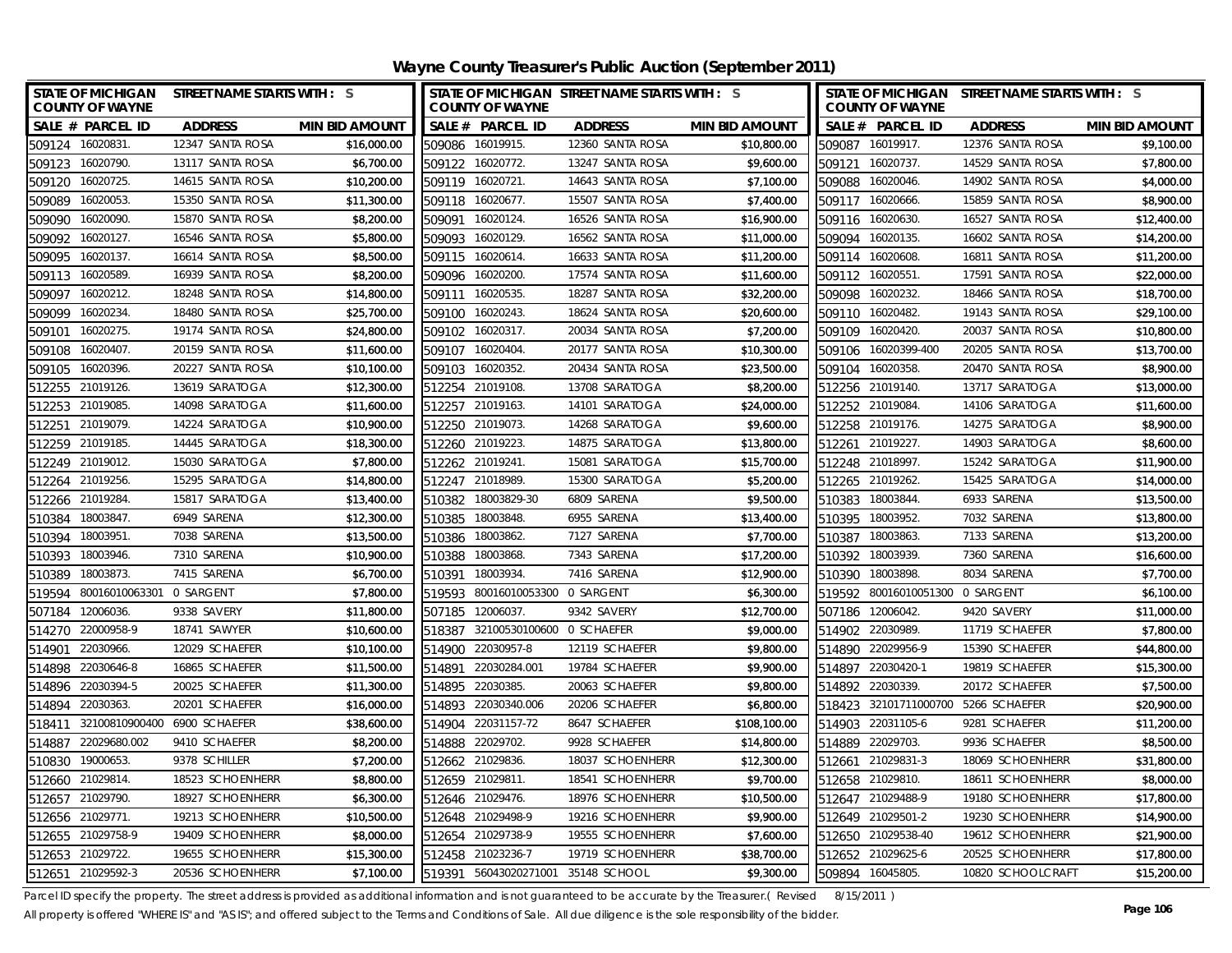# Wayne County Treasurer's Public Auction (September 2011)

| STATE OF MICHIGAN COUNTY OF WAYNE | STREET NAME STARTS WITH : S | | | STATE OF MICHIGAN COUNTY OF WAYNE | STREET NAME STARTS WITH : S | | | STATE OF MICHIGAN COUNTY OF WAYNE | STREET NAME STARTS WITH : S | | |
|---|---|---|---|---|---|---|---|---|---|---|---|
| SALE # | PARCEL ID | ADDRESS | MIN BID AMOUNT | SALE # | PARCEL ID | ADDRESS | MIN BID AMOUNT | SALE # | PARCEL ID | ADDRESS | MIN BID AMOUNT |
| 509124 | 16020831. | 12347 SANTA ROSA | $16,000.00 | 509086 | 16019915. | 12360 SANTA ROSA | $10,800.00 | 509087 | 16019917. | 12376 SANTA ROSA | $9,100.00 |
| 509123 | 16020790. | 13117 SANTA ROSA | $6,700.00 | 509122 | 16020772. | 13247 SANTA ROSA | $9,600.00 | 509121 | 16020737. | 14529 SANTA ROSA | $7,800.00 |
| 509120 | 16020725. | 14615 SANTA ROSA | $10,200.00 | 509119 | 16020721. | 14643 SANTA ROSA | $7,100.00 | 509088 | 16020046. | 14902 SANTA ROSA | $4,000.00 |
| 509089 | 16020053. | 15350 SANTA ROSA | $11,300.00 | 509118 | 16020677. | 15507 SANTA ROSA | $7,400.00 | 509117 | 16020666. | 15859 SANTA ROSA | $8,900.00 |
| 509090 | 16020090. | 15870 SANTA ROSA | $8,200.00 | 509091 | 16020124. | 16526 SANTA ROSA | $16,900.00 | 509116 | 16020630. | 16527 SANTA ROSA | $12,400.00 |
| 509092 | 16020127. | 16546 SANTA ROSA | $5,800.00 | 509093 | 16020129. | 16562 SANTA ROSA | $11,000.00 | 509094 | 16020135. | 16602 SANTA ROSA | $14,200.00 |
| 509095 | 16020137. | 16614 SANTA ROSA | $8,500.00 | 509115 | 16020614. | 16633 SANTA ROSA | $11,200.00 | 509114 | 16020608. | 16811 SANTA ROSA | $11,200.00 |
| 509113 | 16020589. | 16939 SANTA ROSA | $8,200.00 | 509096 | 16020200. | 17574 SANTA ROSA | $11,600.00 | 509112 | 16020551. | 17591 SANTA ROSA | $22,000.00 |
| 509097 | 16020212. | 18248 SANTA ROSA | $14,800.00 | 509111 | 16020535. | 18287 SANTA ROSA | $32,200.00 | 509098 | 16020232. | 18466 SANTA ROSA | $18,700.00 |
| 509099 | 16020234. | 18480 SANTA ROSA | $25,700.00 | 509100 | 16020243. | 18624 SANTA ROSA | $20,600.00 | 509110 | 16020482. | 19143 SANTA ROSA | $29,100.00 |
| 509101 | 16020275. | 19174 SANTA ROSA | $24,800.00 | 509102 | 16020317. | 20034 SANTA ROSA | $7,200.00 | 509109 | 16020420. | 20037 SANTA ROSA | $10,800.00 |
| 509108 | 16020407. | 20159 SANTA ROSA | $11,600.00 | 509107 | 16020404. | 20177 SANTA ROSA | $10,300.00 | 509106 | 16020399-400 | 20205 SANTA ROSA | $13,700.00 |
| 509105 | 16020396. | 20227 SANTA ROSA | $10,100.00 | 509103 | 16020352. | 20434 SANTA ROSA | $23,500.00 | 509104 | 16020358. | 20470 SANTA ROSA | $8,900.00 |
| 512255 | 21019126. | 13619 SARATOGA | $12,300.00 | 512254 | 21019108. | 13708 SARATOGA | $8,200.00 | 512256 | 21019140. | 13717 SARATOGA | $13,000.00 |
| 512253 | 21019085. | 14098 SARATOGA | $11,600.00 | 512257 | 21019163. | 14101 SARATOGA | $24,000.00 | 512252 | 21019084. | 14106 SARATOGA | $11,600.00 |
| 512251 | 21019079. | 14224 SARATOGA | $10,900.00 | 512250 | 21019073. | 14268 SARATOGA | $9,600.00 | 512258 | 21019176. | 14275 SARATOGA | $8,900.00 |
| 512259 | 21019185. | 14445 SARATOGA | $18,300.00 | 512260 | 21019223. | 14875 SARATOGA | $13,800.00 | 512261 | 21019227. | 14903 SARATOGA | $8,600.00 |
| 512249 | 21019012. | 15030 SARATOGA | $7,800.00 | 512262 | 21019241. | 15081 SARATOGA | $15,700.00 | 512248 | 21018997. | 15242 SARATOGA | $11,900.00 |
| 512264 | 21019256. | 15295 SARATOGA | $14,800.00 | 512247 | 21018989. | 15300 SARATOGA | $5,200.00 | 512265 | 21019262. | 15425 SARATOGA | $14,000.00 |
| 512266 | 21019284. | 15817 SARATOGA | $13,400.00 | 510382 | 18003829-30 | 6809 SARENA | $9,500.00 | 510383 | 18003844. | 6933 SARENA | $13,500.00 |
| 510384 | 18003847. | 6949 SARENA | $12,300.00 | 510385 | 18003848. | 6955 SARENA | $13,400.00 | 510395 | 18003952. | 7032 SARENA | $13,800.00 |
| 510394 | 18003951. | 7038 SARENA | $13,500.00 | 510386 | 18003862. | 7127 SARENA | $7,700.00 | 510387 | 18003863. | 7133 SARENA | $13,200.00 |
| 510393 | 18003946. | 7310 SARENA | $10,900.00 | 510388 | 18003868. | 7343 SARENA | $17,200.00 | 510392 | 18003939. | 7360 SARENA | $16,600.00 |
| 510389 | 18003873. | 7415 SARENA | $6,700.00 | 510391 | 18003934. | 7416 SARENA | $12,900.00 | 510390 | 18003898. | 8034 SARENA | $7,700.00 |
| 519594 | 80016010063301 | 0 SARGENT | $7,800.00 | 519593 | 80016010053300 | 0 SARGENT | $6,300.00 | 519592 | 80016010051300 | 0 SARGENT | $6,100.00 |
| 507184 | 12006036. | 9338 SAVERY | $11,800.00 | 507185 | 12006037. | 9342 SAVERY | $12,700.00 | 507186 | 12006042. | 9420 SAVERY | $11,000.00 |
| 514270 | 22000958-9 | 18741 SAWYER | $10,600.00 | 518387 | 32100530100600 | 0 SCHAEFER | $9,000.00 | 514902 | 22030989. | 11719 SCHAEFER | $7,800.00 |
| 514901 | 22030966. | 12029 SCHAEFER | $10,100.00 | 514900 | 22030957-8 | 12119 SCHAEFER | $9,800.00 | 514890 | 22029956-9 | 15390 SCHAEFER | $44,800.00 |
| 514898 | 22030646-8 | 16865 SCHAEFER | $11,500.00 | 514891 | 22030284.001 | 19784 SCHAEFER | $9,900.00 | 514897 | 22030420-1 | 19819 SCHAEFER | $15,300.00 |
| 514896 | 22030394-5 | 20025 SCHAEFER | $11,300.00 | 514895 | 22030385. | 20063 SCHAEFER | $9,800.00 | 514892 | 22030339. | 20172 SCHAEFER | $7,500.00 |
| 514894 | 22030363. | 20201 SCHAEFER | $16,000.00 | 514893 | 22030340.006 | 20206 SCHAEFER | $6,800.00 | 518423 | 32101711000700 | 5266 SCHAEFER | $20,900.00 |
| 518411 | 32100810900400 | 6900 SCHAEFER | $38,600.00 | 514904 | 22031157-72 | 8647 SCHAEFER | $108,100.00 | 514903 | 22031105-6 | 9281 SCHAEFER | $11,200.00 |
| 514887 | 22029680.002 | 9410 SCHAEFER | $8,200.00 | 514888 | 22029702. | 9928 SCHAEFER | $14,800.00 | 514889 | 22029703. | 9936 SCHAEFER | $8,500.00 |
| 510830 | 19000653. | 9378 SCHILLER | $7,200.00 | 512662 | 21029836. | 18037 SCHOENHERR | $12,300.00 | 512661 | 21029831-3 | 18069 SCHOENHERR | $31,800.00 |
| 512660 | 21029814. | 18523 SCHOENHERR | $8,800.00 | 512659 | 21029811. | 18541 SCHOENHERR | $9,700.00 | 512658 | 21029810. | 18611 SCHOENHERR | $8,000.00 |
| 512657 | 21029790. | 18927 SCHOENHERR | $6,300.00 | 512646 | 21029476. | 18976 SCHOENHERR | $10,500.00 | 512647 | 21029488-9 | 19180 SCHOENHERR | $17,800.00 |
| 512656 | 21029771. | 19213 SCHOENHERR | $10,500.00 | 512648 | 21029498-9 | 19216 SCHOENHERR | $9,900.00 | 512649 | 21029501-2 | 19230 SCHOENHERR | $14,900.00 |
| 512655 | 21029758-9 | 19409 SCHOENHERR | $8,000.00 | 512654 | 21029738-9 | 19555 SCHOENHERR | $7,600.00 | 512650 | 21029538-40 | 19612 SCHOENHERR | $21,900.00 |
| 512653 | 21029722. | 19655 SCHOENHERR | $15,300.00 | 512458 | 21023236-7 | 19719 SCHOENHERR | $38,700.00 | 512652 | 21029625-6 | 20525 SCHOENHERR | $17,800.00 |
| 512651 | 21029592-3 | 20536 SCHOENHERR | $7,100.00 | 519391 | 56043020271001 | 35148 SCHOOL | $9,300.00 | 509894 | 16045805. | 10820 SCHOOLCRAFT | $15,200.00 |

Parcel ID specify the property. The street address is provided as additional information and is not guaranteed to be accurate by the Treasurer.( Revised 8/15/2011 )

All property is offered "WHERE IS" and "AS IS"; and offered subject to the Terms and Conditions of Sale. All due diligence is the sole responsibility of the bidder.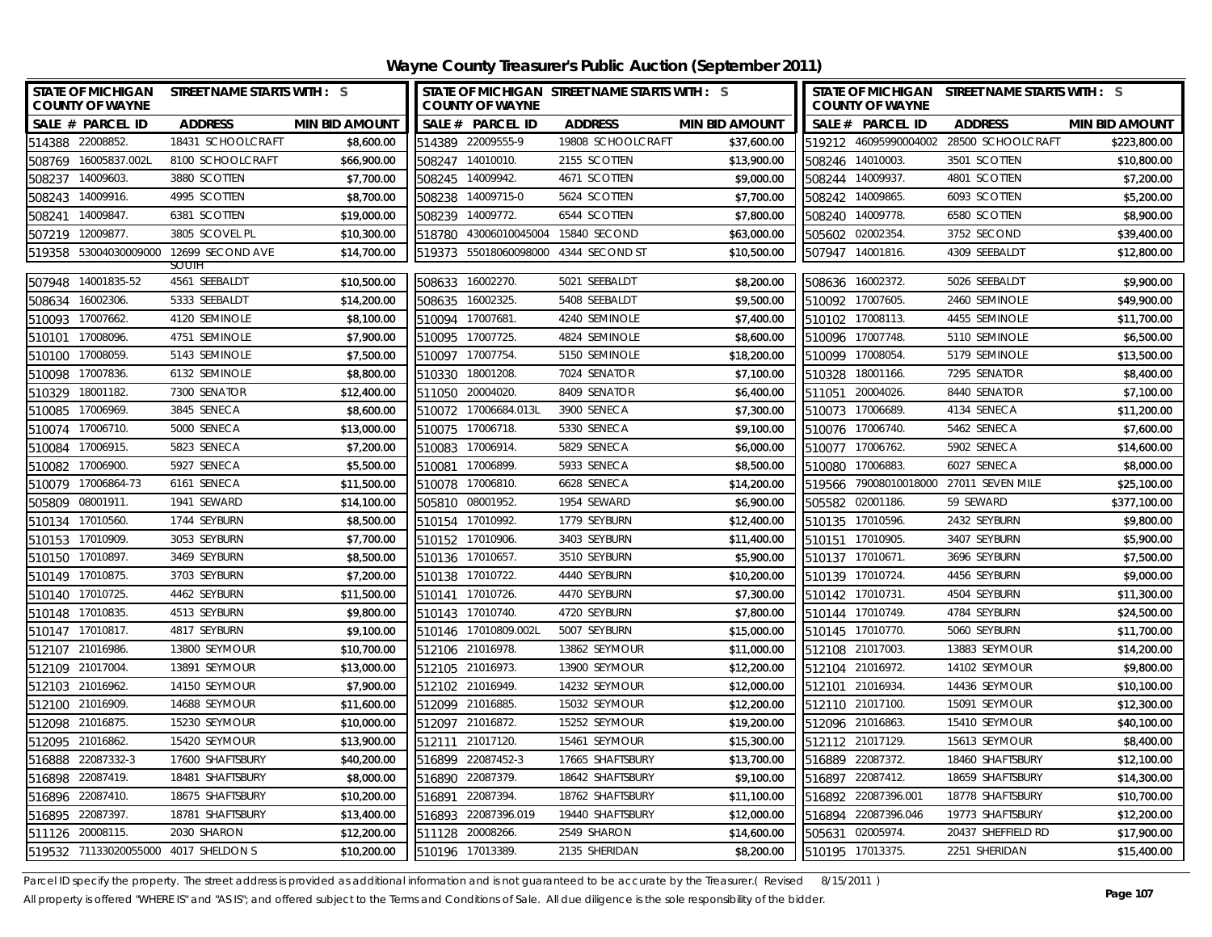# Wayne County Treasurer's Public Auction (September 2011)

| SALE # | PARCEL ID | ADDRESS | MIN BID AMOUNT |
|---|---|---|---|
| 514388 | 22008852. | 18431 SCHOOLCRAFT | $8,600.00 |
| 514389 | 22009555-9 | 19808 SCHOOLCRAFT | $37,600.00 |
| 519212 | 46095990004002 | 28500 SCHOOLCRAFT | $223,800.00 |
| 508769 | 16005837.002L | 8100 SCHOOLCRAFT | $66,900.00 |
| 508247 | 14010010. | 2155 SCOTTEN | $13,900.00 |
| 508246 | 14010003. | 3501 SCOTTEN | $10,800.00 |
| 508237 | 14009603. | 3880 SCOTTEN | $7,700.00 |
| 508245 | 14009942. | 4671 SCOTTEN | $9,000.00 |
| 508244 | 14009937. | 4801 SCOTTEN | $7,200.00 |
| 508243 | 14009916. | 4995 SCOTTEN | $8,700.00 |
| 508238 | 14009715-0 | 5624 SCOTTEN | $7,700.00 |
| 508242 | 14009865. | 6093 SCOTTEN | $5,200.00 |
| 508241 | 14009847. | 6381 SCOTTEN | $19,000.00 |
| 508239 | 14009772. | 6544 SCOTTEN | $7,800.00 |
| 508240 | 14009778. | 6580 SCOTTEN | $8,900.00 |
| 507219 | 12009877. | 3805 SCOVEL PL | $10,300.00 |
| 518780 | 43006010045004 | 15840 SECOND | $63,000.00 |
| 505602 | 02002354. | 3752 SECOND | $39,400.00 |
| 519358 | 53004030009000 | 12699 SECOND AVE SOUTH | $14,700.00 |
| 519373 | 55018060098000 | 4344 SECOND ST | $10,500.00 |
| 507947 | 14001816. | 4309 SEEBALDT | $12,800.00 |
| 507948 | 14001835-52 | 4561 SEEBALDT | $10,500.00 |
| 508633 | 16002270. | 5021 SEEBALDT | $8,200.00 |
| 508636 | 16002372. | 5026 SEEBALDT | $9,900.00 |
| 508634 | 16002306. | 5333 SEEBALDT | $14,200.00 |
| 508635 | 16002325. | 5408 SEEBALDT | $9,500.00 |
| 510092 | 17007605. | 2460 SEMINOLE | $49,900.00 |
| 510093 | 17007662. | 4120 SEMINOLE | $8,100.00 |
| 510094 | 17007681. | 4240 SEMINOLE | $7,400.00 |
| 510102 | 17008113. | 4455 SEMINOLE | $11,700.00 |
| 510101 | 17008096. | 4751 SEMINOLE | $7,900.00 |
| 510095 | 17007725. | 4824 SEMINOLE | $8,600.00 |
| 510096 | 17007748. | 5110 SEMINOLE | $6,500.00 |
| 510100 | 17008059. | 5143 SEMINOLE | $7,500.00 |
| 510097 | 17007754. | 5150 SEMINOLE | $18,200.00 |
| 510099 | 17008054. | 5179 SEMINOLE | $13,500.00 |
| 510098 | 17007836. | 6132 SEMINOLE | $8,800.00 |
| 510330 | 18001208. | 7024 SENATOR | $7,100.00 |
| 510328 | 18001166. | 7295 SENATOR | $8,400.00 |
| 510329 | 18001182. | 7300 SENATOR | $12,400.00 |
| 511050 | 20004020. | 8409 SENATOR | $6,400.00 |
| 511051 | 20004026. | 8440 SENATOR | $7,100.00 |
| 510085 | 17006969. | 3845 SENECA | $8,600.00 |
| 510072 | 17006684.013L | 3900 SENECA | $7,300.00 |
| 510073 | 17006689. | 4134 SENECA | $11,200.00 |
| 510074 | 17006710. | 5000 SENECA | $13,000.00 |
| 510075 | 17006718. | 5330 SENECA | $9,100.00 |
| 510076 | 17006740. | 5462 SENECA | $7,600.00 |
| 510084 | 17006915. | 5823 SENECA | $7,200.00 |
| 510083 | 17006914. | 5829 SENECA | $6,000.00 |
| 510077 | 17006762. | 5902 SENECA | $14,600.00 |
| 510082 | 17006900. | 5927 SENECA | $5,500.00 |
| 510081 | 17006899. | 5933 SENECA | $8,500.00 |
| 510080 | 17006883. | 6027 SENECA | $8,000.00 |
| 510079 | 17006864-73 | 6161 SENECA | $11,500.00 |
| 510078 | 17006810. | 6628 SENECA | $14,200.00 |
| 519566 | 79008010018000 | 27011 SEVEN MILE | $25,100.00 |
| 505809 | 08001911. | 1941 SEWARD | $14,100.00 |
| 505810 | 08001952. | 1954 SEWARD | $6,900.00 |
| 505582 | 02001186. | 59 SEWARD | $377,100.00 |
| 510134 | 17010560. | 1744 SEYBURN | $8,500.00 |
| 510154 | 17010992. | 1779 SEYBURN | $12,400.00 |
| 510135 | 17010596. | 2432 SEYBURN | $9,800.00 |
| 510153 | 17010909. | 3053 SEYBURN | $7,700.00 |
| 510152 | 17010906. | 3403 SEYBURN | $11,400.00 |
| 510151 | 17010905. | 3407 SEYBURN | $5,900.00 |
| 510150 | 17010897. | 3469 SEYBURN | $8,500.00 |
| 510136 | 17010657. | 3510 SEYBURN | $5,900.00 |
| 510137 | 17010671. | 3696 SEYBURN | $7,500.00 |
| 510149 | 17010875. | 3703 SEYBURN | $7,200.00 |
| 510138 | 17010722. | 4440 SEYBURN | $10,200.00 |
| 510139 | 17010724. | 4456 SEYBURN | $9,000.00 |
| 510140 | 17010725. | 4462 SEYBURN | $11,500.00 |
| 510141 | 17010726. | 4470 SEYBURN | $7,300.00 |
| 510142 | 17010731. | 4504 SEYBURN | $11,300.00 |
| 510148 | 17010835. | 4513 SEYBURN | $9,800.00 |
| 510143 | 17010740. | 4720 SEYBURN | $7,800.00 |
| 510144 | 17010749. | 4784 SEYBURN | $24,500.00 |
| 510147 | 17010817. | 4817 SEYBURN | $9,100.00 |
| 510146 | 17010809.002L | 5007 SEYBURN | $15,000.00 |
| 510145 | 17010770. | 5060 SEYBURN | $11,700.00 |
| 512107 | 21016986. | 13800 SEYMOUR | $10,700.00 |
| 512106 | 21016978. | 13862 SEYMOUR | $11,000.00 |
| 512108 | 21017003. | 13883 SEYMOUR | $14,200.00 |
| 512109 | 21017004. | 13891 SEYMOUR | $13,000.00 |
| 512105 | 21016973. | 13900 SEYMOUR | $12,200.00 |
| 512104 | 21016972. | 14102 SEYMOUR | $9,800.00 |
| 512103 | 21016962. | 14150 SEYMOUR | $7,900.00 |
| 512102 | 21016949. | 14232 SEYMOUR | $12,000.00 |
| 512101 | 21016934. | 14436 SEYMOUR | $10,100.00 |
| 512100 | 21016909. | 14688 SEYMOUR | $11,600.00 |
| 512099 | 21016885. | 15032 SEYMOUR | $12,200.00 |
| 512110 | 21017100. | 15091 SEYMOUR | $12,300.00 |
| 512098 | 21016875. | 15230 SEYMOUR | $10,000.00 |
| 512097 | 21016872. | 15252 SEYMOUR | $19,200.00 |
| 512096 | 21016863. | 15410 SEYMOUR | $40,100.00 |
| 512095 | 21016862. | 15420 SEYMOUR | $13,900.00 |
| 512111 | 21017120. | 15461 SEYMOUR | $15,300.00 |
| 512112 | 21017129. | 15613 SEYMOUR | $8,400.00 |
| 516888 | 22087332-3 | 17600 SHAFTSBURY | $40,200.00 |
| 516899 | 22087452-3 | 17665 SHAFTSBURY | $13,700.00 |
| 516889 | 22087372. | 18460 SHAFTSBURY | $12,100.00 |
| 516898 | 22087419. | 18481 SHAFTSBURY | $8,000.00 |
| 516890 | 22087379. | 18642 SHAFTSBURY | $9,100.00 |
| 516897 | 22087412. | 18659 SHAFTSBURY | $14,300.00 |
| 516896 | 22087410. | 18675 SHAFTSBURY | $10,200.00 |
| 516891 | 22087394. | 18762 SHAFTSBURY | $11,100.00 |
| 516892 | 22087396.001 | 18778 SHAFTSBURY | $10,700.00 |
| 516895 | 22087397. | 18781 SHAFTSBURY | $13,400.00 |
| 516893 | 22087396.019 | 19440 SHAFTSBURY | $12,000.00 |
| 516894 | 22087396.046 | 19773 SHAFTSBURY | $12,200.00 |
| 511126 | 20008115. | 2030 SHARON | $12,200.00 |
| 511128 | 20008266. | 2549 SHARON | $14,600.00 |
| 505631 | 02005974. | 20437 SHEFFIELD RD | $17,900.00 |
| 519532 | 71133020055000 | 4017 SHELDON S | $10,200.00 |
| 510196 | 17013389. | 2135 SHERIDAN | $8,200.00 |
| 510195 | 17013375. | 2251 SHERIDAN | $15,400.00 |

Parcel ID specify the property. The street address is provided as additional information and is not guaranteed to be accurate by the Treasurer.( Revised 8/15/2011 )

All property is offered "WHERE IS" and "AS IS"; and offered subject to the Terms and Conditions of Sale. All due diligence is the sole responsibility of the bidder.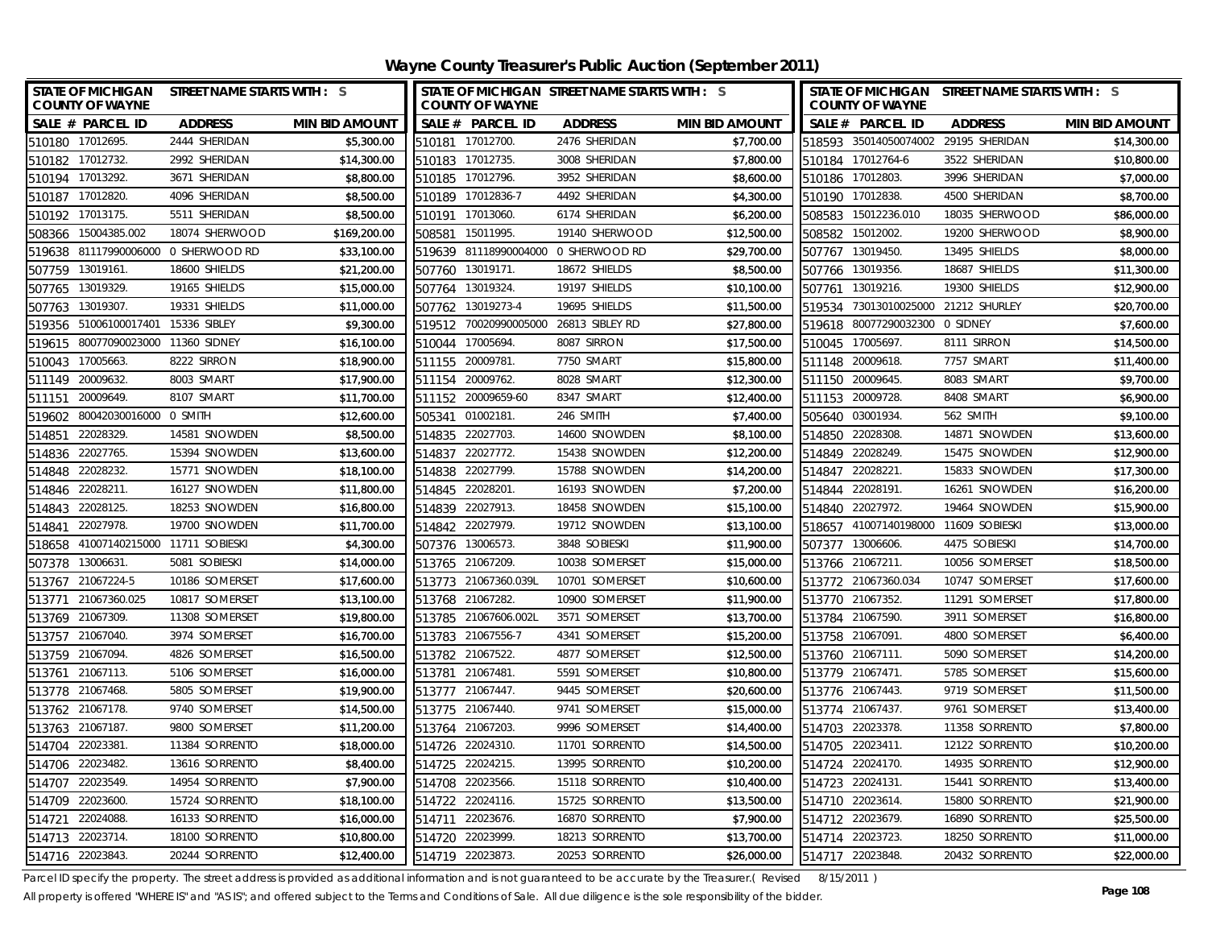# Wayne County Treasurer's Public Auction (September 2011)

| SALE # | PARCEL ID | ADDRESS | MIN BID AMOUNT |
|---|---|---|---|
| 510180 | 17012695. | 2444 SHERIDAN | $5,300.00 |
| 510182 | 17012732. | 2992 SHERIDAN | $14,300.00 |
| 510194 | 17013292. | 3671 SHERIDAN | $8,800.00 |
| 510187 | 17012820. | 4096 SHERIDAN | $8,500.00 |
| 510192 | 17013175. | 5511 SHERIDAN | $8,500.00 |
| 508366 | 15004385.002 | 18074 SHERWOOD | $169,200.00 |
| 519638 | 81117990006000 | 0 SHERWOOD RD | $33,100.00 |
| 507759 | 13019161. | 18600 SHIELDS | $21,200.00 |
| 507765 | 13019329. | 19165 SHIELDS | $15,000.00 |
| 507763 | 13019307. | 19331 SHIELDS | $11,000.00 |
| 519356 | 51006100017401 | 15336 SIBLEY | $9,300.00 |
| 519615 | 80077090023000 | 11360 SIDNEY | $16,100.00 |
| 510043 | 17005663. | 8222 SIRRON | $18,900.00 |
| 511149 | 20009632. | 8003 SMART | $17,900.00 |
| 511151 | 20009649. | 8107 SMART | $11,700.00 |
| 519602 | 80042030016000 | 0 SMITH | $12,600.00 |
| 514851 | 22028329. | 14581 SNOWDEN | $8,500.00 |
| 514836 | 22027765. | 15394 SNOWDEN | $13,600.00 |
| 514848 | 22028232. | 15771 SNOWDEN | $18,100.00 |
| 514846 | 22028211. | 16127 SNOWDEN | $11,800.00 |
| 514843 | 22028125. | 18253 SNOWDEN | $16,800.00 |
| 514841 | 22027978. | 19700 SNOWDEN | $11,700.00 |
| 518658 | 41007140215000 | 11711 SOBIESKI | $4,300.00 |
| 507378 | 13006631. | 5081 SOBIESKI | $14,000.00 |
| 513767 | 21067224-5 | 10186 SOMERSET | $17,600.00 |
| 513771 | 21067360.025 | 10817 SOMERSET | $13,100.00 |
| 513769 | 21067309. | 11308 SOMERSET | $19,800.00 |
| 513757 | 21067040. | 3974 SOMERSET | $16,700.00 |
| 513759 | 21067094. | 4826 SOMERSET | $16,500.00 |
| 513761 | 21067113. | 5106 SOMERSET | $16,000.00 |
| 513778 | 21067468. | 5805 SOMERSET | $19,900.00 |
| 513762 | 21067178. | 9740 SOMERSET | $14,500.00 |
| 513763 | 21067187. | 9800 SOMERSET | $11,200.00 |
| 514704 | 22023381. | 11384 SORRENTO | $18,000.00 |
| 514706 | 22023482. | 13616 SORRENTO | $8,400.00 |
| 514707 | 22023549. | 14954 SORRENTO | $7,900.00 |
| 514709 | 22023600. | 15724 SORRENTO | $18,100.00 |
| 514721 | 22024088. | 16133 SORRENTO | $16,000.00 |
| 514713 | 22023714. | 18100 SORRENTO | $10,800.00 |
| 514716 | 22023843. | 20244 SORRENTO | $12,400.00 |
| 510181 | 17012700. | 2476 SHERIDAN | $7,700.00 |
| 510183 | 17012735. | 3008 SHERIDAN | $7,800.00 |
| 510185 | 17012796. | 3952 SHERIDAN | $8,600.00 |
| 510189 | 17012836-7 | 4492 SHERIDAN | $4,300.00 |
| 510191 | 17013060. | 6174 SHERIDAN | $6,200.00 |
| 508581 | 15011995. | 19140 SHERWOOD | $12,500.00 |
| 519639 | 81118990004000 | 0 SHERWOOD RD | $29,700.00 |
| 507760 | 13019171. | 18672 SHIELDS | $8,500.00 |
| 507764 | 13019324. | 19197 SHIELDS | $10,100.00 |
| 507762 | 13019273-4 | 19695 SHIELDS | $11,500.00 |
| 519512 | 70020990005000 | 26813 SIBLEY RD | $27,800.00 |
| 510044 | 17005694. | 8087 SIRRON | $17,500.00 |
| 511155 | 20009781. | 7750 SMART | $15,800.00 |
| 511154 | 20009762. | 8028 SMART | $12,300.00 |
| 511152 | 20009659-60 | 8347 SMART | $12,400.00 |
| 505341 | 01002181. | 246 SMITH | $7,400.00 |
| 514835 | 22027703. | 14600 SNOWDEN | $8,100.00 |
| 514837 | 22027772. | 15438 SNOWDEN | $12,200.00 |
| 514838 | 22027799. | 15788 SNOWDEN | $14,200.00 |
| 514845 | 22028201. | 16193 SNOWDEN | $7,200.00 |
| 514839 | 22027913. | 18458 SNOWDEN | $15,100.00 |
| 514842 | 22027979. | 19712 SNOWDEN | $13,100.00 |
| 507376 | 13006573. | 3848 SOBIESKI | $11,900.00 |
| 513765 | 21067209. | 10038 SOMERSET | $15,000.00 |
| 513773 | 21067360.039L | 10701 SOMERSET | $10,600.00 |
| 513768 | 21067282. | 10900 SOMERSET | $11,900.00 |
| 513785 | 21067606.002L | 3571 SOMERSET | $13,700.00 |
| 513783 | 21067556-7 | 4341 SOMERSET | $15,200.00 |
| 513782 | 21067522. | 4877 SOMERSET | $12,500.00 |
| 513781 | 21067481. | 5591 SOMERSET | $10,800.00 |
| 513777 | 21067447. | 9445 SOMERSET | $20,600.00 |
| 513775 | 21067440. | 9741 SOMERSET | $15,000.00 |
| 513764 | 21067203. | 9996 SOMERSET | $14,400.00 |
| 514726 | 22024310. | 11701 SORRENTO | $14,500.00 |
| 514725 | 22024215. | 13995 SORRENTO | $10,200.00 |
| 514708 | 22023566. | 15118 SORRENTO | $10,400.00 |
| 514722 | 22024116. | 15725 SORRENTO | $13,500.00 |
| 514711 | 22023676. | 16870 SORRENTO | $7,900.00 |
| 514720 | 22023999. | 18213 SORRENTO | $13,700.00 |
| 514719 | 22023873. | 20253 SORRENTO | $26,000.00 |
| 518593 | 35014050074002 | 29195 SHERIDAN | $14,300.00 |
| 510184 | 17012764-6 | 3522 SHERIDAN | $10,800.00 |
| 510186 | 17012803. | 3996 SHERIDAN | $7,000.00 |
| 510190 | 17012838. | 4500 SHERIDAN | $8,700.00 |
| 508583 | 15012236.010 | 18035 SHERWOOD | $86,000.00 |
| 508582 | 15012002. | 19200 SHERWOOD | $8,900.00 |
| 507767 | 13019450. | 13495 SHIELDS | $8,000.00 |
| 507766 | 13019356. | 18687 SHIELDS | $11,300.00 |
| 507761 | 13019216. | 19300 SHIELDS | $12,900.00 |
| 519534 | 73013010025000 | 21212 SHURLEY | $20,700.00 |
| 519618 | 80077290032300 | 0 SIDNEY | $7,600.00 |
| 510045 | 17005697. | 8111 SIRRON | $14,500.00 |
| 511148 | 20009618. | 7757 SMART | $11,400.00 |
| 511150 | 20009645. | 8083 SMART | $9,700.00 |
| 511153 | 20009728. | 8408 SMART | $6,900.00 |
| 505640 | 03001934. | 562 SMITH | $9,100.00 |
| 514850 | 22028308. | 14871 SNOWDEN | $13,600.00 |
| 514849 | 22028249. | 15475 SNOWDEN | $12,900.00 |
| 514847 | 22028221. | 15833 SNOWDEN | $17,300.00 |
| 514844 | 22028191. | 16261 SNOWDEN | $16,200.00 |
| 514840 | 22027972. | 19464 SNOWDEN | $15,900.00 |
| 518657 | 41007140198000 | 11609 SOBIESKI | $13,000.00 |
| 507377 | 13006606. | 4475 SOBIESKI | $14,700.00 |
| 513766 | 21067211. | 10056 SOMERSET | $18,500.00 |
| 513772 | 21067360.034 | 10747 SOMERSET | $17,600.00 |
| 513770 | 21067352. | 11291 SOMERSET | $17,800.00 |
| 513784 | 21067590. | 3911 SOMERSET | $16,800.00 |
| 513758 | 21067091. | 4800 SOMERSET | $6,400.00 |
| 513760 | 21067111. | 5090 SOMERSET | $14,200.00 |
| 513779 | 21067471. | 5785 SOMERSET | $15,600.00 |
| 513776 | 21067443. | 9719 SOMERSET | $11,500.00 |
| 513774 | 21067437. | 9761 SOMERSET | $13,400.00 |
| 514703 | 22023378. | 11358 SORRENTO | $7,800.00 |
| 514705 | 22023411. | 12122 SORRENTO | $10,200.00 |
| 514724 | 22024170. | 14935 SORRENTO | $12,900.00 |
| 514723 | 22024131. | 15441 SORRENTO | $13,400.00 |
| 514710 | 22023614. | 15800 SORRENTO | $21,900.00 |
| 514712 | 22023679. | 16890 SORRENTO | $25,500.00 |
| 514714 | 22023723. | 18250 SORRENTO | $11,000.00 |
| 514717 | 22023848. | 20432 SORRENTO | $22,000.00 |

Parcel ID specify the property. The street address is provided as additional information and is not guaranteed to be accurate by the Treasurer.( Revised 8/15/2011 )

All property is offered "WHERE IS" and "AS IS"; and offered subject to the Terms and Conditions of Sale. All due diligence is the sole responsibility of the bidder.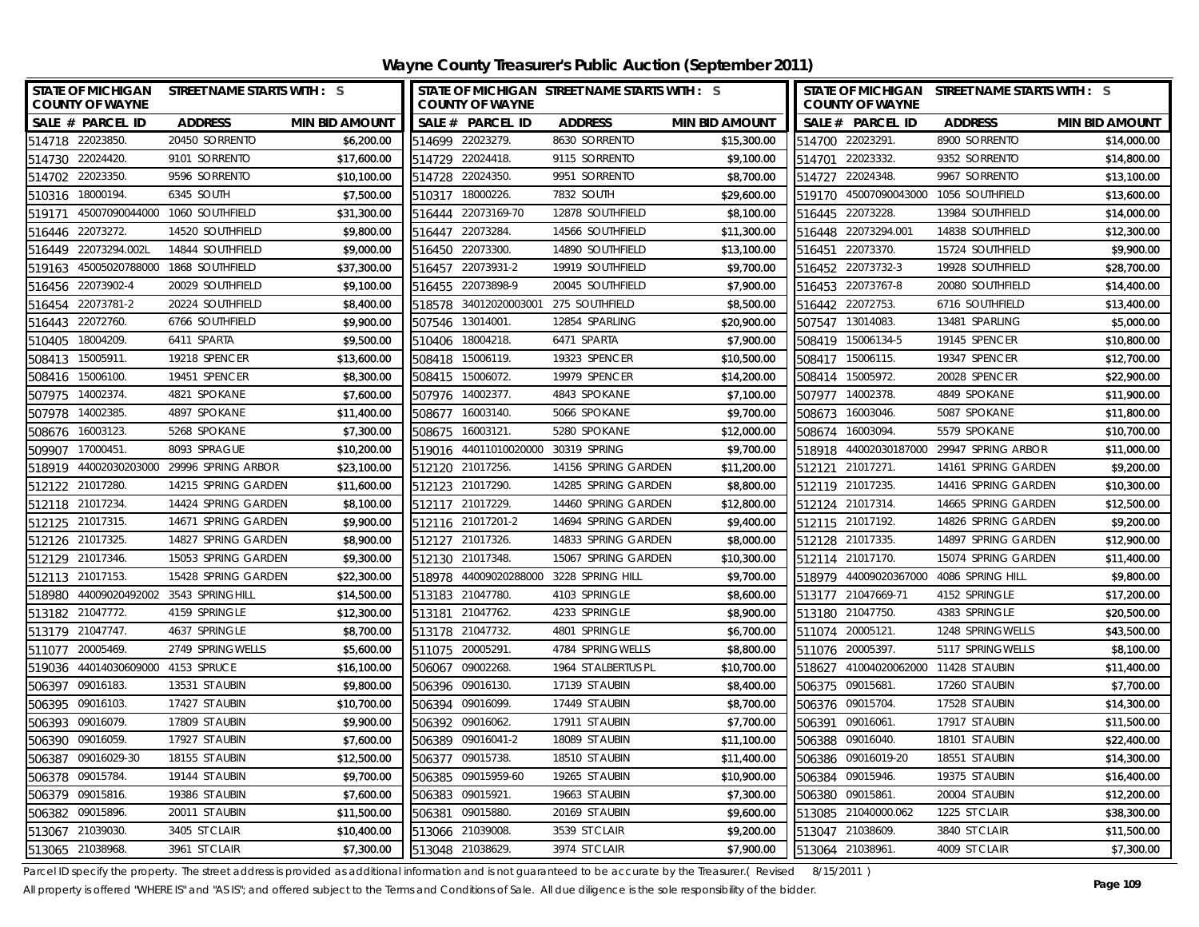# Wayne County Treasurer's Public Auction (September 2011)

STATE OF MICHIGAN COUNTY OF WAYNE — STREET NAME STARTS WITH : S

| SALE # | PARCEL ID | ADDRESS | MIN BID AMOUNT | SALE # | PARCEL ID | ADDRESS | MIN BID AMOUNT | SALE # | PARCEL ID | ADDRESS | MIN BID AMOUNT |
|---|---|---|---|---|---|---|---|---|---|---|---|
| 514718 | 22023850. | 20450 SORRENTO | $6,200.00 | 514699 | 22023279. | 8630 SORRENTO | $15,300.00 | 514700 | 22023291. | 8900 SORRENTO | $14,000.00 |
| 514730 | 22024420. | 9101 SORRENTO | $17,600.00 | 514729 | 22024418. | 9115 SORRENTO | $9,100.00 | 514701 | 22023332. | 9352 SORRENTO | $14,800.00 |
| 514702 | 22023350. | 9596 SORRENTO | $10,100.00 | 514728 | 22024350. | 9951 SORRENTO | $8,700.00 | 514727 | 22024348. | 9967 SORRENTO | $13,100.00 |
| 510316 | 18000194. | 6345 SOUTH | $7,500.00 | 510317 | 18000226. | 7832 SOUTH | $29,600.00 | 519170 | 45007090043000 | 1056 SOUTHFIELD | $13,600.00 |
| 519171 | 45007090044000 | 1060 SOUTHFIELD | $31,300.00 | 516444 | 22073169-70 | 12878 SOUTHFIELD | $8,100.00 | 516445 | 22073228. | 13984 SOUTHFIELD | $14,000.00 |
| 516446 | 22073272. | 14520 SOUTHFIELD | $9,800.00 | 516447 | 22073284. | 14566 SOUTHFIELD | $11,300.00 | 516448 | 22073294.001 | 14838 SOUTHFIELD | $12,300.00 |
| 516449 | 22073294.002L | 14844 SOUTHFIELD | $9,000.00 | 516450 | 22073300. | 14890 SOUTHFIELD | $13,100.00 | 516451 | 22073370. | 15724 SOUTHFIELD | $9,900.00 |
| 519163 | 45005020788000 | 1868 SOUTHFIELD | $37,300.00 | 516457 | 22073931-2 | 19919 SOUTHFIELD | $9,700.00 | 516452 | 22073732-3 | 19928 SOUTHFIELD | $28,700.00 |
| 516456 | 22073902-4 | 20029 SOUTHFIELD | $9,100.00 | 516455 | 22073898-9 | 20045 SOUTHFIELD | $7,900.00 | 516453 | 22073767-8 | 20080 SOUTHFIELD | $14,400.00 |
| 516454 | 22073781-2 | 20224 SOUTHFIELD | $8,400.00 | 518578 | 34012020003001 | 275 SOUTHFIELD | $8,500.00 | 516442 | 22072753. | 6716 SOUTHFIELD | $13,400.00 |
| 516443 | 22072760. | 6766 SOUTHFIELD | $9,900.00 | 507546 | 13014001. | 12854 SPARLING | $20,900.00 | 507547 | 13014083. | 13481 SPARLING | $5,000.00 |
| 510405 | 18004209. | 6411 SPARTA | $9,500.00 | 510406 | 18004218. | 6471 SPARTA | $7,900.00 | 508419 | 15006134-5 | 19145 SPENCER | $10,800.00 |
| 508413 | 15005911. | 19218 SPENCER | $13,600.00 | 508418 | 15006119. | 19323 SPENCER | $10,500.00 | 508417 | 15006115. | 19347 SPENCER | $12,700.00 |
| 508416 | 15006100. | 19451 SPENCER | $8,300.00 | 508415 | 15006072. | 19979 SPENCER | $14,200.00 | 508414 | 15005972. | 20028 SPENCER | $22,900.00 |
| 507975 | 14002374. | 4821 SPOKANE | $7,600.00 | 507976 | 14002377. | 4843 SPOKANE | $7,100.00 | 507977 | 14002378. | 4849 SPOKANE | $11,900.00 |
| 507978 | 14002385. | 4897 SPOKANE | $11,400.00 | 508677 | 16003140. | 5066 SPOKANE | $9,700.00 | 508673 | 16003046. | 5087 SPOKANE | $11,800.00 |
| 508676 | 16003123. | 5268 SPOKANE | $7,300.00 | 508675 | 16003121. | 5280 SPOKANE | $12,000.00 | 508674 | 16003094. | 5579 SPOKANE | $10,700.00 |
| 509907 | 17000451. | 8093 SPRAGUE | $10,200.00 | 519016 | 44011010020000 | 30319 SPRING | $9,700.00 | 518918 | 44002030187000 | 29947 SPRING ARBOR | $11,000.00 |
| 518919 | 44002030203000 | 29996 SPRING ARBOR | $23,100.00 | 512120 | 21017256. | 14156 SPRING GARDEN | $11,200.00 | 512121 | 21017271. | 14161 SPRING GARDEN | $9,200.00 |
| 512122 | 21017280. | 14215 SPRING GARDEN | $11,600.00 | 512123 | 21017290. | 14285 SPRING GARDEN | $8,800.00 | 512119 | 21017235. | 14416 SPRING GARDEN | $10,300.00 |
| 512118 | 21017234. | 14424 SPRING GARDEN | $8,100.00 | 512117 | 21017229. | 14460 SPRING GARDEN | $12,800.00 | 512124 | 21017314. | 14665 SPRING GARDEN | $12,500.00 |
| 512125 | 21017315. | 14671 SPRING GARDEN | $9,900.00 | 512116 | 21017201-2 | 14694 SPRING GARDEN | $9,400.00 | 512115 | 21017192. | 14826 SPRING GARDEN | $9,200.00 |
| 512126 | 21017325. | 14827 SPRING GARDEN | $8,900.00 | 512127 | 21017326. | 14833 SPRING GARDEN | $8,000.00 | 512128 | 21017335. | 14897 SPRING GARDEN | $12,900.00 |
| 512129 | 21017346. | 15053 SPRING GARDEN | $9,300.00 | 512130 | 21017348. | 15067 SPRING GARDEN | $10,300.00 | 512114 | 21017170. | 15074 SPRING GARDEN | $11,400.00 |
| 512113 | 21017153. | 15428 SPRING GARDEN | $22,300.00 | 518978 | 44009020288000 | 3228 SPRING HILL | $9,700.00 | 518979 | 44009020367000 | 4086 SPRING HILL | $9,800.00 |
| 518980 | 44009020492002 | 3543 SPRINGHILL | $14,500.00 | 513183 | 21047780. | 4103 SPRINGLE | $8,600.00 | 513177 | 21047669-71 | 4152 SPRINGLE | $17,200.00 |
| 513182 | 21047772. | 4159 SPRINGLE | $12,300.00 | 513181 | 21047762. | 4233 SPRINGLE | $8,900.00 | 513180 | 21047750. | 4383 SPRINGLE | $20,500.00 |
| 513179 | 21047747. | 4637 SPRINGLE | $8,700.00 | 513178 | 21047732. | 4801 SPRINGLE | $6,700.00 | 511074 | 20005121. | 1248 SPRINGWELLS | $43,500.00 |
| 511077 | 20005469. | 2749 SPRINGWELLS | $5,600.00 | 511075 | 20005291. | 4784 SPRINGWELLS | $8,800.00 | 511076 | 20005397. | 5117 SPRINGWELLS | $8,100.00 |
| 519036 | 44014030609000 | 4153 SPRUCE | $16,100.00 | 506067 | 09002268. | 1964 ST ALBERTUS PL | $10,700.00 | 518627 | 41004020062000 | 11428 ST AUBIN | $11,400.00 |
| 506397 | 09016183. | 13531 ST AUBIN | $9,800.00 | 506396 | 09016130. | 17139 ST AUBIN | $8,400.00 | 506375 | 09015681. | 17260 ST AUBIN | $7,700.00 |
| 506395 | 09016103. | 17427 ST AUBIN | $10,700.00 | 506394 | 09016099. | 17449 ST AUBIN | $8,700.00 | 506376 | 09015704. | 17528 ST AUBIN | $14,300.00 |
| 506393 | 09016079. | 17809 ST AUBIN | $9,900.00 | 506392 | 09016062. | 17911 ST AUBIN | $7,700.00 | 506391 | 09016061. | 17917 ST AUBIN | $11,500.00 |
| 506390 | 09016059. | 17927 ST AUBIN | $7,600.00 | 506389 | 09016041-2 | 18089 ST AUBIN | $11,100.00 | 506388 | 09016040. | 18101 ST AUBIN | $22,400.00 |
| 506387 | 09016029-30 | 18155 ST AUBIN | $12,500.00 | 506377 | 09015738. | 18510 ST AUBIN | $11,400.00 | 506386 | 09016019-20 | 18551 ST AUBIN | $14,300.00 |
| 506378 | 09015784. | 19144 ST AUBIN | $9,700.00 | 506385 | 09015959-60 | 19265 ST AUBIN | $10,900.00 | 506384 | 09015946. | 19375 ST AUBIN | $16,400.00 |
| 506379 | 09015816. | 19386 ST AUBIN | $7,600.00 | 506383 | 09015921. | 19663 ST AUBIN | $7,300.00 | 506380 | 09015861. | 20004 ST AUBIN | $12,200.00 |
| 506382 | 09015896. | 20011 ST AUBIN | $11,500.00 | 506381 | 09015880. | 20169 ST AUBIN | $9,600.00 | 513085 | 21040000.062 | 1225 ST CLAIR | $38,300.00 |
| 513067 | 21039030. | 3405 ST CLAIR | $10,400.00 | 513066 | 21039008. | 3539 ST CLAIR | $9,200.00 | 513047 | 21038609. | 3840 ST CLAIR | $11,500.00 |
| 513065 | 21038968. | 3961 ST CLAIR | $7,300.00 | 513048 | 21038629. | 3974 ST CLAIR | $7,900.00 | 513064 | 21038961. | 4009 ST CLAIR | $7,300.00 |

Parcel ID specify the property. The street address is provided as additional information and is not guaranteed to be accurate by the Treasurer.( Revised 8/15/2011 )

All property is offered "WHERE IS" and "AS IS"; and offered subject to the Terms and Conditions of Sale. All due diligence is the sole responsibility of the bidder.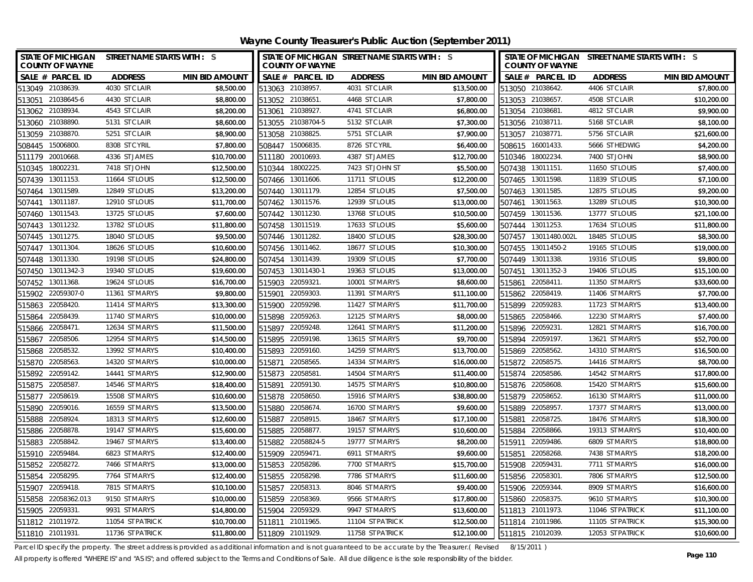# Wayne County Treasurer's Public Auction (September 2011)

| SALE # | PARCEL ID | ADDRESS | MIN BID AMOUNT |
|---|---|---|---|
| 513049 | 21038639. | 4030 ST CLAIR | $8,500.00 |
| 513051 | 21038645-6 | 4430 ST CLAIR | $8,800.00 |
| 513062 | 21038934. | 4543 ST CLAIR | $8,200.00 |
| 513060 | 21038890. | 5131 ST CLAIR | $8,600.00 |
| 513059 | 21038870. | 5251 ST CLAIR | $8,900.00 |
| 508445 | 15006800. | 8308 ST CYRIL | $7,800.00 |
| 511179 | 20010668. | 4336 ST JAMES | $10,700.00 |
| 510345 | 18002231. | 7418 ST JOHN | $12,500.00 |
| 507439 | 13011153. | 11664 ST LOUIS | $12,500.00 |
| 507464 | 13011589. | 12849 ST LOUIS | $13,200.00 |
| 507441 | 13011187. | 12910 ST LOUIS | $11,700.00 |
| 507460 | 13011543. | 13725 ST LOUIS | $7,600.00 |
| 507443 | 13011232. | 13782 ST LOUIS | $11,800.00 |
| 507445 | 13011275. | 18040 ST LOUIS | $9,500.00 |
| 507447 | 13011304. | 18626 ST LOUIS | $10,600.00 |
| 507448 | 13011330. | 19198 ST LOUIS | $24,800.00 |
| 507450 | 13011342-3 | 19340 ST LOUIS | $19,600.00 |
| 507452 | 13011368. | 19624 ST LOUIS | $16,700.00 |
| 515902 | 22059307-0 | 11361 ST MARYS | $9,800.00 |
| 515863 | 22058420. | 11414 ST MARYS | $13,300.00 |
| 515864 | 22058439. | 11740 ST MARYS | $10,000.00 |
| 515866 | 22058471. | 12634 ST MARYS | $11,500.00 |
| 515867 | 22058506. | 12954 ST MARYS | $14,500.00 |
| 515868 | 22058532. | 13992 ST MARYS | $10,400.00 |
| 515870 | 22058563. | 14320 ST MARYS | $10,000.00 |
| 515892 | 22059142. | 14441 ST MARYS | $12,900.00 |
| 515875 | 22058587. | 14546 ST MARYS | $18,400.00 |
| 515877 | 22058619. | 15508 ST MARYS | $10,600.00 |
| 515890 | 22059016. | 16559 ST MARYS | $13,500.00 |
| 515888 | 22058924. | 18313 ST MARYS | $12,600.00 |
| 515886 | 22058878. | 19147 ST MARYS | $15,600.00 |
| 515883 | 22058842. | 19467 ST MARYS | $13,400.00 |
| 515910 | 22059484. | 6823 ST MARYS | $12,400.00 |
| 515852 | 22058272. | 7466 ST MARYS | $13,000.00 |
| 515854 | 22058295. | 7764 ST MARYS | $12,400.00 |
| 515907 | 22059418. | 7815 ST MARYS | $10,100.00 |
| 515858 | 22058362.013 | 9150 ST MARYS | $10,000.00 |
| 515905 | 22059331. | 9931 ST MARYS | $14,800.00 |
| 511812 | 21011972. | 11054 ST PATRICK | $10,700.00 |
| 511810 | 21011931. | 11736 ST PATRICK | $11,800.00 |
| 513063 | 21038957. | 4031 ST CLAIR | $13,500.00 |
| 513052 | 21038651. | 4468 ST CLAIR | $7,800.00 |
| 513061 | 21038927. | 4741 ST CLAIR | $6,800.00 |
| 513055 | 21038704-5 | 5132 ST CLAIR | $7,300.00 |
| 513058 | 21038825. | 5751 ST CLAIR | $7,900.00 |
| 508447 | 15006835. | 8726 ST CYRIL | $6,400.00 |
| 511180 | 20010693. | 4387 ST JAMES | $12,700.00 |
| 510344 | 18002225. | 7423 ST JOHN ST | $5,500.00 |
| 507466 | 13011606. | 11711 ST LOUIS | $12,200.00 |
| 507440 | 13011179. | 12854 ST LOUIS | $7,500.00 |
| 507462 | 13011576. | 12939 ST LOUIS | $13,000.00 |
| 507442 | 13011230. | 13768 ST LOUIS | $10,500.00 |
| 507458 | 13011519. | 17633 ST LOUIS | $5,600.00 |
| 507446 | 13011282. | 18400 ST LOUIS | $28,300.00 |
| 507456 | 13011462. | 18677 ST LOUIS | $10,300.00 |
| 507454 | 13011439. | 19309 ST LOUIS | $7,700.00 |
| 507453 | 13011430-1 | 19363 ST LOUIS | $13,000.00 |
| 515903 | 22059321. | 10001 ST MARYS | $8,600.00 |
| 515901 | 22059303. | 11391 ST MARYS | $11,100.00 |
| 515900 | 22059298. | 11427 ST MARYS | $11,700.00 |
| 515898 | 22059263. | 12125 ST MARYS | $8,000.00 |
| 515897 | 22059248. | 12641 ST MARYS | $11,200.00 |
| 515895 | 22059198. | 13615 ST MARYS | $9,700.00 |
| 515893 | 22059160. | 14259 ST MARYS | $13,700.00 |
| 515871 | 22058565. | 14334 ST MARYS | $16,000.00 |
| 515873 | 22058581. | 14504 ST MARYS | $11,400.00 |
| 515891 | 22059130. | 14575 ST MARYS | $10,800.00 |
| 515878 | 22058650. | 15916 ST MARYS | $38,800.00 |
| 515880 | 22058674. | 16700 ST MARYS | $9,600.00 |
| 515887 | 22058915. | 18467 ST MARYS | $17,100.00 |
| 515885 | 22058877. | 19157 ST MARYS | $10,600.00 |
| 515882 | 22058824-5 | 19777 ST MARYS | $8,200.00 |
| 515909 | 22059471. | 6911 ST MARYS | $9,600.00 |
| 515853 | 22058286. | 7700 ST MARYS | $15,700.00 |
| 515855 | 22058298. | 7786 ST MARYS | $11,600.00 |
| 515857 | 22058313. | 8046 ST MARYS | $9,400.00 |
| 515859 | 22058369. | 9566 ST MARYS | $17,800.00 |
| 515904 | 22059329. | 9947 ST MARYS | $13,600.00 |
| 511811 | 21011965. | 11104 ST PATRICK | $12,500.00 |
| 511809 | 21011929. | 11758 ST PATRICK | $12,100.00 |
| 513050 | 21038642. | 4406 ST CLAIR | $7,800.00 |
| 513053 | 21038657. | 4508 ST CLAIR | $10,200.00 |
| 513054 | 21038681. | 4812 ST CLAIR | $9,900.00 |
| 513056 | 21038711. | 5168 ST CLAIR | $8,100.00 |
| 513057 | 21038771. | 5756 ST CLAIR | $21,600.00 |
| 508615 | 16001433. | 5666 ST HEDWIG | $4,200.00 |
| 510346 | 18002234. | 7400 ST JOHN | $8,900.00 |
| 507438 | 13011151. | 11650 ST LOUIS | $7,400.00 |
| 507465 | 13011598. | 11839 ST LOUIS | $7,100.00 |
| 507463 | 13011585. | 12875 ST LOUIS | $9,200.00 |
| 507461 | 13011563. | 13289 ST LOUIS | $10,300.00 |
| 507459 | 13011536. | 13777 ST LOUIS | $21,100.00 |
| 507444 | 13011253. | 17634 ST LOUIS | $11,800.00 |
| 507457 | 13011480.002L | 18485 ST LOUIS | $8,300.00 |
| 507455 | 13011450-2 | 19165 ST LOUIS | $19,000.00 |
| 507449 | 13011338. | 19316 ST LOUIS | $9,800.00 |
| 507451 | 13011352-3 | 19406 ST LOUIS | $15,100.00 |
| 515861 | 22058411. | 11350 ST MARYS | $33,600.00 |
| 515862 | 22058419. | 11406 ST MARYS | $7,700.00 |
| 515899 | 22059283. | 11723 ST MARYS | $13,400.00 |
| 515865 | 22058466. | 12230 ST MARYS | $7,400.00 |
| 515896 | 22059231. | 12821 ST MARYS | $16,700.00 |
| 515894 | 22059197. | 13621 ST MARYS | $52,700.00 |
| 515869 | 22058562. | 14310 ST MARYS | $16,500.00 |
| 515872 | 22058575. | 14416 ST MARYS | $8,700.00 |
| 515874 | 22058586. | 14542 ST MARYS | $17,800.00 |
| 515876 | 22058608. | 15420 ST MARYS | $15,600.00 |
| 515879 | 22058652. | 16130 ST MARYS | $11,000.00 |
| 515889 | 22058957. | 17377 ST MARYS | $13,000.00 |
| 515881 | 22058725. | 18476 ST MARYS | $18,300.00 |
| 515884 | 22058866. | 19313 ST MARYS | $10,400.00 |
| 515911 | 22059486. | 6809 ST MARYS | $18,800.00 |
| 515851 | 22058268. | 7438 ST MARYS | $18,200.00 |
| 515908 | 22059431. | 7711 ST MARYS | $16,000.00 |
| 515856 | 22058301. | 7806 ST MARYS | $12,500.00 |
| 515906 | 22059344. | 8909 ST MARYS | $16,600.00 |
| 515860 | 22058375. | 9610 ST MARYS | $10,300.00 |
| 511813 | 21011973. | 11046 ST PATRICK | $11,100.00 |
| 511814 | 21011986. | 11105 ST PATRICK | $15,300.00 |
| 511815 | 21012039. | 12053 ST PATRICK | $10,600.00 |

Parcel ID specify the property. The street address is provided as additional information and is not guaranteed to be accurate by the Treasurer.( Revised 8/15/2011 )

All property is offered "WHERE IS" and "AS IS"; and offered subject to the Terms and Conditions of Sale. All due diligence is the sole responsibility of the bidder.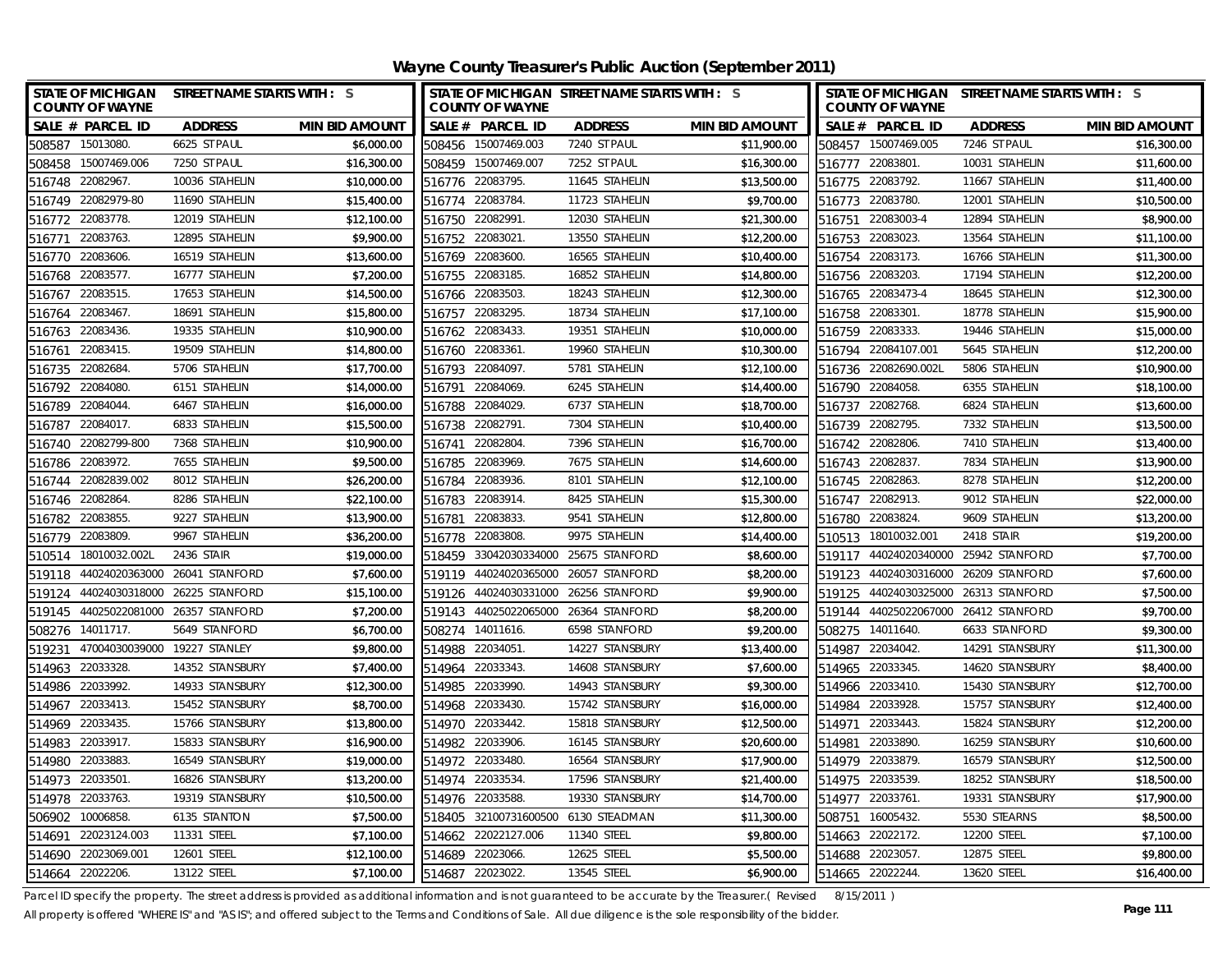# Wayne County Treasurer's Public Auction (September 2011)

| SALE # | PARCEL ID | ADDRESS | MIN BID AMOUNT |
|---|---|---|---|
| 508587 | 15013080. | 6625 ST PAUL | $6,000.00 |
| 508456 | 15007469.003 | 7240 ST PAUL | $11,900.00 |
| 508457 | 15007469.005 | 7246 ST PAUL | $16,300.00 |
| 508458 | 15007469.006 | 7250 ST PAUL | $16,300.00 |
| 508459 | 15007469.007 | 7252 ST PAUL | $16,300.00 |
| 516777 | 22083801. | 10031 STAHELIN | $11,600.00 |
| 516748 | 22082967. | 10036 STAHELIN | $10,000.00 |
| 516776 | 22083795. | 11645 STAHELIN | $13,500.00 |
| 516775 | 22083792. | 11667 STAHELIN | $11,400.00 |
| 516749 | 22082979-80 | 11690 STAHELIN | $15,400.00 |
| 516774 | 22083784. | 11723 STAHELIN | $9,700.00 |
| 516773 | 22083780. | 12001 STAHELIN | $10,500.00 |
| 516772 | 22083778. | 12019 STAHELIN | $12,100.00 |
| 516750 | 22082991. | 12030 STAHELIN | $21,300.00 |
| 516751 | 22083003-4 | 12894 STAHELIN | $8,900.00 |
| 516771 | 22083763. | 12895 STAHELIN | $9,900.00 |
| 516752 | 22083021. | 13550 STAHELIN | $12,200.00 |
| 516753 | 22083023. | 13564 STAHELIN | $11,100.00 |
| 516770 | 22083606. | 16519 STAHELIN | $13,600.00 |
| 516769 | 22083600. | 16565 STAHELIN | $10,400.00 |
| 516754 | 22083173. | 16766 STAHELIN | $11,300.00 |
| 516768 | 22083577. | 16777 STAHELIN | $7,200.00 |
| 516755 | 22083185. | 16852 STAHELIN | $14,800.00 |
| 516756 | 22083203. | 17194 STAHELIN | $12,200.00 |
| 516767 | 22083515. | 17653 STAHELIN | $14,500.00 |
| 516766 | 22083503. | 18243 STAHELIN | $12,300.00 |
| 516765 | 22083473-4 | 18645 STAHELIN | $12,300.00 |
| 516764 | 22083467. | 18691 STAHELIN | $15,800.00 |
| 516757 | 22083295. | 18734 STAHELIN | $17,100.00 |
| 516758 | 22083301. | 18778 STAHELIN | $15,900.00 |
| 516763 | 22083436. | 19335 STAHELIN | $10,900.00 |
| 516762 | 22083433. | 19351 STAHELIN | $10,000.00 |
| 516759 | 22083333. | 19446 STAHELIN | $15,000.00 |
| 516761 | 22083415. | 19509 STAHELIN | $14,800.00 |
| 516760 | 22083361. | 19960 STAHELIN | $10,300.00 |
| 516794 | 22084107.001 | 5645 STAHELIN | $12,200.00 |
| 516735 | 22082684. | 5706 STAHELIN | $17,700.00 |
| 516793 | 22084097. | 5781 STAHELIN | $12,100.00 |
| 516736 | 22082690.002L | 5806 STAHELIN | $10,900.00 |
| 516792 | 22084080. | 6151 STAHELIN | $14,000.00 |
| 516791 | 22084069. | 6245 STAHELIN | $14,400.00 |
| 516790 | 22084058. | 6355 STAHELIN | $18,100.00 |
| 516789 | 22084044. | 6467 STAHELIN | $16,000.00 |
| 516788 | 22084029. | 6737 STAHELIN | $18,700.00 |
| 516737 | 22082768. | 6824 STAHELIN | $13,600.00 |
| 516787 | 22084017. | 6833 STAHELIN | $15,500.00 |
| 516738 | 22082791. | 7304 STAHELIN | $10,400.00 |
| 516739 | 22082795. | 7332 STAHELIN | $13,500.00 |
| 516740 | 22082799-800 | 7368 STAHELIN | $10,900.00 |
| 516741 | 22082804. | 7396 STAHELIN | $16,700.00 |
| 516742 | 22082806. | 7410 STAHELIN | $13,400.00 |
| 516786 | 22083972. | 7655 STAHELIN | $9,500.00 |
| 516785 | 22083969. | 7675 STAHELIN | $14,600.00 |
| 516743 | 22082837. | 7834 STAHELIN | $13,900.00 |
| 516744 | 22082839.002 | 8012 STAHELIN | $26,200.00 |
| 516784 | 22083936. | 8101 STAHELIN | $12,100.00 |
| 516745 | 22082863. | 8278 STAHELIN | $12,200.00 |
| 516746 | 22082864. | 8286 STAHELIN | $22,100.00 |
| 516783 | 22083914. | 8425 STAHELIN | $15,300.00 |
| 516747 | 22082913. | 9012 STAHELIN | $22,000.00 |
| 516782 | 22083855. | 9227 STAHELIN | $13,900.00 |
| 516781 | 22083833. | 9541 STAHELIN | $12,800.00 |
| 516780 | 22083824. | 9609 STAHELIN | $13,200.00 |
| 516779 | 22083809. | 9967 STAHELIN | $36,200.00 |
| 516778 | 22083808. | 9975 STAHELIN | $14,400.00 |
| 510513 | 18010032.001 | 2418 STAIR | $19,200.00 |
| 510514 | 18010032.002L | 2436 STAIR | $19,000.00 |
| 518459 | 33042030334000 | 25675 STANFORD | $8,600.00 |
| 519117 | 44024020340000 | 25942 STANFORD | $7,700.00 |
| 519118 | 44024020363000 | 26041 STANFORD | $7,600.00 |
| 519119 | 44024020365000 | 26057 STANFORD | $8,200.00 |
| 519123 | 44024030316000 | 26209 STANFORD | $7,600.00 |
| 519124 | 44024030318000 | 26225 STANFORD | $15,100.00 |
| 519126 | 44024030331000 | 26256 STANFORD | $9,900.00 |
| 519125 | 44024030325000 | 26313 STANFORD | $7,500.00 |
| 519145 | 44025022081000 | 26357 STANFORD | $7,200.00 |
| 519143 | 44025022065000 | 26364 STANFORD | $8,200.00 |
| 519144 | 44025022067000 | 26412 STANFORD | $9,700.00 |
| 508276 | 14011717. | 5649 STANFORD | $6,700.00 |
| 508274 | 14011616. | 6598 STANFORD | $9,200.00 |
| 508275 | 14011640. | 6633 STANFORD | $9,300.00 |
| 519231 | 47004030039000 | 19227 STANLEY | $9,800.00 |
| 514988 | 22034051. | 14227 STANSBURY | $13,400.00 |
| 514987 | 22034042. | 14291 STANSBURY | $11,300.00 |
| 514963 | 22033328. | 14352 STANSBURY | $7,400.00 |
| 514964 | 22033343. | 14608 STANSBURY | $7,600.00 |
| 514965 | 22033345. | 14620 STANSBURY | $8,400.00 |
| 514986 | 22033992. | 14933 STANSBURY | $12,300.00 |
| 514985 | 22033990. | 14943 STANSBURY | $9,300.00 |
| 514966 | 22033410. | 15430 STANSBURY | $12,700.00 |
| 514967 | 22033413. | 15452 STANSBURY | $8,700.00 |
| 514968 | 22033430. | 15742 STANSBURY | $16,000.00 |
| 514984 | 22033928. | 15757 STANSBURY | $12,400.00 |
| 514969 | 22033435. | 15766 STANSBURY | $13,800.00 |
| 514970 | 22033442. | 15818 STANSBURY | $12,500.00 |
| 514971 | 22033443. | 15824 STANSBURY | $12,200.00 |
| 514983 | 22033917. | 15833 STANSBURY | $16,900.00 |
| 514982 | 22033906. | 16145 STANSBURY | $20,600.00 |
| 514981 | 22033890. | 16259 STANSBURY | $10,600.00 |
| 514980 | 22033883. | 16549 STANSBURY | $19,000.00 |
| 514972 | 22033480. | 16564 STANSBURY | $17,900.00 |
| 514979 | 22033879. | 16579 STANSBURY | $12,500.00 |
| 514973 | 22033501. | 16826 STANSBURY | $13,200.00 |
| 514974 | 22033534. | 17596 STANSBURY | $21,400.00 |
| 514975 | 22033539. | 18252 STANSBURY | $18,500.00 |
| 514978 | 22033763. | 19319 STANSBURY | $10,500.00 |
| 514976 | 22033588. | 19330 STANSBURY | $14,700.00 |
| 514977 | 22033761. | 19331 STANSBURY | $17,900.00 |
| 506902 | 10006858. | 6135 STANTON | $7,500.00 |
| 518405 | 32100731600500 | 6130 STEADMAN | $11,300.00 |
| 508751 | 16005432. | 5530 STEARNS | $8,500.00 |
| 514691 | 22023124.003 | 11331 STEEL | $7,100.00 |
| 514662 | 22022127.006 | 11340 STEEL | $9,800.00 |
| 514663 | 22022172. | 12200 STEEL | $7,100.00 |
| 514690 | 22023069.001 | 12601 STEEL | $12,100.00 |
| 514689 | 22023066. | 12625 STEEL | $5,500.00 |
| 514688 | 22023057. | 12875 STEEL | $9,800.00 |
| 514664 | 22022206. | 13122 STEEL | $7,100.00 |
| 514687 | 22023022. | 13545 STEEL | $6,900.00 |
| 514665 | 22022244. | 13620 STEEL | $16,400.00 |

Parcel ID specify the property. The street address is provided as additional information and is not guaranteed to be accurate by the Treasurer.( Revised 8/15/2011 )

All property is offered "WHERE IS" and "AS IS"; and offered subject to the Terms and Conditions of Sale. All due diligence is the sole responsibility of the bidder.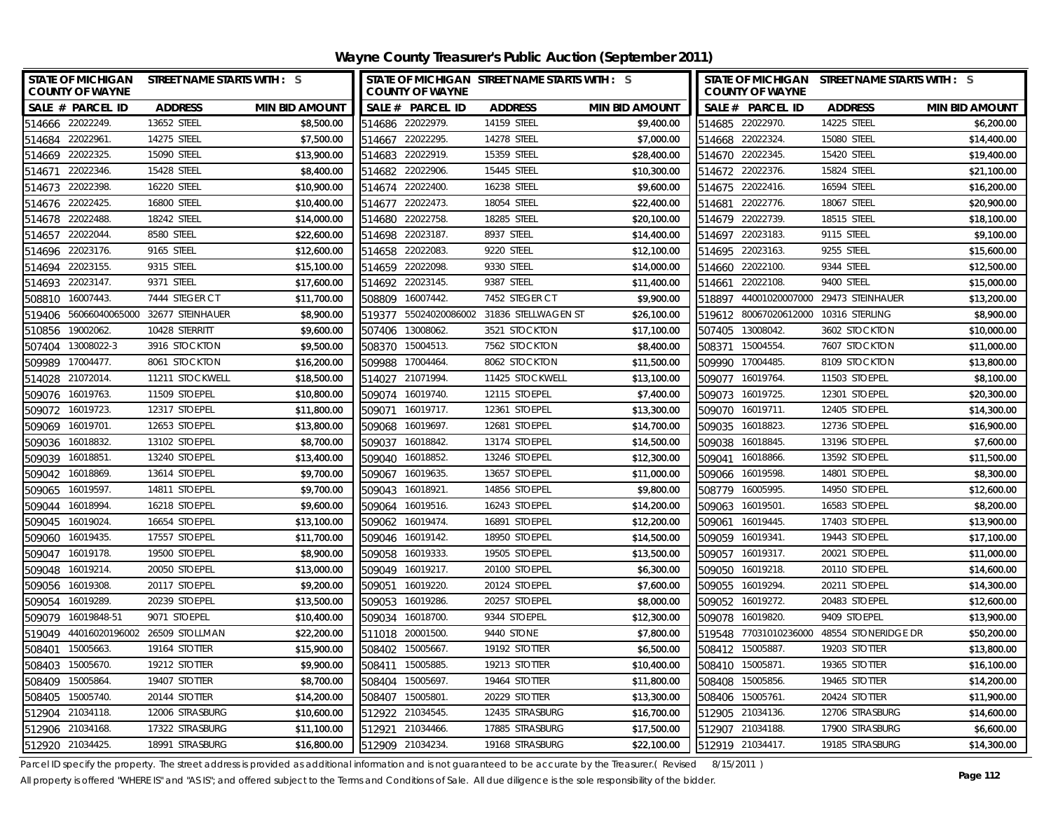# Wayne County Treasurer's Public Auction (September 2011)

STATE OF MICHIGAN COUNTY OF WAYNE — STREET NAME STARTS WITH : S

| SALE # | PARCEL ID | ADDRESS | MIN BID AMOUNT |
|---|---|---|---|
| 514666 | 22022249. | 13652 STEEL | $8,500.00 |
| 514684 | 22022961. | 14275 STEEL | $7,500.00 |
| 514669 | 22022325. | 15090 STEEL | $13,900.00 |
| 514671 | 22022346. | 15428 STEEL | $8,400.00 |
| 514673 | 22022398. | 16220 STEEL | $10,900.00 |
| 514676 | 22022425. | 16800 STEEL | $10,400.00 |
| 514678 | 22022488. | 18242 STEEL | $14,000.00 |
| 514657 | 22022044. | 8580 STEEL | $22,600.00 |
| 514696 | 22023176. | 9165 STEEL | $12,600.00 |
| 514694 | 22023155. | 9315 STEEL | $15,100.00 |
| 514693 | 22023147. | 9371 STEEL | $17,600.00 |
| 508810 | 16007443. | 7444 STEGER CT | $11,700.00 |
| 519406 | 56066040065000 | 32677 STEINHAUER | $8,900.00 |
| 510856 | 19002062. | 10428 STERRITT | $9,600.00 |
| 507404 | 13008022-3 | 3916 STOCKTON | $9,500.00 |
| 509989 | 17004477. | 8061 STOCKTON | $16,200.00 |
| 514028 | 21072014. | 11211 STOCKWELL | $18,500.00 |
| 509076 | 16019763. | 11509 STOEPEL | $10,800.00 |
| 509072 | 16019723. | 12317 STOEPEL | $11,800.00 |
| 509069 | 16019701. | 12653 STOEPEL | $13,800.00 |
| 509036 | 16018832. | 13102 STOEPEL | $8,700.00 |
| 509039 | 16018851. | 13240 STOEPEL | $13,400.00 |
| 509042 | 16018869. | 13614 STOEPEL | $9,700.00 |
| 509065 | 16019597. | 14811 STOEPEL | $9,700.00 |
| 509044 | 16018994. | 16218 STOEPEL | $9,600.00 |
| 509045 | 16019024. | 16654 STOEPEL | $13,100.00 |
| 509060 | 16019435. | 17557 STOEPEL | $11,700.00 |
| 509047 | 16019178. | 19500 STOEPEL | $8,900.00 |
| 509048 | 16019214. | 20050 STOEPEL | $13,000.00 |
| 509056 | 16019308. | 20117 STOEPEL | $9,200.00 |
| 509054 | 16019289. | 20239 STOEPEL | $13,500.00 |
| 509079 | 16019848-51 | 9071 STOEPEL | $10,400.00 |
| 519049 | 44016020196002 | 26509 STOLLMAN | $22,200.00 |
| 508401 | 15005663. | 19164 STOTTER | $15,900.00 |
| 508403 | 15005670. | 19212 STOTTER | $9,900.00 |
| 508409 | 15005864. | 19407 STOTTER | $8,700.00 |
| 508405 | 15005740. | 20144 STOTTER | $14,200.00 |
| 512904 | 21034118. | 12006 STRASBURG | $10,600.00 |
| 512906 | 21034168. | 17322 STRASBURG | $11,100.00 |
| 512920 | 21034425. | 18991 STRASBURG | $16,800.00 |
| 514686 | 22022979. | 14159 STEEL | $9,400.00 |
| 514667 | 22022295. | 14278 STEEL | $7,000.00 |
| 514683 | 22022919. | 15359 STEEL | $28,400.00 |
| 514682 | 22022906. | 15445 STEEL | $10,300.00 |
| 514674 | 22022400. | 16238 STEEL | $9,600.00 |
| 514677 | 22022473. | 18054 STEEL | $22,400.00 |
| 514680 | 22022758. | 18285 STEEL | $20,100.00 |
| 514698 | 22023187. | 8937 STEEL | $14,400.00 |
| 514658 | 22022083. | 9220 STEEL | $12,100.00 |
| 514659 | 22022098. | 9330 STEEL | $14,000.00 |
| 514692 | 22023145. | 9387 STEEL | $11,400.00 |
| 508809 | 16007442. | 7452 STEGER CT | $9,900.00 |
| 519377 | 55024020086002 | 31836 STELLWAGEN ST | $26,100.00 |
| 507406 | 13008062. | 3521 STOCKTON | $17,100.00 |
| 508370 | 15004513. | 7562 STOCKTON | $8,400.00 |
| 509988 | 17004464. | 8062 STOCKTON | $11,500.00 |
| 514027 | 21071994. | 11425 STOCKWELL | $13,100.00 |
| 509074 | 16019740. | 12115 STOEPEL | $7,400.00 |
| 509071 | 16019717. | 12361 STOEPEL | $13,300.00 |
| 509068 | 16019697. | 12681 STOEPEL | $14,700.00 |
| 509037 | 16018842. | 13174 STOEPEL | $14,500.00 |
| 509040 | 16018852. | 13246 STOEPEL | $12,300.00 |
| 509067 | 16019635. | 13657 STOEPEL | $11,000.00 |
| 509043 | 16018921. | 14856 STOEPEL | $9,800.00 |
| 509064 | 16019516. | 16243 STOEPEL | $14,200.00 |
| 509062 | 16019474. | 16891 STOEPEL | $12,200.00 |
| 509046 | 16019142. | 18950 STOEPEL | $14,500.00 |
| 509058 | 16019333. | 19505 STOEPEL | $13,500.00 |
| 509049 | 16019217. | 20100 STOEPEL | $6,300.00 |
| 509051 | 16019220. | 20124 STOEPEL | $7,600.00 |
| 509053 | 16019286. | 20257 STOEPEL | $8,000.00 |
| 509034 | 16018700. | 9344 STOEPEL | $12,300.00 |
| 511018 | 20001500. | 9440 STONE | $7,800.00 |
| 508402 | 15005667. | 19192 STOTTER | $6,500.00 |
| 508411 | 15005885. | 19213 STOTTER | $10,400.00 |
| 508404 | 15005697. | 19464 STOTTER | $11,800.00 |
| 508407 | 15005801. | 20229 STOTTER | $13,300.00 |
| 512922 | 21034545. | 12435 STRASBURG | $16,700.00 |
| 512921 | 21034466. | 17885 STRASBURG | $17,500.00 |
| 512909 | 21034234. | 19168 STRASBURG | $22,100.00 |
| 514685 | 22022970. | 14225 STEEL | $6,200.00 |
| 514668 | 22022324. | 15080 STEEL | $14,400.00 |
| 514670 | 22022345. | 15420 STEEL | $19,400.00 |
| 514672 | 22022376. | 15824 STEEL | $21,100.00 |
| 514675 | 22022416. | 16594 STEEL | $16,200.00 |
| 514681 | 22022776. | 18067 STEEL | $20,900.00 |
| 514679 | 22022739. | 18515 STEEL | $18,100.00 |
| 514697 | 22023183. | 9115 STEEL | $9,100.00 |
| 514695 | 22023163. | 9255 STEEL | $15,600.00 |
| 514660 | 22022100. | 9344 STEEL | $12,500.00 |
| 514661 | 22022108. | 9400 STEEL | $15,000.00 |
| 518897 | 44001020007000 | 29473 STEINHAUER | $13,200.00 |
| 519612 | 80067020612000 | 10316 STERLING | $8,900.00 |
| 507405 | 13008042. | 3602 STOCKTON | $10,000.00 |
| 508371 | 15004554. | 7607 STOCKTON | $11,000.00 |
| 509990 | 17004485. | 8109 STOCKTON | $13,800.00 |
| 509077 | 16019764. | 11503 STOEPEL | $8,100.00 |
| 509073 | 16019725. | 12301 STOEPEL | $20,300.00 |
| 509070 | 16019711. | 12405 STOEPEL | $14,300.00 |
| 509035 | 16018823. | 12736 STOEPEL | $16,900.00 |
| 509038 | 16018845. | 13196 STOEPEL | $7,600.00 |
| 509041 | 16018866. | 13592 STOEPEL | $11,500.00 |
| 509066 | 16019598. | 14801 STOEPEL | $8,300.00 |
| 508779 | 16005995. | 14950 STOEPEL | $12,600.00 |
| 509063 | 16019501. | 16583 STOEPEL | $8,200.00 |
| 509061 | 16019445. | 17403 STOEPEL | $13,900.00 |
| 509059 | 16019341. | 19443 STOEPEL | $17,100.00 |
| 509057 | 16019317. | 20021 STOEPEL | $11,000.00 |
| 509050 | 16019218. | 20110 STOEPEL | $14,600.00 |
| 509055 | 16019294. | 20211 STOEPEL | $14,300.00 |
| 509052 | 16019272. | 20483 STOEPEL | $12,600.00 |
| 509078 | 16019820. | 9409 STOEPEL | $13,900.00 |
| 519548 | 77031010236000 | 48554 STONERIDGE DR | $50,200.00 |
| 508412 | 15005887. | 19203 STOTTER | $13,800.00 |
| 508410 | 15005871. | 19365 STOTTER | $16,100.00 |
| 508408 | 15005856. | 19465 STOTTER | $14,200.00 |
| 508406 | 15005761. | 20424 STOTTER | $11,900.00 |
| 512905 | 21034136. | 12706 STRASBURG | $14,600.00 |
| 512907 | 21034188. | 17900 STRASBURG | $6,600.00 |
| 512919 | 21034417. | 19185 STRASBURG | $14,300.00 |

Parcel ID specify the property. The street address is provided as additional information and is not guaranteed to be accurate by the Treasurer.( Revised 8/15/2011 )

All property is offered "WHERE IS" and "AS IS"; and offered subject to the Terms and Conditions of Sale. All due diligence is the sole responsibility of the bidder.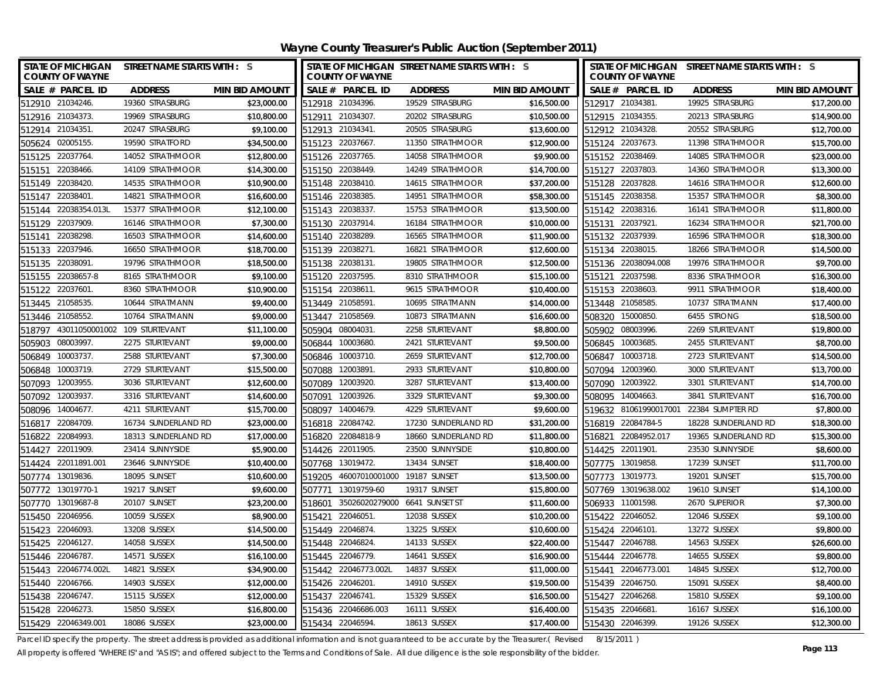# Wayne County Treasurer's Public Auction (September 2011)

| SALE # | PARCEL ID | ADDRESS | MIN BID AMOUNT |
|---|---|---|---|
| 512910 | 21034246. | 19360 STRASBURG | $23,000.00 |
| 512916 | 21034373. | 19969 STRASBURG | $10,800.00 |
| 512914 | 21034351. | 20247 STRASBURG | $9,100.00 |
| 505624 | 02005155. | 19590 STRATFORD | $34,500.00 |
| 515125 | 22037764. | 14052 STRATHMOOR | $12,800.00 |
| 515151 | 22038466. | 14109 STRATHMOOR | $14,300.00 |
| 515149 | 22038420. | 14535 STRATHMOOR | $10,900.00 |
| 515147 | 22038401. | 14821 STRATHMOOR | $16,600.00 |
| 515144 | 22038354.013L | 15377 STRATHMOOR | $12,100.00 |
| 515129 | 22037909. | 16146 STRATHMOOR | $7,300.00 |
| 515141 | 22038298. | 16503 STRATHMOOR | $14,600.00 |
| 515133 | 22037946. | 16650 STRATHMOOR | $18,700.00 |
| 515135 | 22038091. | 19796 STRATHMOOR | $18,500.00 |
| 515155 | 22038657-8 | 8165 STRATHMOOR | $9,100.00 |
| 515122 | 22037601. | 8360 STRATHMOOR | $10,900.00 |
| 513445 | 21058535. | 10644 STRATMANN | $9,400.00 |
| 513446 | 21058552. | 10764 STRATMANN | $9,000.00 |
| 518797 | 43011050001002 | 109 STURTEVANT | $11,100.00 |
| 505903 | 08003997. | 2275 STURTEVANT | $9,000.00 |
| 506849 | 10003737. | 2588 STURTEVANT | $7,300.00 |
| 506848 | 10003719. | 2729 STURTEVANT | $15,500.00 |
| 507093 | 12003955. | 3036 STURTEVANT | $12,600.00 |
| 507092 | 12003937. | 3316 STURTEVANT | $14,600.00 |
| 508096 | 14004677. | 4211 STURTEVANT | $15,700.00 |
| 516817 | 22084709. | 16734 SUNDERLAND RD | $23,000.00 |
| 516822 | 22084993. | 18313 SUNDERLAND RD | $17,000.00 |
| 514427 | 22011909. | 23414 SUNNYSIDE | $5,900.00 |
| 514424 | 22011891.001 | 23646 SUNNYSIDE | $10,400.00 |
| 507774 | 13019836. | 18095 SUNSET | $10,600.00 |
| 507772 | 13019770-1 | 19217 SUNSET | $9,600.00 |
| 507770 | 13019687-8 | 20107 SUNSET | $23,200.00 |
| 515450 | 22046956. | 10059 SUSSEX | $8,900.00 |
| 515423 | 22046093. | 13208 SUSSEX | $14,500.00 |
| 515425 | 22046127. | 14058 SUSSEX | $14,500.00 |
| 515446 | 22046787. | 14571 SUSSEX | $16,100.00 |
| 515443 | 22046774.002L | 14821 SUSSEX | $34,900.00 |
| 515440 | 22046766. | 14903 SUSSEX | $12,000.00 |
| 515438 | 22046747. | 15115 SUSSEX | $12,000.00 |
| 515428 | 22046273. | 15850 SUSSEX | $16,800.00 |
| 515429 | 22046349.001 | 18086 SUSSEX | $23,000.00 |
| 512918 | 21034396. | 19529 STRASBURG | $16,500.00 |
| 512911 | 21034307. | 20202 STRASBURG | $10,500.00 |
| 512913 | 21034341. | 20505 STRASBURG | $13,600.00 |
| 515123 | 22037667. | 11350 STRATHMOOR | $12,900.00 |
| 515126 | 22037765. | 14058 STRATHMOOR | $9,900.00 |
| 515150 | 22038449. | 14249 STRATHMOOR | $14,700.00 |
| 515148 | 22038410. | 14615 STRATHMOOR | $37,200.00 |
| 515146 | 22038385. | 14951 STRATHMOOR | $58,300.00 |
| 515143 | 22038337. | 15753 STRATHMOOR | $13,500.00 |
| 515130 | 22037914. | 16184 STRATHMOOR | $10,000.00 |
| 515140 | 22038289. | 16565 STRATHMOOR | $11,900.00 |
| 515139 | 22038271. | 16821 STRATHMOOR | $12,600.00 |
| 515138 | 22038131. | 19805 STRATHMOOR | $12,500.00 |
| 515120 | 22037595. | 8310 STRATHMOOR | $15,100.00 |
| 515154 | 22038611. | 9615 STRATHMOOR | $10,400.00 |
| 513449 | 21058591. | 10695 STRATMANN | $14,000.00 |
| 513447 | 21058569. | 10873 STRATMANN | $16,600.00 |
| 505904 | 08004031. | 2258 STURTEVANT | $8,800.00 |
| 506844 | 10003680. | 2421 STURTEVANT | $9,500.00 |
| 506846 | 10003710. | 2659 STURTEVANT | $12,700.00 |
| 507088 | 12003891. | 2933 STURTEVANT | $10,800.00 |
| 507089 | 12003920. | 3287 STURTEVANT | $13,400.00 |
| 507091 | 12003926. | 3329 STURTEVANT | $9,300.00 |
| 508097 | 14004679. | 4229 STURTEVANT | $9,600.00 |
| 516818 | 22084742. | 17230 SUNDERLAND RD | $31,200.00 |
| 516820 | 22084818-9 | 18660 SUNDERLAND RD | $11,800.00 |
| 514426 | 22011905. | 23500 SUNNYSIDE | $10,800.00 |
| 507768 | 13019472. | 13434 SUNSET | $18,400.00 |
| 519205 | 46007010001000 | 19187 SUNSET | $13,500.00 |
| 507771 | 13019759-60 | 19317 SUNSET | $15,800.00 |
| 518601 | 35026020279000 | 6641 SUNSET ST | $11,600.00 |
| 515421 | 22046051. | 12038 SUSSEX | $10,200.00 |
| 515449 | 22046874. | 13225 SUSSEX | $10,600.00 |
| 515448 | 22046824. | 14133 SUSSEX | $22,400.00 |
| 515445 | 22046779. | 14641 SUSSEX | $16,900.00 |
| 515442 | 22046773.002L | 14837 SUSSEX | $11,000.00 |
| 515426 | 22046201. | 14910 SUSSEX | $19,500.00 |
| 515437 | 22046741. | 15329 SUSSEX | $16,500.00 |
| 515436 | 22046686.003 | 16111 SUSSEX | $16,400.00 |
| 515434 | 22046594. | 18613 SUSSEX | $17,400.00 |
| 512917 | 21034381. | 19925 STRASBURG | $17,200.00 |
| 512915 | 21034355. | 20213 STRASBURG | $14,900.00 |
| 512912 | 21034328. | 20552 STRASBURG | $12,700.00 |
| 515124 | 22037673. | 11398 STRATHMOOR | $15,700.00 |
| 515152 | 22038469. | 14085 STRATHMOOR | $23,000.00 |
| 515127 | 22037803. | 14360 STRATHMOOR | $13,300.00 |
| 515128 | 22037828. | 14616 STRATHMOOR | $12,600.00 |
| 515145 | 22038358. | 15357 STRATHMOOR | $8,300.00 |
| 515142 | 22038316. | 16141 STRATHMOOR | $11,800.00 |
| 515131 | 22037921. | 16234 STRATHMOOR | $21,700.00 |
| 515132 | 22037939. | 16596 STRATHMOOR | $18,300.00 |
| 515134 | 22038015. | 18266 STRATHMOOR | $14,500.00 |
| 515136 | 22038094.008 | 19976 STRATHMOOR | $9,700.00 |
| 515121 | 22037598. | 8336 STRATHMOOR | $16,300.00 |
| 515153 | 22038603. | 9911 STRATHMOOR | $18,400.00 |
| 513448 | 21058585. | 10737 STRATMANN | $17,400.00 |
| 508320 | 15000850. | 6455 STRONG | $18,500.00 |
| 505902 | 08003996. | 2269 STURTEVANT | $19,800.00 |
| 506845 | 10003685. | 2455 STURTEVANT | $8,700.00 |
| 506847 | 10003718. | 2723 STURTEVANT | $14,500.00 |
| 507094 | 12003960. | 3000 STURTEVANT | $13,700.00 |
| 507090 | 12003922. | 3301 STURTEVANT | $14,700.00 |
| 508095 | 14004663. | 3841 STURTEVANT | $16,700.00 |
| 519632 | 81061990017001 | 22384 SUMPTER RD | $7,800.00 |
| 516819 | 22084784-5 | 18228 SUNDERLAND RD | $18,300.00 |
| 516821 | 22084952.017 | 19365 SUNDERLAND RD | $15,300.00 |
| 514425 | 22011901. | 23530 SUNNYSIDE | $8,600.00 |
| 507775 | 13019858. | 17239 SUNSET | $11,700.00 |
| 507773 | 13019773. | 19201 SUNSET | $15,700.00 |
| 507769 | 13019638.002 | 19610 SUNSET | $14,100.00 |
| 506933 | 11001598. | 2670 SUPERIOR | $7,300.00 |
| 515422 | 22046052. | 12046 SUSSEX | $9,100.00 |
| 515424 | 22046101. | 13272 SUSSEX | $9,800.00 |
| 515447 | 22046788. | 14563 SUSSEX | $26,600.00 |
| 515444 | 22046778. | 14655 SUSSEX | $9,800.00 |
| 515441 | 22046773.001 | 14845 SUSSEX | $12,700.00 |
| 515439 | 22046750. | 15091 SUSSEX | $8,400.00 |
| 515427 | 22046268. | 15810 SUSSEX | $9,100.00 |
| 515435 | 22046681. | 16167 SUSSEX | $16,100.00 |
| 515430 | 22046399. | 19126 SUSSEX | $12,300.00 |

Parcel ID specify the property. The street address is provided as additional information and is not guaranteed to be accurate by the Treasurer.( Revised 8/15/2011 )

All property is offered "WHERE IS" and "AS IS"; and offered subject to the Terms and Conditions of Sale. All due diligence is the sole responsibility of the bidder.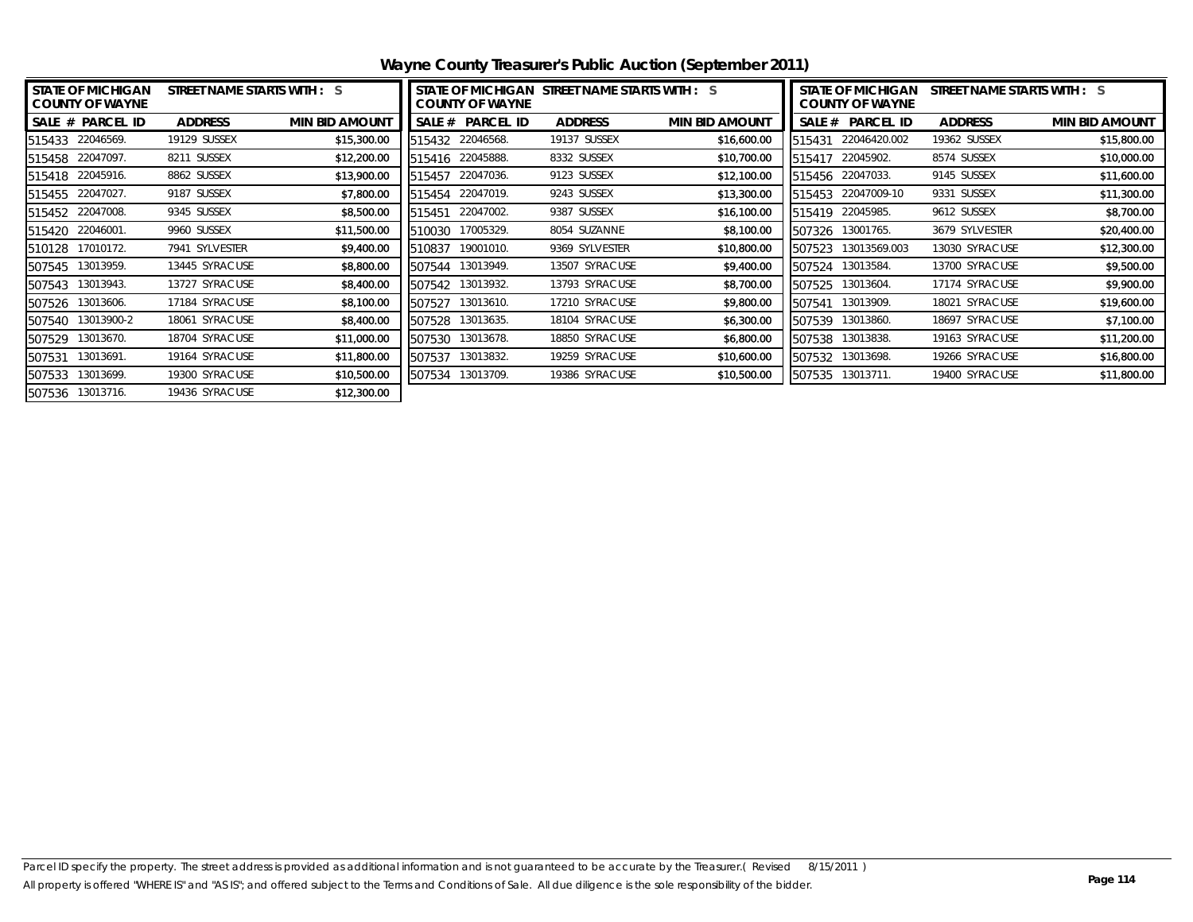# Wayne County Treasurer's Public Auction (September 2011)

| STATE OF MICHIGAN COUNTY OF WAYNE | STREET NAME STARTS WITH : S | |
|---|---|---|
| SALE # PARCEL ID | ADDRESS | MIN BID AMOUNT |
| 515433 22046569. | 19129 SUSSEX | $15,300.00 |
| 515458 22047097. | 8211 SUSSEX | $12,200.00 |
| 515418 22045916. | 8862 SUSSEX | $13,900.00 |
| 515455 22047027. | 9187 SUSSEX | $7,800.00 |
| 515452 22047008. | 9345 SUSSEX | $8,500.00 |
| 515420 22046001. | 9960 SUSSEX | $11,500.00 |
| 510128 17010172. | 7941 SYLVESTER | $9,400.00 |
| 507545 13013959. | 13445 SYRACUSE | $8,800.00 |
| 507543 13013943. | 13727 SYRACUSE | $8,400.00 |
| 507526 13013606. | 17184 SYRACUSE | $8,100.00 |
| 507540 13013900-2 | 18061 SYRACUSE | $8,400.00 |
| 507529 13013670. | 18704 SYRACUSE | $11,000.00 |
| 507531 13013691. | 19164 SYRACUSE | $11,800.00 |
| 507533 13013699. | 19300 SYRACUSE | $10,500.00 |
| 507536 13013716. | 19436 SYRACUSE | $12,300.00 |

| STATE OF MICHIGAN COUNTY OF WAYNE | STREET NAME STARTS WITH : S | |
|---|---|---|
| SALE # PARCEL ID | ADDRESS | MIN BID AMOUNT |
| 515432 22046568. | 19137 SUSSEX | $16,600.00 |
| 515416 22045888. | 8332 SUSSEX | $10,700.00 |
| 515457 22047036. | 9123 SUSSEX | $12,100.00 |
| 515454 22047019. | 9243 SUSSEX | $13,300.00 |
| 515451 22047002. | 9387 SUSSEX | $16,100.00 |
| 510030 17005329. | 8054 SUZANNE | $8,100.00 |
| 510837 19001010. | 9369 SYLVESTER | $10,800.00 |
| 507544 13013949. | 13507 SYRACUSE | $9,400.00 |
| 507542 13013932. | 13793 SYRACUSE | $8,700.00 |
| 507527 13013610. | 17210 SYRACUSE | $9,800.00 |
| 507528 13013635. | 18104 SYRACUSE | $6,300.00 |
| 507530 13013678. | 18850 SYRACUSE | $6,800.00 |
| 507537 13013832. | 19259 SYRACUSE | $10,600.00 |
| 507534 13013709. | 19386 SYRACUSE | $10,500.00 |

| STATE OF MICHIGAN COUNTY OF WAYNE | STREET NAME STARTS WITH : S | |
|---|---|---|
| SALE # PARCEL ID | ADDRESS | MIN BID AMOUNT |
| 515431 22046420.002 | 19362 SUSSEX | $15,800.00 |
| 515417 22045902. | 8574 SUSSEX | $10,000.00 |
| 515456 22047033. | 9145 SUSSEX | $11,600.00 |
| 515453 22047009-10 | 9331 SUSSEX | $11,300.00 |
| 515419 22045985. | 9612 SUSSEX | $8,700.00 |
| 507326 13001765. | 3679 SYLVESTER | $20,400.00 |
| 507523 13013569.003 | 13030 SYRACUSE | $12,300.00 |
| 507524 13013584. | 13700 SYRACUSE | $9,500.00 |
| 507525 13013604. | 17174 SYRACUSE | $9,900.00 |
| 507541 13013909. | 18021 SYRACUSE | $19,600.00 |
| 507539 13013860. | 18697 SYRACUSE | $7,100.00 |
| 507538 13013838. | 19163 SYRACUSE | $11,200.00 |
| 507532 13013698. | 19266 SYRACUSE | $16,800.00 |
| 507535 13013711. | 19400 SYRACUSE | $11,800.00 |

Parcel ID specify the property. The street address is provided as additional information and is not guaranteed to be accurate by the Treasurer.( Revised 8/15/2011 )
All property is offered "WHERE IS" and "AS IS"; and offered subject to the Terms and Conditions of Sale. All due diligence is the sole responsibility of the bidder.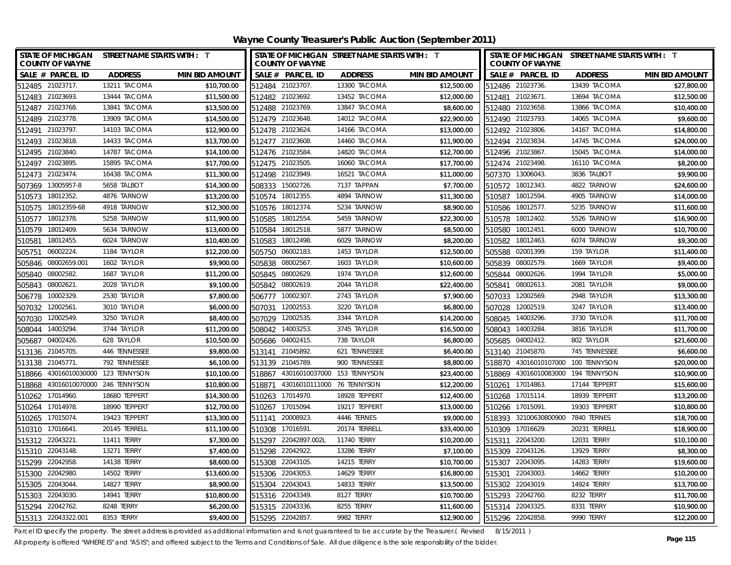# Wayne County Treasurer's Public Auction (September 2011)

| SALE # | PARCEL ID | ADDRESS | MIN BID AMOUNT |
|---|---|---|---|
| 512485 | 21023717. | 13211 TACOMA | $10,700.00 |
| 512483 | 21023693. | 13444 TACOMA | $11,500.00 |
| 512487 | 21023768. | 13841 TACOMA | $13,500.00 |
| 512489 | 21023778. | 13909 TACOMA | $14,500.00 |
| 512491 | 21023797. | 14103 TACOMA | $12,900.00 |
| 512493 | 21023818. | 14433 TACOMA | $13,700.00 |
| 512495 | 21023840. | 14787 TACOMA | $14,100.00 |
| 512497 | 21023895. | 15895 TACOMA | $17,700.00 |
| 512473 | 21023474. | 16438 TACOMA | $11,300.00 |
| 507369 | 13005957-8 | 5658 TALBOT | $14,300.00 |
| 510573 | 18012352. | 4876 TARNOW | $13,200.00 |
| 510575 | 18012359-68 | 4918 TARNOW | $12,300.00 |
| 510577 | 18012378. | 5258 TARNOW | $11,900.00 |
| 510579 | 18012409. | 5634 TARNOW | $13,600.00 |
| 510581 | 18012455. | 6024 TARNOW | $10,400.00 |
| 505751 | 06002224. | 1184 TAYLOR | $12,200.00 |
| 505846 | 08002659.001 | 1602 TAYLOR | $9,900.00 |
| 505840 | 08002582. | 1687 TAYLOR | $11,200.00 |
| 505843 | 08002621. | 2028 TAYLOR | $9,100.00 |
| 506778 | 10002329. | 2530 TAYLOR | $7,800.00 |
| 507032 | 12002561. | 3010 TAYLOR | $6,000.00 |
| 507030 | 12002549. | 3250 TAYLOR | $8,400.00 |
| 508044 | 14003294. | 3744 TAYLOR | $11,200.00 |
| 505687 | 04002426. | 628 TAYLOR | $10,500.00 |
| 513136 | 21045705. | 446 TENNESSEE | $9,800.00 |
| 513138 | 21045771. | 792 TENNESSEE | $6,100.00 |
| 518866 | 43016010030000 | 123 TENNYSON | $10,100.00 |
| 518868 | 43016010070000 | 246 TENNYSON | $10,800.00 |
| 510262 | 17014960. | 18680 TEPPERT | $14,300.00 |
| 510264 | 17014978. | 18990 TEPPERT | $12,700.00 |
| 510265 | 17015074. | 19423 TEPPERT | $13,300.00 |
| 510310 | 17016641. | 20145 TERRELL | $11,100.00 |
| 515312 | 22043221. | 11411 TERRY | $7,300.00 |
| 515310 | 22043148. | 13271 TERRY | $7,400.00 |
| 515299 | 22042958. | 14138 TERRY | $8,600.00 |
| 515300 | 22042980. | 14502 TERRY | $13,600.00 |
| 515305 | 22043044. | 14827 TERRY | $8,900.00 |
| 515303 | 22043030. | 14941 TERRY | $10,800.00 |
| 515294 | 22042762. | 8248 TERRY | $6,200.00 |
| 515313 | 22043322.001 | 8353 TERRY | $9,400.00 |
| 512484 | 21023707. | 13300 TACOMA | $12,500.00 |
| 512482 | 21023692. | 13452 TACOMA | $12,000.00 |
| 512488 | 21023769. | 13847 TACOMA | $8,600.00 |
| 512479 | 21023648. | 14012 TACOMA | $22,900.00 |
| 512478 | 21023624. | 14166 TACOMA | $13,000.00 |
| 512477 | 21023608. | 14460 TACOMA | $11,900.00 |
| 512476 | 21023584. | 14820 TACOMA | $12,700.00 |
| 512475 | 21023505. | 16060 TACOMA | $17,700.00 |
| 512498 | 21023949. | 16521 TACOMA | $11,000.00 |
| 508333 | 15002726. | 7137 TAPPAN | $7,700.00 |
| 510574 | 18012355. | 4894 TARNOW | $11,300.00 |
| 510576 | 18012374. | 5234 TARNOW | $8,900.00 |
| 510585 | 18012554. | 5459 TARNOW | $22,300.00 |
| 510584 | 18012518. | 5877 TARNOW | $8,500.00 |
| 510583 | 18012498. | 6029 TARNOW | $8,200.00 |
| 505750 | 06002183. | 1453 TAYLOR | $12,500.00 |
| 505838 | 08002567. | 1603 TAYLOR | $10,600.00 |
| 505845 | 08002629. | 1974 TAYLOR | $12,600.00 |
| 505842 | 08002619. | 2044 TAYLOR | $22,400.00 |
| 506777 | 10002307. | 2743 TAYLOR | $7,900.00 |
| 507031 | 12002553. | 3220 TAYLOR | $6,800.00 |
| 507029 | 12002535. | 3344 TAYLOR | $14,200.00 |
| 508042 | 14003253. | 3745 TAYLOR | $16,500.00 |
| 505686 | 04002415. | 738 TAYLOR | $6,800.00 |
| 513141 | 21045892. | 621 TENNESSEE | $6,400.00 |
| 513139 | 21045789. | 900 TENNESSEE | $8,800.00 |
| 518867 | 43016010037000 | 153 TENNYSON | $23,400.00 |
| 518871 | 43016010111000 | 76 TENNYSON | $12,200.00 |
| 510263 | 17014970. | 18928 TEPPERT | $12,400.00 |
| 510267 | 17015094. | 19217 TEPPERT | $13,000.00 |
| 511141 | 20008923. | 4446 TERNES | $9,000.00 |
| 510308 | 17016591. | 20174 TERRELL | $33,400.00 |
| 515297 | 22042897.002L | 11740 TERRY | $10,200.00 |
| 515298 | 22042922. | 13286 TERRY | $7,100.00 |
| 515308 | 22043105. | 14215 TERRY | $10,700.00 |
| 515306 | 22043053. | 14629 TERRY | $16,800.00 |
| 515304 | 22043043. | 14833 TERRY | $13,500.00 |
| 515316 | 22043349. | 8127 TERRY | $10,700.00 |
| 515315 | 22043336. | 8255 TERRY | $11,600.00 |
| 515295 | 22042857. | 9982 TERRY | $12,900.00 |
| 512486 | 21023736. | 13439 TACOMA | $27,800.00 |
| 512481 | 21023671. | 13694 TACOMA | $12,500.00 |
| 512480 | 21023658. | 13866 TACOMA | $10,400.00 |
| 512490 | 21023793. | 14065 TACOMA | $9,600.00 |
| 512492 | 21023806. | 14167 TACOMA | $14,800.00 |
| 512494 | 21023834. | 14745 TACOMA | $24,000.00 |
| 512496 | 21023867. | 15045 TACOMA | $14,000.00 |
| 512474 | 21023498. | 16110 TACOMA | $8,200.00 |
| 507370 | 13006043. | 3836 TALBOT | $9,900.00 |
| 510572 | 18012343. | 4822 TARNOW | $24,600.00 |
| 510587 | 18012594. | 4905 TARNOW | $14,000.00 |
| 510586 | 18012577. | 5235 TARNOW | $11,600.00 |
| 510578 | 18012402. | 5526 TARNOW | $16,900.00 |
| 510580 | 18012451. | 6000 TARNOW | $10,700.00 |
| 510582 | 18012463. | 6074 TARNOW | $9,300.00 |
| 505588 | 02001399. | 159 TAYLOR | $11,400.00 |
| 505839 | 08002579. | 1669 TAYLOR | $9,400.00 |
| 505844 | 08002626. | 1994 TAYLOR | $5,000.00 |
| 505841 | 08002613. | 2081 TAYLOR | $9,000.00 |
| 507033 | 12002569. | 2948 TAYLOR | $13,300.00 |
| 507028 | 12002519. | 3247 TAYLOR | $13,400.00 |
| 508045 | 14003296. | 3730 TAYLOR | $11,700.00 |
| 508043 | 14003284. | 3816 TAYLOR | $11,700.00 |
| 505685 | 04002412. | 802 TAYLOR | $21,600.00 |
| 513140 | 21045870. | 745 TENNESSEE | $6,600.00 |
| 518870 | 43016010107000 | 100 TENNYSON | $20,000.00 |
| 518869 | 43016010083000 | 194 TENNYSON | $10,900.00 |
| 510261 | 17014863. | 17144 TEPPERT | $15,600.00 |
| 510268 | 17015114. | 18939 TEPPERT | $13,200.00 |
| 510266 | 17015091. | 19303 TEPPERT | $10,800.00 |
| 518393 | 32100630800900 | 7840 TERNES | $18,700.00 |
| 510309 | 17016629. | 20231 TERRELL | $18,900.00 |
| 515311 | 22043200. | 12031 TERRY | $10,100.00 |
| 515309 | 22043126. | 13929 TERRY | $8,300.00 |
| 515307 | 22043095. | 14283 TERRY | $19,600.00 |
| 515301 | 22043003. | 14662 TERRY | $10,200.00 |
| 515302 | 22043019. | 14924 TERRY | $13,700.00 |
| 515293 | 22042760. | 8232 TERRY | $11,700.00 |
| 515314 | 22043325. | 8331 TERRY | $10,900.00 |
| 515296 | 22042858. | 9990 TERRY | $12,200.00 |

Parcel ID specify the property. The street address is provided as additional information and is not guaranteed to be accurate by the Treasurer.( Revised 8/15/2011 )

All property is offered "WHERE IS" and "AS IS"; and offered subject to the Terms and Conditions of Sale. All due diligence is the sole responsibility of the bidder.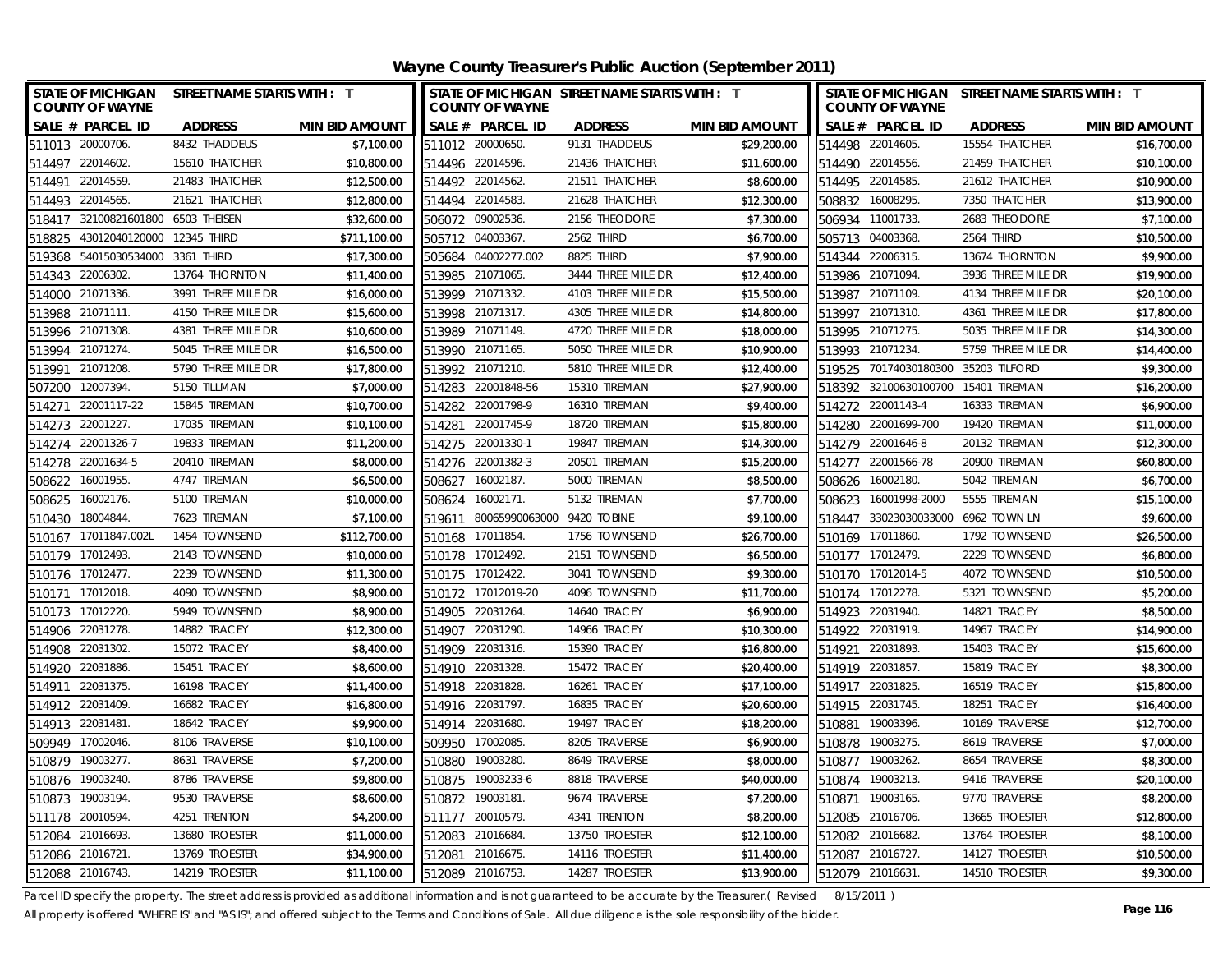# Wayne County Treasurer's Public Auction (September 2011)

STATE OF MICHIGAN COUNTY OF WAYNE — STREET NAME STARTS WITH : T

| SALE # | PARCEL ID | ADDRESS | MIN BID AMOUNT |
|---|---|---|---|
| 511013 | 20000706. | 8432 THADDEUS | $7,100.00 |
| 514497 | 22014602. | 15610 THATCHER | $10,800.00 |
| 514491 | 22014559. | 21483 THATCHER | $12,500.00 |
| 514493 | 22014565. | 21621 THATCHER | $12,800.00 |
| 518417 | 32100821601800 | 6503 THEISEN | $32,600.00 |
| 518825 | 43012040120000 | 12345 THIRD | $711,100.00 |
| 519368 | 54015030534000 | 3361 THIRD | $17,300.00 |
| 514343 | 22006302. | 13764 THORNTON | $11,400.00 |
| 514000 | 21071336. | 3991 THREE MILE DR | $16,000.00 |
| 513988 | 21071111. | 4150 THREE MILE DR | $15,600.00 |
| 513996 | 21071308. | 4381 THREE MILE DR | $10,600.00 |
| 513994 | 21071274. | 5045 THREE MILE DR | $16,500.00 |
| 513991 | 21071208. | 5790 THREE MILE DR | $17,800.00 |
| 507200 | 12007394. | 5150 TILLMAN | $7,000.00 |
| 514271 | 22001117-22 | 15845 TIREMAN | $10,700.00 |
| 514273 | 22001227. | 17035 TIREMAN | $10,100.00 |
| 514274 | 22001326-7 | 19833 TIREMAN | $11,200.00 |
| 514278 | 22001634-5 | 20410 TIREMAN | $8,000.00 |
| 508622 | 16001955. | 4747 TIREMAN | $6,500.00 |
| 508625 | 16002176. | 5100 TIREMAN | $10,000.00 |
| 510430 | 18004844. | 7623 TIREMAN | $7,100.00 |
| 510167 | 17011847.002L | 1454 TOWNSEND | $112,700.00 |
| 510179 | 17012493. | 2143 TOWNSEND | $10,000.00 |
| 510176 | 17012477. | 2239 TOWNSEND | $11,300.00 |
| 510171 | 17012018. | 4090 TOWNSEND | $8,900.00 |
| 510173 | 17012220. | 5949 TOWNSEND | $8,900.00 |
| 514906 | 22031278. | 14882 TRACEY | $12,300.00 |
| 514908 | 22031302. | 15072 TRACEY | $8,400.00 |
| 514920 | 22031886. | 15451 TRACEY | $8,600.00 |
| 514911 | 22031375. | 16198 TRACEY | $11,400.00 |
| 514912 | 22031409. | 16682 TRACEY | $16,800.00 |
| 514913 | 22031481. | 18642 TRACEY | $9,900.00 |
| 509949 | 17002046. | 8106 TRAVERSE | $10,100.00 |
| 510879 | 19003277. | 8631 TRAVERSE | $7,200.00 |
| 510876 | 19003240. | 8786 TRAVERSE | $9,800.00 |
| 510873 | 19003194. | 9530 TRAVERSE | $8,600.00 |
| 511178 | 20010594. | 4251 TRENTON | $4,200.00 |
| 512084 | 21016693. | 13680 TROESTER | $11,000.00 |
| 512086 | 21016721. | 13769 TROESTER | $34,900.00 |
| 512088 | 21016743. | 14219 TROESTER | $11,100.00 |
| 511012 | 20000650. | 9131 THADDEUS | $29,200.00 |
| 514496 | 22014596. | 21436 THATCHER | $11,600.00 |
| 514492 | 22014562. | 21511 THATCHER | $8,600.00 |
| 514494 | 22014583. | 21628 THATCHER | $12,300.00 |
| 506072 | 09002536. | 2156 THEODORE | $7,300.00 |
| 505712 | 04003367. | 2562 THIRD | $6,700.00 |
| 505684 | 04002277.002 | 8825 THIRD | $7,900.00 |
| 513985 | 21071065. | 3444 THREE MILE DR | $12,400.00 |
| 513999 | 21071332. | 4103 THREE MILE DR | $15,500.00 |
| 513998 | 21071317. | 4305 THREE MILE DR | $14,800.00 |
| 513989 | 21071149. | 4720 THREE MILE DR | $18,000.00 |
| 513990 | 21071165. | 5050 THREE MILE DR | $10,900.00 |
| 513992 | 21071210. | 5810 THREE MILE DR | $12,400.00 |
| 514283 | 22001848-56 | 15310 TIREMAN | $27,900.00 |
| 514282 | 22001798-9 | 16310 TIREMAN | $9,400.00 |
| 514281 | 22001745-9 | 18720 TIREMAN | $15,800.00 |
| 514275 | 22001330-1 | 19847 TIREMAN | $14,300.00 |
| 514276 | 22001382-3 | 20501 TIREMAN | $15,200.00 |
| 508627 | 16002187. | 5000 TIREMAN | $8,500.00 |
| 508624 | 16002171. | 5132 TIREMAN | $7,700.00 |
| 519611 | 80065990063000 | 9420 TOBINE | $9,100.00 |
| 510168 | 17011854. | 1756 TOWNSEND | $26,700.00 |
| 510178 | 17012492. | 2151 TOWNSEND | $6,500.00 |
| 510175 | 17012422. | 3041 TOWNSEND | $9,300.00 |
| 510172 | 17012019-20 | 4096 TOWNSEND | $11,700.00 |
| 514905 | 22031264. | 14640 TRACEY | $6,900.00 |
| 514907 | 22031290. | 14966 TRACEY | $10,300.00 |
| 514909 | 22031316. | 15390 TRACEY | $16,800.00 |
| 514910 | 22031328. | 15472 TRACEY | $20,400.00 |
| 514918 | 22031828. | 16261 TRACEY | $17,100.00 |
| 514916 | 22031797. | 16835 TRACEY | $20,600.00 |
| 514914 | 22031680. | 19497 TRACEY | $18,200.00 |
| 509950 | 17002085. | 8205 TRAVERSE | $6,900.00 |
| 510880 | 19003280. | 8649 TRAVERSE | $8,000.00 |
| 510875 | 19003233-6 | 8818 TRAVERSE | $40,000.00 |
| 510872 | 19003181. | 9674 TRAVERSE | $7,200.00 |
| 511177 | 20010579. | 4341 TRENTON | $8,200.00 |
| 512083 | 21016684. | 13750 TROESTER | $12,100.00 |
| 512081 | 21016675. | 14116 TROESTER | $11,400.00 |
| 512089 | 21016753. | 14287 TROESTER | $13,900.00 |
| 514498 | 22014605. | 15554 THATCHER | $16,700.00 |
| 514490 | 22014556. | 21459 THATCHER | $10,100.00 |
| 514495 | 22014585. | 21612 THATCHER | $10,900.00 |
| 508832 | 16008295. | 7350 THATCHER | $13,900.00 |
| 506934 | 11001733. | 2683 THEODORE | $7,100.00 |
| 505713 | 04003368. | 2564 THIRD | $10,500.00 |
| 514344 | 22006315. | 13674 THORNTON | $9,900.00 |
| 513986 | 21071094. | 3936 THREE MILE DR | $19,900.00 |
| 513987 | 21071109. | 4134 THREE MILE DR | $20,100.00 |
| 513997 | 21071310. | 4361 THREE MILE DR | $17,800.00 |
| 513995 | 21071275. | 5035 THREE MILE DR | $14,300.00 |
| 513993 | 21071234. | 5759 THREE MILE DR | $14,400.00 |
| 519525 | 70174030180300 | 35203 TILFORD | $9,300.00 |
| 518392 | 32100630100700 | 15401 TIREMAN | $16,200.00 |
| 514272 | 22001143-4 | 16333 TIREMAN | $6,900.00 |
| 514280 | 22001699-700 | 19420 TIREMAN | $11,000.00 |
| 514279 | 22001646-8 | 20132 TIREMAN | $12,300.00 |
| 514277 | 22001566-78 | 20900 TIREMAN | $60,800.00 |
| 508626 | 16002180. | 5042 TIREMAN | $6,700.00 |
| 508623 | 16001998-2000 | 5555 TIREMAN | $15,100.00 |
| 518447 | 33023030033000 | 6962 TOWN LN | $9,600.00 |
| 510169 | 17011860. | 1792 TOWNSEND | $26,500.00 |
| 510177 | 17012479. | 2229 TOWNSEND | $6,800.00 |
| 510170 | 17012014-5 | 4072 TOWNSEND | $10,500.00 |
| 510174 | 17012278. | 5321 TOWNSEND | $5,200.00 |
| 514923 | 22031940. | 14821 TRACEY | $8,500.00 |
| 514922 | 22031919. | 14967 TRACEY | $14,900.00 |
| 514921 | 22031893. | 15403 TRACEY | $15,600.00 |
| 514919 | 22031857. | 15819 TRACEY | $8,300.00 |
| 514917 | 22031825. | 16519 TRACEY | $15,800.00 |
| 514915 | 22031745. | 18251 TRACEY | $16,400.00 |
| 510881 | 19003396. | 10169 TRAVERSE | $12,700.00 |
| 510878 | 19003275. | 8619 TRAVERSE | $7,000.00 |
| 510877 | 19003262. | 8654 TRAVERSE | $8,300.00 |
| 510874 | 19003213. | 9416 TRAVERSE | $20,100.00 |
| 510871 | 19003165. | 9770 TRAVERSE | $8,200.00 |
| 512085 | 21016706. | 13665 TROESTER | $12,800.00 |
| 512082 | 21016682. | 13764 TROESTER | $8,100.00 |
| 512087 | 21016727. | 14127 TROESTER | $10,500.00 |
| 512079 | 21016631. | 14510 TROESTER | $9,300.00 |

Parcel ID specify the property. The street address is provided as additional information and is not guaranteed to be accurate by the Treasurer.( Revised 8/15/2011 )

All property is offered "WHERE IS" and "AS IS"; and offered subject to the Terms and Conditions of Sale. All due diligence is the sole responsibility of the bidder.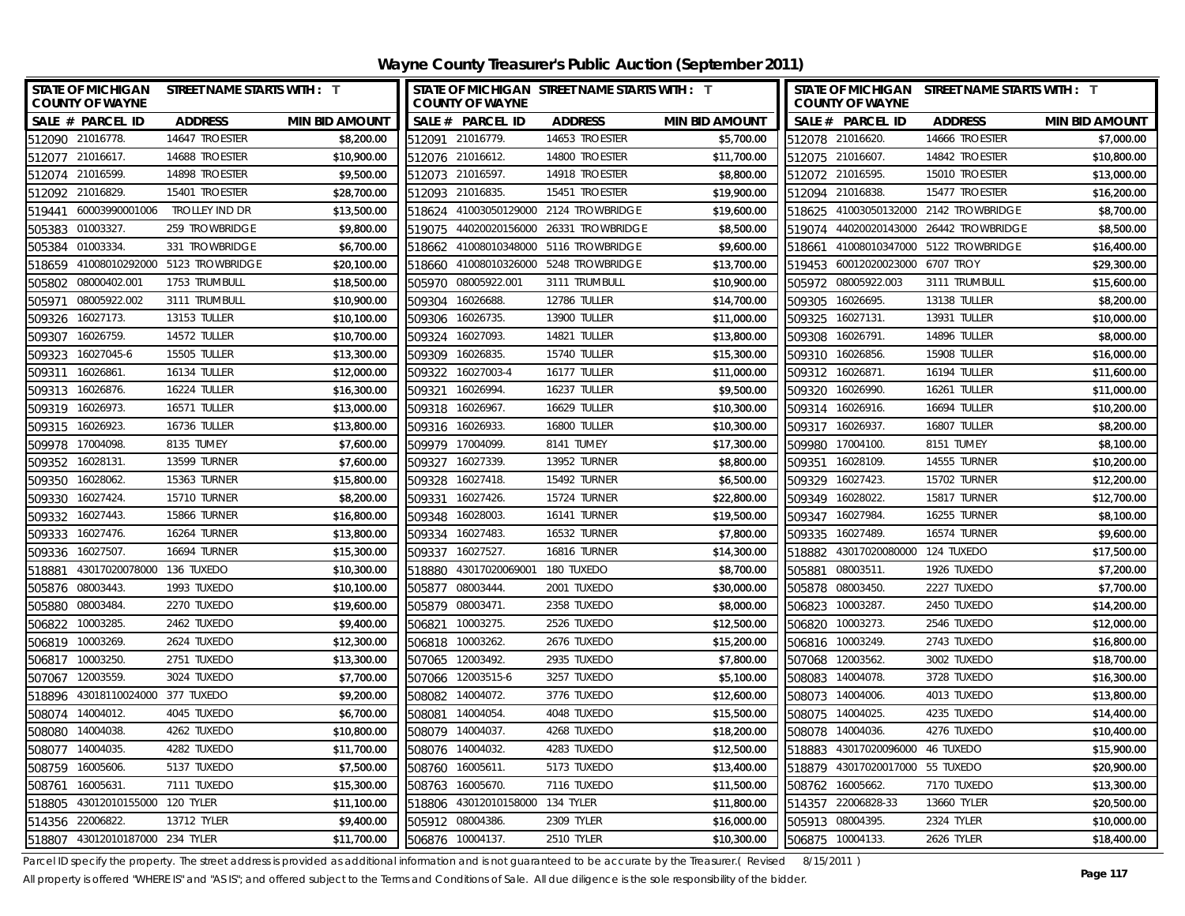# Wayne County Treasurer's Public Auction (September 2011)

STATE OF MICHIGAN COUNTY OF WAYNE — STREET NAME STARTS WITH : T

| SALE # | PARCEL ID | ADDRESS | MIN BID AMOUNT |
|---|---|---|---|
| 512090 | 21016778. | 14647 TROESTER | $8,200.00 |
| 512077 | 21016617. | 14688 TROESTER | $10,900.00 |
| 512074 | 21016599. | 14898 TROESTER | $9,500.00 |
| 512092 | 21016829. | 15401 TROESTER | $28,700.00 |
| 519441 | 60003990001006 | TROLLEY IND DR | $13,500.00 |
| 505383 | 01003327. | 259 TROWBRIDGE | $9,800.00 |
| 505384 | 01003334. | 331 TROWBRIDGE | $6,700.00 |
| 518659 | 41008010292000 | 5123 TROWBRIDGE | $20,100.00 |
| 505802 | 08000402.001 | 1753 TRUMBULL | $18,500.00 |
| 505971 | 08005922.002 | 3111 TRUMBULL | $10,900.00 |
| 509326 | 16027173. | 13153 TULLER | $10,100.00 |
| 509307 | 16026759. | 14572 TULLER | $10,700.00 |
| 509323 | 16027045-6 | 15505 TULLER | $13,300.00 |
| 509311 | 16026861. | 16134 TULLER | $12,000.00 |
| 509313 | 16026876. | 16224 TULLER | $16,300.00 |
| 509319 | 16026973. | 16571 TULLER | $13,000.00 |
| 509315 | 16026923. | 16736 TULLER | $13,800.00 |
| 509978 | 17004098. | 8135 TUMEY | $7,600.00 |
| 509352 | 16028131. | 13599 TURNER | $7,600.00 |
| 509350 | 16028062. | 15363 TURNER | $15,800.00 |
| 509330 | 16027424. | 15710 TURNER | $8,200.00 |
| 509332 | 16027443. | 15866 TURNER | $16,800.00 |
| 509333 | 16027476. | 16264 TURNER | $13,800.00 |
| 509336 | 16027507. | 16694 TURNER | $15,300.00 |
| 518881 | 43017020078000 | 136 TUXEDO | $10,300.00 |
| 505876 | 08003443. | 1993 TUXEDO | $10,100.00 |
| 505880 | 08003484. | 2270 TUXEDO | $19,600.00 |
| 506822 | 10003285. | 2462 TUXEDO | $9,400.00 |
| 506819 | 10003269. | 2624 TUXEDO | $12,300.00 |
| 506817 | 10003250. | 2751 TUXEDO | $13,300.00 |
| 507067 | 12003559. | 3024 TUXEDO | $7,700.00 |
| 518896 | 43018110024000 | 377 TUXEDO | $9,200.00 |
| 508074 | 14004012. | 4045 TUXEDO | $6,700.00 |
| 508080 | 14004038. | 4262 TUXEDO | $10,800.00 |
| 508077 | 14004035. | 4282 TUXEDO | $11,700.00 |
| 508759 | 16005606. | 5137 TUXEDO | $7,500.00 |
| 508761 | 16005631. | 7111 TUXEDO | $15,300.00 |
| 518805 | 43012010155000 | 120 TYLER | $11,100.00 |
| 514356 | 22006822. | 13712 TYLER | $9,400.00 |
| 518807 | 43012010187000 | 234 TYLER | $11,700.00 |
| 512091 | 21016779. | 14653 TROESTER | $5,700.00 |
| 512076 | 21016612. | 14800 TROESTER | $11,700.00 |
| 512073 | 21016597. | 14918 TROESTER | $8,800.00 |
| 512093 | 21016835. | 15451 TROESTER | $19,900.00 |
| 518624 | 41003050129000 | 2124 TROWBRIDGE | $19,600.00 |
| 519075 | 44020020156000 | 26331 TROWBRIDGE | $8,500.00 |
| 518662 | 41008010348000 | 5116 TROWBRIDGE | $9,600.00 |
| 518660 | 41008010326000 | 5248 TROWBRIDGE | $13,700.00 |
| 505970 | 08005922.001 | 3111 TRUMBULL | $10,900.00 |
| 509304 | 16026688. | 12786 TULLER | $14,700.00 |
| 509306 | 16026735. | 13900 TULLER | $11,000.00 |
| 509324 | 16027093. | 14821 TULLER | $13,800.00 |
| 509309 | 16026835. | 15740 TULLER | $15,300.00 |
| 509322 | 16027003-4 | 16177 TULLER | $11,000.00 |
| 509321 | 16026994. | 16237 TULLER | $9,500.00 |
| 509318 | 16026967. | 16629 TULLER | $10,300.00 |
| 509316 | 16026933. | 16800 TULLER | $10,300.00 |
| 509979 | 17004099. | 8141 TUMEY | $17,300.00 |
| 509327 | 16027339. | 13952 TURNER | $8,800.00 |
| 509328 | 16027418. | 15492 TURNER | $6,500.00 |
| 509331 | 16027426. | 15724 TURNER | $22,800.00 |
| 509348 | 16028003. | 16141 TURNER | $19,500.00 |
| 509334 | 16027483. | 16532 TURNER | $7,800.00 |
| 509337 | 16027527. | 16816 TURNER | $14,300.00 |
| 518880 | 43017020069001 | 180 TUXEDO | $8,700.00 |
| 505877 | 08003444. | 2001 TUXEDO | $30,000.00 |
| 505879 | 08003471. | 2358 TUXEDO | $8,000.00 |
| 506821 | 10003275. | 2526 TUXEDO | $12,500.00 |
| 506818 | 10003262. | 2676 TUXEDO | $15,200.00 |
| 507065 | 12003492. | 2935 TUXEDO | $7,800.00 |
| 507066 | 12003515-6 | 3257 TUXEDO | $5,100.00 |
| 508082 | 14004072. | 3776 TUXEDO | $12,600.00 |
| 508081 | 14004054. | 4048 TUXEDO | $15,500.00 |
| 508079 | 14004037. | 4268 TUXEDO | $18,200.00 |
| 508076 | 14004032. | 4283 TUXEDO | $12,500.00 |
| 508760 | 16005611. | 5173 TUXEDO | $13,400.00 |
| 508763 | 16005670. | 7116 TUXEDO | $11,500.00 |
| 518806 | 43012010158000 | 134 TYLER | $11,800.00 |
| 505912 | 08004386. | 2309 TYLER | $16,000.00 |
| 506876 | 10004137. | 2510 TYLER | $10,300.00 |
| 512078 | 21016620. | 14666 TROESTER | $7,000.00 |
| 512075 | 21016607. | 14842 TROESTER | $10,800.00 |
| 512072 | 21016595. | 15010 TROESTER | $13,000.00 |
| 512094 | 21016838. | 15477 TROESTER | $16,200.00 |
| 518625 | 41003050132000 | 2142 TROWBRIDGE | $8,700.00 |
| 519074 | 44020020143000 | 26442 TROWBRIDGE | $8,500.00 |
| 518661 | 41008010347000 | 5122 TROWBRIDGE | $16,400.00 |
| 519453 | 60012020023000 | 6707 TROY | $29,300.00 |
| 505972 | 08005922.003 | 3111 TRUMBULL | $15,600.00 |
| 509305 | 16026695. | 13138 TULLER | $8,200.00 |
| 509325 | 16027131. | 13931 TULLER | $10,000.00 |
| 509308 | 16026791. | 14896 TULLER | $8,000.00 |
| 509310 | 16026856. | 15908 TULLER | $16,000.00 |
| 509312 | 16026871. | 16194 TULLER | $11,600.00 |
| 509320 | 16026990. | 16261 TULLER | $11,000.00 |
| 509314 | 16026916. | 16694 TULLER | $10,200.00 |
| 509317 | 16026937. | 16807 TULLER | $8,200.00 |
| 509980 | 17004100. | 8151 TUMEY | $8,100.00 |
| 509351 | 16028109. | 14555 TURNER | $10,200.00 |
| 509329 | 16027423. | 15702 TURNER | $12,200.00 |
| 509349 | 16028022. | 15817 TURNER | $12,700.00 |
| 509347 | 16027984. | 16255 TURNER | $8,100.00 |
| 509335 | 16027489. | 16574 TURNER | $9,600.00 |
| 518882 | 43017020080000 | 124 TUXEDO | $17,500.00 |
| 505881 | 08003511. | 1926 TUXEDO | $7,200.00 |
| 505878 | 08003450. | 2227 TUXEDO | $7,700.00 |
| 506823 | 10003287. | 2450 TUXEDO | $14,200.00 |
| 506820 | 10003273. | 2546 TUXEDO | $12,000.00 |
| 506816 | 10003249. | 2743 TUXEDO | $16,800.00 |
| 507068 | 12003562. | 3002 TUXEDO | $18,700.00 |
| 508083 | 14004078. | 3728 TUXEDO | $16,300.00 |
| 508073 | 14004006. | 4013 TUXEDO | $13,800.00 |
| 508075 | 14004025. | 4235 TUXEDO | $14,400.00 |
| 508078 | 14004036. | 4276 TUXEDO | $10,400.00 |
| 518883 | 43017020096000 | 46 TUXEDO | $15,900.00 |
| 518879 | 43017020017000 | 55 TUXEDO | $20,900.00 |
| 508762 | 16005662. | 7170 TUXEDO | $13,300.00 |
| 514357 | 22006828-33 | 13660 TYLER | $20,500.00 |
| 505913 | 08004395. | 2324 TYLER | $10,000.00 |
| 506875 | 10004133. | 2626 TYLER | $18,400.00 |

Parcel ID specify the property. The street address is provided as additional information and is not guaranteed to be accurate by the Treasurer.( Revised 8/15/2011 )

All property is offered "WHERE IS" and "AS IS"; and offered subject to the Terms and Conditions of Sale. All due diligence is the sole responsibility of the bidder.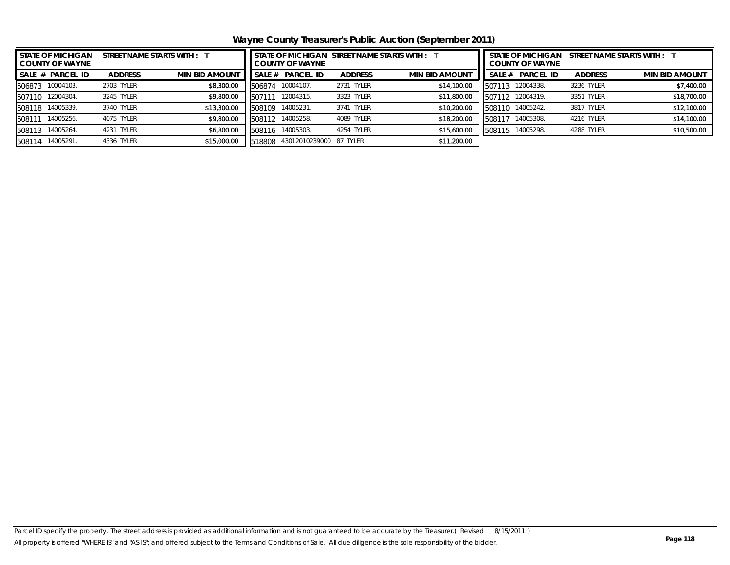# Wayne County Treasurer's Public Auction (September 2011)

| STATE OF MICHIGAN COUNTY OF WAYNE | STREET NAME STARTS WITH : T | |
|---|---|---|
| SALE # PARCEL ID | ADDRESS | MIN BID AMOUNT |
| 506873 10004103. | 2703 TYLER | $8,300.00 |
| 507110 12004304. | 3245 TYLER | $9,800.00 |
| 508118 14005339. | 3740 TYLER | $13,300.00 |
| 508111 14005256. | 4075 TYLER | $9,800.00 |
| 508113 14005264. | 4231 TYLER | $6,800.00 |
| 508114 14005291. | 4336 TYLER | $15,000.00 |

| STATE OF MICHIGAN COUNTY OF WAYNE | STREET NAME STARTS WITH : T | |
|---|---|---|
| SALE # PARCEL ID | ADDRESS | MIN BID AMOUNT |
| 506874 10004107. | 2731 TYLER | $14,100.00 |
| 507111 12004315. | 3323 TYLER | $11,800.00 |
| 508109 14005231. | 3741 TYLER | $10,200.00 |
| 508112 14005258. | 4089 TYLER | $18,200.00 |
| 508116 14005303. | 4254 TYLER | $15,600.00 |
| 518808 43012010239000 | 87 TYLER | $11,200.00 |

| STATE OF MICHIGAN COUNTY OF WAYNE | STREET NAME STARTS WITH : T | |
|---|---|---|
| SALE # PARCEL ID | ADDRESS | MIN BID AMOUNT |
| 507113 12004338. | 3236 TYLER | $7,400.00 |
| 507112 12004319. | 3351 TYLER | $18,700.00 |
| 508110 14005242. | 3817 TYLER | $12,100.00 |
| 508117 14005308. | 4216 TYLER | $14,100.00 |
| 508115 14005298. | 4288 TYLER | $10,500.00 |

Parcel ID specify the property. The street address is provided as additional information and is not guaranteed to be accurate by the Treasurer.( Revised 8/15/2011 )
All property is offered "WHERE IS" and "AS IS"; and offered subject to the Terms and Conditions of Sale. All due diligence is the sole responsibility of the bidder.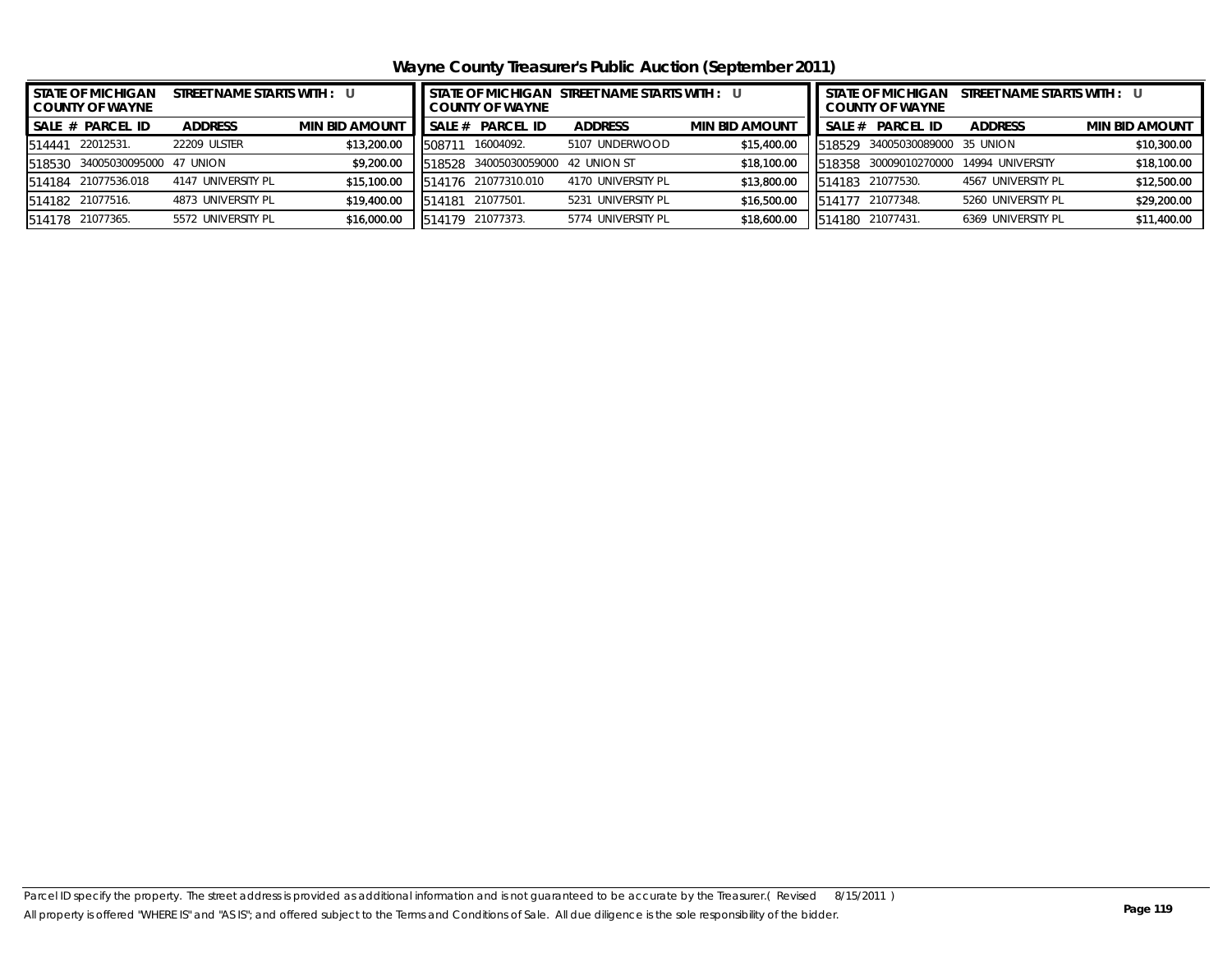# Wayne County Treasurer's Public Auction (September 2011)

| STATE OF MICHIGAN COUNTY OF WAYNE | STREET NAME STARTS WITH : U | |
|---|---|---|
| SALE # PARCEL ID | ADDRESS | MIN BID AMOUNT |
| 514441 22012531. | 22209 ULSTER | $13,200.00 |
| 518530 34005030095000 | 47 UNION | $9,200.00 |
| 514184 21077536.018 | 4147 UNIVERSITY PL | $15,100.00 |
| 514182 21077516. | 4873 UNIVERSITY PL | $19,400.00 |
| 514178 21077365. | 5572 UNIVERSITY PL | $16,000.00 |

| STATE OF MICHIGAN COUNTY OF WAYNE | STREET NAME STARTS WITH : U | |
|---|---|---|
| SALE # PARCEL ID | ADDRESS | MIN BID AMOUNT |
| 508711 16004092. | 5107 UNDERWOOD | $15,400.00 |
| 518528 34005030059000 | 42 UNION ST | $18,100.00 |
| 514176 21077310.010 | 4170 UNIVERSITY PL | $13,800.00 |
| 514181 21077501. | 5231 UNIVERSITY PL | $16,500.00 |
| 514179 21077373. | 5774 UNIVERSITY PL | $18,600.00 |

| STATE OF MICHIGAN COUNTY OF WAYNE | STREET NAME STARTS WITH : U | |
|---|---|---|
| SALE # PARCEL ID | ADDRESS | MIN BID AMOUNT |
| 518529 34005030089000 | 35 UNION | $10,300.00 |
| 518358 30009010270000 | 14994 UNIVERSITY | $18,100.00 |
| 514183 21077530. | 4567 UNIVERSITY PL | $12,500.00 |
| 514177 21077348. | 5260 UNIVERSITY PL | $29,200.00 |
| 514180 21077431. | 6369 UNIVERSITY PL | $11,400.00 |

Parcel ID specify the property. The street address is provided as additional information and is not guaranteed to be accurate by the Treasurer.( Revised 8/15/2011 )

All property is offered "WHERE IS" and "AS IS"; and offered subject to the Terms and Conditions of Sale. All due diligence is the sole responsibility of the bidder.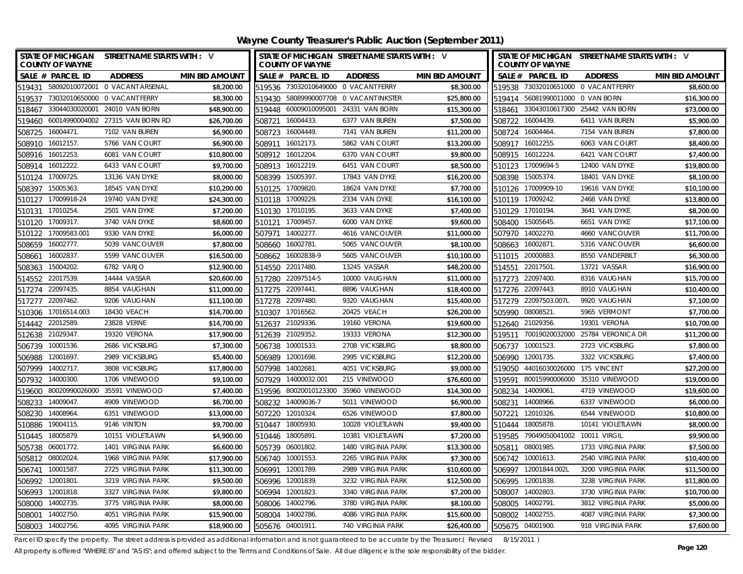# Wayne County Treasurer's Public Auction (September 2011)

STATE OF MICHIGAN, COUNTY OF WAYNE — STREET NAME STARTS WITH : V

| SALE # | PARCEL ID | ADDRESS | MIN BID AMOUNT |
|---|---|---|---|
| 519431 | 58092010072001 | 0 VACANT ARSENAL | $8,200.00 |
| 519537 | 73032010650000 | 0 VACANT FERRY | $8,300.00 |
| 518467 | 33044030020001 | 24010 VAN BORN | $48,900.00 |
| 519460 | 60014990004002 | 27315 VAN BORN RD | $26,700.00 |
| 508725 | 16004471. | 7102 VAN BUREN | $6,900.00 |
| 508910 | 16012157. | 5766 VAN COURT | $6,900.00 |
| 508916 | 16012253. | 6081 VAN COURT | $10,800.00 |
| 508914 | 16012222. | 6433 VAN COURT | $9,700.00 |
| 510124 | 17009725. | 13136 VAN DYKE | $8,000.00 |
| 508397 | 15005363. | 18545 VAN DYKE | $10,200.00 |
| 510127 | 17009918-24 | 19740 VAN DYKE | $24,300.00 |
| 510131 | 17010254. | 2501 VAN DYKE | $7,200.00 |
| 510120 | 17009317. | 3740 VAN DYKE | $8,600.00 |
| 510122 | 17009583.001 | 9330 VAN DYKE | $6,000.00 |
| 508659 | 16002777. | 5039 VANCOUVER | $7,800.00 |
| 508661 | 16002837. | 5599 VANCOUVER | $16,500.00 |
| 508363 | 15004202. | 6782 VARJO | $12,900.00 |
| 514552 | 22017539. | 14444 VASSAR | $20,600.00 |
| 517274 | 22097435. | 8854 VAUGHAN | $11,000.00 |
| 517277 | 22097462. | 9206 VAUGHAN | $11,100.00 |
| 510306 | 17016514.003 | 18430 VEACH | $14,700.00 |
| 514442 | 22012589. | 23828 VERNE | $14,700.00 |
| 512638 | 21029347. | 19320 VERONA | $17,900.00 |
| 506739 | 10001536. | 2686 VICKSBURG | $7,300.00 |
| 506988 | 12001697. | 2989 VICKSBURG | $5,400.00 |
| 507999 | 14002717. | 3808 VICKSBURG | $17,800.00 |
| 507932 | 14000300. | 1706 VINEWOOD | $9,100.00 |
| 519600 | 80020990026000 | 35591 VINEWOOD | $7,400.00 |
| 508233 | 14009047. | 4909 VINEWOOD | $6,700.00 |
| 508230 | 14008964. | 6351 VINEWOOD | $13,000.00 |
| 510886 | 19004115. | 9146 VINTON | $9,700.00 |
| 510445 | 18005879. | 10151 VIOLETLAWN | $4,900.00 |
| 505738 | 06001772. | 1401 VIRGINIA PARK | $6,600.00 |
| 505812 | 08002024. | 1968 VIRGINIA PARK | $17,900.00 |
| 506741 | 10001587. | 2725 VIRGINIA PARK | $11,300.00 |
| 506992 | 12001801. | 3219 VIRGINIA PARK | $9,500.00 |
| 506993 | 12001818. | 3327 VIRGINIA PARK | $9,800.00 |
| 508000 | 14002735. | 3775 VIRGINIA PARK | $8,000.00 |
| 508001 | 14002750. | 4051 VIRGINIA PARK | $15,900.00 |
| 508003 | 14002756. | 4095 VIRGINIA PARK | $18,900.00 |
| 519536 | 73032010649000 | 0 VACANT FERRY | $8,300.00 |
| 519430 | 58089990007708 | 0 VACANT INKSTER | $25,800.00 |
| 519448 | 60009010095001 | 24331 VAN BORN | $15,300.00 |
| 508721 | 16004433. | 6377 VAN BUREN | $7,500.00 |
| 508723 | 16004449. | 7141 VAN BUREN | $11,200.00 |
| 508911 | 16012173. | 5862 VAN COURT | $13,200.00 |
| 508912 | 16012204. | 6370 VAN COURT | $9,800.00 |
| 508913 | 16012219. | 6451 VAN COURT | $8,500.00 |
| 508399 | 15005397. | 17843 VAN DYKE | $16,200.00 |
| 510125 | 17009820. | 18624 VAN DYKE | $7,700.00 |
| 510118 | 17009229. | 2334 VAN DYKE | $16,100.00 |
| 510130 | 17010195. | 3633 VAN DYKE | $7,400.00 |
| 510121 | 17009457. | 6000 VAN DYKE | $9,600.00 |
| 507971 | 14002277. | 4616 VANCOUVER | $11,000.00 |
| 508660 | 16002781. | 5065 VANCOUVER | $8,100.00 |
| 508662 | 16002838-9 | 5605 VANCOUVER | $10,100.00 |
| 514550 | 22017480. | 13245 VASSAR | $48,200.00 |
| 517280 | 22097514-5 | 10000 VAUGHAN | $11,000.00 |
| 517275 | 22097441. | 8896 VAUGHAN | $18,400.00 |
| 517278 | 22097480. | 9320 VAUGHAN | $15,400.00 |
| 510307 | 17016562. | 20425 VEACH | $26,200.00 |
| 512637 | 21029336. | 19160 VERONA | $19,600.00 |
| 512639 | 21029352. | 19333 VERONA | $12,300.00 |
| 506738 | 10001533. | 2708 VICKSBURG | $8,800.00 |
| 506989 | 12001698. | 2995 VICKSBURG | $12,200.00 |
| 507998 | 14002681. | 4051 VICKSBURG | $9,000.00 |
| 507929 | 14000032.001 | 215 VINEWOOD | $76,600.00 |
| 519596 | 80020010123300 | 35960 VINEWOOD | $14,300.00 |
| 508232 | 14009036-7 | 5011 VINEWOOD | $6,900.00 |
| 507220 | 12010324. | 6526 VINEWOOD | $7,800.00 |
| 510447 | 18005930. | 10028 VIOLETLAWN | $9,400.00 |
| 510446 | 18005891. | 10381 VIOLETLAWN | $7,200.00 |
| 505739 | 06001802. | 1480 VIRGINIA PARK | $13,300.00 |
| 506740 | 10001553. | 2265 VIRGINIA PARK | $7,300.00 |
| 506991 | 12001789. | 2989 VIRGINIA PARK | $10,600.00 |
| 506996 | 12001839. | 3232 VIRGINIA PARK | $12,500.00 |
| 506994 | 12001823. | 3340 VIRGINIA PARK | $7,200.00 |
| 508006 | 14002796. | 3780 VIRGINIA PARK | $8,100.00 |
| 508004 | 14002786. | 4086 VIRGINIA PARK | $15,600.00 |
| 505676 | 04001911. | 740 VIRGINIA PARK | $26,400.00 |
| 519538 | 73032010651000 | 0 VACANT FERRY | $8,600.00 |
| 519414 | 56081990011000 | 0 VAN BORN | $16,300.00 |
| 518461 | 33043010617300 | 25442 VAN BORN | $73,000.00 |
| 508722 | 16004439. | 6411 VAN BUREN | $5,900.00 |
| 508724 | 16004464. | 7154 VAN BUREN | $7,800.00 |
| 508917 | 16012255. | 6063 VAN COURT | $8,400.00 |
| 508915 | 16012224. | 6421 VAN COURT | $7,400.00 |
| 510123 | 17009694-5 | 12400 VAN DYKE | $19,800.00 |
| 508398 | 15005374. | 18401 VAN DYKE | $8,100.00 |
| 510126 | 17009909-10 | 19616 VAN DYKE | $10,100.00 |
| 510119 | 17009242. | 2468 VAN DYKE | $13,800.00 |
| 510129 | 17010194. | 3641 VAN DYKE | $8,200.00 |
| 508400 | 15005645. | 6651 VAN DYKE | $17,100.00 |
| 507970 | 14002270. | 4660 VANCOUVER | $11,700.00 |
| 508663 | 16002871. | 5316 VANCOUVER | $6,600.00 |
| 511015 | 20000883. | 8550 VANDERBILT | $6,300.00 |
| 514551 | 22017501. | 13721 VASSAR | $16,900.00 |
| 517273 | 22097400. | 8316 VAUGHAN | $15,700.00 |
| 517276 | 22097443. | 8910 VAUGHAN | $10,400.00 |
| 517279 | 22097503.007L | 9920 VAUGHAN | $7,100.00 |
| 505990 | 08008521. | 5965 VERMONT | $7,700.00 |
| 512640 | 21029356. | 19301 VERONA | $10,700.00 |
| 519511 | 70019020032000 | 25784 VERONICA DR | $11,200.00 |
| 506737 | 10001523. | 2723 VICKSBURG | $7,800.00 |
| 506990 | 12001735. | 3322 VICKSBURG | $7,400.00 |
| 519050 | 44016030026000 | 175 VINCENT | $27,200.00 |
| 519591 | 80015990006000 | 35310 VINEWOOD | $19,000.00 |
| 508234 | 14009061. | 4719 VINEWOOD | $19,600.00 |
| 508231 | 14008966. | 6337 VINEWOOD | $6,000.00 |
| 507221 | 12010326. | 6544 VINEWOOD | $10,800.00 |
| 510444 | 18005878. | 10141 VIOLETLAWN | $8,000.00 |
| 519585 | 79049050041002 | 10011 VIRGIL | $9,900.00 |
| 505811 | 08001985. | 1733 VIRGINIA PARK | $7,500.00 |
| 506742 | 10001613. | 2540 VIRGINIA PARK | $10,400.00 |
| 506997 | 12001844.002L | 3200 VIRGINIA PARK | $11,500.00 |
| 506995 | 12001838. | 3238 VIRGINIA PARK | $11,800.00 |
| 508007 | 14002803. | 3730 VIRGINIA PARK | $10,700.00 |
| 508005 | 14002791. | 3812 VIRGINIA PARK | $5,000.00 |
| 508002 | 14002755. | 4087 VIRGINIA PARK | $7,300.00 |
| 505675 | 04001900. | 918 VIRGINIA PARK | $7,600.00 |

Parcel ID specify the property. The street address is provided as additional information and is not guaranteed to be accurate by the Treasurer.( Revised 8/15/2011 )

All property is offered "WHERE IS" and "AS IS"; and offered subject to the Terms and Conditions of Sale. All due diligence is the sole responsibility of the bidder.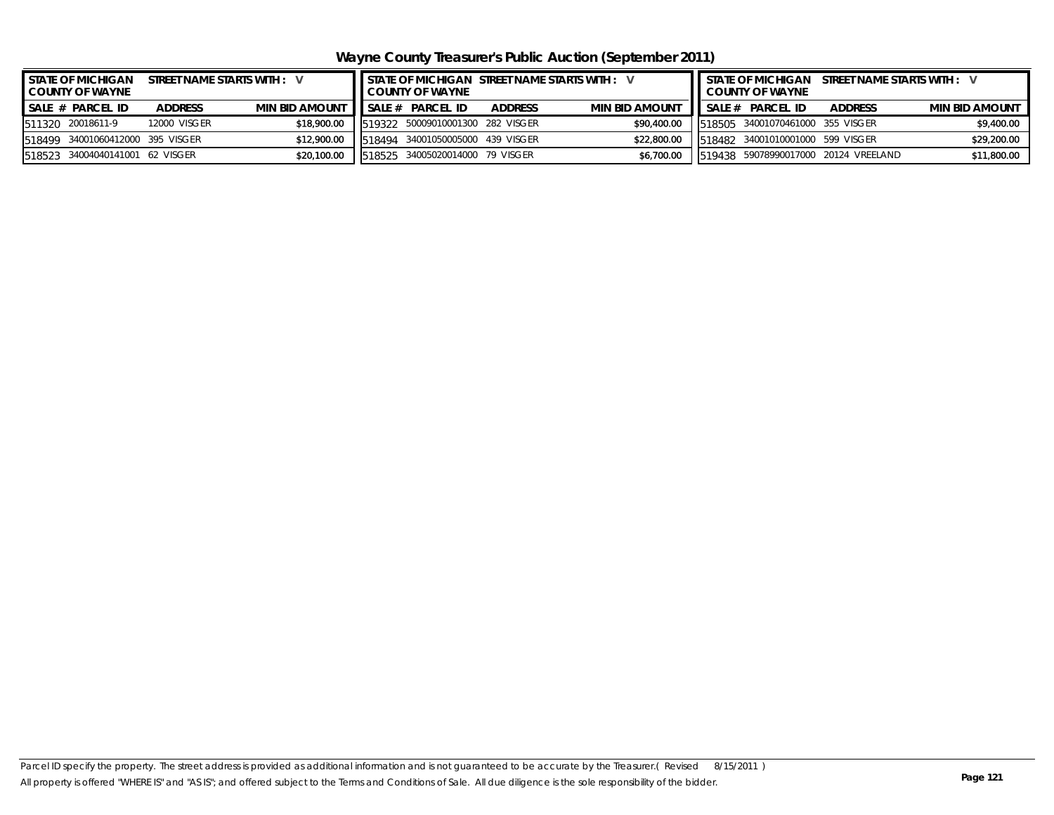# Wayne County Treasurer's Public Auction (September 2011)

| STATE OF MICHIGAN COUNTY OF WAYNE | STREET NAME STARTS WITH : V | |
|---|---|---|
| SALE # PARCEL ID | ADDRESS | MIN BID AMOUNT |
| 511320 20018611-9 | 12000 VISGER | $18,900.00 |
| 518499 34001060412000 | 395 VISGER | $12,900.00 |
| 518523 34004040141001 | 62 VISGER | $20,100.00 |

| STATE OF MICHIGAN COUNTY OF WAYNE | STREET NAME STARTS WITH : V | |
|---|---|---|
| SALE # PARCEL ID | ADDRESS | MIN BID AMOUNT |
| 519322 50009010001300 | 282 VISGER | $90,400.00 |
| 518494 34001050005000 | 439 VISGER | $22,800.00 |
| 518525 34005020014000 | 79 VISGER | $6,700.00 |

| STATE OF MICHIGAN COUNTY OF WAYNE | STREET NAME STARTS WITH : V | |
|---|---|---|
| SALE # PARCEL ID | ADDRESS | MIN BID AMOUNT |
| 518505 34001070461000 | 355 VISGER | $9,400.00 |
| 518482 34001010001000 | 599 VISGER | $29,200.00 |
| 519438 59078990017000 | 20124 VREELAND | $11,800.00 |

Parcel ID specify the property. The street address is provided as additional information and is not guaranteed to be accurate by the Treasurer.( Revised 8/15/2011 )
All property is offered "WHERE IS" and "AS IS"; and offered subject to the Terms and Conditions of Sale. All due diligence is the sole responsibility of the bidder.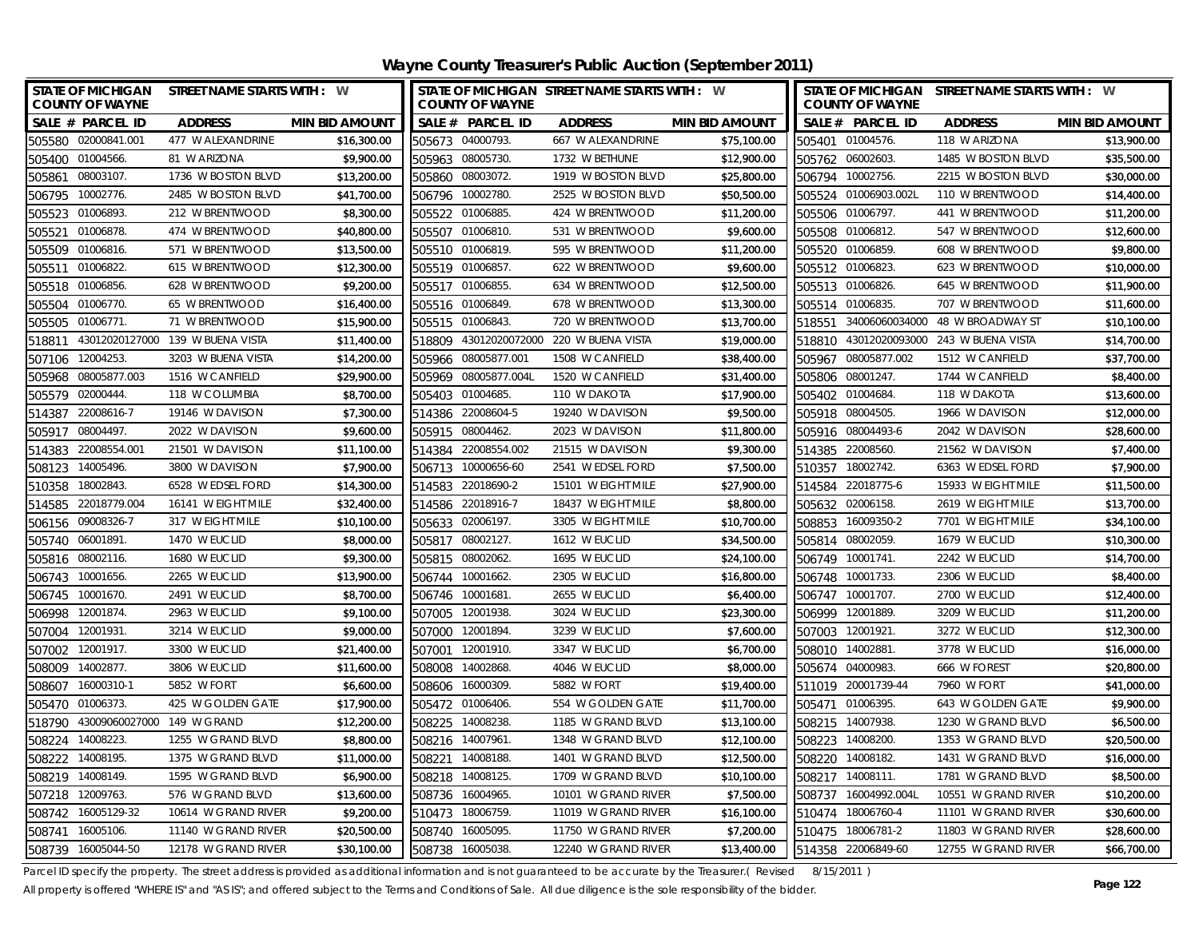# Wayne County Treasurer's Public Auction (September 2011)

STATE OF MICHIGAN COUNTY OF WAYNE — STREET NAME STARTS WITH : W

| SALE # | PARCEL ID | ADDRESS | MIN BID AMOUNT |
|---|---|---|---|
| 505580 | 02000841.001 | 477 W ALEXANDRINE | $16,300.00 |
| 505400 | 01004566. | 81 W ARIZONA | $9,900.00 |
| 505861 | 08003107. | 1736 W BOSTON BLVD | $13,200.00 |
| 506795 | 10002776. | 2485 W BOSTON BLVD | $41,700.00 |
| 505523 | 01006893. | 212 W BRENTWOOD | $8,300.00 |
| 505521 | 01006878. | 474 W BRENTWOOD | $40,800.00 |
| 505509 | 01006816. | 571 W BRENTWOOD | $13,500.00 |
| 505511 | 01006822. | 615 W BRENTWOOD | $12,300.00 |
| 505518 | 01006856. | 628 W BRENTWOOD | $9,200.00 |
| 505504 | 01006770. | 65 W BRENTWOOD | $16,400.00 |
| 505505 | 01006771. | 71 W BRENTWOOD | $15,900.00 |
| 518811 | 43012020127000 | 139 W BUENA VISTA | $11,400.00 |
| 507106 | 12004253. | 3203 W BUENA VISTA | $14,200.00 |
| 505968 | 08005877.003 | 1516 W CANFIELD | $29,900.00 |
| 505579 | 02000444. | 118 W COLUMBIA | $8,700.00 |
| 514387 | 22008616-7 | 19146 W DAVISON | $7,300.00 |
| 505917 | 08004497. | 2022 W DAVISON | $9,600.00 |
| 514383 | 22008554.001 | 21501 W DAVISON | $11,100.00 |
| 508123 | 14005496. | 3800 W DAVISON | $7,900.00 |
| 510358 | 18002843. | 6528 W EDSEL FORD | $14,300.00 |
| 514585 | 22018779.004 | 16141 W EIGHT MILE | $32,400.00 |
| 506156 | 09008326-7 | 317 W EIGHT MILE | $10,100.00 |
| 505740 | 06001891. | 1470 W EUCLID | $8,000.00 |
| 505816 | 08002116. | 1680 W EUCLID | $9,300.00 |
| 506743 | 10001656. | 2265 W EUCLID | $13,900.00 |
| 506745 | 10001670. | 2491 W EUCLID | $8,700.00 |
| 506998 | 12001874. | 2963 W EUCLID | $9,100.00 |
| 507004 | 12001931. | 3214 W EUCLID | $9,000.00 |
| 507002 | 12001917. | 3300 W EUCLID | $21,400.00 |
| 508009 | 14002877. | 3806 W EUCLID | $11,600.00 |
| 508607 | 16000310-1 | 5852 W FORT | $6,600.00 |
| 505470 | 01006373. | 425 W GOLDEN GATE | $17,900.00 |
| 518790 | 43009060027000 | 149 W GRAND | $12,200.00 |
| 508224 | 14008223. | 1255 W GRAND BLVD | $8,800.00 |
| 508222 | 14008195. | 1375 W GRAND BLVD | $11,000.00 |
| 508219 | 14008149. | 1595 W GRAND BLVD | $6,900.00 |
| 507218 | 12009763. | 576 W GRAND BLVD | $13,600.00 |
| 508742 | 16005129-32 | 10614 W GRAND RIVER | $9,200.00 |
| 508741 | 16005106. | 11140 W GRAND RIVER | $20,500.00 |
| 508739 | 16005044-50 | 12178 W GRAND RIVER | $30,100.00 |
| 505673 | 04000793. | 667 W ALEXANDRINE | $75,100.00 |
| 505963 | 08005730. | 1732 W BETHUNE | $12,900.00 |
| 505860 | 08003072. | 1919 W BOSTON BLVD | $25,800.00 |
| 506796 | 10002780. | 2525 W BOSTON BLVD | $50,500.00 |
| 505522 | 01006885. | 424 W BRENTWOOD | $11,200.00 |
| 505507 | 01006810. | 531 W BRENTWOOD | $9,600.00 |
| 505510 | 01006819. | 595 W BRENTWOOD | $11,200.00 |
| 505519 | 01006857. | 622 W BRENTWOOD | $9,600.00 |
| 505517 | 01006855. | 634 W BRENTWOOD | $12,500.00 |
| 505516 | 01006849. | 678 W BRENTWOOD | $13,300.00 |
| 505515 | 01006843. | 720 W BRENTWOOD | $13,700.00 |
| 518809 | 43012020072000 | 220 W BUENA VISTA | $19,000.00 |
| 505966 | 08005877.001 | 1508 W CANFIELD | $38,400.00 |
| 505969 | 08005877.004L | 1520 W CANFIELD | $31,400.00 |
| 505403 | 01004685. | 110 W DAKOTA | $17,900.00 |
| 514386 | 22008604-5 | 19240 W DAVISON | $9,500.00 |
| 505915 | 08004462. | 2023 W DAVISON | $11,800.00 |
| 514384 | 22008554.002 | 21515 W DAVISON | $9,300.00 |
| 506713 | 10000656-60 | 2541 W EDSEL FORD | $7,500.00 |
| 514583 | 22018690-2 | 15101 W EIGHT MILE | $27,900.00 |
| 514586 | 22018916-7 | 18437 W EIGHT MILE | $8,800.00 |
| 505633 | 02006197. | 3305 W EIGHT MILE | $10,700.00 |
| 505817 | 08002127. | 1612 W EUCLID | $34,500.00 |
| 505815 | 08002062. | 1695 W EUCLID | $24,100.00 |
| 506744 | 10001662. | 2305 W EUCLID | $16,800.00 |
| 506746 | 10001681. | 2655 W EUCLID | $6,400.00 |
| 507005 | 12001938. | 3024 W EUCLID | $23,300.00 |
| 507000 | 12001894. | 3239 W EUCLID | $7,600.00 |
| 507001 | 12001910. | 3347 W EUCLID | $6,700.00 |
| 508008 | 14002868. | 4046 W EUCLID | $8,000.00 |
| 508606 | 16000309. | 5882 W FORT | $19,400.00 |
| 505472 | 01006406. | 554 W GOLDEN GATE | $11,700.00 |
| 508225 | 14008238. | 1185 W GRAND BLVD | $13,100.00 |
| 508216 | 14007961. | 1348 W GRAND BLVD | $12,100.00 |
| 508221 | 14008188. | 1401 W GRAND BLVD | $12,500.00 |
| 508218 | 14008125. | 1709 W GRAND BLVD | $10,100.00 |
| 508736 | 16004965. | 10101 W GRAND RIVER | $7,500.00 |
| 510473 | 18006759. | 11019 W GRAND RIVER | $16,100.00 |
| 508740 | 16005095. | 11750 W GRAND RIVER | $7,200.00 |
| 508738 | 16005038. | 12240 W GRAND RIVER | $13,400.00 |
| 505401 | 01004576. | 118 W ARIZONA | $13,900.00 |
| 505762 | 06002603. | 1485 W BOSTON BLVD | $35,500.00 |
| 506794 | 10002756. | 2215 W BOSTON BLVD | $30,000.00 |
| 505524 | 01006903.002L | 110 W BRENTWOOD | $14,400.00 |
| 505506 | 01006797. | 441 W BRENTWOOD | $11,200.00 |
| 505508 | 01006812. | 547 W BRENTWOOD | $12,600.00 |
| 505520 | 01006859. | 608 W BRENTWOOD | $9,800.00 |
| 505512 | 01006823. | 623 W BRENTWOOD | $10,000.00 |
| 505513 | 01006826. | 645 W BRENTWOOD | $11,900.00 |
| 505514 | 01006835. | 707 W BRENTWOOD | $11,600.00 |
| 518551 | 34006060034000 | 48 W BROADWAY ST | $10,100.00 |
| 518810 | 43012020093000 | 243 W BUENA VISTA | $14,700.00 |
| 505967 | 08005877.002 | 1512 W CANFIELD | $37,700.00 |
| 505806 | 08001247. | 1744 W CANFIELD | $8,400.00 |
| 505402 | 01004684. | 118 W DAKOTA | $13,600.00 |
| 505918 | 08004505. | 1966 W DAVISON | $12,000.00 |
| 505916 | 08004493-6 | 2042 W DAVISON | $28,600.00 |
| 514385 | 22008560. | 21562 W DAVISON | $7,400.00 |
| 510357 | 18002742. | 6363 W EDSEL FORD | $7,900.00 |
| 514584 | 22018775-6 | 15933 W EIGHT MILE | $11,500.00 |
| 505632 | 02006158. | 2619 W EIGHT MILE | $13,700.00 |
| 508853 | 16009350-2 | 7701 W EIGHT MILE | $34,100.00 |
| 505814 | 08002059. | 1679 W EUCLID | $10,300.00 |
| 506749 | 10001741. | 2242 W EUCLID | $14,700.00 |
| 506748 | 10001733. | 2306 W EUCLID | $8,400.00 |
| 506747 | 10001707. | 2700 W EUCLID | $12,400.00 |
| 506999 | 12001889. | 3209 W EUCLID | $11,200.00 |
| 507003 | 12001921. | 3272 W EUCLID | $12,300.00 |
| 508010 | 14002881. | 3778 W EUCLID | $16,000.00 |
| 505674 | 04000983. | 666 W FOREST | $20,800.00 |
| 511019 | 20001739-44 | 7960 W FORT | $41,000.00 |
| 505471 | 01006395. | 643 W GOLDEN GATE | $9,900.00 |
| 508215 | 14007938. | 1230 W GRAND BLVD | $6,500.00 |
| 508223 | 14008200. | 1353 W GRAND BLVD | $20,500.00 |
| 508220 | 14008182. | 1431 W GRAND BLVD | $16,000.00 |
| 508217 | 14008111. | 1781 W GRAND BLVD | $8,500.00 |
| 508737 | 16004992.004L | 10551 W GRAND RIVER | $10,200.00 |
| 510474 | 18006760-4 | 11101 W GRAND RIVER | $30,600.00 |
| 510475 | 18006781-2 | 11803 W GRAND RIVER | $28,600.00 |
| 514358 | 22006849-60 | 12755 W GRAND RIVER | $66,700.00 |

Parcel ID specify the property. The street address is provided as additional information and is not guaranteed to be accurate by the Treasurer.( Revised 8/15/2011 )

All property is offered "WHERE IS" and "AS IS"; and offered subject to the Terms and Conditions of Sale. All due diligence is the sole responsibility of the bidder.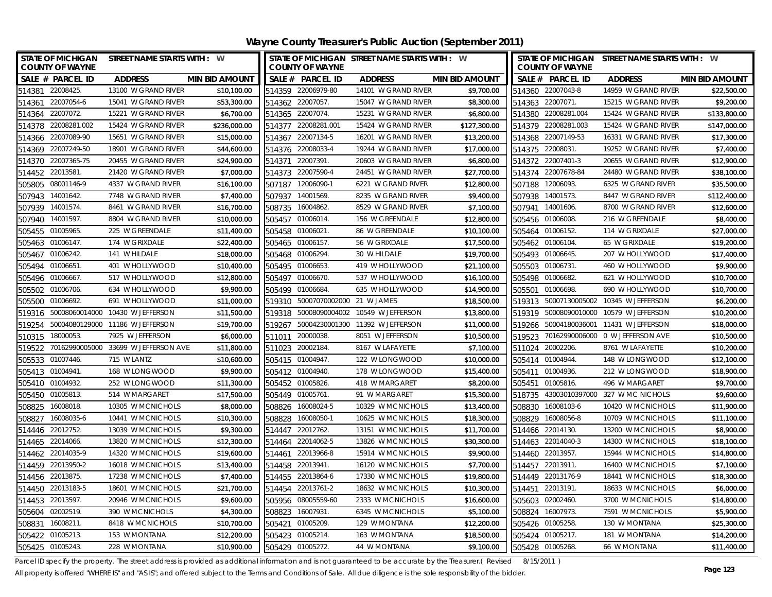# Wayne County Treasurer's Public Auction (September 2011)

STATE OF MICHIGAN COUNTY OF WAYNE — STREET NAME STARTS WITH : W

| SALE # | PARCEL ID | ADDRESS | MIN BID AMOUNT |
|---|---|---|---|
| 514381 | 22008425. | 13100 W GRAND RIVER | $10,100.00 |
| 514361 | 22007054-6 | 15041 W GRAND RIVER | $53,300.00 |
| 514364 | 22007072. | 15221 W GRAND RIVER | $6,700.00 |
| 514378 | 22008281.002 | 15424 W GRAND RIVER | $236,000.00 |
| 514366 | 22007089-90 | 15651 W GRAND RIVER | $15,000.00 |
| 514369 | 22007249-50 | 18901 W GRAND RIVER | $44,600.00 |
| 514370 | 22007365-75 | 20455 W GRAND RIVER | $24,900.00 |
| 514452 | 22013581. | 21420 W GRAND RIVER | $7,000.00 |
| 505805 | 08001146-9 | 4337 W GRAND RIVER | $16,100.00 |
| 507943 | 14001642. | 7748 W GRAND RIVER | $7,400.00 |
| 507939 | 14001574. | 8461 W GRAND RIVER | $16,700.00 |
| 507940 | 14001597. | 8804 W GRAND RIVER | $10,000.00 |
| 505455 | 01005965. | 225 W GREENDALE | $11,400.00 |
| 505463 | 01006147. | 174 W GRIXDALE | $22,400.00 |
| 505467 | 01006242. | 141 W HILDALE | $18,000.00 |
| 505494 | 01006651. | 401 W HOLLYWOOD | $10,400.00 |
| 505496 | 01006667. | 517 W HOLLYWOOD | $12,800.00 |
| 505502 | 01006706. | 634 W HOLLYWOOD | $9,900.00 |
| 505500 | 01006692. | 691 W HOLLYWOOD | $11,000.00 |
| 519316 | 50008060014000 | 10430 W JEFFERSON | $11,500.00 |
| 519254 | 50004080129000 | 11186 W JEFFERSON | $19,700.00 |
| 510315 | 18000053. | 7925 W JEFFERSON | $6,000.00 |
| 519522 | 70162990005000 | 33699 W JEFFERSON AVE | $11,800.00 |
| 505533 | 01007446. | 715 W LANTZ | $10,600.00 |
| 505413 | 01004941. | 168 W LONGWOOD | $9,900.00 |
| 505410 | 01004932. | 252 W LONGWOOD | $11,300.00 |
| 505450 | 01005813. | 514 W MARGARET | $17,500.00 |
| 508825 | 16008018. | 10305 W MCNICHOLS | $8,000.00 |
| 508827 | 16008035-6 | 10441 W MCNICHOLS | $10,300.00 |
| 514446 | 22012752. | 13039 W MCNICHOLS | $9,300.00 |
| 514465 | 22014066. | 13820 W MCNICHOLS | $12,300.00 |
| 514462 | 22014035-9 | 14320 W MCNICHOLS | $19,600.00 |
| 514459 | 22013950-2 | 16018 W MCNICHOLS | $13,400.00 |
| 514456 | 22013875. | 17238 W MCNICHOLS | $7,400.00 |
| 514450 | 22013183-5 | 18601 W MCNICHOLS | $21,700.00 |
| 514453 | 22013597. | 20946 W MCNICHOLS | $9,600.00 |
| 505604 | 02002519. | 390 W MCNICHOLS | $4,300.00 |
| 508831 | 16008211. | 8418 W MCNICHOLS | $10,700.00 |
| 505422 | 01005213. | 153 W MONTANA | $12,200.00 |
| 505425 | 01005243. | 228 W MONTANA | $10,900.00 |
| 514359 | 22006979-80 | 14101 W GRAND RIVER | $9,700.00 |
| 514362 | 22007057. | 15047 W GRAND RIVER | $8,300.00 |
| 514365 | 22007074. | 15231 W GRAND RIVER | $6,800.00 |
| 514377 | 22008281.001 | 15424 W GRAND RIVER | $127,300.00 |
| 514367 | 22007134-5 | 16201 W GRAND RIVER | $13,200.00 |
| 514376 | 22008033-4 | 19244 W GRAND RIVER | $17,000.00 |
| 514371 | 22007391. | 20603 W GRAND RIVER | $6,800.00 |
| 514373 | 22007590-4 | 24451 W GRAND RIVER | $27,700.00 |
| 507187 | 12006090-1 | 6221 W GRAND RIVER | $12,800.00 |
| 507937 | 14001569. | 8235 W GRAND RIVER | $9,400.00 |
| 508735 | 16004862. | 8529 W GRAND RIVER | $7,100.00 |
| 505457 | 01006014. | 156 W GREENDALE | $12,800.00 |
| 505458 | 01006021. | 86 W GREENDALE | $10,100.00 |
| 505465 | 01006157. | 56 W GRIXDALE | $17,500.00 |
| 505468 | 01006294. | 30 W HILDALE | $19,700.00 |
| 505495 | 01006653. | 419 W HOLLYWOOD | $21,100.00 |
| 505497 | 01006670. | 537 W HOLLYWOOD | $16,100.00 |
| 505499 | 01006684. | 635 W HOLLYWOOD | $14,900.00 |
| 519310 | 50007070002000 | 21 W JAMES | $18,500.00 |
| 519318 | 50008090004002 | 10549 W JEFFERSON | $13,800.00 |
| 519267 | 50004230001300 | 11392 W JEFFERSON | $11,000.00 |
| 511011 | 20000038. | 8051 W JEFFERSON | $10,500.00 |
| 511023 | 20002184. | 8167 W LAFAYETTE | $7,100.00 |
| 505415 | 01004947. | 122 W LONGWOOD | $10,000.00 |
| 505412 | 01004940. | 178 W LONGWOOD | $15,400.00 |
| 505452 | 01005826. | 418 W MARGARET | $8,200.00 |
| 505449 | 01005761. | 91 W MARGARET | $15,300.00 |
| 508826 | 16008024-5 | 10329 W MCNICHOLS | $13,400.00 |
| 508828 | 16008050-1 | 10625 W MCNICHOLS | $18,300.00 |
| 514447 | 22012762. | 13151 W MCNICHOLS | $11,700.00 |
| 514464 | 22014062-5 | 13826 W MCNICHOLS | $30,300.00 |
| 514461 | 22013966-8 | 15914 W MCNICHOLS | $9,900.00 |
| 514458 | 22013941. | 16120 W MCNICHOLS | $7,700.00 |
| 514455 | 22013864-6 | 17330 W MCNICHOLS | $19,800.00 |
| 514454 | 22013761-2 | 18632 W MCNICHOLS | $10,300.00 |
| 505956 | 08005559-60 | 2333 W MCNICHOLS | $16,600.00 |
| 508823 | 16007931. | 6345 W MCNICHOLS | $5,100.00 |
| 505421 | 01005209. | 129 W MONTANA | $12,200.00 |
| 505423 | 01005214. | 163 W MONTANA | $18,500.00 |
| 505429 | 01005272. | 44 W MONTANA | $9,100.00 |
| 514360 | 22007043-8 | 14959 W GRAND RIVER | $22,500.00 |
| 514363 | 22007071. | 15215 W GRAND RIVER | $9,200.00 |
| 514380 | 22008281.004 | 15424 W GRAND RIVER | $133,800.00 |
| 514379 | 22008281.003 | 15424 W GRAND RIVER | $147,000.00 |
| 514368 | 22007149-53 | 16331 W GRAND RIVER | $17,300.00 |
| 514375 | 22008031. | 19252 W GRAND RIVER | $7,400.00 |
| 514372 | 22007401-3 | 20655 W GRAND RIVER | $12,900.00 |
| 514374 | 22007678-84 | 24480 W GRAND RIVER | $38,100.00 |
| 507188 | 12006093. | 6325 W GRAND RIVER | $35,500.00 |
| 507938 | 14001573. | 8447 W GRAND RIVER | $112,400.00 |
| 507941 | 14001606. | 8700 W GRAND RIVER | $12,600.00 |
| 505456 | 01006008. | 216 W GREENDALE | $8,400.00 |
| 505464 | 01006152. | 114 W GRIXDALE | $27,000.00 |
| 505462 | 01006104. | 65 W GRIXDALE | $19,200.00 |
| 505493 | 01006645. | 207 W HOLLYWOOD | $17,400.00 |
| 505503 | 01006731. | 460 W HOLLYWOOD | $9,900.00 |
| 505498 | 01006682. | 621 W HOLLYWOOD | $10,700.00 |
| 505501 | 01006698. | 690 W HOLLYWOOD | $10,700.00 |
| 519313 | 50007130005002 | 10345 W JEFFERSON | $6,200.00 |
| 519319 | 50008090010000 | 10579 W JEFFERSON | $10,200.00 |
| 519266 | 50004180036001 | 11431 W JEFFERSON | $18,000.00 |
| 519523 | 70162990006000 | 0 W JEFFERSON AVE | $10,500.00 |
| 511024 | 20002206. | 8761 W LAFAYETTE | $10,200.00 |
| 505414 | 01004944. | 148 W LONGWOOD | $12,100.00 |
| 505411 | 01004936. | 212 W LONGWOOD | $18,900.00 |
| 505451 | 01005816. | 496 W MARGARET | $9,700.00 |
| 518735 | 43003010397000 | 327 W MC NICHOLS | $9,600.00 |
| 508830 | 16008103-6 | 10420 W MCNICHOLS | $11,900.00 |
| 508829 | 16008056-8 | 10709 W MCNICHOLS | $11,100.00 |
| 514466 | 22014130. | 13200 W MCNICHOLS | $8,900.00 |
| 514463 | 22014040-3 | 14300 W MCNICHOLS | $18,100.00 |
| 514460 | 22013957. | 15944 W MCNICHOLS | $14,800.00 |
| 514457 | 22013911. | 16400 W MCNICHOLS | $7,100.00 |
| 514449 | 22013176-9 | 18441 W MCNICHOLS | $18,300.00 |
| 514451 | 22013191. | 18633 W MCNICHOLS | $6,000.00 |
| 505603 | 02002460. | 3700 W MCNICHOLS | $14,800.00 |
| 508824 | 16007973. | 7591 W MCNICHOLS | $5,900.00 |
| 505426 | 01005258. | 130 W MONTANA | $25,300.00 |
| 505424 | 01005217. | 181 W MONTANA | $14,200.00 |
| 505428 | 01005268. | 66 W MONTANA | $11,400.00 |

Parcel ID specify the property. The street address is provided as additional information and is not guaranteed to be accurate by the Treasurer.( Revised 8/15/2011 )

All property is offered "WHERE IS" and "AS IS"; and offered subject to the Terms and Conditions of Sale. All due diligence is the sole responsibility of the bidder.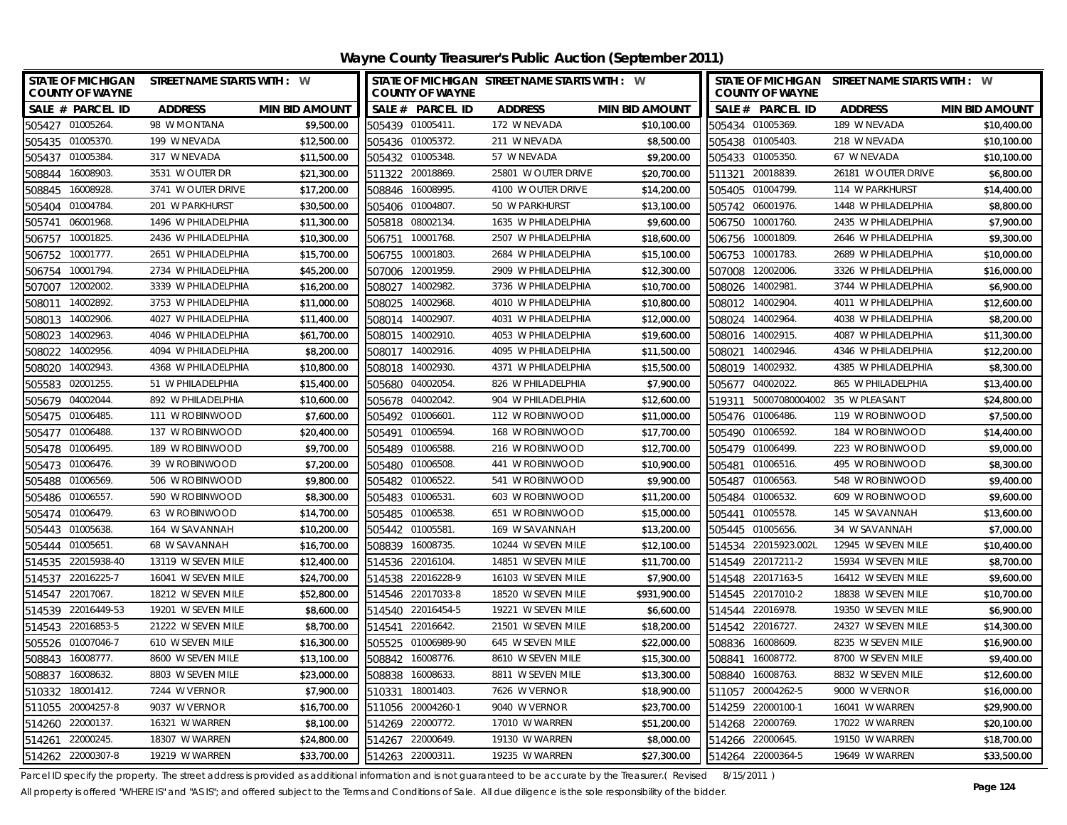# Wayne County Treasurer's Public Auction (September 2011)

| SALE # | PARCEL ID | ADDRESS | MIN BID AMOUNT |
|---|---|---|---|
| 505427 | 01005264. | 98 W MONTANA | $9,500.00 |
| 505435 | 01005370. | 199 W NEVADA | $12,500.00 |
| 505437 | 01005384. | 317 W NEVADA | $11,500.00 |
| 508844 | 16008903. | 3531 W OUTER DR | $21,300.00 |
| 508845 | 16008928. | 3741 W OUTER DRIVE | $17,200.00 |
| 505404 | 01004784. | 201 W PARKHURST | $30,500.00 |
| 505741 | 06001968. | 1496 W PHILADELPHIA | $11,300.00 |
| 506757 | 10001825. | 2436 W PHILADELPHIA | $10,300.00 |
| 506752 | 10001777. | 2651 W PHILADELPHIA | $15,700.00 |
| 506754 | 10001794. | 2734 W PHILADELPHIA | $45,200.00 |
| 507007 | 12002002. | 3339 W PHILADELPHIA | $16,200.00 |
| 508011 | 14002892. | 3753 W PHILADELPHIA | $11,000.00 |
| 508013 | 14002906. | 4027 W PHILADELPHIA | $11,400.00 |
| 508023 | 14002963. | 4046 W PHILADELPHIA | $61,700.00 |
| 508022 | 14002956. | 4094 W PHILADELPHIA | $8,200.00 |
| 508020 | 14002943. | 4368 W PHILADELPHIA | $10,800.00 |
| 505583 | 02001255. | 51 W PHILADELPHIA | $15,400.00 |
| 505679 | 04002044. | 892 W PHILADELPHIA | $10,600.00 |
| 505475 | 01006485. | 111 W ROBINWOOD | $7,600.00 |
| 505477 | 01006488. | 137 W ROBINWOOD | $20,400.00 |
| 505478 | 01006495. | 189 W ROBINWOOD | $9,700.00 |
| 505473 | 01006476. | 39 W ROBINWOOD | $7,200.00 |
| 505488 | 01006569. | 506 W ROBINWOOD | $9,800.00 |
| 505486 | 01006557. | 590 W ROBINWOOD | $8,300.00 |
| 505474 | 01006479. | 63 W ROBINWOOD | $14,700.00 |
| 505443 | 01005638. | 164 W SAVANNAH | $10,200.00 |
| 505444 | 01005651. | 68 W SAVANNAH | $16,700.00 |
| 514535 | 22015938-40 | 13119 W SEVEN MILE | $12,400.00 |
| 514537 | 22016225-7 | 16041 W SEVEN MILE | $24,700.00 |
| 514547 | 22017067. | 18212 W SEVEN MILE | $52,800.00 |
| 514539 | 22016449-53 | 19201 W SEVEN MILE | $8,600.00 |
| 514543 | 22016853-5 | 21222 W SEVEN MILE | $8,700.00 |
| 505526 | 01007046-7 | 610 W SEVEN MILE | $16,300.00 |
| 508843 | 16008777. | 8600 W SEVEN MILE | $13,100.00 |
| 508837 | 16008632. | 8803 W SEVEN MILE | $23,000.00 |
| 510332 | 18001412. | 7244 W VERNOR | $7,900.00 |
| 511055 | 20004257-8 | 9037 W VERNOR | $16,700.00 |
| 514260 | 22000137. | 16321 W WARREN | $8,100.00 |
| 514261 | 22000245. | 18307 W WARREN | $24,800.00 |
| 514262 | 22000307-8 | 19219 W WARREN | $33,700.00 |
| 505439 | 01005411. | 172 W NEVADA | $10,100.00 |
| 505436 | 01005372. | 211 W NEVADA | $8,500.00 |
| 505432 | 01005348. | 57 W NEVADA | $9,200.00 |
| 511322 | 20018869. | 25801 W OUTER DRIVE | $20,700.00 |
| 508846 | 16008995. | 4100 W OUTER DRIVE | $14,200.00 |
| 505406 | 01004807. | 50 W PARKHURST | $13,100.00 |
| 505818 | 08002134. | 1635 W PHILADELPHIA | $9,600.00 |
| 506751 | 10001768. | 2507 W PHILADELPHIA | $18,600.00 |
| 506755 | 10001803. | 2684 W PHILADELPHIA | $15,100.00 |
| 507006 | 12001959. | 2909 W PHILADELPHIA | $12,300.00 |
| 508027 | 14002982. | 3736 W PHILADELPHIA | $10,700.00 |
| 508025 | 14002968. | 4010 W PHILADELPHIA | $10,800.00 |
| 508014 | 14002907. | 4031 W PHILADELPHIA | $12,000.00 |
| 508015 | 14002910. | 4053 W PHILADELPHIA | $19,600.00 |
| 508017 | 14002916. | 4095 W PHILADELPHIA | $11,500.00 |
| 508018 | 14002930. | 4371 W PHILADELPHIA | $15,500.00 |
| 505680 | 04002054. | 826 W PHILADELPHIA | $7,900.00 |
| 505678 | 04002042. | 904 W PHILADELPHIA | $12,600.00 |
| 505492 | 01006601. | 112 W ROBINWOOD | $11,000.00 |
| 505491 | 01006594. | 168 W ROBINWOOD | $17,700.00 |
| 505489 | 01006588. | 216 W ROBINWOOD | $12,700.00 |
| 505480 | 01006508. | 441 W ROBINWOOD | $10,900.00 |
| 505482 | 01006522. | 541 W ROBINWOOD | $9,900.00 |
| 505483 | 01006531. | 603 W ROBINWOOD | $11,200.00 |
| 505485 | 01006538. | 651 W ROBINWOOD | $15,000.00 |
| 505442 | 01005581. | 169 W SAVANNAH | $13,200.00 |
| 508839 | 16008735. | 10244 W SEVEN MILE | $12,100.00 |
| 514536 | 22016104. | 14851 W SEVEN MILE | $11,700.00 |
| 514538 | 22016228-9 | 16103 W SEVEN MILE | $7,900.00 |
| 514546 | 22017033-8 | 18520 W SEVEN MILE | $931,900.00 |
| 514540 | 22016454-5 | 19221 W SEVEN MILE | $6,600.00 |
| 514541 | 22016642. | 21501 W SEVEN MILE | $18,200.00 |
| 505525 | 01006989-90 | 645 W SEVEN MILE | $22,000.00 |
| 508842 | 16008776. | 8610 W SEVEN MILE | $15,300.00 |
| 508838 | 16008633. | 8811 W SEVEN MILE | $13,300.00 |
| 510331 | 18001403. | 7626 W VERNOR | $18,900.00 |
| 511056 | 20004260-1 | 9040 W VERNOR | $23,700.00 |
| 514269 | 22000772. | 17010 W WARREN | $51,200.00 |
| 514267 | 22000649. | 19130 W WARREN | $8,000.00 |
| 514263 | 22000311. | 19235 W WARREN | $27,300.00 |
| 505434 | 01005369. | 189 W NEVADA | $10,400.00 |
| 505438 | 01005403. | 218 W NEVADA | $10,100.00 |
| 505433 | 01005350. | 67 W NEVADA | $10,100.00 |
| 511321 | 20018839. | 26181 W OUTER DRIVE | $6,800.00 |
| 505405 | 01004799. | 114 W PARKHURST | $14,400.00 |
| 505742 | 06001976. | 1448 W PHILADELPHIA | $8,800.00 |
| 506750 | 10001760. | 2435 W PHILADELPHIA | $7,900.00 |
| 506756 | 10001809. | 2646 W PHILADELPHIA | $9,300.00 |
| 506753 | 10001783. | 2689 W PHILADELPHIA | $10,000.00 |
| 507008 | 12002006. | 3326 W PHILADELPHIA | $16,000.00 |
| 508026 | 14002981. | 3744 W PHILADELPHIA | $6,900.00 |
| 508012 | 14002904. | 4011 W PHILADELPHIA | $12,600.00 |
| 508024 | 14002964. | 4038 W PHILADELPHIA | $8,200.00 |
| 508016 | 14002915. | 4087 W PHILADELPHIA | $11,300.00 |
| 508021 | 14002946. | 4346 W PHILADELPHIA | $12,200.00 |
| 508019 | 14002932. | 4385 W PHILADELPHIA | $8,300.00 |
| 505677 | 04002022. | 865 W PHILADELPHIA | $13,400.00 |
| 519311 | 50007080004002 | 35 W PLEASANT | $24,800.00 |
| 505476 | 01006486. | 119 W ROBINWOOD | $7,500.00 |
| 505490 | 01006592. | 184 W ROBINWOOD | $14,400.00 |
| 505479 | 01006499. | 223 W ROBINWOOD | $9,000.00 |
| 505481 | 01006516. | 495 W ROBINWOOD | $8,300.00 |
| 505487 | 01006563. | 548 W ROBINWOOD | $9,400.00 |
| 505484 | 01006532. | 609 W ROBINWOOD | $9,600.00 |
| 505441 | 01005578. | 145 W SAVANNAH | $13,600.00 |
| 505445 | 01005656. | 34 W SAVANNAH | $7,000.00 |
| 514534 | 22015923.002L | 12945 W SEVEN MILE | $10,400.00 |
| 514549 | 22017211-2 | 15934 W SEVEN MILE | $8,700.00 |
| 514548 | 22017163-5 | 16412 W SEVEN MILE | $9,600.00 |
| 514545 | 22017010-2 | 18838 W SEVEN MILE | $10,700.00 |
| 514544 | 22016978. | 19350 W SEVEN MILE | $6,900.00 |
| 514542 | 22016727. | 24327 W SEVEN MILE | $14,300.00 |
| 508836 | 16008609. | 8235 W SEVEN MILE | $16,900.00 |
| 508841 | 16008772. | 8700 W SEVEN MILE | $9,400.00 |
| 508840 | 16008763. | 8832 W SEVEN MILE | $12,600.00 |
| 511057 | 20004262-5 | 9000 W VERNOR | $16,000.00 |
| 514259 | 22000100-1 | 16041 W WARREN | $29,900.00 |
| 514268 | 22000769. | 17022 W WARREN | $20,100.00 |
| 514266 | 22000645. | 19150 W WARREN | $18,700.00 |
| 514264 | 22000364-5 | 19649 W WARREN | $33,500.00 |

Parcel ID specify the property. The street address is provided as additional information and is not guaranteed to be accurate by the Treasurer.( Revised 8/15/2011 )

All property is offered "WHERE IS" and "AS IS"; and offered subject to the Terms and Conditions of Sale. All due diligence is the sole responsibility of the bidder.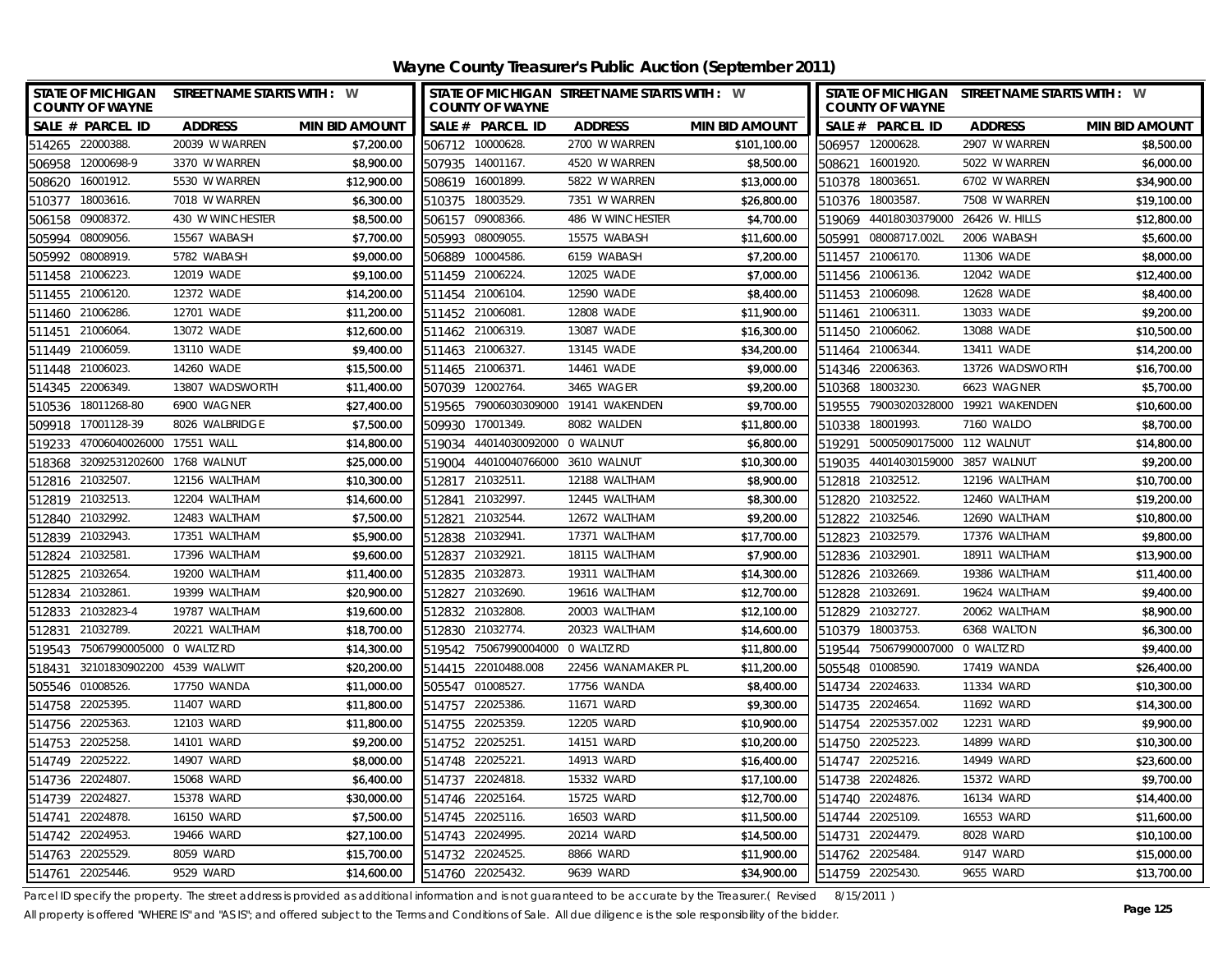# Wayne County Treasurer's Public Auction (September 2011)

| STATE OF MICHIGAN COUNTY OF WAYNE | STREET NAME STARTS WITH : W | |
|---|---|---|
| SALE # PARCEL ID | ADDRESS | MIN BID AMOUNT |
| 514265 22000388. | 20039 W WARREN | $7,200.00 |
| 506958 12000698-9 | 3370 W WARREN | $8,900.00 |
| 508620 16001912. | 5530 W WARREN | $12,900.00 |
| 510377 18003616. | 7018 W WARREN | $6,300.00 |
| 506158 09008372. | 430 W WINCHESTER | $8,500.00 |
| 505994 08009056. | 15567 WABASH | $7,700.00 |
| 505992 08008919. | 5782 WABASH | $9,000.00 |
| 511458 21006223. | 12019 WADE | $9,100.00 |
| 511455 21006120. | 12372 WADE | $14,200.00 |
| 511460 21006286. | 12701 WADE | $11,200.00 |
| 511451 21006064. | 13072 WADE | $12,600.00 |
| 511449 21006059. | 13110 WADE | $9,400.00 |
| 511448 21006023. | 14260 WADE | $15,500.00 |
| 514345 22006349. | 13807 WADSWORTH | $11,400.00 |
| 510536 18011268-80 | 6900 WAGNER | $27,400.00 |
| 509918 17001128-39 | 8026 WALBRIDGE | $7,500.00 |
| 519233 47006040026000 | 17551 WALL | $14,800.00 |
| 518368 32092531202600 | 1768 WALNUT | $25,000.00 |
| 512816 21032507. | 12156 WALTHAM | $10,300.00 |
| 512819 21032513. | 12204 WALTHAM | $14,600.00 |
| 512840 21032992. | 12483 WALTHAM | $7,500.00 |
| 512839 21032943. | 17351 WALTHAM | $5,900.00 |
| 512824 21032581. | 17396 WALTHAM | $9,600.00 |
| 512825 21032654. | 19200 WALTHAM | $11,400.00 |
| 512834 21032861. | 19399 WALTHAM | $20,900.00 |
| 512833 21032823-4 | 19787 WALTHAM | $19,600.00 |
| 512831 21032789. | 20221 WALTHAM | $18,700.00 |
| 519543 75067990005000 | 0 WALTZ RD | $14,300.00 |
| 518431 32101830902200 | 4539 WALWIT | $20,200.00 |
| 505546 01008526. | 17750 WANDA | $11,000.00 |
| 514758 22025395. | 11407 WARD | $11,800.00 |
| 514756 22025363. | 12103 WARD | $11,800.00 |
| 514753 22025258. | 14101 WARD | $9,200.00 |
| 514749 22025222. | 14907 WARD | $8,000.00 |
| 514736 22024807. | 15068 WARD | $6,400.00 |
| 514739 22024827. | 15378 WARD | $30,000.00 |
| 514741 22024878. | 16150 WARD | $7,500.00 |
| 514742 22024953. | 19466 WARD | $27,100.00 |
| 514763 22025529. | 8059 WARD | $15,700.00 |
| 514761 22025446. | 9529 WARD | $14,600.00 |
| 506712 10000628. | 2700 W WARREN | $101,100.00 |
| 507935 14001167. | 4520 W WARREN | $8,500.00 |
| 508619 16001899. | 5822 W WARREN | $13,000.00 |
| 510375 18003529. | 7351 W WARREN | $26,800.00 |
| 506157 09008366. | 486 W WINCHESTER | $4,700.00 |
| 505993 08009055. | 15575 WABASH | $11,600.00 |
| 506889 10004586. | 6159 WABASH | $7,200.00 |
| 511459 21006224. | 12025 WADE | $7,000.00 |
| 511454 21006104. | 12590 WADE | $8,400.00 |
| 511452 21006081. | 12808 WADE | $11,900.00 |
| 511462 21006319. | 13087 WADE | $16,300.00 |
| 511463 21006327. | 13145 WADE | $34,200.00 |
| 511465 21006371. | 14461 WADE | $9,000.00 |
| 507039 12002764. | 3465 WAGER | $9,200.00 |
| 519565 79006030309000 | 19141 WAKENDEN | $9,700.00 |
| 509930 17001349. | 8082 WALDEN | $11,800.00 |
| 519034 44014030092000 | 0 WALNUT | $6,800.00 |
| 519004 44010040766000 | 3610 WALNUT | $10,300.00 |
| 512817 21032511. | 12188 WALTHAM | $8,900.00 |
| 512841 21032997. | 12445 WALTHAM | $8,300.00 |
| 512821 21032544. | 12672 WALTHAM | $9,200.00 |
| 512838 21032941. | 17371 WALTHAM | $17,700.00 |
| 512837 21032921. | 18115 WALTHAM | $7,900.00 |
| 512835 21032873. | 19311 WALTHAM | $14,300.00 |
| 512827 21032690. | 19616 WALTHAM | $12,700.00 |
| 512832 21032808. | 20003 WALTHAM | $12,100.00 |
| 512830 21032774. | 20323 WALTHAM | $14,600.00 |
| 519542 75067990004000 | 0 WALTZ RD | $11,800.00 |
| 514415 22010488.008 | 22456 WANAMAKER PL | $11,200.00 |
| 505547 01008527. | 17756 WANDA | $8,400.00 |
| 514757 22025386. | 11671 WARD | $9,300.00 |
| 514755 22025359. | 12205 WARD | $10,900.00 |
| 514752 22025251. | 14151 WARD | $10,200.00 |
| 514748 22025221. | 14913 WARD | $16,400.00 |
| 514737 22024818. | 15332 WARD | $17,100.00 |
| 514746 22025164. | 15725 WARD | $12,700.00 |
| 514745 22025116. | 16503 WARD | $11,500.00 |
| 514743 22024995. | 20214 WARD | $14,500.00 |
| 514732 22024525. | 8866 WARD | $11,900.00 |
| 514760 22025432. | 9639 WARD | $34,900.00 |
| 506957 12000628. | 2907 W WARREN | $8,500.00 |
| 508621 16001920. | 5022 W WARREN | $6,000.00 |
| 510378 18003651. | 6702 W WARREN | $34,900.00 |
| 510376 18003587. | 7508 W WARREN | $19,100.00 |
| 519069 44018030379000 | 26426 W. HILLS | $12,800.00 |
| 505991 08008717.002L | 2006 WABASH | $5,600.00 |
| 511457 21006170. | 11306 WADE | $8,000.00 |
| 511456 21006136. | 12042 WADE | $12,400.00 |
| 511453 21006098. | 12628 WADE | $8,400.00 |
| 511461 21006311. | 13033 WADE | $9,200.00 |
| 511450 21006062. | 13088 WADE | $10,500.00 |
| 511464 21006344. | 13411 WADE | $14,200.00 |
| 514346 22006363. | 13726 WADSWORTH | $16,700.00 |
| 510368 18003230. | 6623 WAGNER | $5,700.00 |
| 519555 79003020328000 | 19921 WAKENDEN | $10,600.00 |
| 510338 18001993. | 7160 WALDO | $8,700.00 |
| 519291 50005090175000 | 112 WALNUT | $14,800.00 |
| 519035 44014030159000 | 3857 WALNUT | $9,200.00 |
| 512818 21032512. | 12196 WALTHAM | $10,700.00 |
| 512820 21032522. | 12460 WALTHAM | $19,200.00 |
| 512822 21032546. | 12690 WALTHAM | $10,800.00 |
| 512823 21032579. | 17376 WALTHAM | $9,800.00 |
| 512836 21032901. | 18911 WALTHAM | $13,900.00 |
| 512826 21032669. | 19386 WALTHAM | $11,400.00 |
| 512828 21032691. | 19624 WALTHAM | $9,400.00 |
| 512829 21032727. | 20062 WALTHAM | $8,900.00 |
| 510379 18003753. | 6368 WALTON | $6,300.00 |
| 519544 75067990007000 | 0 WALTZ RD | $9,400.00 |
| 505548 01008590. | 17419 WANDA | $26,400.00 |
| 514734 22024633. | 11334 WARD | $10,300.00 |
| 514735 22024654. | 11692 WARD | $14,300.00 |
| 514754 22025357.002 | 12231 WARD | $9,900.00 |
| 514750 22025223. | 14899 WARD | $10,300.00 |
| 514747 22025216. | 14949 WARD | $23,600.00 |
| 514738 22024826. | 15372 WARD | $9,700.00 |
| 514740 22024876. | 16134 WARD | $14,400.00 |
| 514744 22025109. | 16553 WARD | $11,600.00 |
| 514731 22024479. | 8028 WARD | $10,100.00 |
| 514762 22025484. | 9147 WARD | $15,000.00 |
| 514759 22025430. | 9655 WARD | $13,700.00 |

Parcel ID specify the property. The street address is provided as additional information and is not guaranteed to be accurate by the Treasurer.( Revised 8/15/2011 )

All property is offered "WHERE IS" and "AS IS"; and offered subject to the Terms and Conditions of Sale. All due diligence is the sole responsibility of the bidder.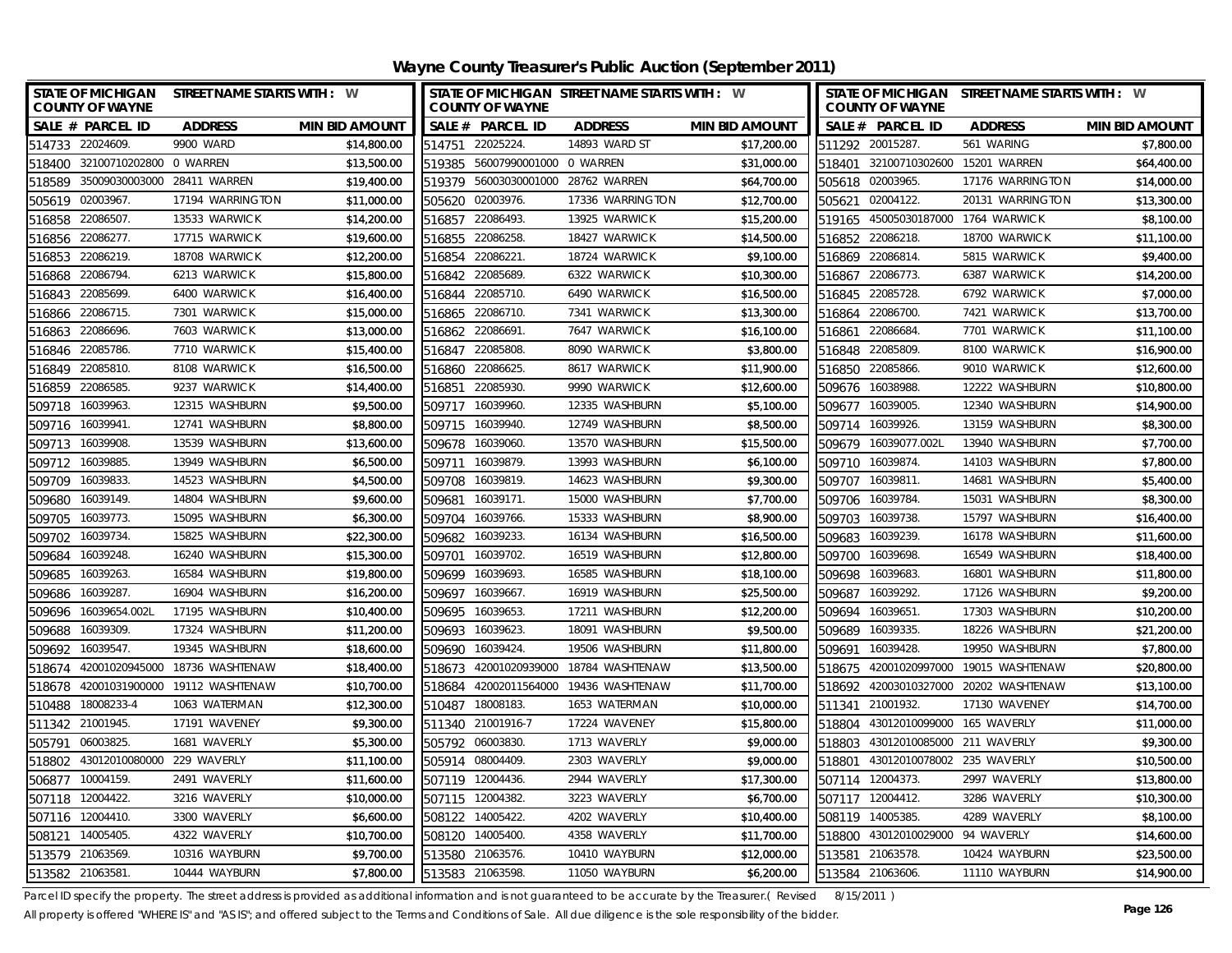# Wayne County Treasurer's Public Auction (September 2011)

STATE OF MICHIGAN, COUNTY OF WAYNE — STREET NAME STARTS WITH : W

| SALE # | PARCEL ID | ADDRESS | MIN BID AMOUNT |
|---|---|---|---|
| 514733 | 22024609. | 9900 WARD | $14,800.00 |
| 518400 | 32100710202800 | 0 WARREN | $13,500.00 |
| 518589 | 35009030003000 | 28411 WARREN | $19,400.00 |
| 505619 | 02003967. | 17194 WARRINGTON | $11,000.00 |
| 516858 | 22086507. | 13533 WARWICK | $14,200.00 |
| 516856 | 22086277. | 17715 WARWICK | $19,600.00 |
| 516853 | 22086219. | 18708 WARWICK | $12,200.00 |
| 516868 | 22086794. | 6213 WARWICK | $15,800.00 |
| 516843 | 22085699. | 6400 WARWICK | $16,400.00 |
| 516866 | 22086715. | 7301 WARWICK | $15,000.00 |
| 516863 | 22086696. | 7603 WARWICK | $13,000.00 |
| 516846 | 22085786. | 7710 WARWICK | $15,400.00 |
| 516849 | 22085810. | 8108 WARWICK | $16,500.00 |
| 516859 | 22086585. | 9237 WARWICK | $14,400.00 |
| 509718 | 16039963. | 12315 WASHBURN | $9,500.00 |
| 509716 | 16039941. | 12741 WASHBURN | $8,800.00 |
| 509713 | 16039908. | 13539 WASHBURN | $13,600.00 |
| 509712 | 16039885. | 13949 WASHBURN | $6,500.00 |
| 509709 | 16039833. | 14523 WASHBURN | $4,500.00 |
| 509680 | 16039149. | 14804 WASHBURN | $9,600.00 |
| 509705 | 16039773. | 15095 WASHBURN | $6,300.00 |
| 509702 | 16039734. | 15825 WASHBURN | $22,300.00 |
| 509684 | 16039248. | 16240 WASHBURN | $15,300.00 |
| 509685 | 16039263. | 16584 WASHBURN | $19,800.00 |
| 509686 | 16039287. | 16904 WASHBURN | $16,200.00 |
| 509696 | 16039654.002L | 17195 WASHBURN | $10,400.00 |
| 509688 | 16039309. | 17324 WASHBURN | $11,200.00 |
| 509692 | 16039547. | 19345 WASHBURN | $18,600.00 |
| 518674 | 42001020945000 | 18736 WASHTENAW | $18,400.00 |
| 518678 | 42001031900000 | 19112 WASHTENAW | $10,700.00 |
| 510488 | 18008233-4 | 1063 WATERMAN | $12,300.00 |
| 511342 | 21001945. | 17191 WAVENEY | $9,300.00 |
| 505791 | 06003825. | 1681 WAVERLY | $5,300.00 |
| 518802 | 43012010080000 | 229 WAVERLY | $11,100.00 |
| 506877 | 10004159. | 2491 WAVERLY | $11,600.00 |
| 507118 | 12004422. | 3216 WAVERLY | $10,000.00 |
| 507116 | 12004410. | 3300 WAVERLY | $6,600.00 |
| 508121 | 14005405. | 4322 WAVERLY | $10,700.00 |
| 513579 | 21063569. | 10316 WAYBURN | $9,700.00 |
| 513582 | 21063581. | 10444 WAYBURN | $7,800.00 |
| 514751 | 22025224. | 14893 WARD ST | $17,200.00 |
| 519385 | 56007990001000 | 0 WARREN | $31,000.00 |
| 519379 | 56003030001000 | 28762 WARREN | $64,700.00 |
| 505620 | 02003976. | 17336 WARRINGTON | $12,700.00 |
| 516857 | 22086493. | 13925 WARWICK | $15,200.00 |
| 516855 | 22086258. | 18427 WARWICK | $14,500.00 |
| 516854 | 22086221. | 18724 WARWICK | $9,100.00 |
| 516842 | 22085689. | 6322 WARWICK | $10,300.00 |
| 516844 | 22085710. | 6490 WARWICK | $16,500.00 |
| 516865 | 22086710. | 7341 WARWICK | $13,300.00 |
| 516862 | 22086691. | 7647 WARWICK | $16,100.00 |
| 516847 | 22085808. | 8090 WARWICK | $3,800.00 |
| 516860 | 22086625. | 8617 WARWICK | $11,900.00 |
| 516851 | 22085930. | 9990 WARWICK | $12,600.00 |
| 509717 | 16039960. | 12335 WASHBURN | $5,100.00 |
| 509715 | 16039940. | 12749 WASHBURN | $8,500.00 |
| 509678 | 16039060. | 13570 WASHBURN | $15,500.00 |
| 509711 | 16039879. | 13993 WASHBURN | $6,100.00 |
| 509708 | 16039819. | 14623 WASHBURN | $9,300.00 |
| 509681 | 16039171. | 15000 WASHBURN | $7,700.00 |
| 509704 | 16039766. | 15333 WASHBURN | $8,900.00 |
| 509682 | 16039233. | 16134 WASHBURN | $16,500.00 |
| 509701 | 16039702. | 16519 WASHBURN | $12,800.00 |
| 509699 | 16039693. | 16585 WASHBURN | $18,100.00 |
| 509697 | 16039667. | 16919 WASHBURN | $25,500.00 |
| 509695 | 16039653. | 17211 WASHBURN | $12,200.00 |
| 509693 | 16039623. | 18091 WASHBURN | $9,500.00 |
| 509690 | 16039424. | 19506 WASHBURN | $11,800.00 |
| 518673 | 42001020939000 | 18784 WASHTENAW | $13,500.00 |
| 518684 | 42002011564000 | 19436 WASHTENAW | $11,700.00 |
| 510487 | 18008183. | 1653 WATERMAN | $10,000.00 |
| 511340 | 21001916-7 | 17224 WAVENEY | $15,800.00 |
| 505792 | 06003830. | 1713 WAVERLY | $9,000.00 |
| 505914 | 08004409. | 2303 WAVERLY | $9,000.00 |
| 507119 | 12004436. | 2944 WAVERLY | $17,300.00 |
| 507115 | 12004382. | 3223 WAVERLY | $6,700.00 |
| 508122 | 14005422. | 4202 WAVERLY | $10,400.00 |
| 508120 | 14005400. | 4358 WAVERLY | $11,700.00 |
| 513580 | 21063576. | 10410 WAYBURN | $12,000.00 |
| 513583 | 21063598. | 11050 WAYBURN | $6,200.00 |
| 511292 | 20015287. | 561 WARING | $7,800.00 |
| 518401 | 32100710302600 | 15201 WARREN | $64,400.00 |
| 505618 | 02003965. | 17176 WARRINGTON | $14,000.00 |
| 505621 | 02004122. | 20131 WARRINGTON | $13,300.00 |
| 519165 | 45005030187000 | 1764 WARWICK | $8,100.00 |
| 516852 | 22086218. | 18700 WARWICK | $11,100.00 |
| 516869 | 22086814. | 5815 WARWICK | $9,400.00 |
| 516867 | 22086773. | 6387 WARWICK | $14,200.00 |
| 516845 | 22085728. | 6792 WARWICK | $7,000.00 |
| 516864 | 22086700. | 7421 WARWICK | $13,700.00 |
| 516861 | 22086684. | 7701 WARWICK | $11,100.00 |
| 516848 | 22085809. | 8100 WARWICK | $16,900.00 |
| 516850 | 22085866. | 9010 WARWICK | $12,600.00 |
| 509676 | 16038988. | 12222 WASHBURN | $10,800.00 |
| 509677 | 16039005. | 12340 WASHBURN | $14,900.00 |
| 509714 | 16039926. | 13159 WASHBURN | $8,300.00 |
| 509679 | 16039077.002L | 13940 WASHBURN | $7,700.00 |
| 509710 | 16039874. | 14103 WASHBURN | $7,800.00 |
| 509707 | 16039811. | 14681 WASHBURN | $5,400.00 |
| 509706 | 16039784. | 15031 WASHBURN | $8,300.00 |
| 509703 | 16039738. | 15797 WASHBURN | $16,400.00 |
| 509683 | 16039239. | 16178 WASHBURN | $11,600.00 |
| 509700 | 16039698. | 16549 WASHBURN | $18,400.00 |
| 509698 | 16039683. | 16801 WASHBURN | $11,800.00 |
| 509687 | 16039292. | 17126 WASHBURN | $9,200.00 |
| 509694 | 16039651. | 17303 WASHBURN | $10,200.00 |
| 509689 | 16039335. | 18226 WASHBURN | $21,200.00 |
| 509691 | 16039428. | 19950 WASHBURN | $7,800.00 |
| 518675 | 42001020997000 | 19015 WASHTENAW | $20,800.00 |
| 518692 | 42003010327000 | 20202 WASHTENAW | $13,100.00 |
| 511341 | 21001932. | 17130 WAVENEY | $14,700.00 |
| 518804 | 43012010099000 | 165 WAVERLY | $11,000.00 |
| 518803 | 43012010085000 | 211 WAVERLY | $9,300.00 |
| 518801 | 43012010078002 | 235 WAVERLY | $10,500.00 |
| 507114 | 12004373. | 2997 WAVERLY | $13,800.00 |
| 507117 | 12004412. | 3286 WAVERLY | $10,300.00 |
| 508119 | 14005385. | 4289 WAVERLY | $8,100.00 |
| 518800 | 43012010029000 | 94 WAVERLY | $14,600.00 |
| 513581 | 21063578. | 10424 WAYBURN | $23,500.00 |
| 513584 | 21063606. | 11110 WAYBURN | $14,900.00 |

Parcel ID specify the property. The street address is provided as additional information and is not guaranteed to be accurate by the Treasurer.( Revised 8/15/2011 )

All property is offered "WHERE IS" and "AS IS"; and offered subject to the Terms and Conditions of Sale. All due diligence is the sole responsibility of the bidder.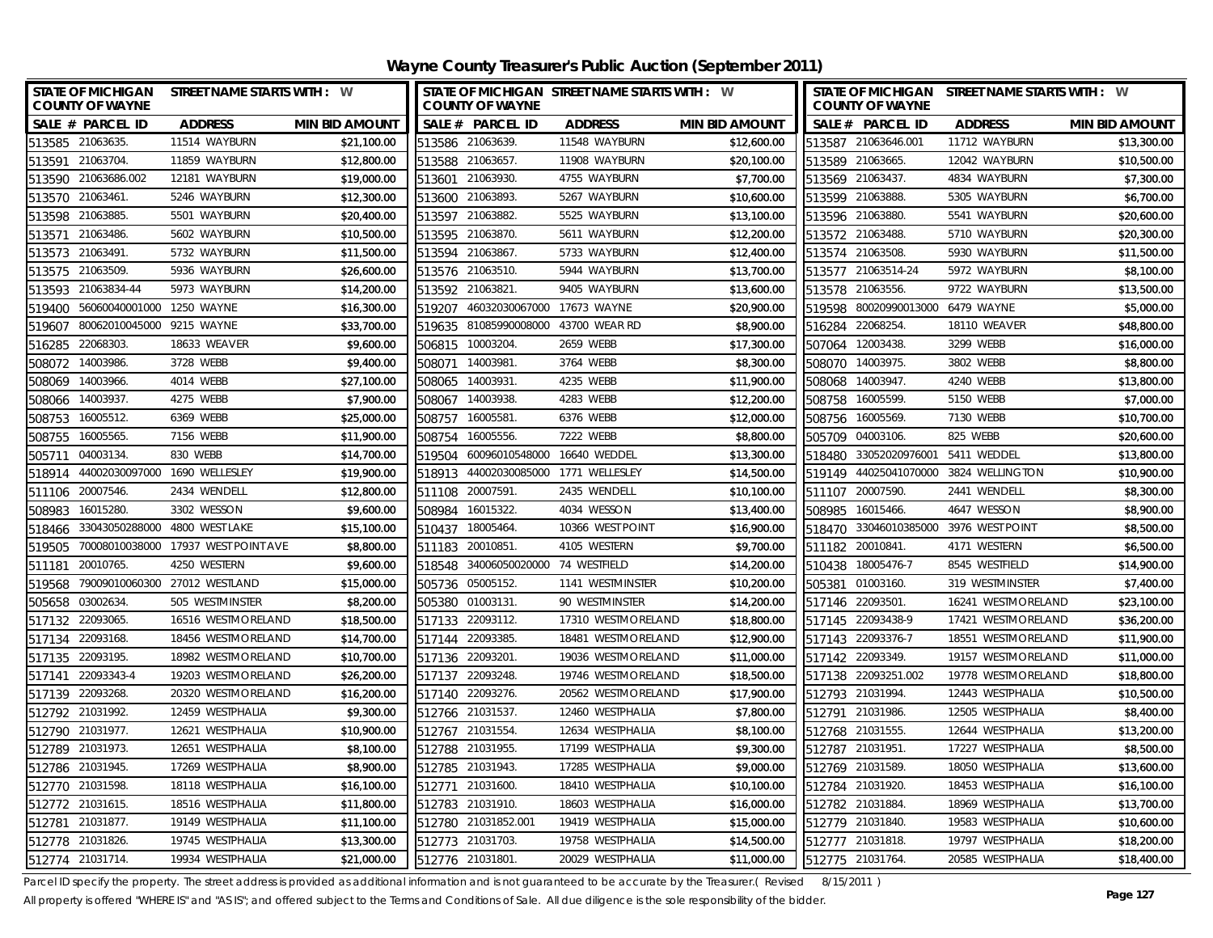# Wayne County Treasurer's Public Auction (September 2011)

| SALE # | PARCEL ID | ADDRESS | MIN BID AMOUNT |
|---|---|---|---|
| 513585 | 21063635. | 11514 WAYBURN | $21,100.00 |
| 513591 | 21063704. | 11859 WAYBURN | $12,800.00 |
| 513590 | 21063686.002 | 12181 WAYBURN | $19,000.00 |
| 513570 | 21063461. | 5246 WAYBURN | $12,300.00 |
| 513598 | 21063885. | 5501 WAYBURN | $20,400.00 |
| 513571 | 21063486. | 5602 WAYBURN | $10,500.00 |
| 513573 | 21063491. | 5732 WAYBURN | $11,500.00 |
| 513575 | 21063509. | 5936 WAYBURN | $26,600.00 |
| 513593 | 21063834-44 | 5973 WAYBURN | $14,200.00 |
| 519400 | 56060040001000 | 1250 WAYNE | $16,300.00 |
| 519607 | 80062010045000 | 9215 WAYNE | $33,700.00 |
| 516285 | 22068303. | 18633 WEAVER | $9,600.00 |
| 508072 | 14003986. | 3728 WEBB | $9,400.00 |
| 508069 | 14003966. | 4014 WEBB | $27,100.00 |
| 508066 | 14003937. | 4275 WEBB | $7,900.00 |
| 508753 | 16005512. | 6369 WEBB | $25,000.00 |
| 508755 | 16005565. | 7156 WEBB | $11,900.00 |
| 505711 | 04003134. | 830 WEBB | $14,700.00 |
| 518914 | 44002030097000 | 1690 WELLESLEY | $19,900.00 |
| 511106 | 20007546. | 2434 WENDELL | $12,800.00 |
| 508983 | 16015280. | 3302 WESSON | $9,600.00 |
| 518466 | 33043050288000 | 4800 WEST LAKE | $15,100.00 |
| 519505 | 70008010038000 | 17937 WEST POINT AVE | $8,800.00 |
| 511181 | 20010765. | 4250 WESTERN | $9,600.00 |
| 519568 | 79009010060300 | 27012 WESTLAND | $15,000.00 |
| 505658 | 03002634. | 505 WESTMINSTER | $8,200.00 |
| 517132 | 22093065. | 16516 WESTMORELAND | $18,500.00 |
| 517134 | 22093168. | 18456 WESTMORELAND | $14,700.00 |
| 517135 | 22093195. | 18982 WESTMORELAND | $10,700.00 |
| 517141 | 22093343-4 | 19203 WESTMORELAND | $26,200.00 |
| 517139 | 22093268. | 20320 WESTMORELAND | $16,200.00 |
| 512792 | 21031992. | 12459 WESTPHALIA | $9,300.00 |
| 512790 | 21031977. | 12621 WESTPHALIA | $10,900.00 |
| 512789 | 21031973. | 12651 WESTPHALIA | $8,100.00 |
| 512786 | 21031945. | 17269 WESTPHALIA | $8,900.00 |
| 512770 | 21031598. | 18118 WESTPHALIA | $16,100.00 |
| 512772 | 21031615. | 18516 WESTPHALIA | $11,800.00 |
| 512781 | 21031877. | 19149 WESTPHALIA | $11,100.00 |
| 512778 | 21031826. | 19745 WESTPHALIA | $13,300.00 |
| 512774 | 21031714. | 19934 WESTPHALIA | $21,000.00 |
| 513586 | 21063639. | 11548 WAYBURN | $12,600.00 |
| 513588 | 21063657. | 11908 WAYBURN | $20,100.00 |
| 513601 | 21063930. | 4755 WAYBURN | $7,700.00 |
| 513600 | 21063893. | 5267 WAYBURN | $10,600.00 |
| 513597 | 21063882. | 5525 WAYBURN | $13,100.00 |
| 513595 | 21063870. | 5611 WAYBURN | $12,200.00 |
| 513594 | 21063867. | 5733 WAYBURN | $12,400.00 |
| 513576 | 21063510. | 5944 WAYBURN | $13,700.00 |
| 513592 | 21063821. | 9405 WAYBURN | $13,600.00 |
| 519207 | 46032030067000 | 17673 WAYNE | $20,900.00 |
| 519635 | 81085990008000 | 43700 WEAR RD | $8,900.00 |
| 506815 | 10003204. | 2659 WEBB | $17,300.00 |
| 508071 | 14003981. | 3764 WEBB | $8,300.00 |
| 508065 | 14003931. | 4235 WEBB | $11,900.00 |
| 508067 | 14003938. | 4283 WEBB | $12,200.00 |
| 508757 | 16005581. | 6376 WEBB | $12,000.00 |
| 508754 | 16005556. | 7222 WEBB | $8,800.00 |
| 519504 | 60096010548000 | 16640 WEDDEL | $13,300.00 |
| 518913 | 44002030085000 | 1771 WELLESLEY | $14,500.00 |
| 511108 | 20007591. | 2435 WENDELL | $10,100.00 |
| 508984 | 16015322. | 4034 WESSON | $13,400.00 |
| 510437 | 18005464. | 10366 WEST POINT | $16,900.00 |
| 511183 | 20010851. | 4105 WESTERN | $9,700.00 |
| 518548 | 34006050020000 | 74 WESTFIELD | $14,200.00 |
| 505736 | 05005152. | 1141 WESTMINSTER | $10,200.00 |
| 505380 | 01003131. | 90 WESTMINSTER | $14,200.00 |
| 517133 | 22093112. | 17310 WESTMORELAND | $18,800.00 |
| 517144 | 22093385. | 18481 WESTMORELAND | $12,900.00 |
| 517136 | 22093201. | 19036 WESTMORELAND | $11,000.00 |
| 517137 | 22093248. | 19746 WESTMORELAND | $18,500.00 |
| 517140 | 22093276. | 20562 WESTMORELAND | $17,900.00 |
| 512766 | 21031537. | 12460 WESTPHALIA | $7,800.00 |
| 512767 | 21031554. | 12634 WESTPHALIA | $8,100.00 |
| 512788 | 21031955. | 17199 WESTPHALIA | $9,300.00 |
| 512785 | 21031943. | 17285 WESTPHALIA | $9,000.00 |
| 512771 | 21031600. | 18410 WESTPHALIA | $10,100.00 |
| 512783 | 21031910. | 18603 WESTPHALIA | $16,000.00 |
| 512780 | 21031852.001 | 19419 WESTPHALIA | $15,000.00 |
| 512773 | 21031703. | 19758 WESTPHALIA | $14,500.00 |
| 512776 | 21031801. | 20029 WESTPHALIA | $11,000.00 |
| 513587 | 21063646.001 | 11712 WAYBURN | $13,300.00 |
| 513589 | 21063665. | 12042 WAYBURN | $10,500.00 |
| 513569 | 21063437. | 4834 WAYBURN | $7,300.00 |
| 513599 | 21063888. | 5305 WAYBURN | $6,700.00 |
| 513596 | 21063880. | 5541 WAYBURN | $20,600.00 |
| 513572 | 21063488. | 5710 WAYBURN | $20,300.00 |
| 513574 | 21063508. | 5930 WAYBURN | $11,500.00 |
| 513577 | 21063514-24 | 5972 WAYBURN | $8,100.00 |
| 513578 | 21063556. | 9722 WAYBURN | $13,500.00 |
| 519598 | 80020990013000 | 6479 WAYNE | $5,000.00 |
| 516284 | 22068254. | 18110 WEAVER | $48,800.00 |
| 507064 | 12003438. | 3299 WEBB | $16,000.00 |
| 508070 | 14003975. | 3802 WEBB | $8,800.00 |
| 508068 | 14003947. | 4240 WEBB | $13,800.00 |
| 508758 | 16005599. | 5150 WEBB | $7,000.00 |
| 508756 | 16005569. | 7130 WEBB | $10,700.00 |
| 505709 | 04003106. | 825 WEBB | $20,600.00 |
| 518480 | 33052020976001 | 5411 WEDDEL | $13,800.00 |
| 519149 | 44025041070000 | 3824 WELLINGTON | $10,900.00 |
| 511107 | 20007590. | 2441 WENDELL | $8,300.00 |
| 508985 | 16015466. | 4647 WESSON | $8,900.00 |
| 518470 | 33046010385000 | 3976 WEST POINT | $8,500.00 |
| 511182 | 20010841. | 4171 WESTERN | $6,500.00 |
| 510438 | 18005476-7 | 8545 WESTFIELD | $14,900.00 |
| 505381 | 01003160. | 319 WESTMINSTER | $7,400.00 |
| 517146 | 22093501. | 16241 WESTMORELAND | $23,100.00 |
| 517145 | 22093438-9 | 17421 WESTMORELAND | $36,200.00 |
| 517143 | 22093376-7 | 18551 WESTMORELAND | $11,900.00 |
| 517142 | 22093349. | 19157 WESTMORELAND | $11,000.00 |
| 517138 | 22093251.002 | 19778 WESTMORELAND | $18,800.00 |
| 512793 | 21031994. | 12443 WESTPHALIA | $10,500.00 |
| 512791 | 21031986. | 12505 WESTPHALIA | $8,400.00 |
| 512768 | 21031555. | 12644 WESTPHALIA | $13,200.00 |
| 512787 | 21031951. | 17227 WESTPHALIA | $8,500.00 |
| 512769 | 21031589. | 18050 WESTPHALIA | $13,600.00 |
| 512784 | 21031920. | 18453 WESTPHALIA | $16,100.00 |
| 512782 | 21031884. | 18969 WESTPHALIA | $13,700.00 |
| 512779 | 21031840. | 19583 WESTPHALIA | $10,600.00 |
| 512777 | 21031818. | 19797 WESTPHALIA | $18,200.00 |
| 512775 | 21031764. | 20585 WESTPHALIA | $18,400.00 |

Parcel ID specify the property. The street address is provided as additional information and is not guaranteed to be accurate by the Treasurer.( Revised 8/15/2011 )

All property is offered "WHERE IS" and "AS IS"; and offered subject to the Terms and Conditions of Sale. All due diligence is the sole responsibility of the bidder.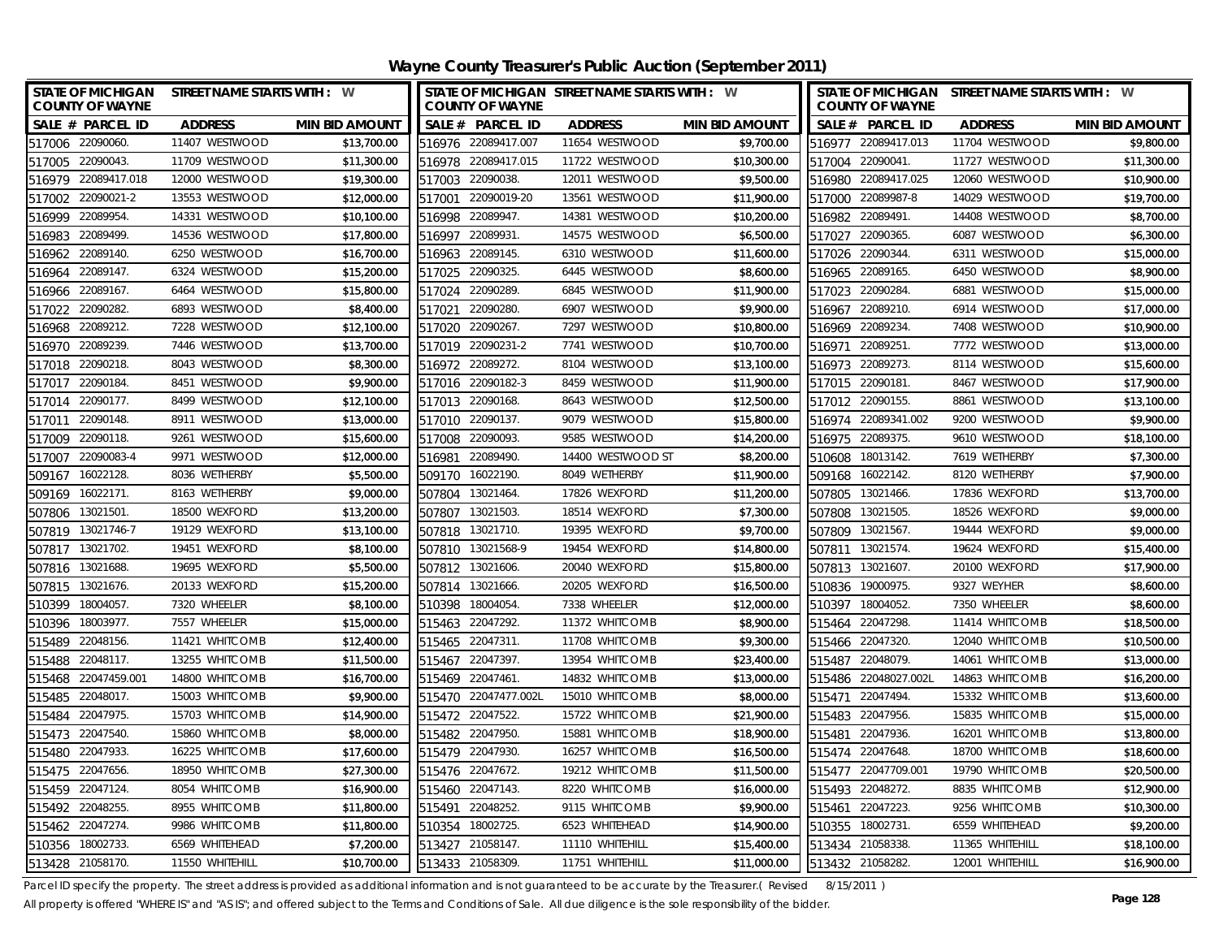# Wayne County Treasurer's Public Auction (September 2011)

| SALE # | PARCEL ID | ADDRESS | MIN BID AMOUNT |
|---|---|---|---|
| 517006 | 22090060. | 11407 WESTWOOD | $13,700.00 |
| 517005 | 22090043. | 11709 WESTWOOD | $11,300.00 |
| 516979 | 22089417.018 | 12000 WESTWOOD | $19,300.00 |
| 517002 | 22090021-2 | 13553 WESTWOOD | $12,000.00 |
| 516999 | 22089954. | 14331 WESTWOOD | $10,100.00 |
| 516983 | 22089499. | 14536 WESTWOOD | $17,800.00 |
| 516962 | 22089140. | 6250 WESTWOOD | $16,700.00 |
| 516964 | 22089147. | 6324 WESTWOOD | $15,200.00 |
| 516966 | 22089167. | 6464 WESTWOOD | $15,800.00 |
| 517022 | 22090282. | 6893 WESTWOOD | $8,400.00 |
| 516968 | 22089212. | 7228 WESTWOOD | $12,100.00 |
| 516970 | 22089239. | 7446 WESTWOOD | $13,700.00 |
| 517018 | 22090218. | 8043 WESTWOOD | $8,300.00 |
| 517017 | 22090184. | 8451 WESTWOOD | $9,900.00 |
| 517014 | 22090177. | 8499 WESTWOOD | $12,100.00 |
| 517011 | 22090148. | 8911 WESTWOOD | $13,000.00 |
| 517009 | 22090118. | 9261 WESTWOOD | $15,600.00 |
| 517007 | 22090083-4 | 9971 WESTWOOD | $12,000.00 |
| 509167 | 16022128. | 8036 WETHERBY | $5,500.00 |
| 509169 | 16022171. | 8163 WETHERBY | $9,000.00 |
| 507806 | 13021501. | 18500 WEXFORD | $13,200.00 |
| 507819 | 13021746-7 | 19129 WEXFORD | $13,100.00 |
| 507817 | 13021702. | 19451 WEXFORD | $8,100.00 |
| 507816 | 13021688. | 19695 WEXFORD | $5,500.00 |
| 507815 | 13021676. | 20133 WEXFORD | $15,200.00 |
| 510399 | 18004057. | 7320 WHEELER | $8,100.00 |
| 510396 | 18003977. | 7557 WHEELER | $15,000.00 |
| 515489 | 22048156. | 11421 WHITCOMB | $12,400.00 |
| 515488 | 22048117. | 13255 WHITCOMB | $11,500.00 |
| 515468 | 22047459.001 | 14800 WHITCOMB | $16,700.00 |
| 515485 | 22048017. | 15003 WHITCOMB | $9,900.00 |
| 515484 | 22047975. | 15703 WHITCOMB | $14,900.00 |
| 515473 | 22047540. | 15860 WHITCOMB | $8,000.00 |
| 515480 | 22047933. | 16225 WHITCOMB | $17,600.00 |
| 515475 | 22047656. | 18950 WHITCOMB | $27,300.00 |
| 515459 | 22047124. | 8054 WHITCOMB | $16,900.00 |
| 515492 | 22048255. | 8955 WHITCOMB | $11,800.00 |
| 515462 | 22047274. | 9986 WHITCOMB | $11,800.00 |
| 510356 | 18002733. | 6569 WHITEHEAD | $7,200.00 |
| 513428 | 21058170. | 11550 WHITEHILL | $10,700.00 |
| 516976 | 22089417.007 | 11654 WESTWOOD | $9,700.00 |
| 516978 | 22089417.015 | 11722 WESTWOOD | $10,300.00 |
| 517003 | 22090038. | 12011 WESTWOOD | $9,500.00 |
| 517001 | 22090019-20 | 13561 WESTWOOD | $11,900.00 |
| 516998 | 22089947. | 14381 WESTWOOD | $10,200.00 |
| 516997 | 22089931. | 14575 WESTWOOD | $6,500.00 |
| 516963 | 22089145. | 6310 WESTWOOD | $11,600.00 |
| 517025 | 22090325. | 6445 WESTWOOD | $8,600.00 |
| 517024 | 22090289. | 6845 WESTWOOD | $11,900.00 |
| 517021 | 22090280. | 6907 WESTWOOD | $9,900.00 |
| 517020 | 22090267. | 7297 WESTWOOD | $10,800.00 |
| 517019 | 22090231-2 | 7741 WESTWOOD | $10,700.00 |
| 516972 | 22089272. | 8104 WESTWOOD | $13,100.00 |
| 517016 | 22090182-3 | 8459 WESTWOOD | $11,900.00 |
| 517013 | 22090168. | 8643 WESTWOOD | $12,500.00 |
| 517010 | 22090137. | 9079 WESTWOOD | $15,800.00 |
| 517008 | 22090093. | 9585 WESTWOOD | $14,200.00 |
| 516981 | 22089490. | 14400 WESTWOOD ST | $8,200.00 |
| 509170 | 16022190. | 8049 WETHERBY | $11,900.00 |
| 507804 | 13021464. | 17826 WEXFORD | $11,200.00 |
| 507807 | 13021503. | 18514 WEXFORD | $7,300.00 |
| 507818 | 13021710. | 19395 WEXFORD | $9,700.00 |
| 507810 | 13021568-9 | 19454 WEXFORD | $14,800.00 |
| 507812 | 13021606. | 20040 WEXFORD | $15,800.00 |
| 507814 | 13021666. | 20205 WEXFORD | $16,500.00 |
| 510398 | 18004054. | 7338 WHEELER | $12,000.00 |
| 515463 | 22047292. | 11372 WHITCOMB | $8,900.00 |
| 515465 | 22047311. | 11708 WHITCOMB | $9,300.00 |
| 515467 | 22047397. | 13954 WHITCOMB | $23,400.00 |
| 515469 | 22047461. | 14832 WHITCOMB | $13,000.00 |
| 515470 | 22047477.002L | 15010 WHITCOMB | $8,000.00 |
| 515472 | 22047522. | 15722 WHITCOMB | $21,900.00 |
| 515482 | 22047950. | 15881 WHITCOMB | $18,900.00 |
| 515479 | 22047930. | 16257 WHITCOMB | $16,500.00 |
| 515476 | 22047672. | 19212 WHITCOMB | $11,500.00 |
| 515460 | 22047143. | 8220 WHITCOMB | $16,000.00 |
| 515491 | 22048252. | 9115 WHITCOMB | $9,900.00 |
| 510354 | 18002725. | 6523 WHITEHEAD | $14,900.00 |
| 513427 | 21058147. | 11110 WHITEHILL | $15,400.00 |
| 513433 | 21058309. | 11751 WHITEHILL | $11,000.00 |
| 516977 | 22089417.013 | 11704 WESTWOOD | $9,800.00 |
| 517004 | 22090041. | 11727 WESTWOOD | $11,300.00 |
| 516980 | 22089417.025 | 12060 WESTWOOD | $10,900.00 |
| 517000 | 22089987-8 | 14029 WESTWOOD | $19,700.00 |
| 516982 | 22089491. | 14408 WESTWOOD | $8,700.00 |
| 517027 | 22090365. | 6087 WESTWOOD | $6,300.00 |
| 517026 | 22090344. | 6311 WESTWOOD | $15,000.00 |
| 516965 | 22089165. | 6450 WESTWOOD | $8,900.00 |
| 517023 | 22090284. | 6881 WESTWOOD | $15,000.00 |
| 516967 | 22089210. | 6914 WESTWOOD | $17,000.00 |
| 516969 | 22089234. | 7408 WESTWOOD | $10,900.00 |
| 516971 | 22089251. | 7772 WESTWOOD | $13,000.00 |
| 516973 | 22089273. | 8114 WESTWOOD | $15,600.00 |
| 517015 | 22090181. | 8467 WESTWOOD | $17,900.00 |
| 517012 | 22090155. | 8861 WESTWOOD | $13,100.00 |
| 516974 | 22089341.002 | 9200 WESTWOOD | $9,900.00 |
| 516975 | 22089375. | 9610 WESTWOOD | $18,100.00 |
| 510608 | 18013142. | 7619 WETHERBY | $7,300.00 |
| 509168 | 16022142. | 8120 WETHERBY | $7,900.00 |
| 507805 | 13021466. | 17836 WEXFORD | $13,700.00 |
| 507808 | 13021505. | 18526 WEXFORD | $9,000.00 |
| 507809 | 13021567. | 19444 WEXFORD | $9,000.00 |
| 507811 | 13021574. | 19624 WEXFORD | $15,400.00 |
| 507813 | 13021607. | 20100 WEXFORD | $17,900.00 |
| 510836 | 19000975. | 9327 WEYHER | $8,600.00 |
| 510397 | 18004052. | 7350 WHEELER | $8,600.00 |
| 515464 | 22047298. | 11414 WHITCOMB | $18,500.00 |
| 515466 | 22047320. | 12040 WHITCOMB | $10,500.00 |
| 515487 | 22048079. | 14061 WHITCOMB | $13,000.00 |
| 515486 | 22048027.002L | 14863 WHITCOMB | $16,200.00 |
| 515471 | 22047494. | 15332 WHITCOMB | $13,600.00 |
| 515483 | 22047956. | 15835 WHITCOMB | $15,000.00 |
| 515481 | 22047936. | 16201 WHITCOMB | $13,800.00 |
| 515474 | 22047648. | 18700 WHITCOMB | $18,600.00 |
| 515477 | 22047709.001 | 19790 WHITCOMB | $20,500.00 |
| 515493 | 22048272. | 8835 WHITCOMB | $12,900.00 |
| 515461 | 22047223. | 9256 WHITCOMB | $10,300.00 |
| 510355 | 18002731. | 6559 WHITEHEAD | $9,200.00 |
| 513434 | 21058338. | 11365 WHITEHILL | $18,100.00 |
| 513432 | 21058282. | 12001 WHITEHILL | $16,900.00 |

Parcel ID specify the property. The street address is provided as additional information and is not guaranteed to be accurate by the Treasurer.( Revised 8/15/2011 )

All property is offered "WHERE IS" and "AS IS"; and offered subject to the Terms and Conditions of Sale. All due diligence is the sole responsibility of the bidder.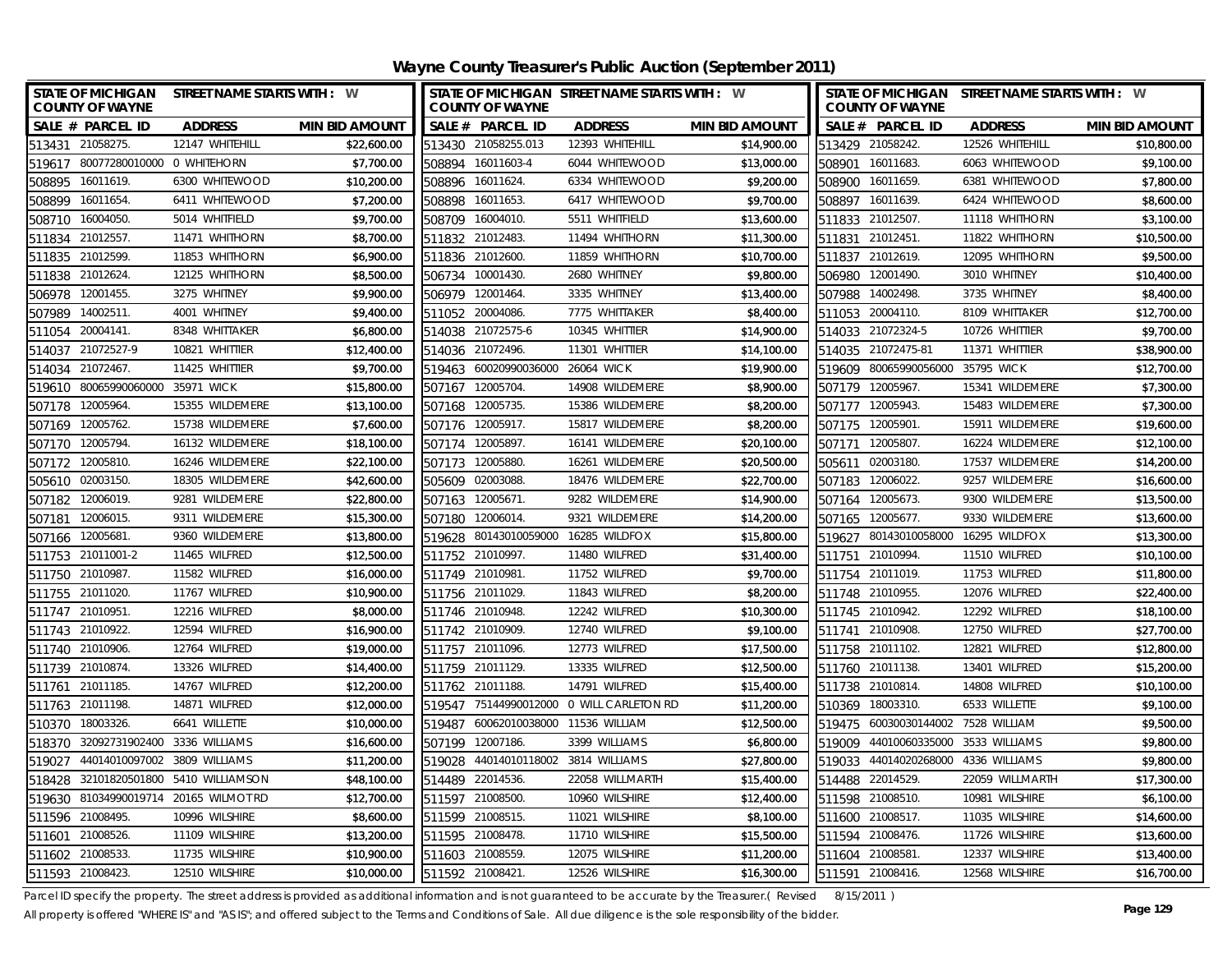# Wayne County Treasurer's Public Auction (September 2011)

STATE OF MICHIGAN COUNTY OF WAYNE — STREET NAME STARTS WITH : W

| SALE # | PARCEL ID | ADDRESS | MIN BID AMOUNT |
|---|---|---|---|
| 513431 | 21058275. | 12147 WHITEHILL | $22,600.00 |
| 519617 | 80077280010000 | 0 WHITEHORN | $7,700.00 |
| 508895 | 16011619. | 6300 WHITEWOOD | $10,200.00 |
| 508899 | 16011654. | 6411 WHITEWOOD | $7,200.00 |
| 508710 | 16004050. | 5014 WHITFIELD | $9,700.00 |
| 511834 | 21012557. | 11471 WHITHORN | $8,700.00 |
| 511835 | 21012599. | 11853 WHITHORN | $6,900.00 |
| 511838 | 21012624. | 12125 WHITHORN | $8,500.00 |
| 506978 | 12001455. | 3275 WHITNEY | $9,900.00 |
| 507989 | 14002511. | 4001 WHITNEY | $9,400.00 |
| 511054 | 20004141. | 8348 WHITTAKER | $6,800.00 |
| 514037 | 21072527-9 | 10821 WHITTIER | $12,400.00 |
| 514034 | 21072467. | 11425 WHITTIER | $9,700.00 |
| 519610 | 80065990060000 | 35971 WICK | $15,800.00 |
| 507178 | 12005964. | 15355 WILDEMERE | $13,100.00 |
| 507169 | 12005762. | 15738 WILDEMERE | $7,600.00 |
| 507170 | 12005794. | 16132 WILDEMERE | $18,100.00 |
| 507172 | 12005810. | 16246 WILDEMERE | $22,100.00 |
| 505610 | 02003150. | 18305 WILDEMERE | $42,600.00 |
| 507182 | 12006019. | 9281 WILDEMERE | $22,800.00 |
| 507181 | 12006015. | 9311 WILDEMERE | $15,300.00 |
| 507166 | 12005681. | 9360 WILDEMERE | $13,800.00 |
| 511753 | 21011001-2 | 11465 WILFRED | $12,500.00 |
| 511750 | 21010987. | 11582 WILFRED | $16,000.00 |
| 511755 | 21011020. | 11767 WILFRED | $10,900.00 |
| 511747 | 21010951. | 12216 WILFRED | $8,000.00 |
| 511743 | 21010922. | 12594 WILFRED | $16,900.00 |
| 511740 | 21010906. | 12764 WILFRED | $19,000.00 |
| 511739 | 21010874. | 13326 WILFRED | $14,400.00 |
| 511761 | 21011185. | 14767 WILFRED | $12,200.00 |
| 511763 | 21011198. | 14871 WILFRED | $12,000.00 |
| 510370 | 18003326. | 6641 WILLETTE | $10,000.00 |
| 518370 | 32092731902400 | 3336 WILLIAMS | $16,600.00 |
| 519027 | 44014010097002 | 3809 WILLIAMS | $11,200.00 |
| 518428 | 32101820501800 | 5410 WILLIAMSON | $48,100.00 |
| 519630 | 81034990019714 | 20165 WILMOT RD | $12,700.00 |
| 511596 | 21008495. | 10996 WILSHIRE | $8,600.00 |
| 511601 | 21008526. | 11109 WILSHIRE | $13,200.00 |
| 511602 | 21008533. | 11735 WILSHIRE | $10,900.00 |
| 511593 | 21008423. | 12510 WILSHIRE | $10,000.00 |
| 513430 | 21058255.013 | 12393 WHITEHILL | $14,900.00 |
| 508894 | 16011603-4 | 6044 WHITEWOOD | $13,000.00 |
| 508896 | 16011624. | 6334 WHITEWOOD | $9,200.00 |
| 508898 | 16011653. | 6417 WHITEWOOD | $9,700.00 |
| 508709 | 16004010. | 5511 WHITFIELD | $13,600.00 |
| 511832 | 21012483. | 11494 WHITHORN | $11,300.00 |
| 511836 | 21012600. | 11859 WHITHORN | $10,700.00 |
| 506734 | 10001430. | 2680 WHITNEY | $9,800.00 |
| 506979 | 12001464. | 3335 WHITNEY | $13,400.00 |
| 511052 | 20004086. | 7775 WHITTAKER | $8,400.00 |
| 514038 | 21072575-6 | 10345 WHITTIER | $14,900.00 |
| 514036 | 21072496. | 11301 WHITTIER | $14,100.00 |
| 519463 | 60020990036000 | 26064 WICK | $19,900.00 |
| 507167 | 12005704. | 14908 WILDEMERE | $8,900.00 |
| 507168 | 12005735. | 15386 WILDEMERE | $8,200.00 |
| 507176 | 12005917. | 15817 WILDEMERE | $8,200.00 |
| 507174 | 12005897. | 16141 WILDEMERE | $20,100.00 |
| 507173 | 12005880. | 16261 WILDEMERE | $20,500.00 |
| 505609 | 02003088. | 18476 WILDEMERE | $22,700.00 |
| 507163 | 12005671. | 9282 WILDEMERE | $14,900.00 |
| 507180 | 12006014. | 9321 WILDEMERE | $14,200.00 |
| 519628 | 80143010059000 | 16285 WILDFOX | $15,800.00 |
| 511752 | 21010997. | 11480 WILFRED | $31,400.00 |
| 511749 | 21010981. | 11752 WILFRED | $9,700.00 |
| 511756 | 21011029. | 11843 WILFRED | $8,200.00 |
| 511746 | 21010948. | 12242 WILFRED | $10,300.00 |
| 511742 | 21010909. | 12740 WILFRED | $9,100.00 |
| 511757 | 21011096. | 12773 WILFRED | $17,500.00 |
| 511759 | 21011129. | 13335 WILFRED | $12,500.00 |
| 511762 | 21011188. | 14791 WILFRED | $15,400.00 |
| 519547 | 75144990012000 | 0 WILL CARLETON RD | $11,200.00 |
| 519487 | 60062010038000 | 11536 WILLIAM | $12,500.00 |
| 507199 | 12007186. | 3399 WILLIAMS | $6,800.00 |
| 519028 | 44014010118002 | 3814 WILLIAMS | $27,800.00 |
| 514489 | 22014536. | 22058 WILLMARTH | $15,400.00 |
| 511597 | 21008500. | 10960 WILSHIRE | $12,400.00 |
| 511599 | 21008515. | 11021 WILSHIRE | $8,100.00 |
| 511595 | 21008478. | 11710 WILSHIRE | $15,500.00 |
| 511603 | 21008559. | 12075 WILSHIRE | $11,200.00 |
| 511592 | 21008421. | 12526 WILSHIRE | $16,300.00 |
| 513429 | 21058242. | 12526 WHITEHILL | $10,800.00 |
| 508901 | 16011683. | 6063 WHITEWOOD | $9,100.00 |
| 508900 | 16011659. | 6381 WHITEWOOD | $7,800.00 |
| 508897 | 16011639. | 6424 WHITEWOOD | $8,600.00 |
| 511833 | 21012507. | 11118 WHITHORN | $3,100.00 |
| 511831 | 21012451. | 11822 WHITHORN | $10,500.00 |
| 511837 | 21012619. | 12095 WHITHORN | $9,500.00 |
| 506980 | 12001490. | 3010 WHITNEY | $10,400.00 |
| 507988 | 14002498. | 3735 WHITNEY | $8,400.00 |
| 511053 | 20004110. | 8109 WHITTAKER | $12,700.00 |
| 514033 | 21072324-5 | 10726 WHITTIER | $9,700.00 |
| 514035 | 21072475-81 | 11371 WHITTIER | $38,900.00 |
| 519609 | 80065990056000 | 35795 WICK | $12,700.00 |
| 507179 | 12005967. | 15341 WILDEMERE | $7,300.00 |
| 507177 | 12005943. | 15483 WILDEMERE | $7,300.00 |
| 507175 | 12005901. | 15911 WILDEMERE | $19,600.00 |
| 507171 | 12005807. | 16224 WILDEMERE | $12,100.00 |
| 505611 | 02003180. | 17537 WILDEMERE | $14,200.00 |
| 507183 | 12006022. | 9257 WILDEMERE | $16,600.00 |
| 507164 | 12005673. | 9300 WILDEMERE | $13,500.00 |
| 507165 | 12005677. | 9330 WILDEMERE | $13,600.00 |
| 519627 | 80143010058000 | 16295 WILDFOX | $13,300.00 |
| 511751 | 21010994. | 11510 WILFRED | $10,100.00 |
| 511754 | 21011019. | 11753 WILFRED | $11,800.00 |
| 511748 | 21010955. | 12076 WILFRED | $22,400.00 |
| 511745 | 21010942. | 12292 WILFRED | $18,100.00 |
| 511741 | 21010908. | 12750 WILFRED | $27,700.00 |
| 511758 | 21011102. | 12821 WILFRED | $12,800.00 |
| 511760 | 21011138. | 13401 WILFRED | $15,200.00 |
| 511738 | 21010814. | 14808 WILFRED | $10,100.00 |
| 510369 | 18003310. | 6533 WILLETTE | $9,100.00 |
| 519475 | 60030030144002 | 7528 WILLIAM | $9,500.00 |
| 519009 | 44010060335000 | 3533 WILLIAMS | $9,800.00 |
| 519033 | 44014020268000 | 4336 WILLIAMS | $9,800.00 |
| 514488 | 22014529. | 22059 WILLMARTH | $17,300.00 |
| 511598 | 21008510. | 10981 WILSHIRE | $6,100.00 |
| 511600 | 21008517. | 11035 WILSHIRE | $14,600.00 |
| 511594 | 21008476. | 11726 WILSHIRE | $13,600.00 |
| 511604 | 21008581. | 12337 WILSHIRE | $13,400.00 |
| 511591 | 21008416. | 12568 WILSHIRE | $16,700.00 |

Parcel ID specify the property. The street address is provided as additional information and is not guaranteed to be accurate by the Treasurer.( Revised 8/15/2011 )

All property is offered "WHERE IS" and "AS IS"; and offered subject to the Terms and Conditions of Sale. All due diligence is the sole responsibility of the bidder.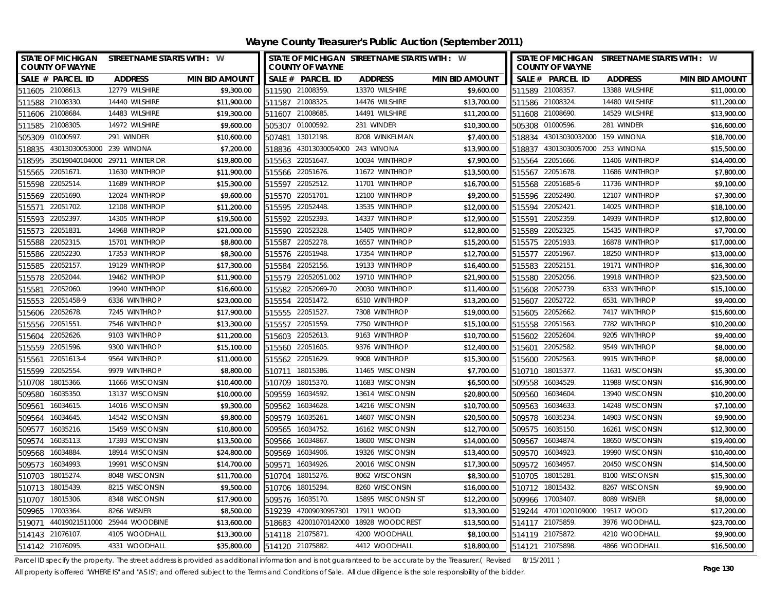# Wayne County Treasurer's Public Auction (September 2011)

| SALE # | PARCEL ID | ADDRESS | MIN BID AMOUNT |
|---|---|---|---|
| 511605 | 21008613. | 12779 WILSHIRE | $9,300.00 |
| 511588 | 21008330. | 14440 WILSHIRE | $11,900.00 |
| 511606 | 21008684. | 14483 WILSHIRE | $19,300.00 |
| 511585 | 21008305. | 14972 WILSHIRE | $9,600.00 |
| 505309 | 01000597. | 291 WINDER | $10,600.00 |
| 518835 | 43013030053000 | 239 WINONA | $7,200.00 |
| 518595 | 35019040104000 | 29711 WINTER DR | $19,800.00 |
| 515565 | 22051671. | 11630 WINTHROP | $11,900.00 |
| 515598 | 22052514. | 11689 WINTHROP | $15,300.00 |
| 515569 | 22051690. | 12024 WINTHROP | $9,600.00 |
| 515571 | 22051702. | 12108 WINTHROP | $11,200.00 |
| 515593 | 22052397. | 14305 WINTHROP | $19,500.00 |
| 515573 | 22051831. | 14968 WINTHROP | $21,000.00 |
| 515588 | 22052315. | 15701 WINTHROP | $8,800.00 |
| 515586 | 22052230. | 17353 WINTHROP | $8,300.00 |
| 515585 | 22052157. | 19129 WINTHROP | $17,300.00 |
| 515578 | 22052044. | 19462 WINTHROP | $11,900.00 |
| 515581 | 22052060. | 19940 WINTHROP | $16,600.00 |
| 515553 | 22051458-9 | 6336 WINTHROP | $23,000.00 |
| 515606 | 22052678. | 7245 WINTHROP | $17,900.00 |
| 515556 | 22051551. | 7546 WINTHROP | $13,300.00 |
| 515604 | 22052626. | 9103 WINTHROP | $11,200.00 |
| 515559 | 22051596. | 9300 WINTHROP | $15,100.00 |
| 515561 | 22051613-4 | 9564 WINTHROP | $11,000.00 |
| 515599 | 22052554. | 9979 WINTHROP | $8,800.00 |
| 510708 | 18015366. | 11666 WISCONSIN | $10,400.00 |
| 509580 | 16035350. | 13137 WISCONSIN | $10,000.00 |
| 509561 | 16034615. | 14016 WISCONSIN | $9,300.00 |
| 509564 | 16034645. | 14542 WISCONSIN | $9,800.00 |
| 509577 | 16035216. | 15459 WISCONSIN | $10,800.00 |
| 509574 | 16035113. | 17393 WISCONSIN | $13,500.00 |
| 509568 | 16034884. | 18914 WISCONSIN | $24,800.00 |
| 509573 | 16034993. | 19991 WISCONSIN | $14,700.00 |
| 510703 | 18015274. | 8048 WISCONSIN | $11,700.00 |
| 510713 | 18015439. | 8215 WISCONSIN | $9,500.00 |
| 510707 | 18015306. | 8348 WISCONSIN | $17,900.00 |
| 509965 | 17003364. | 8266 WISNER | $8,500.00 |
| 519071 | 44019021511000 | 25944 WOODBINE | $13,600.00 |
| 514143 | 21076107. | 4105 WOODHALL | $13,300.00 |
| 514142 | 21076095. | 4331 WOODHALL | $35,800.00 |
| 511590 | 21008359. | 13370 WILSHIRE | $9,600.00 |
| 511587 | 21008325. | 14476 WILSHIRE | $13,700.00 |
| 511607 | 21008685. | 14491 WILSHIRE | $11,200.00 |
| 505307 | 01000592. | 231 WINDER | $10,300.00 |
| 507481 | 13012198. | 8208 WINKELMAN | $7,400.00 |
| 518836 | 43013030054000 | 243 WINONA | $13,900.00 |
| 515563 | 22051647. | 10034 WINTHROP | $7,900.00 |
| 515566 | 22051676. | 11672 WINTHROP | $13,500.00 |
| 515597 | 22052512. | 11701 WINTHROP | $16,700.00 |
| 515570 | 22051701. | 12100 WINTHROP | $9,200.00 |
| 515595 | 22052448. | 13535 WINTHROP | $12,000.00 |
| 515592 | 22052393. | 14337 WINTHROP | $12,900.00 |
| 515590 | 22052328. | 15405 WINTHROP | $12,800.00 |
| 515587 | 22052278. | 16557 WINTHROP | $15,200.00 |
| 515576 | 22051948. | 17354 WINTHROP | $12,700.00 |
| 515584 | 22052156. | 19133 WINTHROP | $16,400.00 |
| 515579 | 22052051.002 | 19710 WINTHROP | $21,900.00 |
| 515582 | 22052069-70 | 20030 WINTHROP | $11,400.00 |
| 515554 | 22051472. | 6510 WINTHROP | $13,200.00 |
| 515555 | 22051527. | 7308 WINTHROP | $19,000.00 |
| 515557 | 22051559. | 7750 WINTHROP | $15,100.00 |
| 515603 | 22052613. | 9163 WINTHROP | $10,700.00 |
| 515560 | 22051605. | 9376 WINTHROP | $12,400.00 |
| 515562 | 22051629. | 9908 WINTHROP | $15,300.00 |
| 510711 | 18015386. | 11465 WISCONSIN | $7,700.00 |
| 510709 | 18015370. | 11683 WISCONSIN | $6,500.00 |
| 509559 | 16034592. | 13614 WISCONSIN | $20,800.00 |
| 509562 | 16034628. | 14216 WISCONSIN | $10,700.00 |
| 509579 | 16035261. | 14607 WISCONSIN | $20,500.00 |
| 509565 | 16034752. | 16162 WISCONSIN | $12,700.00 |
| 509566 | 16034867. | 18600 WISCONSIN | $14,000.00 |
| 509569 | 16034906. | 19326 WISCONSIN | $13,400.00 |
| 509571 | 16034926. | 20016 WISCONSIN | $17,300.00 |
| 510704 | 18015276. | 8062 WISCONSIN | $8,300.00 |
| 510706 | 18015294. | 8260 WISCONSIN | $16,000.00 |
| 509576 | 16035170. | 15895 WISCONSIN ST | $12,200.00 |
| 519239 | 47009030957301 | 17911 WOOD | $13,300.00 |
| 518683 | 42001070142000 | 18928 WOODCREST | $13,500.00 |
| 514118 | 21075871. | 4200 WOODHALL | $8,100.00 |
| 514120 | 21075882. | 4412 WOODHALL | $18,800.00 |
| 511589 | 21008357. | 13388 WILSHIRE | $11,000.00 |
| 511586 | 21008324. | 14480 WILSHIRE | $11,200.00 |
| 511608 | 21008690. | 14529 WILSHIRE | $13,900.00 |
| 505308 | 01000596. | 281 WINDER | $16,600.00 |
| 518834 | 43013030032000 | 159 WINONA | $18,700.00 |
| 518837 | 43013030057000 | 253 WINONA | $15,500.00 |
| 515564 | 22051666. | 11406 WINTHROP | $14,400.00 |
| 515567 | 22051678. | 11686 WINTHROP | $7,800.00 |
| 515568 | 22051685-6 | 11736 WINTHROP | $9,100.00 |
| 515596 | 22052490. | 12107 WINTHROP | $7,300.00 |
| 515594 | 22052421. | 14025 WINTHROP | $18,100.00 |
| 515591 | 22052359. | 14939 WINTHROP | $12,800.00 |
| 515589 | 22052325. | 15435 WINTHROP | $7,700.00 |
| 515575 | 22051933. | 16878 WINTHROP | $17,000.00 |
| 515577 | 22051967. | 18250 WINTHROP | $13,000.00 |
| 515583 | 22052151. | 19171 WINTHROP | $16,300.00 |
| 515580 | 22052056. | 19918 WINTHROP | $23,500.00 |
| 515608 | 22052739. | 6333 WINTHROP | $15,100.00 |
| 515607 | 22052722. | 6531 WINTHROP | $9,400.00 |
| 515605 | 22052662. | 7417 WINTHROP | $15,600.00 |
| 515558 | 22051563. | 7782 WINTHROP | $10,200.00 |
| 515602 | 22052604. | 9205 WINTHROP | $9,400.00 |
| 515601 | 22052582. | 9549 WINTHROP | $8,000.00 |
| 515600 | 22052563. | 9915 WINTHROP | $8,000.00 |
| 510710 | 18015377. | 11631 WISCONSIN | $5,300.00 |
| 509558 | 16034529. | 11988 WISCONSIN | $16,900.00 |
| 509560 | 16034604. | 13940 WISCONSIN | $10,200.00 |
| 509563 | 16034633. | 14248 WISCONSIN | $7,100.00 |
| 509578 | 16035234. | 14903 WISCONSIN | $9,900.00 |
| 509575 | 16035150. | 16261 WISCONSIN | $12,300.00 |
| 509567 | 16034874. | 18650 WISCONSIN | $19,400.00 |
| 509570 | 16034923. | 19990 WISCONSIN | $10,400.00 |
| 509572 | 16034957. | 20450 WISCONSIN | $14,500.00 |
| 510705 | 18015281. | 8100 WISCONSIN | $15,300.00 |
| 510712 | 18015432. | 8267 WISCONSIN | $9,900.00 |
| 509966 | 17003407. | 8089 WISNER | $8,000.00 |
| 519244 | 47011020109000 | 19517 WOOD | $17,200.00 |
| 514117 | 21075859. | 3976 WOODHALL | $23,700.00 |
| 514119 | 21075872. | 4210 WOODHALL | $9,900.00 |
| 514121 | 21075898. | 4866 WOODHALL | $16,500.00 |

Parcel ID specify the property. The street address is provided as additional information and is not guaranteed to be accurate by the Treasurer.( Revised 8/15/2011 )

All property is offered "WHERE IS" and "AS IS"; and offered subject to the Terms and Conditions of Sale. All due diligence is the sole responsibility of the bidder.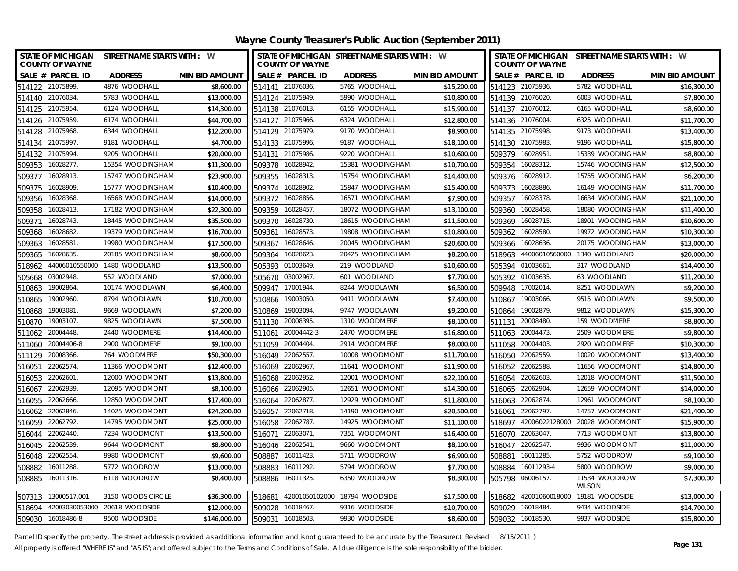# Wayne County Treasurer's Public Auction (September 2011)

| STATE OF MICHIGAN COUNTY OF WAYNE | STREET NAME STARTS WITH : W | | STATE OF MICHIGAN COUNTY OF WAYNE | STREET NAME STARTS WITH : W | | STATE OF MICHIGAN COUNTY OF WAYNE | STREET NAME STARTS WITH : W | |
|---|---|---|---|---|---|---|---|---|
| SALE # PARCEL ID | ADDRESS | MIN BID AMOUNT | SALE # PARCEL ID | ADDRESS | MIN BID AMOUNT | SALE # PARCEL ID | ADDRESS | MIN BID AMOUNT |
| 514122 21075899. | 4876 WOODHALL | $8,600.00 | 514141 21076036. | 5765 WOODHALL | $15,200.00 | 514123 21075936. | 5782 WOODHALL | $16,300.00 |
| 514140 21076034. | 5783 WOODHALL | $13,000.00 | 514124 21075949. | 5990 WOODHALL | $10,800.00 | 514139 21076020. | 6003 WOODHALL | $7,800.00 |
| 514125 21075954. | 6124 WOODHALL | $14,300.00 | 514138 21076013. | 6155 WOODHALL | $15,900.00 | 514137 21076012. | 6165 WOODHALL | $8,600.00 |
| 514126 21075959. | 6174 WOODHALL | $44,700.00 | 514127 21075966. | 6324 WOODHALL | $12,800.00 | 514136 21076004. | 6325 WOODHALL | $11,700.00 |
| 514128 21075968. | 6344 WOODHALL | $12,200.00 | 514129 21075979. | 9170 WOODHALL | $8,900.00 | 514135 21075998. | 9173 WOODHALL | $13,400.00 |
| 514134 21075997. | 9181 WOODHALL | $4,700.00 | 514133 21075996. | 9187 WOODHALL | $18,100.00 | 514130 21075983. | 9196 WOODHALL | $15,800.00 |
| 514132 21075994. | 9205 WOODHALL | $20,000.00 | 514131 21075986. | 9220 WOODHALL | $10,600.00 | 509379 16028951. | 15339 WOODINGHAM | $8,800.00 |
| 509353 16028277. | 15354 WOODINGHAM | $11,300.00 | 509378 16028942. | 15381 WOODINGHAM | $10,700.00 | 509354 16028312. | 15746 WOODINGHAM | $12,500.00 |
| 509377 16028913. | 15747 WOODINGHAM | $23,900.00 | 509355 16028313. | 15754 WOODINGHAM | $14,400.00 | 509376 16028912. | 15755 WOODINGHAM | $6,200.00 |
| 509375 16028909. | 15777 WOODINGHAM | $10,400.00 | 509374 16028902. | 15847 WOODINGHAM | $15,400.00 | 509373 16028886. | 16149 WOODINGHAM | $11,700.00 |
| 509356 16028368. | 16568 WOODINGHAM | $14,000.00 | 509372 16028856. | 16571 WOODINGHAM | $7,900.00 | 509357 16028378. | 16634 WOODINGHAM | $21,100.00 |
| 509358 16028413. | 17182 WOODINGHAM | $22,300.00 | 509359 16028457. | 18072 WOODINGHAM | $13,100.00 | 509360 16028458. | 18080 WOODINGHAM | $11,400.00 |
| 509371 16028743. | 18445 WOODINGHAM | $35,500.00 | 509370 16028730. | 18615 WOODINGHAM | $11,500.00 | 509369 16028715. | 18901 WOODINGHAM | $10,600.00 |
| 509368 16028682. | 19379 WOODINGHAM | $16,700.00 | 509361 16028573. | 19808 WOODINGHAM | $10,800.00 | 509362 16028580. | 19972 WOODINGHAM | $10,300.00 |
| 509363 16028581. | 19980 WOODINGHAM | $17,500.00 | 509367 16028646. | 20045 WOODINGHAM | $20,600.00 | 509366 16028636. | 20175 WOODINGHAM | $13,000.00 |
| 509365 16028635. | 20185 WOODINGHAM | $8,600.00 | 509364 16028623. | 20425 WOODINGHAM | $8,200.00 | 518963 44006010560000 | 1340 WOODLAND | $20,000.00 |
| 518962 44006010550000 | 1480 WOODLAND | $13,500.00 | 505393 01003649. | 219 WOODLAND | $10,600.00 | 505394 01003661. | 317 WOODLAND | $14,400.00 |
| 505668 03002948. | 552 WOODLAND | $7,000.00 | 505670 03002967. | 601 WOODLAND | $7,700.00 | 505392 01003635. | 63 WOODLAND | $11,200.00 |
| 510863 19002864. | 10174 WOODLAWN | $6,400.00 | 509947 17001944. | 8244 WOODLAWN | $6,500.00 | 509948 17002014. | 8251 WOODLAWN | $9,200.00 |
| 510865 19002960. | 8794 WOODLAWN | $10,700.00 | 510866 19003050. | 9411 WOODLAWN | $7,400.00 | 510867 19003066. | 9515 WOODLAWN | $9,500.00 |
| 510868 19003081. | 9669 WOODLAWN | $7,200.00 | 510869 19003094. | 9747 WOODLAWN | $9,200.00 | 510864 19002879. | 9812 WOODLAWN | $15,300.00 |
| 510870 19003107. | 9825 WOODLAWN | $7,500.00 | 511130 20008395. | 1310 WOODMERE | $8,100.00 | 511131 20008480. | 159 WOODMERE | $8,800.00 |
| 511062 20004448. | 2440 WOODMERE | $14,400.00 | 511061 20004442-3 | 2470 WOODMERE | $16,800.00 | 511063 20004473. | 2509 WOODMERE | $9,800.00 |
| 511060 20004406-8 | 2900 WOODMERE | $9,100.00 | 511059 20004404. | 2914 WOODMERE | $8,000.00 | 511058 20004403. | 2920 WOODMERE | $10,300.00 |
| 511129 20008366. | 764 WOODMERE | $50,300.00 | 516049 22062557. | 10008 WOODMONT | $11,700.00 | 516050 22062559. | 10020 WOODMONT | $13,400.00 |
| 516051 22062574. | 11366 WOODMONT | $12,400.00 | 516069 22062967. | 11641 WOODMONT | $11,900.00 | 516052 22062588. | 11656 WOODMONT | $14,800.00 |
| 516053 22062601. | 12000 WOODMONT | $13,800.00 | 516068 22062952. | 12001 WOODMONT | $22,100.00 | 516054 22062603. | 12018 WOODMONT | $11,500.00 |
| 516067 22062939. | 12095 WOODMONT | $8,100.00 | 516066 22062905. | 12651 WOODMONT | $14,300.00 | 516065 22062904. | 12659 WOODMONT | $14,000.00 |
| 516055 22062666. | 12850 WOODMONT | $17,400.00 | 516064 22062877. | 12929 WOODMONT | $11,800.00 | 516063 22062874. | 12961 WOODMONT | $8,100.00 |
| 516062 22062846. | 14025 WOODMONT | $24,200.00 | 516057 22062718. | 14190 WOODMONT | $20,500.00 | 516061 22062797. | 14757 WOODMONT | $21,400.00 |
| 516059 22062792. | 14795 WOODMONT | $25,000.00 | 516058 22062787. | 14925 WOODMONT | $11,100.00 | 518697 42006022128000 | 20028 WOODMONT | $15,900.00 |
| 516044 22062440. | 7234 WOODMONT | $13,500.00 | 516071 22063071. | 7351 WOODMONT | $16,400.00 | 516070 22063047. | 7713 WOODMONT | $13,800.00 |
| 516045 22062539. | 9644 WOODMONT | $8,800.00 | 516046 22062541. | 9660 WOODMONT | $8,100.00 | 516047 22062547. | 9936 WOODMONT | $11,000.00 |
| 516048 22062554. | 9980 WOODMONT | $9,600.00 | 508887 16011423. | 5711 WOODROW | $6,900.00 | 508881 16011285. | 5752 WOODROW | $9,100.00 |
| 508882 16011288. | 5772 WOODROW | $13,000.00 | 508883 16011292. | 5794 WOODROW | $7,700.00 | 508884 16011293-4 | 5800 WOODROW | $9,000.00 |
| 508885 16011316. | 6118 WOODROW | $8,400.00 | 508886 16011325. | 6350 WOODROW | $8,300.00 | 505798 06006157. | 11534 WOODROW WILSON | $7,300.00 |
| 507313 13000517.001 | 3150 WOODS CIRCLE | $36,300.00 | 518681 42001050102000 | 18794 WOODSIDE | $17,500.00 | 518682 42001060018000 | 19181 WOODSIDE | $13,000.00 |
| 518694 42003030053000 | 20618 WOODSIDE | $12,000.00 | 509028 16018467. | 9316 WOODSIDE | $10,700.00 | 509029 16018484. | 9434 WOODSIDE | $14,700.00 |
| 509030 16018486-8 | 9500 WOODSIDE | $146,000.00 | 509031 16018503. | 9930 WOODSIDE | $8,600.00 | 509032 16018530. | 9937 WOODSIDE | $15,800.00 |

Parcel ID specify the property. The street address is provided as additional information and is not guaranteed to be accurate by the Treasurer.( Revised 8/15/2011 )

All property is offered "WHERE IS" and "AS IS"; and offered subject to the Terms and Conditions of Sale. All due diligence is the sole responsibility of the bidder.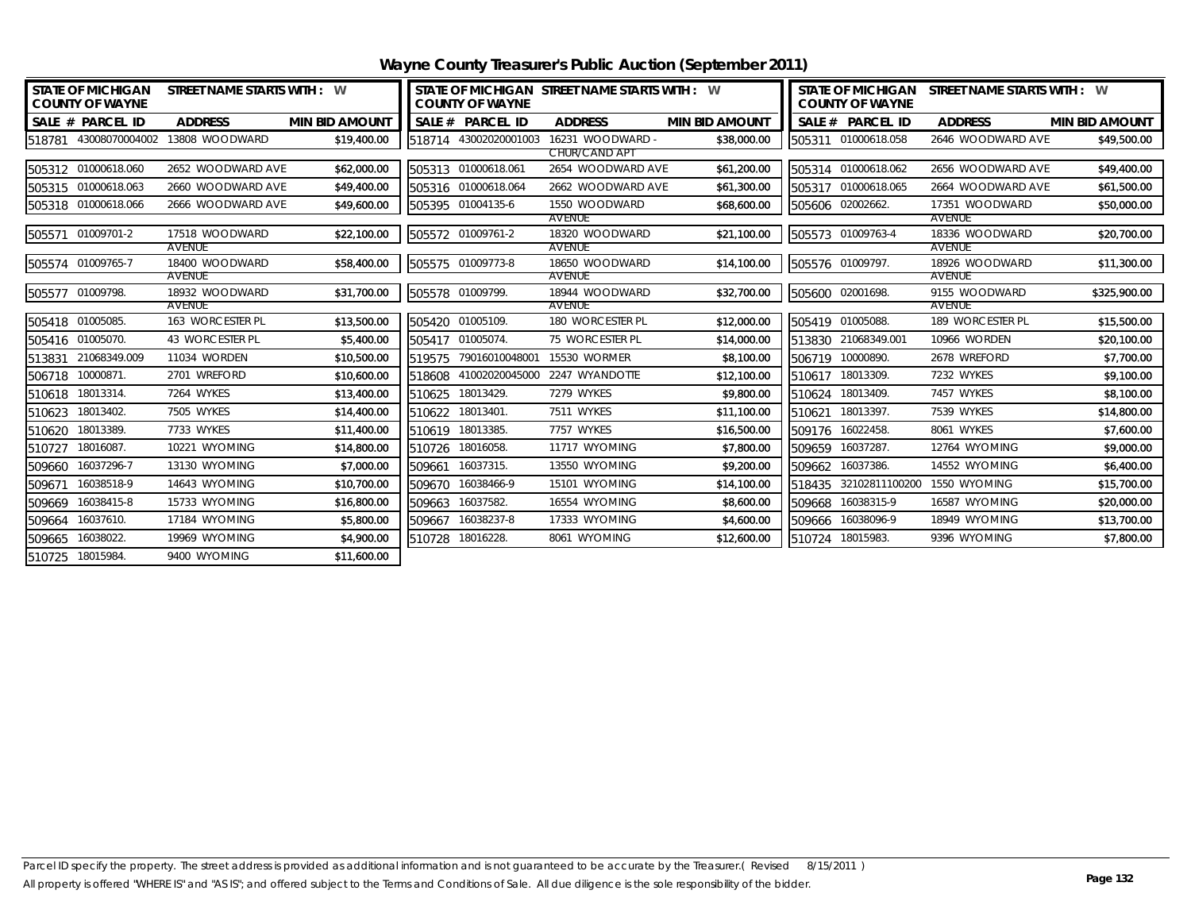# Wayne County Treasurer's Public Auction (September 2011)

STATE OF MICHIGAN COUNTY OF WAYNE — STREET NAME STARTS WITH : W

| SALE # | PARCEL ID | ADDRESS | MIN BID AMOUNT |
|---|---|---|---|
| 518781 | 43008070004002 | 13808 WOODWARD | $19,400.00 |
| 518714 | 43002020001003 | 16231 WOODWARD - CHUR/CAND APT | $38,000.00 |
| 505311 | 01000618.058 | 2646 WOODWARD AVE | $49,500.00 |
| 505312 | 01000618.060 | 2652 WOODWARD AVE | $62,000.00 |
| 505313 | 01000618.061 | 2654 WOODWARD AVE | $61,200.00 |
| 505314 | 01000618.062 | 2656 WOODWARD AVE | $49,400.00 |
| 505315 | 01000618.063 | 2660 WOODWARD AVE | $49,400.00 |
| 505316 | 01000618.064 | 2662 WOODWARD AVE | $61,300.00 |
| 505317 | 01000618.065 | 2664 WOODWARD AVE | $61,500.00 |
| 505318 | 01000618.066 | 2666 WOODWARD AVE | $49,600.00 |
| 505395 | 01004135-6 | 1550 WOODWARD AVENUE | $68,600.00 |
| 505606 | 02002662. | 17351 WOODWARD AVENUE | $50,000.00 |
| 505571 | 01009701-2 | 17518 WOODWARD AVENUE | $22,100.00 |
| 505572 | 01009761-2 | 18320 WOODWARD AVENUE | $21,100.00 |
| 505573 | 01009763-4 | 18336 WOODWARD AVENUE | $20,700.00 |
| 505574 | 01009765-7 | 18400 WOODWARD AVENUE | $58,400.00 |
| 505575 | 01009773-8 | 18650 WOODWARD AVENUE | $14,100.00 |
| 505576 | 01009797. | 18926 WOODWARD AVENUE | $11,300.00 |
| 505577 | 01009798. | 18932 WOODWARD AVENUE | $31,700.00 |
| 505578 | 01009799. | 18944 WOODWARD AVENUE | $32,700.00 |
| 505600 | 02001698. | 9155 WOODWARD AVENUE | $325,900.00 |
| 505418 | 01005085. | 163 WORCESTER PL | $13,500.00 |
| 505420 | 01005109. | 180 WORCESTER PL | $12,000.00 |
| 505419 | 01005088. | 189 WORCESTER PL | $15,500.00 |
| 505416 | 01005070. | 43 WORCESTER PL | $5,400.00 |
| 505417 | 01005074. | 75 WORCESTER PL | $14,000.00 |
| 513830 | 21068349.001 | 10966 WORDEN | $20,100.00 |
| 513831 | 21068349.009 | 11034 WORDEN | $10,500.00 |
| 519575 | 79016010048001 | 15530 WORMER | $8,100.00 |
| 506719 | 10000890. | 2678 WREFORD | $7,700.00 |
| 506718 | 10000871. | 2701 WREFORD | $10,600.00 |
| 518608 | 41002020045000 | 2247 WYANDOTTE | $12,100.00 |
| 510617 | 18013309. | 7232 WYKES | $9,100.00 |
| 510618 | 18013314. | 7264 WYKES | $13,400.00 |
| 510625 | 18013429. | 7279 WYKES | $9,800.00 |
| 510624 | 18013409. | 7457 WYKES | $8,100.00 |
| 510623 | 18013402. | 7505 WYKES | $14,400.00 |
| 510622 | 18013401. | 7511 WYKES | $11,100.00 |
| 510621 | 18013397. | 7539 WYKES | $14,800.00 |
| 510620 | 18013389. | 7733 WYKES | $11,400.00 |
| 510619 | 18013385. | 7757 WYKES | $16,500.00 |
| 509176 | 16022458. | 8061 WYKES | $7,600.00 |
| 510727 | 18016087. | 10221 WYOMING | $14,800.00 |
| 510726 | 18016058. | 11717 WYOMING | $7,800.00 |
| 509659 | 16037287. | 12764 WYOMING | $9,000.00 |
| 509660 | 16037296-7 | 13130 WYOMING | $7,000.00 |
| 509661 | 16037315. | 13550 WYOMING | $9,200.00 |
| 509662 | 16037386. | 14552 WYOMING | $6,400.00 |
| 509671 | 16038518-9 | 14643 WYOMING | $10,700.00 |
| 509670 | 16038466-9 | 15101 WYOMING | $14,100.00 |
| 518435 | 32102811100200 | 1550 WYOMING | $15,700.00 |
| 509669 | 16038415-8 | 15733 WYOMING | $16,800.00 |
| 509663 | 16037582. | 16554 WYOMING | $8,600.00 |
| 509668 | 16038315-9 | 16587 WYOMING | $20,000.00 |
| 509664 | 16037610. | 17184 WYOMING | $5,800.00 |
| 509667 | 16038237-8 | 17333 WYOMING | $4,600.00 |
| 509666 | 16038096-9 | 18949 WYOMING | $13,700.00 |
| 509665 | 16038022. | 19969 WYOMING | $4,900.00 |
| 510728 | 18016228. | 8061 WYOMING | $12,600.00 |
| 510724 | 18015983. | 9396 WYOMING | $7,800.00 |
| 510725 | 18015984. | 9400 WYOMING | $11,600.00 |

Parcel ID specify the property. The street address is provided as additional information and is not guaranteed to be accurate by the Treasurer.( Revised 8/15/2011 )
All property is offered "WHERE IS" and "AS IS"; and offered subject to the Terms and Conditions of Sale. All due diligence is the sole responsibility of the bidder.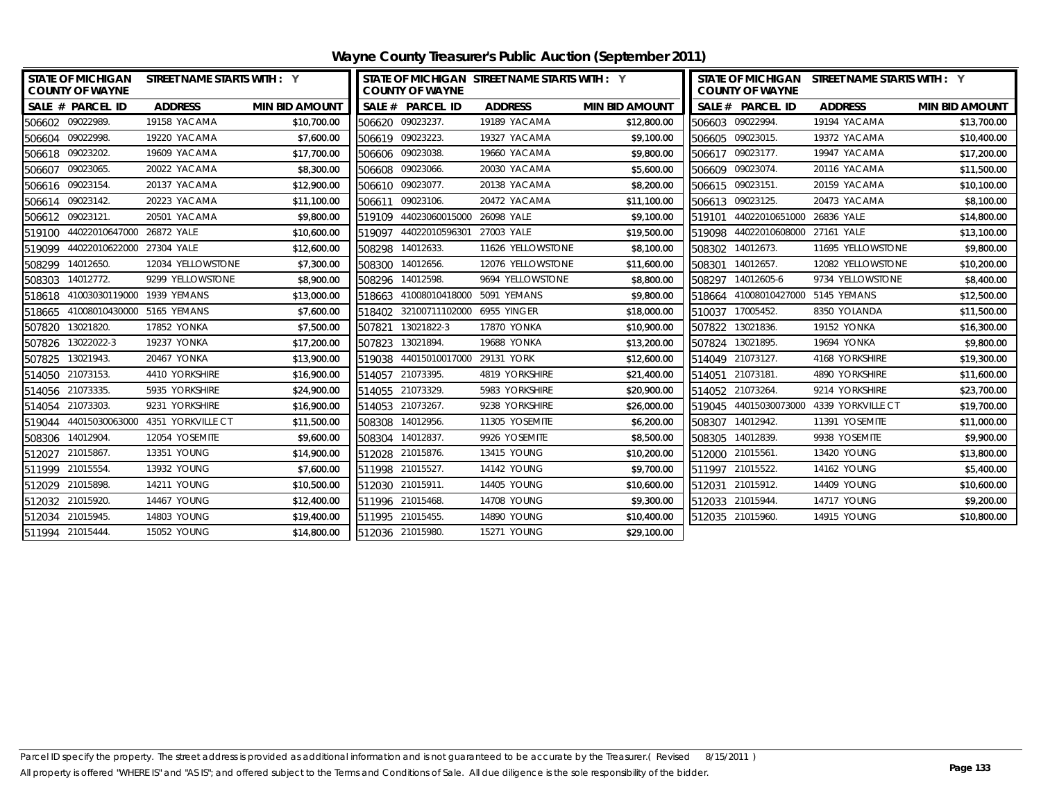# Wayne County Treasurer's Public Auction (September 2011)

| SALE # | PARCEL ID | ADDRESS | MIN BID AMOUNT |
|---|---|---|---|
| 506602 | 09022989. | 19158 YACAMA | $10,700.00 |
| 506604 | 09022998. | 19220 YACAMA | $7,600.00 |
| 506618 | 09023202. | 19609 YACAMA | $17,700.00 |
| 506607 | 09023065. | 20022 YACAMA | $8,300.00 |
| 506616 | 09023154. | 20137 YACAMA | $12,900.00 |
| 506614 | 09023142. | 20223 YACAMA | $11,100.00 |
| 506612 | 09023121. | 20501 YACAMA | $9,800.00 |
| 519100 | 44022010647000 | 26872 YALE | $10,600.00 |
| 519099 | 44022010622000 | 27304 YALE | $12,600.00 |
| 508299 | 14012650. | 12034 YELLOWSTONE | $7,300.00 |
| 508303 | 14012772. | 9299 YELLOWSTONE | $8,900.00 |
| 518618 | 41003030119000 | 1939 YEMANS | $13,000.00 |
| 518665 | 41008010430000 | 5165 YEMANS | $7,600.00 |
| 507820 | 13021820. | 17852 YONKA | $7,500.00 |
| 507826 | 13022022-3 | 19237 YONKA | $17,200.00 |
| 507825 | 13021943. | 20467 YONKA | $13,900.00 |
| 514050 | 21073153. | 4410 YORKSHIRE | $16,900.00 |
| 514056 | 21073335. | 5935 YORKSHIRE | $24,900.00 |
| 514054 | 21073303. | 9231 YORKSHIRE | $16,900.00 |
| 519044 | 44015030063000 | 4351 YORKVILLE CT | $11,500.00 |
| 508306 | 14012904. | 12054 YOSEMITE | $9,600.00 |
| 512027 | 21015867. | 13351 YOUNG | $14,900.00 |
| 511999 | 21015554. | 13932 YOUNG | $7,600.00 |
| 512029 | 21015898. | 14211 YOUNG | $10,500.00 |
| 512032 | 21015920. | 14467 YOUNG | $12,400.00 |
| 512034 | 21015945. | 14803 YOUNG | $19,400.00 |
| 511994 | 21015444. | 15052 YOUNG | $14,800.00 |
| 506620 | 09023237. | 19189 YACAMA | $12,800.00 |
| 506619 | 09023223. | 19327 YACAMA | $9,100.00 |
| 506606 | 09023038. | 19660 YACAMA | $9,800.00 |
| 506608 | 09023066. | 20030 YACAMA | $5,600.00 |
| 506610 | 09023077. | 20138 YACAMA | $8,200.00 |
| 506611 | 09023106. | 20472 YACAMA | $11,100.00 |
| 519109 | 44023060015000 | 26098 YALE | $9,100.00 |
| 519097 | 44022010596301 | 27003 YALE | $19,500.00 |
| 508298 | 14012633. | 11626 YELLOWSTONE | $8,100.00 |
| 508300 | 14012656. | 12076 YELLOWSTONE | $11,600.00 |
| 508296 | 14012598. | 9694 YELLOWSTONE | $8,800.00 |
| 518663 | 41008010418000 | 5091 YEMANS | $9,800.00 |
| 518402 | 32100711102000 | 6955 YINGER | $18,000.00 |
| 507821 | 13021822-3 | 17870 YONKA | $10,900.00 |
| 507823 | 13021894. | 19688 YONKA | $13,200.00 |
| 519038 | 44015010017000 | 29131 YORK | $12,600.00 |
| 514057 | 21073395. | 4819 YORKSHIRE | $21,400.00 |
| 514055 | 21073329. | 5983 YORKSHIRE | $20,900.00 |
| 514053 | 21073267. | 9238 YORKSHIRE | $26,000.00 |
| 508308 | 14012956. | 11305 YOSEMITE | $6,200.00 |
| 508304 | 14012837. | 9926 YOSEMITE | $8,500.00 |
| 512028 | 21015876. | 13415 YOUNG | $10,200.00 |
| 511998 | 21015527. | 14142 YOUNG | $9,700.00 |
| 512030 | 21015911. | 14405 YOUNG | $10,600.00 |
| 511996 | 21015468. | 14708 YOUNG | $9,300.00 |
| 511995 | 21015455. | 14890 YOUNG | $10,400.00 |
| 512036 | 21015980. | 15271 YOUNG | $29,100.00 |
| 506603 | 09022994. | 19194 YACAMA | $13,700.00 |
| 506605 | 09023015. | 19372 YACAMA | $10,400.00 |
| 506617 | 09023177. | 19947 YACAMA | $17,200.00 |
| 506609 | 09023074. | 20116 YACAMA | $11,500.00 |
| 506615 | 09023151. | 20159 YACAMA | $10,100.00 |
| 506613 | 09023125. | 20473 YACAMA | $8,100.00 |
| 519101 | 44022010651000 | 26836 YALE | $14,800.00 |
| 519098 | 44022010608000 | 27161 YALE | $13,100.00 |
| 508302 | 14012673. | 11695 YELLOWSTONE | $9,800.00 |
| 508301 | 14012657. | 12082 YELLOWSTONE | $10,200.00 |
| 508297 | 14012605-6 | 9734 YELLOWSTONE | $8,400.00 |
| 518664 | 41008010427000 | 5145 YEMANS | $12,500.00 |
| 510037 | 17005452. | 8350 YOLANDA | $11,500.00 |
| 507822 | 13021836. | 19152 YONKA | $16,300.00 |
| 507824 | 13021895. | 19694 YONKA | $9,800.00 |
| 514049 | 21073127. | 4168 YORKSHIRE | $19,300.00 |
| 514051 | 21073181. | 4890 YORKSHIRE | $11,600.00 |
| 514052 | 21073264. | 9214 YORKSHIRE | $23,700.00 |
| 519045 | 44015030073000 | 4339 YORKVILLE CT | $19,700.00 |
| 508307 | 14012942. | 11391 YOSEMITE | $11,000.00 |
| 508305 | 14012839. | 9938 YOSEMITE | $9,900.00 |
| 512000 | 21015561. | 13420 YOUNG | $13,800.00 |
| 511997 | 21015522. | 14162 YOUNG | $5,400.00 |
| 512031 | 21015912. | 14409 YOUNG | $10,600.00 |
| 512033 | 21015944. | 14717 YOUNG | $9,200.00 |
| 512035 | 21015960. | 14915 YOUNG | $10,800.00 |

Parcel ID specify the property. The street address is provided as additional information and is not guaranteed to be accurate by the Treasurer.( Revised 8/15/2011 )
All property is offered "WHERE IS" and "AS IS"; and offered subject to the Terms and Conditions of Sale. All due diligence is the sole responsibility of the bidder.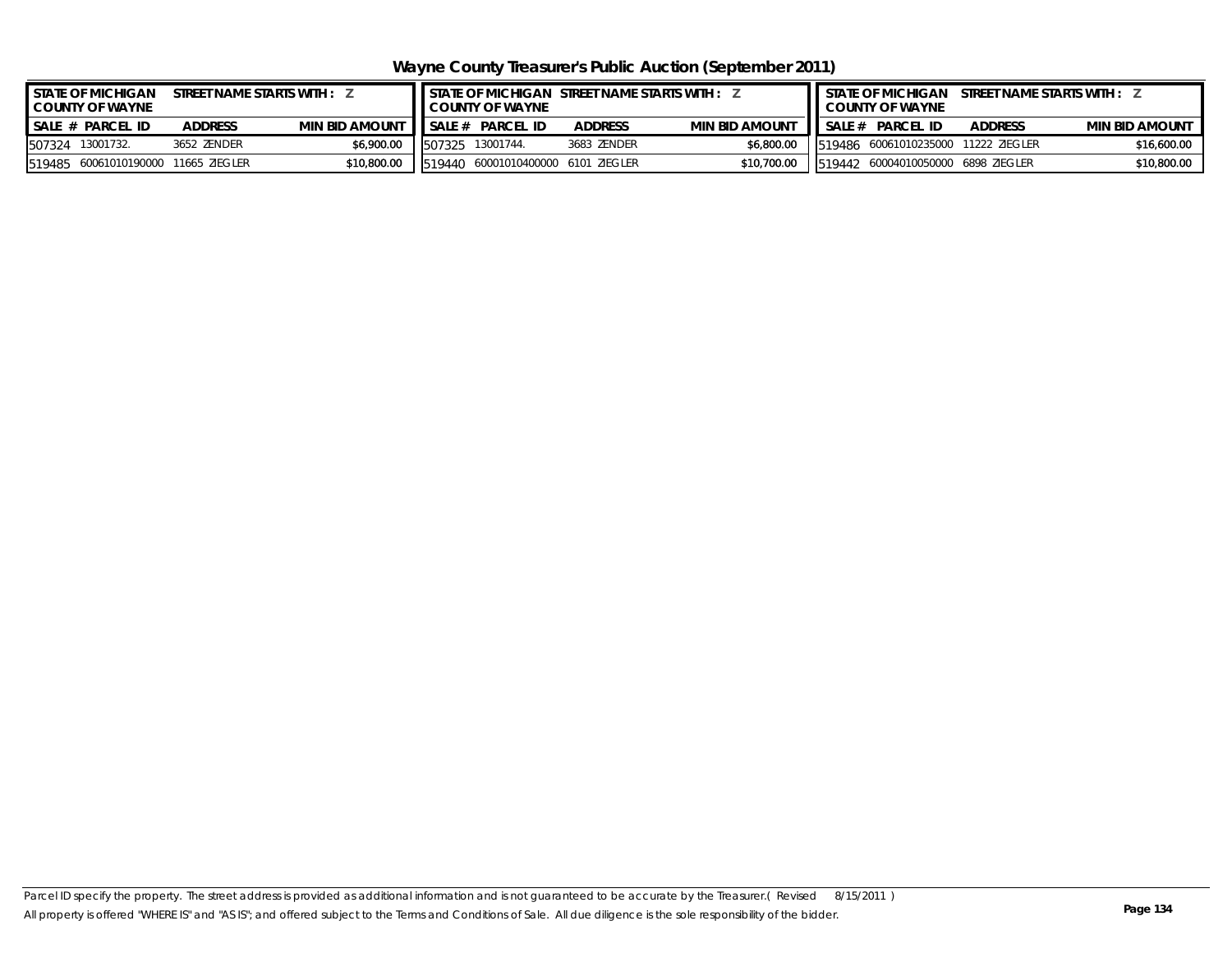# Wayne County Treasurer's Public Auction (September 2011)

| STATE OF MICHIGAN COUNTY OF WAYNE | STREET NAME STARTS WITH : Z | |
|---|---|---|
| SALE # PARCEL ID | ADDRESS | MIN BID AMOUNT |
| 507324 13001732. | 3652 ZENDER | $6,900.00 |
| 519485 60061010190000 | 11665 ZIEGLER | $10,800.00 |

| STATE OF MICHIGAN COUNTY OF WAYNE | STREET NAME STARTS WITH : Z | |
|---|---|---|
| SALE # PARCEL ID | ADDRESS | MIN BID AMOUNT |
| 507325 13001744. | 3683 ZENDER | $6,800.00 |
| 519440 60001010400000 | 6101 ZIEGLER | $10,700.00 |

| STATE OF MICHIGAN COUNTY OF WAYNE | STREET NAME STARTS WITH : Z | |
|---|---|---|
| SALE # PARCEL ID | ADDRESS | MIN BID AMOUNT |
| 519486 60061010235000 | 11222 ZIEGLER | $16,600.00 |
| 519442 60004010050000 | 6898 ZIEGLER | $10,800.00 |

Parcel ID specify the property. The street address is provided as additional information and is not guaranteed to be accurate by the Treasurer.( Revised 8/15/2011 )
All property is offered "WHERE IS" and "AS IS"; and offered subject to the Terms and Conditions of Sale. All due diligence is the sole responsibility of the bidder.